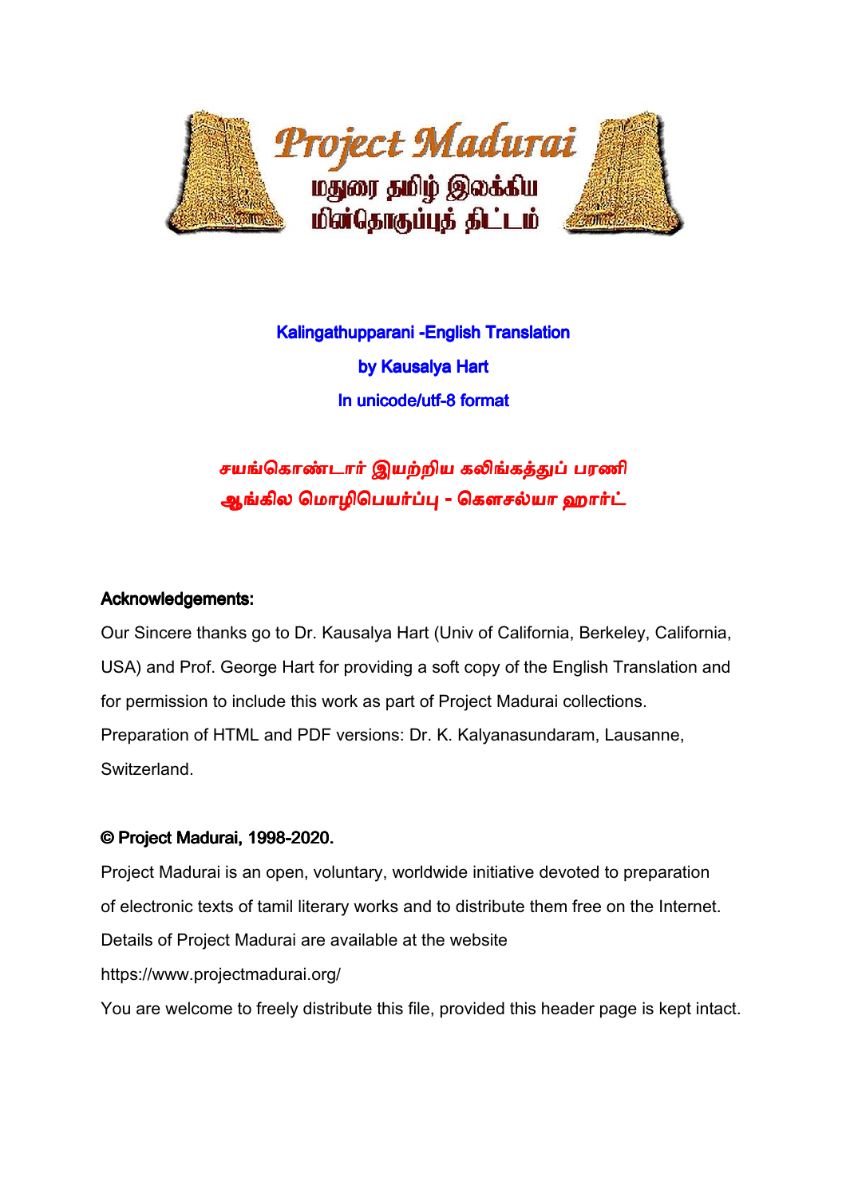# Kalingathupparani -English Translation

## by Kausalya Hart

## In unicode/utf-8 format

## சயங்கொண்டார் இயற்றிய கலிங்கத்துப் பரணி

## ஆங்கில மொழிபெயர்ப்பு - கௌசல்யா ஹார்ட்

**Acknowledgements:**

Our Sincere thanks go to Dr. Kausalya Hart (Univ of California, Berkeley, California, USA) and Prof. George Hart for providing a soft copy of the English Translation and for permission to include this work as part of Project Madurai collections.

Preparation of HTML and PDF versions: Dr. K. Kalyanasundaram, Lausanne, Switzerland.

**© Project Madurai, 1998-2020.**

Project Madurai is an open, voluntary, worldwide initiative devoted to preparation of electronic texts of tamil literary works and to distribute them free on the Internet.

Details of Project Madurai are available at the website

https://www.projectmadurai.org/

You are welcome to freely distribute this file, provided this header page is kept intact.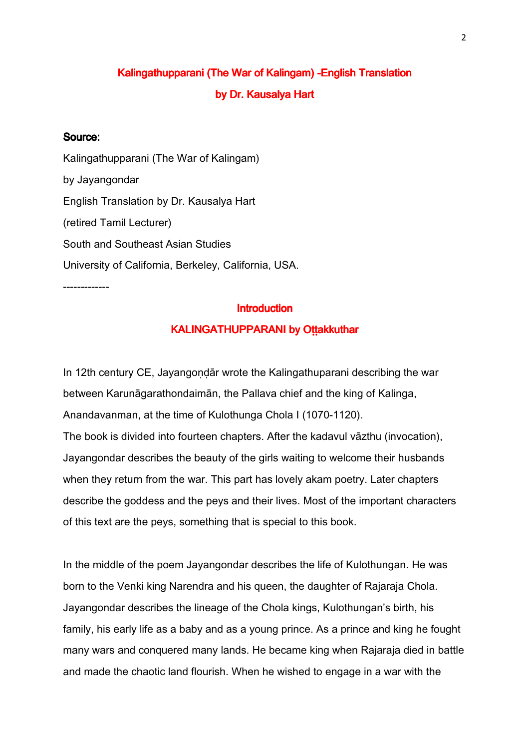# Kalingathupparani (The War of Kalingam) -English Translation

## by Dr. Kausalya Hart

**Source:**

Kalingathupparani (The War of Kalingam)

by Jayangondar

English Translation by Dr. Kausalya Hart

(retired Tamil Lecturer)

South and Southeast Asian Studies

University of California, Berkeley, California, USA.

-------------

## Introduction

## KALINGATHUPPARANI by Oṭṭakkuthar

In 12th century CE, Jayangoṇḍār wrote the Kalingathuparani describing the war between Karunāgarathondaimān, the Pallava chief and the king of Kalinga, Anandavanman, at the time of Kulothunga Chola I (1070-1120).

The book is divided into fourteen chapters. After the kadavul vāzthu (invocation), Jayangondar describes the beauty of the girls waiting to welcome their husbands when they return from the war. This part has lovely akam poetry. Later chapters describe the goddess and the peys and their lives. Most of the important characters of this text are the peys, something that is special to this book.

In the middle of the poem Jayangondar describes the life of Kulothungan. He was born to the Venki king Narendra and his queen, the daughter of Rajaraja Chola. Jayangondar describes the lineage of the Chola kings, Kulothungan's birth, his family, his early life as a baby and as a young prince. As a prince and king he fought many wars and conquered many lands. He became king when Rajaraja died in battle and made the chaotic land flourish. When he wished to engage in a war with the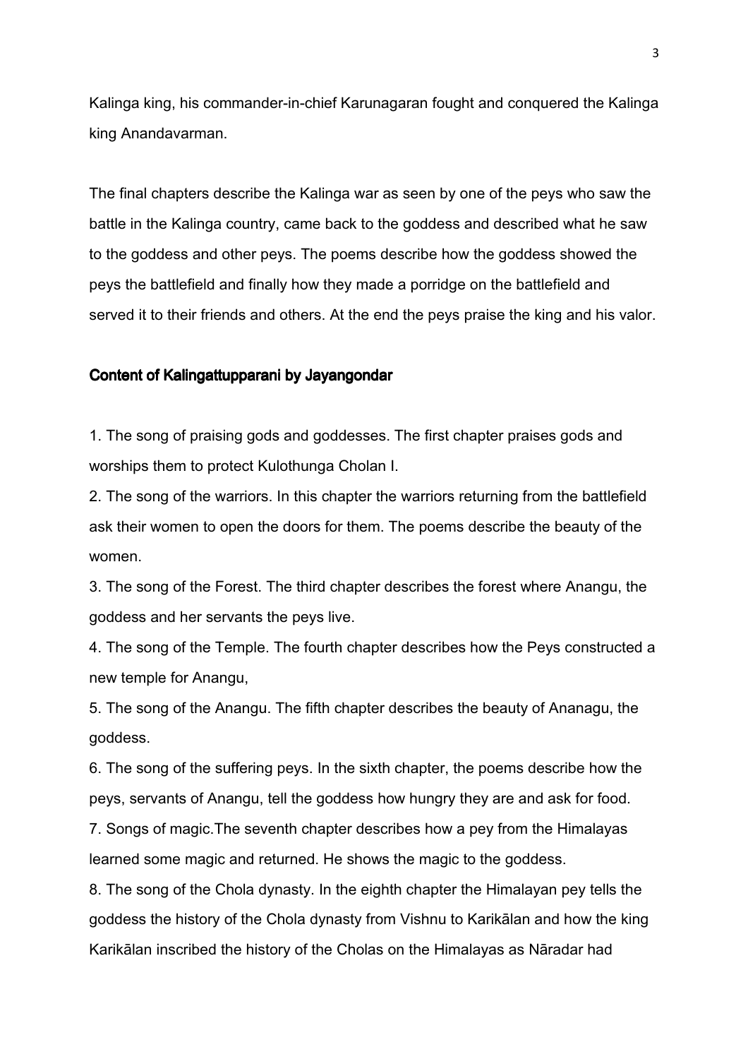Kalinga king, his commander-in-chief Karunagaran fought and conquered the Kalinga king Anandavarman.

The final chapters describe the Kalinga war as seen by one of the peys who saw the battle in the Kalinga country, came back to the goddess and described what he saw to the goddess and other peys. The poems describe how the goddess showed the peys the battlefield and finally how they made a porridge on the battlefield and served it to their friends and others. At the end the peys praise the king and his valor.

## Content of Kalingattupparani by Jayangondar

1. The song of praising gods and goddesses. The first chapter praises gods and worships them to protect Kulothunga Cholan I.
2. The song of the warriors. In this chapter the warriors returning from the battlefield ask their women to open the doors for them. The poems describe the beauty of the women.
3. The song of the Forest. The third chapter describes the forest where Anangu, the goddess and her servants the peys live.
4. The song of the Temple. The fourth chapter describes how the Peys constructed a new temple for Anangu,
5. The song of the Anangu. The fifth chapter describes the beauty of Ananagu, the goddess.
6. The song of the suffering peys. In the sixth chapter, the poems describe how the peys, servants of Anangu, tell the goddess how hungry they are and ask for food.
7. Songs of magic.The seventh chapter describes how a pey from the Himalayas learned some magic and returned. He shows the magic to the goddess.
8. The song of the Chola dynasty. In the eighth chapter the Himalayan pey tells the goddess the history of the Chola dynasty from Vishnu to Karikālan and how the king Karikālan inscribed the history of the Cholas on the Himalayas as Nāradar had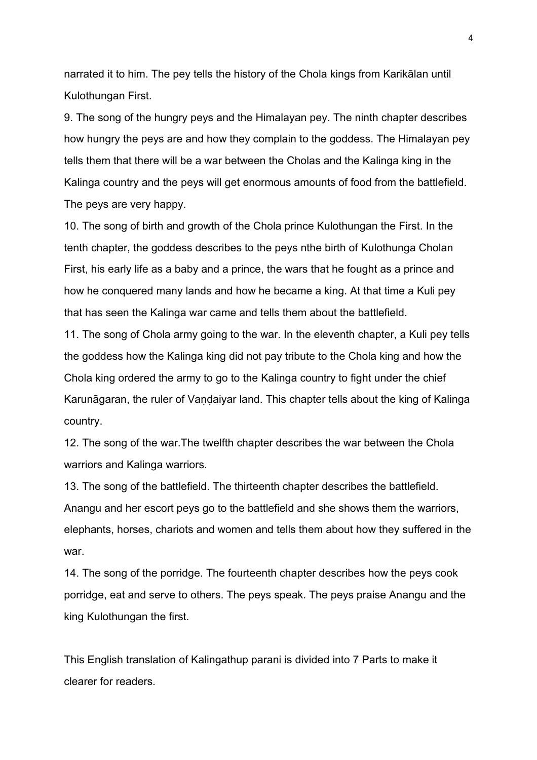narrated it to him. The pey tells the history of the Chola kings from Karikālan until Kulothungan First.

9. The song of the hungry peys and the Himalayan pey. The ninth chapter describes how hungry the peys are and how they complain to the goddess. The Himalayan pey tells them that there will be a war between the Cholas and the Kalinga king in the Kalinga country and the peys will get enormous amounts of food from the battlefield. The peys are very happy.

10. The song of birth and growth of the Chola prince Kulothungan the First. In the tenth chapter, the goddess describes to the peys nthe birth of Kulothunga Cholan First, his early life as a baby and a prince, the wars that he fought as a prince and how he conquered many lands and how he became a king. At that time a Kuli pey that has seen the Kalinga war came and tells them about the battlefield.

11. The song of Chola army going to the war. In the eleventh chapter, a Kuli pey tells the goddess how the Kalinga king did not pay tribute to the Chola king and how the Chola king ordered the army to go to the Kalinga country to fight under the chief Karunāgaran, the ruler of Vaṇḍaiyar land. This chapter tells about the king of Kalinga country.

12. The song of the war.The twelfth chapter describes the war between the Chola warriors and Kalinga warriors.

13. The song of the battlefield. The thirteenth chapter describes the battlefield. Anangu and her escort peys go to the battlefield and she shows them the warriors, elephants, horses, chariots and women and tells them about how they suffered in the war.

14. The song of the porridge. The fourteenth chapter describes how the peys cook porridge, eat and serve to others. The peys speak. The peys praise Anangu and the king Kulothungan the first.

This English translation of Kalingathup parani is divided into 7 Parts to make it clearer for readers.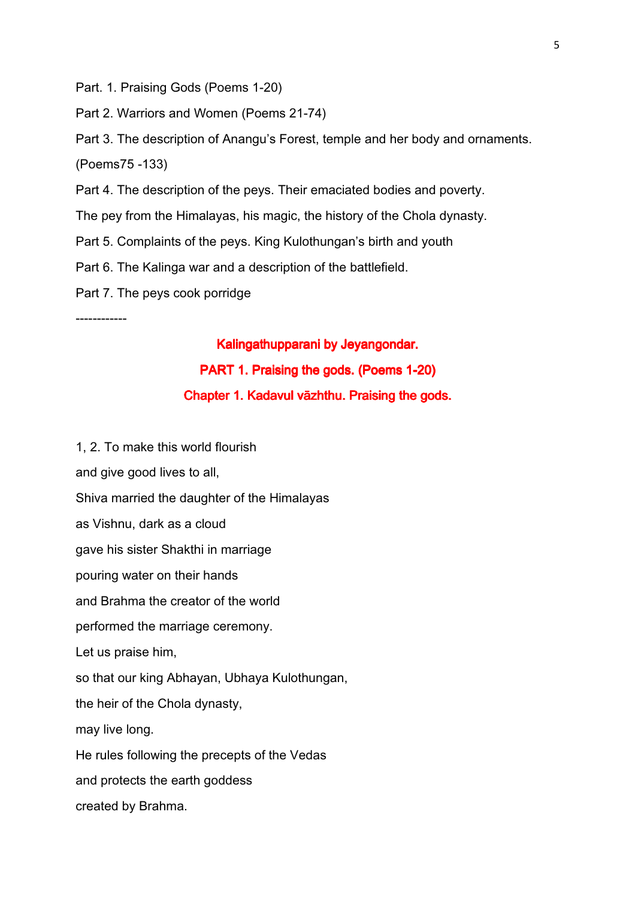Part. 1. Praising Gods (Poems 1-20)

Part 2. Warriors and Women (Poems 21-74)

Part 3. The description of Anangu's Forest, temple and her body and ornaments. (Poems75 -133)

Part 4. The description of the peys. Their emaciated bodies and poverty. The pey from the Himalayas, his magic, the history of the Chola dynasty.

Part 5. Complaints of the peys. King Kulothungan's birth and youth

Part 6. The Kalinga war and a description of the battlefield.

Part 7. The peys cook porridge

------------

# Kalingathupparani by Jeyangondar.

## PART 1. Praising the gods. (Poems 1-20)

### Chapter 1. Kadavul vāzhthu. Praising the gods.

1, 2. To make this world flourish  
and give good lives to all,  
Shiva married the daughter of the Himalayas  
as Vishnu, dark as a cloud  
gave his sister Shakthi in marriage  
pouring water on their hands  
and Brahma the creator of the world  
performed the marriage ceremony.  
Let us praise him,  
so that our king Abhayan, Ubhaya Kulothungan,  
the heir of the Chola dynasty,  
may live long.  
He rules following the precepts of the Vedas  
and protects the earth goddess  
created by Brahma.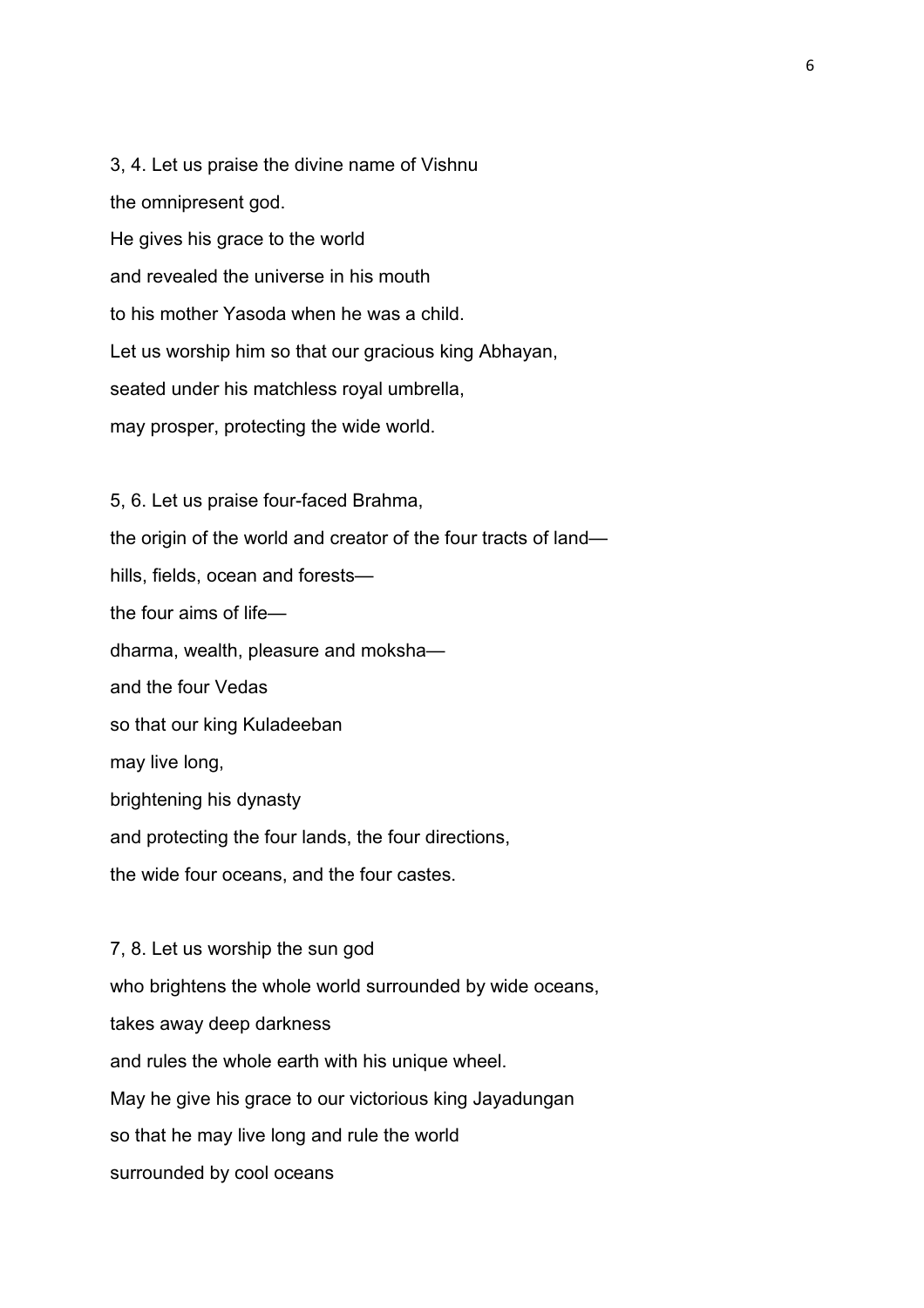3, 4. Let us praise the divine name of Vishnu
the omnipresent god.
He gives his grace to the world
and revealed the universe in his mouth
to his mother Yasoda when he was a child.
Let us worship him so that our gracious king Abhayan,
seated under his matchless royal umbrella,
may prosper, protecting the wide world.

5, 6. Let us praise four-faced Brahma,
the origin of the world and creator of the four tracts of land—
hills, fields, ocean and forests—
the four aims of life—
dharma, wealth, pleasure and moksha—
and the four Vedas
so that our king Kuladeeban
may live long,
brightening his dynasty
and protecting the four lands, the four directions,
the wide four oceans, and the four castes.

7, 8. Let us worship the sun god
who brightens the whole world surrounded by wide oceans,
takes away deep darkness
and rules the whole earth with his unique wheel.
May he give his grace to our victorious king Jayadungan
so that he may live long and rule the world
surrounded by cool oceans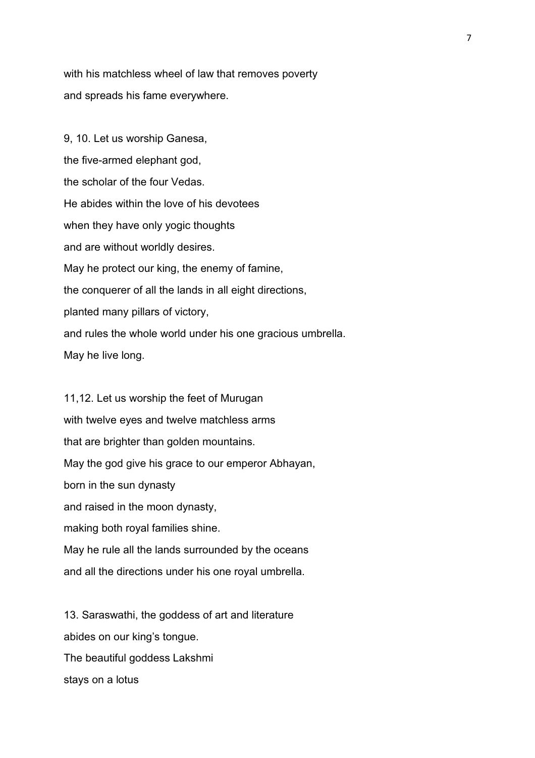with his matchless wheel of law that removes poverty
and spreads his fame everywhere.

9, 10. Let us worship Ganesa,
the five-armed elephant god,
the scholar of the four Vedas.
He abides within the love of his devotees
when they have only yogic thoughts
and are without worldly desires.
May he protect our king, the enemy of famine,
the conquerer of all the lands in all eight directions,
planted many pillars of victory,
and rules the whole world under his one gracious umbrella.
May he live long.

11,12. Let us worship the feet of Murugan
with twelve eyes and twelve matchless arms
that are brighter than golden mountains.
May the god give his grace to our emperor Abhayan,
born in the sun dynasty
and raised in the moon dynasty,
making both royal families shine.
May he rule all the lands surrounded by the oceans
and all the directions under his one royal umbrella.

13. Saraswathi, the goddess of art and literature
abides on our king's tongue.
The beautiful goddess Lakshmi
stays on a lotus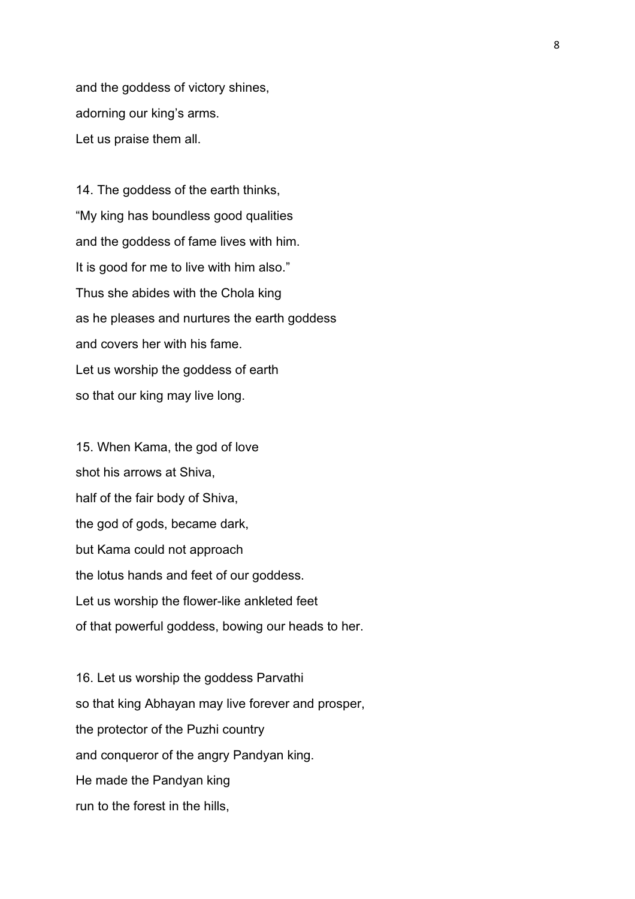and the goddess of victory shines,
adorning our king's arms.
Let us praise them all.

14. The goddess of the earth thinks,
"My king has boundless good qualities
and the goddess of fame lives with him.
It is good for me to live with him also."
Thus she abides with the Chola king
as he pleases and nurtures the earth goddess
and covers her with his fame.
Let us worship the goddess of earth
so that our king may live long.

15. When Kama, the god of love
shot his arrows at Shiva,
half of the fair body of Shiva,
the god of gods, became dark,
but Kama could not approach
the lotus hands and feet of our goddess.
Let us worship the flower-like ankleted feet
of that powerful goddess, bowing our heads to her.

16. Let us worship the goddess Parvathi
so that king Abhayan may live forever and prosper,
the protector of the Puzhi country
and conqueror of the angry Pandyan king.
He made the Pandyan king
run to the forest in the hills,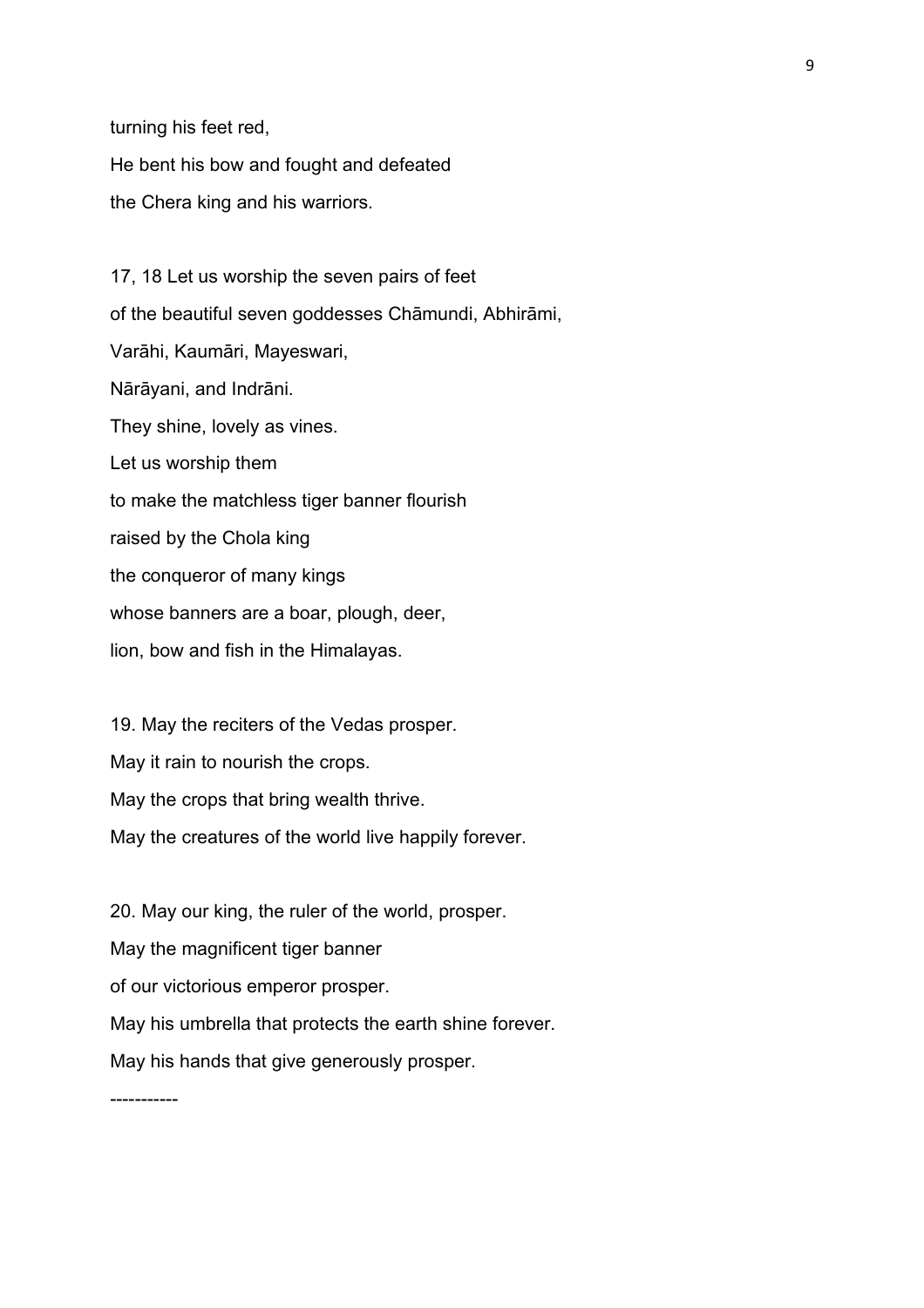turning his feet red,
He bent his bow and fought and defeated
the Chera king and his warriors.

17, 18 Let us worship the seven pairs of feet
of the beautiful seven goddesses Chāmundi, Abhirāmi,
Varāhi, Kaumāri, Mayeswari,
Nārāyani, and Indrāni.
They shine, lovely as vines.
Let us worship them
to make the matchless tiger banner flourish
raised by the Chola king
the conqueror of many kings
whose banners are a boar, plough, deer,
lion, bow and fish in the Himalayas.

19. May the reciters of the Vedas prosper.
May it rain to nourish the crops.
May the crops that bring wealth thrive.
May the creatures of the world live happily forever.

20. May our king, the ruler of the world, prosper.
May the magnificent tiger banner
of our victorious emperor prosper.
May his umbrella that protects the earth shine forever.
May his hands that give generously prosper.

-----------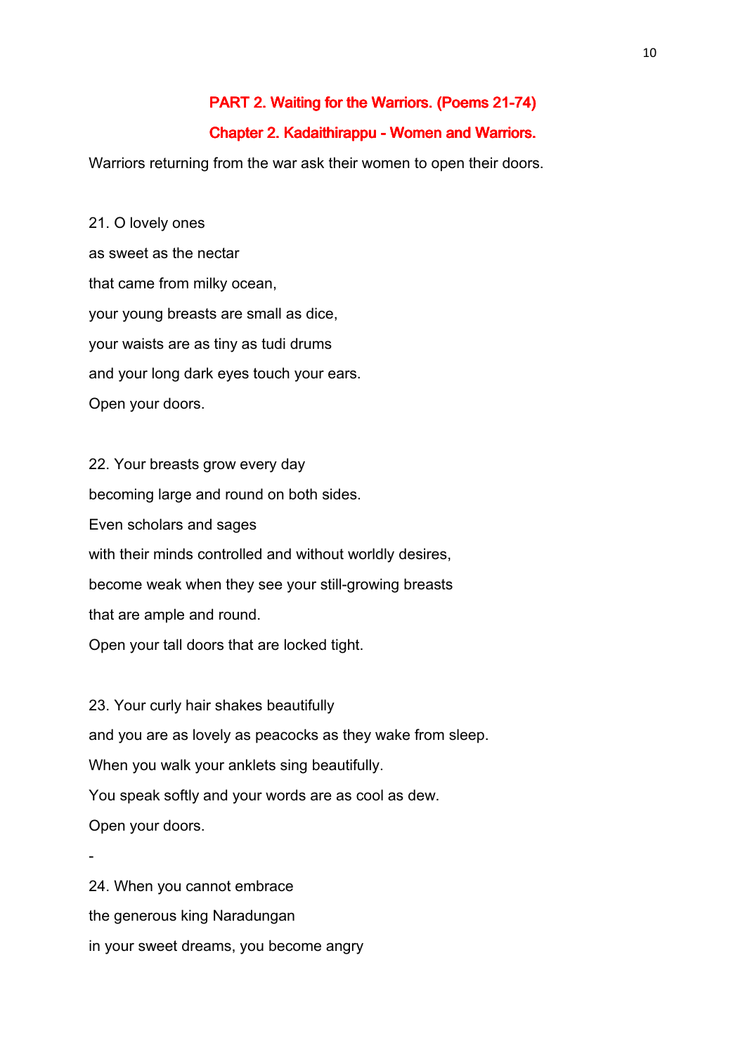## PART 2. Waiting for the Warriors. (Poems 21-74)

### Chapter 2. Kadaithirappu - Women and Warriors.

Warriors returning from the war ask their women to open their doors.

21. O lovely ones
as sweet as the nectar
that came from milky ocean,
your young breasts are small as dice,
your waists are as tiny as tudi drums
and your long dark eyes touch your ears.
Open your doors.

22. Your breasts grow every day
becoming large and round on both sides.
Even scholars and sages
with their minds controlled and without worldly desires,
become weak when they see your still-growing breasts
that are ample and round.
Open your tall doors that are locked tight.

23. Your curly hair shakes beautifully
and you are as lovely as peacocks as they wake from sleep.
When you walk your anklets sing beautifully.
You speak softly and your words are as cool as dew.
Open your doors.

-

24. When you cannot embrace
the generous king Naradungan
in your sweet dreams, you become angry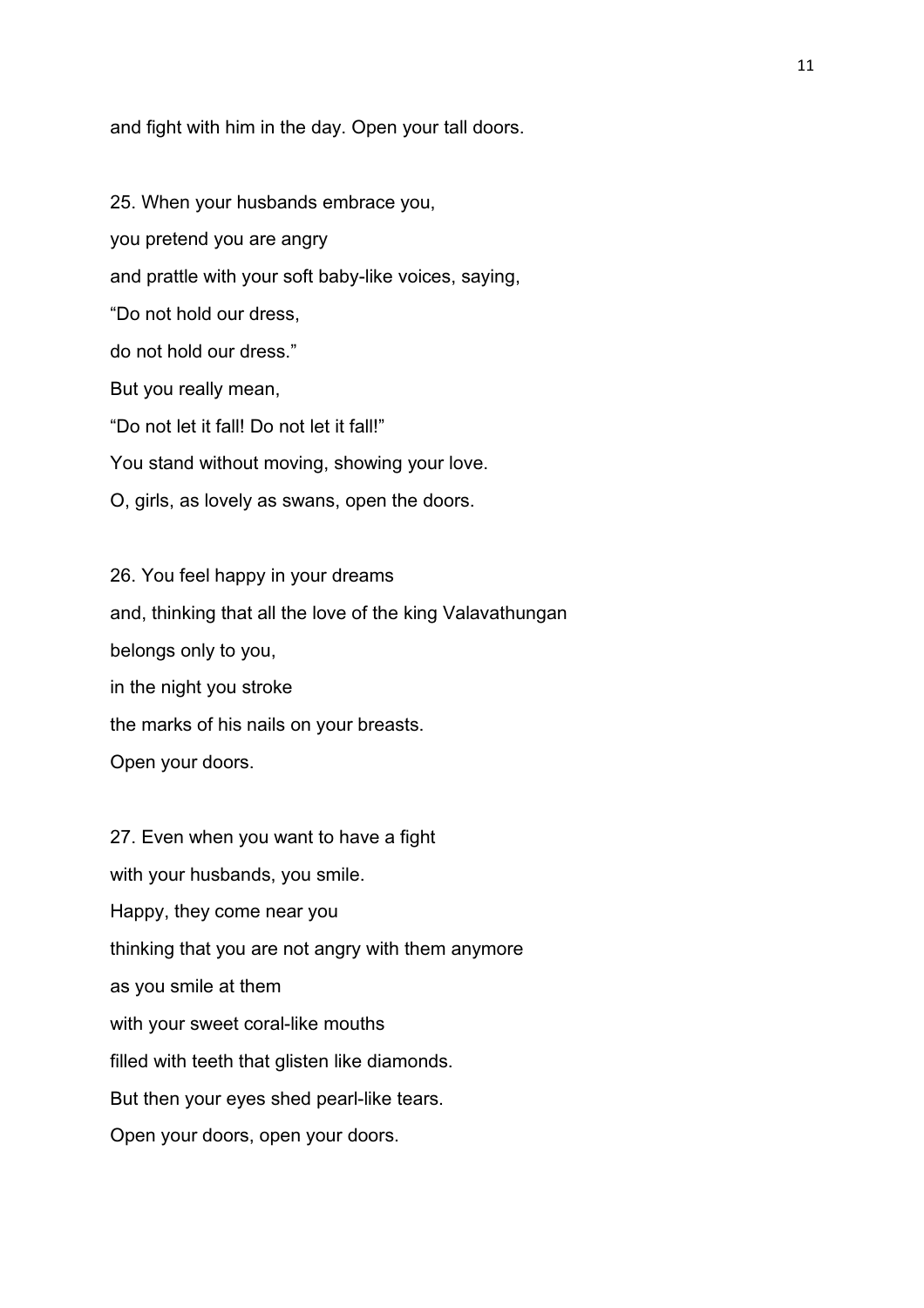and fight with him in the day. Open your tall doors.

25. When your husbands embrace you,
you pretend you are angry
and prattle with your soft baby-like voices, saying,
“Do not hold our dress,
do not hold our dress.”
But you really mean,
“Do not let it fall! Do not let it fall!”
You stand without moving, showing your love.
O, girls, as lovely as swans, open the doors.

26. You feel happy in your dreams
and, thinking that all the love of the king Valavathungan
belongs only to you,
in the night you stroke
the marks of his nails on your breasts.
Open your doors.

27. Even when you want to have a fight
with your husbands, you smile.
Happy, they come near you
thinking that you are not angry with them anymore
as you smile at them
with your sweet coral-like mouths
filled with teeth that glisten like diamonds.
But then your eyes shed pearl-like tears.
Open your doors, open your doors.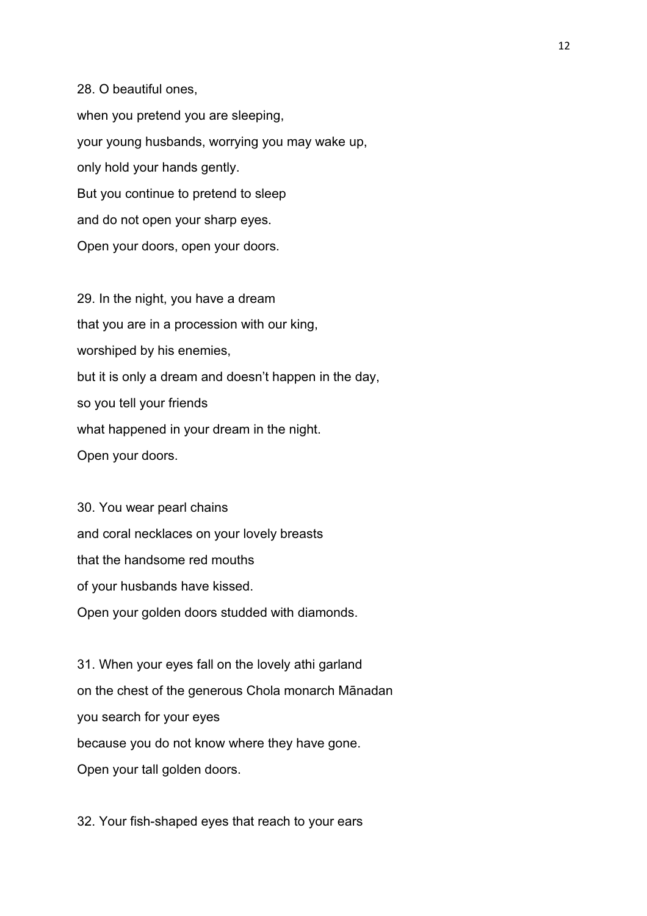28. O beautiful ones,
when you pretend you are sleeping,
your young husbands, worrying you may wake up,
only hold your hands gently.
But you continue to pretend to sleep
and do not open your sharp eyes.
Open your doors, open your doors.

29. In the night, you have a dream
that you are in a procession with our king,
worshiped by his enemies,
but it is only a dream and doesn't happen in the day,
so you tell your friends
what happened in your dream in the night.
Open your doors.

30. You wear pearl chains
and coral necklaces on your lovely breasts
that the handsome red mouths
of your husbands have kissed.
Open your golden doors studded with diamonds.

31. When your eyes fall on the lovely athi garland
on the chest of the generous Chola monarch Mānadan
you search for your eyes
because you do not know where they have gone.
Open your tall golden doors.

32. Your fish-shaped eyes that reach to your ears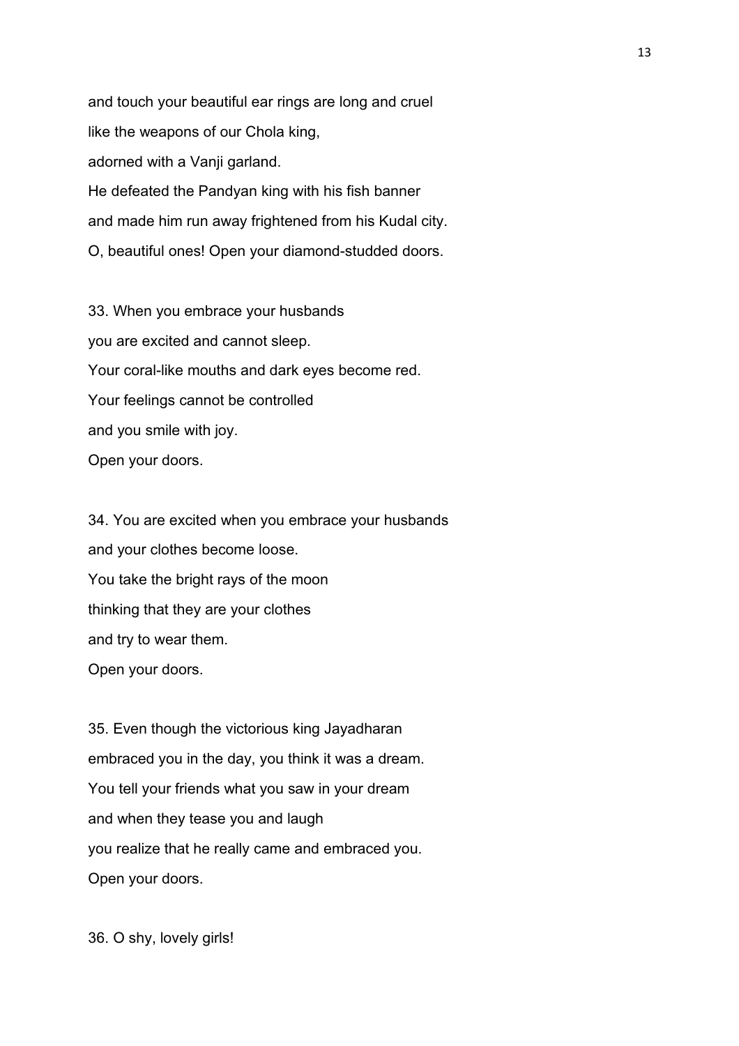and touch your beautiful ear rings are long and cruel
like the weapons of our Chola king,
adorned with a Vanji garland.
He defeated the Pandyan king with his fish banner
and made him run away frightened from his Kudal city.
O, beautiful ones! Open your diamond-studded doors.

33. When you embrace your husbands
you are excited and cannot sleep.
Your coral-like mouths and dark eyes become red.
Your feelings cannot be controlled
and you smile with joy.
Open your doors.

34. You are excited when you embrace your husbands
and your clothes become loose.
You take the bright rays of the moon
thinking that they are your clothes
and try to wear them.
Open your doors.

35. Even though the victorious king Jayadharan
embraced you in the day, you think it was a dream.
You tell your friends what you saw in your dream
and when they tease you and laugh
you realize that he really came and embraced you.
Open your doors.

36. O shy, lovely girls!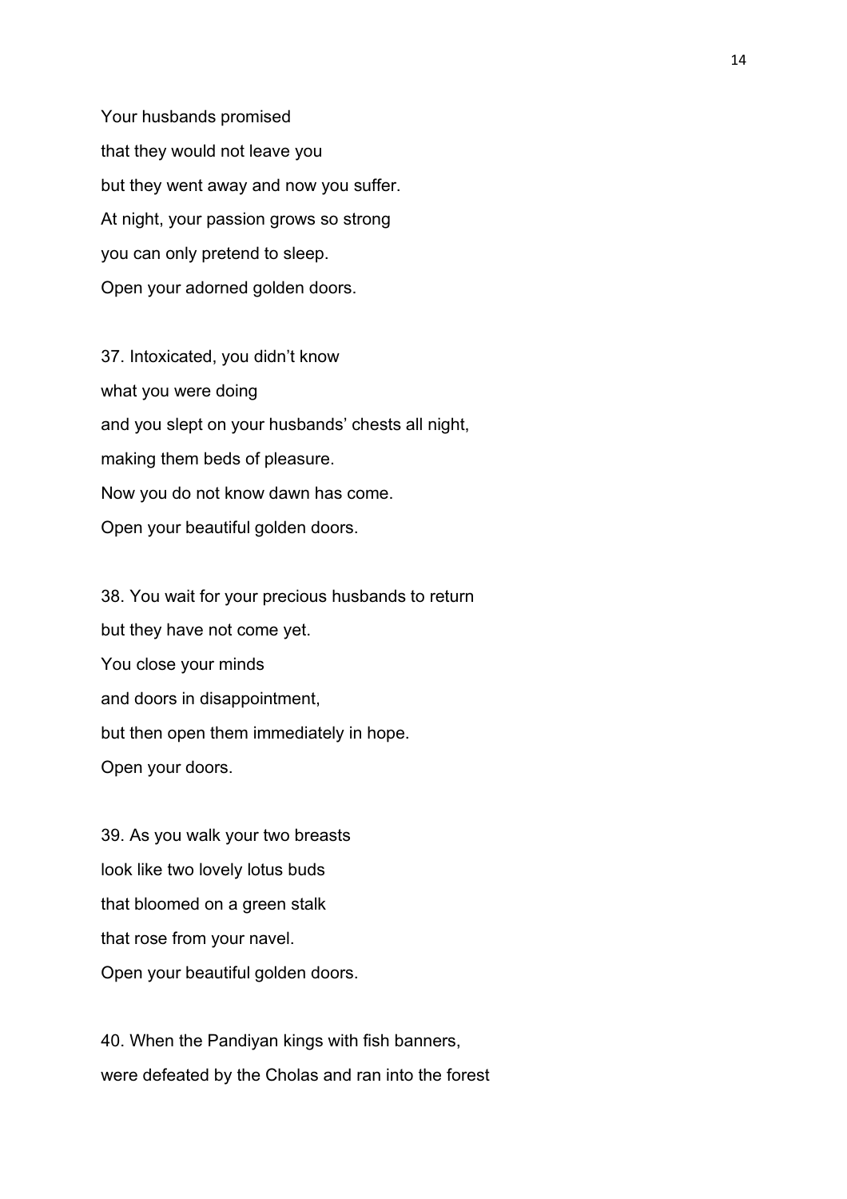Your husbands promised
that they would not leave you
but they went away and now you suffer.
At night, your passion grows so strong
you can only pretend to sleep.
Open your adorned golden doors.

37. Intoxicated, you didn't know
what you were doing
and you slept on your husbands' chests all night,
making them beds of pleasure.
Now you do not know dawn has come.
Open your beautiful golden doors.

38. You wait for your precious husbands to return
but they have not come yet.
You close your minds
and doors in disappointment,
but then open them immediately in hope.
Open your doors.

39. As you walk your two breasts
look like two lovely lotus buds
that bloomed on a green stalk
that rose from your navel.
Open your beautiful golden doors.

40. When the Pandiyan kings with fish banners,
were defeated by the Cholas and ran into the forest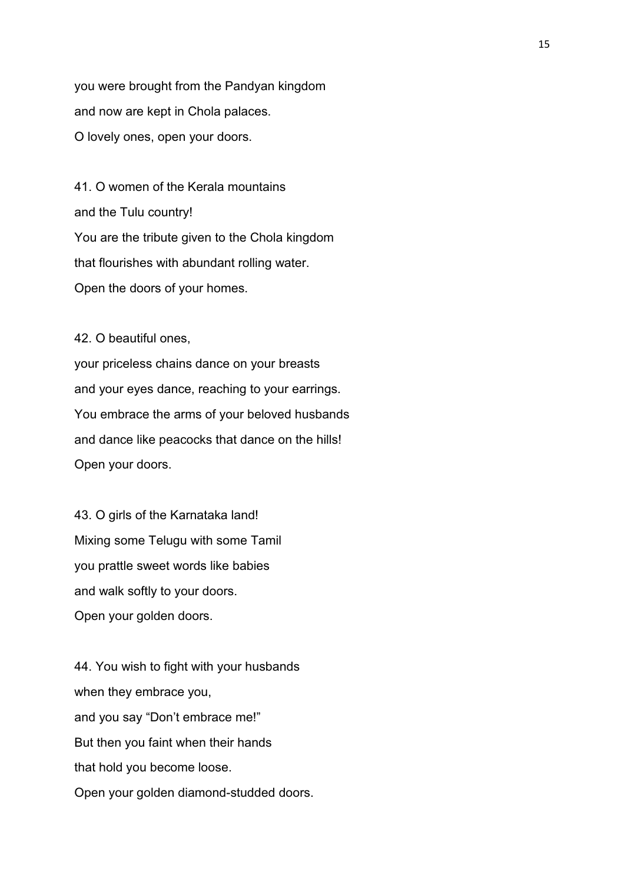you were brought from the Pandyan kingdom
and now are kept in Chola palaces.
O lovely ones, open your doors.

41. O women of the Kerala mountains
and the Tulu country!
You are the tribute given to the Chola kingdom
that flourishes with abundant rolling water.
Open the doors of your homes.

42. O beautiful ones,
your priceless chains dance on your breasts
and your eyes dance, reaching to your earrings.
You embrace the arms of your beloved husbands
and dance like peacocks that dance on the hills!
Open your doors.

43. O girls of the Karnataka land!
Mixing some Telugu with some Tamil
you prattle sweet words like babies
and walk softly to your doors.
Open your golden doors.

44. You wish to fight with your husbands
when they embrace you,
and you say “Don’t embrace me!”
But then you faint when their hands
that hold you become loose.
Open your golden diamond-studded doors.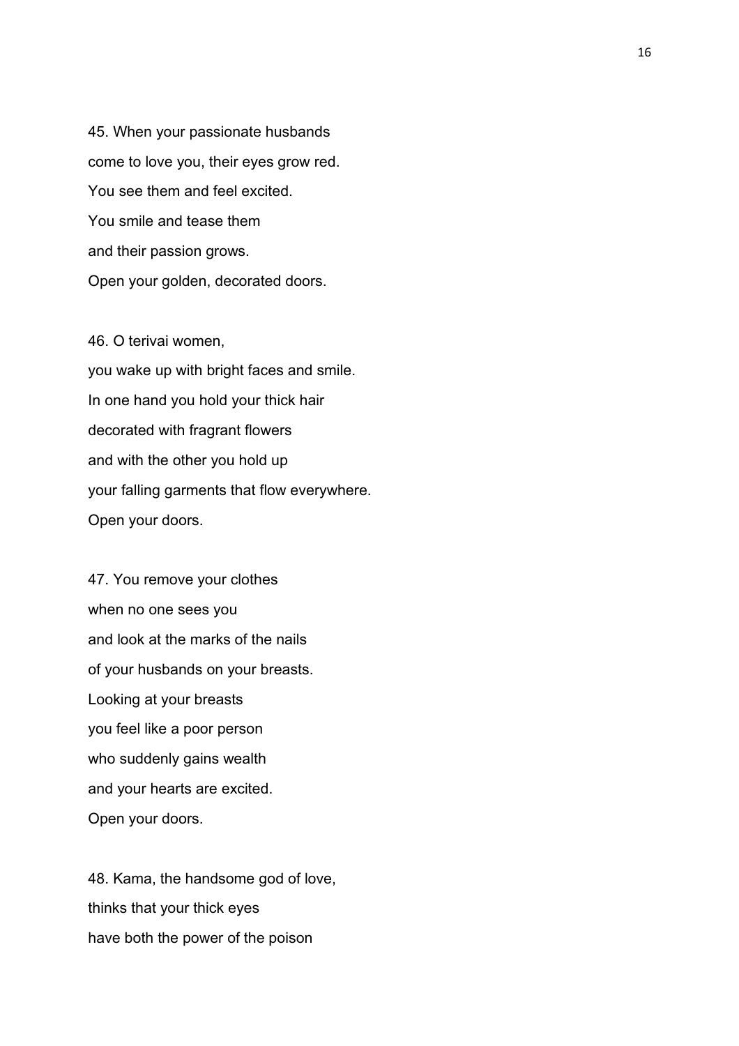45. When your passionate husbands
come to love you, their eyes grow red.
You see them and feel excited.
You smile and tease them
and their passion grows.
Open your golden, decorated doors.

46. O terivai women,
you wake up with bright faces and smile.
In one hand you hold your thick hair
decorated with fragrant flowers
and with the other you hold up
your falling garments that flow everywhere.
Open your doors.

47. You remove your clothes
when no one sees you
and look at the marks of the nails
of your husbands on your breasts.
Looking at your breasts
you feel like a poor person
who suddenly gains wealth
and your hearts are excited.
Open your doors.

48. Kama, the handsome god of love,
thinks that your thick eyes
have both the power of the poison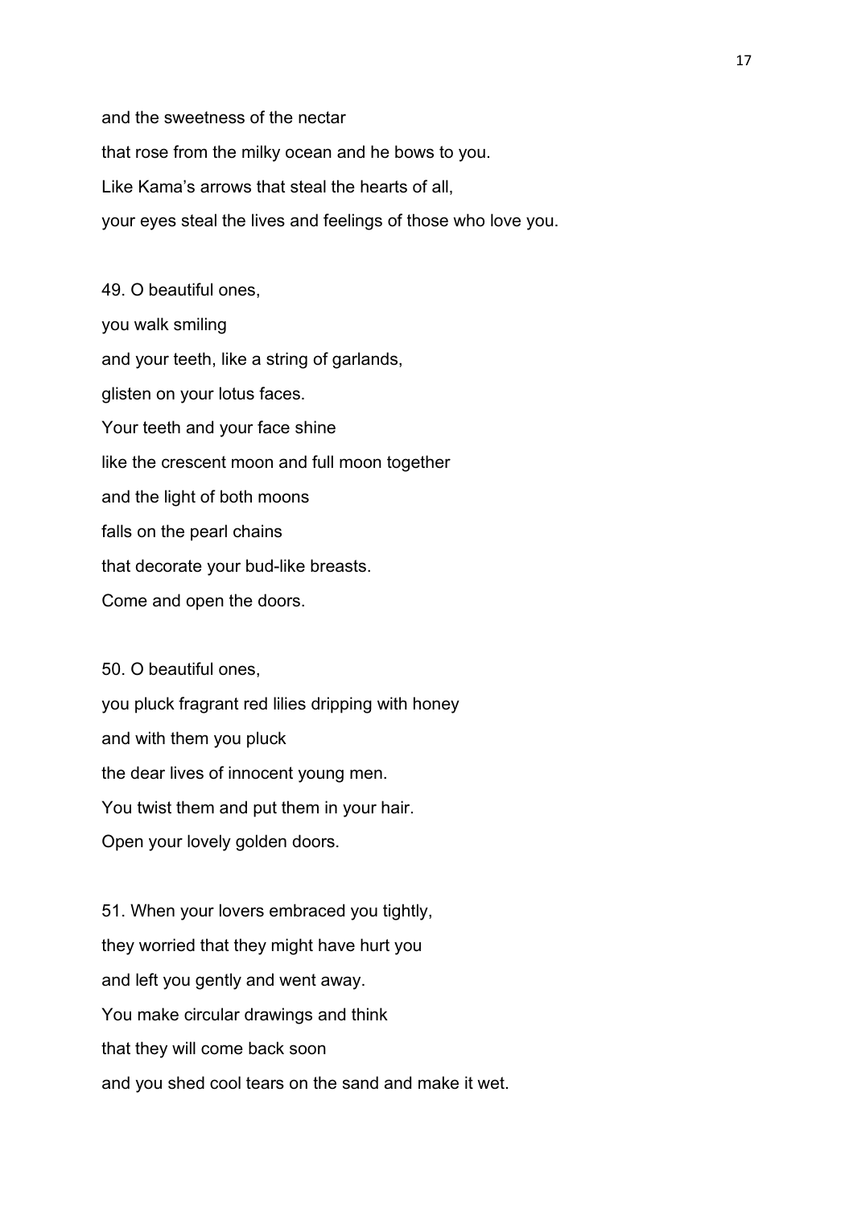and the sweetness of the nectar
that rose from the milky ocean and he bows to you.
Like Kama's arrows that steal the hearts of all,
your eyes steal the lives and feelings of those who love you.

49. O beautiful ones,
you walk smiling
and your teeth, like a string of garlands,
glisten on your lotus faces.
Your teeth and your face shine
like the crescent moon and full moon together
and the light of both moons
falls on the pearl chains
that decorate your bud-like breasts.
Come and open the doors.

50. O beautiful ones,
you pluck fragrant red lilies dripping with honey
and with them you pluck
the dear lives of innocent young men.
You twist them and put them in your hair.
Open your lovely golden doors.

51. When your lovers embraced you tightly,
they worried that they might have hurt you
and left you gently and went away.
You make circular drawings and think
that they will come back soon
and you shed cool tears on the sand and make it wet.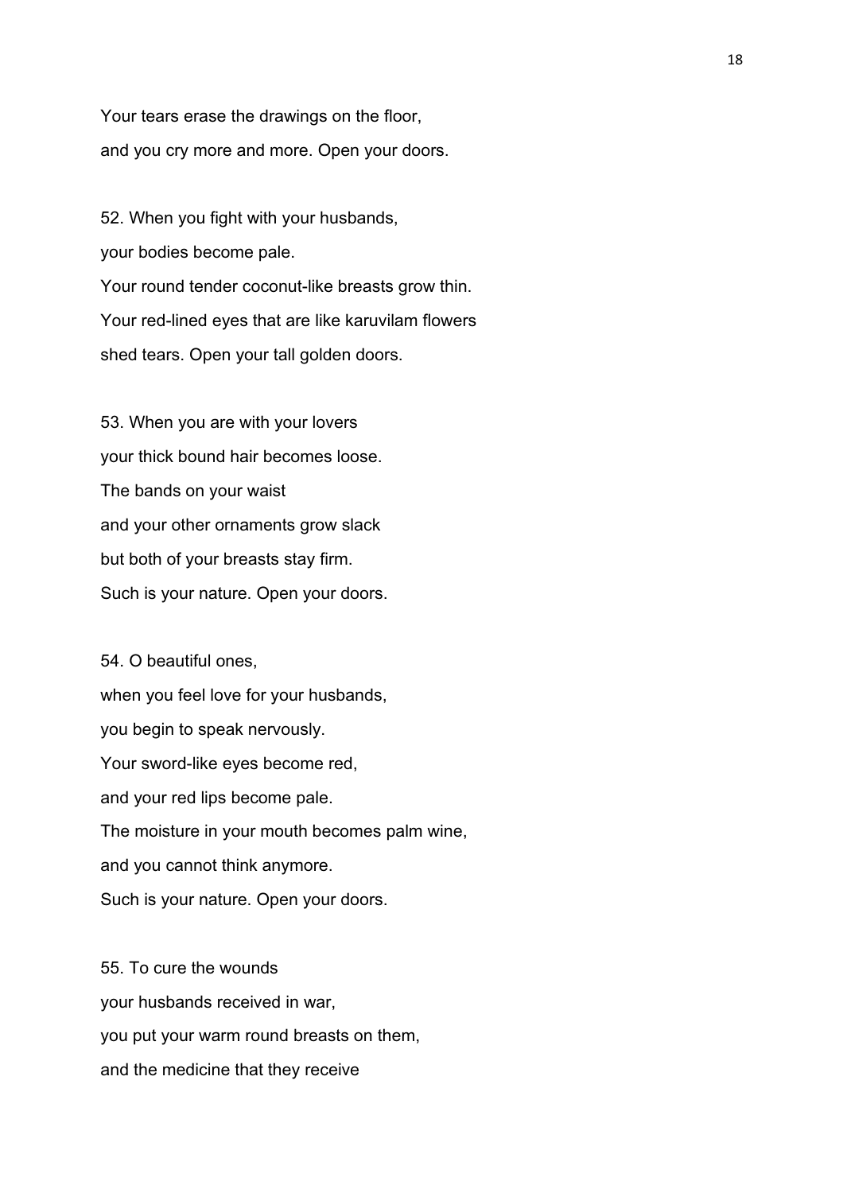Your tears erase the drawings on the floor,
and you cry more and more. Open your doors.

52. When you fight with your husbands,
your bodies become pale.
Your round tender coconut-like breasts grow thin.
Your red-lined eyes that are like karuvilam flowers
shed tears. Open your tall golden doors.

53. When you are with your lovers
your thick bound hair becomes loose.
The bands on your waist
and your other ornaments grow slack
but both of your breasts stay firm.
Such is your nature. Open your doors.

54. O beautiful ones,
when you feel love for your husbands,
you begin to speak nervously.
Your sword-like eyes become red,
and your red lips become pale.
The moisture in your mouth becomes palm wine,
and you cannot think anymore.
Such is your nature. Open your doors.

55. To cure the wounds
your husbands received in war,
you put your warm round breasts on them,
and the medicine that they receive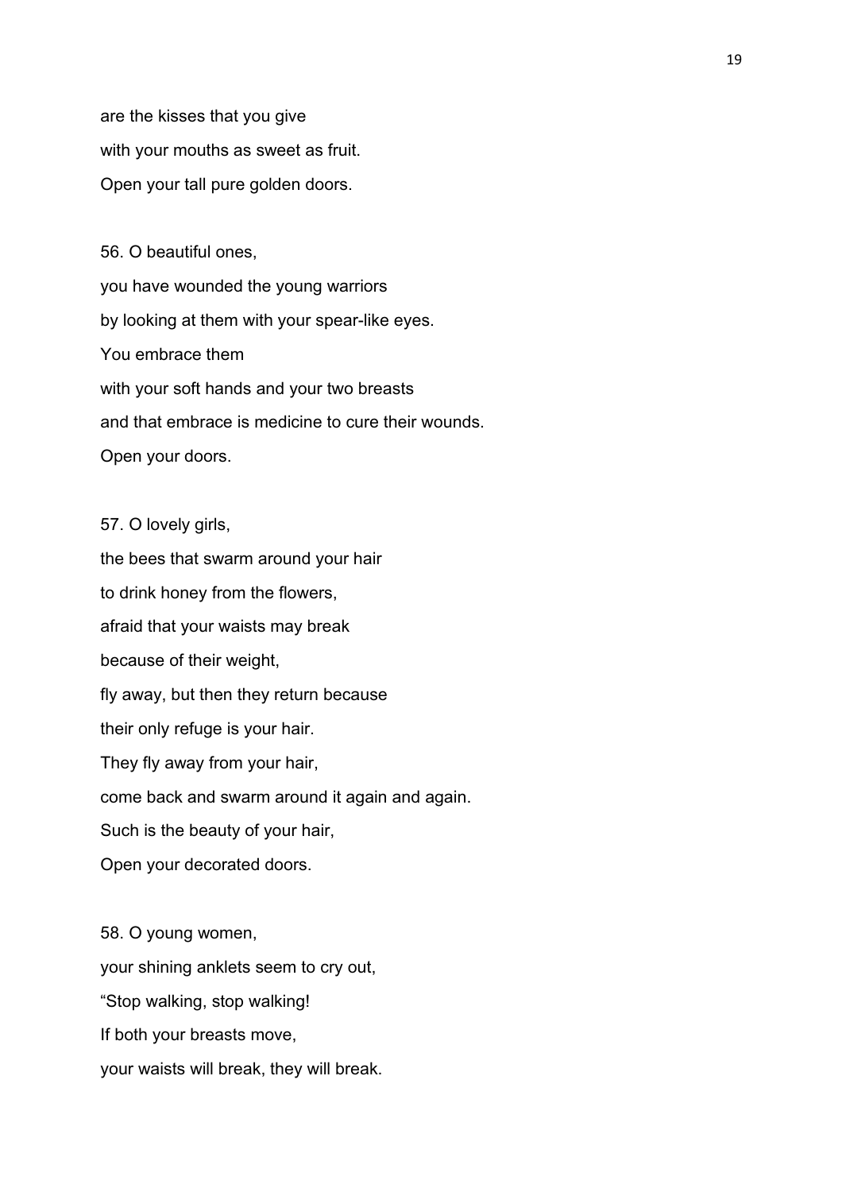are the kisses that you give
with your mouths as sweet as fruit.
Open your tall pure golden doors.

56. O beautiful ones,
you have wounded the young warriors
by looking at them with your spear-like eyes.
You embrace them
with your soft hands and your two breasts
and that embrace is medicine to cure their wounds.
Open your doors.

57. O lovely girls,
the bees that swarm around your hair
to drink honey from the flowers,
afraid that your waists may break
because of their weight,
fly away, but then they return because
their only refuge is your hair.
They fly away from your hair,
come back and swarm around it again and again.
Such is the beauty of your hair,
Open your decorated doors.

58. O young women,
your shining anklets seem to cry out,
“Stop walking, stop walking!
If both your breasts move,
your waists will break, they will break.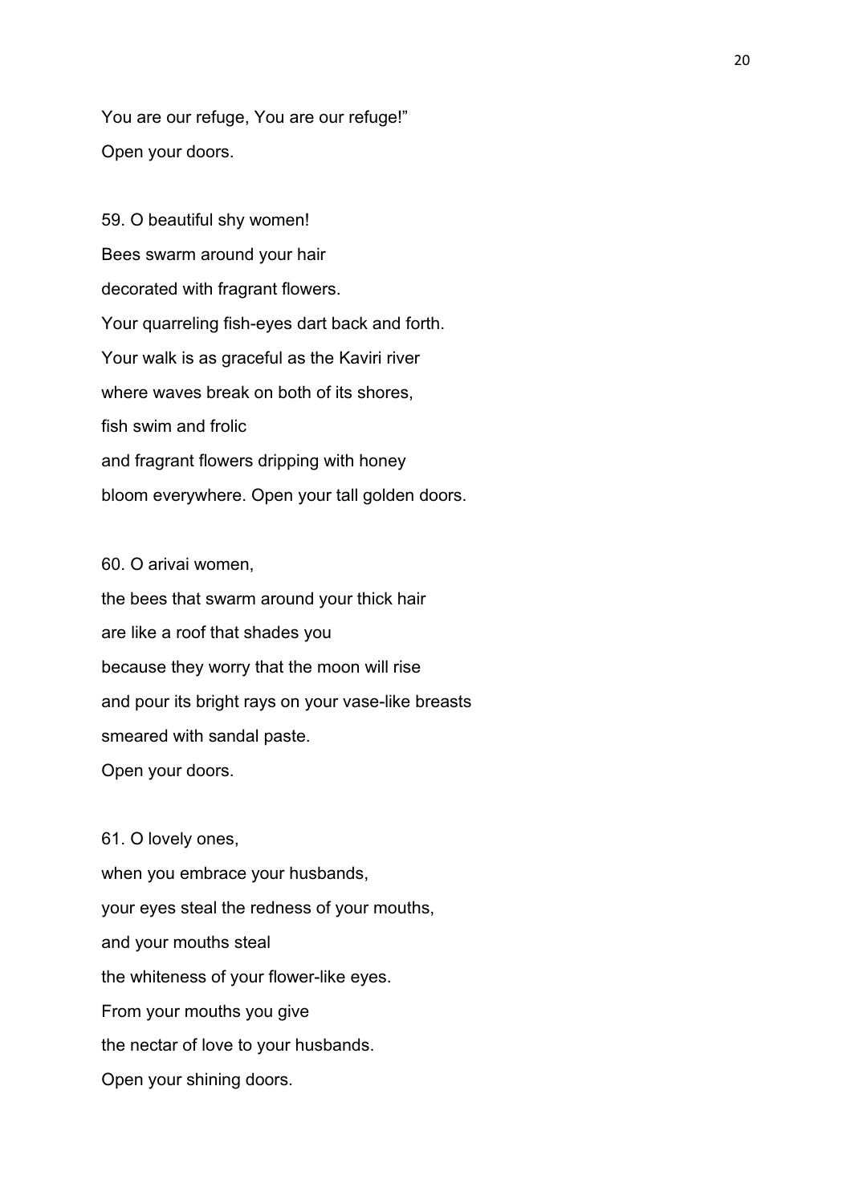You are our refuge, You are our refuge!”
Open your doors.

59. O beautiful shy women!
Bees swarm around your hair
decorated with fragrant flowers.
Your quarreling fish-eyes dart back and forth.
Your walk is as graceful as the Kaviri river
where waves break on both of its shores,
fish swim and frolic
and fragrant flowers dripping with honey
bloom everywhere. Open your tall golden doors.

60. O arivai women,
the bees that swarm around your thick hair
are like a roof that shades you
because they worry that the moon will rise
and pour its bright rays on your vase-like breasts
smeared with sandal paste.
Open your doors.

61. O lovely ones,
when you embrace your husbands,
your eyes steal the redness of your mouths,
and your mouths steal
the whiteness of your flower-like eyes.
From your mouths you give
the nectar of love to your husbands.
Open your shining doors.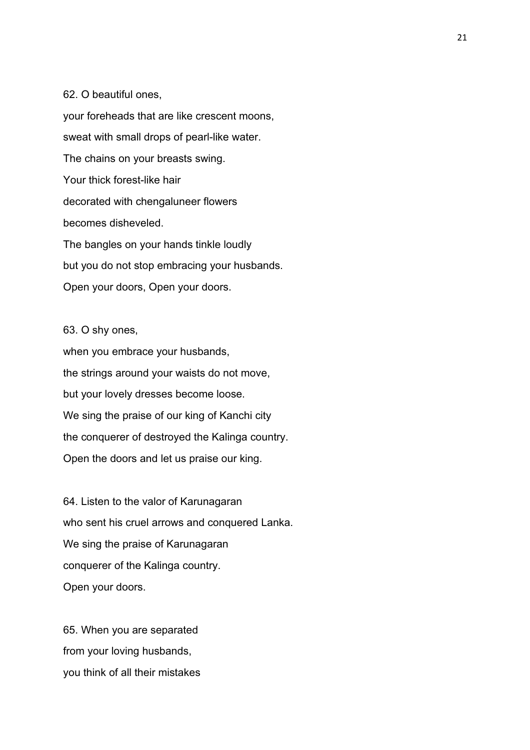62. O beautiful ones,
your foreheads that are like crescent moons,
sweat with small drops of pearl-like water.
The chains on your breasts swing.
Your thick forest-like hair
decorated with chengaluneer flowers
becomes disheveled.
The bangles on your hands tinkle loudly
but you do not stop embracing your husbands.
Open your doors, Open your doors.

63. O shy ones,
when you embrace your husbands,
the strings around your waists do not move,
but your lovely dresses become loose.
We sing the praise of our king of Kanchi city
the conquerer of destroyed the Kalinga country.
Open the doors and let us praise our king.

64. Listen to the valor of Karunagaran
who sent his cruel arrows and conquered Lanka.
We sing the praise of Karunagaran
conquerer of the Kalinga country.
Open your doors.

65. When you are separated
from your loving husbands,
you think of all their mistakes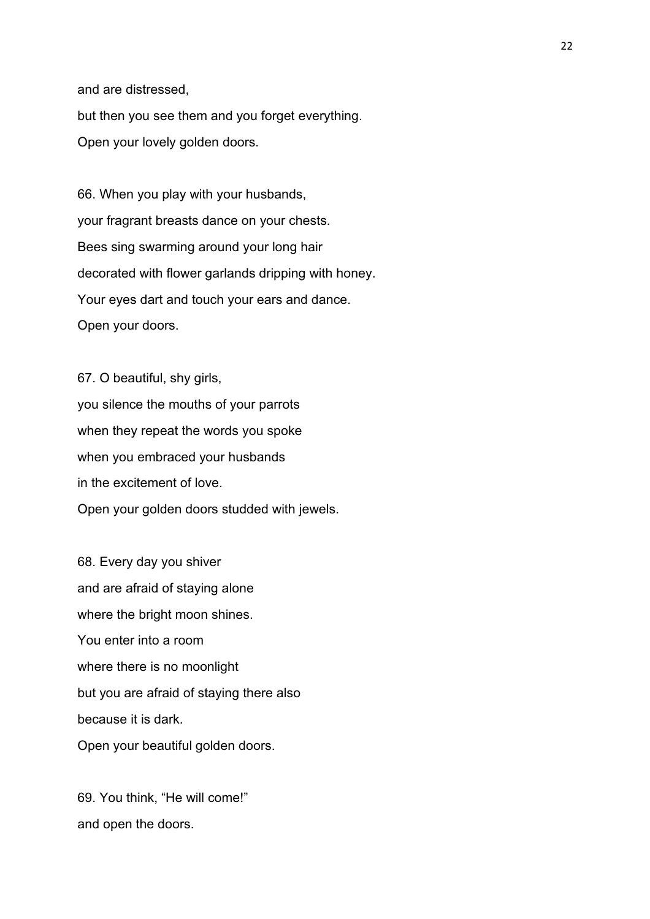and are distressed,
but then you see them and you forget everything.
Open your lovely golden doors.

66. When you play with your husbands,
your fragrant breasts dance on your chests.
Bees sing swarming around your long hair
decorated with flower garlands dripping with honey.
Your eyes dart and touch your ears and dance.
Open your doors.

67. O beautiful, shy girls,
you silence the mouths of your parrots
when they repeat the words you spoke
when you embraced your husbands
in the excitement of love.
Open your golden doors studded with jewels.

68. Every day you shiver
and are afraid of staying alone
where the bright moon shines.
You enter into a room
where there is no moonlight
but you are afraid of staying there also
because it is dark.
Open your beautiful golden doors.

69. You think, “He will come!”
and open the doors.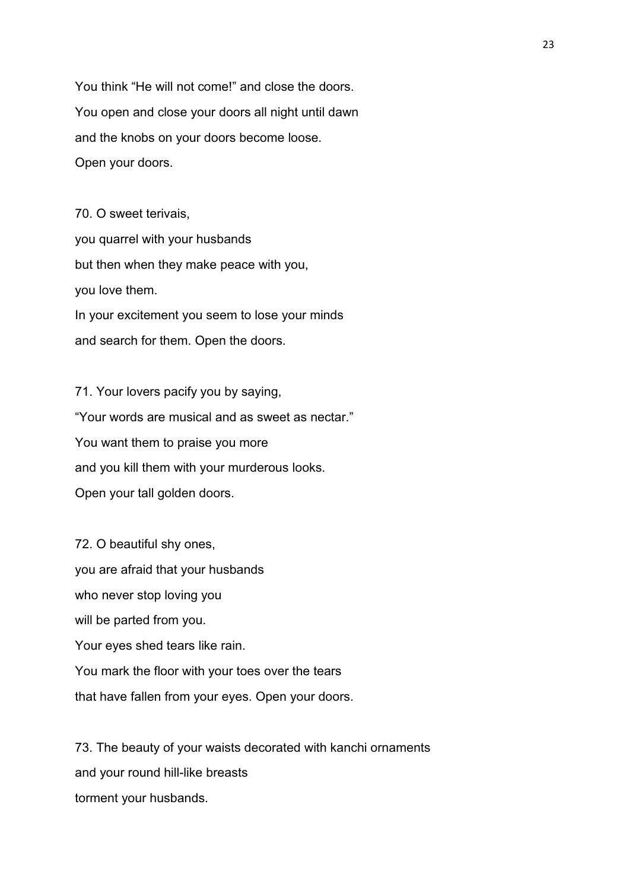You think "He will not come!" and close the doors.
You open and close your doors all night until dawn
and the knobs on your doors become loose.
Open your doors.

70. O sweet terivais,
you quarrel with your husbands
but then when they make peace with you,
you love them.
In your excitement you seem to lose your minds
and search for them. Open the doors.

71. Your lovers pacify you by saying,
"Your words are musical and as sweet as nectar."
You want them to praise you more
and you kill them with your murderous looks.
Open your tall golden doors.

72. O beautiful shy ones,
you are afraid that your husbands
who never stop loving you
will be parted from you.
Your eyes shed tears like rain.
You mark the floor with your toes over the tears
that have fallen from your eyes. Open your doors.

73. The beauty of your waists decorated with kanchi ornaments
and your round hill-like breasts
torment your husbands.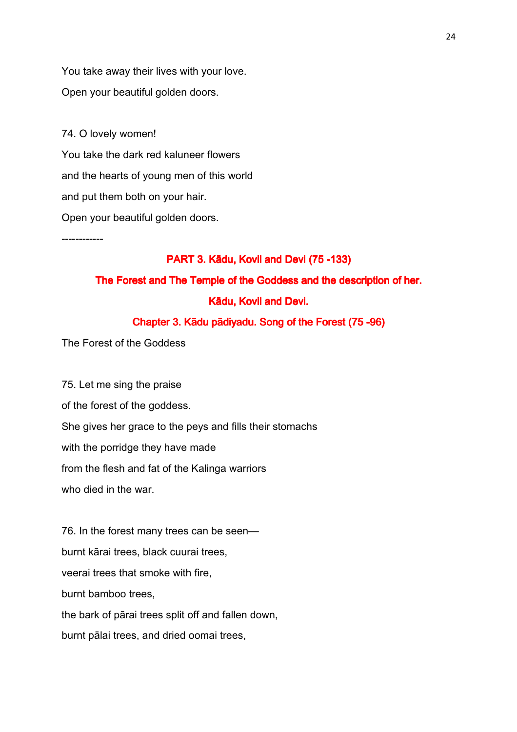You take away their lives with your love.

Open your beautiful golden doors.

74. O lovely women!

You take the dark red kaluneer flowers

and the hearts of young men of this world

and put them both on your hair.

Open your beautiful golden doors.

------------

## PART 3. Kādu, Kovil and Devi (75 -133)

## The Forest and The Temple of the Goddess and the description of her.

## Kādu, Kovil and Devi.

### Chapter 3. Kādu pādiyadu. Song of the Forest (75 -96)

The Forest of the Goddess

75. Let me sing the praise

of the forest of the goddess.

She gives her grace to the peys and fills their stomachs

with the porridge they have made

from the flesh and fat of the Kalinga warriors

who died in the war.

76. In the forest many trees can be seen—

burnt kārai trees, black cuurai trees,

veerai trees that smoke with fire,

burnt bamboo trees,

the bark of pārai trees split off and fallen down,

burnt pālai trees, and dried oomai trees,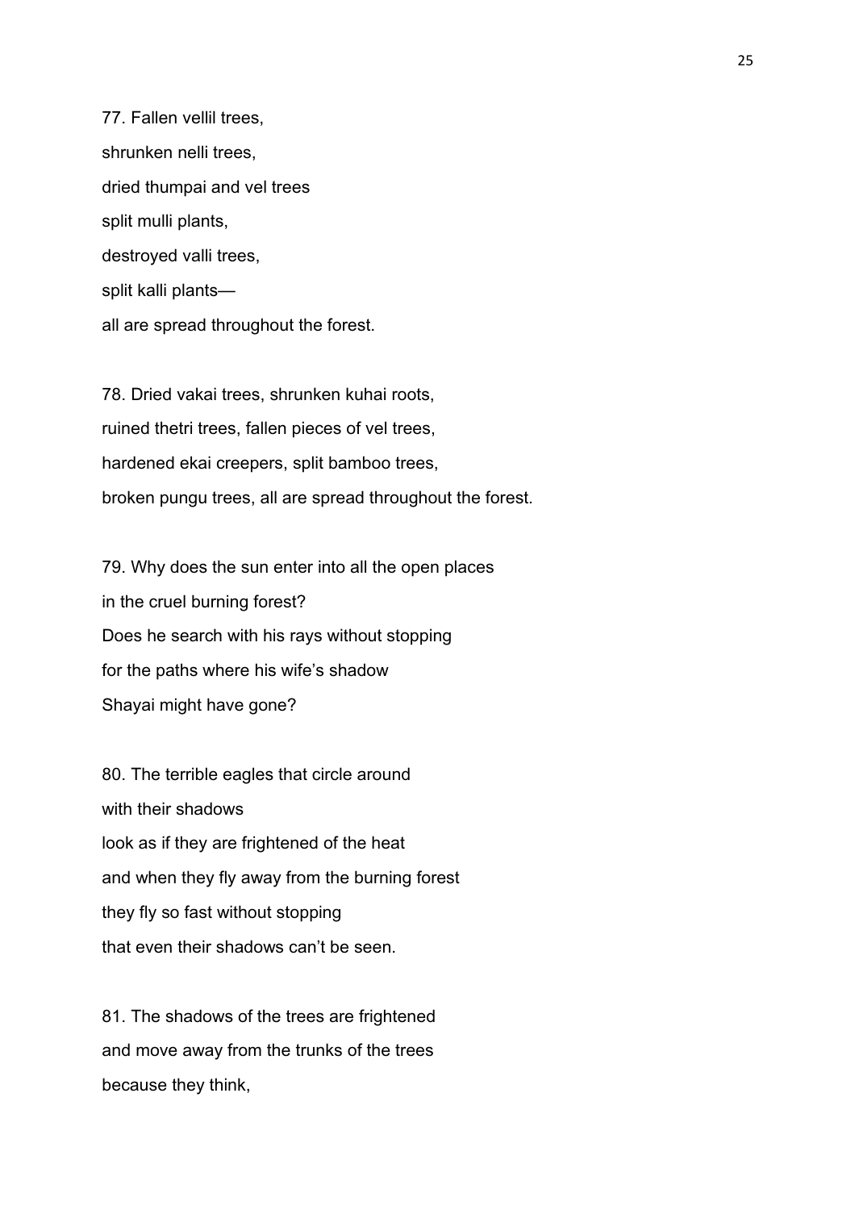77. Fallen vellil trees,
shrunken nelli trees,
dried thumpai and vel trees
split mulli plants,
destroyed valli trees,
split kalli plants—
all are spread throughout the forest.

78. Dried vakai trees, shrunken kuhai roots,
ruined thetri trees, fallen pieces of vel trees,
hardened ekai creepers, split bamboo trees,
broken pungu trees, all are spread throughout the forest.

79. Why does the sun enter into all the open places
in the cruel burning forest?
Does he search with his rays without stopping
for the paths where his wife's shadow
Shayai might have gone?

80. The terrible eagles that circle around
with their shadows
look as if they are frightened of the heat
and when they fly away from the burning forest
they fly so fast without stopping
that even their shadows can't be seen.

81. The shadows of the trees are frightened
and move away from the trunks of the trees
because they think,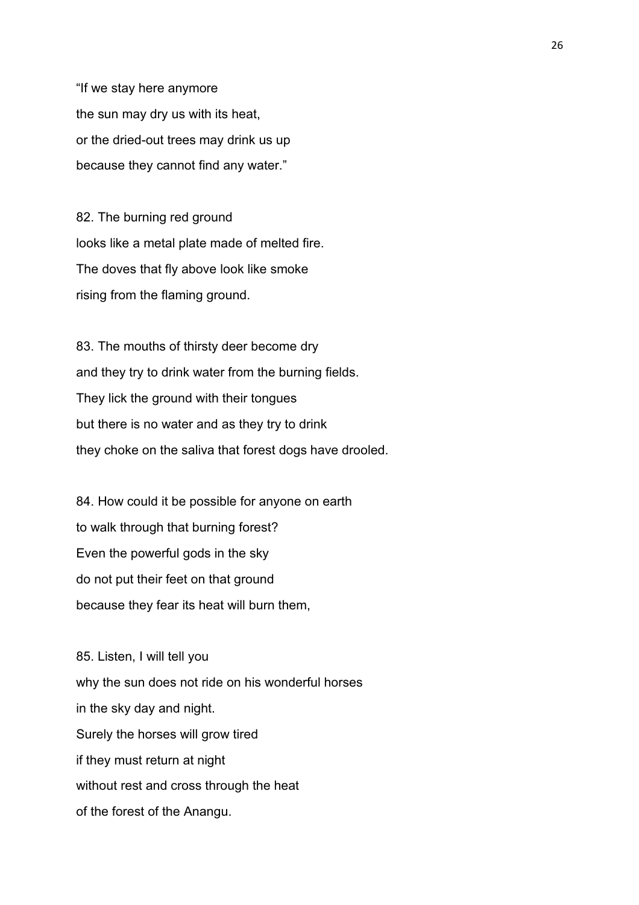"If we stay here anymore
the sun may dry us with its heat,
or the dried-out trees may drink us up
because they cannot find any water."

82. The burning red ground
looks like a metal plate made of melted fire.
The doves that fly above look like smoke
rising from the flaming ground.

83. The mouths of thirsty deer become dry
and they try to drink water from the burning fields.
They lick the ground with their tongues
but there is no water and as they try to drink
they choke on the saliva that forest dogs have drooled.

84. How could it be possible for anyone on earth
to walk through that burning forest?
Even the powerful gods in the sky
do not put their feet on that ground
because they fear its heat will burn them,

85. Listen, I will tell you
why the sun does not ride on his wonderful horses
in the sky day and night.
Surely the horses will grow tired
if they must return at night
without rest and cross through the heat
of the forest of the Anangu.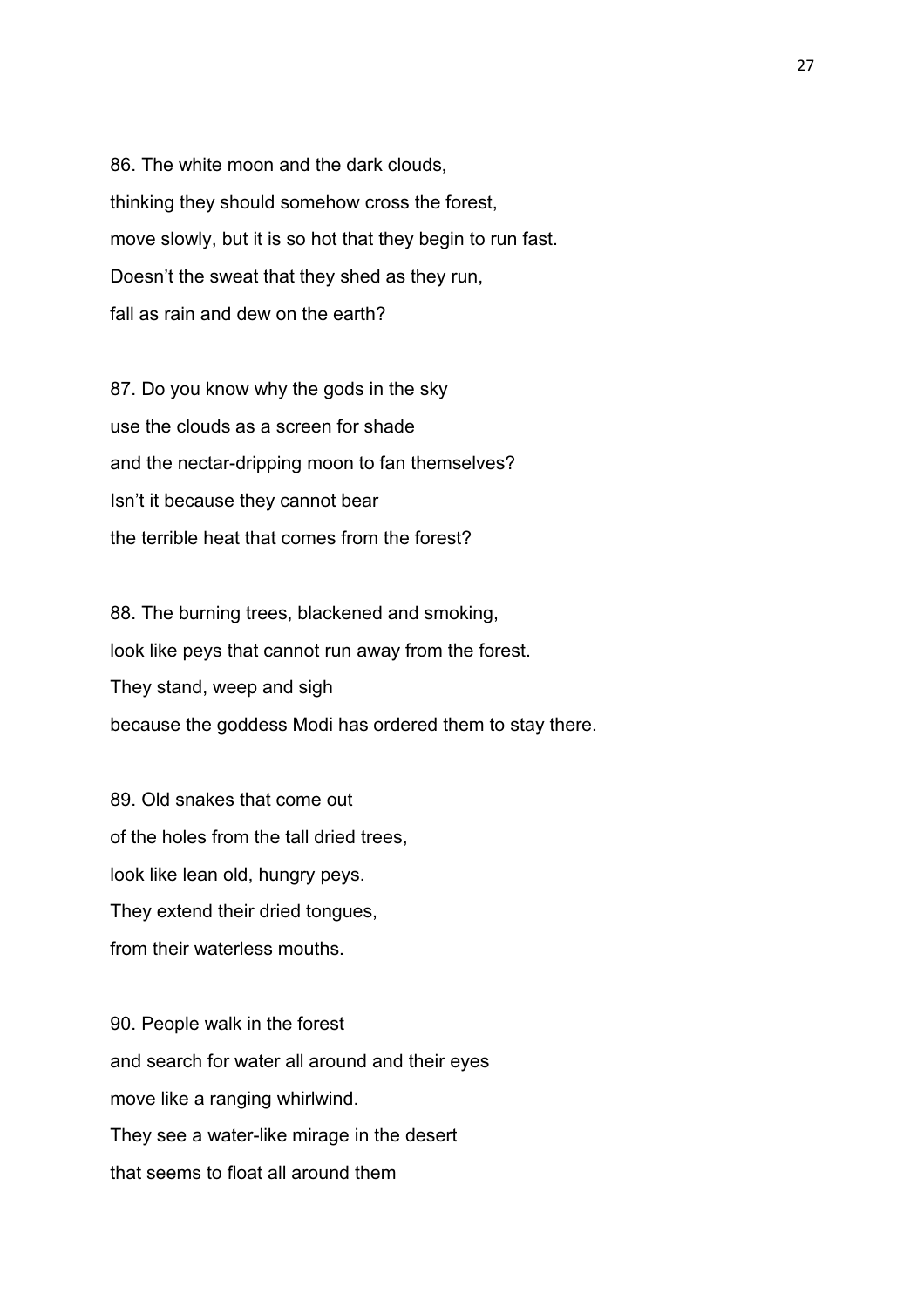86. The white moon and the dark clouds,  
thinking they should somehow cross the forest,  
move slowly, but it is so hot that they begin to run fast.  
Doesn't the sweat that they shed as they run,  
fall as rain and dew on the earth?

87. Do you know why the gods in the sky  
use the clouds as a screen for shade  
and the nectar-dripping moon to fan themselves?  
Isn't it because they cannot bear  
the terrible heat that comes from the forest?

88. The burning trees, blackened and smoking,  
look like peys that cannot run away from the forest.  
They stand, weep and sigh  
because the goddess Modi has ordered them to stay there.

89. Old snakes that come out  
of the holes from the tall dried trees,  
look like lean old, hungry peys.  
They extend their dried tongues,  
from their waterless mouths.

90. People walk in the forest  
and search for water all around and their eyes  
move like a ranging whirlwind.  
They see a water-like mirage in the desert  
that seems to float all around them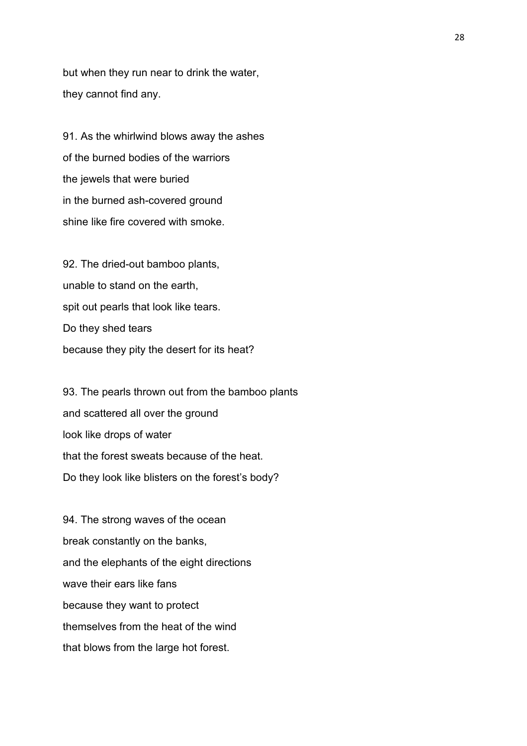but when they run near to drink the water,  
they cannot find any.

91. As the whirlwind blows away the ashes  
of the burned bodies of the warriors  
the jewels that were buried  
in the burned ash-covered ground  
shine like fire covered with smoke.

92. The dried-out bamboo plants,  
unable to stand on the earth,  
spit out pearls that look like tears.  
Do they shed tears  
because they pity the desert for its heat?

93. The pearls thrown out from the bamboo plants  
and scattered all over the ground  
look like drops of water  
that the forest sweats because of the heat.  
Do they look like blisters on the forest's body?

94. The strong waves of the ocean  
break constantly on the banks,  
and the elephants of the eight directions  
wave their ears like fans  
because they want to protect  
themselves from the heat of the wind  
that blows from the large hot forest.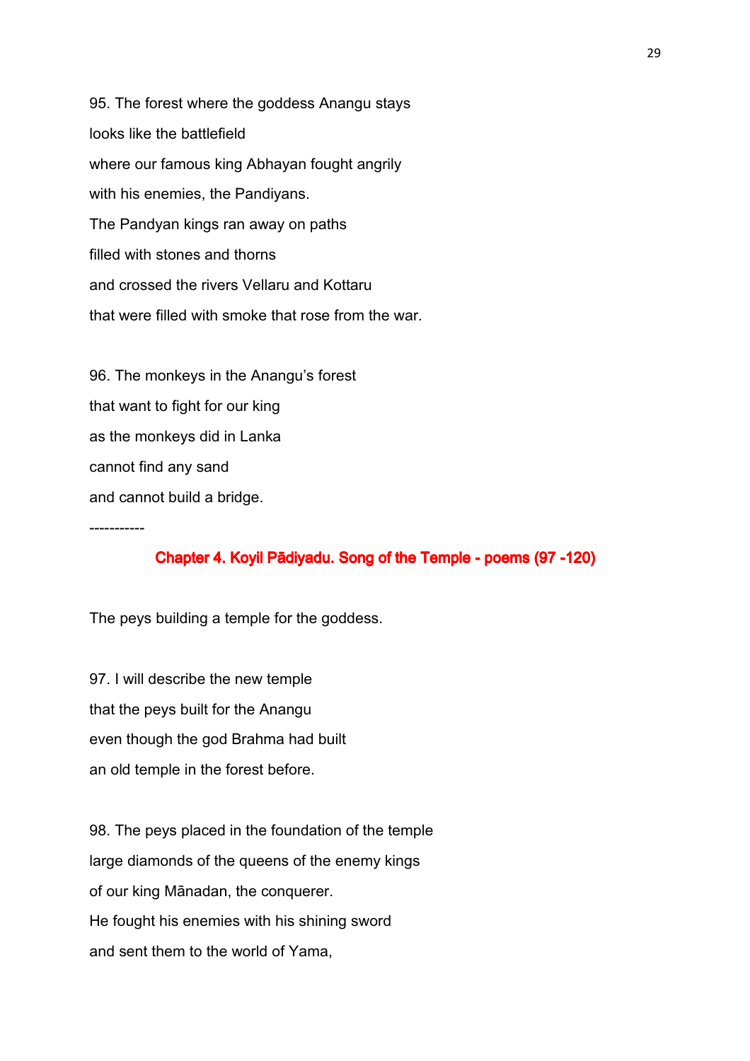95. The forest where the goddess Anangu stays
looks like the battlefield
where our famous king Abhayan fought angrily
with his enemies, the Pandiyans.
The Pandyan kings ran away on paths
filled with stones and thorns
and crossed the rivers Vellaru and Kottaru
that were filled with smoke that rose from the war.

96. The monkeys in the Anangu's forest
that want to fight for our king
as the monkeys did in Lanka
cannot find any sand
and cannot build a bridge.

-----------

## Chapter 4. Koyil Pādiyadu. Song of the Temple - poems (97 -120)

The peys building a temple for the goddess.

97. I will describe the new temple
that the peys built for the Anangu
even though the god Brahma had built
an old temple in the forest before.

98. The peys placed in the foundation of the temple
large diamonds of the queens of the enemy kings
of our king Mānadan, the conquerer.
He fought his enemies with his shining sword
and sent them to the world of Yama,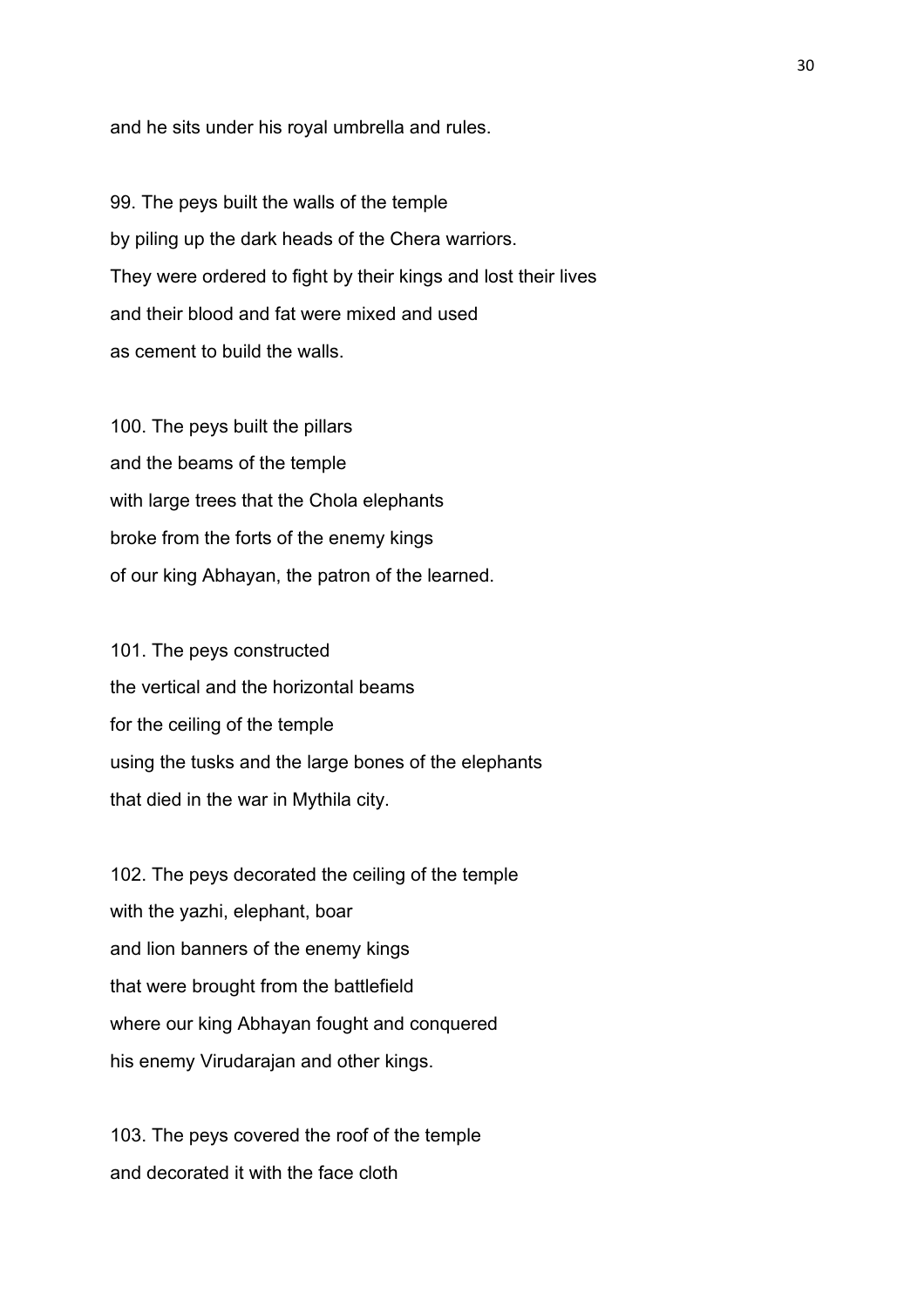and he sits under his royal umbrella and rules.

99. The peys built the walls of the temple
by piling up the dark heads of the Chera warriors.
They were ordered to fight by their kings and lost their lives
and their blood and fat were mixed and used
as cement to build the walls.

100. The peys built the pillars
and the beams of the temple
with large trees that the Chola elephants
broke from the forts of the enemy kings
of our king Abhayan, the patron of the learned.

101. The peys constructed
the vertical and the horizontal beams
for the ceiling of the temple
using the tusks and the large bones of the elephants
that died in the war in Mythila city.

102. The peys decorated the ceiling of the temple
with the yazhi, elephant, boar
and lion banners of the enemy kings
that were brought from the battlefield
where our king Abhayan fought and conquered
his enemy Virudarajan and other kings.

103. The peys covered the roof of the temple
and decorated it with the face cloth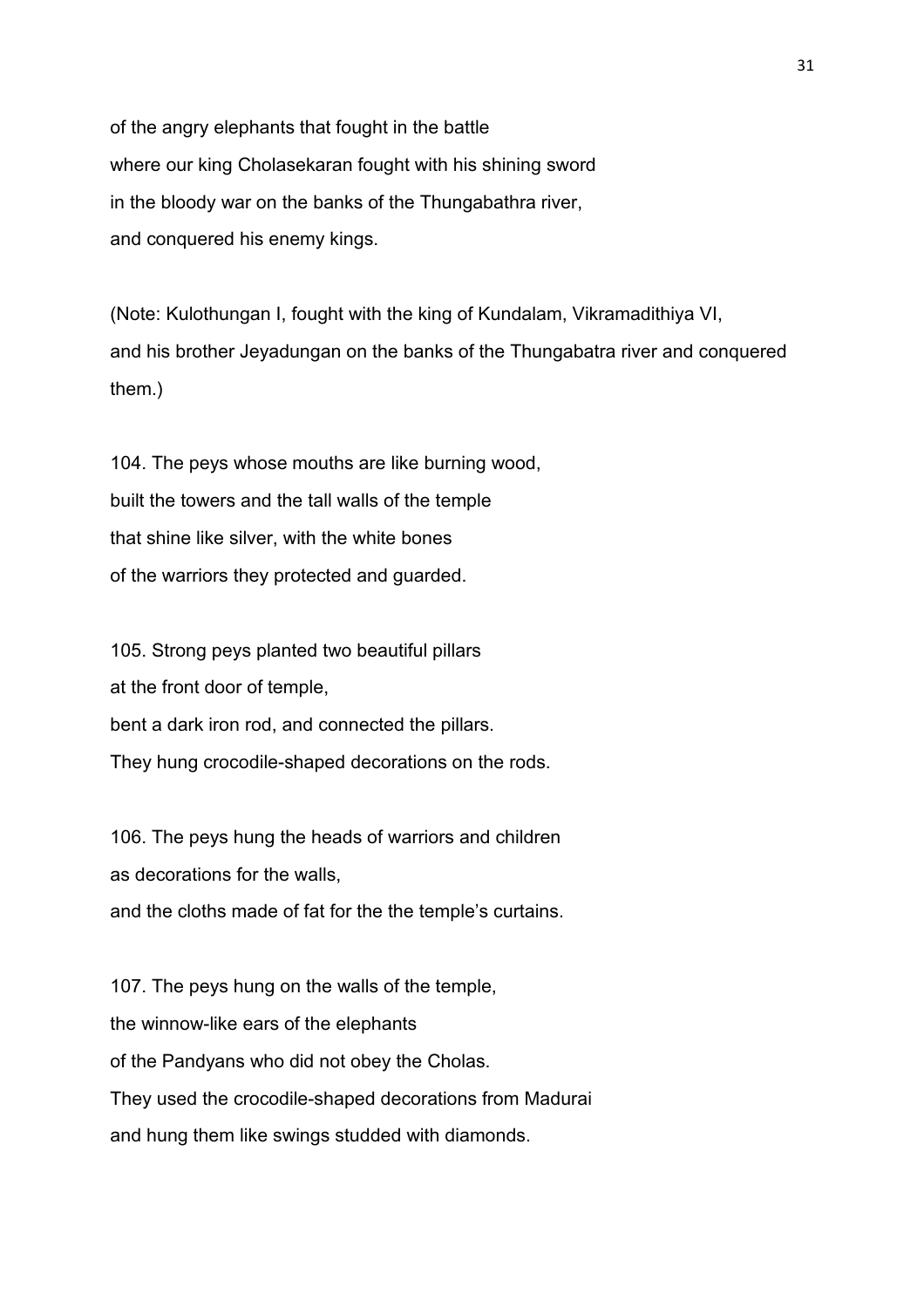of the angry elephants that fought in the battle
where our king Cholasekaran fought with his shining sword
in the bloody war on the banks of the Thungabathra river,
and conquered his enemy kings.

(Note: Kulothungan I, fought with the king of Kundalam, Vikramadithiya VI,
and his brother Jeyadungan on the banks of the Thungabatra river and conquered
them.)

104. The peys whose mouths are like burning wood,
built the towers and the tall walls of the temple
that shine like silver, with the white bones
of the warriors they protected and guarded.

105. Strong peys planted two beautiful pillars
at the front door of temple,
bent a dark iron rod, and connected the pillars.
They hung crocodile-shaped decorations on the rods.

106. The peys hung the heads of warriors and children
as decorations for the walls,
and the cloths made of fat for the the temple's curtains.

107. The peys hung on the walls of the temple,
the winnow-like ears of the elephants
of the Pandyans who did not obey the Cholas.
They used the crocodile-shaped decorations from Madurai
and hung them like swings studded with diamonds.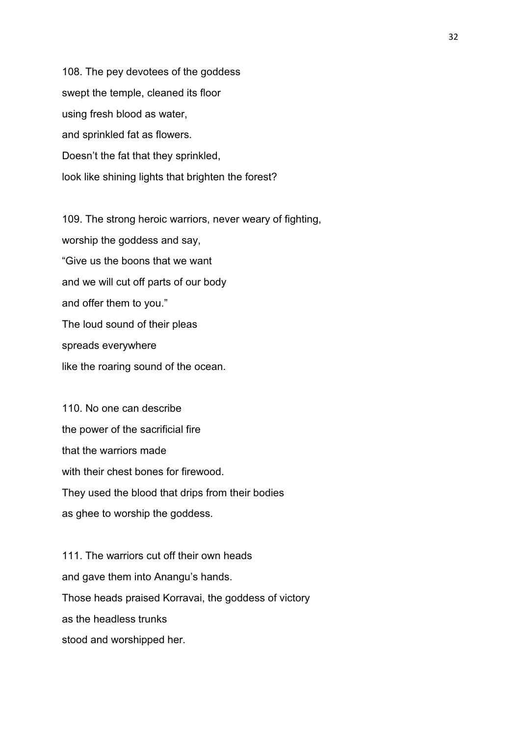108. The pey devotees of the goddess
swept the temple, cleaned its floor
using fresh blood as water,
and sprinkled fat as flowers.
Doesn't the fat that they sprinkled,
look like shining lights that brighten the forest?

109. The strong heroic warriors, never weary of fighting,
worship the goddess and say,
"Give us the boons that we want
and we will cut off parts of our body
and offer them to you."
The loud sound of their pleas
spreads everywhere
like the roaring sound of the ocean.

110. No one can describe
the power of the sacrificial fire
that the warriors made
with their chest bones for firewood.
They used the blood that drips from their bodies
as ghee to worship the goddess.

111. The warriors cut off their own heads
and gave them into Anangu's hands.
Those heads praised Korravai, the goddess of victory
as the headless trunks
stood and worshipped her.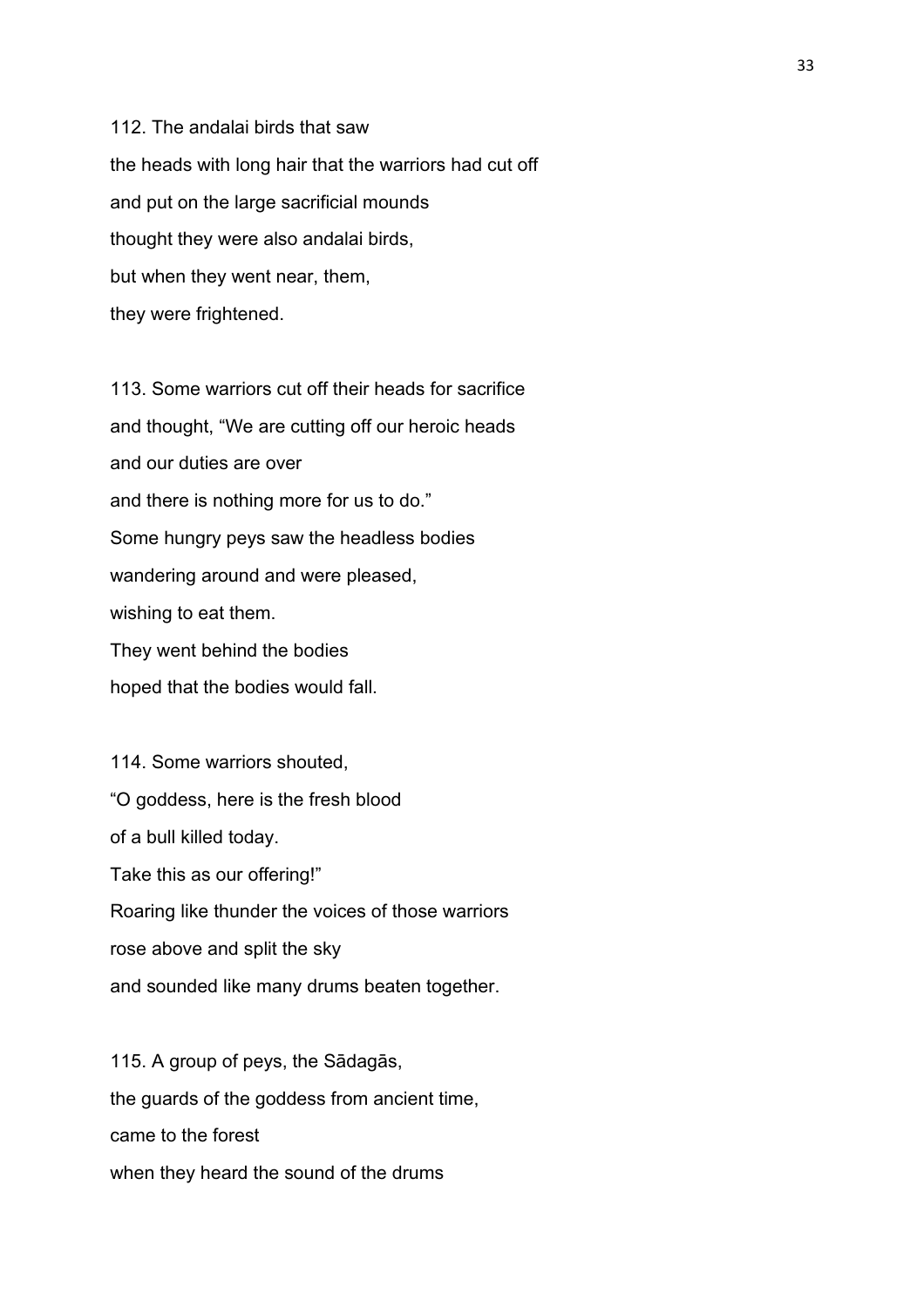112. The andalai birds that saw
the heads with long hair that the warriors had cut off
and put on the large sacrificial mounds
thought they were also andalai birds,
but when they went near, them,
they were frightened.

113. Some warriors cut off their heads for sacrifice
and thought, “We are cutting off our heroic heads
and our duties are over
and there is nothing more for us to do.”
Some hungry peys saw the headless bodies
wandering around and were pleased,
wishing to eat them.
They went behind the bodies
hoped that the bodies would fall.

114. Some warriors shouted,
“O goddess, here is the fresh blood
of a bull killed today.
Take this as our offering!”
Roaring like thunder the voices of those warriors
rose above and split the sky
and sounded like many drums beaten together.

115. A group of peys, the Sādagās,
the guards of the goddess from ancient time,
came to the forest
when they heard the sound of the drums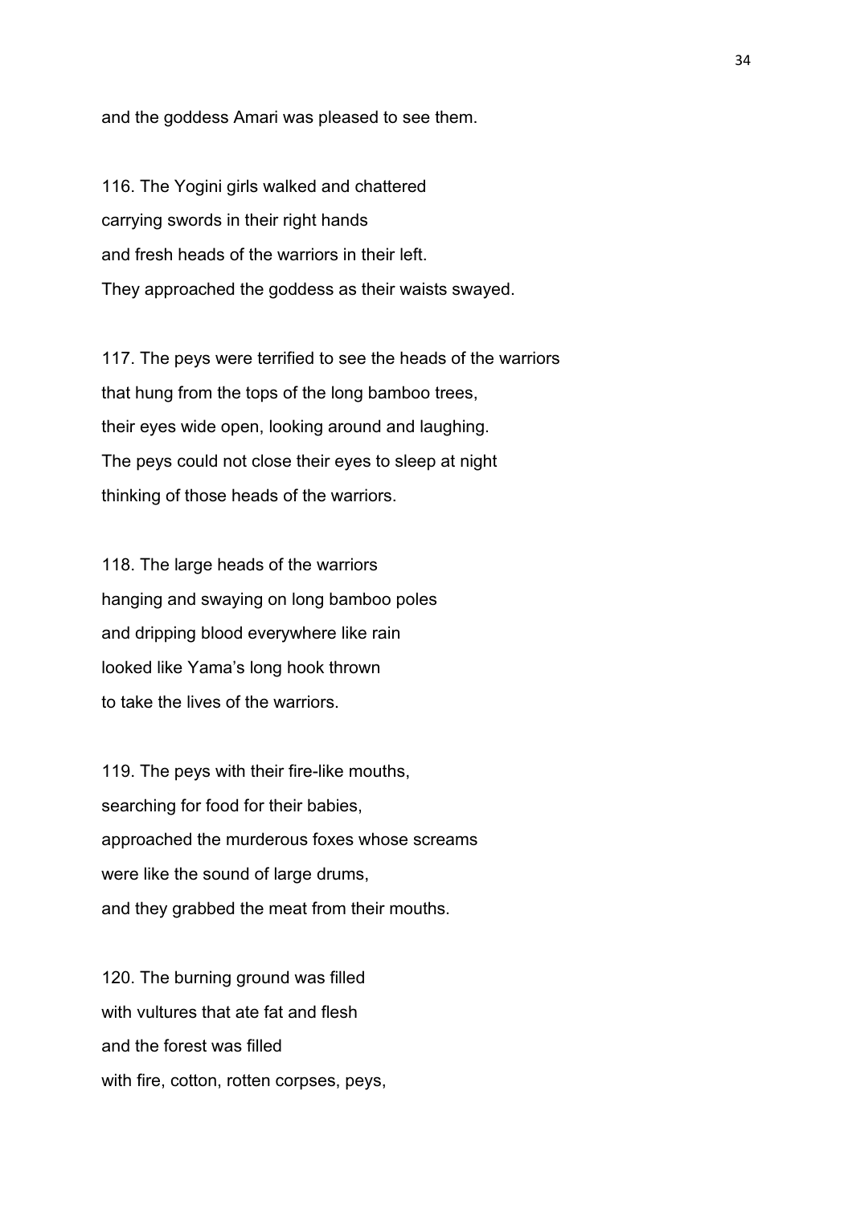and the goddess Amari was pleased to see them.

116. The Yogini girls walked and chattered
carrying swords in their right hands
and fresh heads of the warriors in their left.
They approached the goddess as their waists swayed.

117. The peys were terrified to see the heads of the warriors
that hung from the tops of the long bamboo trees,
their eyes wide open, looking around and laughing.
The peys could not close their eyes to sleep at night
thinking of those heads of the warriors.

118. The large heads of the warriors
hanging and swaying on long bamboo poles
and dripping blood everywhere like rain
looked like Yama's long hook thrown
to take the lives of the warriors.

119. The peys with their fire-like mouths,
searching for food for their babies,
approached the murderous foxes whose screams
were like the sound of large drums,
and they grabbed the meat from their mouths.

120. The burning ground was filled
with vultures that ate fat and flesh
and the forest was filled
with fire, cotton, rotten corpses, peys,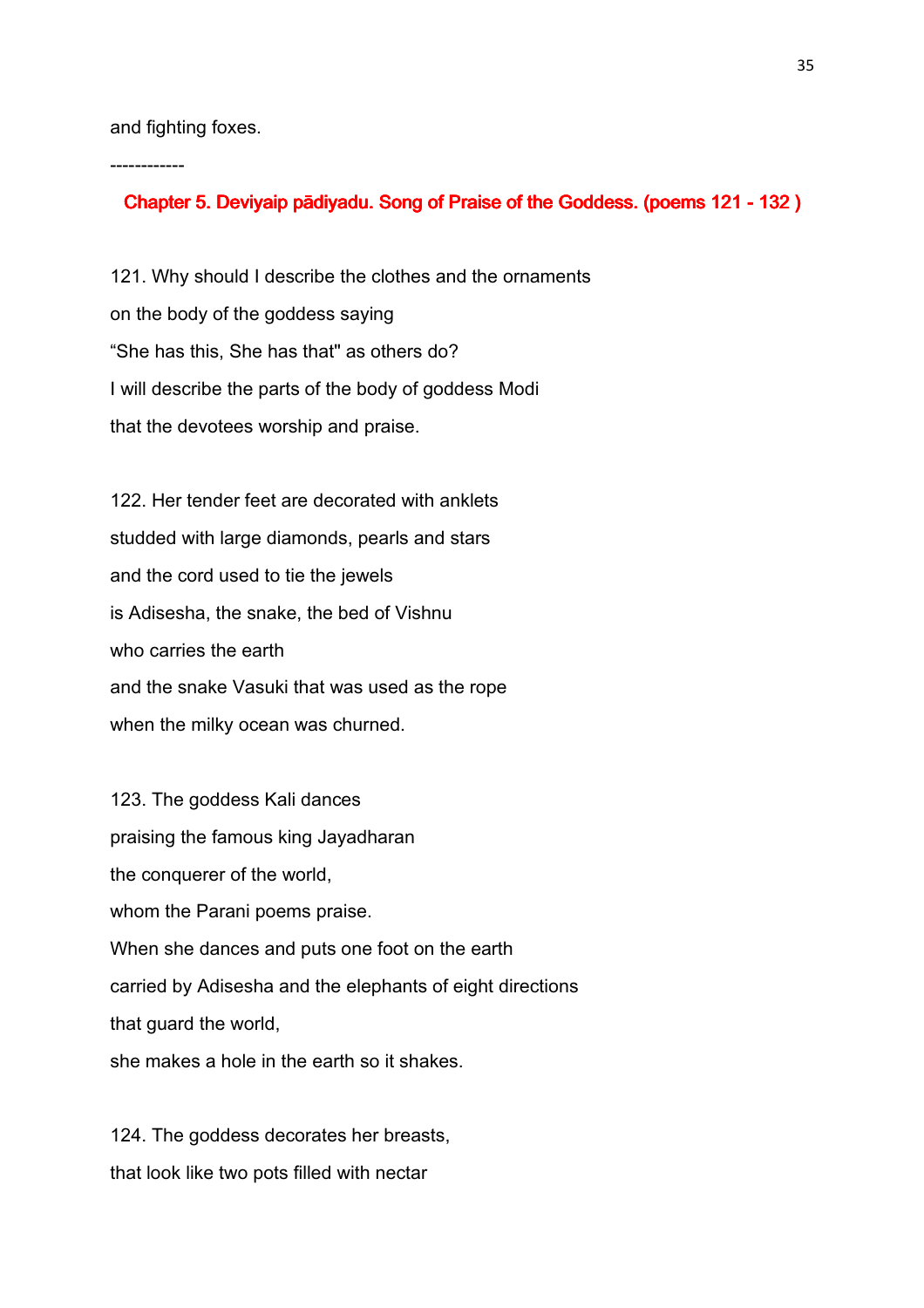and fighting foxes.

------------

## Chapter 5. Deviyaip pādiyadu. Song of Praise of the Goddess. (poems 121 - 132 )

121. Why should I describe the clothes and the ornaments
on the body of the goddess saying
"She has this, She has that" as others do?
I will describe the parts of the body of goddess Modi
that the devotees worship and praise.

122. Her tender feet are decorated with anklets
studded with large diamonds, pearls and stars
and the cord used to tie the jewels
is Adisesha, the snake, the bed of Vishnu
who carries the earth
and the snake Vasuki that was used as the rope
when the milky ocean was churned.

123. The goddess Kali dances
praising the famous king Jayadharan
the conquerer of the world,
whom the Parani poems praise.
When she dances and puts one foot on the earth
carried by Adisesha and the elephants of eight directions
that guard the world,
she makes a hole in the earth so it shakes.

124. The goddess decorates her breasts,
that look like two pots filled with nectar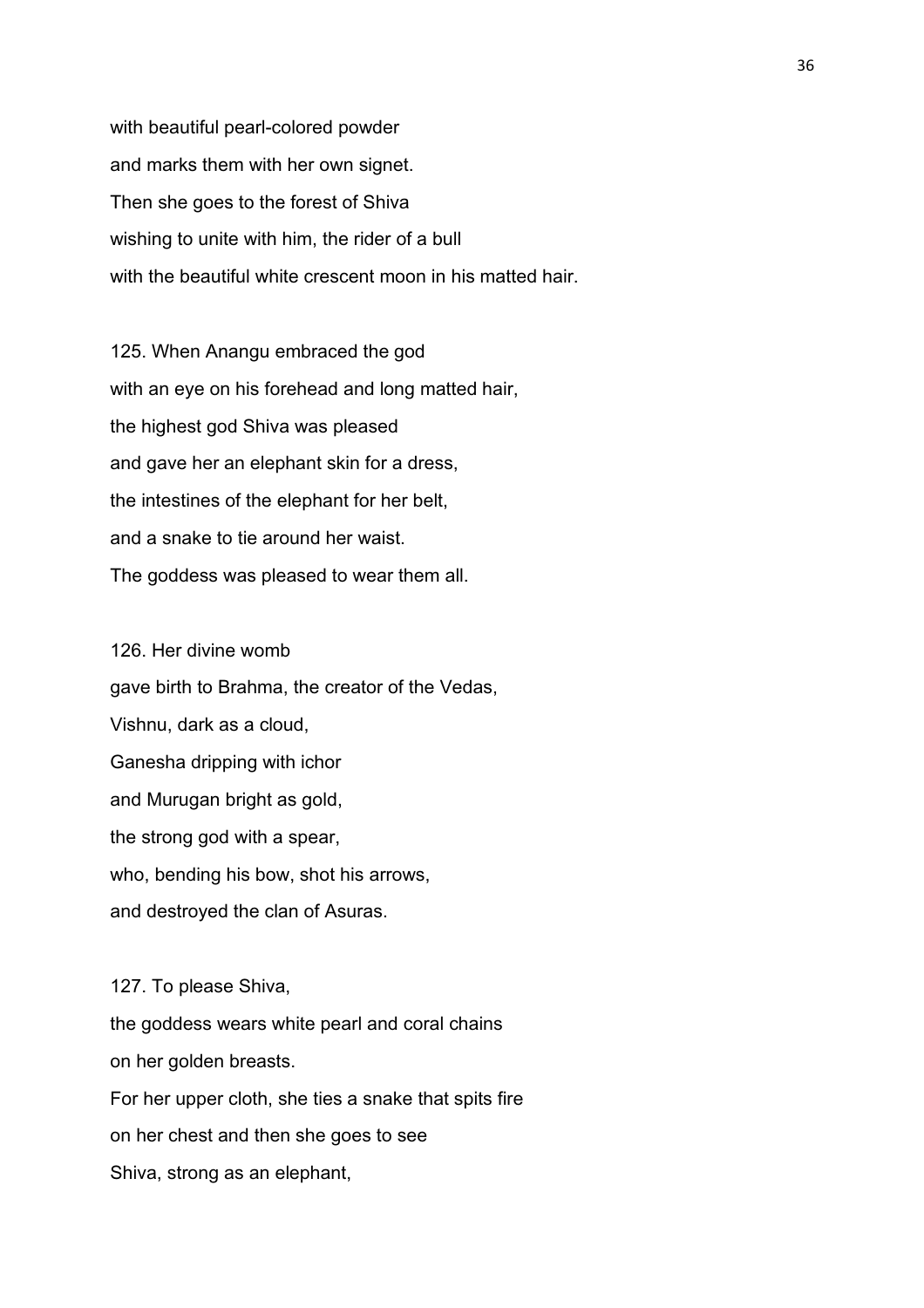with beautiful pearl-colored powder  
and marks them with her own signet.  
Then she goes to the forest of Shiva  
wishing to unite with him, the rider of a bull  
with the beautiful white crescent moon in his matted hair.

125. When Anangu embraced the god  
with an eye on his forehead and long matted hair,  
the highest god Shiva was pleased  
and gave her an elephant skin for a dress,  
the intestines of the elephant for her belt,  
and a snake to tie around her waist.  
The goddess was pleased to wear them all.

126. Her divine womb  
gave birth to Brahma, the creator of the Vedas,  
Vishnu, dark as a cloud,  
Ganesha dripping with ichor  
and Murugan bright as gold,  
the strong god with a spear,  
who, bending his bow, shot his arrows,  
and destroyed the clan of Asuras.

127. To please Shiva,  
the goddess wears white pearl and coral chains  
on her golden breasts.  
For her upper cloth, she ties a snake that spits fire  
on her chest and then she goes to see  
Shiva, strong as an elephant,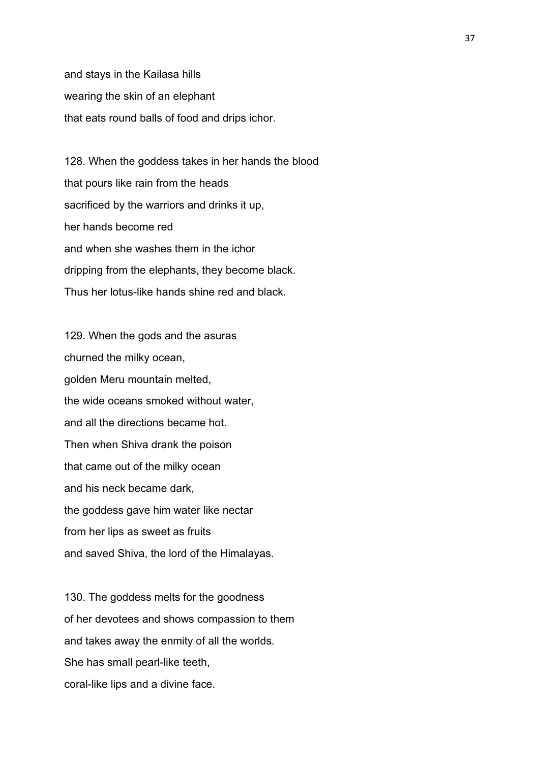and stays in the Kailasa hills
wearing the skin of an elephant
that eats round balls of food and drips ichor.

128. When the goddess takes in her hands the blood
that pours like rain from the heads
sacrificed by the warriors and drinks it up,
her hands become red
and when she washes them in the ichor
dripping from the elephants, they become black.
Thus her lotus-like hands shine red and black.

129. When the gods and the asuras
churned the milky ocean,
golden Meru mountain melted,
the wide oceans smoked without water,
and all the directions became hot.
Then when Shiva drank the poison
that came out of the milky ocean
and his neck became dark,
the goddess gave him water like nectar
from her lips as sweet as fruits
and saved Shiva, the lord of the Himalayas.

130. The goddess melts for the goodness
of her devotees and shows compassion to them
and takes away the enmity of all the worlds.
She has small pearl-like teeth,
coral-like lips and a divine face.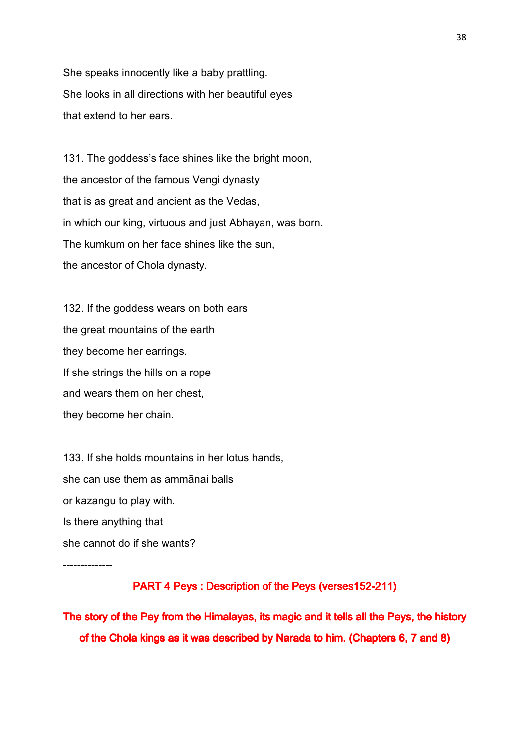She speaks innocently like a baby prattling.
She looks in all directions with her beautiful eyes
that extend to her ears.

131. The goddess's face shines like the bright moon,
the ancestor of the famous Vengi dynasty
that is as great and ancient as the Vedas,
in which our king, virtuous and just Abhayan, was born.
The kumkum on her face shines like the sun,
the ancestor of Chola dynasty.

132. If the goddess wears on both ears
the great mountains of the earth
they become her earrings.
If she strings the hills on a rope
and wears them on her chest,
they become her chain.

133. If she holds mountains in her lotus hands,
she can use them as ammānai balls
or kazangu to play with.
Is there anything that
she cannot do if she wants?

--------------

## PART 4 Peys : Description of the Peys (verses152-211)

**The story of the Pey from the Himalayas, its magic and it tells all the Peys, the history of the Chola kings as it was described by Narada to him. (Chapters 6, 7 and 8)**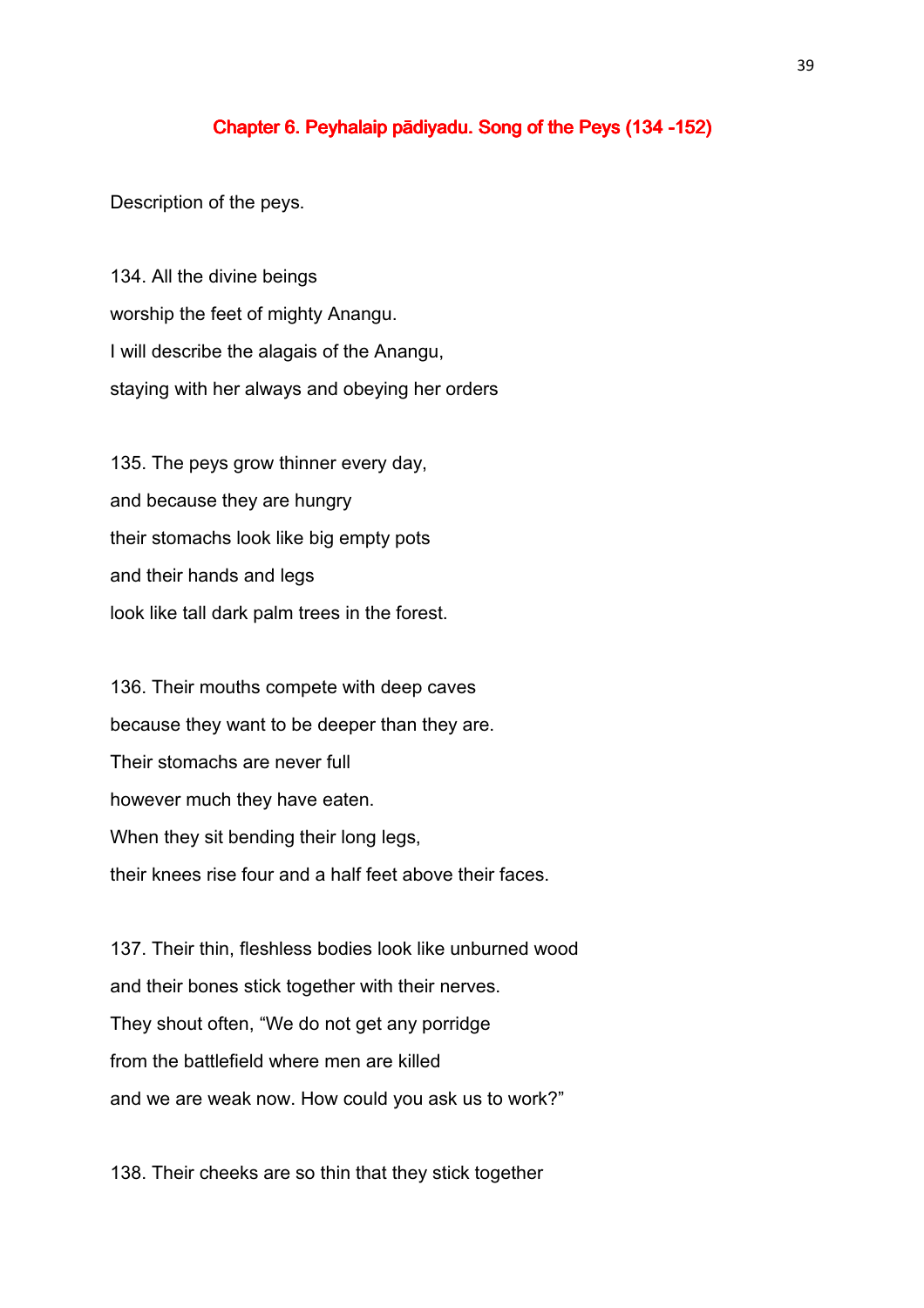## Chapter 6. Peyhalaip pādiyadu. Song of the Peys (134 -152)

Description of the peys.

134. All the divine beings
worship the feet of mighty Anangu.
I will describe the alagais of the Anangu,
staying with her always and obeying her orders

135. The peys grow thinner every day,
and because they are hungry
their stomachs look like big empty pots
and their hands and legs
look like tall dark palm trees in the forest.

136. Their mouths compete with deep caves
because they want to be deeper than they are.
Their stomachs are never full
however much they have eaten.
When they sit bending their long legs,
their knees rise four and a half feet above their faces.

137. Their thin, fleshless bodies look like unburned wood
and their bones stick together with their nerves.
They shout often, “We do not get any porridge
from the battlefield where men are killed
and we are weak now. How could you ask us to work?”

138. Their cheeks are so thin that they stick together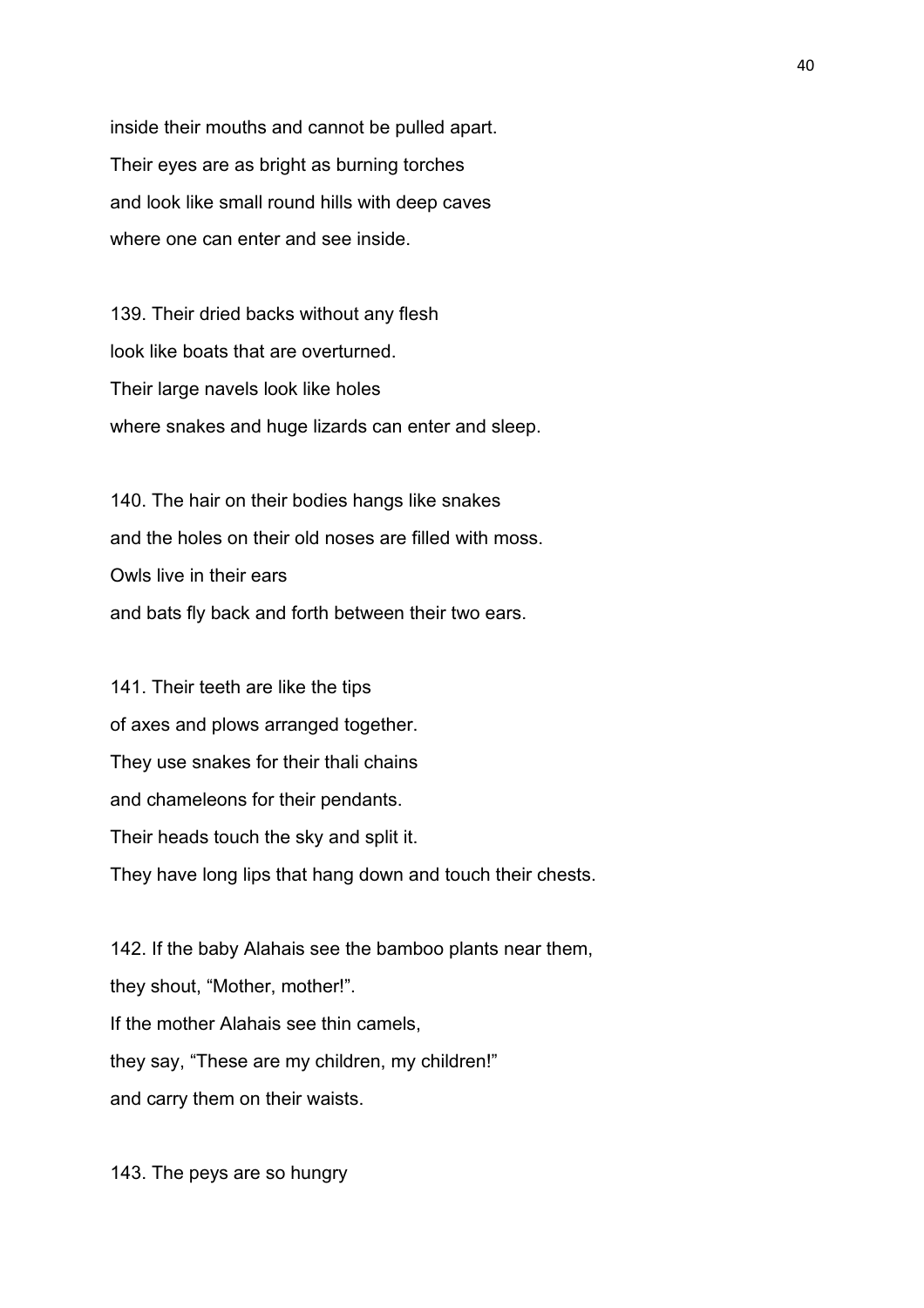inside their mouths and cannot be pulled apart.
Their eyes are as bright as burning torches
and look like small round hills with deep caves
where one can enter and see inside.

139. Their dried backs without any flesh
look like boats that are overturned.
Their large navels look like holes
where snakes and huge lizards can enter and sleep.

140. The hair on their bodies hangs like snakes
and the holes on their old noses are filled with moss.
Owls live in their ears
and bats fly back and forth between their two ears.

141. Their teeth are like the tips
of axes and plows arranged together.
They use snakes for their thali chains
and chameleons for their pendants.
Their heads touch the sky and split it.
They have long lips that hang down and touch their chests.

142. If the baby Alahais see the bamboo plants near them,
they shout, "Mother, mother!".
If the mother Alahais see thin camels,
they say, "These are my children, my children!"
and carry them on their waists.

143. The peys are so hungry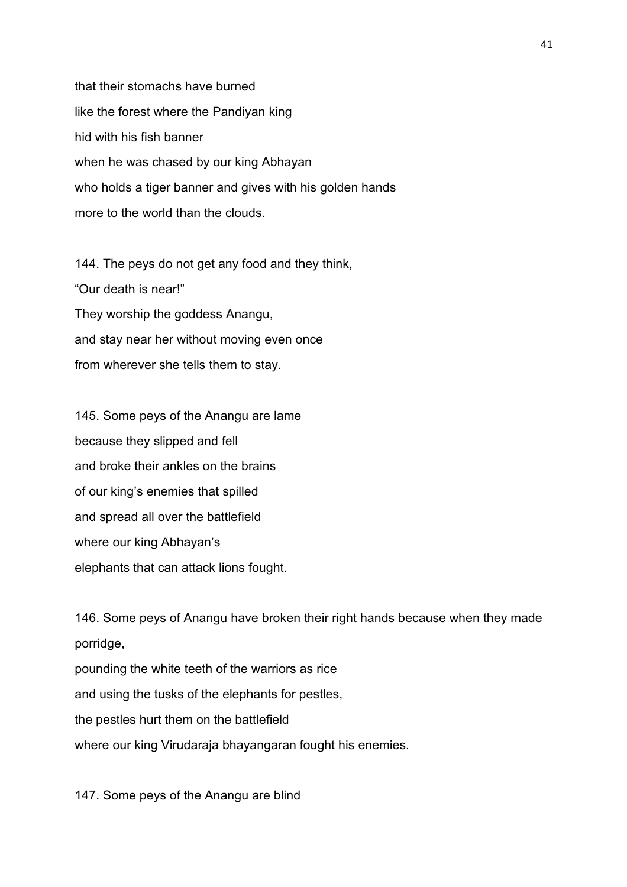that their stomachs have burned
like the forest where the Pandiyan king
hid with his fish banner
when he was chased by our king Abhayan
who holds a tiger banner and gives with his golden hands
more to the world than the clouds.

144. The peys do not get any food and they think,
"Our death is near!"
They worship the goddess Anangu,
and stay near her without moving even once
from wherever she tells them to stay.

145. Some peys of the Anangu are lame
because they slipped and fell
and broke their ankles on the brains
of our king's enemies that spilled
and spread all over the battlefield
where our king Abhayan's
elephants that can attack lions fought.

146. Some peys of Anangu have broken their right hands because when they made porridge,
pounding the white teeth of the warriors as rice
and using the tusks of the elephants for pestles,
the pestles hurt them on the battlefield
where our king Virudaraja bhayangaran fought his enemies.

147. Some peys of the Anangu are blind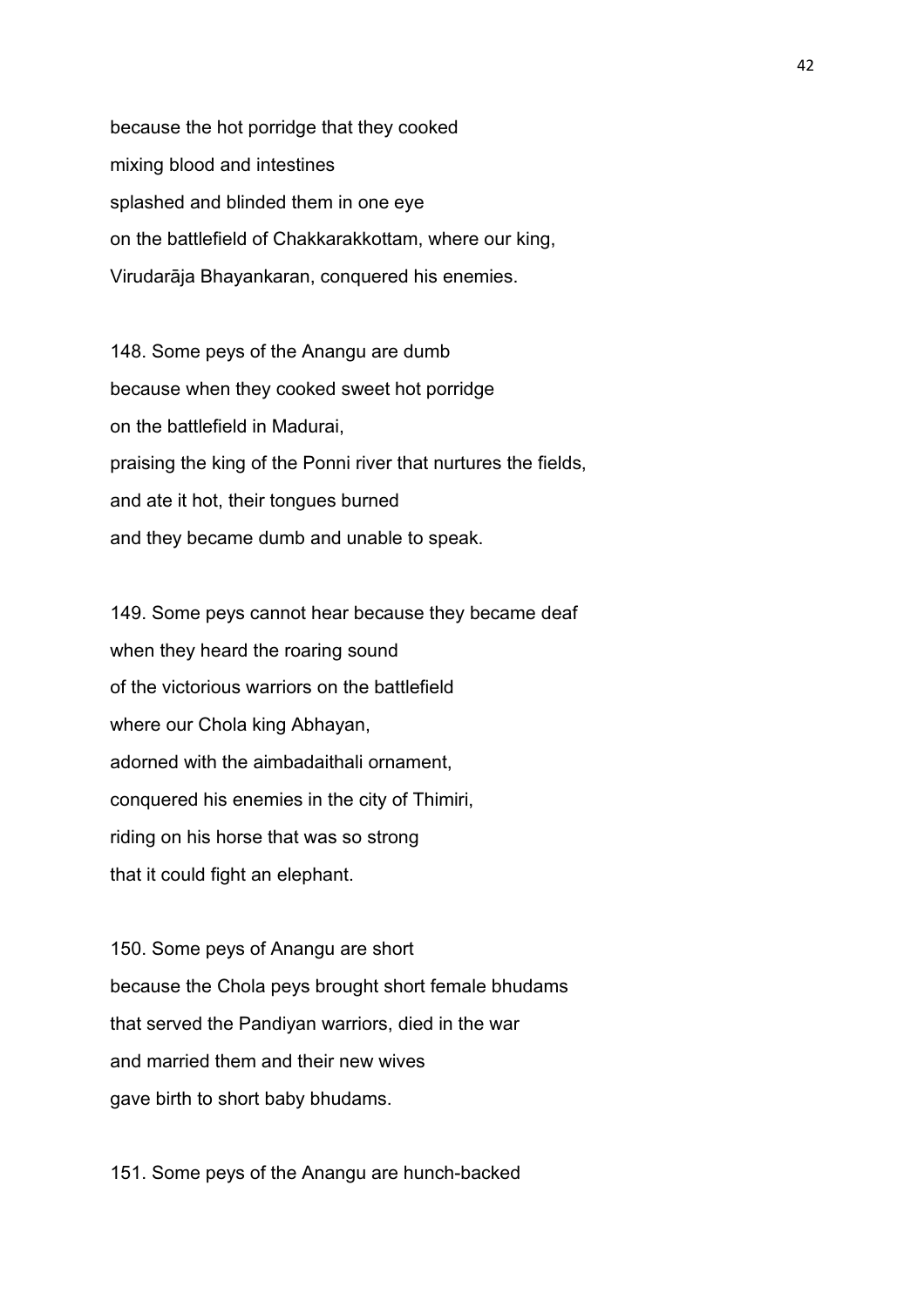because the hot porridge that they cooked
mixing blood and intestines
splashed and blinded them in one eye
on the battlefield of Chakkarakkottam, where our king,
Virudarāja Bhayankaran, conquered his enemies.

148. Some peys of the Anangu are dumb
because when they cooked sweet hot porridge
on the battlefield in Madurai,
praising the king of the Ponni river that nurtures the fields,
and ate it hot, their tongues burned
and they became dumb and unable to speak.

149. Some peys cannot hear because they became deaf
when they heard the roaring sound
of the victorious warriors on the battlefield
where our Chola king Abhayan,
adorned with the aimbadaithali ornament,
conquered his enemies in the city of Thimiri,
riding on his horse that was so strong
that it could fight an elephant.

150. Some peys of Anangu are short
because the Chola peys brought short female bhudams
that served the Pandiyan warriors, died in the war
and married them and their new wives
gave birth to short baby bhudams.

151. Some peys of the Anangu are hunch-backed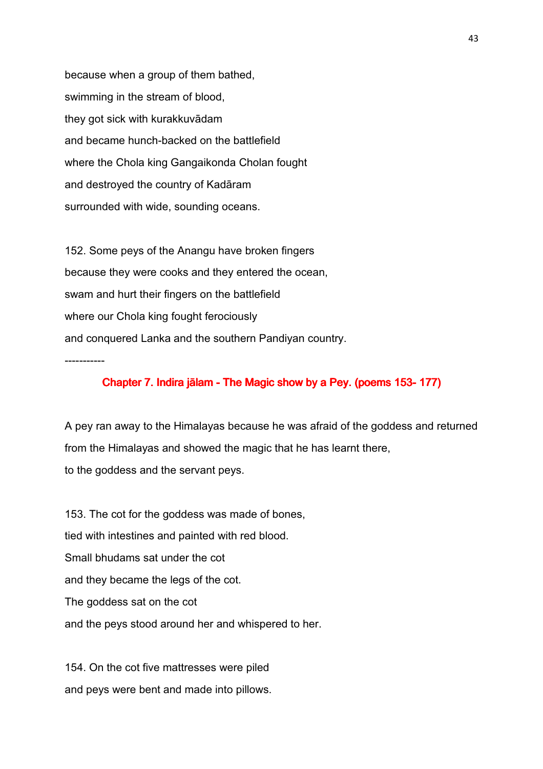because when a group of them bathed,
swimming in the stream of blood,
they got sick with kurakkuvādam
and became hunch-backed on the battlefield
where the Chola king Gangaikonda Cholan fought
and destroyed the country of Kadāram
surrounded with wide, sounding oceans.

152. Some peys of the Anangu have broken fingers
because they were cooks and they entered the ocean,
swam and hurt their fingers on the battlefield
where our Chola king fought ferociously
and conquered Lanka and the southern Pandiyan country.

-----------

## Chapter 7. Indira jālam - The Magic show by a Pey. (poems 153- 177)

A pey ran away to the Himalayas because he was afraid of the goddess and returned from the Himalayas and showed the magic that he has learnt there,
to the goddess and the servant peys.

153. The cot for the goddess was made of bones,
tied with intestines and painted with red blood.
Small bhudams sat under the cot
and they became the legs of the cot.
The goddess sat on the cot
and the peys stood around her and whispered to her.

154. On the cot five mattresses were piled
and peys were bent and made into pillows.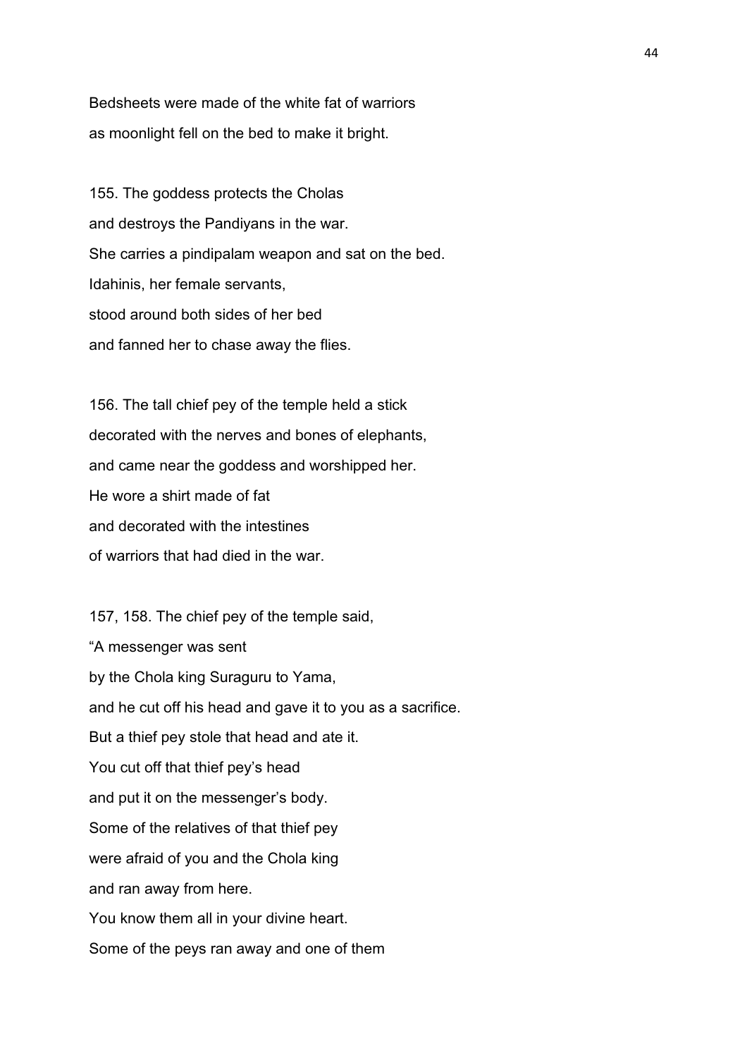Bedsheets were made of the white fat of warriors
as moonlight fell on the bed to make it bright.

155. The goddess protects the Cholas
and destroys the Pandiyans in the war.
She carries a pindipalam weapon and sat on the bed.
Idahinis, her female servants,
stood around both sides of her bed
and fanned her to chase away the flies.

156. The tall chief pey of the temple held a stick
decorated with the nerves and bones of elephants,
and came near the goddess and worshipped her.
He wore a shirt made of fat
and decorated with the intestines
of warriors that had died in the war.

157, 158. The chief pey of the temple said,
"A messenger was sent
by the Chola king Suraguru to Yama,
and he cut off his head and gave it to you as a sacrifice.
But a thief pey stole that head and ate it.
You cut off that thief pey's head
and put it on the messenger's body.
Some of the relatives of that thief pey
were afraid of you and the Chola king
and ran away from here.
You know them all in your divine heart.
Some of the peys ran away and one of them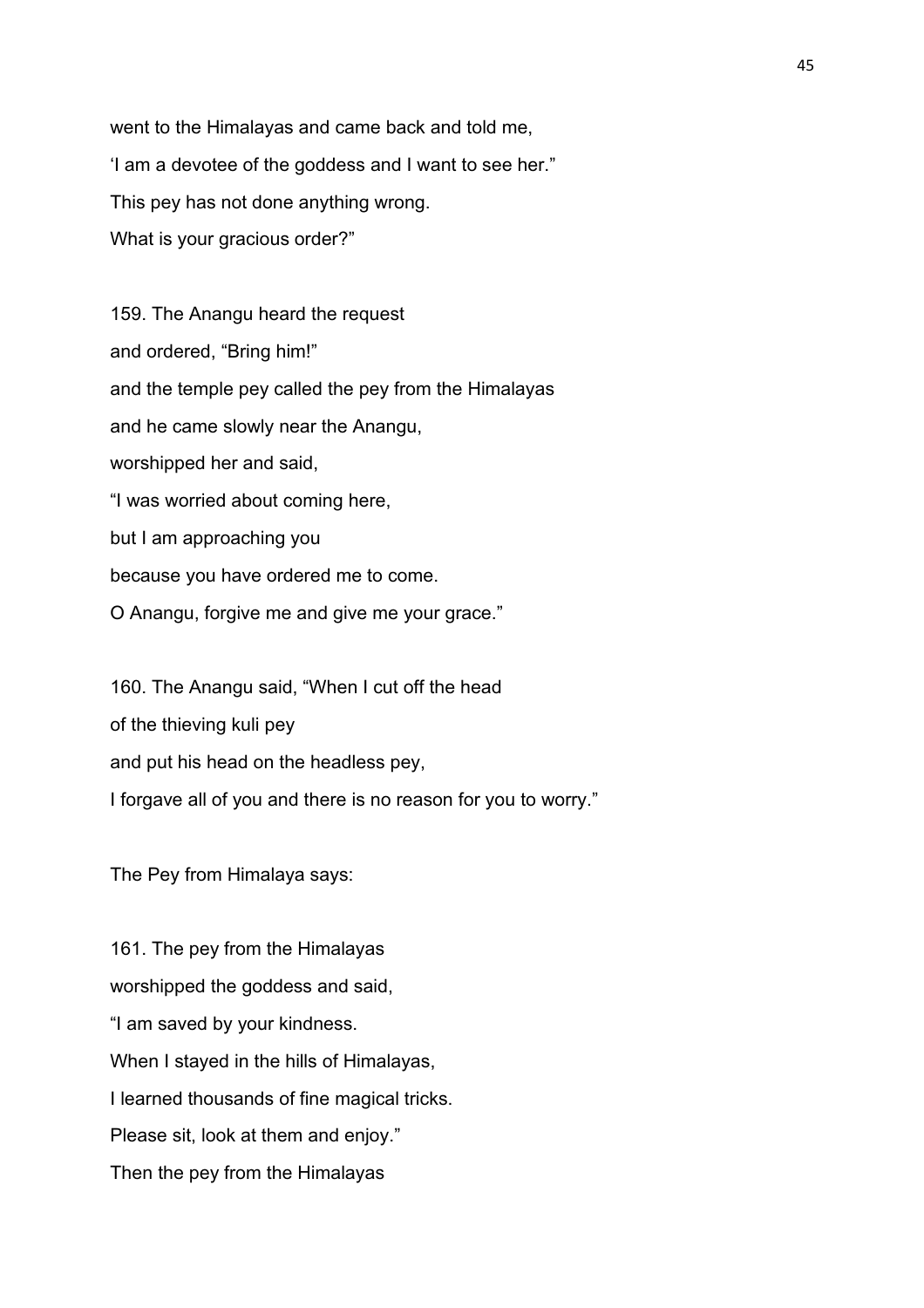went to the Himalayas and came back and told me,

'I am a devotee of the goddess and I want to see her."

This pey has not done anything wrong.

What is your gracious order?"

159. The Anangu heard the request

and ordered, "Bring him!"

and the temple pey called the pey from the Himalayas

and he came slowly near the Anangu,

worshipped her and said,

"I was worried about coming here,

but I am approaching you

because you have ordered me to come.

O Anangu, forgive me and give me your grace."

160. The Anangu said, "When I cut off the head

of the thieving kuli pey

and put his head on the headless pey,

I forgave all of you and there is no reason for you to worry."

The Pey from Himalaya says:

161. The pey from the Himalayas

worshipped the goddess and said,

"I am saved by your kindness.

When I stayed in the hills of Himalayas,

I learned thousands of fine magical tricks.

Please sit, look at them and enjoy."

Then the pey from the Himalayas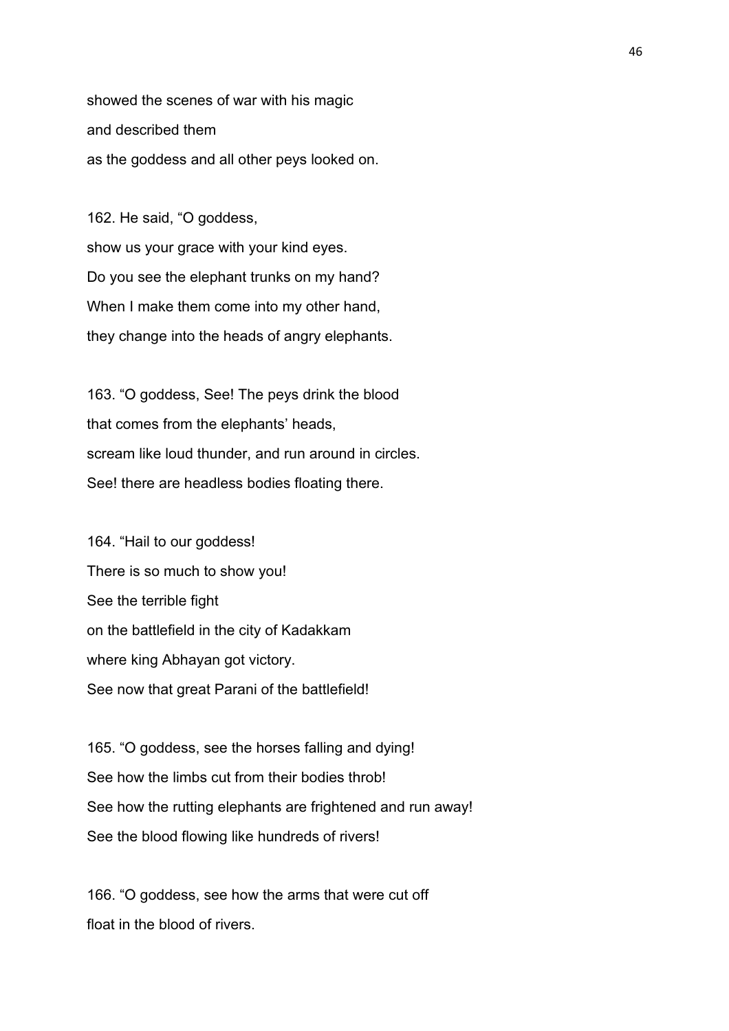showed the scenes of war with his magic
and described them
as the goddess and all other peys looked on.

162. He said, "O goddess,
show us your grace with your kind eyes.
Do you see the elephant trunks on my hand?
When I make them come into my other hand,
they change into the heads of angry elephants.

163. "O goddess, See! The peys drink the blood
that comes from the elephants' heads,
scream like loud thunder, and run around in circles.
See! there are headless bodies floating there.

164. "Hail to our goddess!
There is so much to show you!
See the terrible fight
on the battlefield in the city of Kadakkam
where king Abhayan got victory.
See now that great Parani of the battlefield!

165. "O goddess, see the horses falling and dying!
See how the limbs cut from their bodies throb!
See how the rutting elephants are frightened and run away!
See the blood flowing like hundreds of rivers!

166. "O goddess, see how the arms that were cut off
float in the blood of rivers.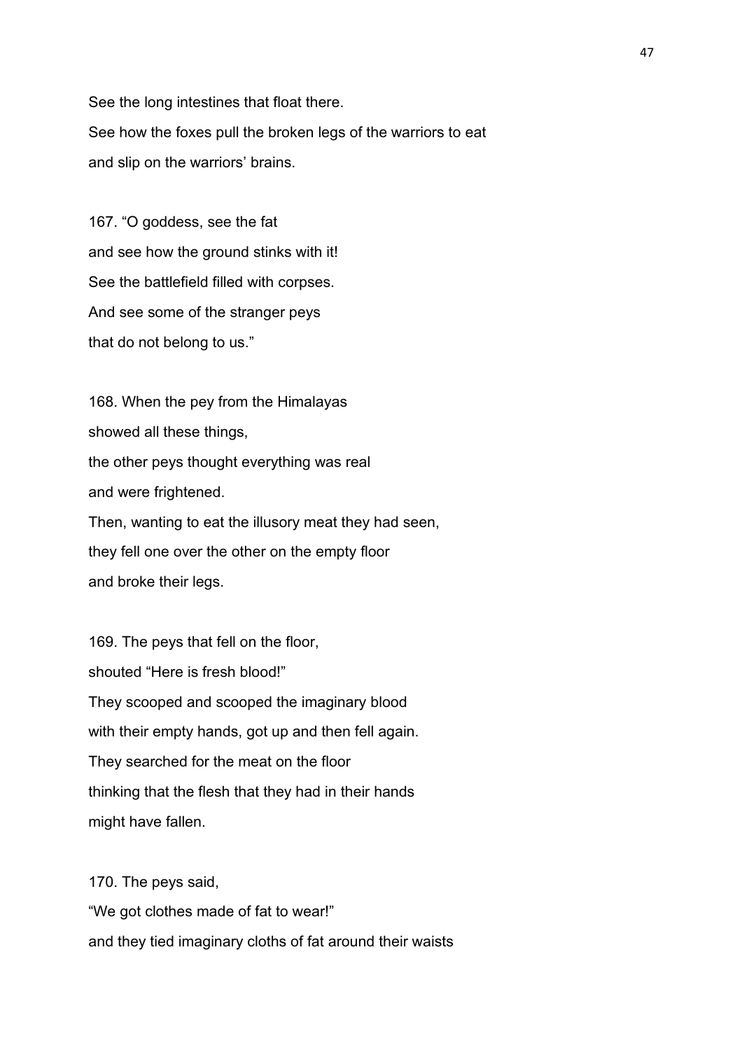See the long intestines that float there.
See how the foxes pull the broken legs of the warriors to eat
and slip on the warriors' brains.

167. "O goddess, see the fat
and see how the ground stinks with it!
See the battlefield filled with corpses.
And see some of the stranger peys
that do not belong to us."

168. When the pey from the Himalayas
showed all these things,
the other peys thought everything was real
and were frightened.
Then, wanting to eat the illusory meat they had seen,
they fell one over the other on the empty floor
and broke their legs.

169. The peys that fell on the floor,
shouted "Here is fresh blood!"
They scooped and scooped the imaginary blood
with their empty hands, got up and then fell again.
They searched for the meat on the floor
thinking that the flesh that they had in their hands
might have fallen.

170. The peys said,
"We got clothes made of fat to wear!"
and they tied imaginary cloths of fat around their waists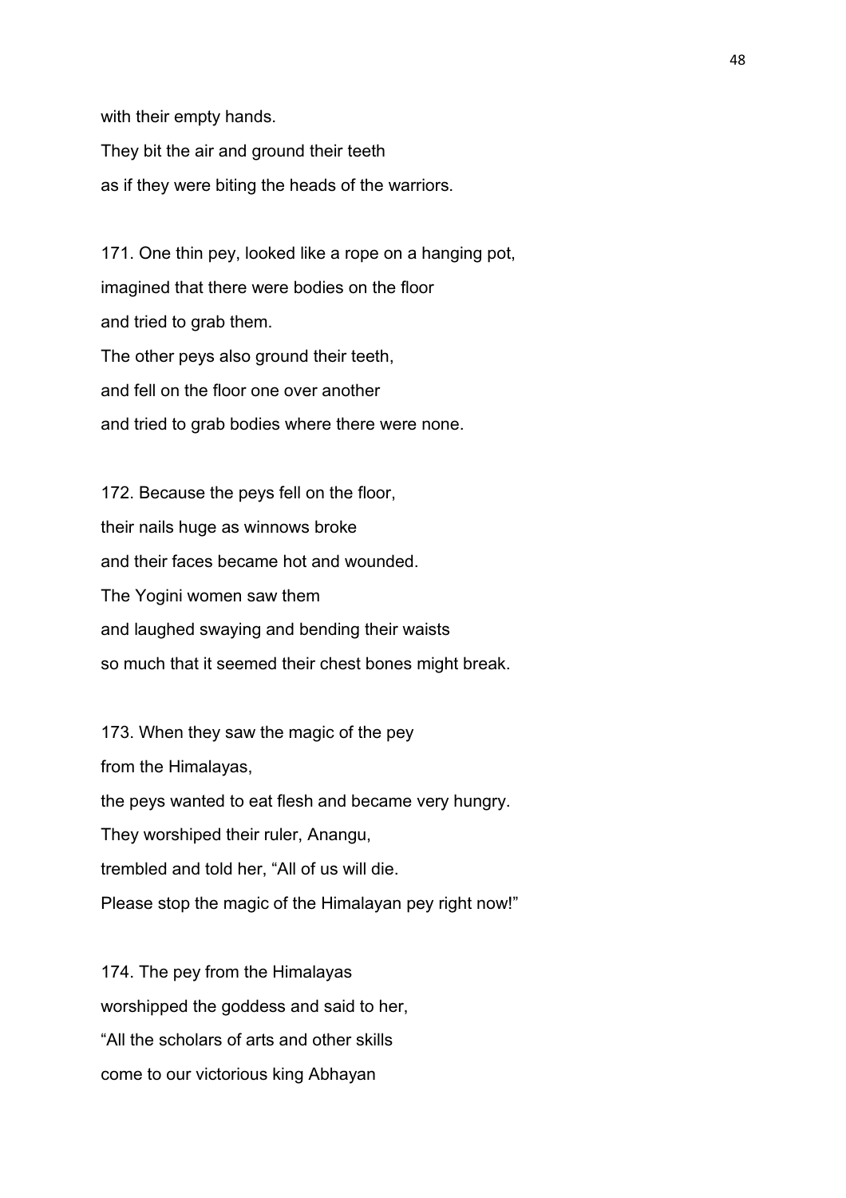with their empty hands.
They bit the air and ground their teeth
as if they were biting the heads of the warriors.

171. One thin pey, looked like a rope on a hanging pot,
imagined that there were bodies on the floor
and tried to grab them.
The other peys also ground their teeth,
and fell on the floor one over another
and tried to grab bodies where there were none.

172. Because the peys fell on the floor,
their nails huge as winnows broke
and their faces became hot and wounded.
The Yogini women saw them
and laughed swaying and bending their waists
so much that it seemed their chest bones might break.

173. When they saw the magic of the pey
from the Himalayas,
the peys wanted to eat flesh and became very hungry.
They worshiped their ruler, Anangu,
trembled and told her, "All of us will die.
Please stop the magic of the Himalayan pey right now!"

174. The pey from the Himalayas
worshipped the goddess and said to her,
"All the scholars of arts and other skills
come to our victorious king Abhayan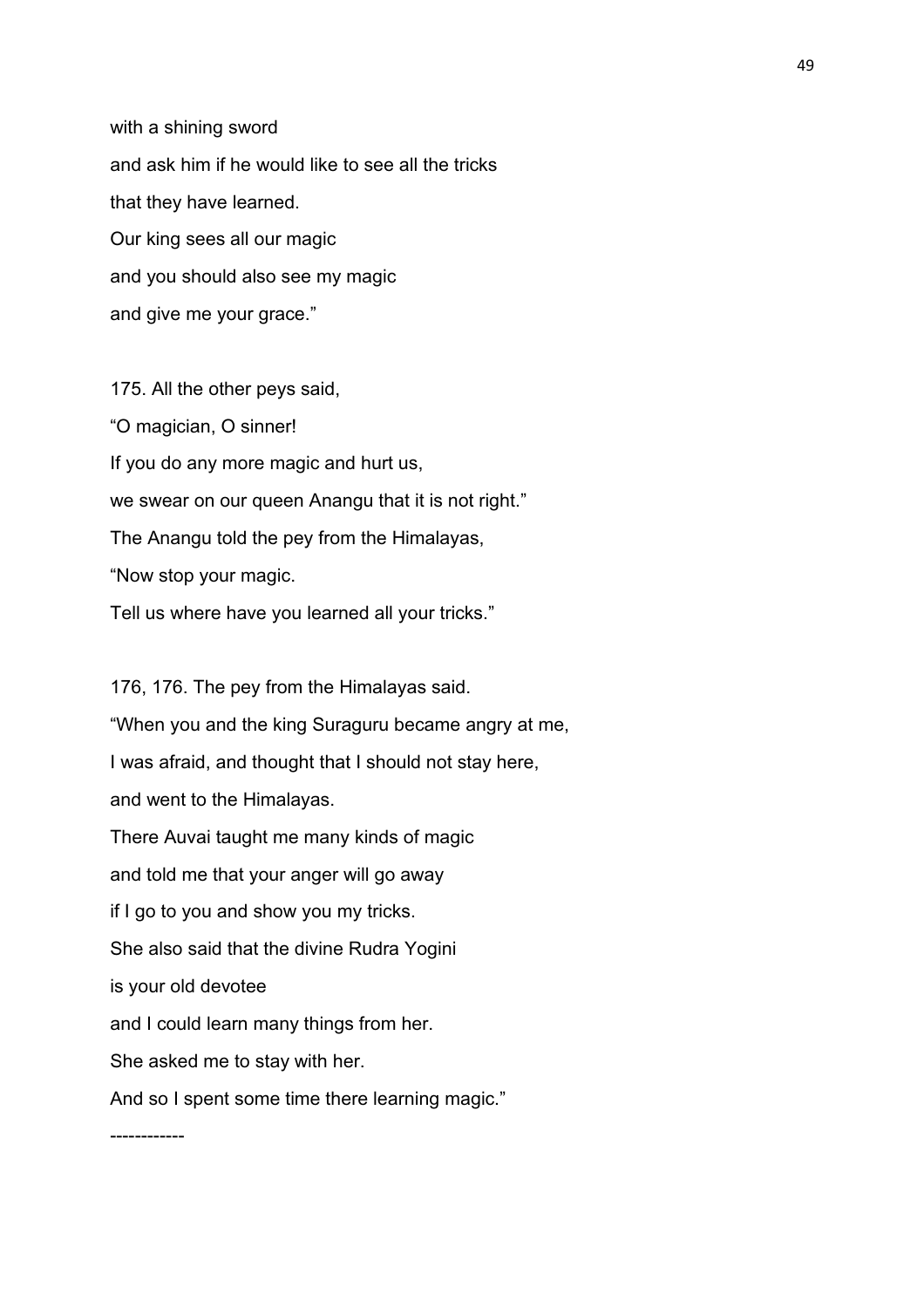with a shining sword
and ask him if he would like to see all the tricks
that they have learned.
Our king sees all our magic
and you should also see my magic
and give me your grace."

175. All the other peys said,
"O magician, O sinner!
If you do any more magic and hurt us,
we swear on our queen Anangu that it is not right."
The Anangu told the pey from the Himalayas,
"Now stop your magic.
Tell us where have you learned all your tricks."

176, 176. The pey from the Himalayas said.
"When you and the king Suraguru became angry at me,
I was afraid, and thought that I should not stay here,
and went to the Himalayas.
There Auvai taught me many kinds of magic
and told me that your anger will go away
if I go to you and show you my tricks.
She also said that the divine Rudra Yogini
is your old devotee
and I could learn many things from her.
She asked me to stay with her.
And so I spent some time there learning magic."

------------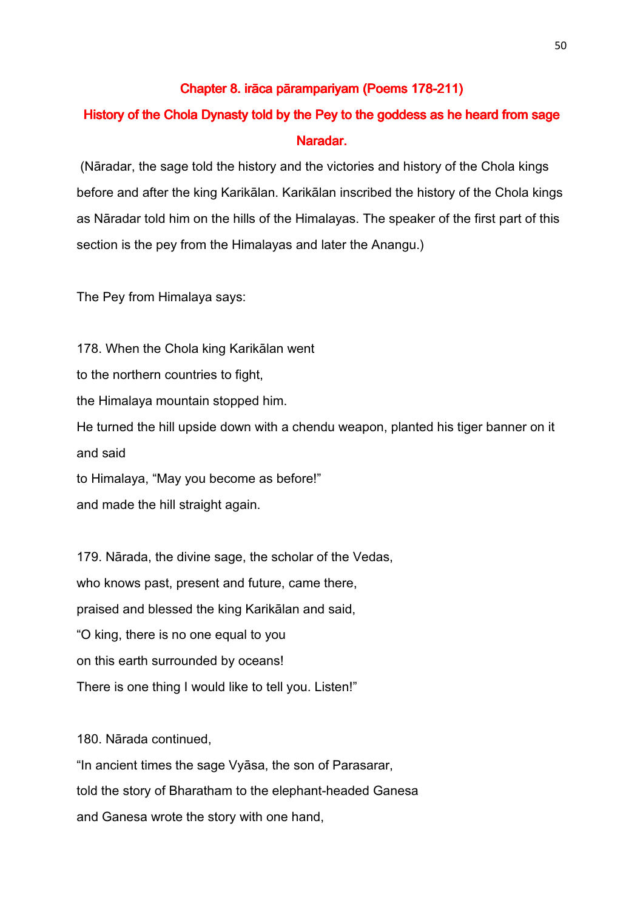## Chapter 8. irāca pārampariyam (Poems 178-211)

## History of the Chola Dynasty told by the Pey to the goddess as he heard from sage Naradar.

(Nāradar, the sage told the history and the victories and history of the Chola kings before and after the king Karikālan. Karikālan inscribed the history of the Chola kings as Nāradar told him on the hills of the Himalayas. The speaker of the first part of this section is the pey from the Himalayas and later the Anangu.)

The Pey from Himalaya says:

178. When the Chola king Karikālan went
to the northern countries to fight,
the Himalaya mountain stopped him.
He turned the hill upside down with a chendu weapon, planted his tiger banner on it and said
to Himalaya, "May you become as before!"
and made the hill straight again.

179. Nārada, the divine sage, the scholar of the Vedas,
who knows past, present and future, came there,
praised and blessed the king Karikālan and said,
"O king, there is no one equal to you
on this earth surrounded by oceans!
There is one thing I would like to tell you. Listen!"

180. Nārada continued,
"In ancient times the sage Vyāsa, the son of Parasarar,
told the story of Bharatham to the elephant-headed Ganesa
and Ganesa wrote the story with one hand,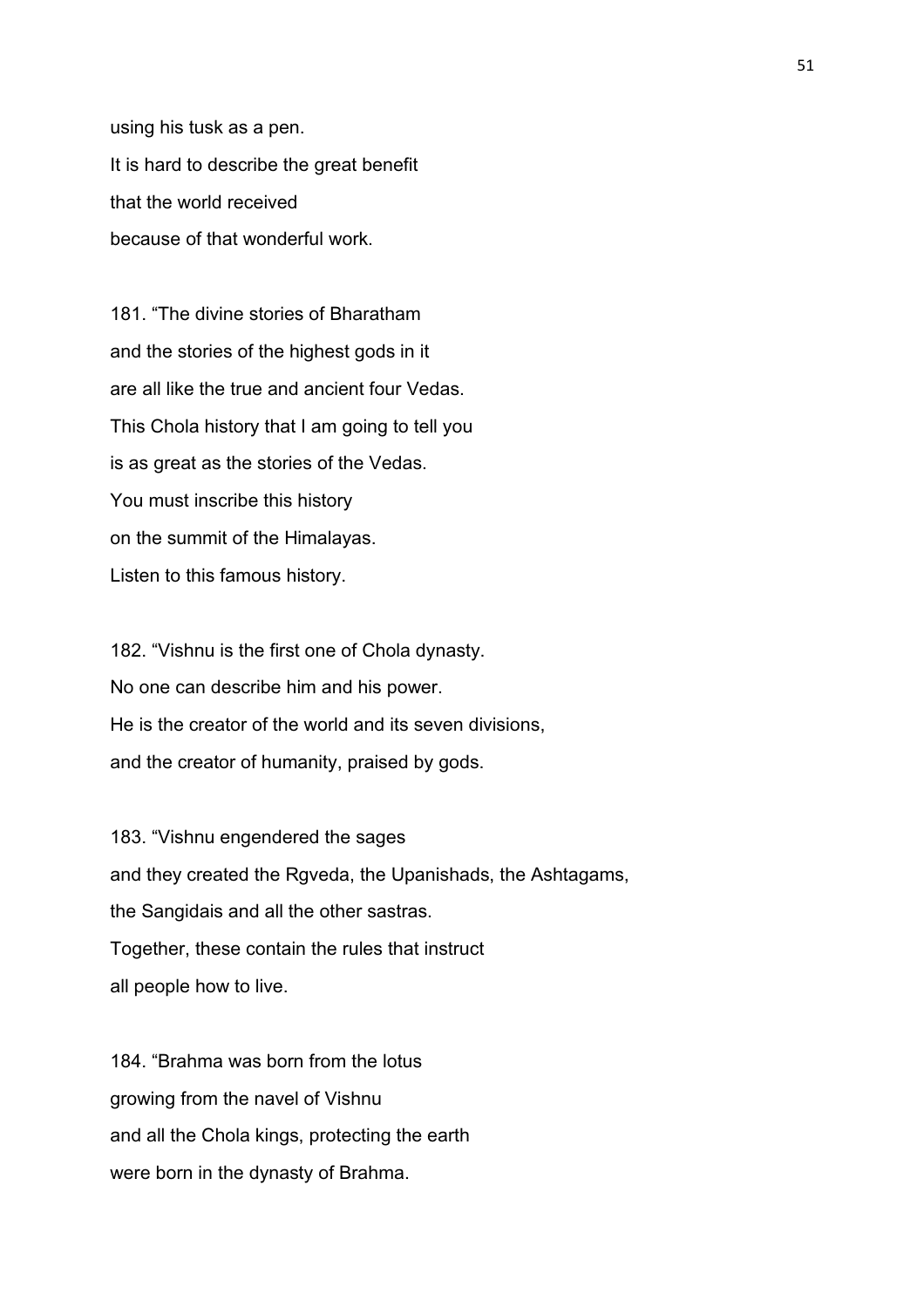using his tusk as a pen.
It is hard to describe the great benefit
that the world received
because of that wonderful work.

181. “The divine stories of Bharatham
and the stories of the highest gods in it
are all like the true and ancient four Vedas.
This Chola history that I am going to tell you
is as great as the stories of the Vedas.
You must inscribe this history
on the summit of the Himalayas.
Listen to this famous history.

182. “Vishnu is the first one of Chola dynasty.
No one can describe him and his power.
He is the creator of the world and its seven divisions,
and the creator of humanity, praised by gods.

183. “Vishnu engendered the sages
and they created the Rgveda, the Upanishads, the Ashtagams,
the Sangidais and all the other sastras.
Together, these contain the rules that instruct
all people how to live.

184. “Brahma was born from the lotus
growing from the navel of Vishnu
and all the Chola kings, protecting the earth
were born in the dynasty of Brahma.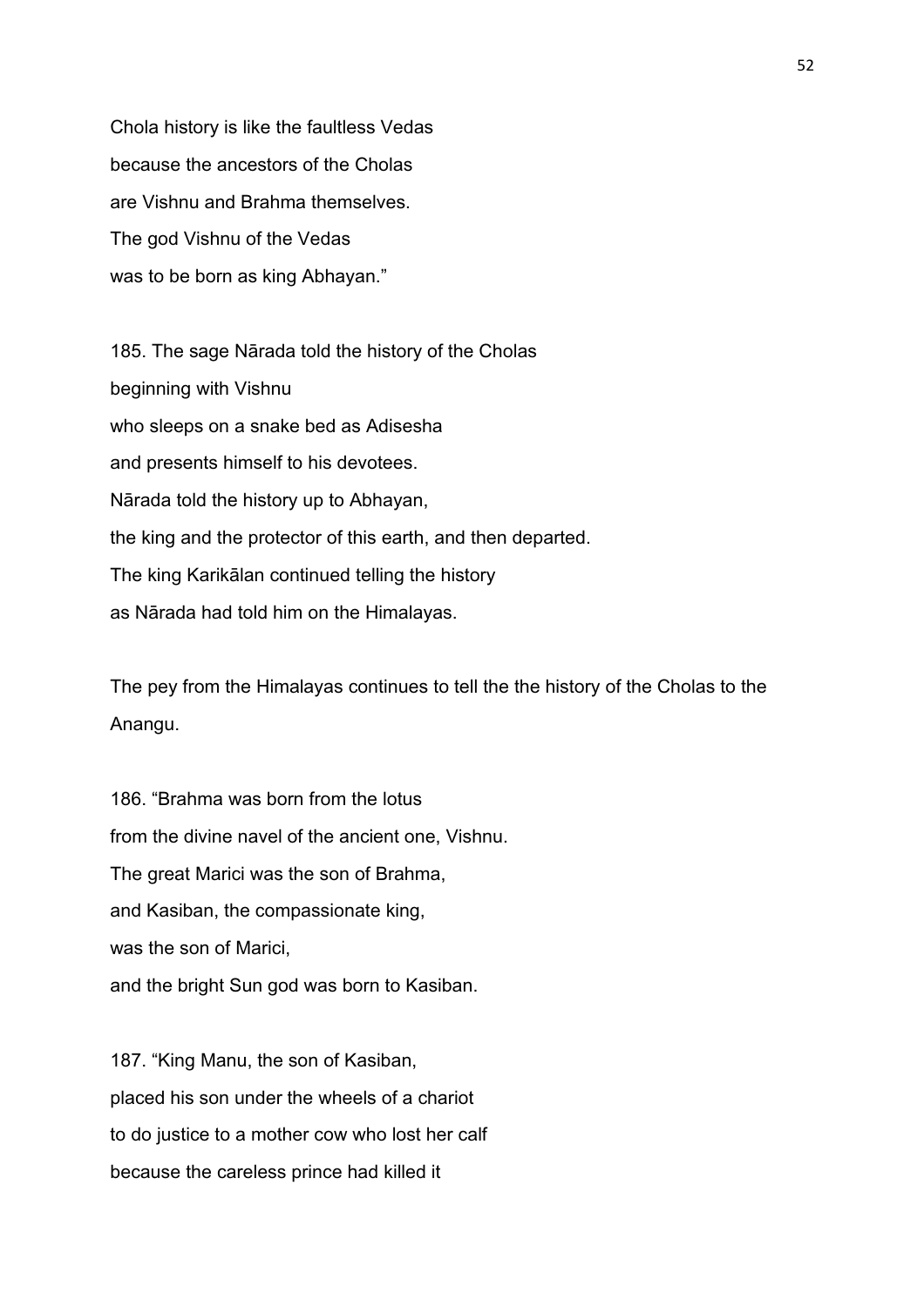Chola history is like the faultless Vedas
because the ancestors of the Cholas
are Vishnu and Brahma themselves.
The god Vishnu of the Vedas
was to be born as king Abhayan."

185. The sage Nārada told the history of the Cholas
beginning with Vishnu
who sleeps on a snake bed as Adisesha
and presents himself to his devotees.
Nārada told the history up to Abhayan,
the king and the protector of this earth, and then departed.
The king Karikālan continued telling the history
as Nārada had told him on the Himalayas.

The pey from the Himalayas continues to tell the the history of the Cholas to the Anangu.

186. "Brahma was born from the lotus
from the divine navel of the ancient one, Vishnu.
The great Marici was the son of Brahma,
and Kasiban, the compassionate king,
was the son of Marici,
and the bright Sun god was born to Kasiban.

187. "King Manu, the son of Kasiban,
placed his son under the wheels of a chariot
to do justice to a mother cow who lost her calf
because the careless prince had killed it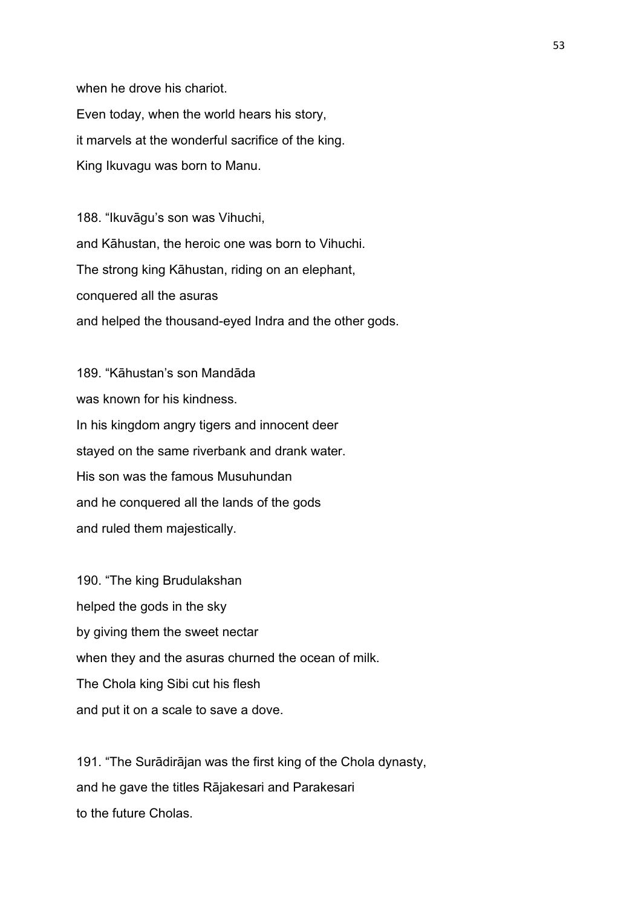when he drove his chariot.
Even today, when the world hears his story,
it marvels at the wonderful sacrifice of the king.
King Ikuvagu was born to Manu.

188. "Ikuvāgu's son was Vihuchi,
and Kāhustan, the heroic one was born to Vihuchi.
The strong king Kāhustan, riding on an elephant,
conquered all the asuras
and helped the thousand-eyed Indra and the other gods.

189. "Kāhustan's son Mandāda
was known for his kindness.
In his kingdom angry tigers and innocent deer
stayed on the same riverbank and drank water.
His son was the famous Musuhundan
and he conquered all the lands of the gods
and ruled them majestically.

190. "The king Brudulakshan
helped the gods in the sky
by giving them the sweet nectar
when they and the asuras churned the ocean of milk.
The Chola king Sibi cut his flesh
and put it on a scale to save a dove.

191. "The Surādirājan was the first king of the Chola dynasty,
and he gave the titles Rājakesari and Parakesari
to the future Cholas.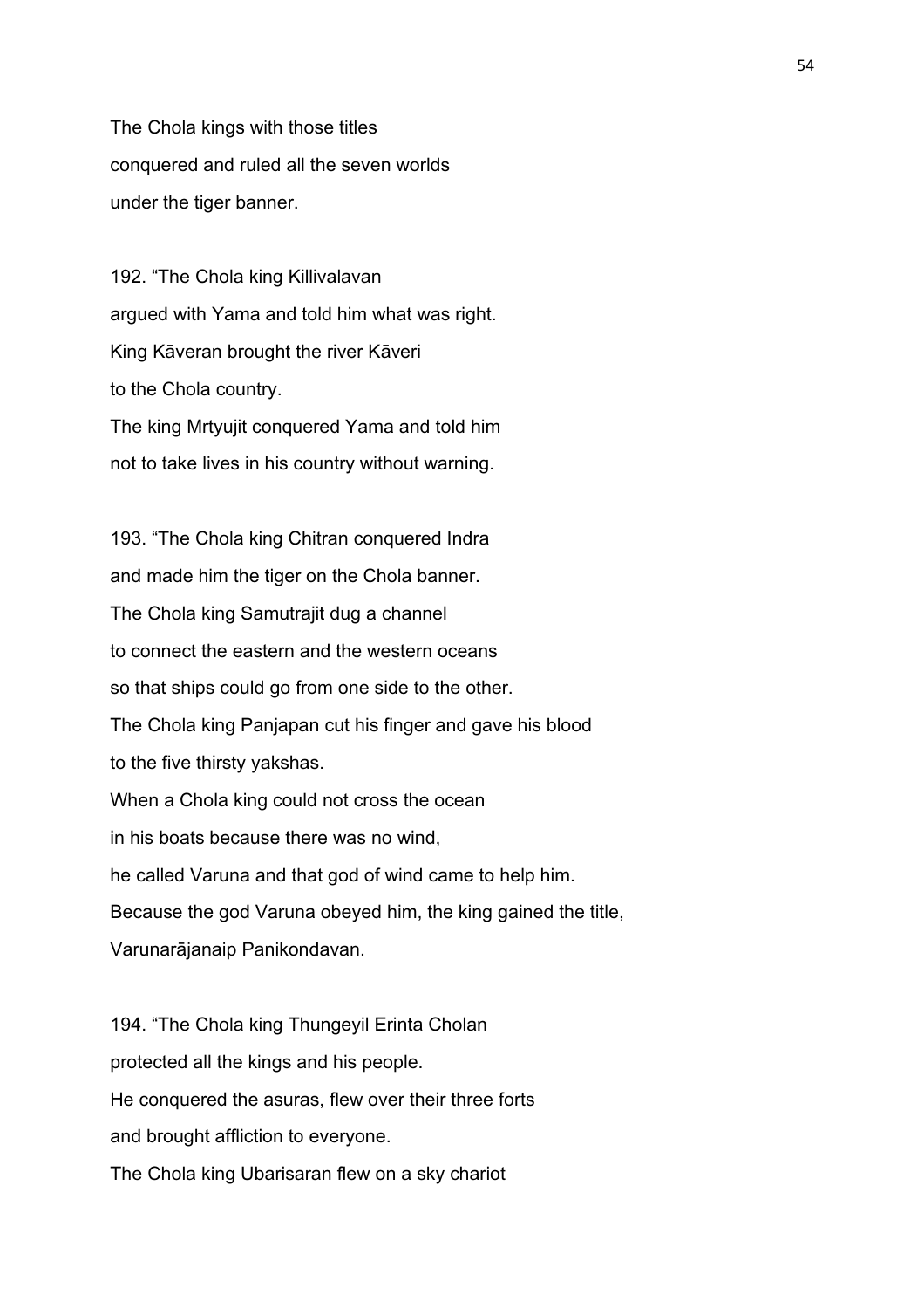The Chola kings with those titles
conquered and ruled all the seven worlds
under the tiger banner.

192. "The Chola king Killivalavan
argued with Yama and told him what was right.
King Kāveran brought the river Kāveri
to the Chola country.
The king Mrtyujit conquered Yama and told him
not to take lives in his country without warning.

193. "The Chola king Chitran conquered Indra
and made him the tiger on the Chola banner.
The Chola king Samutrajit dug a channel
to connect the eastern and the western oceans
so that ships could go from one side to the other.
The Chola king Panjapan cut his finger and gave his blood
to the five thirsty yakshas.
When a Chola king could not cross the ocean
in his boats because there was no wind,
he called Varuna and that god of wind came to help him.
Because the god Varuna obeyed him, the king gained the title,
Varunarājanaip Panikondavan.

194. "The Chola king Thungeyil Erinta Cholan
protected all the kings and his people.
He conquered the asuras, flew over their three forts
and brought affliction to everyone.
The Chola king Ubarisaran flew on a sky chariot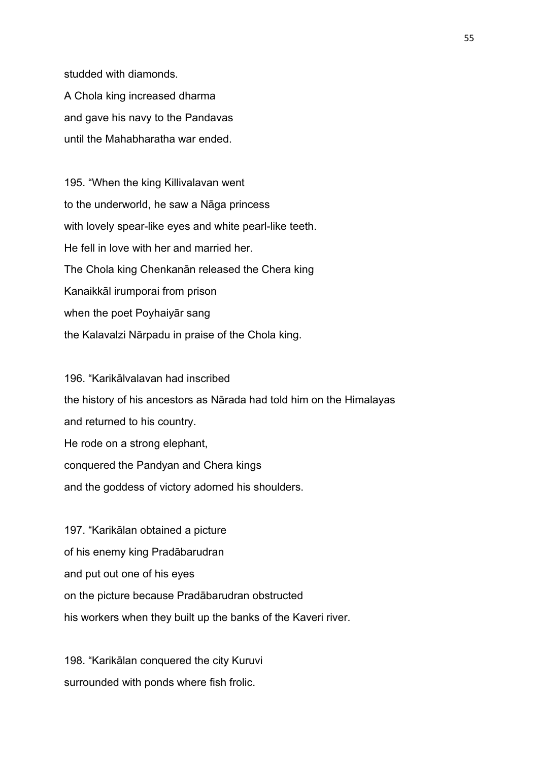studded with diamonds.
A Chola king increased dharma
and gave his navy to the Pandavas
until the Mahabharatha war ended.

195. "When the king Killivalavan went
to the underworld, he saw a Nāga princess
with lovely spear-like eyes and white pearl-like teeth.
He fell in love with her and married her.
The Chola king Chenkanān released the Chera king
Kanaikkāl irumporai from prison
when the poet Poyhaiyār sang
the Kalavalzi Nārpadu in praise of the Chola king.

196. "Karikālvalavan had inscribed
the history of his ancestors as Nārada had told him on the Himalayas
and returned to his country.
He rode on a strong elephant,
conquered the Pandyan and Chera kings
and the goddess of victory adorned his shoulders.

197. "Karikālan obtained a picture
of his enemy king Pradābarudran
and put out one of his eyes
on the picture because Pradābarudran obstructed
his workers when they built up the banks of the Kaveri river.

198. "Karikālan conquered the city Kuruvi
surrounded with ponds where fish frolic.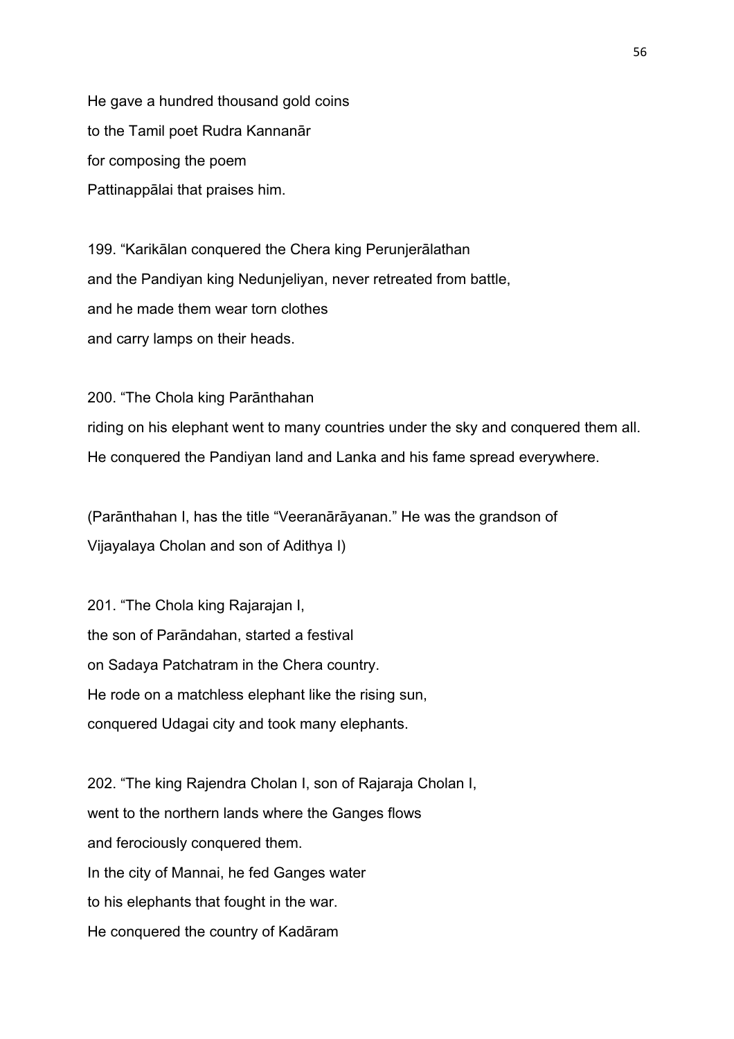He gave a hundred thousand gold coins
to the Tamil poet Rudra Kannanār
for composing the poem
Pattinappālai that praises him.

199. "Karikālan conquered the Chera king Perunjerālathan
and the Pandiyan king Nedunjeliyan, never retreated from battle,
and he made them wear torn clothes
and carry lamps on their heads.

200. "The Chola king Parānthahan
riding on his elephant went to many countries under the sky and conquered them all.
He conquered the Pandiyan land and Lanka and his fame spread everywhere.

(Parānthahan I, has the title "Veeranārāyanan." He was the grandson of
Vijayalaya Cholan and son of Adithya I)

201. "The Chola king Rajarajan I,
the son of Parāndahan, started a festival
on Sadaya Patchatram in the Chera country.
He rode on a matchless elephant like the rising sun,
conquered Udagai city and took many elephants.

202. "The king Rajendra Cholan I, son of Rajaraja Cholan I,
went to the northern lands where the Ganges flows
and ferociously conquered them.
In the city of Mannai, he fed Ganges water
to his elephants that fought in the war.
He conquered the country of Kadāram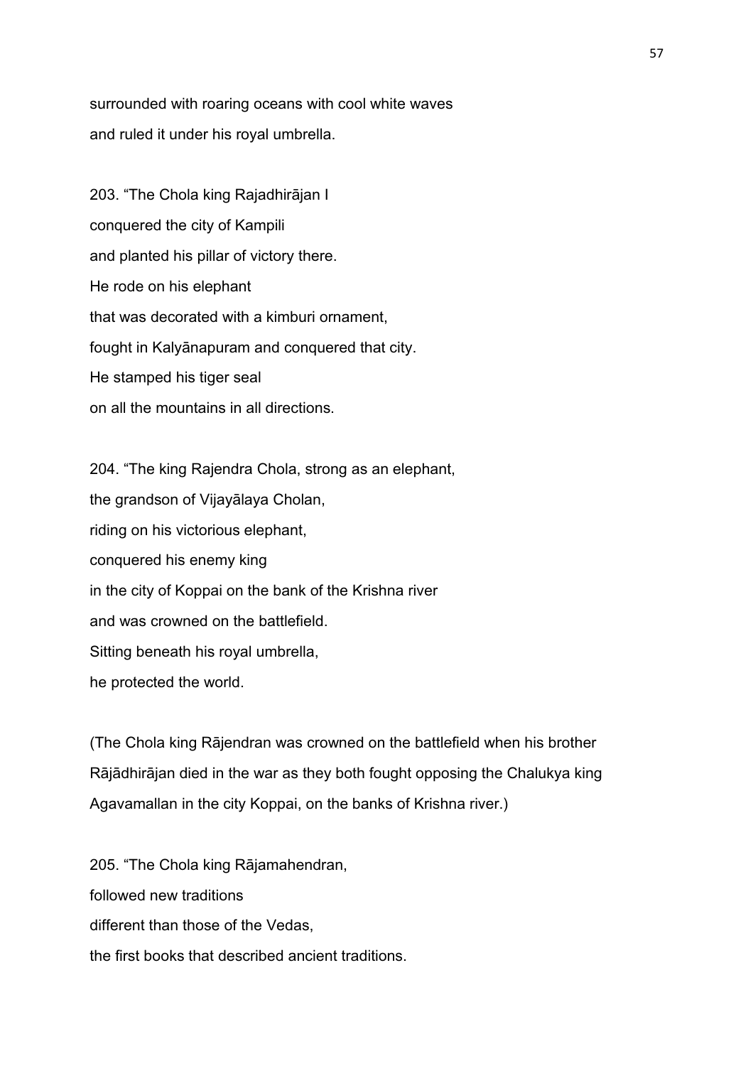surrounded with roaring oceans with cool white waves
and ruled it under his royal umbrella.

203. “The Chola king Rajadhirājan I
conquered the city of Kampili
and planted his pillar of victory there.
He rode on his elephant
that was decorated with a kimburi ornament,
fought in Kalyānapuram and conquered that city.
He stamped his tiger seal
on all the mountains in all directions.

204. “The king Rajendra Chola, strong as an elephant,
the grandson of Vijayālaya Cholan,
riding on his victorious elephant,
conquered his enemy king
in the city of Koppai on the bank of the Krishna river
and was crowned on the battlefield.
Sitting beneath his royal umbrella,
he protected the world.

(The Chola king Rājendran was crowned on the battlefield when his brother Rājādhirājan died in the war as they both fought opposing the Chalukya king Agavamallan in the city Koppai, on the banks of Krishna river.)

205. “The Chola king Rājamahendran,
followed new traditions
different than those of the Vedas,
the first books that described ancient traditions.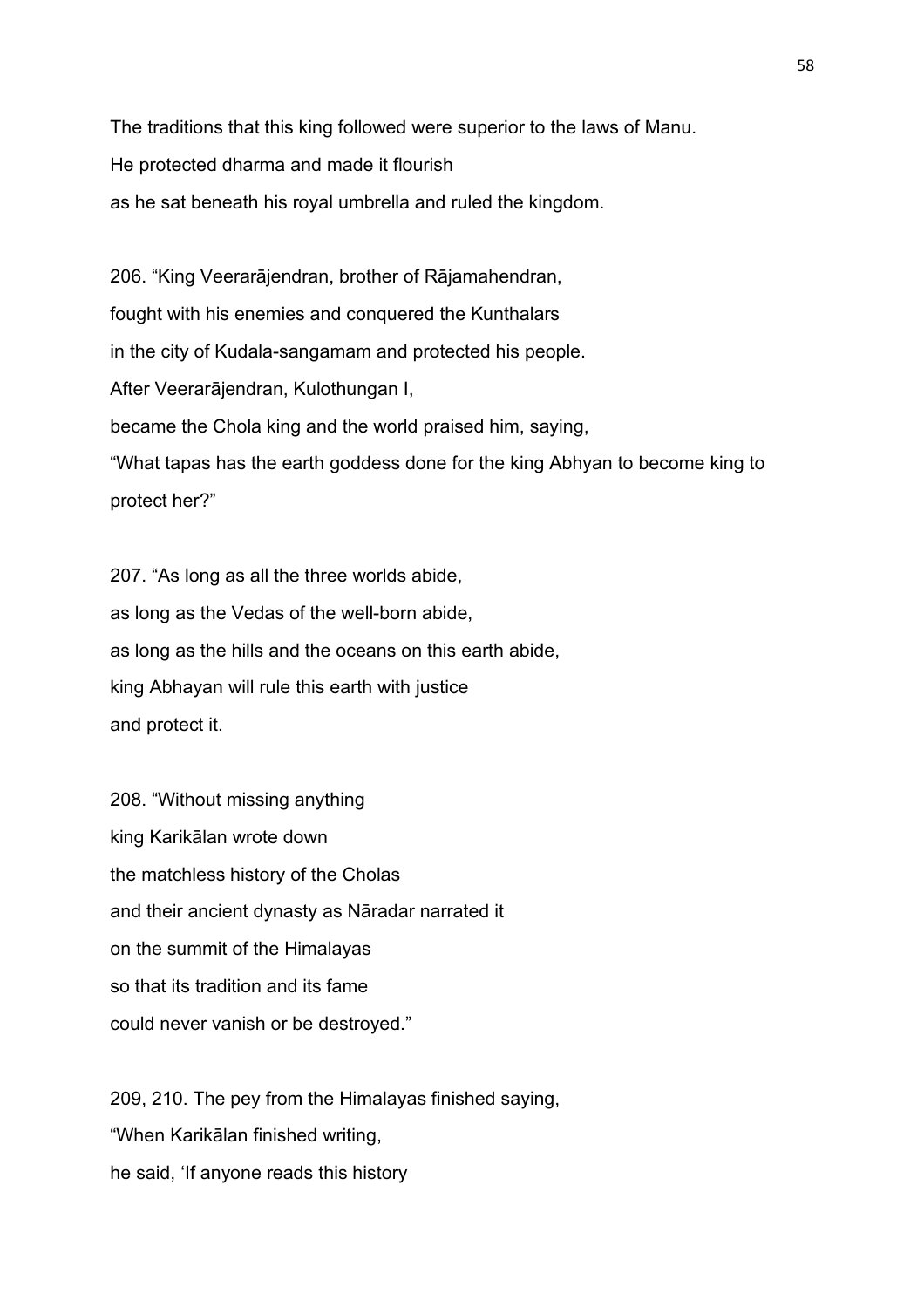The traditions that this king followed were superior to the laws of Manu.
He protected dharma and made it flourish
as he sat beneath his royal umbrella and ruled the kingdom.

206. "King Veerarājendran, brother of Rājamahendran,
fought with his enemies and conquered the Kunthalars
in the city of Kudala-sangamam and protected his people.
After Veerarājendran, Kulothungan I,
became the Chola king and the world praised him, saying,
"What tapas has the earth goddess done for the king Abhyan to become king to protect her?"

207. "As long as all the three worlds abide,
as long as the Vedas of the well-born abide,
as long as the hills and the oceans on this earth abide,
king Abhayan will rule this earth with justice
and protect it.

208. "Without missing anything
king Karikālan wrote down
the matchless history of the Cholas
and their ancient dynasty as Nāradar narrated it
on the summit of the Himalayas
so that its tradition and its fame
could never vanish or be destroyed."

209, 210. The pey from the Himalayas finished saying,
"When Karikālan finished writing,
he said, 'If anyone reads this history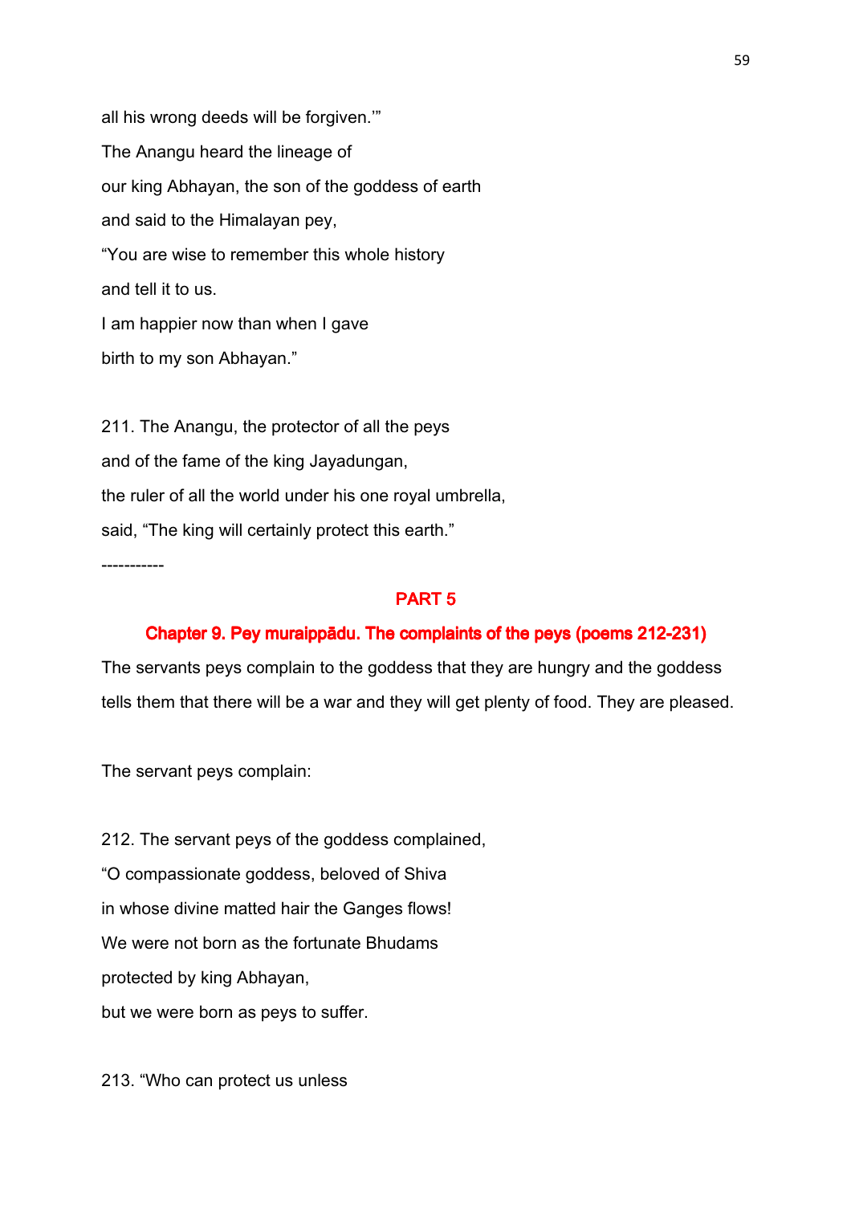all his wrong deeds will be forgiven.'"

The Anangu heard the lineage of

our king Abhayan, the son of the goddess of earth

and said to the Himalayan pey,

"You are wise to remember this whole history

and tell it to us.

I am happier now than when I gave

birth to my son Abhayan."

211. The Anangu, the protector of all the peys

and of the fame of the king Jayadungan,

the ruler of all the world under his one royal umbrella,

said, "The king will certainly protect this earth."

-----------

## PART 5

### Chapter 9. Pey muraippādu. The complaints of the peys (poems 212-231)

The servants peys complain to the goddess that they are hungry and the goddess tells them that there will be a war and they will get plenty of food. They are pleased.

The servant peys complain:

212. The servant peys of the goddess complained,

"O compassionate goddess, beloved of Shiva

in whose divine matted hair the Ganges flows!

We were not born as the fortunate Bhudams

protected by king Abhayan,

but we were born as peys to suffer.

213. "Who can protect us unless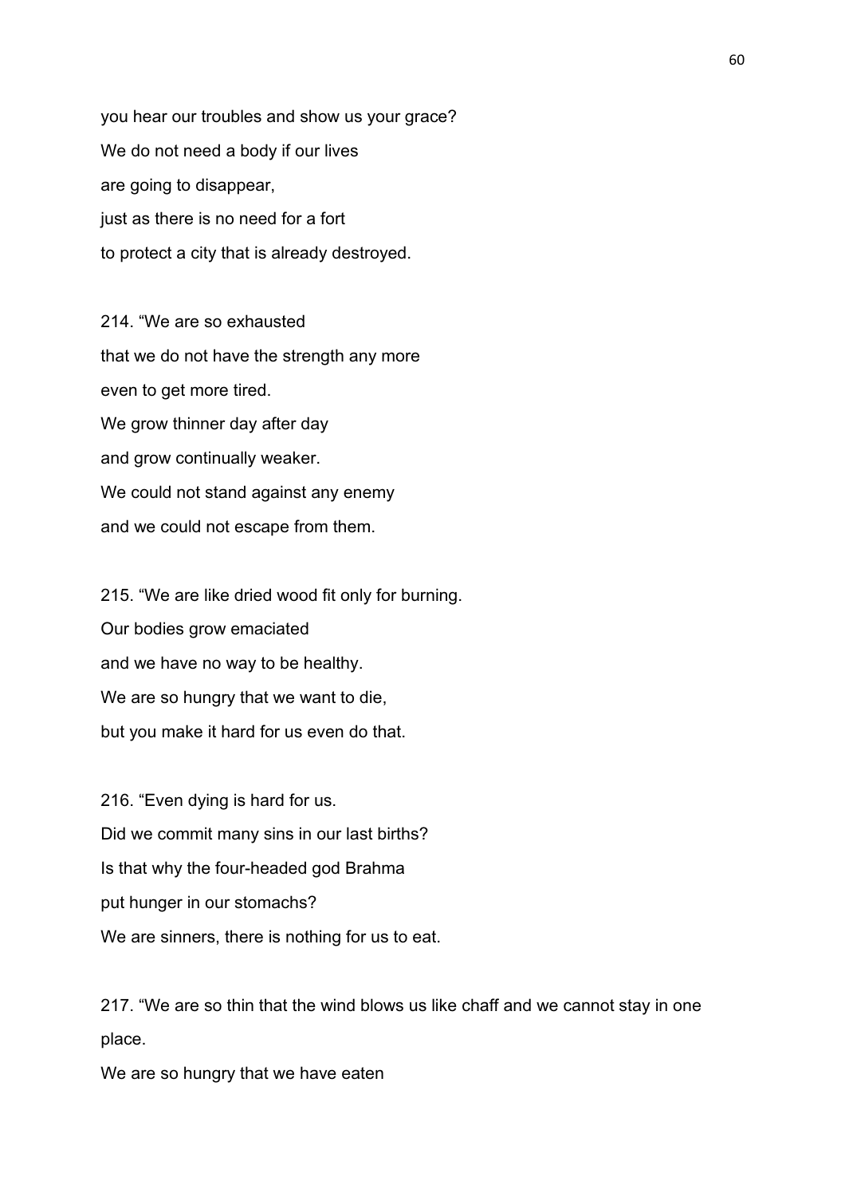you hear our troubles and show us your grace?
We do not need a body if our lives
are going to disappear,
just as there is no need for a fort
to protect a city that is already destroyed.

214. "We are so exhausted
that we do not have the strength any more
even to get more tired.
We grow thinner day after day
and grow continually weaker.
We could not stand against any enemy
and we could not escape from them.

215. "We are like dried wood fit only for burning.
Our bodies grow emaciated
and we have no way to be healthy.
We are so hungry that we want to die,
but you make it hard for us even do that.

216. "Even dying is hard for us.
Did we commit many sins in our last births?
Is that why the four-headed god Brahma
put hunger in our stomachs?
We are sinners, there is nothing for us to eat.

217. "We are so thin that the wind blows us like chaff and we cannot stay in one place.
We are so hungry that we have eaten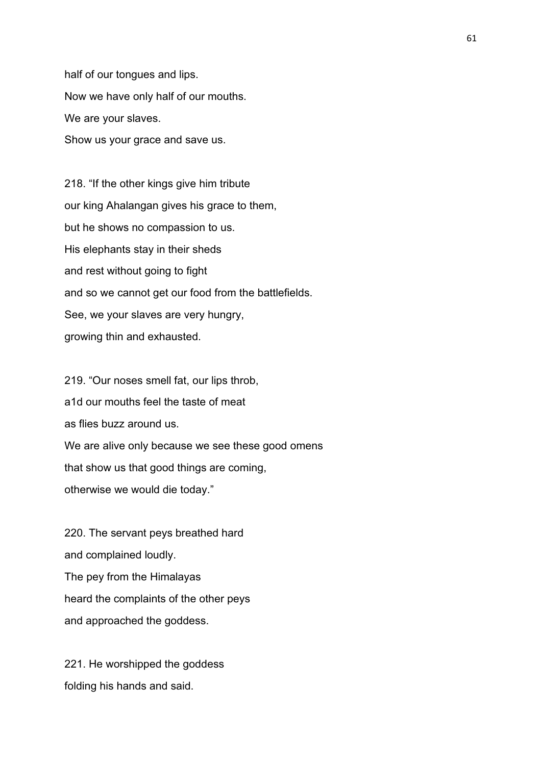half of our tongues and lips.
Now we have only half of our mouths.
We are your slaves.
Show us your grace and save us.

218. “If the other kings give him tribute
our king Ahalangan gives his grace to them,
but he shows no compassion to us.
His elephants stay in their sheds
and rest without going to fight
and so we cannot get our food from the battlefields.
See, we your slaves are very hungry,
growing thin and exhausted.

219. “Our noses smell fat, our lips throb,
a1d our mouths feel the taste of meat
as flies buzz around us.
We are alive only because we see these good omens
that show us that good things are coming,
otherwise we would die today.”

220. The servant peys breathed hard
and complained loudly.
The pey from the Himalayas
heard the complaints of the other peys
and approached the goddess.

221. He worshipped the goddess
folding his hands and said.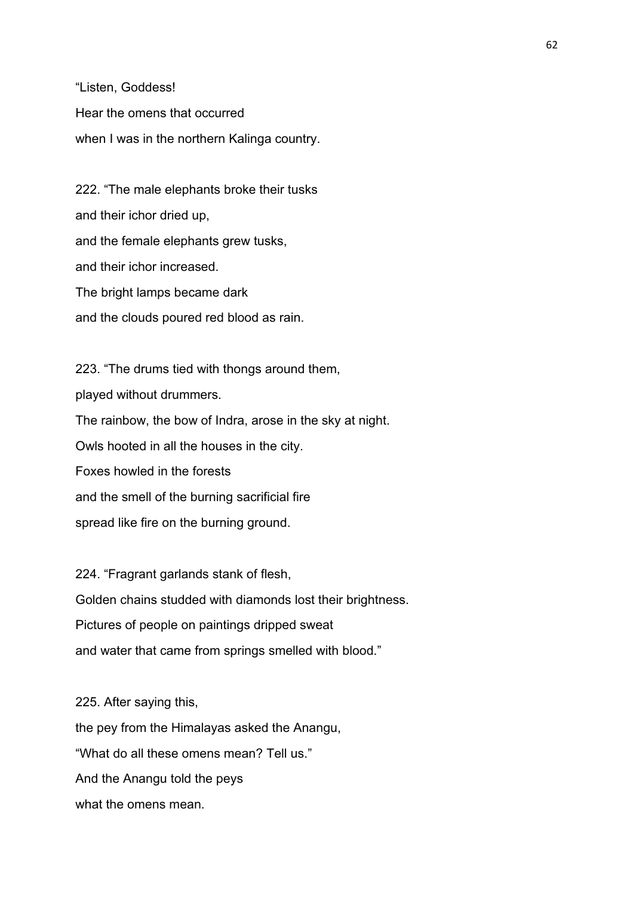"Listen, Goddess!  
Hear the omens that occurred  
when I was in the northern Kalinga country.

222. "The male elephants broke their tusks  
and their ichor dried up,  
and the female elephants grew tusks,  
and their ichor increased.  
The bright lamps became dark  
and the clouds poured red blood as rain.

223. "The drums tied with thongs around them,  
played without drummers.  
The rainbow, the bow of Indra, arose in the sky at night.  
Owls hooted in all the houses in the city.  
Foxes howled in the forests  
and the smell of the burning sacrificial fire  
spread like fire on the burning ground.

224. "Fragrant garlands stank of flesh,  
Golden chains studded with diamonds lost their brightness.  
Pictures of people on paintings dripped sweat  
and water that came from springs smelled with blood."

225. After saying this,  
the pey from the Himalayas asked the Anangu,  
"What do all these omens mean? Tell us."  
And the Anangu told the peys  
what the omens mean.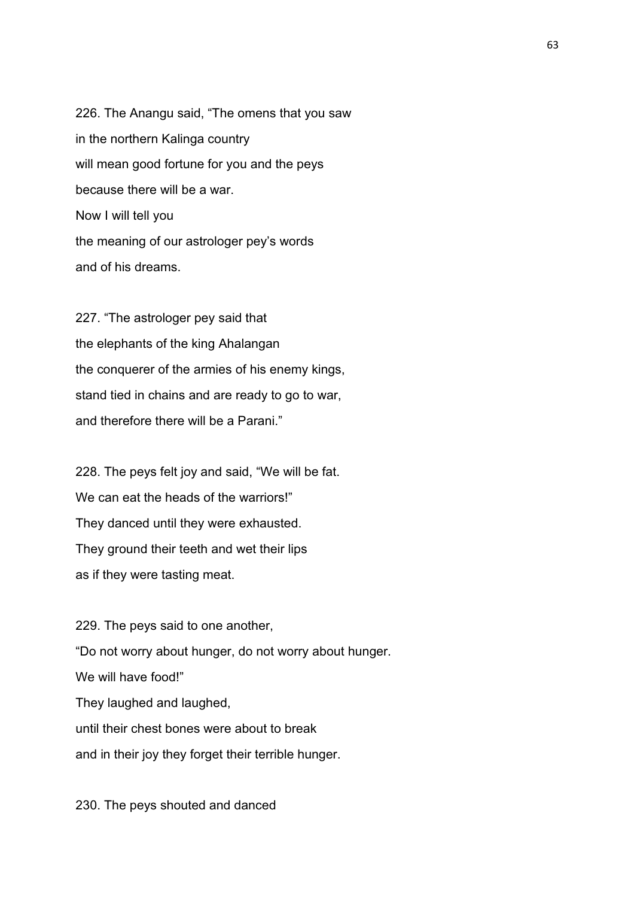226. The Anangu said, “The omens that you saw
in the northern Kalinga country
will mean good fortune for you and the peys
because there will be a war.
Now I will tell you
the meaning of our astrologer pey’s words
and of his dreams.

227. “The astrologer pey said that
the elephants of the king Ahalangan
the conquerer of the armies of his enemy kings,
stand tied in chains and are ready to go to war,
and therefore there will be a Parani.”

228. The peys felt joy and said, “We will be fat.
We can eat the heads of the warriors!”
They danced until they were exhausted.
They ground their teeth and wet their lips
as if they were tasting meat.

229. The peys said to one another,
“Do not worry about hunger, do not worry about hunger.
We will have food!”
They laughed and laughed,
until their chest bones were about to break
and in their joy they forget their terrible hunger.

230. The peys shouted and danced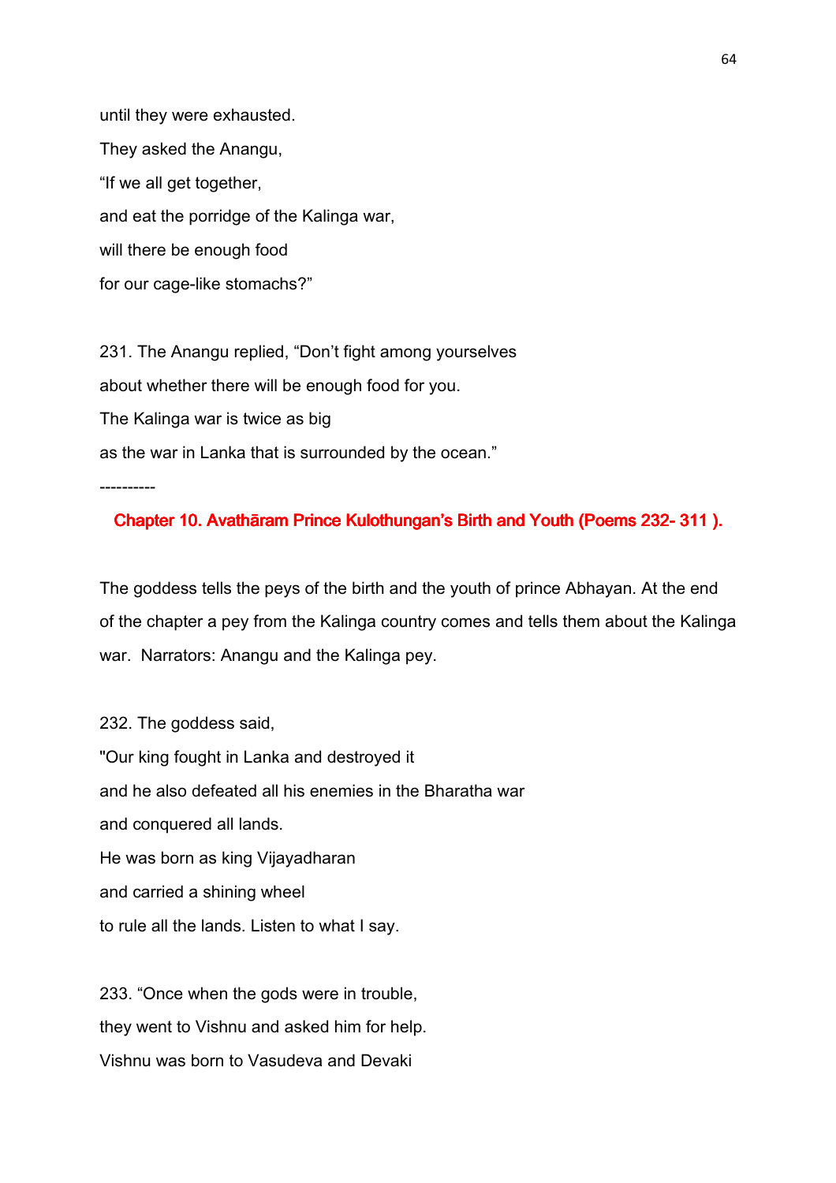until they were exhausted.

They asked the Anangu,

“If we all get together,

and eat the porridge of the Kalinga war,

will there be enough food

for our cage-like stomachs?”

231. The Anangu replied, “Don’t fight among yourselves

about whether there will be enough food for you.

The Kalinga war is twice as big

as the war in Lanka that is surrounded by the ocean.”

----------

## Chapter 10. Avathāram Prince Kulothungan’s Birth and Youth (Poems 232- 311 ).

The goddess tells the peys of the birth and the youth of prince Abhayan. At the end of the chapter a pey from the Kalinga country comes and tells them about the Kalinga war. Narrators: Anangu and the Kalinga pey.

232. The goddess said,

"Our king fought in Lanka and destroyed it

and he also defeated all his enemies in the Bharatha war

and conquered all lands.

He was born as king Vijayadharan

and carried a shining wheel

to rule all the lands. Listen to what I say.

233. “Once when the gods were in trouble,

they went to Vishnu and asked him for help.

Vishnu was born to Vasudeva and Devaki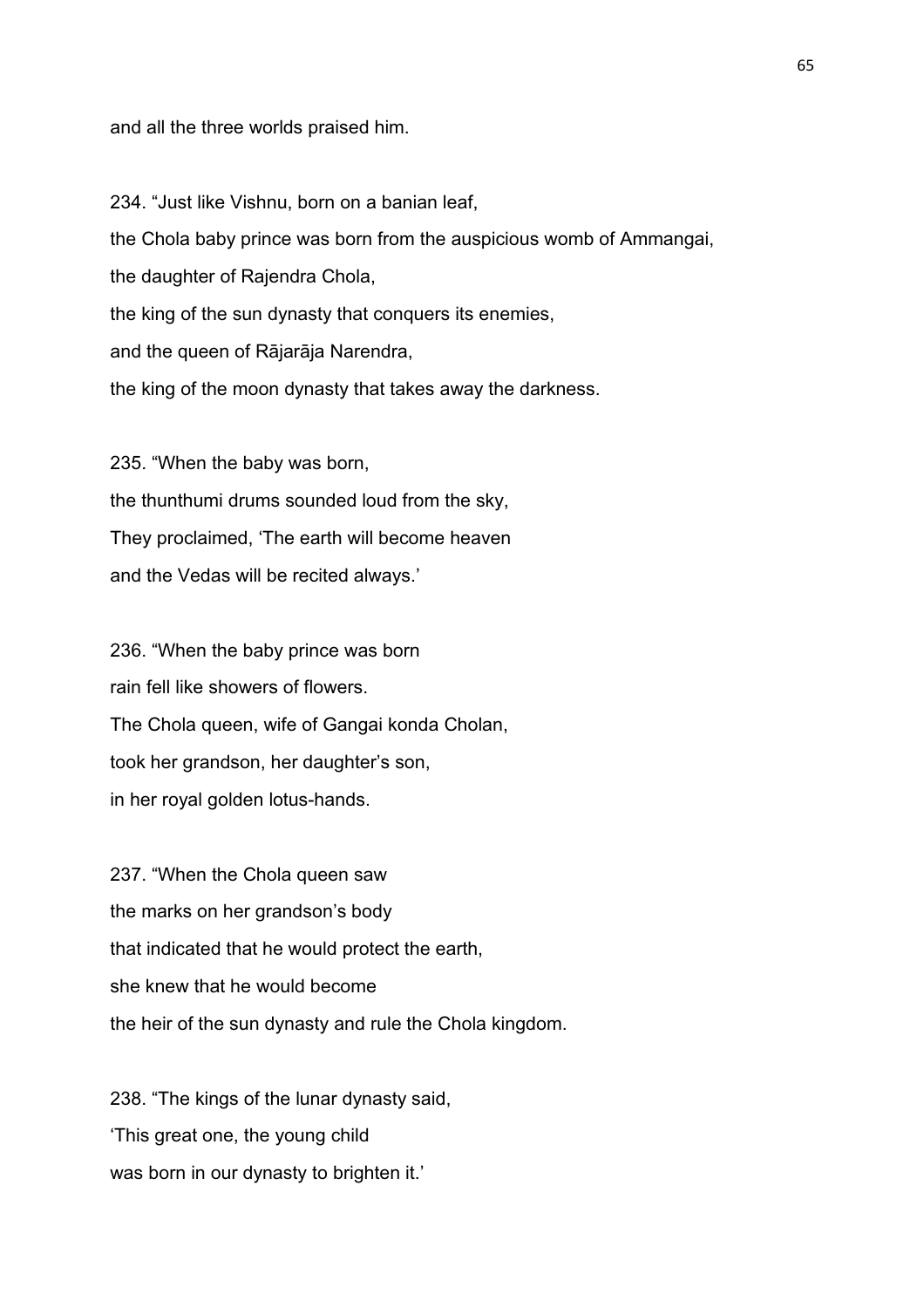and all the three worlds praised him.

234. “Just like Vishnu, born on a banian leaf,
the Chola baby prince was born from the auspicious womb of Ammangai,
the daughter of Rajendra Chola,
the king of the sun dynasty that conquers its enemies,
and the queen of Rājarāja Narendra,
the king of the moon dynasty that takes away the darkness.

235. “When the baby was born,
the thunthumi drums sounded loud from the sky,
They proclaimed, ‘The earth will become heaven
and the Vedas will be recited always.’

236. “When the baby prince was born
rain fell like showers of flowers.
The Chola queen, wife of Gangai konda Cholan,
took her grandson, her daughter’s son,
in her royal golden lotus-hands.

237. “When the Chola queen saw
the marks on her grandson’s body
that indicated that he would protect the earth,
she knew that he would become
the heir of the sun dynasty and rule the Chola kingdom.

238. “The kings of the lunar dynasty said,
‘This great one, the young child
was born in our dynasty to brighten it.’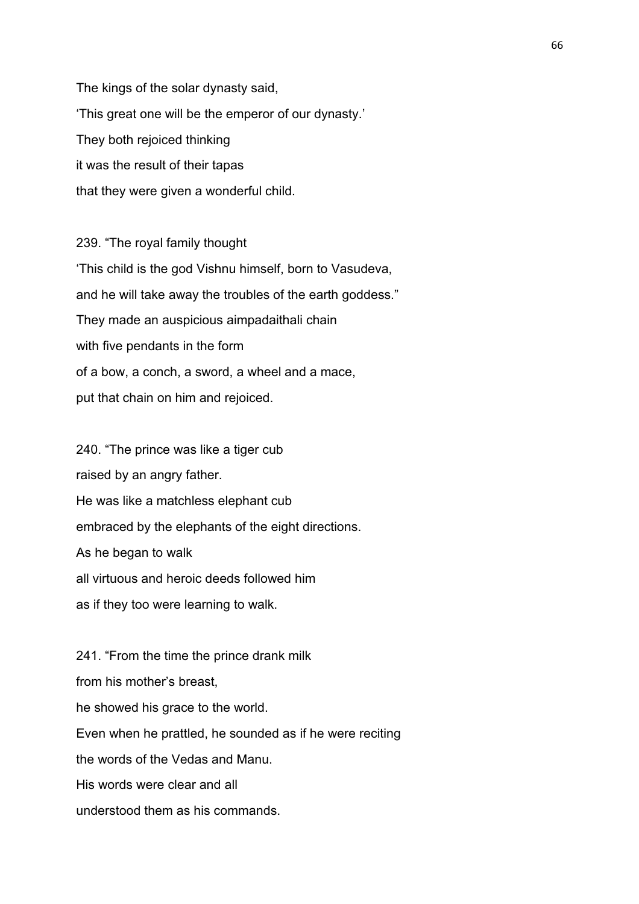The kings of the solar dynasty said,
‘This great one will be the emperor of our dynasty.’
They both rejoiced thinking
it was the result of their tapas
that they were given a wonderful child.

239. “The royal family thought
‘This child is the god Vishnu himself, born to Vasudeva,
and he will take away the troubles of the earth goddess.”
They made an auspicious aimpadaithali chain
with five pendants in the form
of a bow, a conch, a sword, a wheel and a mace,
put that chain on him and rejoiced.

240. “The prince was like a tiger cub
raised by an angry father.
He was like a matchless elephant cub
embraced by the elephants of the eight directions.
As he began to walk
all virtuous and heroic deeds followed him
as if they too were learning to walk.

241. “From the time the prince drank milk
from his mother’s breast,
he showed his grace to the world.
Even when he prattled, he sounded as if he were reciting
the words of the Vedas and Manu.
His words were clear and all
understood them as his commands.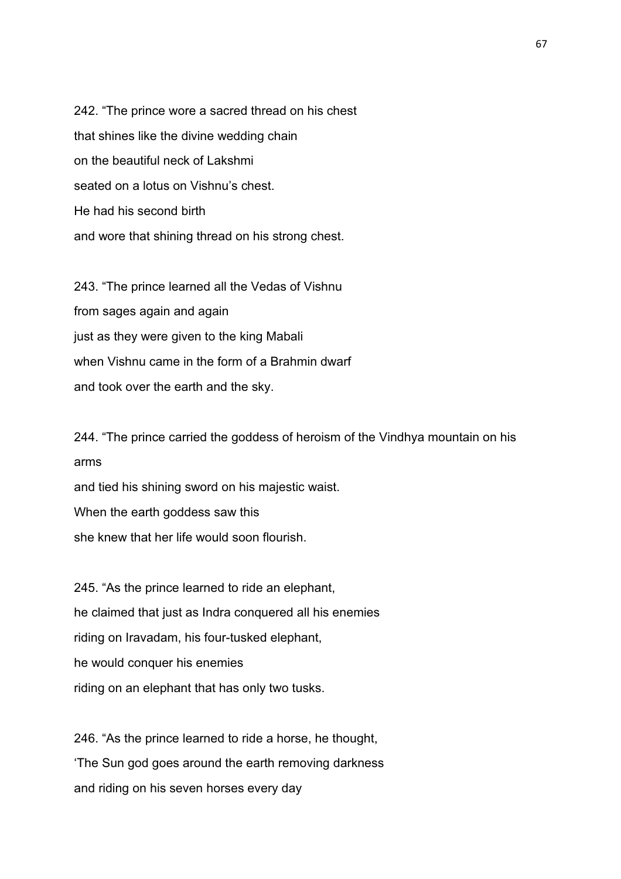242. “The prince wore a sacred thread on his chest
that shines like the divine wedding chain
on the beautiful neck of Lakshmi
seated on a lotus on Vishnu’s chest.
He had his second birth
and wore that shining thread on his strong chest.

243. “The prince learned all the Vedas of Vishnu
from sages again and again
just as they were given to the king Mabali
when Vishnu came in the form of a Brahmin dwarf
and took over the earth and the sky.

244. “The prince carried the goddess of heroism of the Vindhya mountain on his arms
and tied his shining sword on his majestic waist.
When the earth goddess saw this
she knew that her life would soon flourish.

245. “As the prince learned to ride an elephant,
he claimed that just as Indra conquered all his enemies
riding on Iravadam, his four-tusked elephant,
he would conquer his enemies
riding on an elephant that has only two tusks.

246. “As the prince learned to ride a horse, he thought,
‘The Sun god goes around the earth removing darkness
and riding on his seven horses every day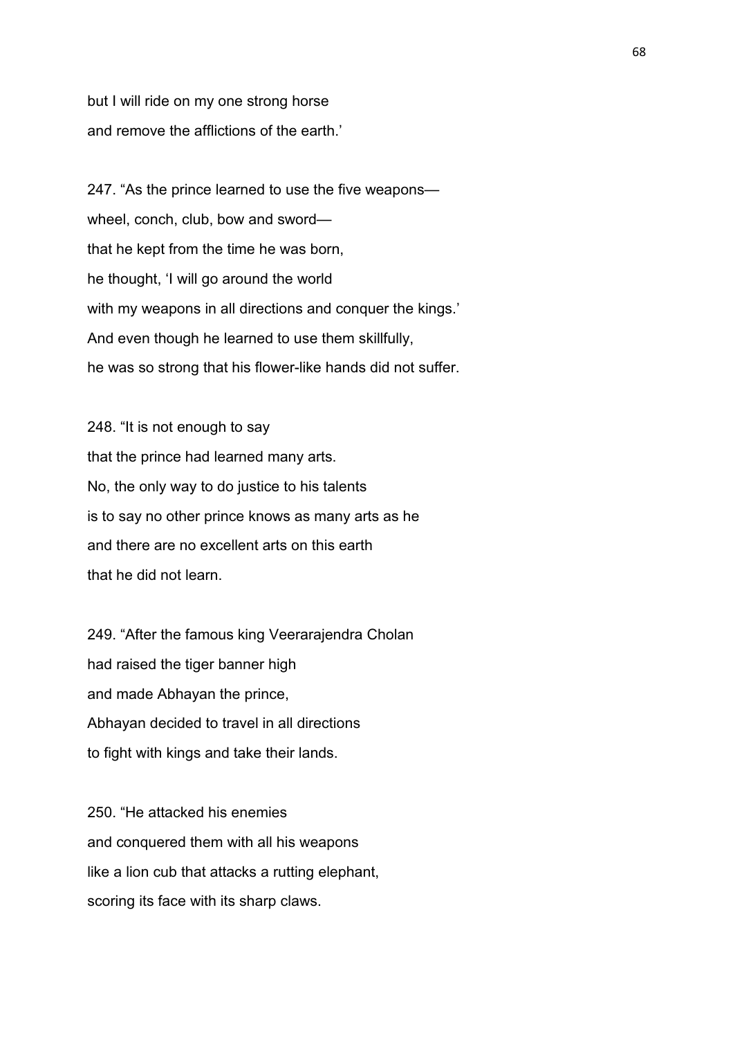but I will ride on my one strong horse
and remove the afflictions of the earth.'

247. "As the prince learned to use the five weapons—
wheel, conch, club, bow and sword—
that he kept from the time he was born,
he thought, 'I will go around the world
with my weapons in all directions and conquer the kings.'
And even though he learned to use them skillfully,
he was so strong that his flower-like hands did not suffer.

248. "It is not enough to say
that the prince had learned many arts.
No, the only way to do justice to his talents
is to say no other prince knows as many arts as he
and there are no excellent arts on this earth
that he did not learn.

249. "After the famous king Veerarajendra Cholan
had raised the tiger banner high
and made Abhayan the prince,
Abhayan decided to travel in all directions
to fight with kings and take their lands.

250. "He attacked his enemies
and conquered them with all his weapons
like a lion cub that attacks a rutting elephant,
scoring its face with its sharp claws.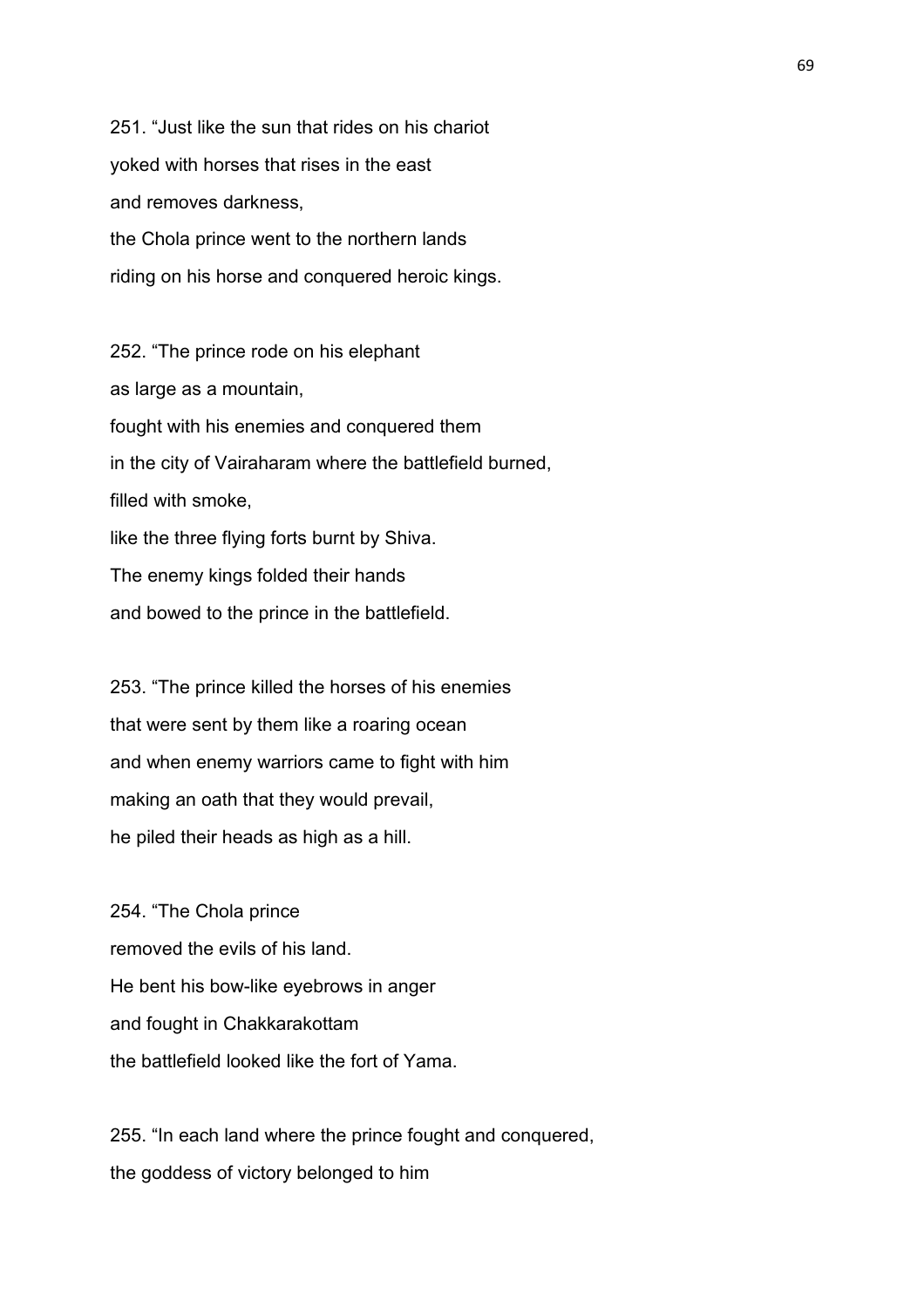251. “Just like the sun that rides on his chariot
yoked with horses that rises in the east
and removes darkness,
the Chola prince went to the northern lands
riding on his horse and conquered heroic kings.

252. “The prince rode on his elephant
as large as a mountain,
fought with his enemies and conquered them
in the city of Vairaharam where the battlefield burned,
filled with smoke,
like the three flying forts burnt by Shiva.
The enemy kings folded their hands
and bowed to the prince in the battlefield.

253. “The prince killed the horses of his enemies
that were sent by them like a roaring ocean
and when enemy warriors came to fight with him
making an oath that they would prevail,
he piled their heads as high as a hill.

254. “The Chola prince
removed the evils of his land.
He bent his bow-like eyebrows in anger
and fought in Chakkarakottam
the battlefield looked like the fort of Yama.

255. “In each land where the prince fought and conquered,
the goddess of victory belonged to him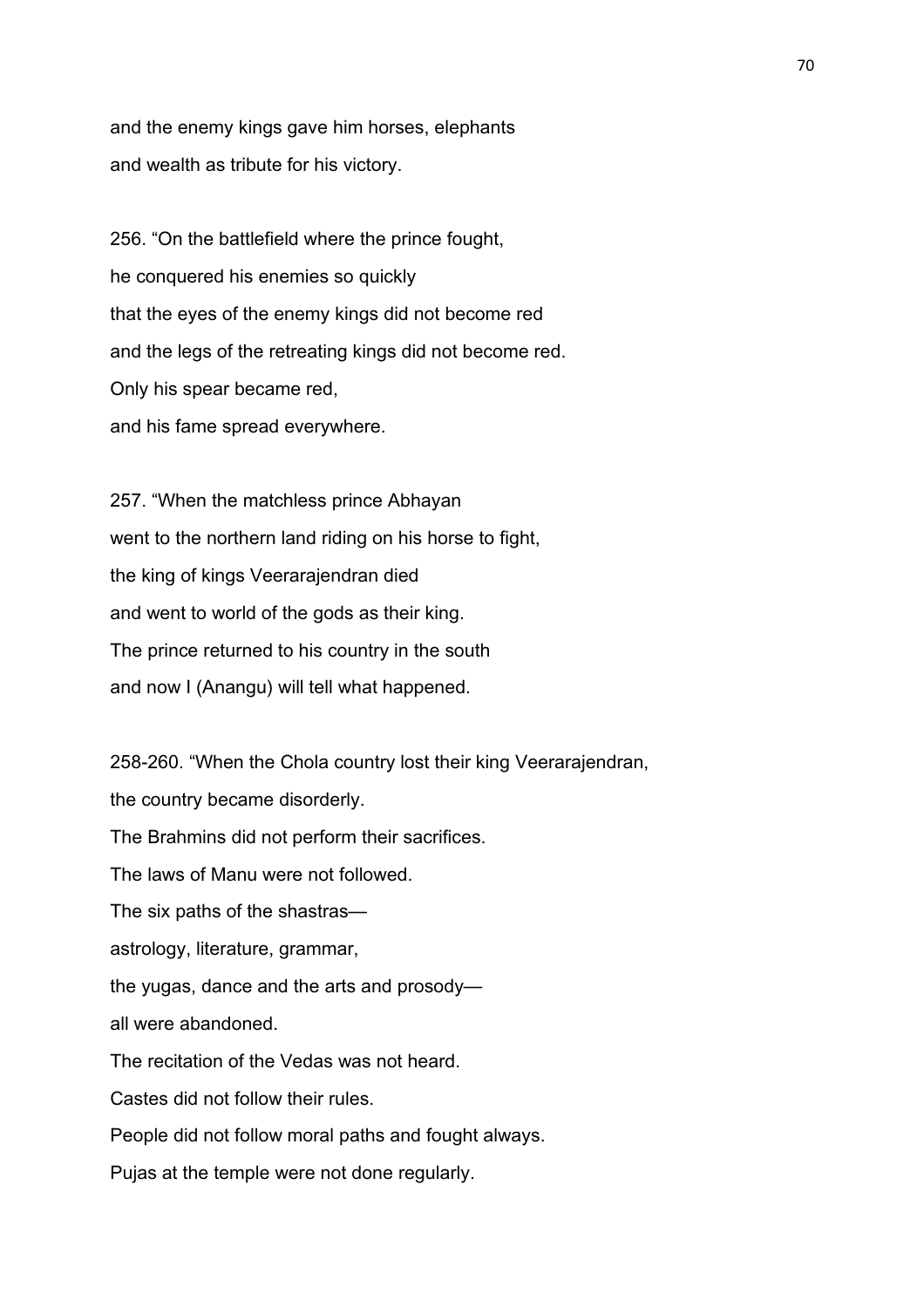and the enemy kings gave him horses, elephants
and wealth as tribute for his victory.

256. "On the battlefield where the prince fought,
he conquered his enemies so quickly
that the eyes of the enemy kings did not become red
and the legs of the retreating kings did not become red.
Only his spear became red,
and his fame spread everywhere.

257. "When the matchless prince Abhayan
went to the northern land riding on his horse to fight,
the king of kings Veerarajendran died
and went to world of the gods as their king.
The prince returned to his country in the south
and now I (Anangu) will tell what happened.

258-260. "When the Chola country lost their king Veerarajendran,
the country became disorderly.
The Brahmins did not perform their sacrifices.
The laws of Manu were not followed.
The six paths of the shastras—
astrology, literature, grammar,
the yugas, dance and the arts and prosody—
all were abandoned.
The recitation of the Vedas was not heard.
Castes did not follow their rules.
People did not follow moral paths and fought always.
Pujas at the temple were not done regularly.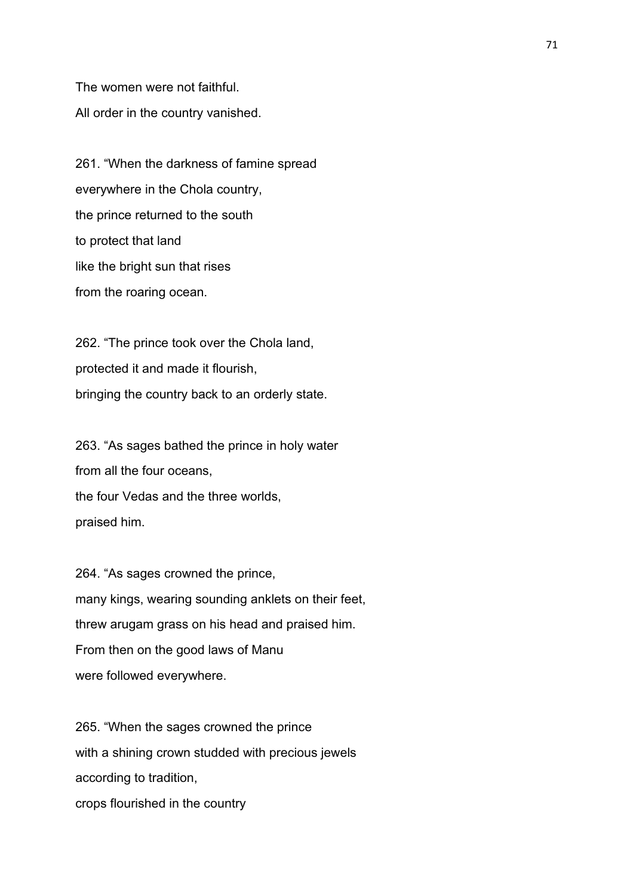The women were not faithful.
All order in the country vanished.

261. “When the darkness of famine spread
everywhere in the Chola country,
the prince returned to the south
to protect that land
like the bright sun that rises
from the roaring ocean.

262. “The prince took over the Chola land,
protected it and made it flourish,
bringing the country back to an orderly state.

263. “As sages bathed the prince in holy water
from all the four oceans,
the four Vedas and the three worlds,
praised him.

264. “As sages crowned the prince,
many kings, wearing sounding anklets on their feet,
threw arugam grass on his head and praised him.
From then on the good laws of Manu
were followed everywhere.

265. “When the sages crowned the prince
with a shining crown studded with precious jewels
according to tradition,
crops flourished in the country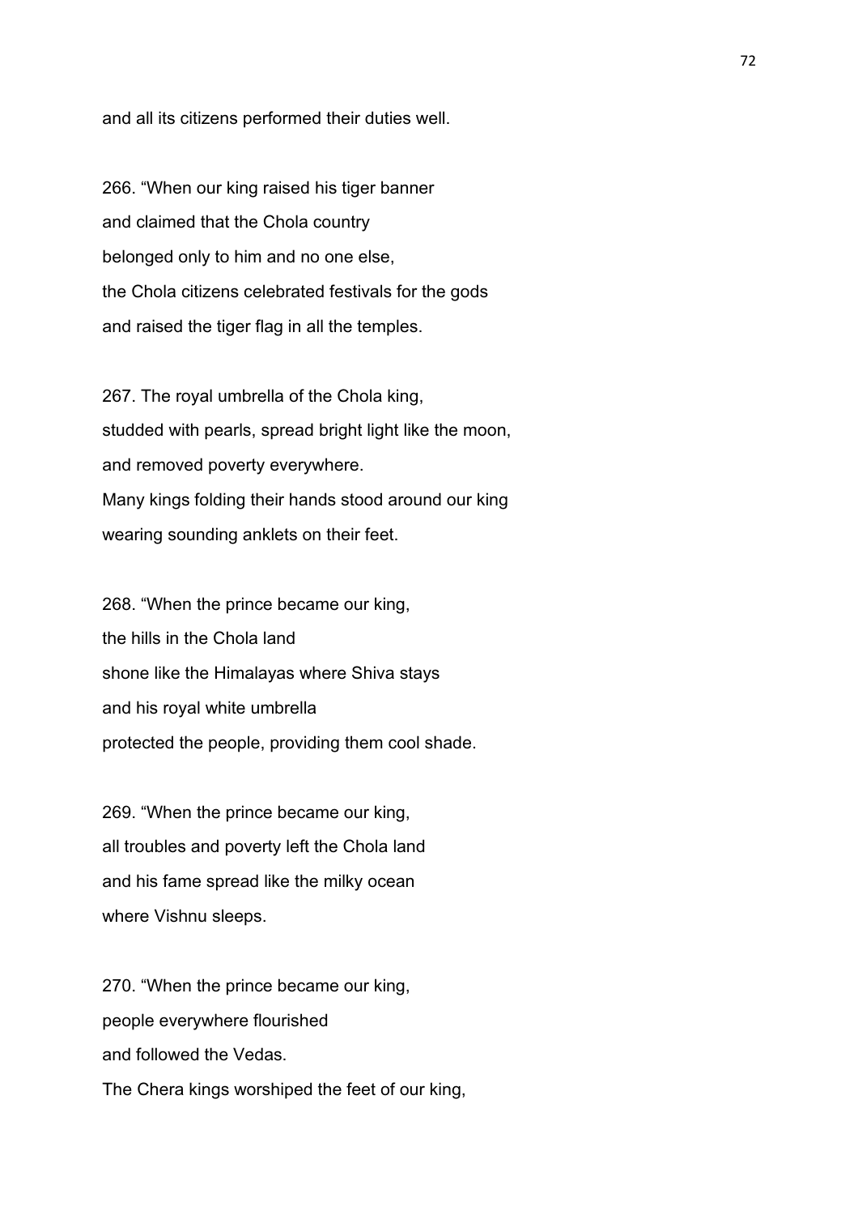and all its citizens performed their duties well.

266. “When our king raised his tiger banner
and claimed that the Chola country
belonged only to him and no one else,
the Chola citizens celebrated festivals for the gods
and raised the tiger flag in all the temples.

267. The royal umbrella of the Chola king,
studded with pearls, spread bright light like the moon,
and removed poverty everywhere.
Many kings folding their hands stood around our king
wearing sounding anklets on their feet.

268. “When the prince became our king,
the hills in the Chola land
shone like the Himalayas where Shiva stays
and his royal white umbrella
protected the people, providing them cool shade.

269. “When the prince became our king,
all troubles and poverty left the Chola land
and his fame spread like the milky ocean
where Vishnu sleeps.

270. “When the prince became our king,
people everywhere flourished
and followed the Vedas.
The Chera kings worshiped the feet of our king,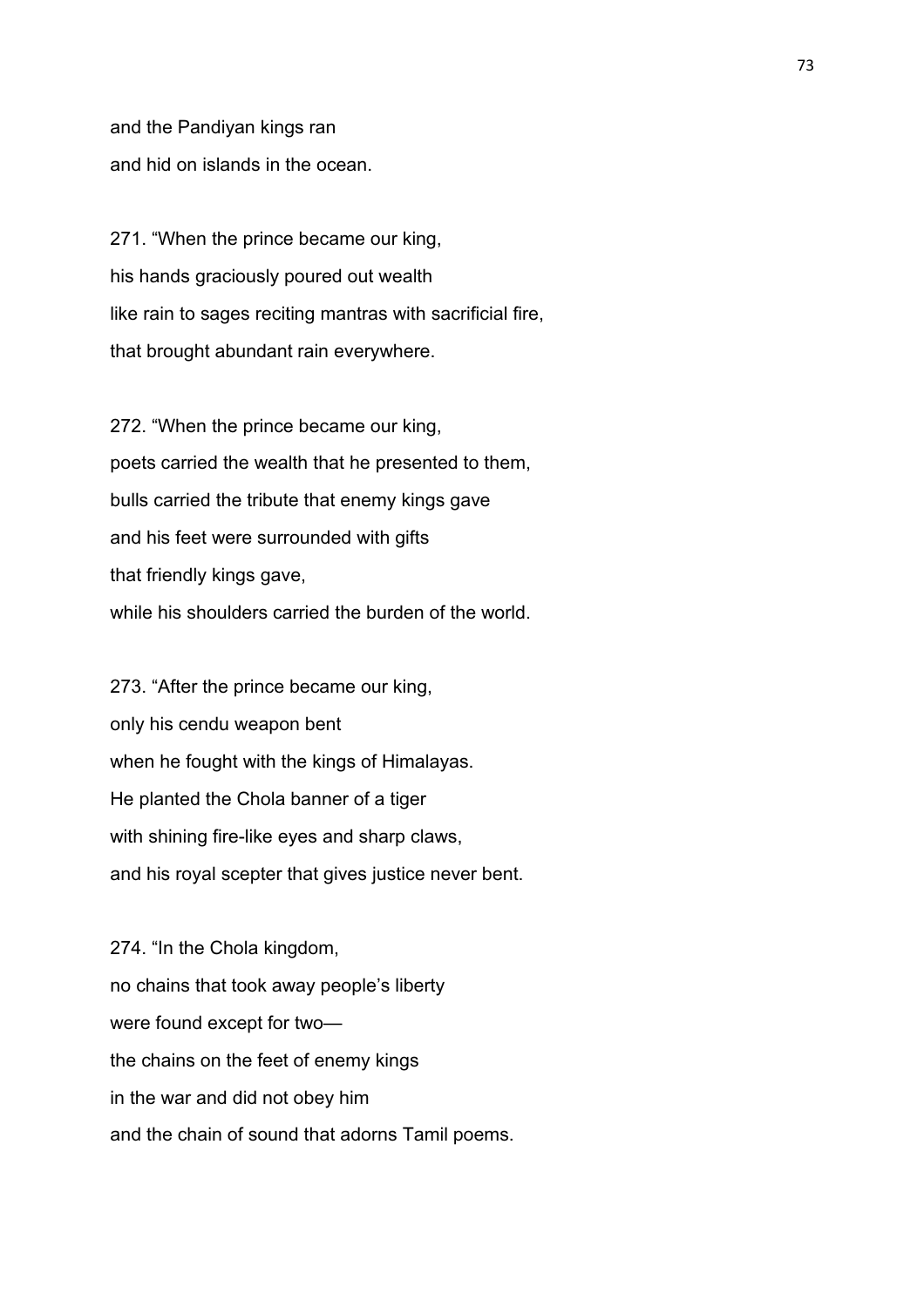and the Pandiyan kings ran
and hid on islands in the ocean.

271. "When the prince became our king,
his hands graciously poured out wealth
like rain to sages reciting mantras with sacrificial fire,
that brought abundant rain everywhere.

272. "When the prince became our king,
poets carried the wealth that he presented to them,
bulls carried the tribute that enemy kings gave
and his feet were surrounded with gifts
that friendly kings gave,
while his shoulders carried the burden of the world.

273. "After the prince became our king,
only his cendu weapon bent
when he fought with the kings of Himalayas.
He planted the Chola banner of a tiger
with shining fire-like eyes and sharp claws,
and his royal scepter that gives justice never bent.

274. "In the Chola kingdom,
no chains that took away people's liberty
were found except for two—
the chains on the feet of enemy kings
in the war and did not obey him
and the chain of sound that adorns Tamil poems.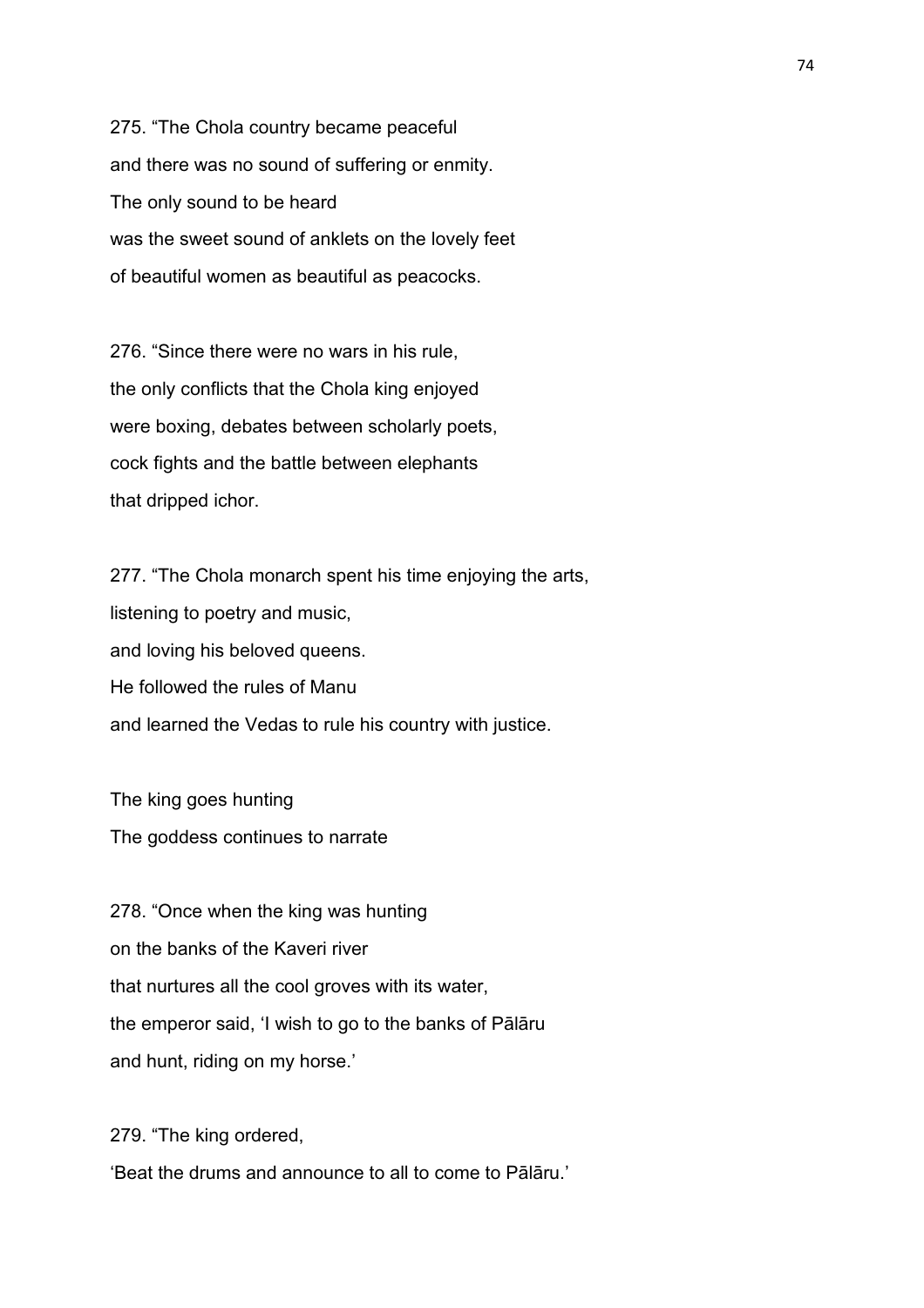275. “The Chola country became peaceful
and there was no sound of suffering or enmity.
The only sound to be heard
was the sweet sound of anklets on the lovely feet
of beautiful women as beautiful as peacocks.

276. “Since there were no wars in his rule,
the only conflicts that the Chola king enjoyed
were boxing, debates between scholarly poets,
cock fights and the battle between elephants
that dripped ichor.

277. “The Chola monarch spent his time enjoying the arts,
listening to poetry and music,
and loving his beloved queens.
He followed the rules of Manu
and learned the Vedas to rule his country with justice.

The king goes hunting
The goddess continues to narrate

278. “Once when the king was hunting
on the banks of the Kaveri river
that nurtures all the cool groves with its water,
the emperor said, ‘I wish to go to the banks of Pālāru
and hunt, riding on my horse.’

279. “The king ordered,
‘Beat the drums and announce to all to come to Pālāru.’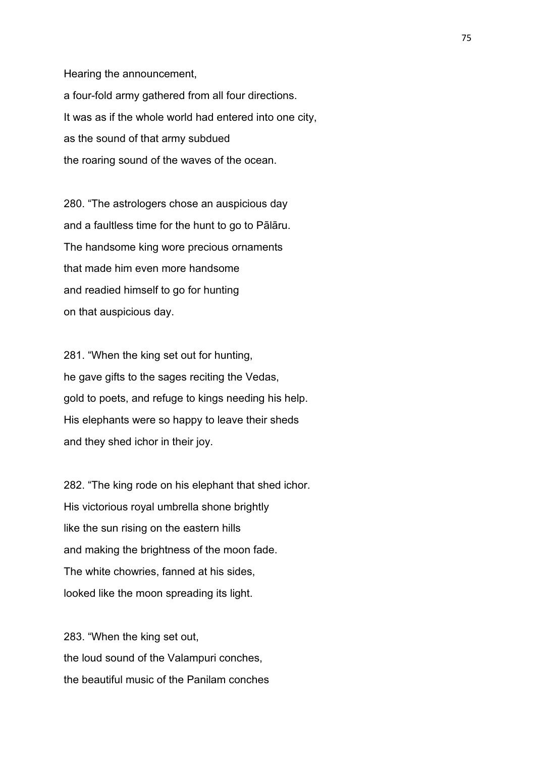Hearing the announcement,
a four-fold army gathered from all four directions.
It was as if the whole world had entered into one city,
as the sound of that army subdued
the roaring sound of the waves of the ocean.

280. “The astrologers chose an auspicious day
and a faultless time for the hunt to go to Pālāru.
The handsome king wore precious ornaments
that made him even more handsome
and readied himself to go for hunting
on that auspicious day.

281. “When the king set out for hunting,
he gave gifts to the sages reciting the Vedas,
gold to poets, and refuge to kings needing his help.
His elephants were so happy to leave their sheds
and they shed ichor in their joy.

282. “The king rode on his elephant that shed ichor.
His victorious royal umbrella shone brightly
like the sun rising on the eastern hills
and making the brightness of the moon fade.
The white chowries, fanned at his sides,
looked like the moon spreading its light.

283. “When the king set out,
the loud sound of the Valampuri conches,
the beautiful music of the Panilam conches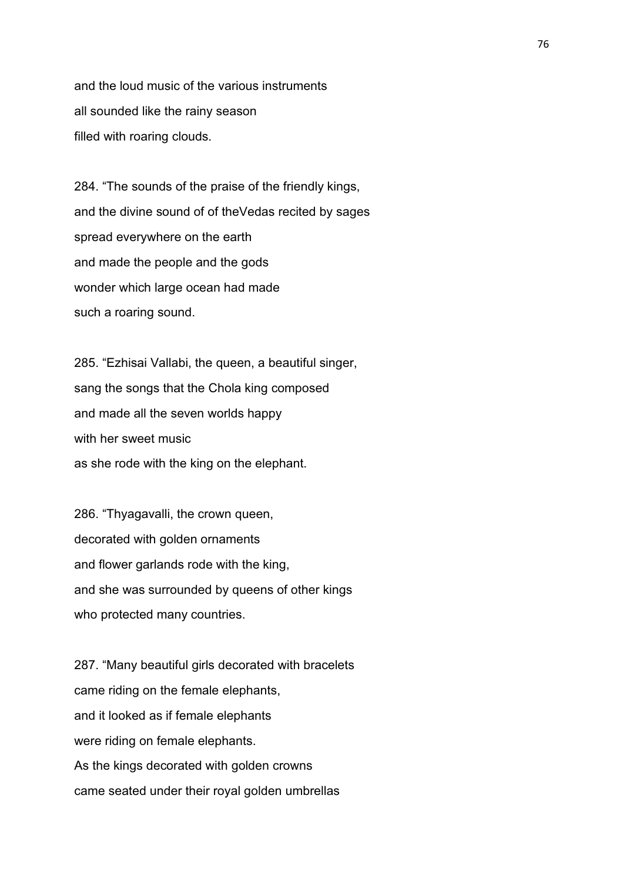and the loud music of the various instruments
all sounded like the rainy season
filled with roaring clouds.

284. “The sounds of the praise of the friendly kings,
and the divine sound of of theVedas recited by sages
spread everywhere on the earth
and made the people and the gods
wonder which large ocean had made
such a roaring sound.

285. “Ezhisai Vallabi, the queen, a beautiful singer,
sang the songs that the Chola king composed
and made all the seven worlds happy
with her sweet music
as she rode with the king on the elephant.

286. “Thyagavalli, the crown queen,
decorated with golden ornaments
and flower garlands rode with the king,
and she was surrounded by queens of other kings
who protected many countries.

287. “Many beautiful girls decorated with bracelets
came riding on the female elephants,
and it looked as if female elephants
were riding on female elephants.
As the kings decorated with golden crowns
came seated under their royal golden umbrellas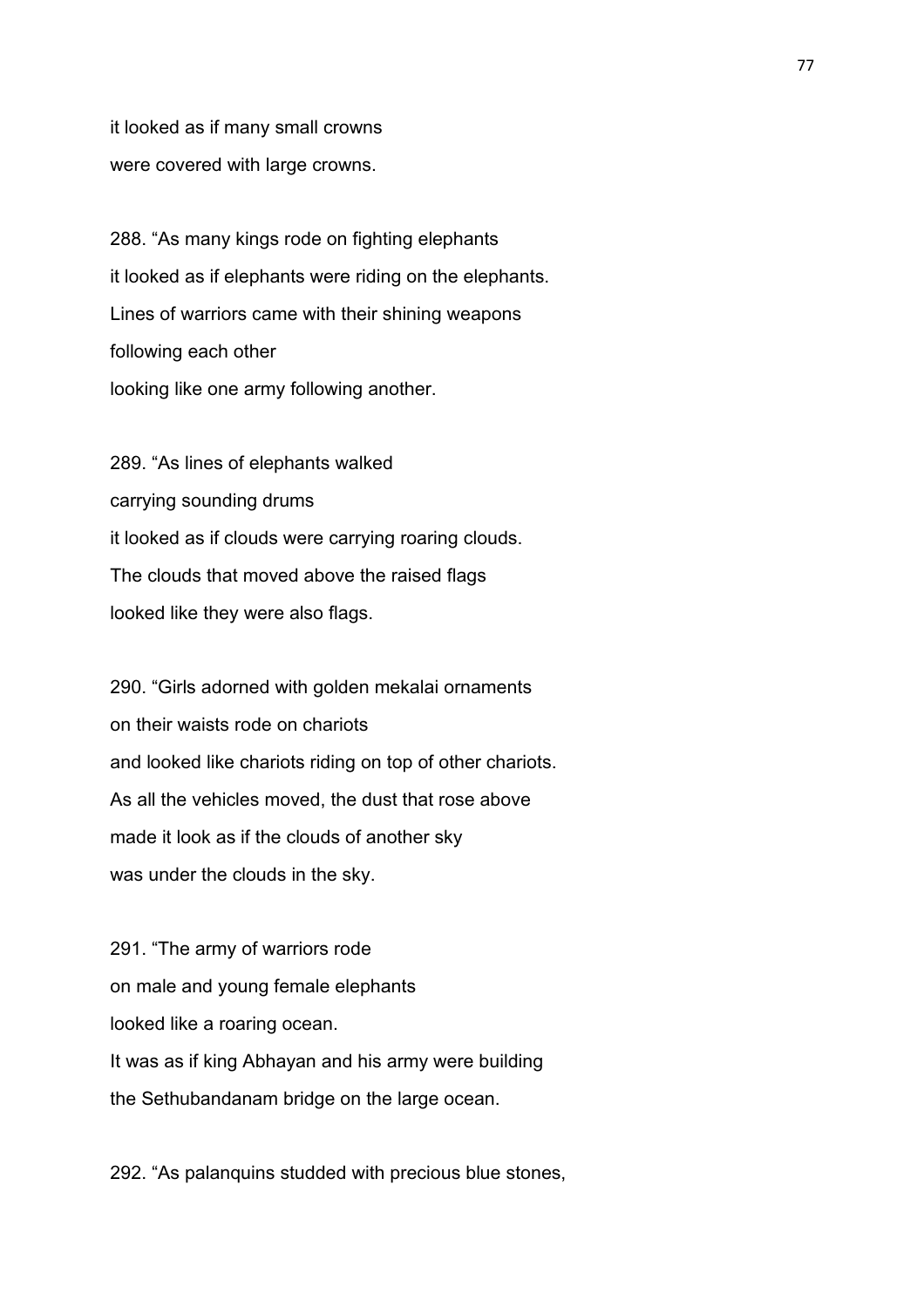it looked as if many small crowns
were covered with large crowns.

288. “As many kings rode on fighting elephants
it looked as if elephants were riding on the elephants.
Lines of warriors came with their shining weapons
following each other
looking like one army following another.

289. “As lines of elephants walked
carrying sounding drums
it looked as if clouds were carrying roaring clouds.
The clouds that moved above the raised flags
looked like they were also flags.

290. “Girls adorned with golden mekalai ornaments
on their waists rode on chariots
and looked like chariots riding on top of other chariots.
As all the vehicles moved, the dust that rose above
made it look as if the clouds of another sky
was under the clouds in the sky.

291. “The army of warriors rode
on male and young female elephants
looked like a roaring ocean.
It was as if king Abhayan and his army were building
the Sethubandanam bridge on the large ocean.

292. “As palanquins studded with precious blue stones,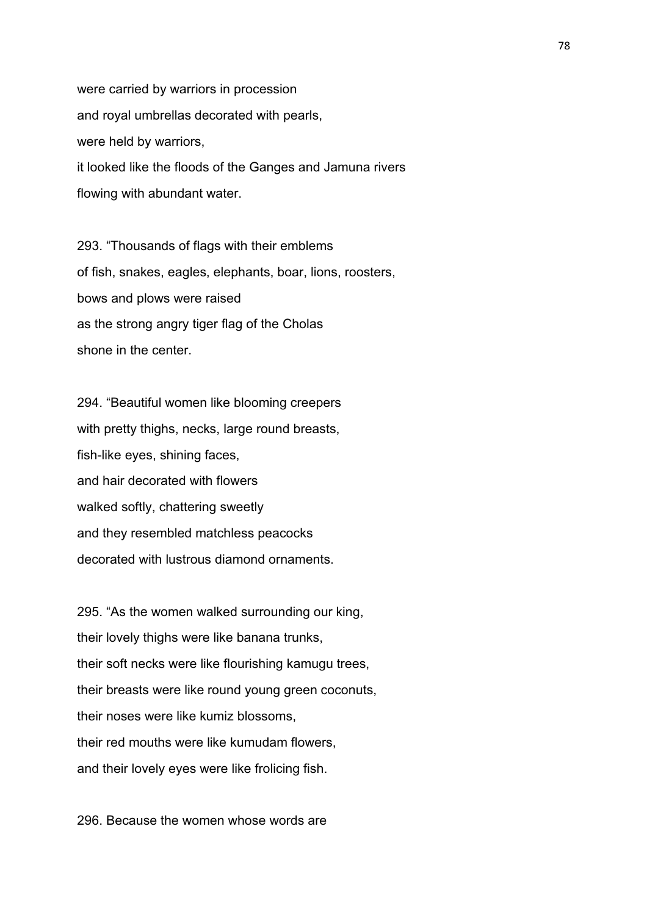were carried by warriors in procession
and royal umbrellas decorated with pearls,
were held by warriors,
it looked like the floods of the Ganges and Jamuna rivers
flowing with abundant water.

293. “Thousands of flags with their emblems
of fish, snakes, eagles, elephants, boar, lions, roosters,
bows and plows were raised
as the strong angry tiger flag of the Cholas
shone in the center.

294. “Beautiful women like blooming creepers
with pretty thighs, necks, large round breasts,
fish-like eyes, shining faces,
and hair decorated with flowers
walked softly, chattering sweetly
and they resembled matchless peacocks
decorated with lustrous diamond ornaments.

295. “As the women walked surrounding our king,
their lovely thighs were like banana trunks,
their soft necks were like flourishing kamugu trees,
their breasts were like round young green coconuts,
their noses were like kumiz blossoms,
their red mouths were like kumudam flowers,
and their lovely eyes were like frolicing fish.

296. Because the women whose words are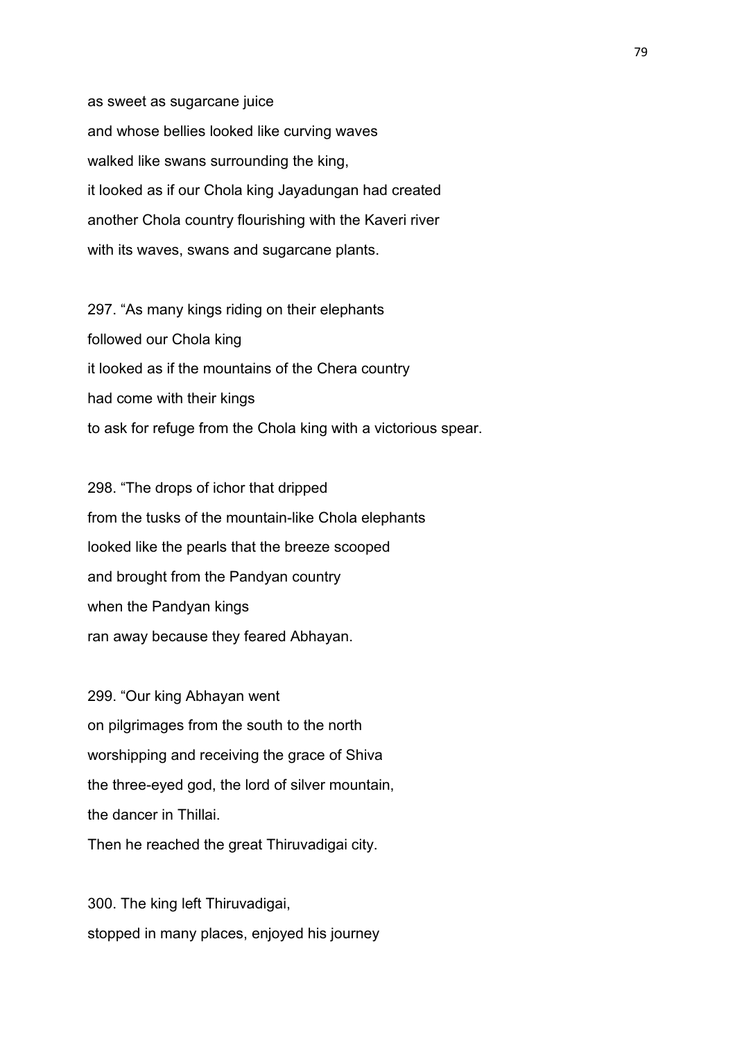as sweet as sugarcane juice
and whose bellies looked like curving waves
walked like swans surrounding the king,
it looked as if our Chola king Jayadungan had created
another Chola country flourishing with the Kaveri river
with its waves, swans and sugarcane plants.

297. “As many kings riding on their elephants
followed our Chola king
it looked as if the mountains of the Chera country
had come with their kings
to ask for refuge from the Chola king with a victorious spear.

298. “The drops of ichor that dripped
from the tusks of the mountain-like Chola elephants
looked like the pearls that the breeze scooped
and brought from the Pandyan country
when the Pandyan kings
ran away because they feared Abhayan.

299. “Our king Abhayan went
on pilgrimages from the south to the north
worshipping and receiving the grace of Shiva
the three-eyed god, the lord of silver mountain,
the dancer in Thillai.
Then he reached the great Thiruvadigai city.

300. The king left Thiruvadigai,
stopped in many places, enjoyed his journey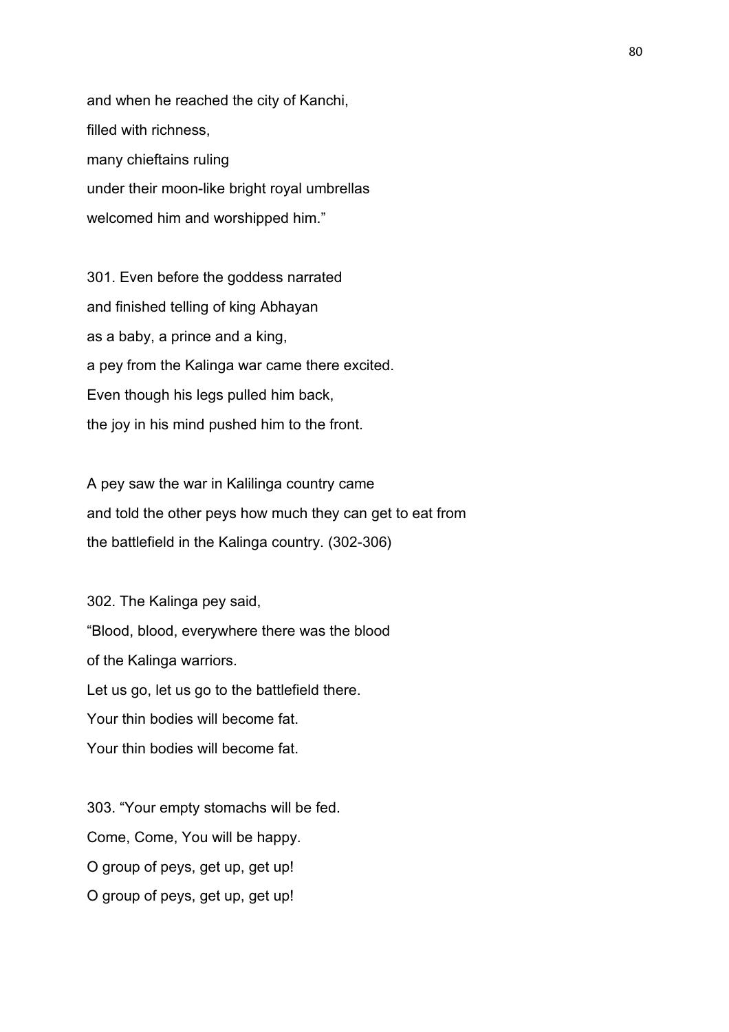and when he reached the city of Kanchi,
filled with richness,
many chieftains ruling
under their moon-like bright royal umbrellas
welcomed him and worshipped him."

301. Even before the goddess narrated
and finished telling of king Abhayan
as a baby, a prince and a king,
a pey from the Kalinga war came there excited.
Even though his legs pulled him back,
the joy in his mind pushed him to the front.

A pey saw the war in Kalilinga country came
and told the other peys how much they can get to eat from
the battlefield in the Kalinga country. (302-306)

302. The Kalinga pey said,
"Blood, blood, everywhere there was the blood
of the Kalinga warriors.
Let us go, let us go to the battlefield there.
Your thin bodies will become fat.
Your thin bodies will become fat.

303. "Your empty stomachs will be fed.
Come, Come, You will be happy.
O group of peys, get up, get up!
O group of peys, get up, get up!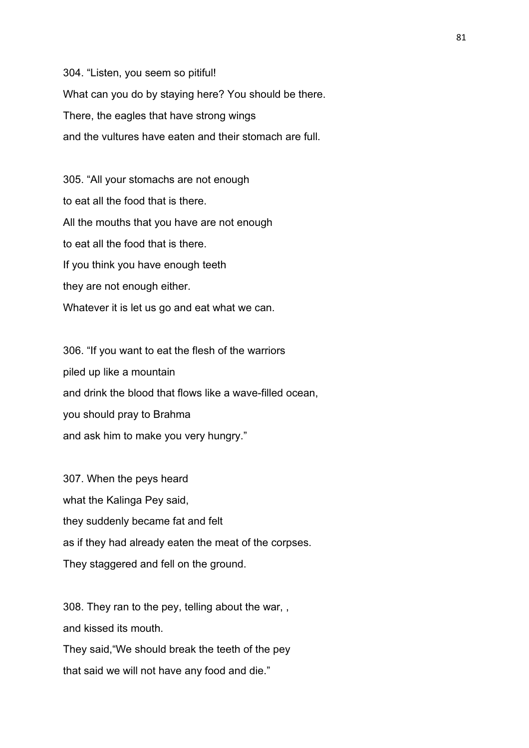304. “Listen, you seem so pitiful!
What can you do by staying here? You should be there.
There, the eagles that have strong wings
and the vultures have eaten and their stomach are full.

305. “All your stomachs are not enough
to eat all the food that is there.
All the mouths that you have are not enough
to eat all the food that is there.
If you think you have enough teeth
they are not enough either.
Whatever it is let us go and eat what we can.

306. “If you want to eat the flesh of the warriors
piled up like a mountain
and drink the blood that flows like a wave-filled ocean,
you should pray to Brahma
and ask him to make you very hungry.”

307. When the peys heard
what the Kalinga Pey said,
they suddenly became fat and felt
as if they had already eaten the meat of the corpses.
They staggered and fell on the ground.

308. They ran to the pey, telling about the war, ,
and kissed its mouth.
They said,“We should break the teeth of the pey
that said we will not have any food and die.”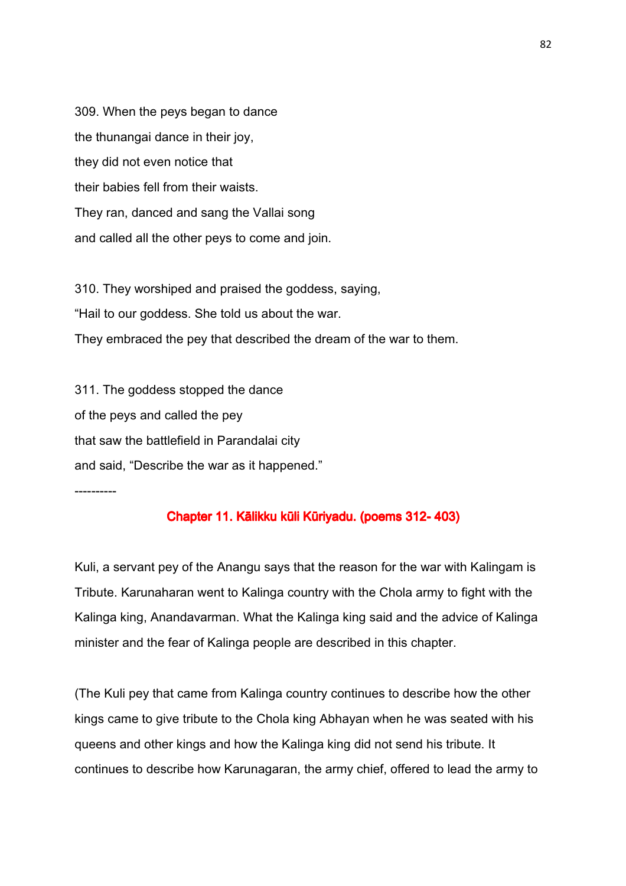309. When the peys began to dance
the thunangai dance in their joy,
they did not even notice that
their babies fell from their waists.
They ran, danced and sang the Vallai song
and called all the other peys to come and join.

310. They worshiped and praised the goddess, saying,
“Hail to our goddess. She told us about the war.
They embraced the pey that described the dream of the war to them.

311. The goddess stopped the dance
of the peys and called the pey
that saw the battlefield in Parandalai city
and said, “Describe the war as it happened.”

----------

## Chapter 11. Kālikku kūli Kūriyadu. (poems 312- 403)

Kuli, a servant pey of the Anangu says that the reason for the war with Kalingam is Tribute. Karunaharan went to Kalinga country with the Chola army to fight with the Kalinga king, Anandavarman. What the Kalinga king said and the advice of Kalinga minister and the fear of Kalinga people are described in this chapter.

(The Kuli pey that came from Kalinga country continues to describe how the other kings came to give tribute to the Chola king Abhayan when he was seated with his queens and other kings and how the Kalinga king did not send his tribute. It continues to describe how Karunagaran, the army chief, offered to lead the army to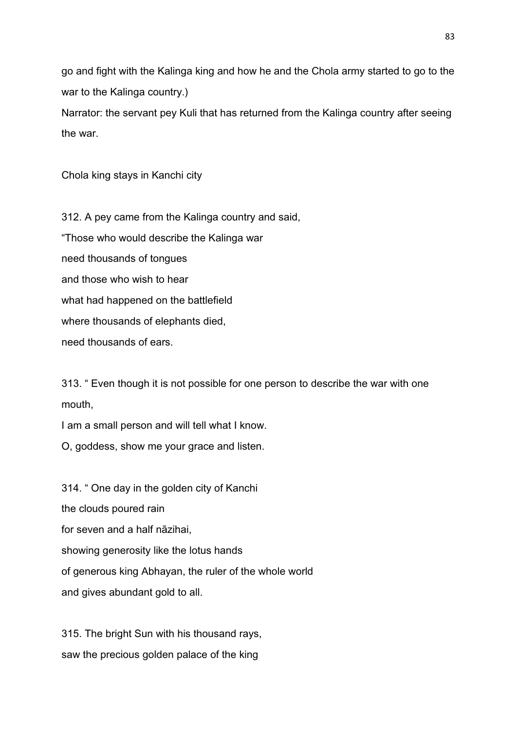go and fight with the Kalinga king and how he and the Chola army started to go to the war to the Kalinga country.)

Narrator: the servant pey Kuli that has returned from the Kalinga country after seeing the war.

Chola king stays in Kanchi city

312. A pey came from the Kalinga country and said,
"Those who would describe the Kalinga war
need thousands of tongues
and those who wish to hear
what had happened on the battlefield
where thousands of elephants died,
need thousands of ears.

313. " Even though it is not possible for one person to describe the war with one mouth,
I am a small person and will tell what I know.
O, goddess, show me your grace and listen.

314. " One day in the golden city of Kanchi
the clouds poured rain
for seven and a half nāzihai,
showing generosity like the lotus hands
of generous king Abhayan, the ruler of the whole world
and gives abundant gold to all.

315. The bright Sun with his thousand rays,
saw the precious golden palace of the king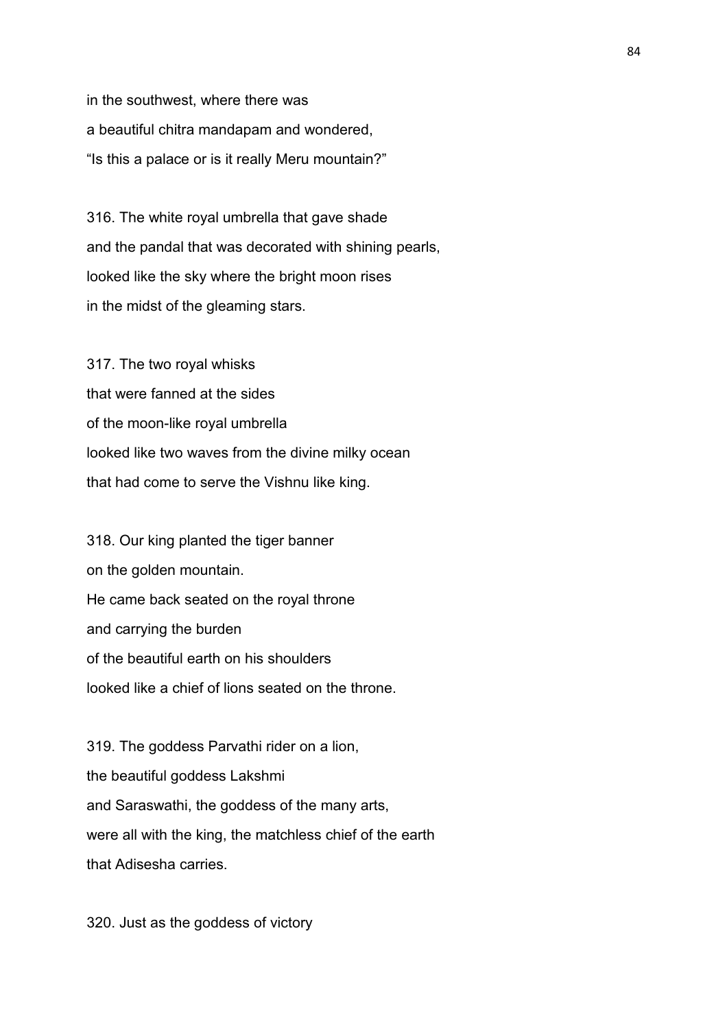in the southwest, where there was
a beautiful chitra mandapam and wondered,
"Is this a palace or is it really Meru mountain?"

316. The white royal umbrella that gave shade
and the pandal that was decorated with shining pearls,
looked like the sky where the bright moon rises
in the midst of the gleaming stars.

317. The two royal whisks
that were fanned at the sides
of the moon-like royal umbrella
looked like two waves from the divine milky ocean
that had come to serve the Vishnu like king.

318. Our king planted the tiger banner
on the golden mountain.
He came back seated on the royal throne
and carrying the burden
of the beautiful earth on his shoulders
looked like a chief of lions seated on the throne.

319. The goddess Parvathi rider on a lion,
the beautiful goddess Lakshmi
and Saraswathi, the goddess of the many arts,
were all with the king, the matchless chief of the earth
that Adisesha carries.

320. Just as the goddess of victory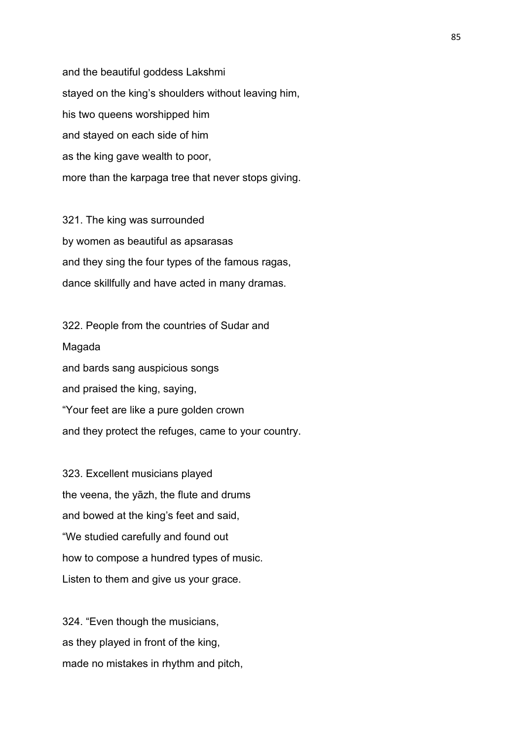and the beautiful goddess Lakshmi
stayed on the king's shoulders without leaving him,
his two queens worshipped him
and stayed on each side of him
as the king gave wealth to poor,
more than the karpaga tree that never stops giving.

321. The king was surrounded
by women as beautiful as apsarasas
and they sing the four types of the famous ragas,
dance skillfully and have acted in many dramas.

322. People from the countries of Sudar and
Magada
and bards sang auspicious songs
and praised the king, saying,
"Your feet are like a pure golden crown
and they protect the refuges, came to your country.

323. Excellent musicians played
the veena, the yāzh, the flute and drums
and bowed at the king's feet and said,
"We studied carefully and found out
how to compose a hundred types of music.
Listen to them and give us your grace.

324. "Even though the musicians,
as they played in front of the king,
made no mistakes in rhythm and pitch,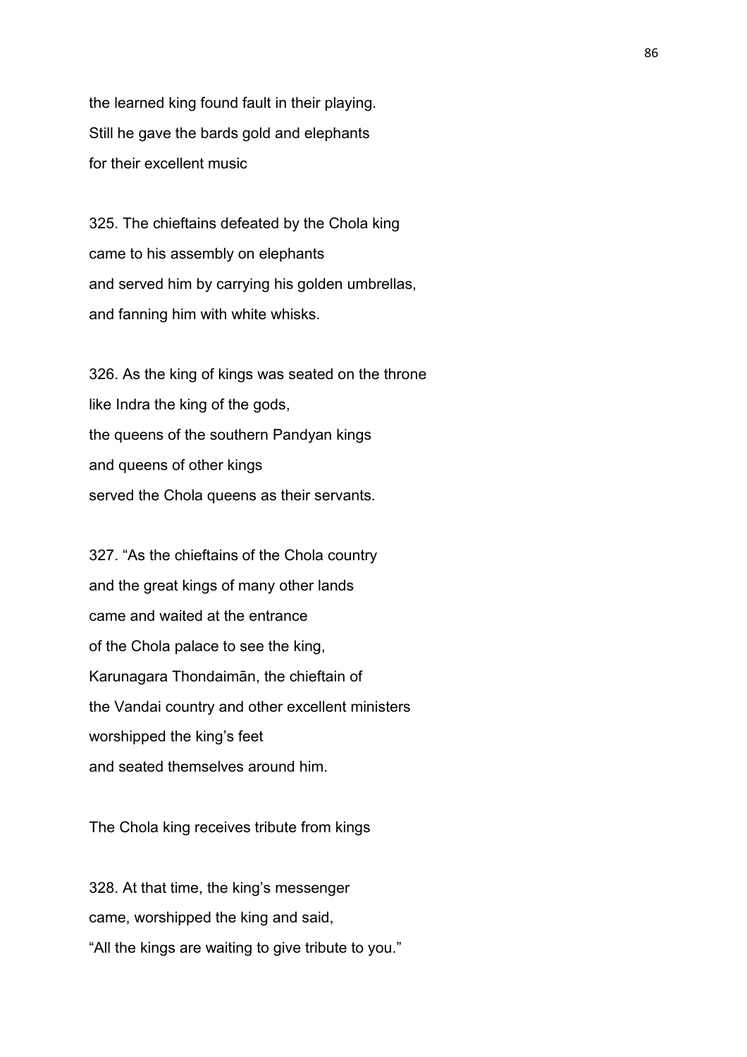the learned king found fault in their playing.
Still he gave the bards gold and elephants
for their excellent music

325. The chieftains defeated by the Chola king
came to his assembly on elephants
and served him by carrying his golden umbrellas,
and fanning him with white whisks.

326. As the king of kings was seated on the throne
like Indra the king of the gods,
the queens of the southern Pandyan kings
and queens of other kings
served the Chola queens as their servants.

327. "As the chieftains of the Chola country
and the great kings of many other lands
came and waited at the entrance
of the Chola palace to see the king,
Karunagara Thondaimān, the chieftain of
the Vandai country and other excellent ministers
worshipped the king's feet
and seated themselves around him.

The Chola king receives tribute from kings

328. At that time, the king's messenger
came, worshipped the king and said,
"All the kings are waiting to give tribute to you."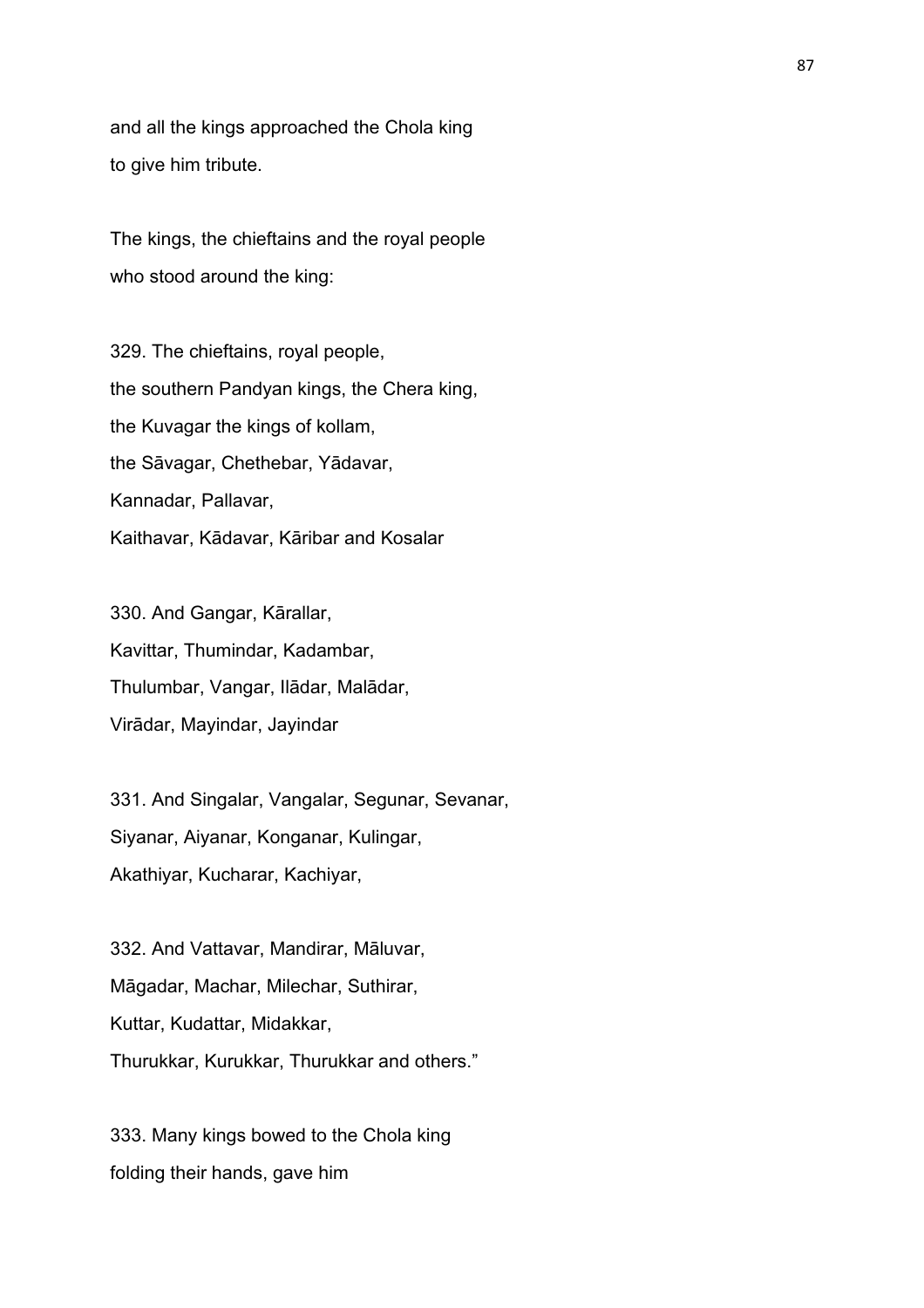and all the kings approached the Chola king
to give him tribute.

The kings, the chieftains and the royal people
who stood around the king:

329. The chieftains, royal people,
the southern Pandyan kings, the Chera king,
the Kuvagar the kings of kollam,
the Sāvagar, Chethebar, Yādavar,
Kannadar, Pallavar,
Kaithavar, Kādavar, Kāribar and Kosalar

330. And Gangar, Kārallar,
Kavittar, Thumindar, Kadambar,
Thulumbar, Vangar, Ilādar, Malādar,
Virādar, Mayindar, Jayindar

331. And Singalar, Vangalar, Segunar, Sevanar,
Siyanar, Aiyanar, Konganar, Kulingar,
Akathiyar, Kucharar, Kachiyar,

332. And Vattavar, Mandirar, Māluvar,
Māgadar, Machar, Milechar, Suthirar,
Kuttar, Kudattar, Midakkar,
Thurukkar, Kurukkar, Thurukkar and others."

333. Many kings bowed to the Chola king
folding their hands, gave him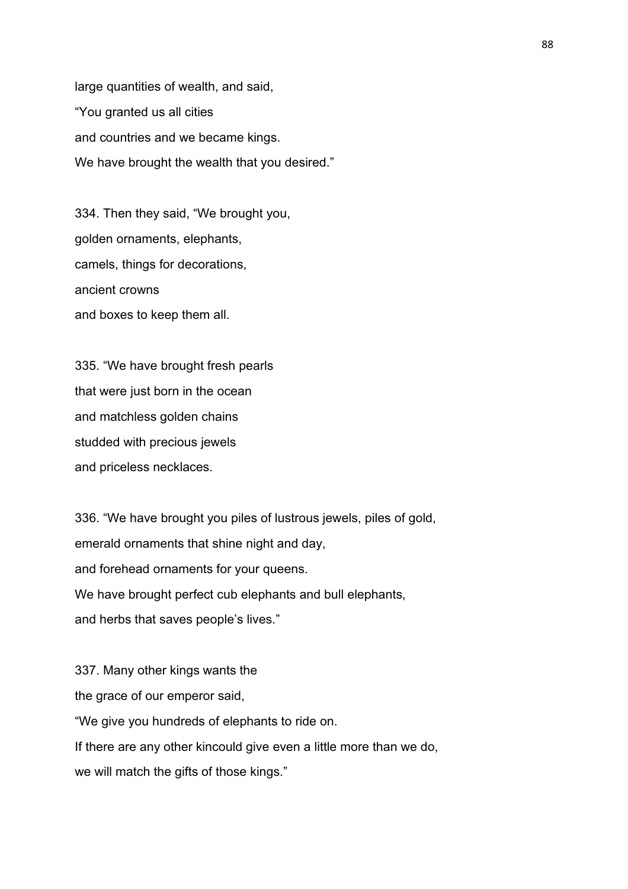large quantities of wealth, and said,
"You granted us all cities
and countries and we became kings.
We have brought the wealth that you desired."

334. Then they said, "We brought you,
golden ornaments, elephants,
camels, things for decorations,
ancient crowns
and boxes to keep them all.

335. "We have brought fresh pearls
that were just born in the ocean
and matchless golden chains
studded with precious jewels
and priceless necklaces.

336. "We have brought you piles of lustrous jewels, piles of gold,
emerald ornaments that shine night and day,
and forehead ornaments for your queens.
We have brought perfect cub elephants and bull elephants,
and herbs that saves people's lives."

337. Many other kings wants the
the grace of our emperor said,
"We give you hundreds of elephants to ride on.
If there are any other kincould give even a little more than we do,
we will match the gifts of those kings."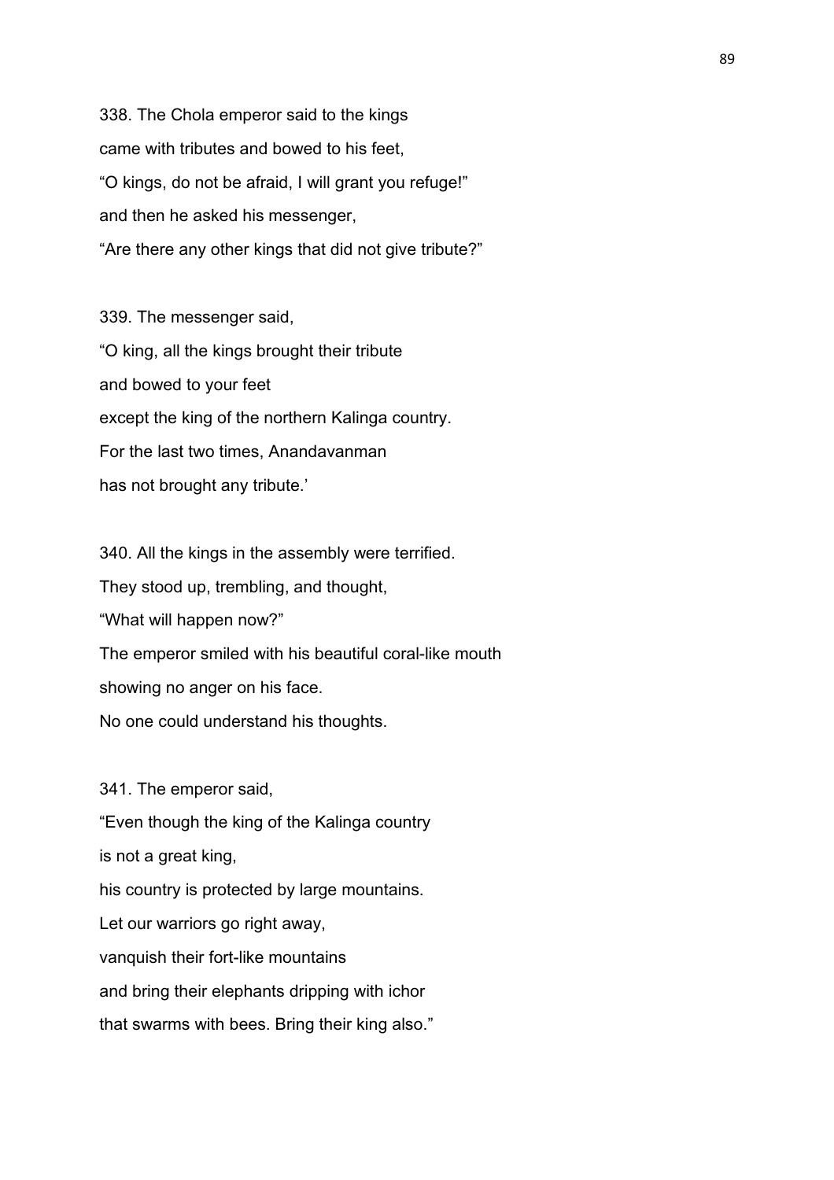338. The Chola emperor said to the kings
came with tributes and bowed to his feet,
“O kings, do not be afraid, I will grant you refuge!”
and then he asked his messenger,
“Are there any other kings that did not give tribute?”

339. The messenger said,
“O king, all the kings brought their tribute
and bowed to your feet
except the king of the northern Kalinga country.
For the last two times, Anandavanman
has not brought any tribute.’

340. All the kings in the assembly were terrified.
They stood up, trembling, and thought,
“What will happen now?”
The emperor smiled with his beautiful coral-like mouth
showing no anger on his face.
No one could understand his thoughts.

341. The emperor said,
“Even though the king of the Kalinga country
is not a great king,
his country is protected by large mountains.
Let our warriors go right away,
vanquish their fort-like mountains
and bring their elephants dripping with ichor
that swarms with bees. Bring their king also.”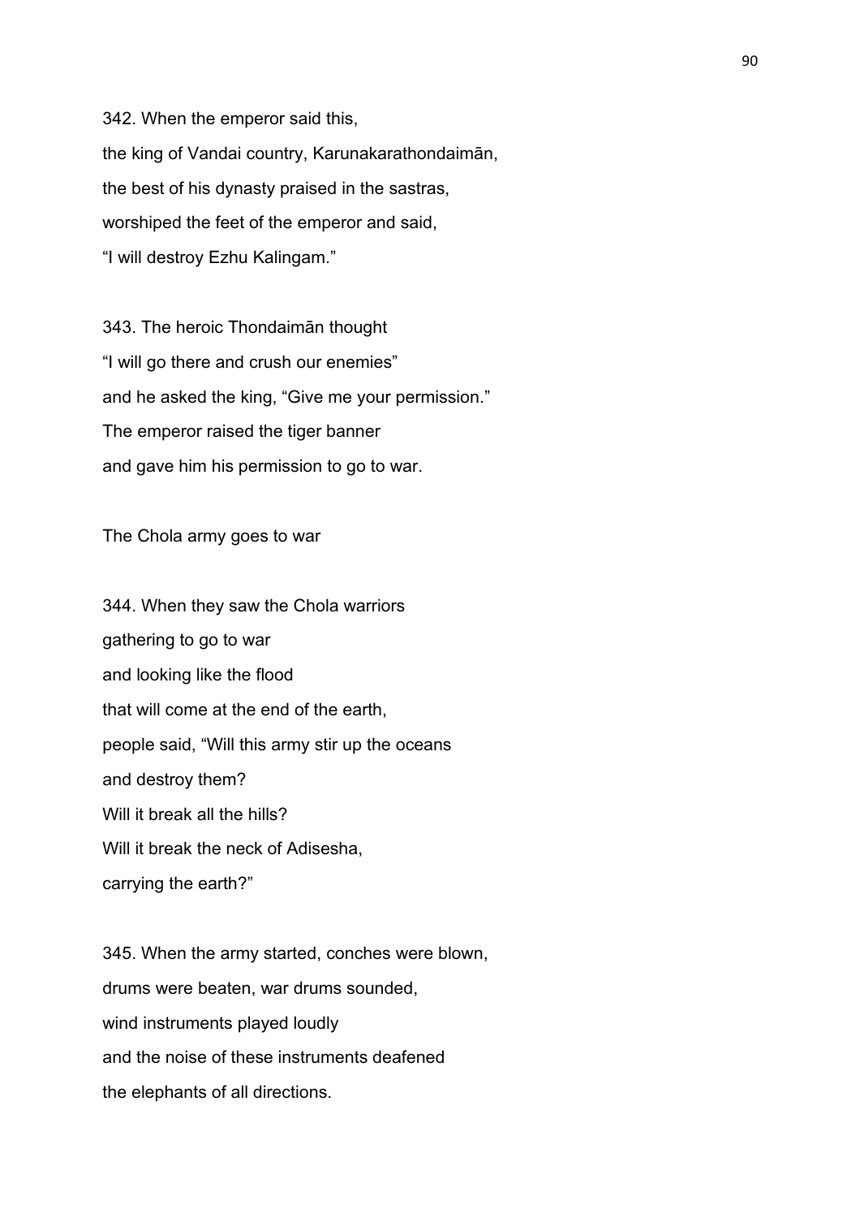342. When the emperor said this,
the king of Vandai country, Karunakarathondaimān,
the best of his dynasty praised in the sastras,
worshiped the feet of the emperor and said,
“I will destroy Ezhu Kalingam.”

343. The heroic Thondaimān thought
“I will go there and crush our enemies”
and he asked the king, “Give me your permission.”
The emperor raised the tiger banner
and gave him his permission to go to war.

The Chola army goes to war

344. When they saw the Chola warriors
gathering to go to war
and looking like the flood
that will come at the end of the earth,
people said, “Will this army stir up the oceans
and destroy them?
Will it break all the hills?
Will it break the neck of Adisesha,
carrying the earth?”

345. When the army started, conches were blown,
drums were beaten, war drums sounded,
wind instruments played loudly
and the noise of these instruments deafened
the elephants of all directions.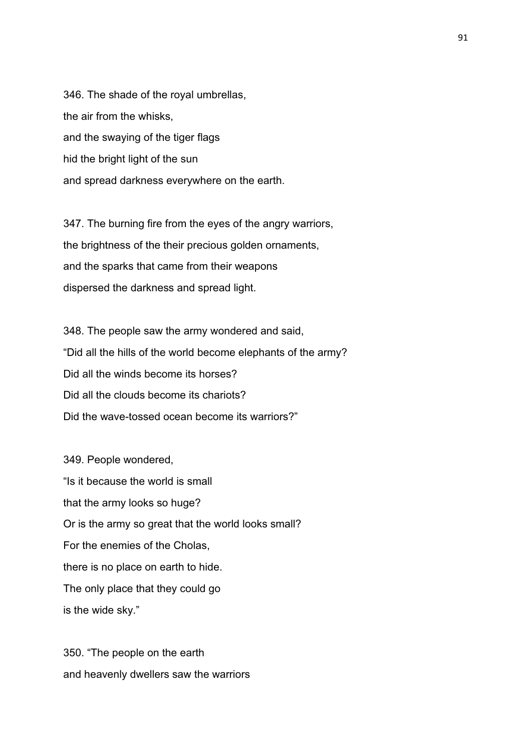346. The shade of the royal umbrellas,
the air from the whisks,
and the swaying of the tiger flags
hid the bright light of the sun
and spread darkness everywhere on the earth.

347. The burning fire from the eyes of the angry warriors,
the brightness of the their precious golden ornaments,
and the sparks that came from their weapons
dispersed the darkness and spread light.

348. The people saw the army wondered and said,
“Did all the hills of the world become elephants of the army?
Did all the winds become its horses?
Did all the clouds become its chariots?
Did the wave-tossed ocean become its warriors?”

349. People wondered,
“Is it because the world is small
that the army looks so huge?
Or is the army so great that the world looks small?
For the enemies of the Cholas,
there is no place on earth to hide.
The only place that they could go
is the wide sky.”

350. “The people on the earth
and heavenly dwellers saw the warriors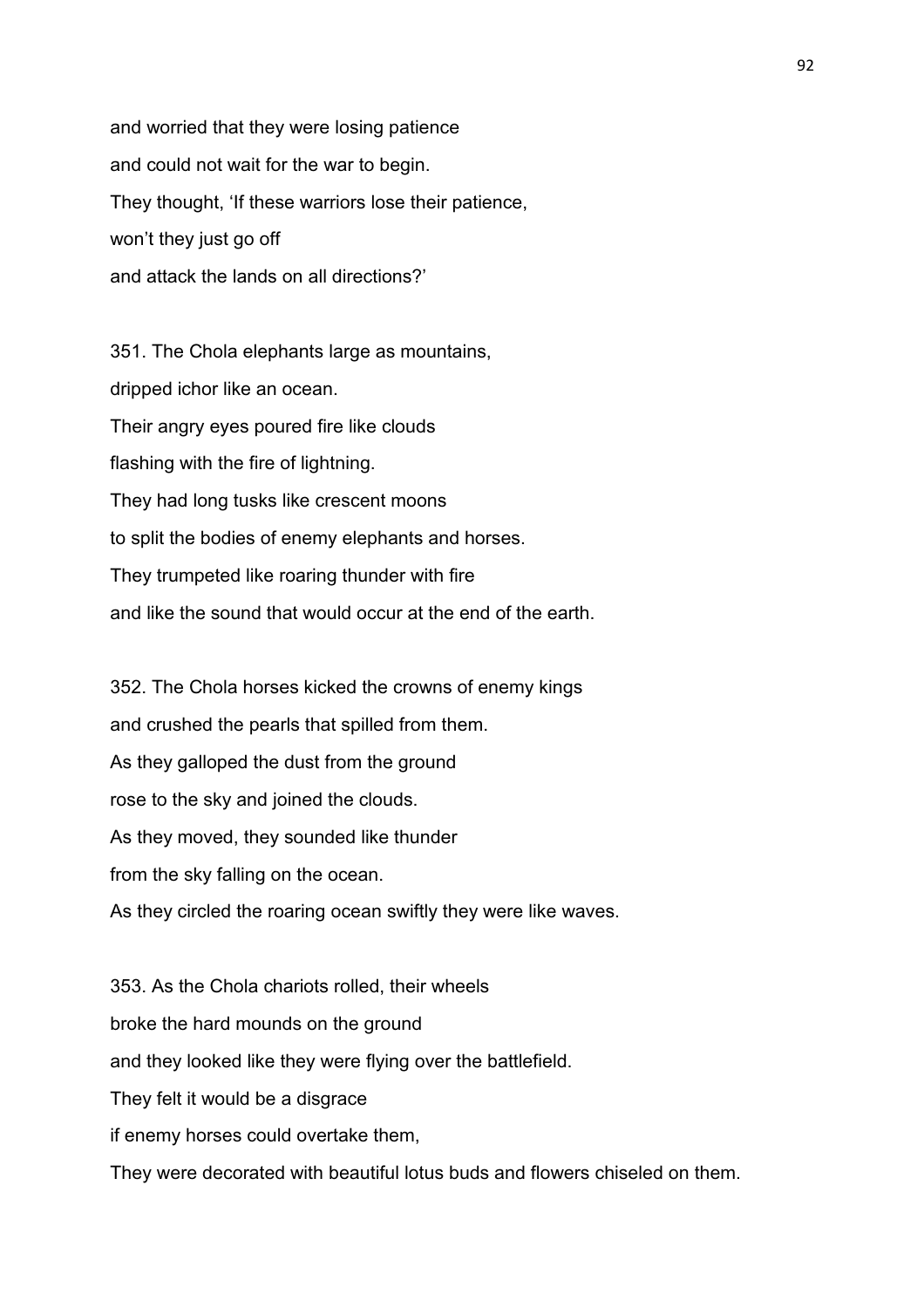and worried that they were losing patience
and could not wait for the war to begin.
They thought, 'If these warriors lose their patience,
won't they just go off
and attack the lands on all directions?'

351. The Chola elephants large as mountains,
dripped ichor like an ocean.
Their angry eyes poured fire like clouds
flashing with the fire of lightning.
They had long tusks like crescent moons
to split the bodies of enemy elephants and horses.
They trumpeted like roaring thunder with fire
and like the sound that would occur at the end of the earth.

352. The Chola horses kicked the crowns of enemy kings
and crushed the pearls that spilled from them.
As they galloped the dust from the ground
rose to the sky and joined the clouds.
As they moved, they sounded like thunder
from the sky falling on the ocean.
As they circled the roaring ocean swiftly they were like waves.

353. As the Chola chariots rolled, their wheels
broke the hard mounds on the ground
and they looked like they were flying over the battlefield.
They felt it would be a disgrace
if enemy horses could overtake them,
They were decorated with beautiful lotus buds and flowers chiseled on them.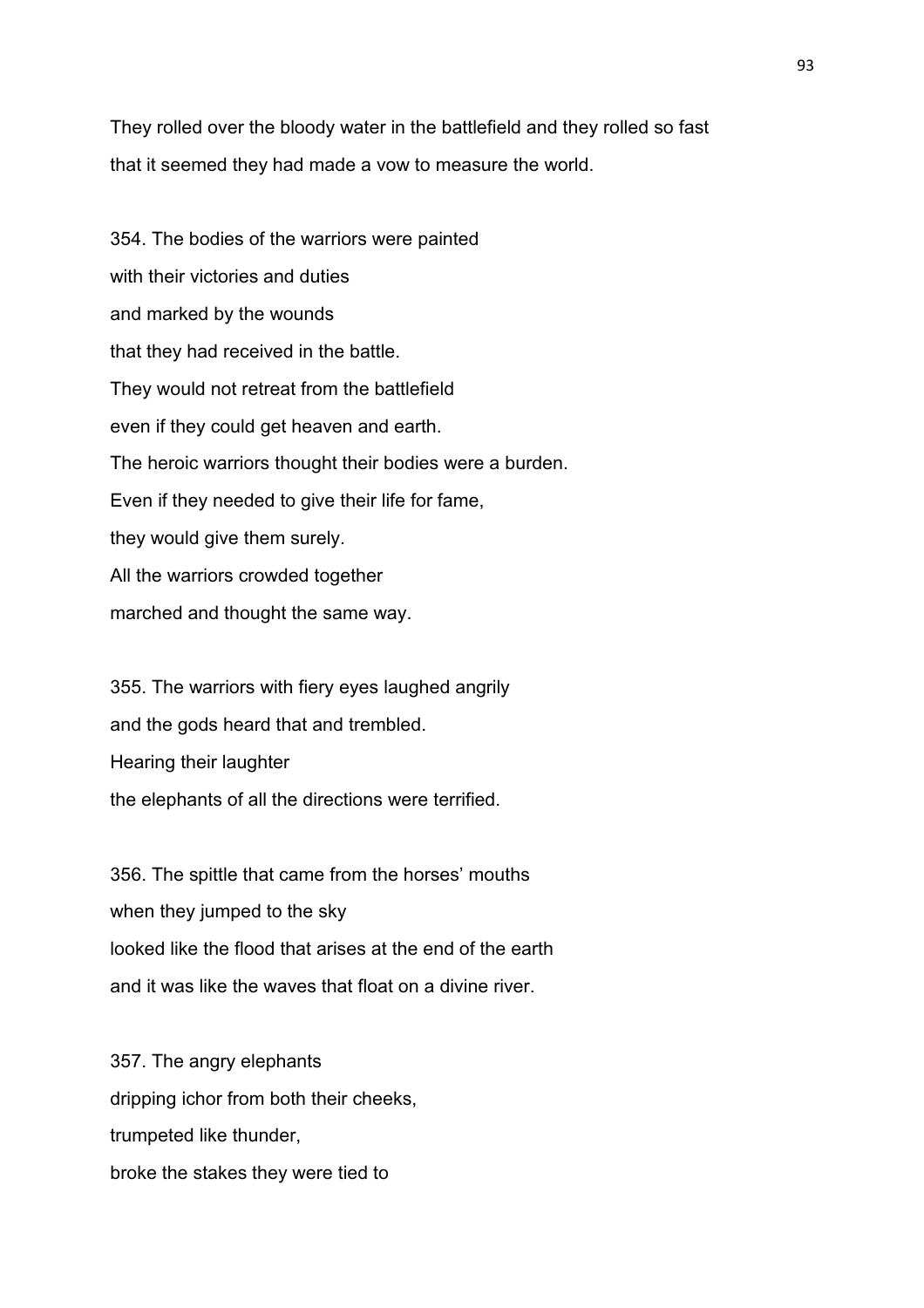They rolled over the bloody water in the battlefield and they rolled so fast
that it seemed they had made a vow to measure the world.

354. The bodies of the warriors were painted
with their victories and duties
and marked by the wounds
that they had received in the battle.
They would not retreat from the battlefield
even if they could get heaven and earth.
The heroic warriors thought their bodies were a burden.
Even if they needed to give their life for fame,
they would give them surely.
All the warriors crowded together
marched and thought the same way.

355. The warriors with fiery eyes laughed angrily
and the gods heard that and trembled.
Hearing their laughter
the elephants of all the directions were terrified.

356. The spittle that came from the horses' mouths
when they jumped to the sky
looked like the flood that arises at the end of the earth
and it was like the waves that float on a divine river.

357. The angry elephants
dripping ichor from both their cheeks,
trumpeted like thunder,
broke the stakes they were tied to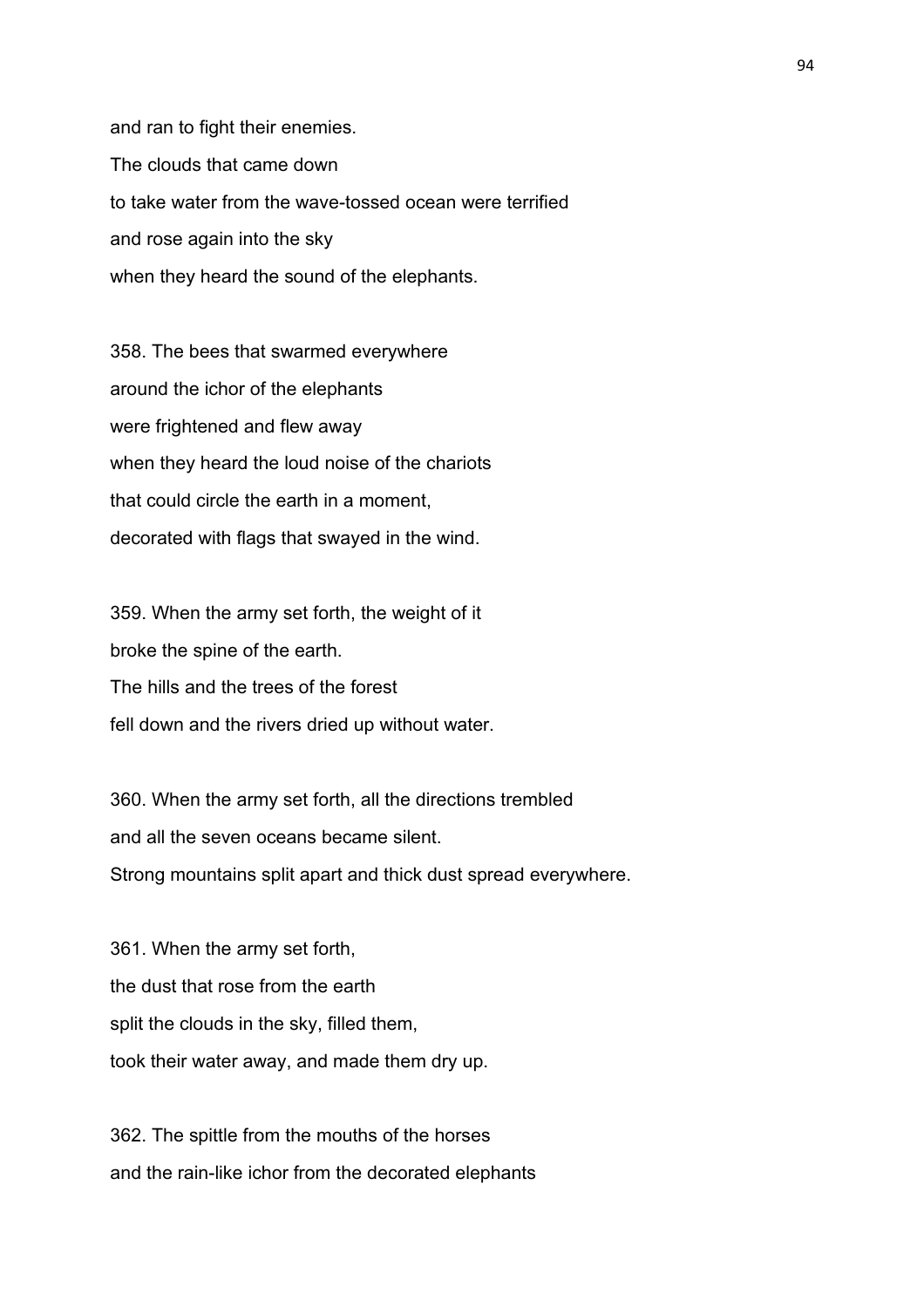and ran to fight their enemies.
The clouds that came down
to take water from the wave-tossed ocean were terrified
and rose again into the sky
when they heard the sound of the elephants.

358. The bees that swarmed everywhere
around the ichor of the elephants
were frightened and flew away
when they heard the loud noise of the chariots
that could circle the earth in a moment,
decorated with flags that swayed in the wind.

359. When the army set forth, the weight of it
broke the spine of the earth.
The hills and the trees of the forest
fell down and the rivers dried up without water.

360. When the army set forth, all the directions trembled
and all the seven oceans became silent.
Strong mountains split apart and thick dust spread everywhere.

361. When the army set forth,
the dust that rose from the earth
split the clouds in the sky, filled them,
took their water away, and made them dry up.

362. The spittle from the mouths of the horses
and the rain-like ichor from the decorated elephants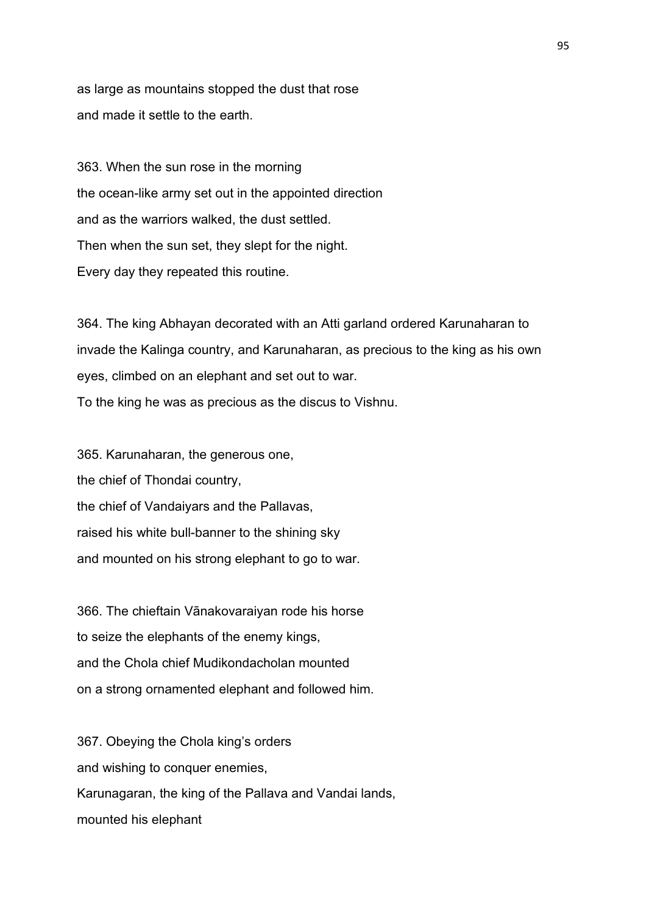as large as mountains stopped the dust that rose
and made it settle to the earth.

363. When the sun rose in the morning
the ocean-like army set out in the appointed direction
and as the warriors walked, the dust settled.
Then when the sun set, they slept for the night.
Every day they repeated this routine.

364. The king Abhayan decorated with an Atti garland ordered Karunaharan to invade the Kalinga country, and Karunaharan, as precious to the king as his own eyes, climbed on an elephant and set out to war.
To the king he was as precious as the discus to Vishnu.

365. Karunaharan, the generous one,
the chief of Thondai country,
the chief of Vandaiyars and the Pallavas,
raised his white bull-banner to the shining sky
and mounted on his strong elephant to go to war.

366. The chieftain Vānakovaraiyan rode his horse
to seize the elephants of the enemy kings,
and the Chola chief Mudikondacholan mounted
on a strong ornamented elephant and followed him.

367. Obeying the Chola king's orders
and wishing to conquer enemies,
Karunagaran, the king of the Pallava and Vandai lands,
mounted his elephant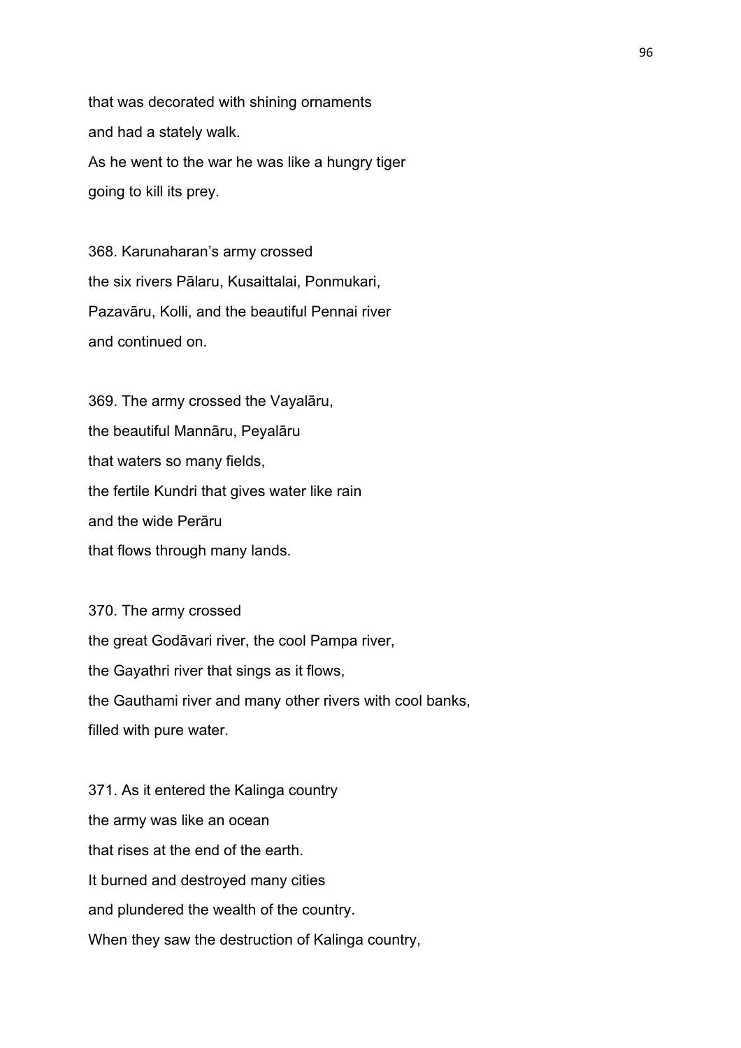that was decorated with shining ornaments
and had a stately walk.
As he went to the war he was like a hungry tiger
going to kill its prey.

368. Karunaharan's army crossed
the six rivers Pālaru, Kusaittalai, Ponmukari,
Pazavāru, Kolli, and the beautiful Pennai river
and continued on.

369. The army crossed the Vayalāru,
the beautiful Mannāru, Peyalāru
that waters so many fields,
the fertile Kundri that gives water like rain
and the wide Perāru
that flows through many lands.

370. The army crossed
the great Godāvari river, the cool Pampa river,
the Gayathri river that sings as it flows,
the Gauthami river and many other rivers with cool banks,
filled with pure water.

371. As it entered the Kalinga country
the army was like an ocean
that rises at the end of the earth.
It burned and destroyed many cities
and plundered the wealth of the country.
When they saw the destruction of Kalinga country,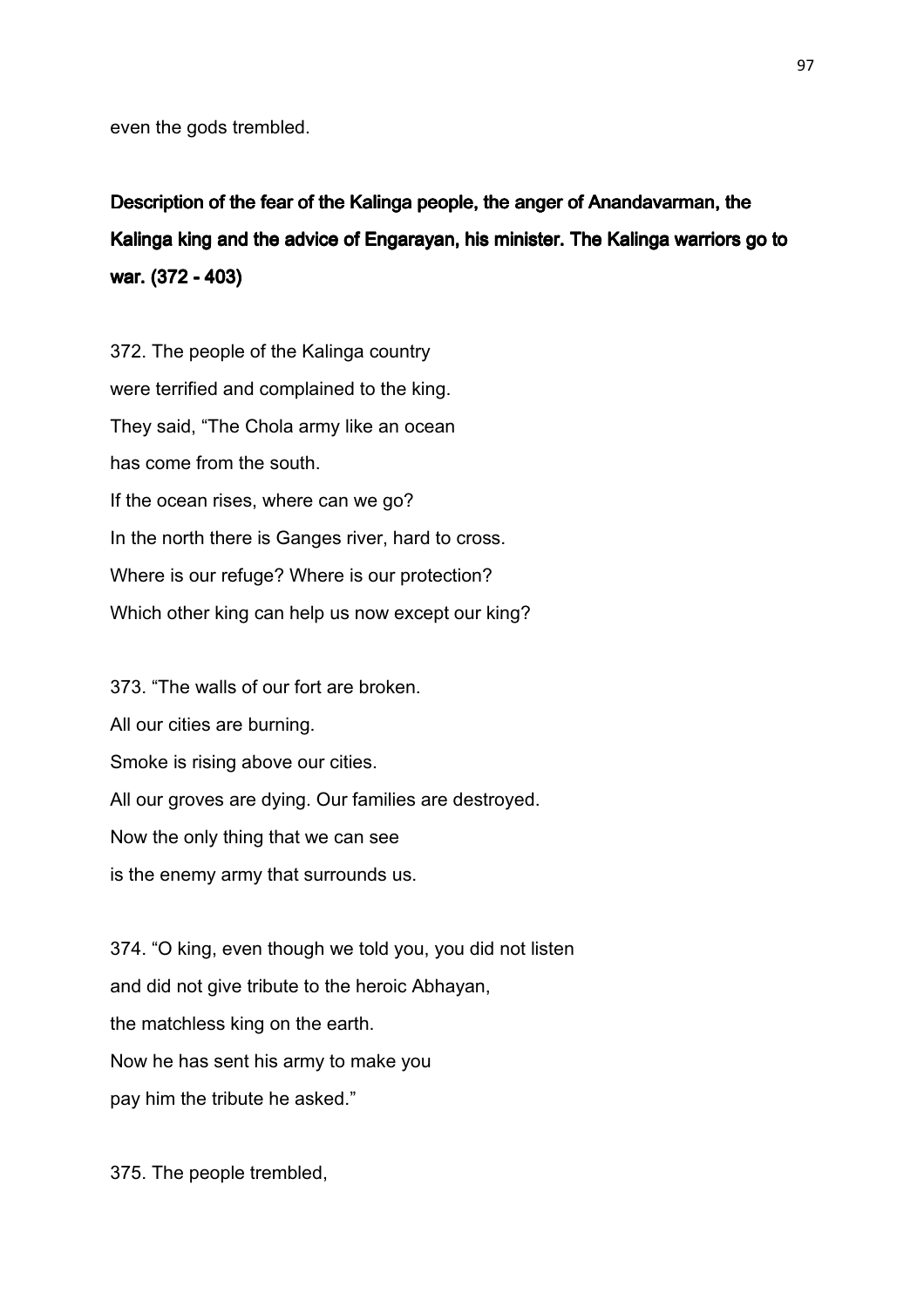even the gods trembled.

**Description of the fear of the Kalinga people, the anger of Anandavarman, the Kalinga king and the advice of Engarayan, his minister. The Kalinga warriors go to war. (372 - 403)**

372. The people of the Kalinga country
were terrified and complained to the king.
They said, "The Chola army like an ocean
has come from the south.
If the ocean rises, where can we go?
In the north there is Ganges river, hard to cross.
Where is our refuge? Where is our protection?
Which other king can help us now except our king?

373. "The walls of our fort are broken.
All our cities are burning.
Smoke is rising above our cities.
All our groves are dying. Our families are destroyed.
Now the only thing that we can see
is the enemy army that surrounds us.

374. "O king, even though we told you, you did not listen
and did not give tribute to the heroic Abhayan,
the matchless king on the earth.
Now he has sent his army to make you
pay him the tribute he asked."

375. The people trembled,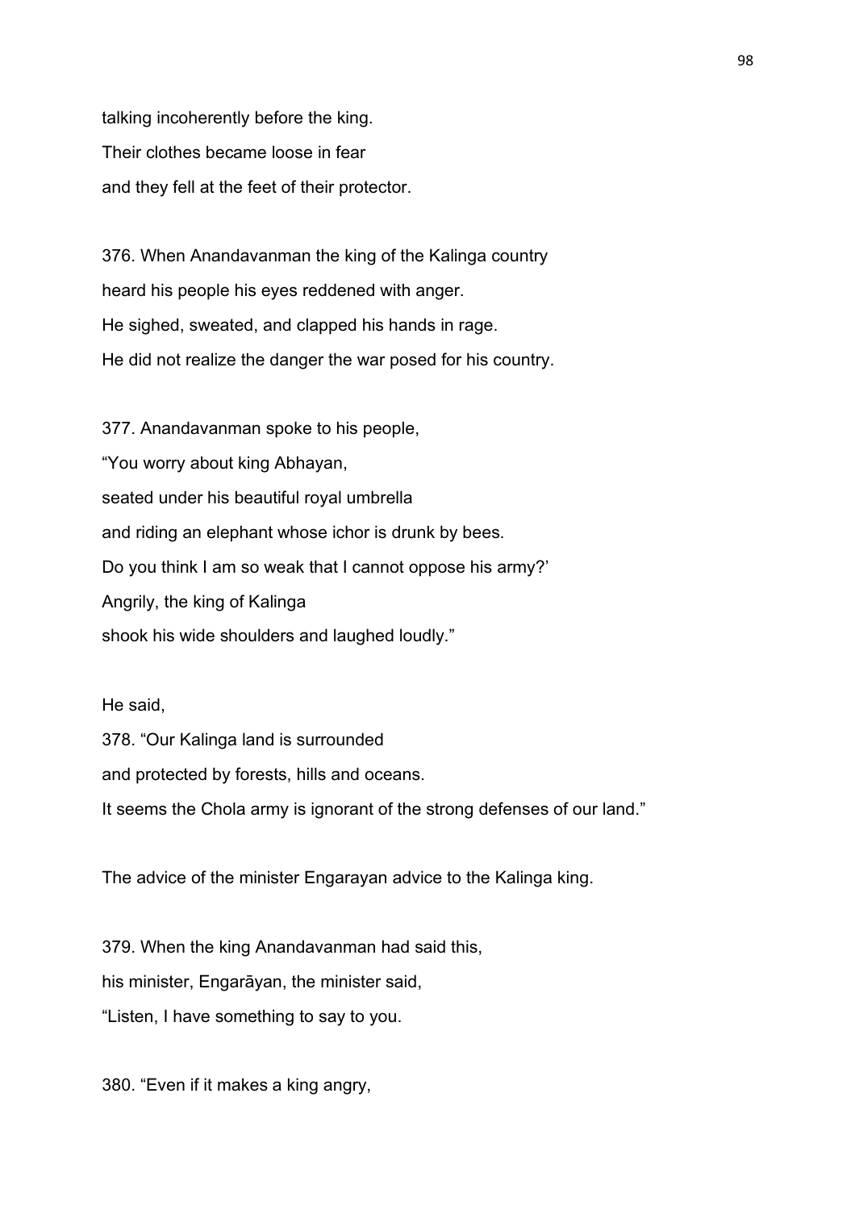talking incoherently before the king.
Their clothes became loose in fear
and they fell at the feet of their protector.

376. When Anandavanman the king of the Kalinga country
heard his people his eyes reddened with anger.
He sighed, sweated, and clapped his hands in rage.
He did not realize the danger the war posed for his country.

377. Anandavanman spoke to his people,
"You worry about king Abhayan,
seated under his beautiful royal umbrella
and riding an elephant whose ichor is drunk by bees.
Do you think I am so weak that I cannot oppose his army?'
Angrily, the king of Kalinga
shook his wide shoulders and laughed loudly."

He said,
378. "Our Kalinga land is surrounded
and protected by forests, hills and oceans.
It seems the Chola army is ignorant of the strong defenses of our land."

The advice of the minister Engarayan advice to the Kalinga king.

379. When the king Anandavanman had said this,
his minister, Engarāyan, the minister said,
"Listen, I have something to say to you.

380. "Even if it makes a king angry,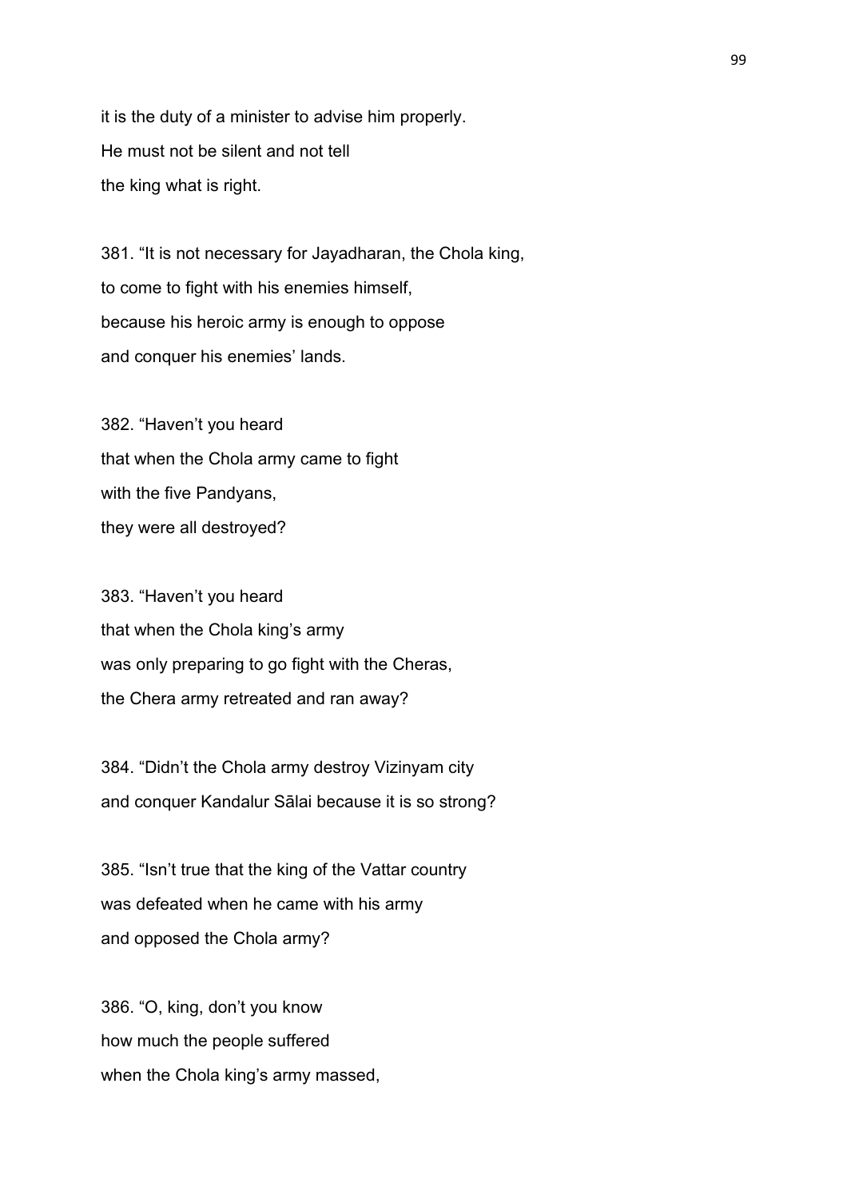it is the duty of a minister to advise him properly.
He must not be silent and not tell
the king what is right.

381. “It is not necessary for Jayadharan, the Chola king,
to come to fight with his enemies himself,
because his heroic army is enough to oppose
and conquer his enemies’ lands.

382. “Haven’t you heard
that when the Chola army came to fight
with the five Pandyans,
they were all destroyed?

383. “Haven’t you heard
that when the Chola king’s army
was only preparing to go fight with the Cheras,
the Chera army retreated and ran away?

384. “Didn’t the Chola army destroy Vizinyam city
and conquer Kandalur Sālai because it is so strong?

385. “Isn’t true that the king of the Vattar country
was defeated when he came with his army
and opposed the Chola army?

386. “O, king, don’t you know
how much the people suffered
when the Chola king’s army massed,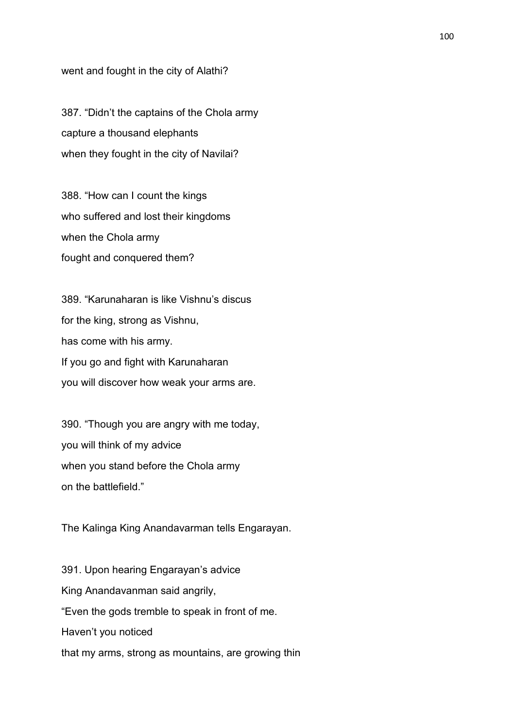went and fought in the city of Alathi?

387. “Didn’t the captains of the Chola army
capture a thousand elephants
when they fought in the city of Navilai?

388. “How can I count the kings
who suffered and lost their kingdoms
when the Chola army
fought and conquered them?

389. “Karunaharan is like Vishnu’s discus
for the king, strong as Vishnu,
has come with his army.
If you go and fight with Karunaharan
you will discover how weak your arms are.

390. “Though you are angry with me today,
you will think of my advice
when you stand before the Chola army
on the battlefield.”

The Kalinga King Anandavarman tells Engarayan.

391. Upon hearing Engarayan’s advice
King Anandavanman said angrily,
“Even the gods tremble to speak in front of me.
Haven’t you noticed
that my arms, strong as mountains, are growing thin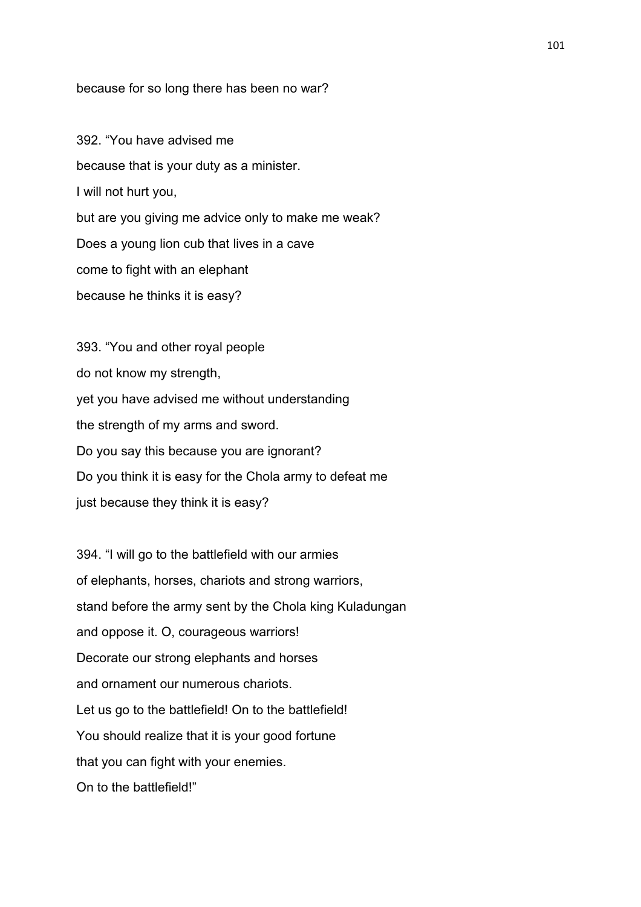because for so long there has been no war?

392. “You have advised me  
because that is your duty as a minister.  
I will not hurt you,  
but are you giving me advice only to make me weak?  
Does a young lion cub that lives in a cave  
come to fight with an elephant  
because he thinks it is easy?

393. “You and other royal people  
do not know my strength,  
yet you have advised me without understanding  
the strength of my arms and sword.  
Do you say this because you are ignorant?  
Do you think it is easy for the Chola army to defeat me  
just because they think it is easy?

394. “I will go to the battlefield with our armies  
of elephants, horses, chariots and strong warriors,  
stand before the army sent by the Chola king Kuladungan  
and oppose it. O, courageous warriors!  
Decorate our strong elephants and horses  
and ornament our numerous chariots.  
Let us go to the battlefield! On to the battlefield!  
You should realize that it is your good fortune  
that you can fight with your enemies.  
On to the battlefield!”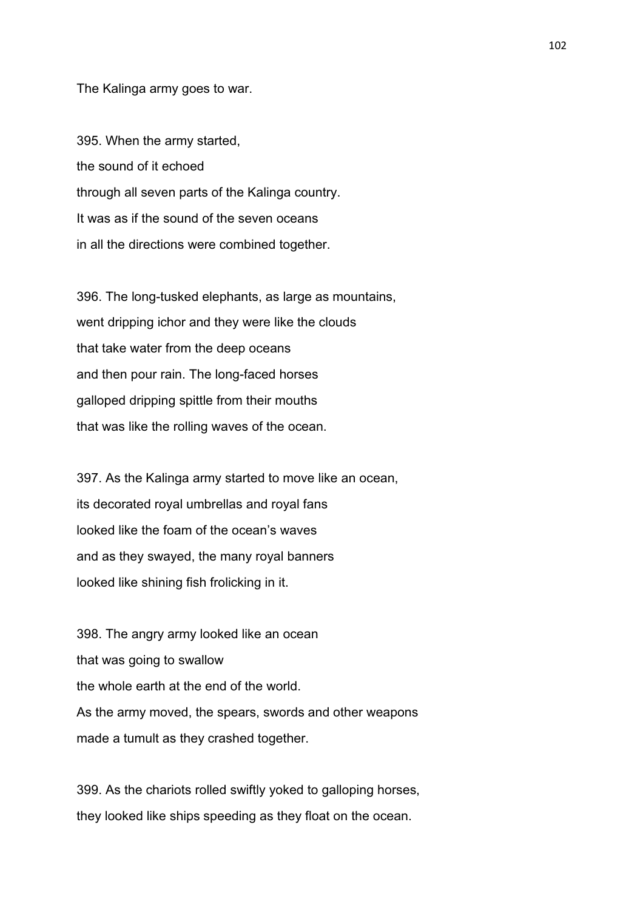The Kalinga army goes to war.

395. When the army started,
the sound of it echoed
through all seven parts of the Kalinga country.
It was as if the sound of the seven oceans
in all the directions were combined together.

396. The long-tusked elephants, as large as mountains,
went dripping ichor and they were like the clouds
that take water from the deep oceans
and then pour rain. The long-faced horses
galloped dripping spittle from their mouths
that was like the rolling waves of the ocean.

397. As the Kalinga army started to move like an ocean,
its decorated royal umbrellas and royal fans
looked like the foam of the ocean's waves
and as they swayed, the many royal banners
looked like shining fish frolicking in it.

398. The angry army looked like an ocean
that was going to swallow
the whole earth at the end of the world.
As the army moved, the spears, swords and other weapons
made a tumult as they crashed together.

399. As the chariots rolled swiftly yoked to galloping horses,
they looked like ships speeding as they float on the ocean.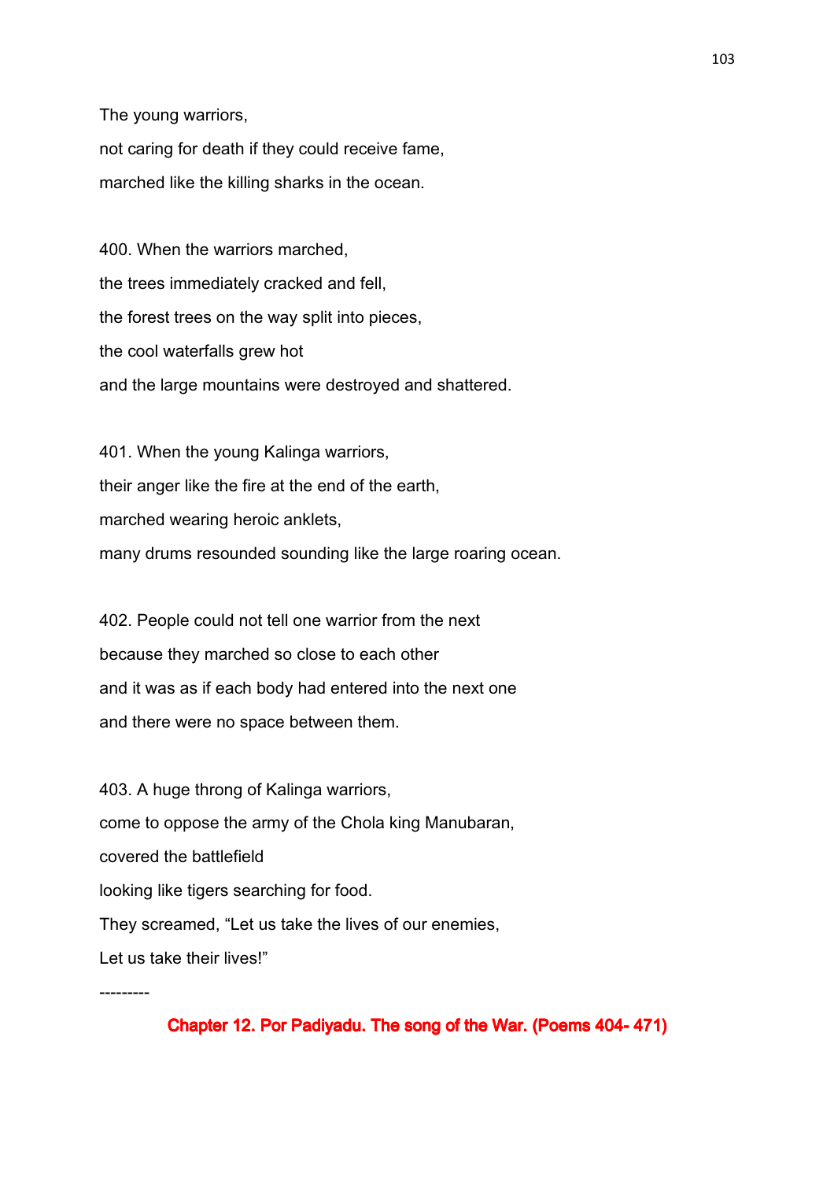The young warriors,

not caring for death if they could receive fame,

marched like the killing sharks in the ocean.

400. When the warriors marched,

the trees immediately cracked and fell,

the forest trees on the way split into pieces,

the cool waterfalls grew hot

and the large mountains were destroyed and shattered.

401. When the young Kalinga warriors,

their anger like the fire at the end of the earth,

marched wearing heroic anklets,

many drums resounded sounding like the large roaring ocean.

402. People could not tell one warrior from the next

because they marched so close to each other

and it was as if each body had entered into the next one

and there were no space between them.

403. A huge throng of Kalinga warriors,

come to oppose the army of the Chola king Manubaran,

covered the battlefield

looking like tigers searching for food.

They screamed, "Let us take the lives of our enemies,

Let us take their lives!"

---------

## Chapter 12. Por Padiyadu. The song of the War. (Poems 404- 471)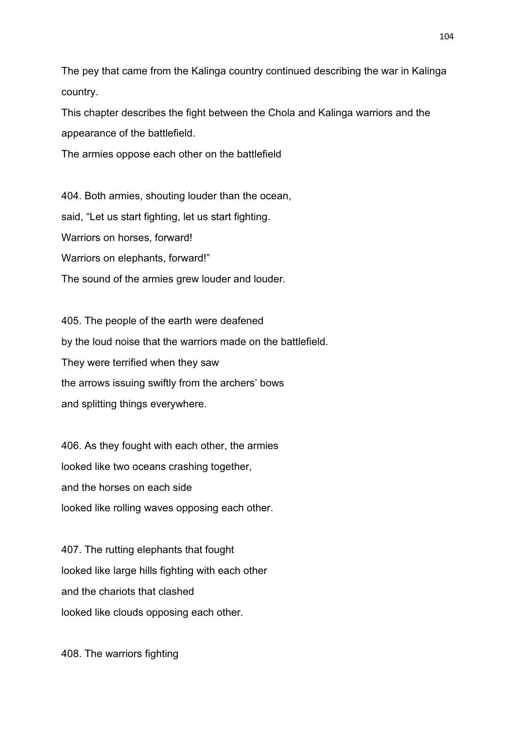The pey that came from the Kalinga country continued describing the war in Kalinga country.

This chapter describes the fight between the Chola and Kalinga warriors and the appearance of the battlefield.

The armies oppose each other on the battlefield

404. Both armies, shouting louder than the ocean,
said, “Let us start fighting, let us start fighting.
Warriors on horses, forward!
Warriors on elephants, forward!”
The sound of the armies grew louder and louder.

405. The people of the earth were deafened
by the loud noise that the warriors made on the battlefield.
They were terrified when they saw
the arrows issuing swiftly from the archers’ bows
and splitting things everywhere.

406. As they fought with each other, the armies
looked like two oceans crashing together,
and the horses on each side
looked like rolling waves opposing each other.

407. The rutting elephants that fought
looked like large hills fighting with each other
and the chariots that clashed
looked like clouds opposing each other.

408. The warriors fighting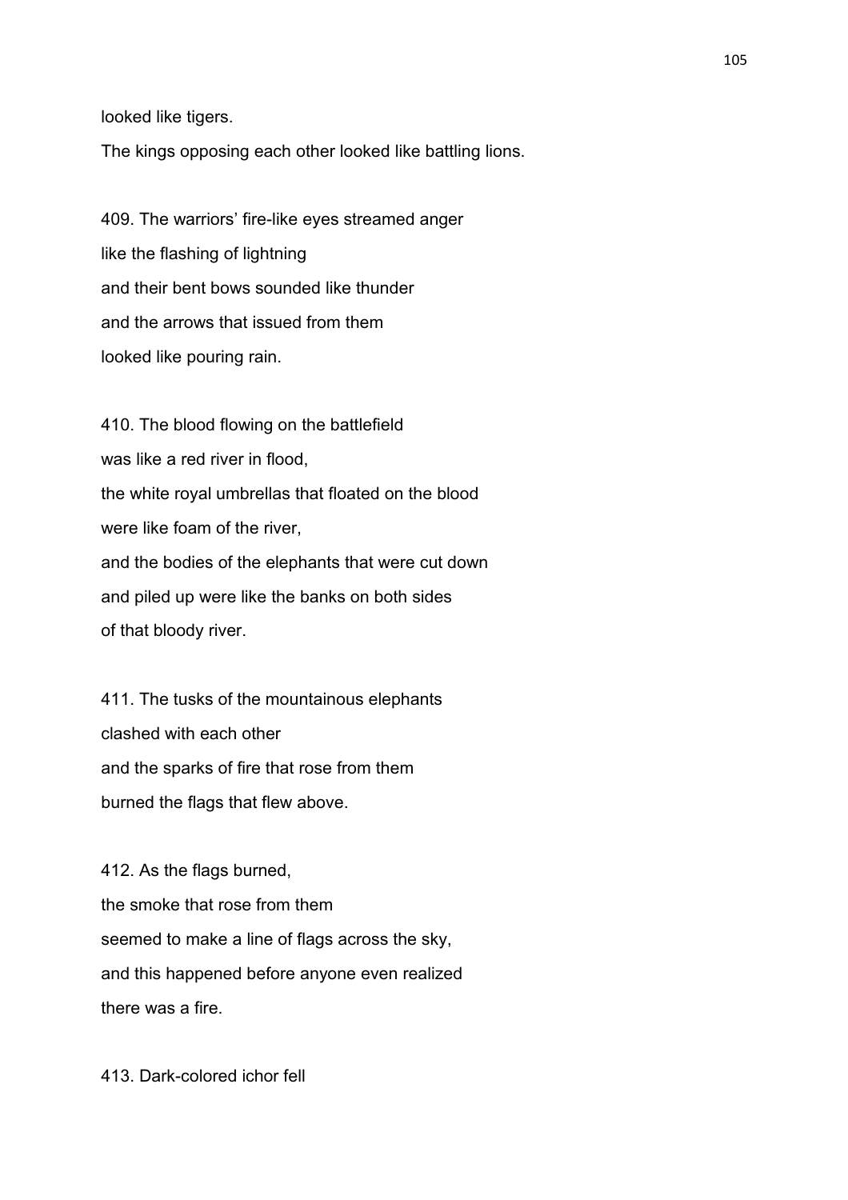looked like tigers.

The kings opposing each other looked like battling lions.

409. The warriors’ fire-like eyes streamed anger
like the flashing of lightning
and their bent bows sounded like thunder
and the arrows that issued from them
looked like pouring rain.

410. The blood flowing on the battlefield
was like a red river in flood,
the white royal umbrellas that floated on the blood
were like foam of the river,
and the bodies of the elephants that were cut down
and piled up were like the banks on both sides
of that bloody river.

411. The tusks of the mountainous elephants
clashed with each other
and the sparks of fire that rose from them
burned the flags that flew above.

412. As the flags burned,
the smoke that rose from them
seemed to make a line of flags across the sky,
and this happened before anyone even realized
there was a fire.

413. Dark-colored ichor fell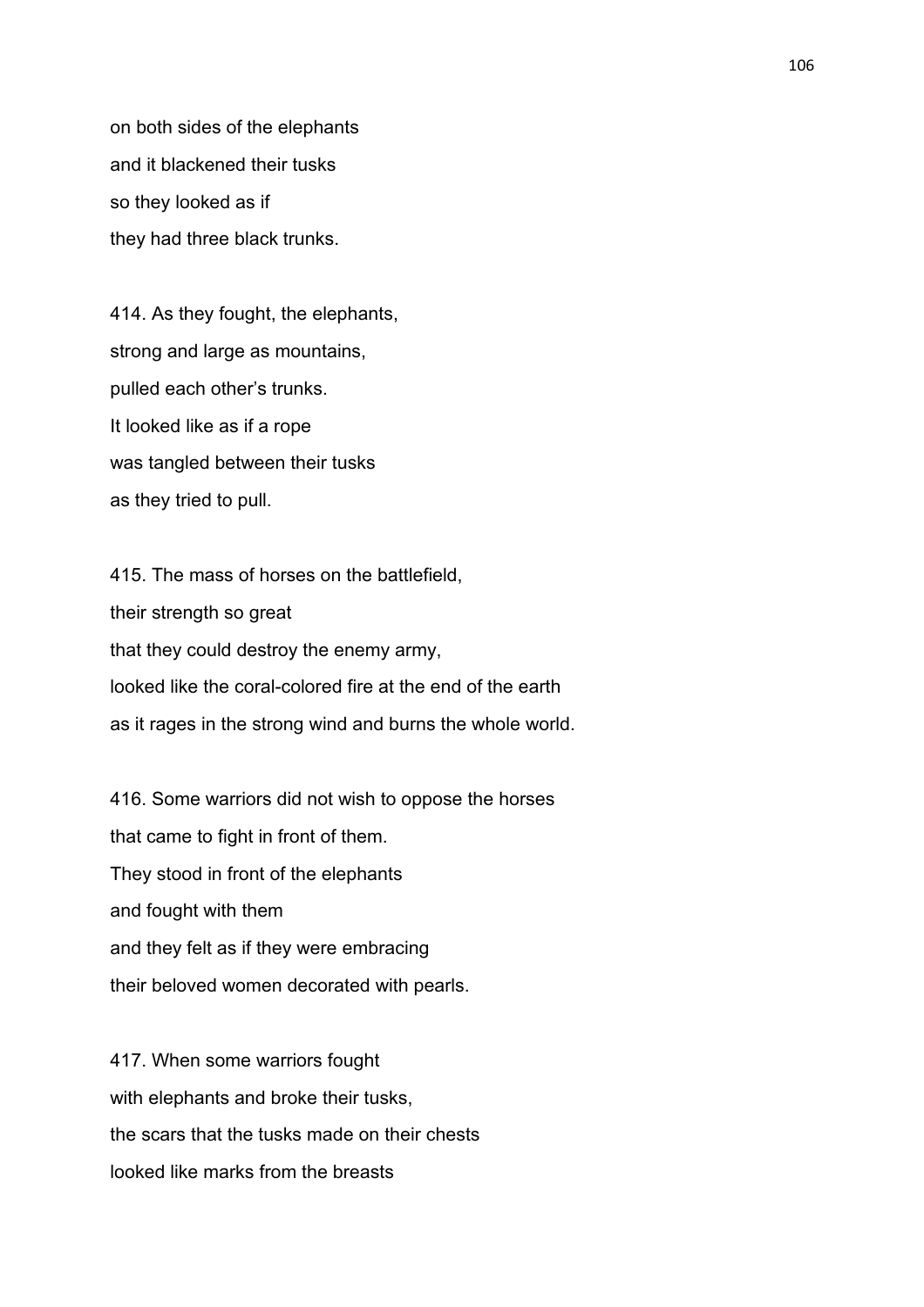on both sides of the elephants  
and it blackened their tusks  
so they looked as if  
they had three black trunks.

414. As they fought, the elephants,  
strong and large as mountains,  
pulled each other's trunks.  
It looked like as if a rope  
was tangled between their tusks  
as they tried to pull.

415. The mass of horses on the battlefield,  
their strength so great  
that they could destroy the enemy army,  
looked like the coral-colored fire at the end of the earth  
as it rages in the strong wind and burns the whole world.

416. Some warriors did not wish to oppose the horses  
that came to fight in front of them.  
They stood in front of the elephants  
and fought with them  
and they felt as if they were embracing  
their beloved women decorated with pearls.

417. When some warriors fought  
with elephants and broke their tusks,  
the scars that the tusks made on their chests  
looked like marks from the breasts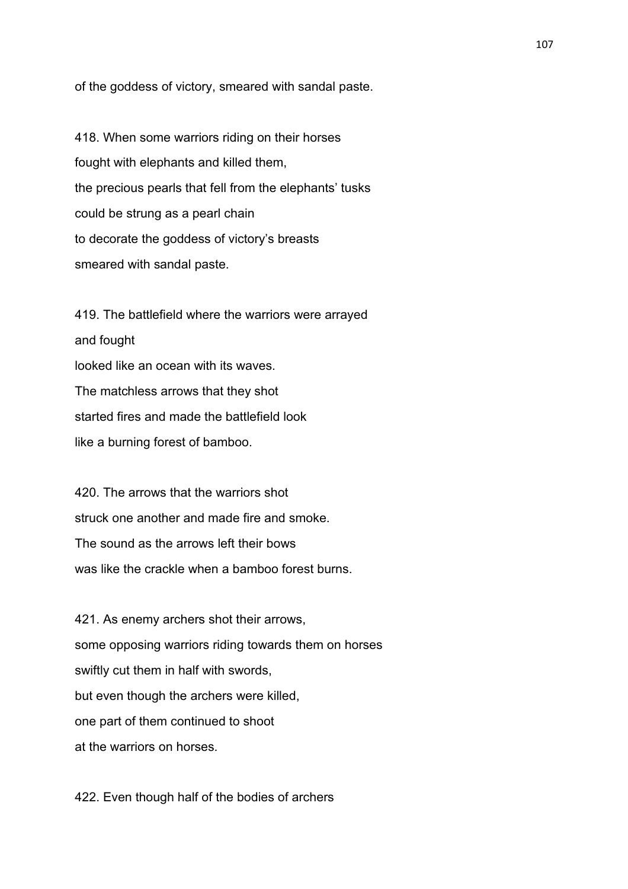of the goddess of victory, smeared with sandal paste.

418. When some warriors riding on their horses
fought with elephants and killed them,
the precious pearls that fell from the elephants' tusks
could be strung as a pearl chain
to decorate the goddess of victory's breasts
smeared with sandal paste.

419. The battlefield where the warriors were arrayed
and fought
looked like an ocean with its waves.
The matchless arrows that they shot
started fires and made the battlefield look
like a burning forest of bamboo.

420. The arrows that the warriors shot
struck one another and made fire and smoke.
The sound as the arrows left their bows
was like the crackle when a bamboo forest burns.

421. As enemy archers shot their arrows,
some opposing warriors riding towards them on horses
swiftly cut them in half with swords,
but even though the archers were killed,
one part of them continued to shoot
at the warriors on horses.

422. Even though half of the bodies of archers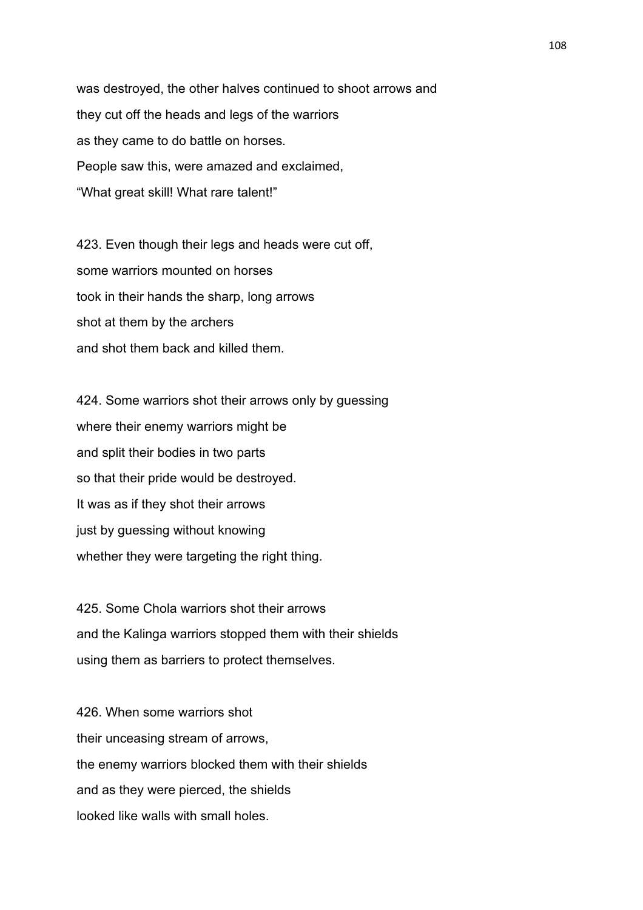was destroyed, the other halves continued to shoot arrows and
they cut off the heads and legs of the warriors
as they came to do battle on horses.
People saw this, were amazed and exclaimed,
“What great skill! What rare talent!”

423. Even though their legs and heads were cut off,
some warriors mounted on horses
took in their hands the sharp, long arrows
shot at them by the archers
and shot them back and killed them.

424. Some warriors shot their arrows only by guessing
where their enemy warriors might be
and split their bodies in two parts
so that their pride would be destroyed.
It was as if they shot their arrows
just by guessing without knowing
whether they were targeting the right thing.

425. Some Chola warriors shot their arrows
and the Kalinga warriors stopped them with their shields
using them as barriers to protect themselves.

426. When some warriors shot
their unceasing stream of arrows,
the enemy warriors blocked them with their shields
and as they were pierced, the shields
looked like walls with small holes.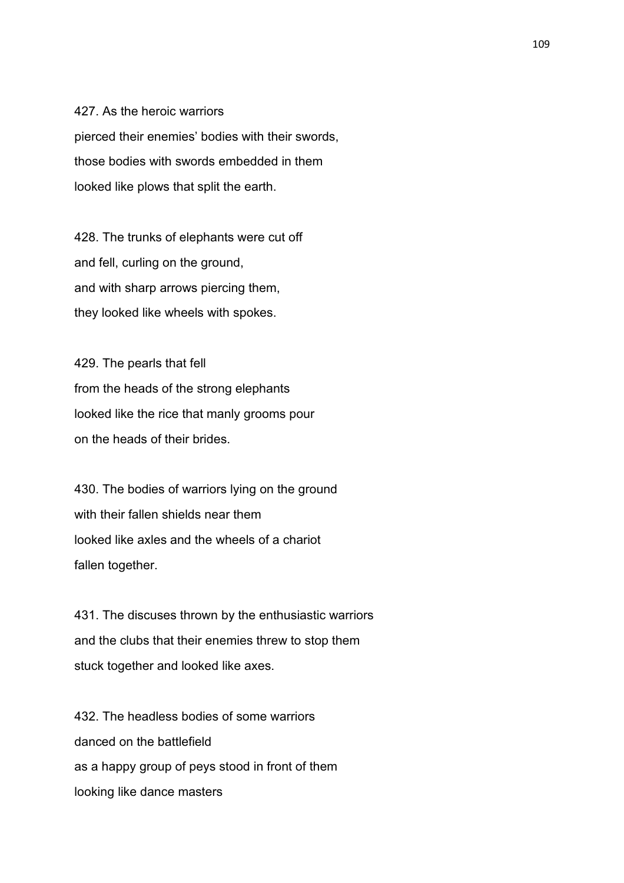427. As the heroic warriors
pierced their enemies' bodies with their swords,
those bodies with swords embedded in them
looked like plows that split the earth.

428. The trunks of elephants were cut off
and fell, curling on the ground,
and with sharp arrows piercing them,
they looked like wheels with spokes.

429. The pearls that fell
from the heads of the strong elephants
looked like the rice that manly grooms pour
on the heads of their brides.

430. The bodies of warriors lying on the ground
with their fallen shields near them
looked like axles and the wheels of a chariot
fallen together.

431. The discuses thrown by the enthusiastic warriors
and the clubs that their enemies threw to stop them
stuck together and looked like axes.

432. The headless bodies of some warriors
danced on the battlefield
as a happy group of peys stood in front of them
looking like dance masters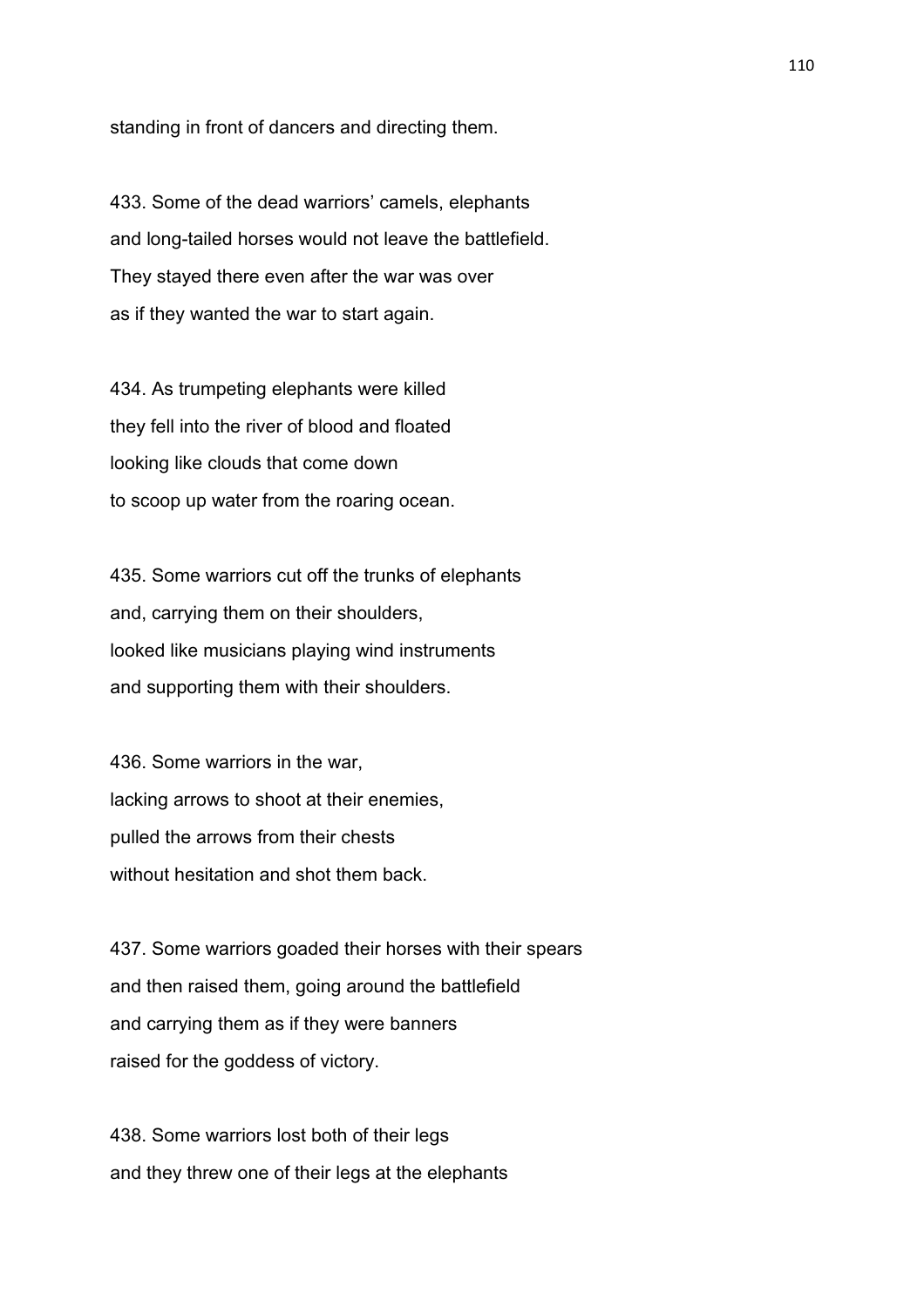standing in front of dancers and directing them.

433. Some of the dead warriors' camels, elephants
and long-tailed horses would not leave the battlefield.
They stayed there even after the war was over
as if they wanted the war to start again.

434. As trumpeting elephants were killed
they fell into the river of blood and floated
looking like clouds that come down
to scoop up water from the roaring ocean.

435. Some warriors cut off the trunks of elephants
and, carrying them on their shoulders,
looked like musicians playing wind instruments
and supporting them with their shoulders.

436. Some warriors in the war,
lacking arrows to shoot at their enemies,
pulled the arrows from their chests
without hesitation and shot them back.

437. Some warriors goaded their horses with their spears
and then raised them, going around the battlefield
and carrying them as if they were banners
raised for the goddess of victory.

438. Some warriors lost both of their legs
and they threw one of their legs at the elephants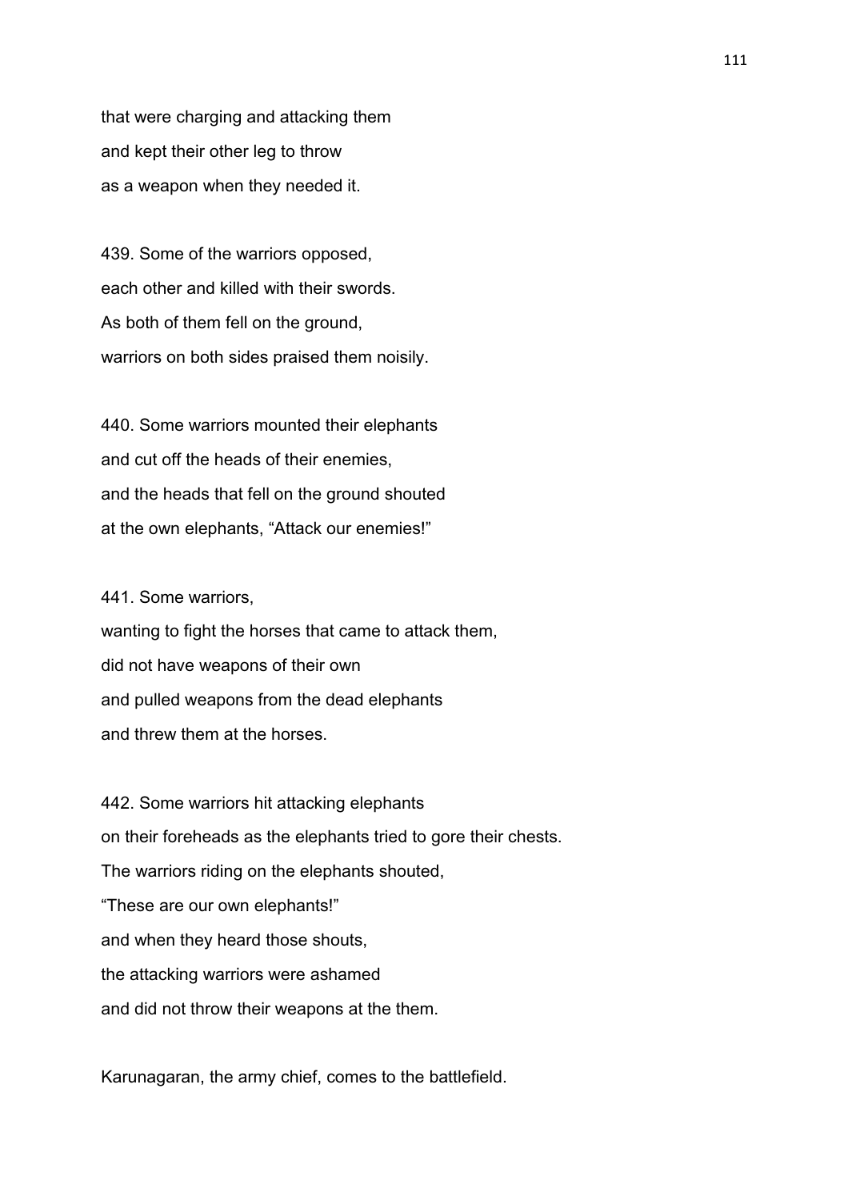that were charging and attacking them
and kept their other leg to throw
as a weapon when they needed it.

439. Some of the warriors opposed,
each other and killed with their swords.
As both of them fell on the ground,
warriors on both sides praised them noisily.

440. Some warriors mounted their elephants
and cut off the heads of their enemies,
and the heads that fell on the ground shouted
at the own elephants, “Attack our enemies!”

441. Some warriors,
wanting to fight the horses that came to attack them,
did not have weapons of their own
and pulled weapons from the dead elephants
and threw them at the horses.

442. Some warriors hit attacking elephants
on their foreheads as the elephants tried to gore their chests.
The warriors riding on the elephants shouted,
“These are our own elephants!”
and when they heard those shouts,
the attacking warriors were ashamed
and did not throw their weapons at the them.

Karunagaran, the army chief, comes to the battlefield.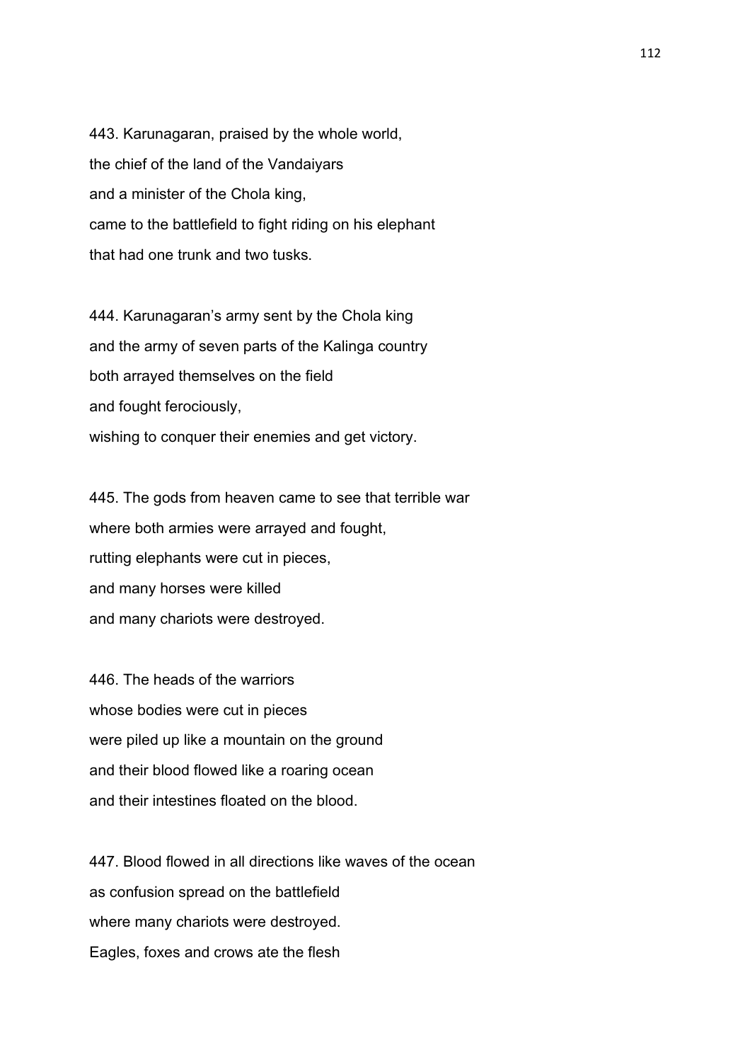443. Karunagaran, praised by the whole world,
the chief of the land of the Vandaiyars
and a minister of the Chola king,
came to the battlefield to fight riding on his elephant
that had one trunk and two tusks.

444. Karunagaran's army sent by the Chola king
and the army of seven parts of the Kalinga country
both arrayed themselves on the field
and fought ferociously,
wishing to conquer their enemies and get victory.

445. The gods from heaven came to see that terrible war
where both armies were arrayed and fought,
rutting elephants were cut in pieces,
and many horses were killed
and many chariots were destroyed.

446. The heads of the warriors
whose bodies were cut in pieces
were piled up like a mountain on the ground
and their blood flowed like a roaring ocean
and their intestines floated on the blood.

447. Blood flowed in all directions like waves of the ocean
as confusion spread on the battlefield
where many chariots were destroyed.
Eagles, foxes and crows ate the flesh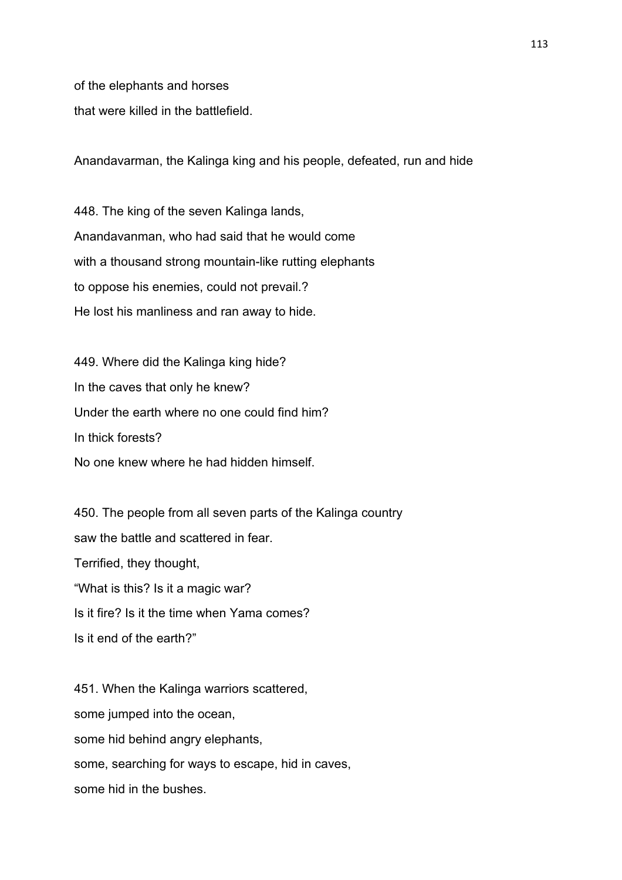of the elephants and horses
that were killed in the battlefield.

Anandavarman, the Kalinga king and his people, defeated, run and hide

448. The king of the seven Kalinga lands,
Anandavanman, who had said that he would come
with a thousand strong mountain-like rutting elephants
to oppose his enemies, could not prevail.?
He lost his manliness and ran away to hide.

449. Where did the Kalinga king hide?
In the caves that only he knew?
Under the earth where no one could find him?
In thick forests?
No one knew where he had hidden himself.

450. The people from all seven parts of the Kalinga country
saw the battle and scattered in fear.
Terrified, they thought,
"What is this? Is it a magic war?
Is it fire? Is it the time when Yama comes?
Is it end of the earth?"

451. When the Kalinga warriors scattered,
some jumped into the ocean,
some hid behind angry elephants,
some, searching for ways to escape, hid in caves,
some hid in the bushes.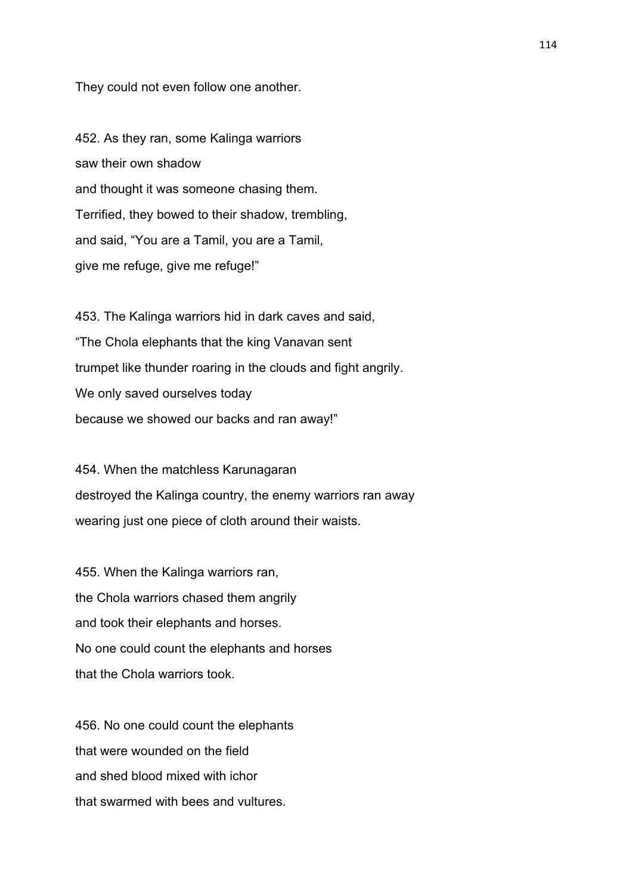They could not even follow one another.

452. As they ran, some Kalinga warriors
saw their own shadow
and thought it was someone chasing them.
Terrified, they bowed to their shadow, trembling,
and said, “You are a Tamil, you are a Tamil,
give me refuge, give me refuge!”

453. The Kalinga warriors hid in dark caves and said,
“The Chola elephants that the king Vanavan sent
trumpet like thunder roaring in the clouds and fight angrily.
We only saved ourselves today
because we showed our backs and ran away!”

454. When the matchless Karunagaran
destroyed the Kalinga country, the enemy warriors ran away
wearing just one piece of cloth around their waists.

455. When the Kalinga warriors ran,
the Chola warriors chased them angrily
and took their elephants and horses.
No one could count the elephants and horses
that the Chola warriors took.

456. No one could count the elephants
that were wounded on the field
and shed blood mixed with ichor
that swarmed with bees and vultures.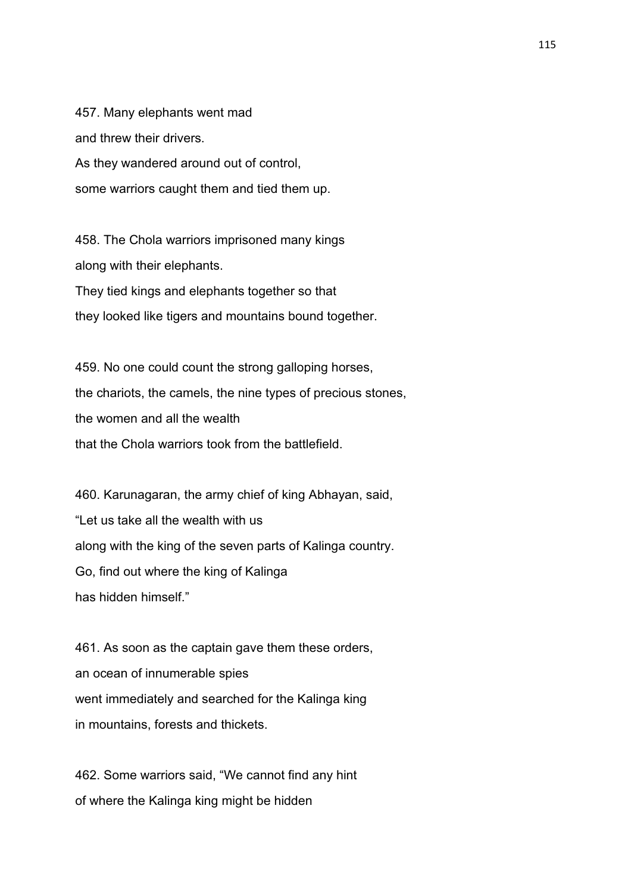457. Many elephants went mad
and threw their drivers.
As they wandered around out of control,
some warriors caught them and tied them up.

458. The Chola warriors imprisoned many kings
along with their elephants.
They tied kings and elephants together so that
they looked like tigers and mountains bound together.

459. No one could count the strong galloping horses,
the chariots, the camels, the nine types of precious stones,
the women and all the wealth
that the Chola warriors took from the battlefield.

460. Karunagaran, the army chief of king Abhayan, said,
"Let us take all the wealth with us
along with the king of the seven parts of Kalinga country.
Go, find out where the king of Kalinga
has hidden himself."

461. As soon as the captain gave them these orders,
an ocean of innumerable spies
went immediately and searched for the Kalinga king
in mountains, forests and thickets.

462. Some warriors said, "We cannot find any hint
of where the Kalinga king might be hidden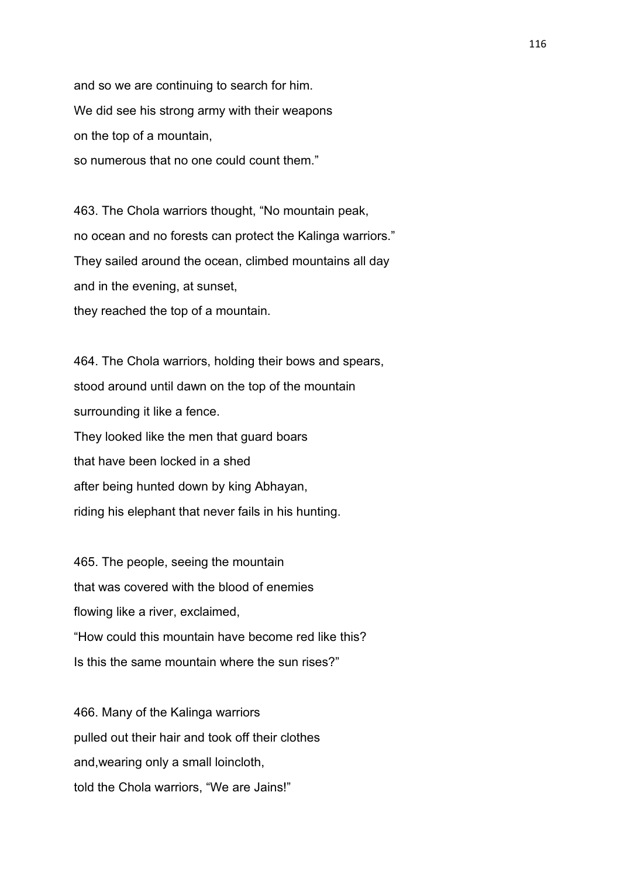and so we are continuing to search for him.
We did see his strong army with their weapons
on the top of a mountain,
so numerous that no one could count them."

463. The Chola warriors thought, "No mountain peak,
no ocean and no forests can protect the Kalinga warriors."
They sailed around the ocean, climbed mountains all day
and in the evening, at sunset,
they reached the top of a mountain.

464. The Chola warriors, holding their bows and spears,
stood around until dawn on the top of the mountain
surrounding it like a fence.
They looked like the men that guard boars
that have been locked in a shed
after being hunted down by king Abhayan,
riding his elephant that never fails in his hunting.

465. The people, seeing the mountain
that was covered with the blood of enemies
flowing like a river, exclaimed,
"How could this mountain have become red like this?
Is this the same mountain where the sun rises?"

466. Many of the Kalinga warriors
pulled out their hair and took off their clothes
and,wearing only a small loincloth,
told the Chola warriors, "We are Jains!"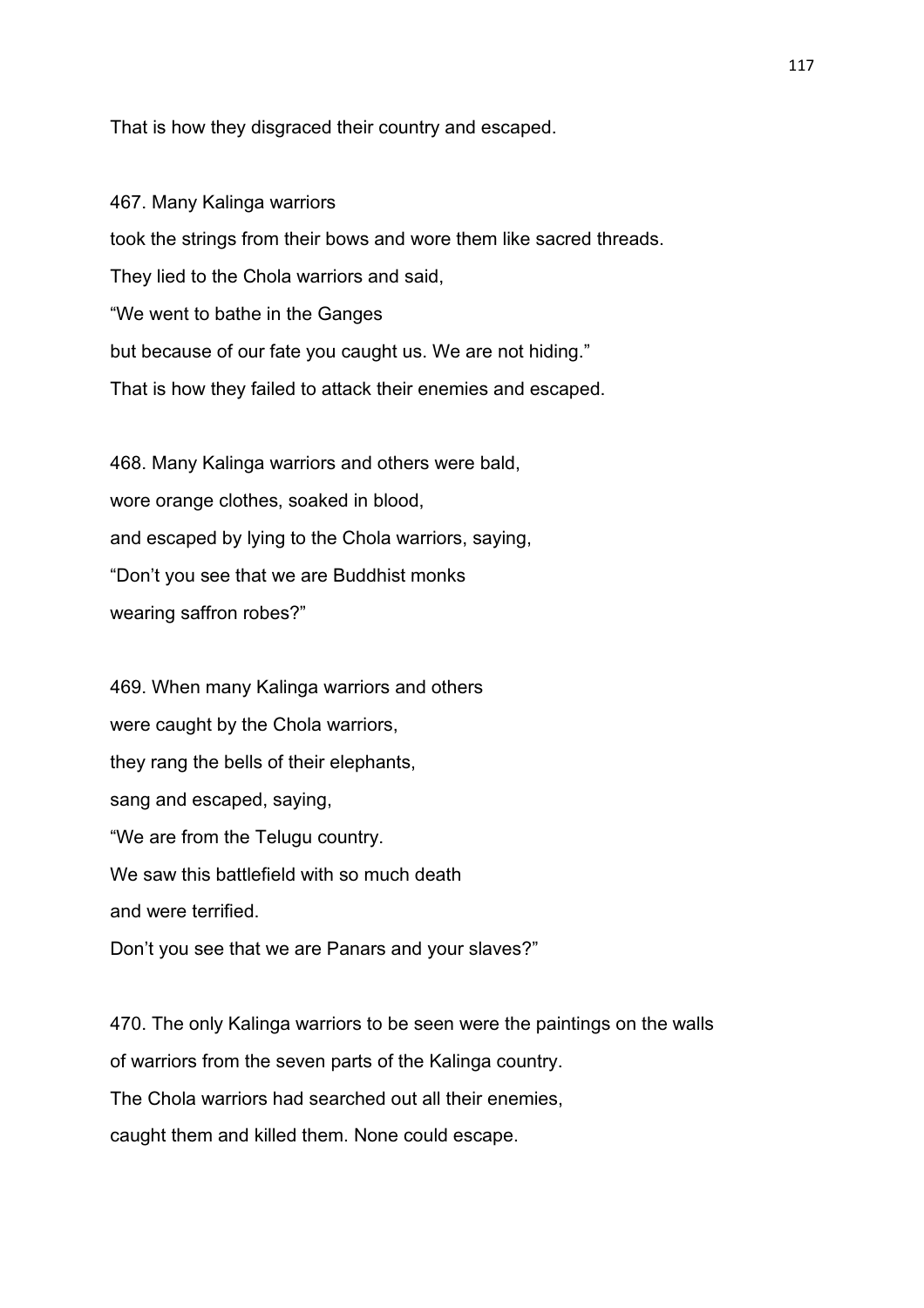That is how they disgraced their country and escaped.

467. Many Kalinga warriors
took the strings from their bows and wore them like sacred threads.
They lied to the Chola warriors and said,
“We went to bathe in the Ganges
but because of our fate you caught us. We are not hiding.”
That is how they failed to attack their enemies and escaped.

468. Many Kalinga warriors and others were bald,
wore orange clothes, soaked in blood,
and escaped by lying to the Chola warriors, saying,
“Don’t you see that we are Buddhist monks
wearing saffron robes?”

469. When many Kalinga warriors and others
were caught by the Chola warriors,
they rang the bells of their elephants,
sang and escaped, saying,
“We are from the Telugu country.
We saw this battlefield with so much death
and were terrified.
Don’t you see that we are Panars and your slaves?”

470. The only Kalinga warriors to be seen were the paintings on the walls
of warriors from the seven parts of the Kalinga country.
The Chola warriors had searched out all their enemies,
caught them and killed them. None could escape.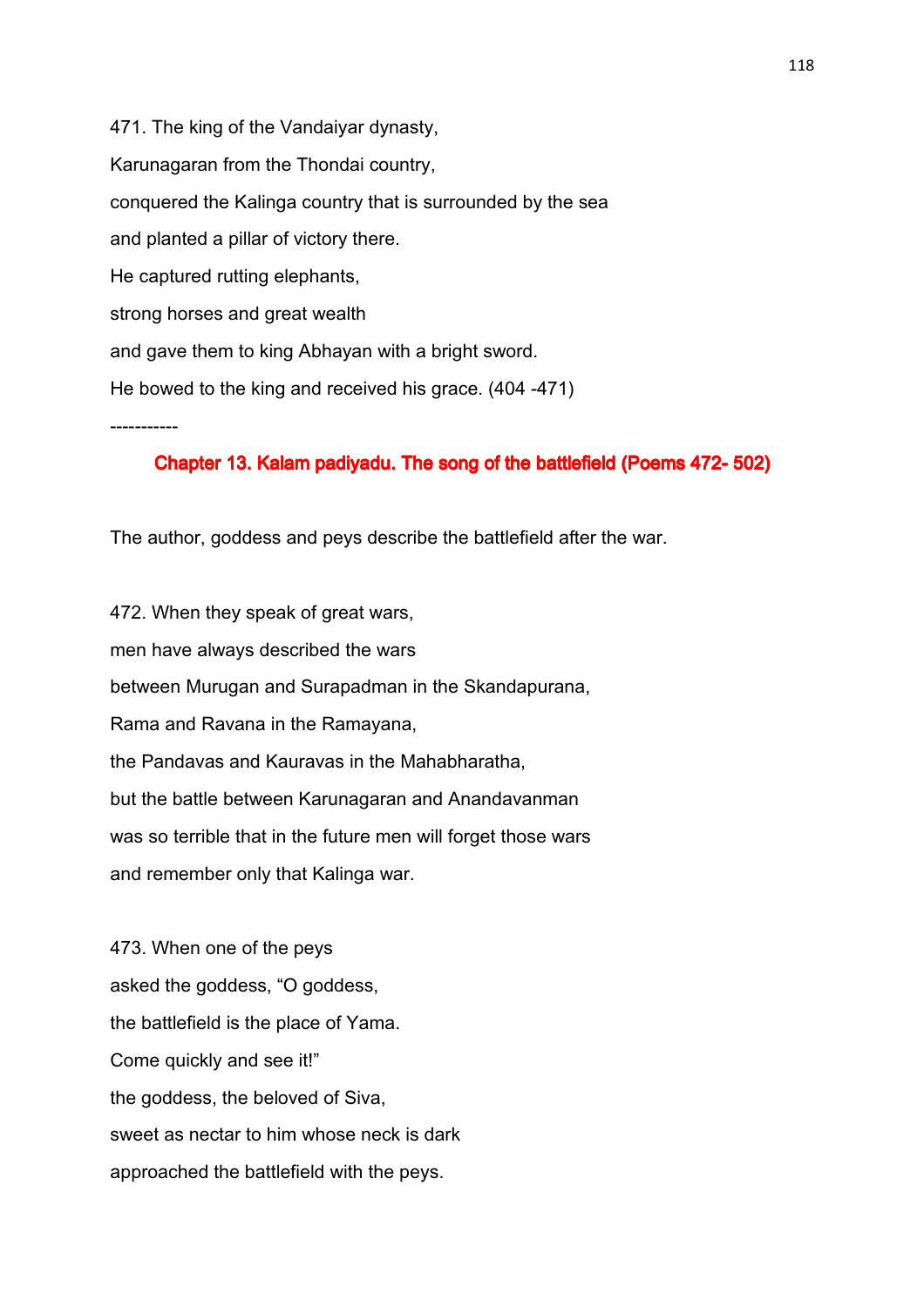471. The king of the Vandaiyar dynasty,

Karunagaran from the Thondai country,

conquered the Kalinga country that is surrounded by the sea

and planted a pillar of victory there.

He captured rutting elephants,

strong horses and great wealth

and gave them to king Abhayan with a bright sword.

He bowed to the king and received his grace. (404 -471)

-----------

## Chapter 13. Kalam padiyadu. The song of the battlefield (Poems 472- 502)

The author, goddess and peys describe the battlefield after the war.

472. When they speak of great wars,

men have always described the wars

between Murugan and Surapadman in the Skandapurana,

Rama and Ravana in the Ramayana,

the Pandavas and Kauravas in the Mahabharatha,

but the battle between Karunagaran and Anandavanman

was so terrible that in the future men will forget those wars

and remember only that Kalinga war.

473. When one of the peys

asked the goddess, "O goddess,

the battlefield is the place of Yama.

Come quickly and see it!"

the goddess, the beloved of Siva,

sweet as nectar to him whose neck is dark

approached the battlefield with the peys.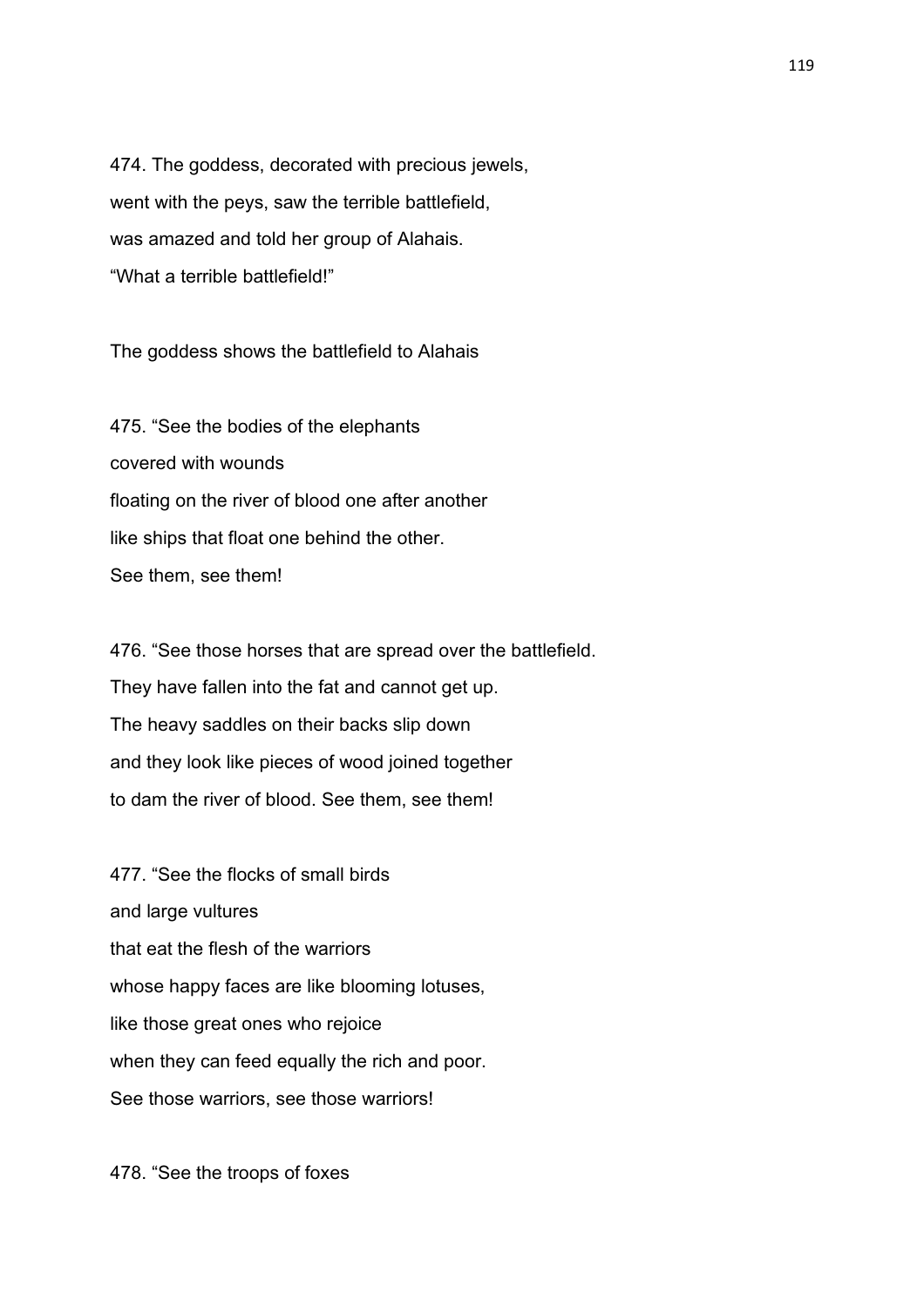474. The goddess, decorated with precious jewels,  
went with the peys, saw the terrible battlefield,  
was amazed and told her group of Alahais.  
“What a terrible battlefield!”

The goddess shows the battlefield to Alahais

475. “See the bodies of the elephants  
covered with wounds  
floating on the river of blood one after another  
like ships that float one behind the other.  
See them, see them!

476. “See those horses that are spread over the battlefield.  
They have fallen into the fat and cannot get up.  
The heavy saddles on their backs slip down  
and they look like pieces of wood joined together  
to dam the river of blood. See them, see them!

477. “See the flocks of small birds  
and large vultures  
that eat the flesh of the warriors  
whose happy faces are like blooming lotuses,  
like those great ones who rejoice  
when they can feed equally the rich and poor.  
See those warriors, see those warriors!

478. “See the troops of foxes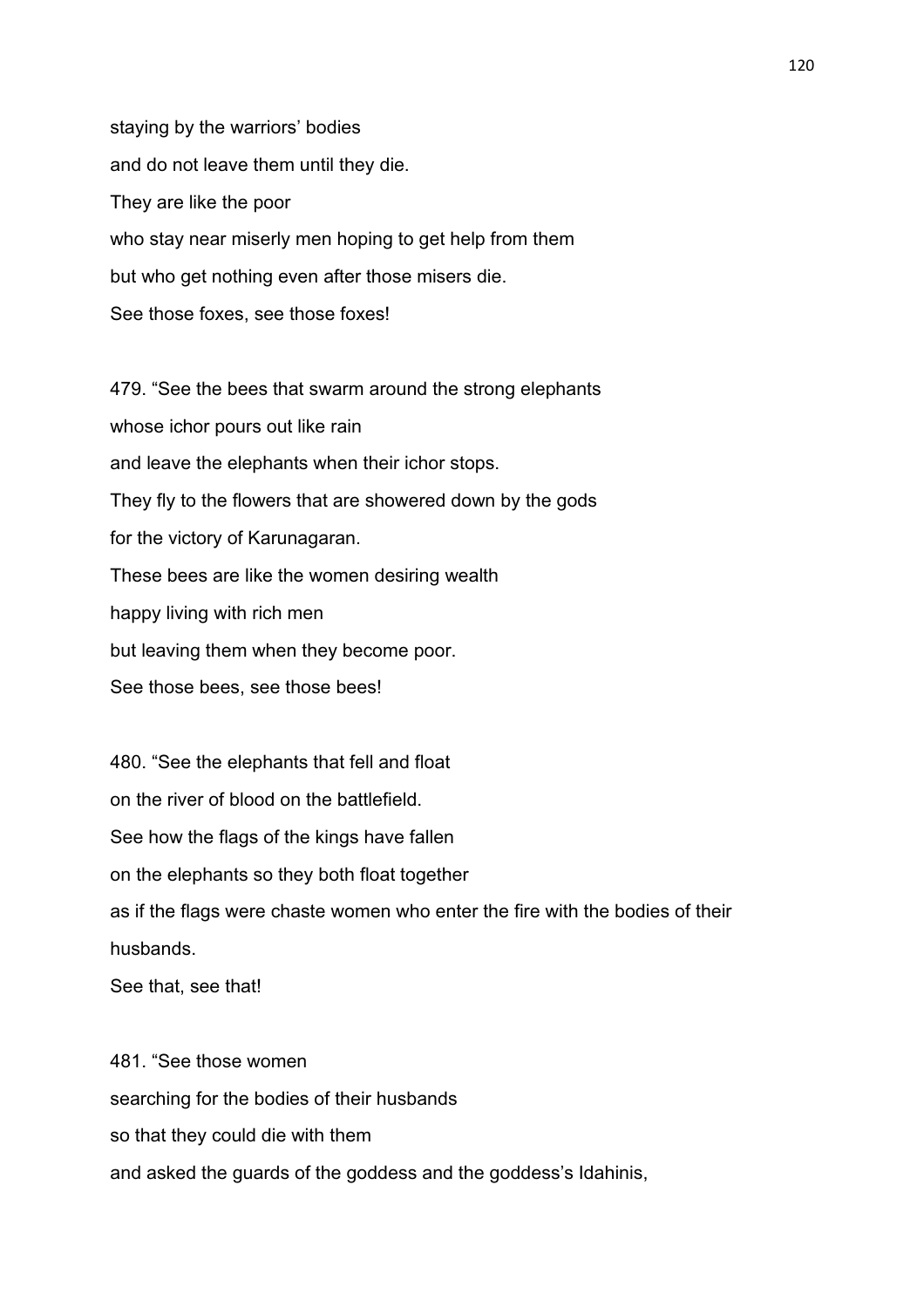staying by the warriors' bodies

and do not leave them until they die.

They are like the poor

who stay near miserly men hoping to get help from them

but who get nothing even after those misers die.

See those foxes, see those foxes!

479. "See the bees that swarm around the strong elephants

whose ichor pours out like rain

and leave the elephants when their ichor stops.

They fly to the flowers that are showered down by the gods

for the victory of Karunagaran.

These bees are like the women desiring wealth

happy living with rich men

but leaving them when they become poor.

See those bees, see those bees!

480. "See the elephants that fell and float

on the river of blood on the battlefield.

See how the flags of the kings have fallen

on the elephants so they both float together

as if the flags were chaste women who enter the fire with the bodies of their husbands.

See that, see that!

481. "See those women

searching for the bodies of their husbands

so that they could die with them

and asked the guards of the goddess and the goddess's Idahinis,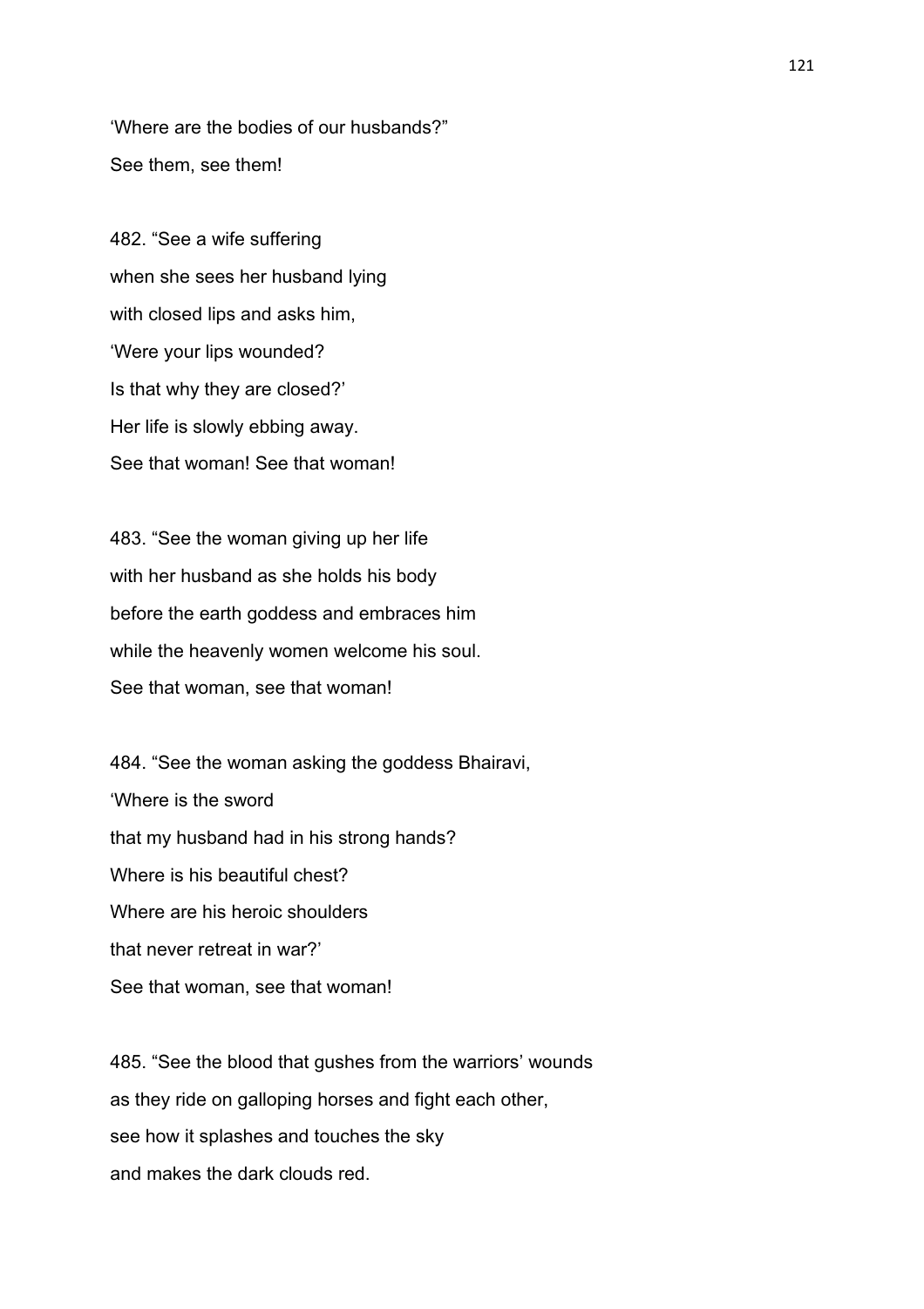'Where are the bodies of our husbands?"
See them, see them!

482. "See a wife suffering
when she sees her husband lying
with closed lips and asks him,
'Were your lips wounded?
Is that why they are closed?'
Her life is slowly ebbing away.
See that woman! See that woman!

483. "See the woman giving up her life
with her husband as she holds his body
before the earth goddess and embraces him
while the heavenly women welcome his soul.
See that woman, see that woman!

484. "See the woman asking the goddess Bhairavi,
'Where is the sword
that my husband had in his strong hands?
Where is his beautiful chest?
Where are his heroic shoulders
that never retreat in war?'
See that woman, see that woman!

485. "See the blood that gushes from the warriors' wounds
as they ride on galloping horses and fight each other,
see how it splashes and touches the sky
and makes the dark clouds red.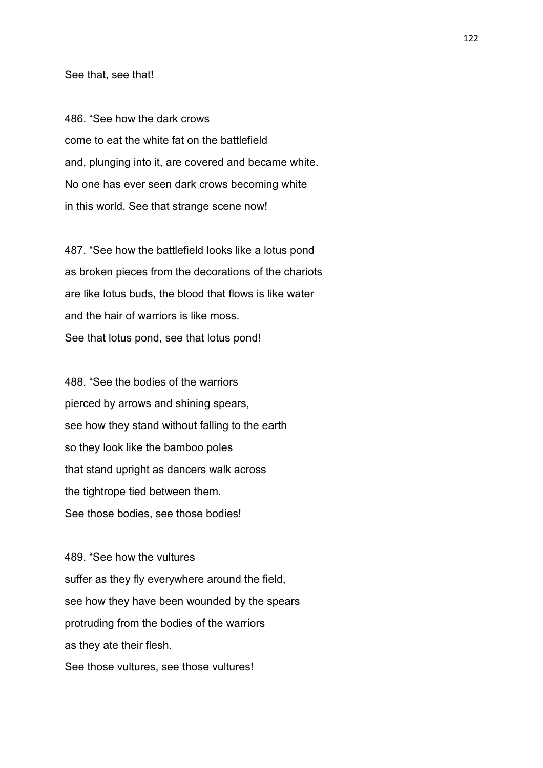See that, see that!

486. “See how the dark crows  
come to eat the white fat on the battlefield  
and, plunging into it, are covered and became white.  
No one has ever seen dark crows becoming white  
in this world. See that strange scene now!

487. “See how the battlefield looks like a lotus pond  
as broken pieces from the decorations of the chariots  
are like lotus buds, the blood that flows is like water  
and the hair of warriors is like moss.  
See that lotus pond, see that lotus pond!

488. “See the bodies of the warriors  
pierced by arrows and shining spears,  
see how they stand without falling to the earth  
so they look like the bamboo poles  
that stand upright as dancers walk across  
the tightrope tied between them.  
See those bodies, see those bodies!

489. “See how the vultures  
suffer as they fly everywhere around the field,  
see how they have been wounded by the spears  
protruding from the bodies of the warriors  
as they ate their flesh.  
See those vultures, see those vultures!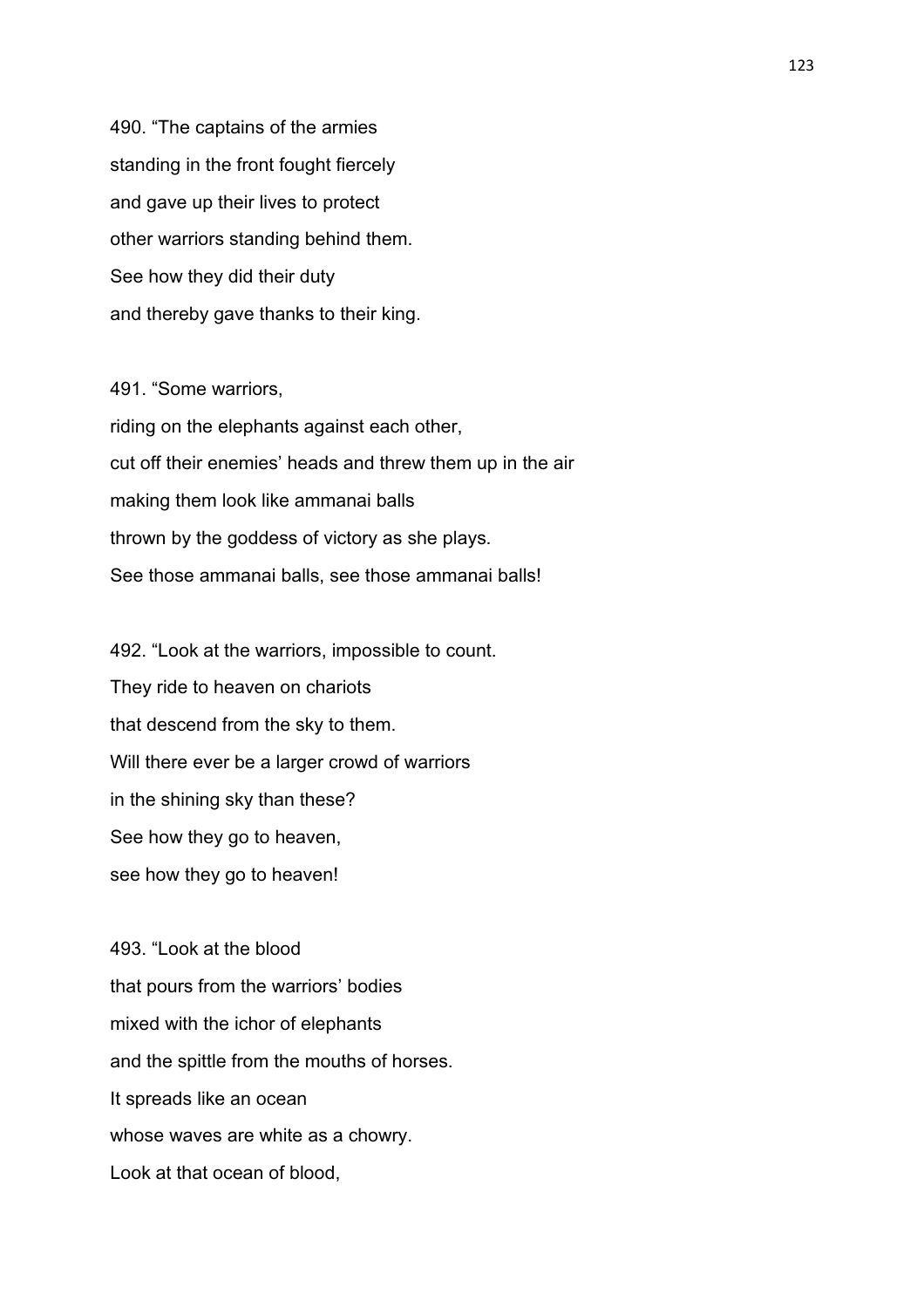490. “The captains of the armies
standing in the front fought fiercely
and gave up their lives to protect
other warriors standing behind them.
See how they did their duty
and thereby gave thanks to their king.

491. “Some warriors,
riding on the elephants against each other,
cut off their enemies’ heads and threw them up in the air
making them look like ammanai balls
thrown by the goddess of victory as she plays.
See those ammanai balls, see those ammanai balls!

492. “Look at the warriors, impossible to count.
They ride to heaven on chariots
that descend from the sky to them.
Will there ever be a larger crowd of warriors
in the shining sky than these?
See how they go to heaven,
see how they go to heaven!

493. “Look at the blood
that pours from the warriors’ bodies
mixed with the ichor of elephants
and the spittle from the mouths of horses.
It spreads like an ocean
whose waves are white as a chowry.
Look at that ocean of blood,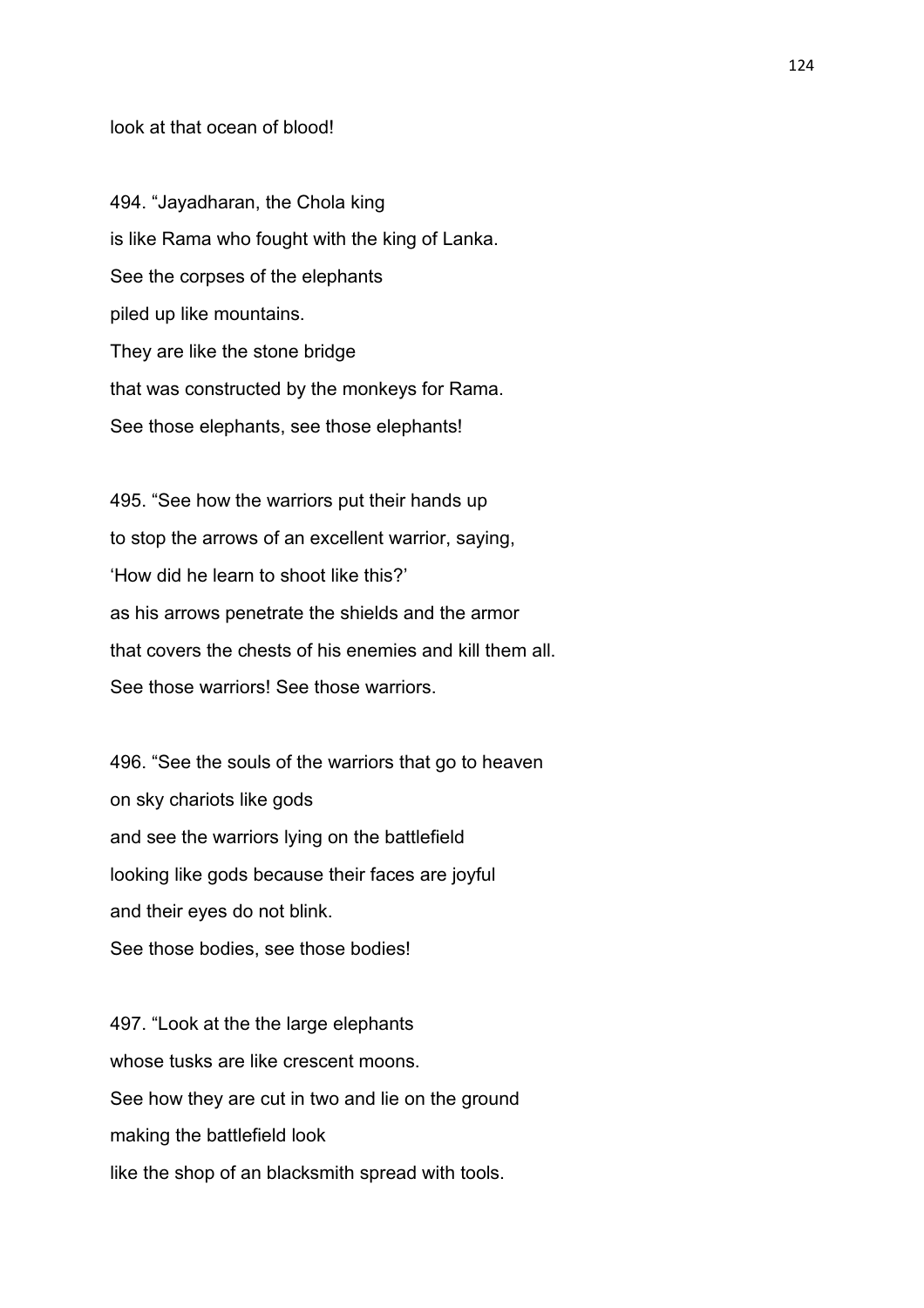look at that ocean of blood!

494. “Jayadharan, the Chola king
is like Rama who fought with the king of Lanka.
See the corpses of the elephants
piled up like mountains.
They are like the stone bridge
that was constructed by the monkeys for Rama.
See those elephants, see those elephants!

495. “See how the warriors put their hands up
to stop the arrows of an excellent warrior, saying,
‘How did he learn to shoot like this?’
as his arrows penetrate the shields and the armor
that covers the chests of his enemies and kill them all.
See those warriors! See those warriors.

496. “See the souls of the warriors that go to heaven
on sky chariots like gods
and see the warriors lying on the battlefield
looking like gods because their faces are joyful
and their eyes do not blink.
See those bodies, see those bodies!

497. “Look at the the large elephants
whose tusks are like crescent moons.
See how they are cut in two and lie on the ground
making the battlefield look
like the shop of an blacksmith spread with tools.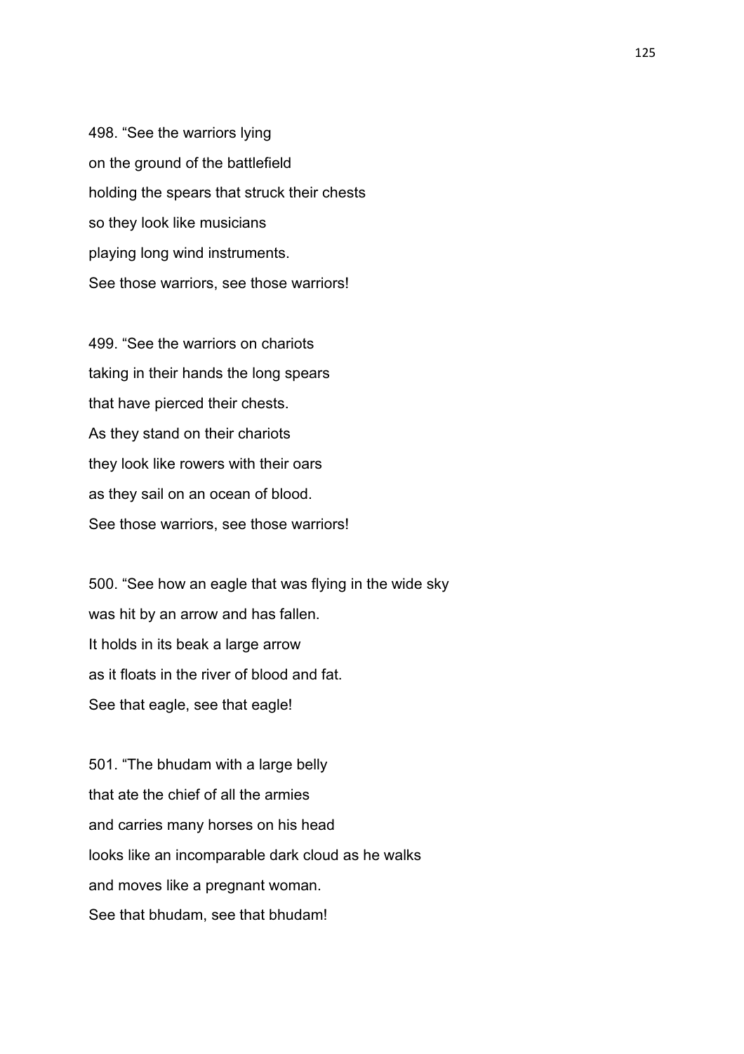498. "See the warriors lying  
on the ground of the battlefield  
holding the spears that struck their chests  
so they look like musicians  
playing long wind instruments.  
See those warriors, see those warriors!

499. "See the warriors on chariots  
taking in their hands the long spears  
that have pierced their chests.  
As they stand on their chariots  
they look like rowers with their oars  
as they sail on an ocean of blood.  
See those warriors, see those warriors!

500. "See how an eagle that was flying in the wide sky  
was hit by an arrow and has fallen.  
It holds in its beak a large arrow  
as it floats in the river of blood and fat.  
See that eagle, see that eagle!

501. "The bhudam with a large belly  
that ate the chief of all the armies  
and carries many horses on his head  
looks like an incomparable dark cloud as he walks  
and moves like a pregnant woman.  
See that bhudam, see that bhudam!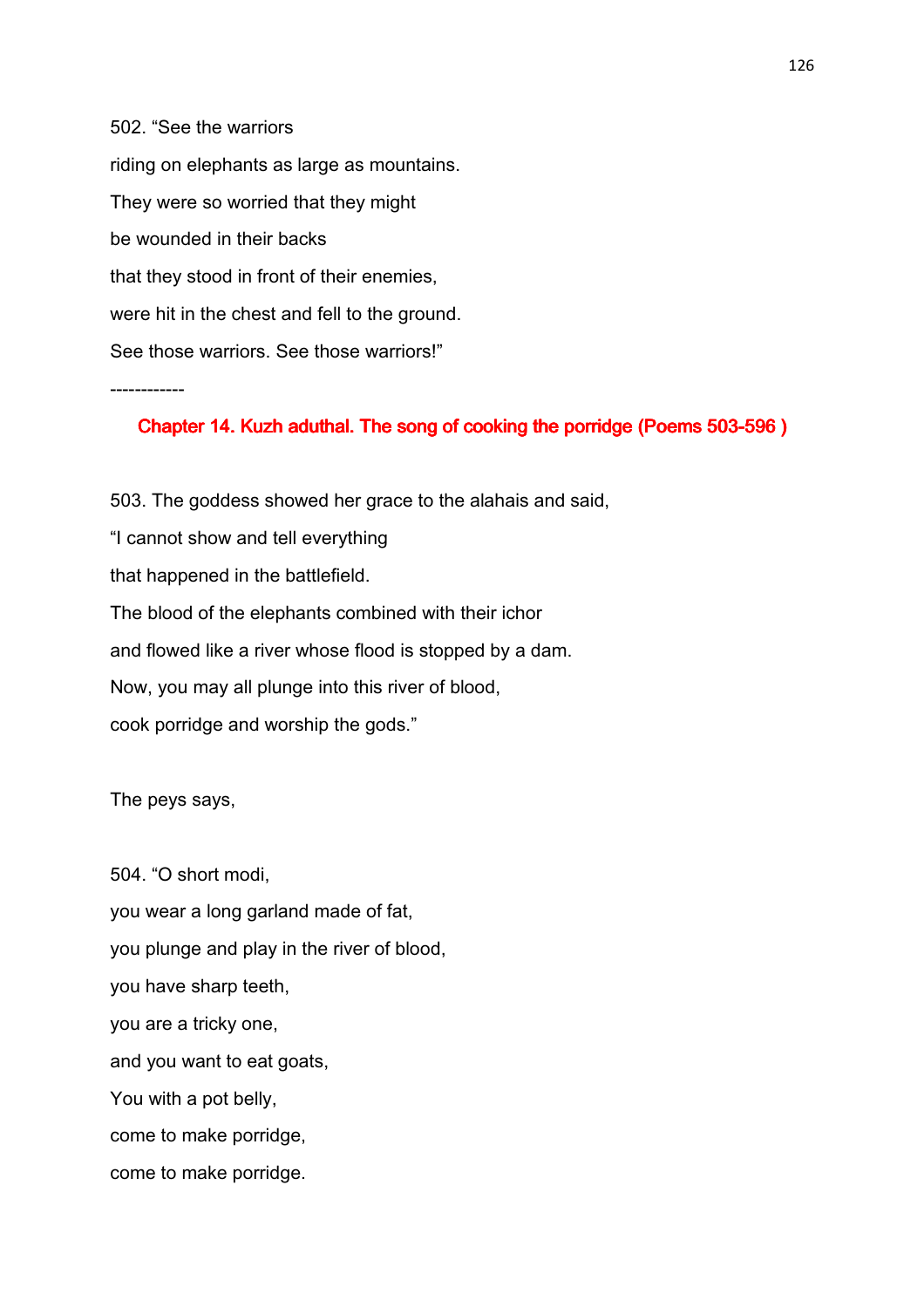502. “See the warriors

riding on elephants as large as mountains.

They were so worried that they might

be wounded in their backs

that they stood in front of their enemies,

were hit in the chest and fell to the ground.

See those warriors. See those warriors!”

------------

## Chapter 14. Kuzh aduthal. The song of cooking the porridge (Poems 503-596 )

503. The goddess showed her grace to the alahais and said,

“I cannot show and tell everything

that happened in the battlefield.

The blood of the elephants combined with their ichor

and flowed like a river whose flood is stopped by a dam.

Now, you may all plunge into this river of blood,

cook porridge and worship the gods.”

The peys says,

504. “O short modi,

you wear a long garland made of fat,

you plunge and play in the river of blood,

you have sharp teeth,

you are a tricky one,

and you want to eat goats,

You with a pot belly,

come to make porridge,

come to make porridge.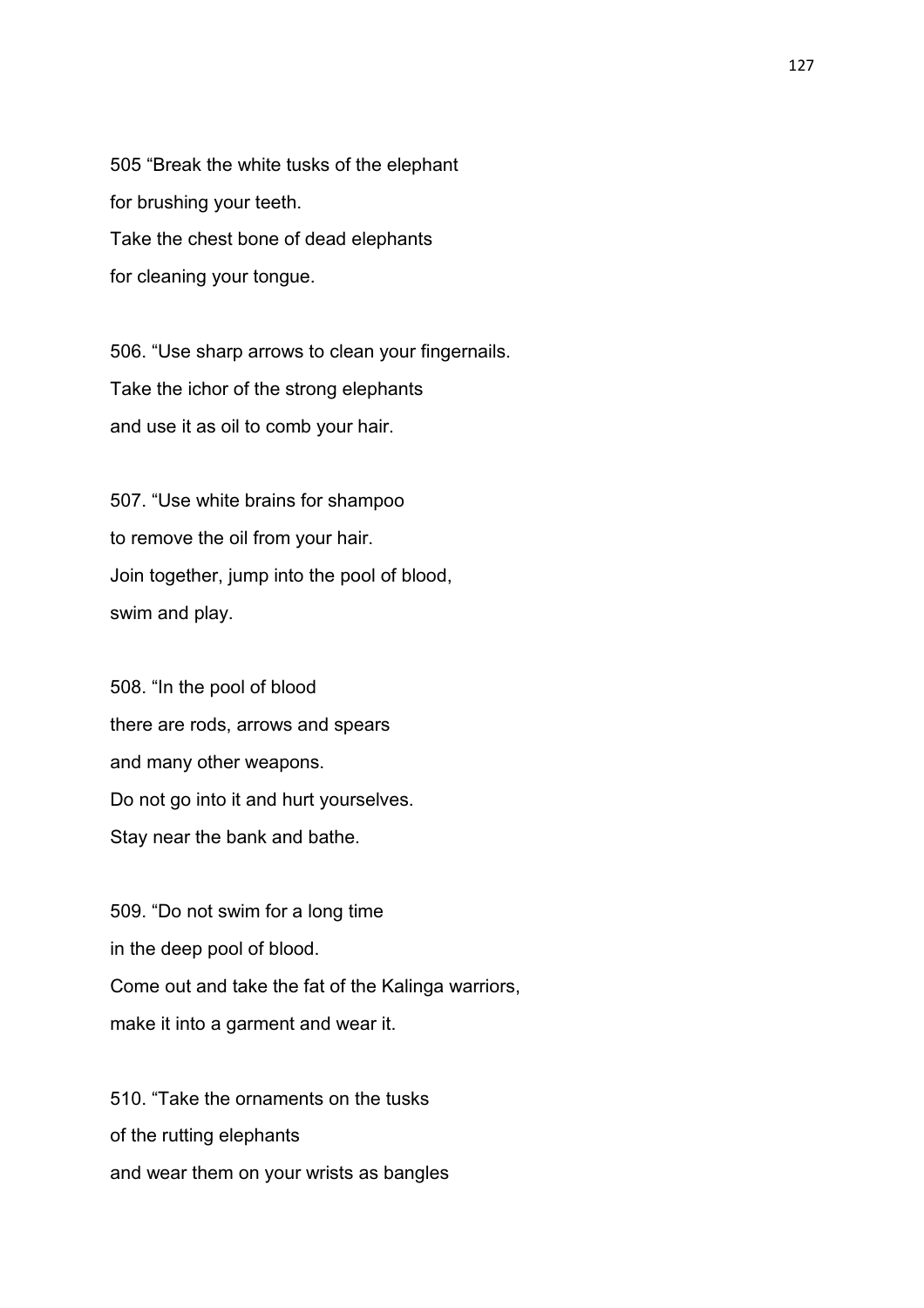505 “Break the white tusks of the elephant  
for brushing your teeth.  
Take the chest bone of dead elephants  
for cleaning your tongue.

506. “Use sharp arrows to clean your fingernails.  
Take the ichor of the strong elephants  
and use it as oil to comb your hair.

507. “Use white brains for shampoo  
to remove the oil from your hair.  
Join together, jump into the pool of blood,  
swim and play.

508. “In the pool of blood  
there are rods, arrows and spears  
and many other weapons.  
Do not go into it and hurt yourselves.  
Stay near the bank and bathe.

509. “Do not swim for a long time  
in the deep pool of blood.  
Come out and take the fat of the Kalinga warriors,  
make it into a garment and wear it.

510. “Take the ornaments on the tusks  
of the rutting elephants  
and wear them on your wrists as bangles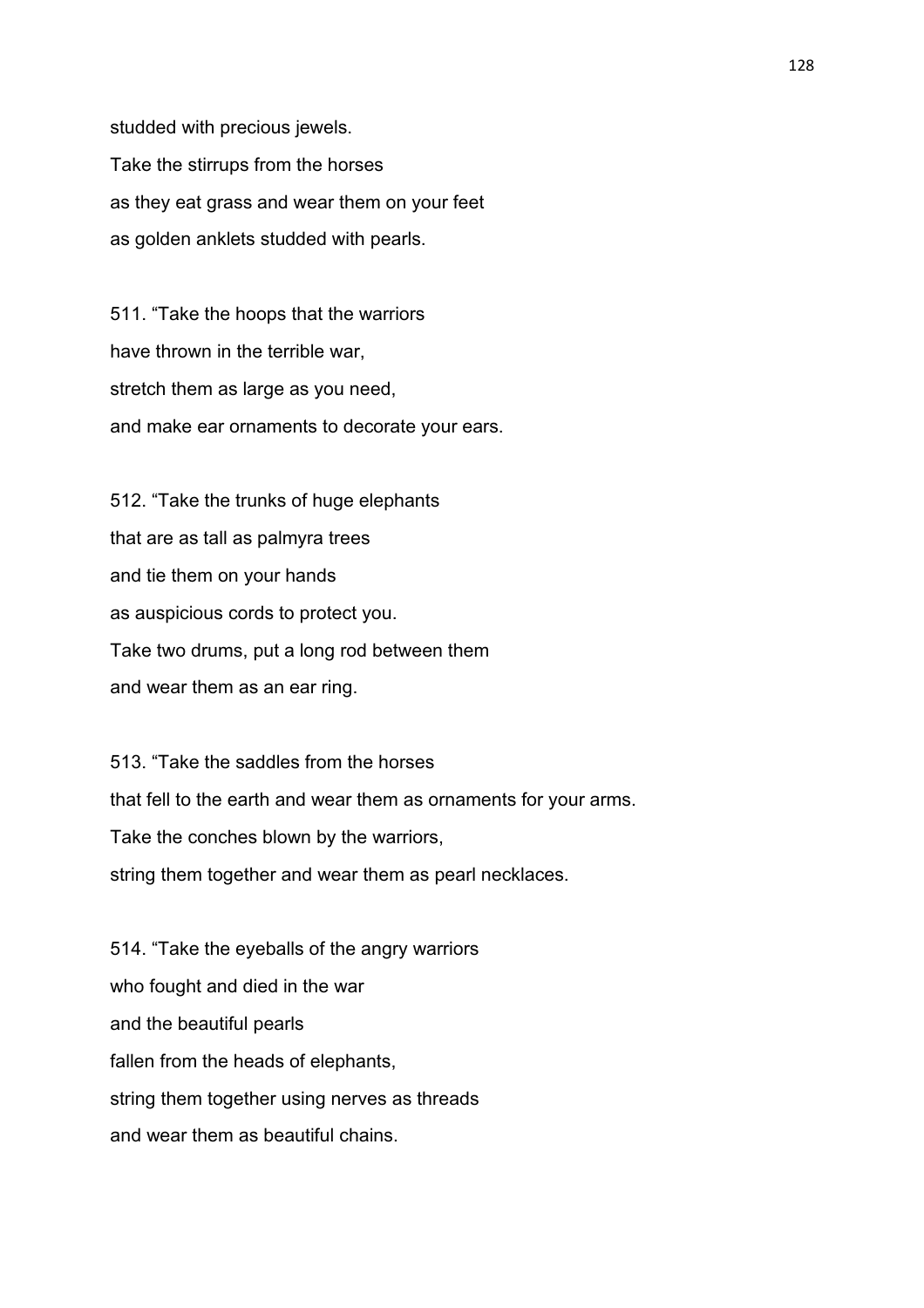studded with precious jewels.
Take the stirrups from the horses
as they eat grass and wear them on your feet
as golden anklets studded with pearls.

511. "Take the hoops that the warriors
have thrown in the terrible war,
stretch them as large as you need,
and make ear ornaments to decorate your ears.

512. "Take the trunks of huge elephants
that are as tall as palmyra trees
and tie them on your hands
as auspicious cords to protect you.
Take two drums, put a long rod between them
and wear them as an ear ring.

513. "Take the saddles from the horses
that fell to the earth and wear them as ornaments for your arms.
Take the conches blown by the warriors,
string them together and wear them as pearl necklaces.

514. "Take the eyeballs of the angry warriors
who fought and died in the war
and the beautiful pearls
fallen from the heads of elephants,
string them together using nerves as threads
and wear them as beautiful chains.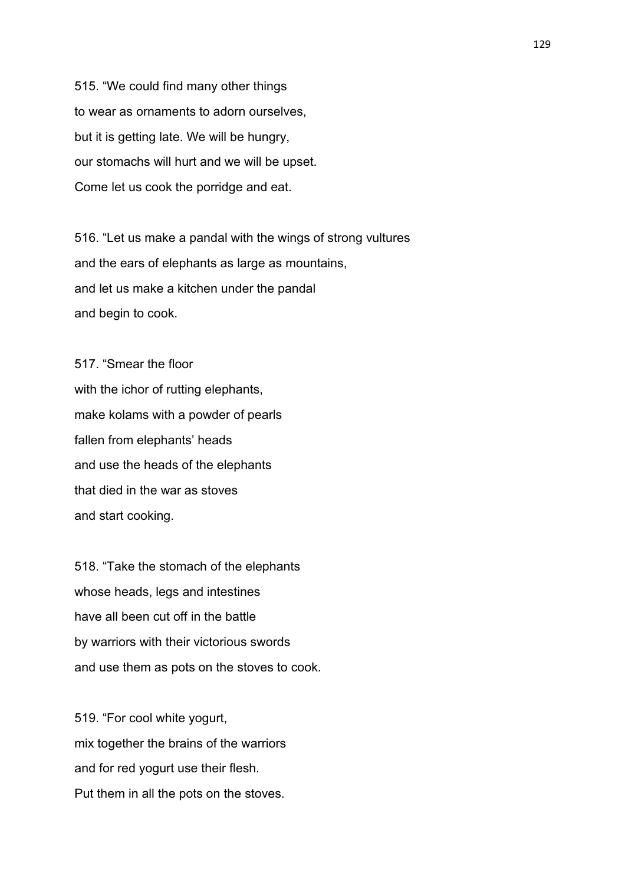515. “We could find many other things
to wear as ornaments to adorn ourselves,
but it is getting late. We will be hungry,
our stomachs will hurt and we will be upset.
Come let us cook the porridge and eat.

516. “Let us make a pandal with the wings of strong vultures
and the ears of elephants as large as mountains,
and let us make a kitchen under the pandal
and begin to cook.

517. “Smear the floor
with the ichor of rutting elephants,
make kolams with a powder of pearls
fallen from elephants’ heads
and use the heads of the elephants
that died in the war as stoves
and start cooking.

518. “Take the stomach of the elephants
whose heads, legs and intestines
have all been cut off in the battle
by warriors with their victorious swords
and use them as pots on the stoves to cook.

519. “For cool white yogurt,
mix together the brains of the warriors
and for red yogurt use their flesh.
Put them in all the pots on the stoves.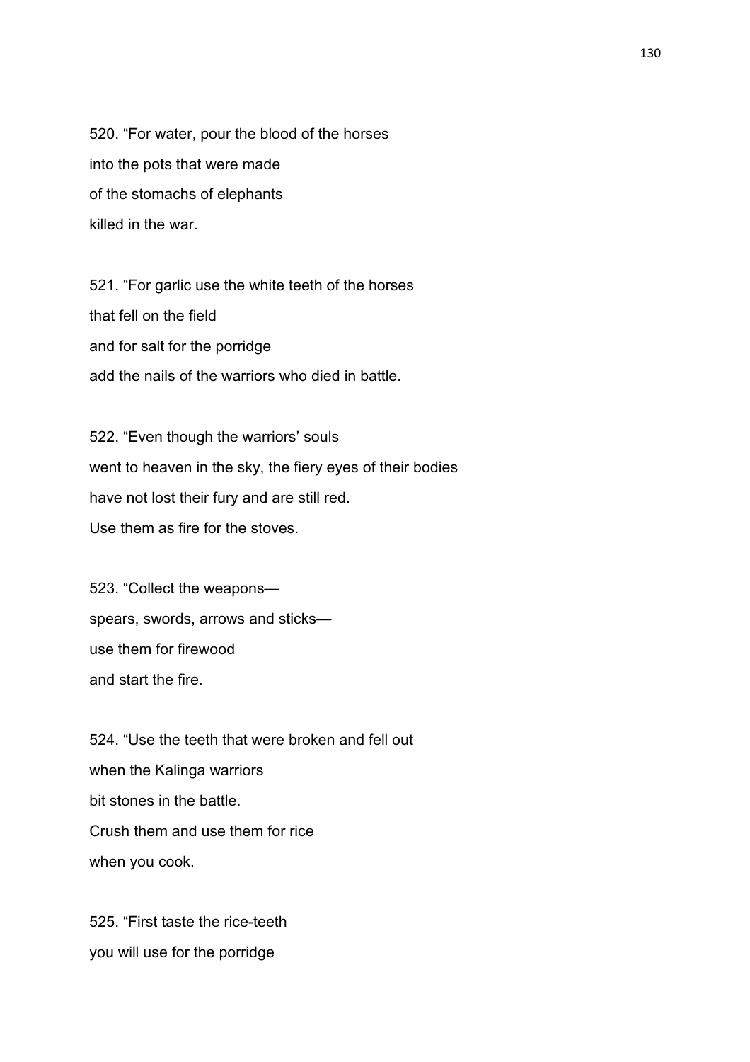520. “For water, pour the blood of the horses
into the pots that were made
of the stomachs of elephants
killed in the war.

521. “For garlic use the white teeth of the horses
that fell on the field
and for salt for the porridge
add the nails of the warriors who died in battle.

522. “Even though the warriors’ souls
went to heaven in the sky, the fiery eyes of their bodies
have not lost their fury and are still red.
Use them as fire for the stoves.

523. “Collect the weapons—
spears, swords, arrows and sticks—
use them for firewood
and start the fire.

524. “Use the teeth that were broken and fell out
when the Kalinga warriors
bit stones in the battle.
Crush them and use them for rice
when you cook.

525. “First taste the rice-teeth
you will use for the porridge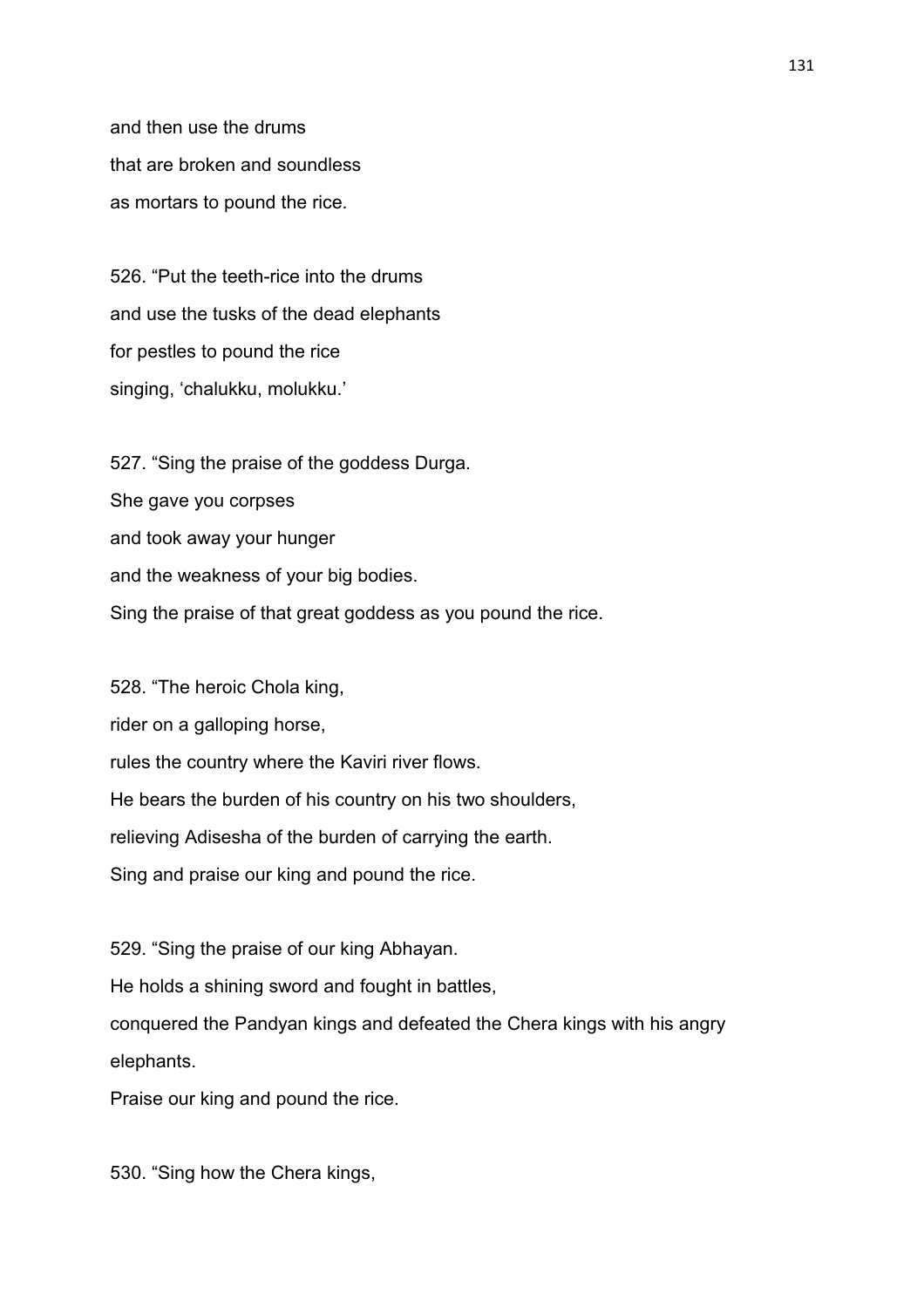and then use the drums
that are broken and soundless
as mortars to pound the rice.

526. “Put the teeth-rice into the drums
and use the tusks of the dead elephants
for pestles to pound the rice
singing, ‘chalukku, molukku.’

527. “Sing the praise of the goddess Durga.
She gave you corpses
and took away your hunger
and the weakness of your big bodies.
Sing the praise of that great goddess as you pound the rice.

528. “The heroic Chola king,
rider on a galloping horse,
rules the country where the Kaviri river flows.
He bears the burden of his country on his two shoulders,
relieving Adisesha of the burden of carrying the earth.
Sing and praise our king and pound the rice.

529. “Sing the praise of our king Abhayan.
He holds a shining sword and fought in battles,
conquered the Pandyan kings and defeated the Chera kings with his angry elephants.
Praise our king and pound the rice.

530. “Sing how the Chera kings,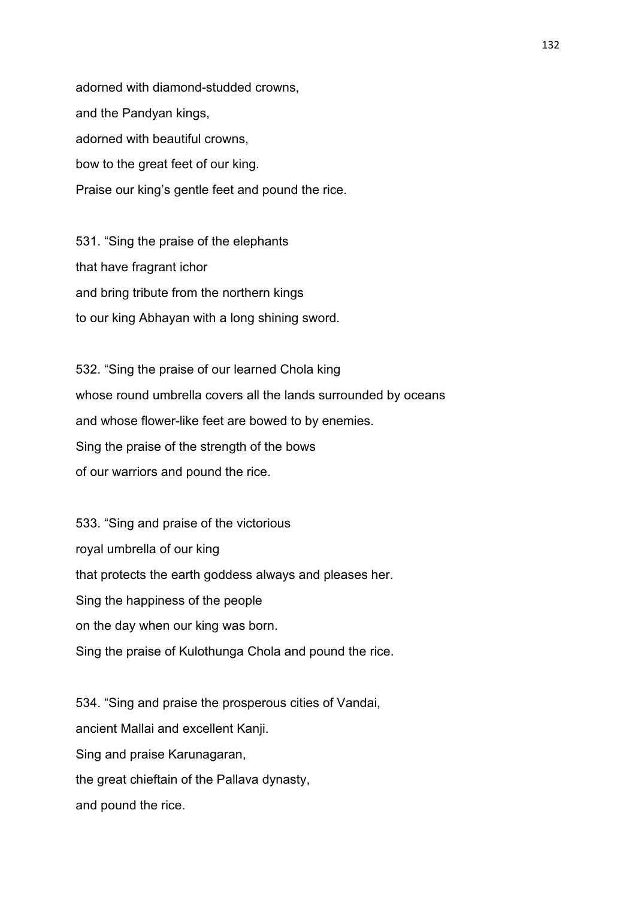adorned with diamond-studded crowns,  
and the Pandyan kings,  
adorned with beautiful crowns,  
bow to the great feet of our king.  
Praise our king’s gentle feet and pound the rice.

531. “Sing the praise of the elephants  
that have fragrant ichor  
and bring tribute from the northern kings  
to our king Abhayan with a long shining sword.

532. “Sing the praise of our learned Chola king  
whose round umbrella covers all the lands surrounded by oceans  
and whose flower-like feet are bowed to by enemies.  
Sing the praise of the strength of the bows  
of our warriors and pound the rice.

533. “Sing and praise of the victorious  
royal umbrella of our king  
that protects the earth goddess always and pleases her.  
Sing the happiness of the people  
on the day when our king was born.  
Sing the praise of Kulothunga Chola and pound the rice.

534. “Sing and praise the prosperous cities of Vandai,  
ancient Mallai and excellent Kanji.  
Sing and praise Karunagaran,  
the great chieftain of the Pallava dynasty,  
and pound the rice.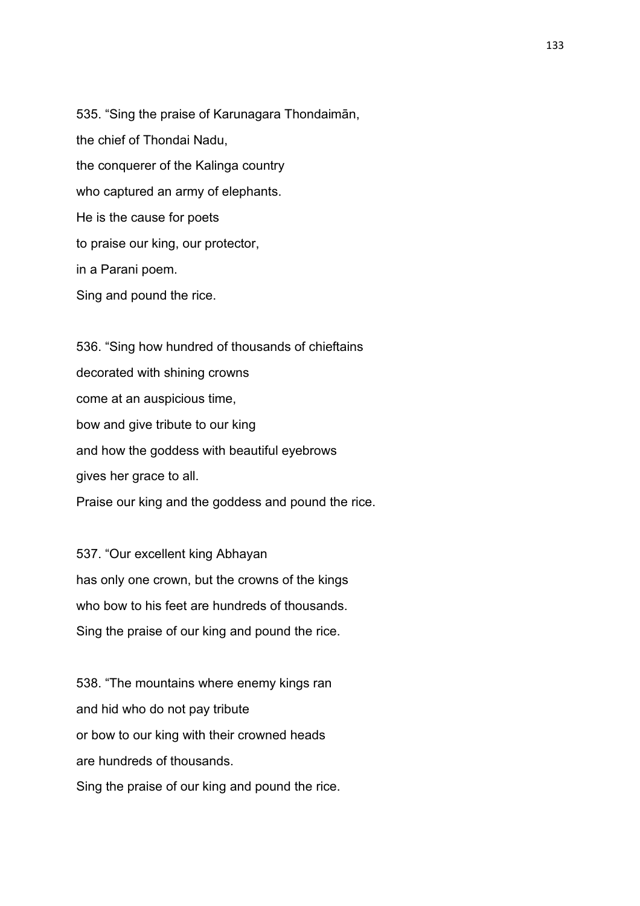535. “Sing the praise of Karunagara Thondaimān,
the chief of Thondai Nadu,
the conquerer of the Kalinga country
who captured an army of elephants.
He is the cause for poets
to praise our king, our protector,
in a Parani poem.
Sing and pound the rice.

536. “Sing how hundred of thousands of chieftains
decorated with shining crowns
come at an auspicious time,
bow and give tribute to our king
and how the goddess with beautiful eyebrows
gives her grace to all.
Praise our king and the goddess and pound the rice.

537. “Our excellent king Abhayan
has only one crown, but the crowns of the kings
who bow to his feet are hundreds of thousands.
Sing the praise of our king and pound the rice.

538. “The mountains where enemy kings ran
and hid who do not pay tribute
or bow to our king with their crowned heads
are hundreds of thousands.
Sing the praise of our king and pound the rice.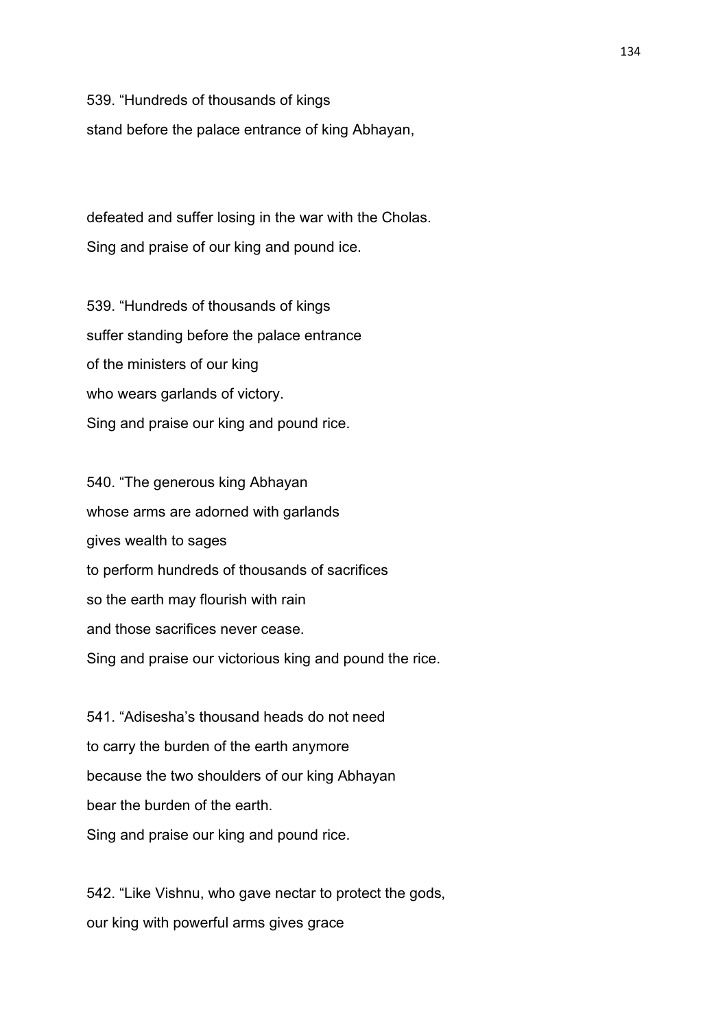539. "Hundreds of thousands of kings
stand before the palace entrance of king Abhayan,

defeated and suffer losing in the war with the Cholas.
Sing and praise of our king and pound ice.

539. "Hundreds of thousands of kings
suffer standing before the palace entrance
of the ministers of our king
who wears garlands of victory.
Sing and praise our king and pound rice.

540. "The generous king Abhayan
whose arms are adorned with garlands
gives wealth to sages
to perform hundreds of thousands of sacrifices
so the earth may flourish with rain
and those sacrifices never cease.
Sing and praise our victorious king and pound the rice.

541. "Adisesha's thousand heads do not need
to carry the burden of the earth anymore
because the two shoulders of our king Abhayan
bear the burden of the earth.
Sing and praise our king and pound rice.

542. "Like Vishnu, who gave nectar to protect the gods,
our king with powerful arms gives grace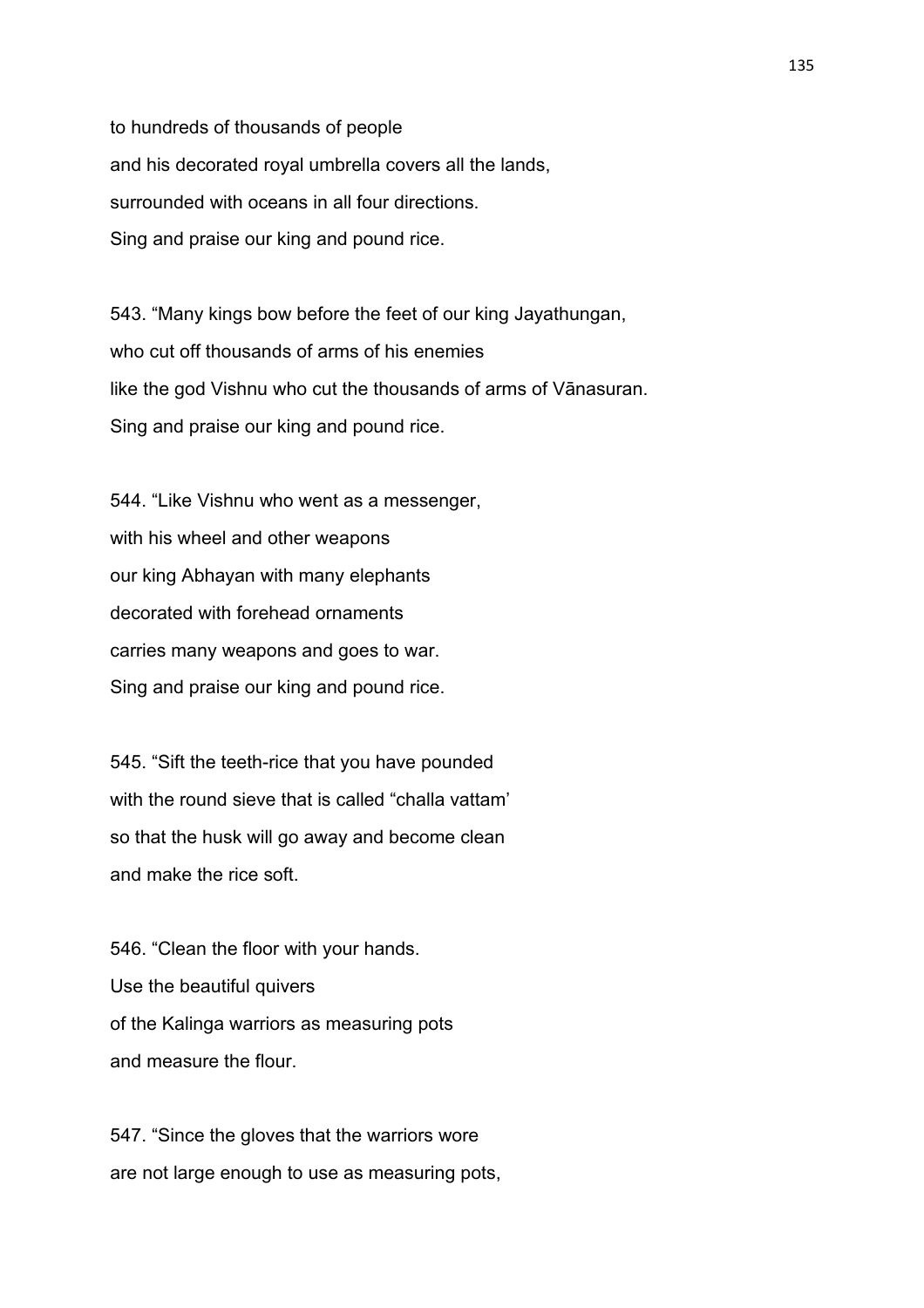to hundreds of thousands of people
and his decorated royal umbrella covers all the lands,
surrounded with oceans in all four directions.
Sing and praise our king and pound rice.

543. “Many kings bow before the feet of our king Jayathungan,
who cut off thousands of arms of his enemies
like the god Vishnu who cut the thousands of arms of Vānasuran.
Sing and praise our king and pound rice.

544. “Like Vishnu who went as a messenger,
with his wheel and other weapons
our king Abhayan with many elephants
decorated with forehead ornaments
carries many weapons and goes to war.
Sing and praise our king and pound rice.

545. “Sift the teeth-rice that you have pounded
with the round sieve that is called “challa vattam’
so that the husk will go away and become clean
and make the rice soft.

546. “Clean the floor with your hands.
Use the beautiful quivers
of the Kalinga warriors as measuring pots
and measure the flour.

547. “Since the gloves that the warriors wore
are not large enough to use as measuring pots,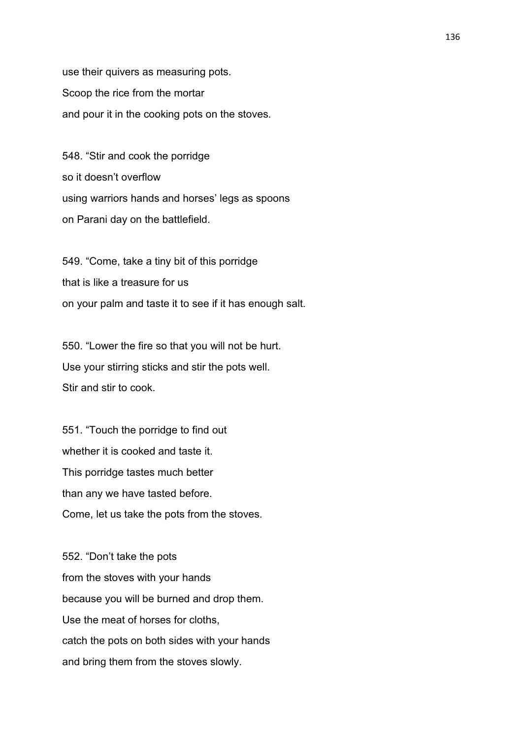use their quivers as measuring pots.
Scoop the rice from the mortar
and pour it in the cooking pots on the stoves.

548. "Stir and cook the porridge
so it doesn't overflow
using warriors hands and horses' legs as spoons
on Parani day on the battlefield.

549. "Come, take a tiny bit of this porridge
that is like a treasure for us
on your palm and taste it to see if it has enough salt.

550. "Lower the fire so that you will not be hurt.
Use your stirring sticks and stir the pots well.
Stir and stir to cook.

551. "Touch the porridge to find out
whether it is cooked and taste it.
This porridge tastes much better
than any we have tasted before.
Come, let us take the pots from the stoves.

552. "Don't take the pots
from the stoves with your hands
because you will be burned and drop them.
Use the meat of horses for cloths,
catch the pots on both sides with your hands
and bring them from the stoves slowly.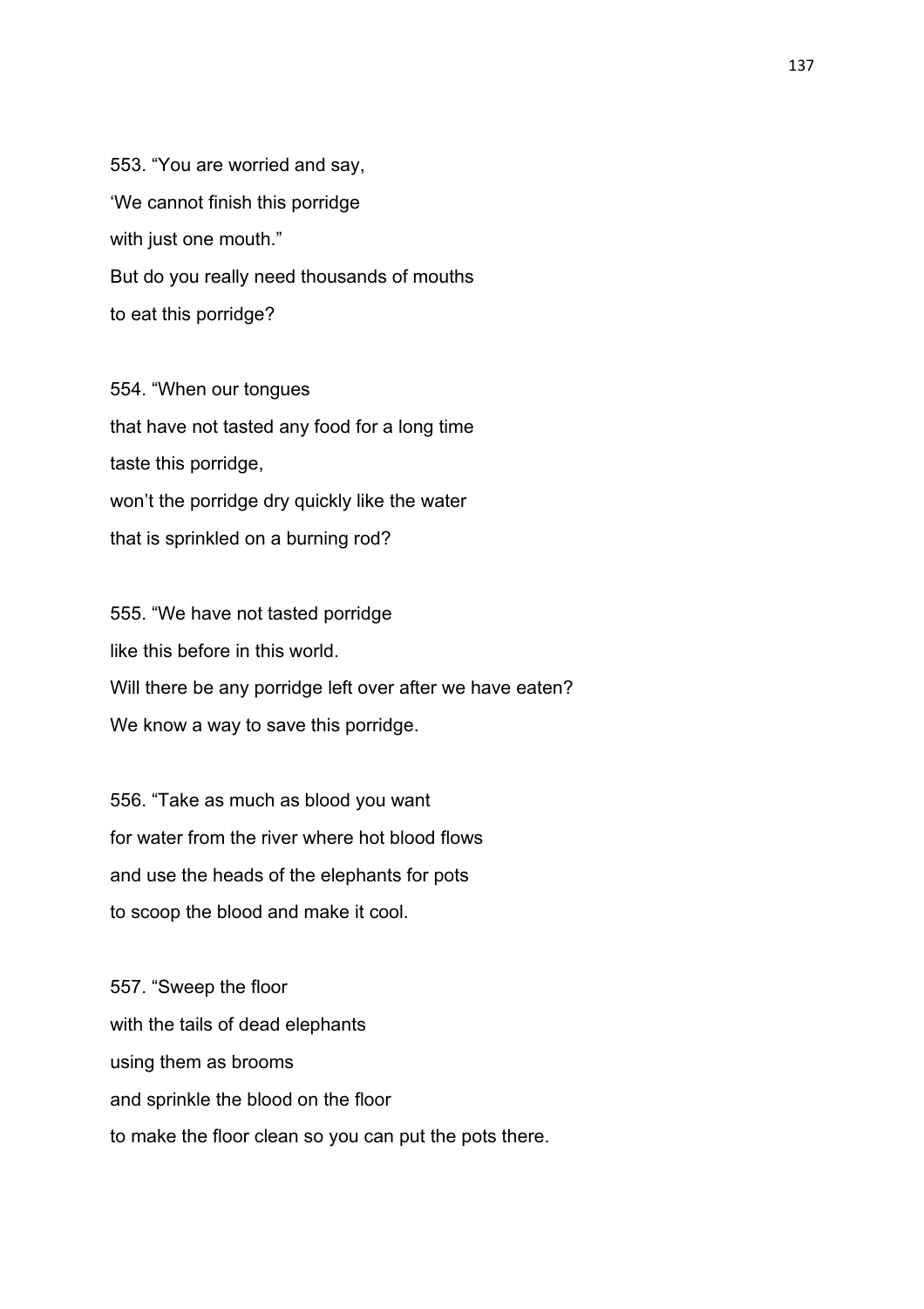553. “You are worried and say,  
‘We cannot finish this porridge  
with just one mouth.”  
But do you really need thousands of mouths  
to eat this porridge?

554. “When our tongues  
that have not tasted any food for a long time  
taste this porridge,  
won’t the porridge dry quickly like the water  
that is sprinkled on a burning rod?

555. “We have not tasted porridge  
like this before in this world.  
Will there be any porridge left over after we have eaten?  
We know a way to save this porridge.

556. “Take as much as blood you want  
for water from the river where hot blood flows  
and use the heads of the elephants for pots  
to scoop the blood and make it cool.

557. “Sweep the floor  
with the tails of dead elephants  
using them as brooms  
and sprinkle the blood on the floor  
to make the floor clean so you can put the pots there.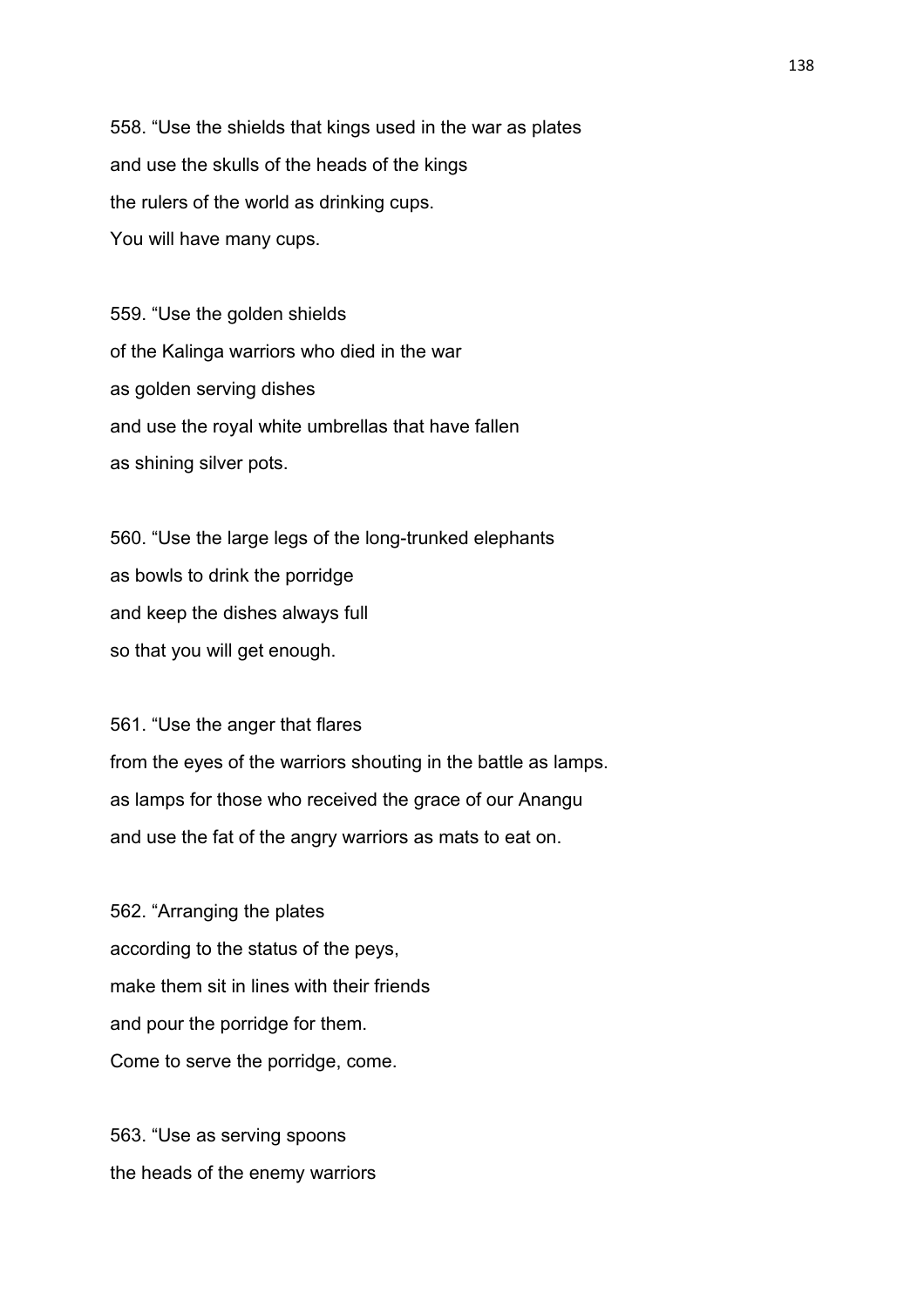558. “Use the shields that kings used in the war as plates
and use the skulls of the heads of the kings
the rulers of the world as drinking cups.
You will have many cups.

559. “Use the golden shields
of the Kalinga warriors who died in the war
as golden serving dishes
and use the royal white umbrellas that have fallen
as shining silver pots.

560. “Use the large legs of the long-trunked elephants
as bowls to drink the porridge
and keep the dishes always full
so that you will get enough.

561. “Use the anger that flares
from the eyes of the warriors shouting in the battle as lamps.
as lamps for those who received the grace of our Anangu
and use the fat of the angry warriors as mats to eat on.

562. “Arranging the plates
according to the status of the peys,
make them sit in lines with their friends
and pour the porridge for them.
Come to serve the porridge, come.

563. “Use as serving spoons
the heads of the enemy warriors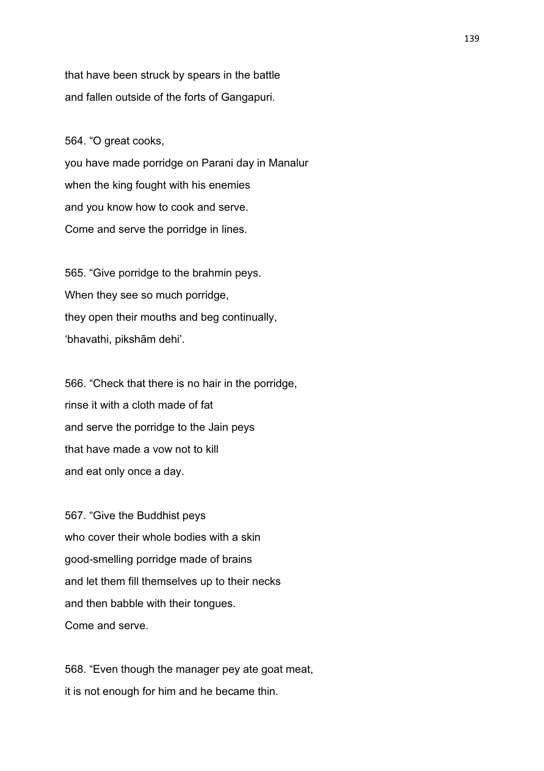that have been struck by spears in the battle
and fallen outside of the forts of Gangapuri.

564. “O great cooks,
you have made porridge on Parani day in Manalur
when the king fought with his enemies
and you know how to cook and serve.
Come and serve the porridge in lines.

565. “Give porridge to the brahmin peys.
When they see so much porridge,
they open their mouths and beg continually,
‘bhavathi, pikshām dehi’.

566. “Check that there is no hair in the porridge,
rinse it with a cloth made of fat
and serve the porridge to the Jain peys
that have made a vow not to kill
and eat only once a day.

567. “Give the Buddhist peys
who cover their whole bodies with a skin
good-smelling porridge made of brains
and let them fill themselves up to their necks
and then babble with their tongues.
Come and serve.

568. “Even though the manager pey ate goat meat,
it is not enough for him and he became thin.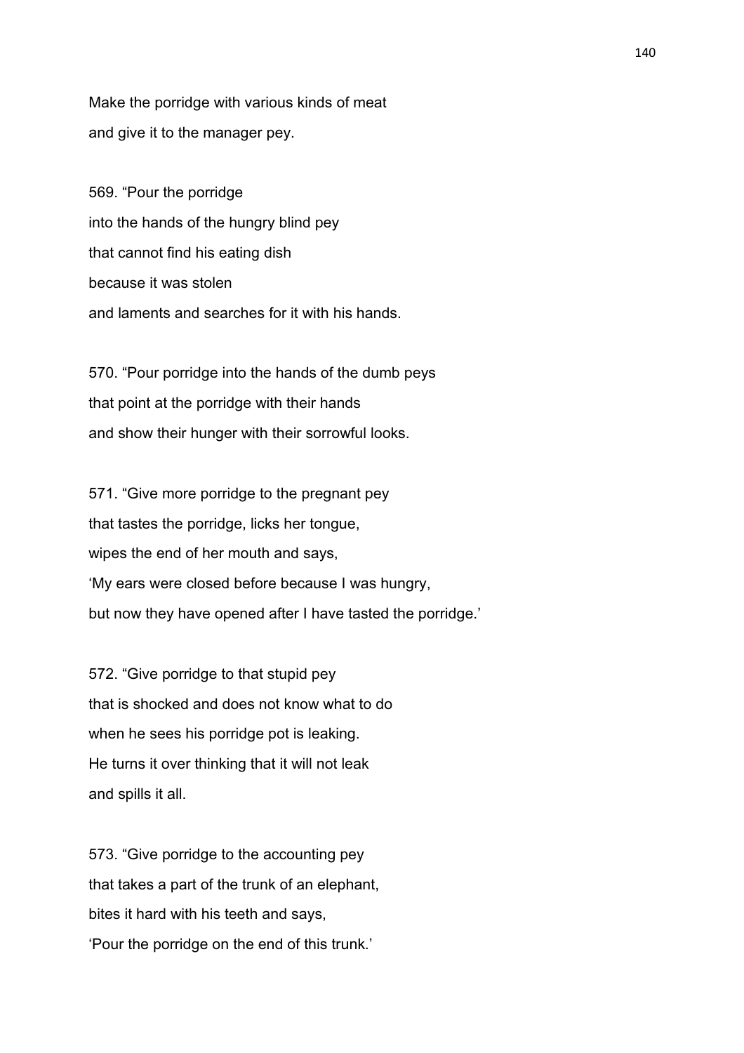Make the porridge with various kinds of meat
and give it to the manager pey.

569. "Pour the porridge
into the hands of the hungry blind pey
that cannot find his eating dish
because it was stolen
and laments and searches for it with his hands.

570. "Pour porridge into the hands of the dumb peys
that point at the porridge with their hands
and show their hunger with their sorrowful looks.

571. "Give more porridge to the pregnant pey
that tastes the porridge, licks her tongue,
wipes the end of her mouth and says,
'My ears were closed before because I was hungry,
but now they have opened after I have tasted the porridge.'

572. "Give porridge to that stupid pey
that is shocked and does not know what to do
when he sees his porridge pot is leaking.
He turns it over thinking that it will not leak
and spills it all.

573. "Give porridge to the accounting pey
that takes a part of the trunk of an elephant,
bites it hard with his teeth and says,
'Pour the porridge on the end of this trunk.'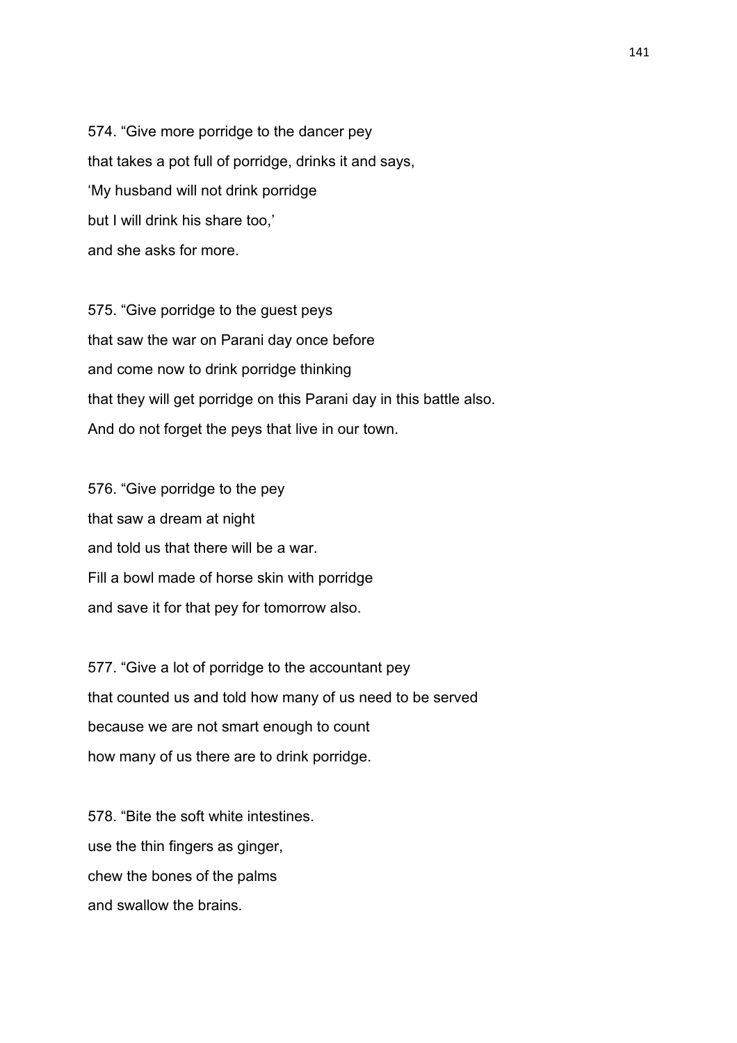574. “Give more porridge to the dancer pey  
that takes a pot full of porridge, drinks it and says,  
‘My husband will not drink porridge  
but I will drink his share too,’  
and she asks for more.

575. “Give porridge to the guest peys  
that saw the war on Parani day once before  
and come now to drink porridge thinking  
that they will get porridge on this Parani day in this battle also.  
And do not forget the peys that live in our town.

576. “Give porridge to the pey  
that saw a dream at night  
and told us that there will be a war.  
Fill a bowl made of horse skin with porridge  
and save it for that pey for tomorrow also.

577. “Give a lot of porridge to the accountant pey  
that counted us and told how many of us need to be served  
because we are not smart enough to count  
how many of us there are to drink porridge.

578. “Bite the soft white intestines.  
use the thin fingers as ginger,  
chew the bones of the palms  
and swallow the brains.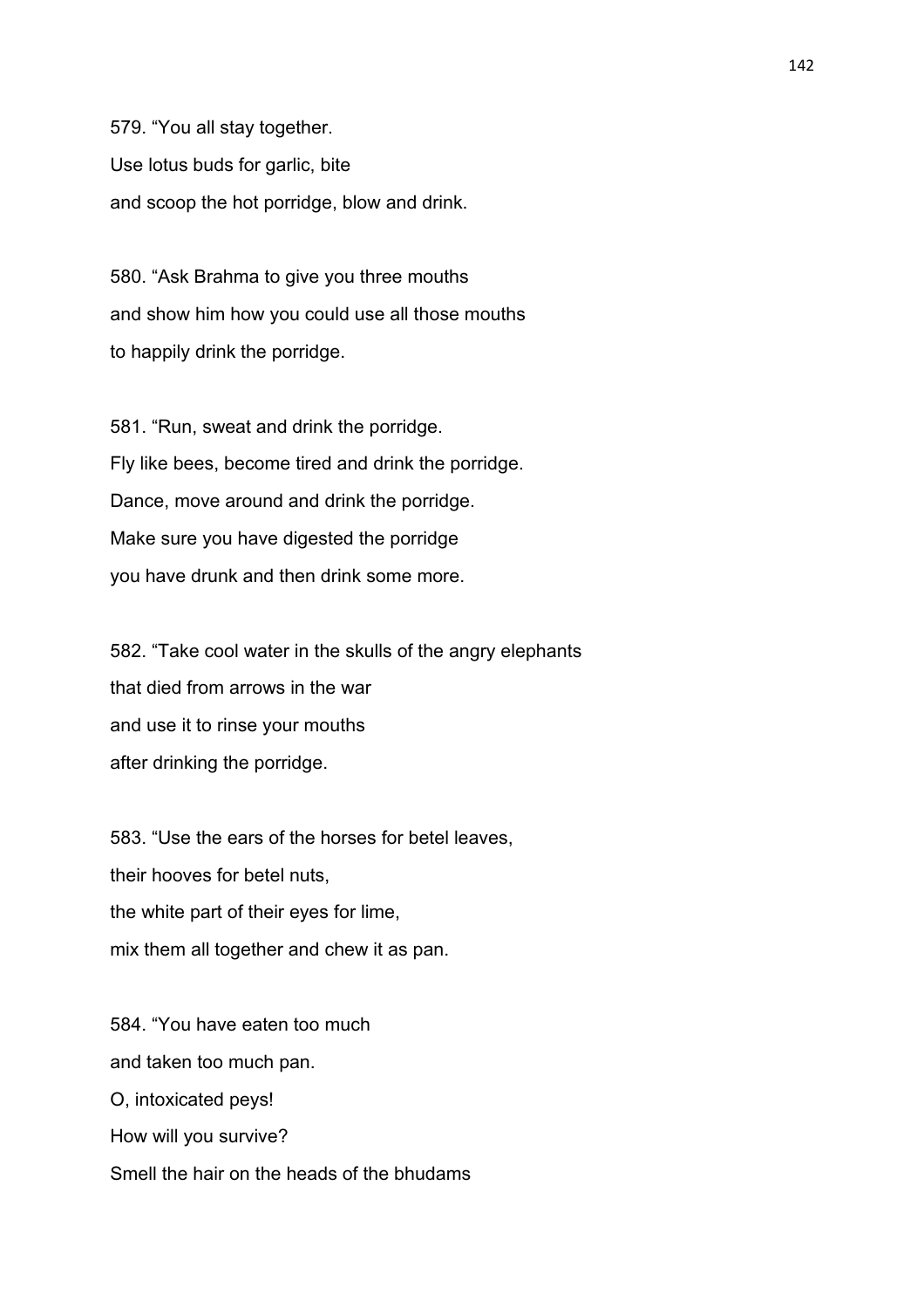579. "You all stay together.
Use lotus buds for garlic, bite
and scoop the hot porridge, blow and drink.

580. "Ask Brahma to give you three mouths
and show him how you could use all those mouths
to happily drink the porridge.

581. "Run, sweat and drink the porridge.
Fly like bees, become tired and drink the porridge.
Dance, move around and drink the porridge.
Make sure you have digested the porridge
you have drunk and then drink some more.

582. "Take cool water in the skulls of the angry elephants
that died from arrows in the war
and use it to rinse your mouths
after drinking the porridge.

583. "Use the ears of the horses for betel leaves,
their hooves for betel nuts,
the white part of their eyes for lime,
mix them all together and chew it as pan.

584. "You have eaten too much
and taken too much pan.
O, intoxicated peys!
How will you survive?
Smell the hair on the heads of the bhudams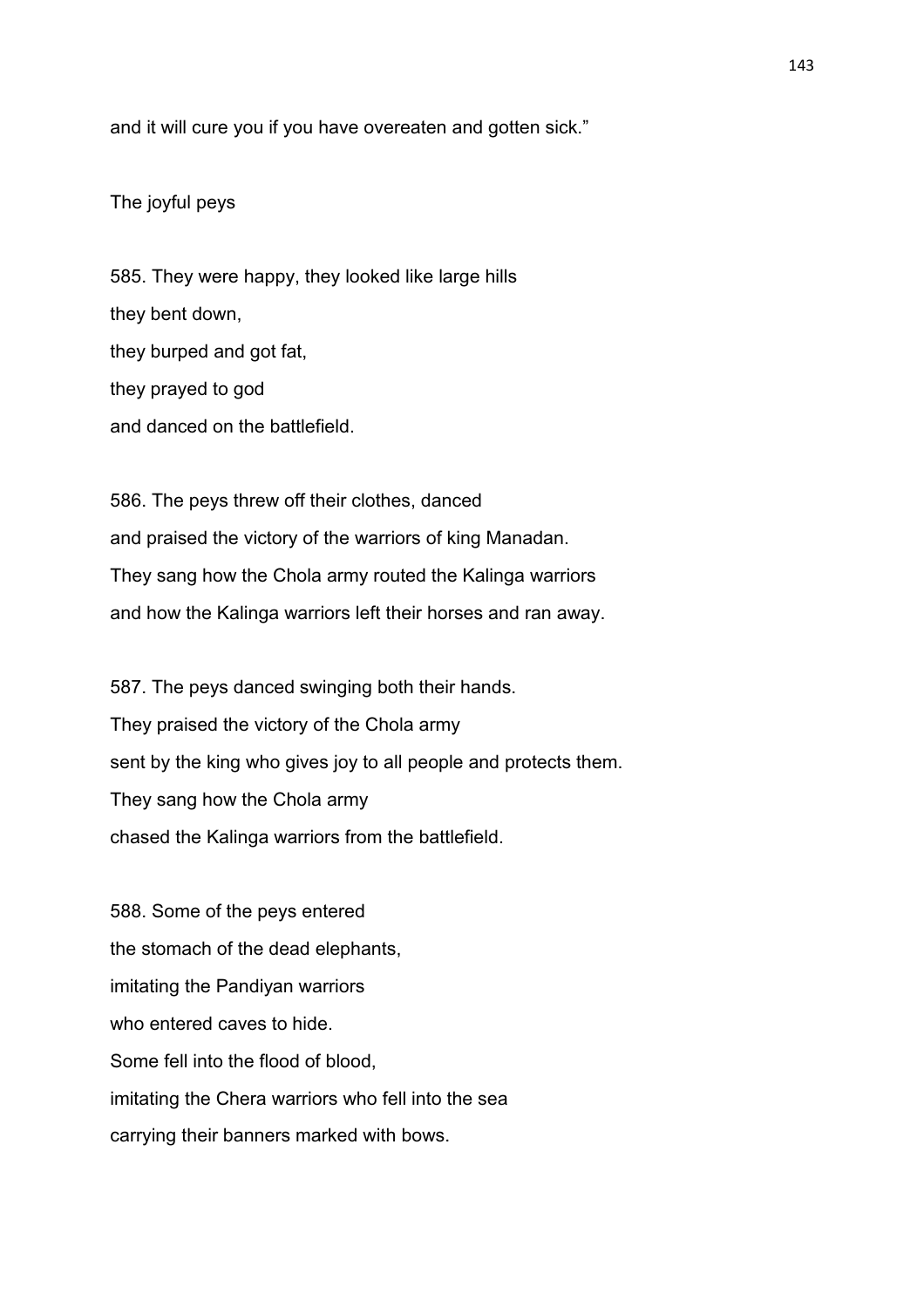and it will cure you if you have overeaten and gotten sick."

The joyful peys

585. They were happy, they looked like large hills
they bent down,
they burped and got fat,
they prayed to god
and danced on the battlefield.

586. The peys threw off their clothes, danced
and praised the victory of the warriors of king Manadan.
They sang how the Chola army routed the Kalinga warriors
and how the Kalinga warriors left their horses and ran away.

587. The peys danced swinging both their hands.
They praised the victory of the Chola army
sent by the king who gives joy to all people and protects them.
They sang how the Chola army
chased the Kalinga warriors from the battlefield.

588. Some of the peys entered
the stomach of the dead elephants,
imitating the Pandiyan warriors
who entered caves to hide.
Some fell into the flood of blood,
imitating the Chera warriors who fell into the sea
carrying their banners marked with bows.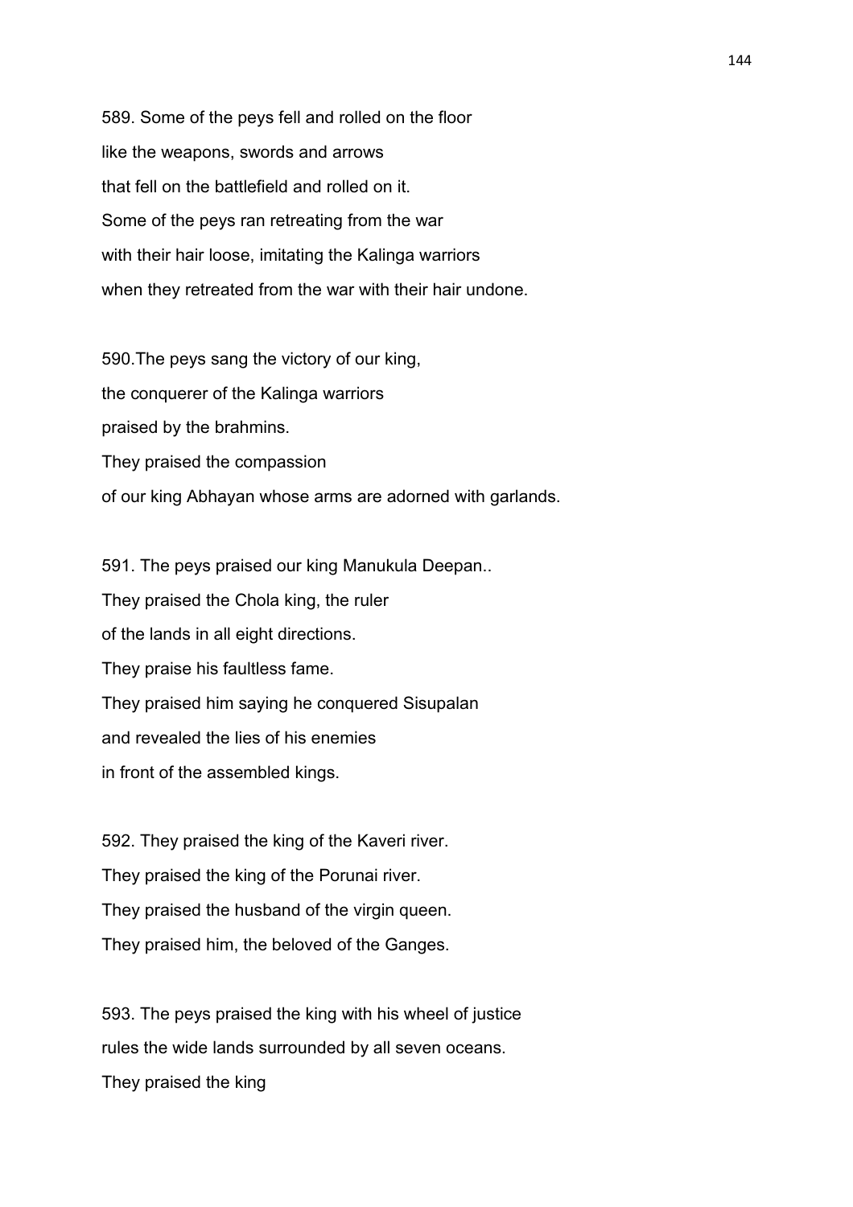589. Some of the peys fell and rolled on the floor
like the weapons, swords and arrows
that fell on the battlefield and rolled on it.
Some of the peys ran retreating from the war
with their hair loose, imitating the Kalinga warriors
when they retreated from the war with their hair undone.

590.The peys sang the victory of our king,
the conquerer of the Kalinga warriors
praised by the brahmins.
They praised the compassion
of our king Abhayan whose arms are adorned with garlands.

591. The peys praised our king Manukula Deepan..
They praised the Chola king, the ruler
of the lands in all eight directions.
They praise his faultless fame.
They praised him saying he conquered Sisupalan
and revealed the lies of his enemies
in front of the assembled kings.

592. They praised the king of the Kaveri river.
They praised the king of the Porunai river.
They praised the husband of the virgin queen.
They praised him, the beloved of the Ganges.

593. The peys praised the king with his wheel of justice
rules the wide lands surrounded by all seven oceans.
They praised the king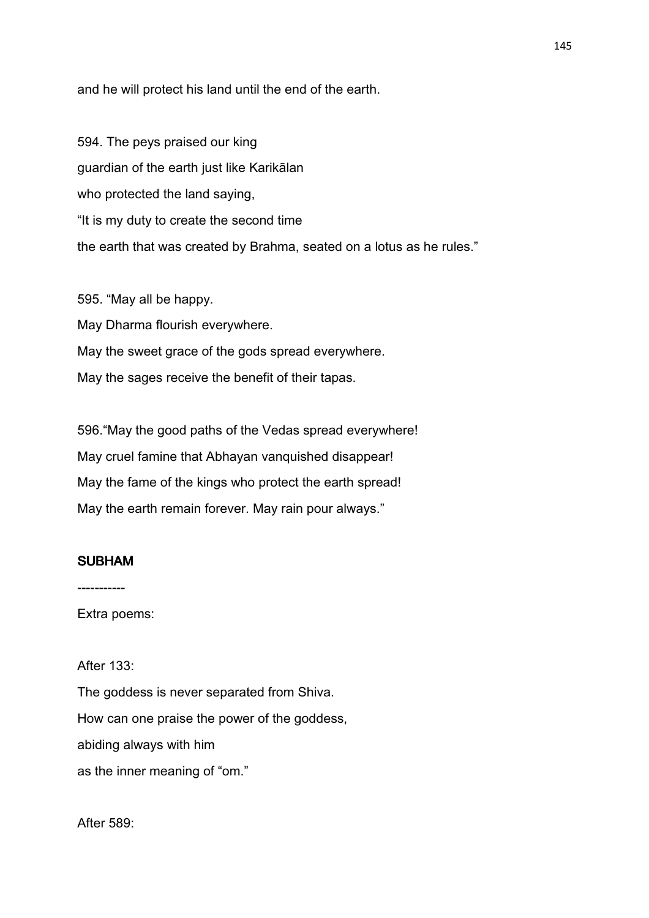and he will protect his land until the end of the earth.

594. The peys praised our king
guardian of the earth just like Karikālan
who protected the land saying,
“It is my duty to create the second time
the earth that was created by Brahma, seated on a lotus as he rules.”

595. “May all be happy.
May Dharma flourish everywhere.
May the sweet grace of the gods spread everywhere.
May the sages receive the benefit of their tapas.

596.“May the good paths of the Vedas spread everywhere!
May cruel famine that Abhayan vanquished disappear!
May the fame of the kings who protect the earth spread!
May the earth remain forever. May rain pour always.”

## SUBHAM

-----------

Extra poems:

After 133:
The goddess is never separated from Shiva.
How can one praise the power of the goddess,
abiding always with him
as the inner meaning of “om.”

After 589: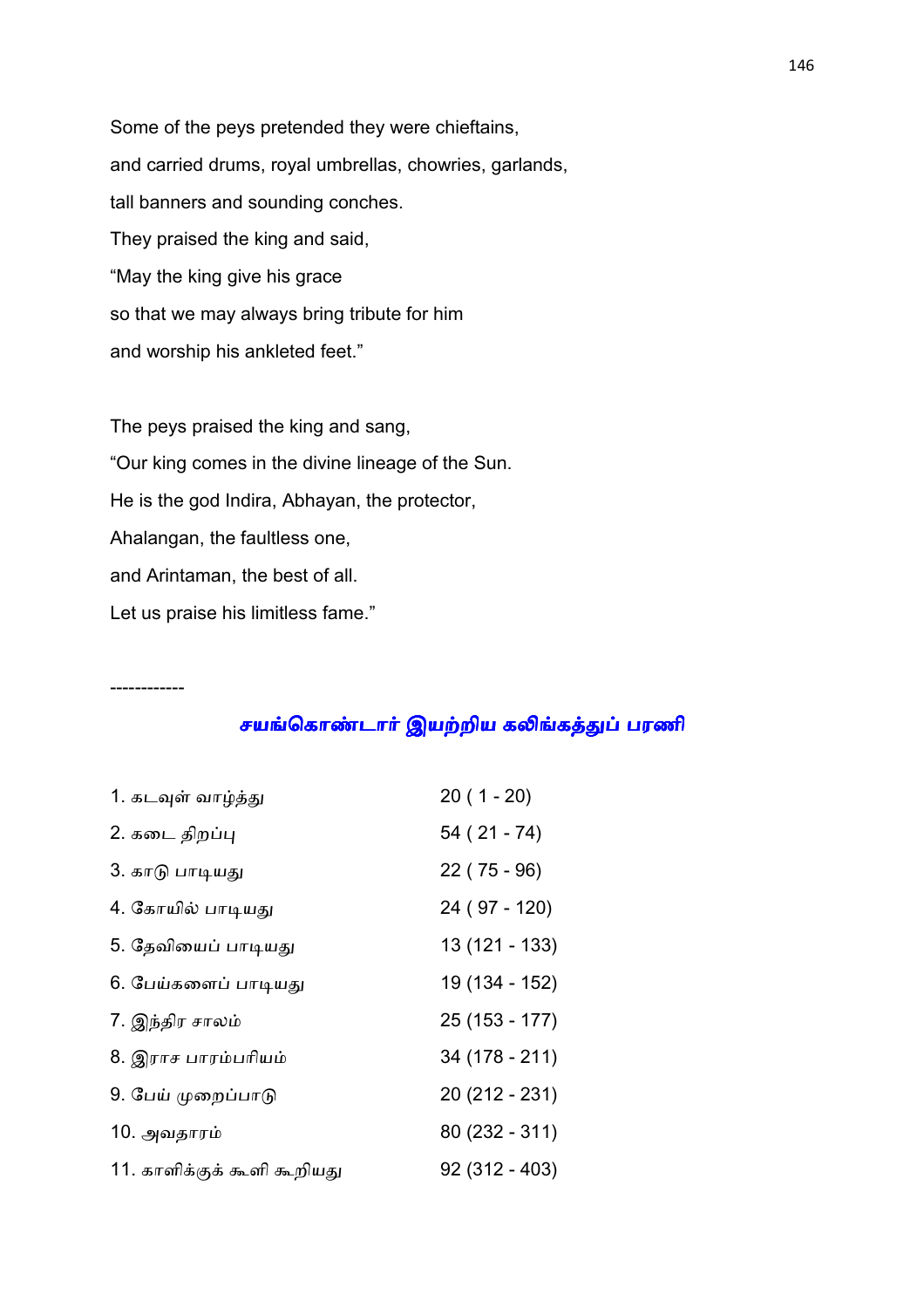Some of the peys pretended they were chieftains,
and carried drums, royal umbrellas, chowries, garlands,
tall banners and sounding conches.
They praised the king and said,
“May the king give his grace
so that we may always bring tribute for him
and worship his ankleted feet.”

The peys praised the king and sang,
“Our king comes in the divine lineage of the Sun.
He is the god Indira, Abhayan, the protector,
Ahalangan, the faultless one,
and Arintaman, the best of all.
Let us praise his limitless fame.”

------------

## சயங்கொண்டார் இயற்றிய கலிங்கத்துப் பரணி

| | |
|---|---|
| 1. கடவுள் வாழ்த்து | 20 ( 1 - 20) |
| 2. கடை திறப்பு | 54 ( 21 - 74) |
| 3. காடு பாடியது | 22 ( 75 - 96) |
| 4. கோயில் பாடியது | 24 ( 97 - 120) |
| 5. தேவியைப் பாடியது | 13 (121 - 133) |
| 6. பேய்களைப் பாடியது | 19 (134 - 152) |
| 7. இந்திர சாலம் | 25 (153 - 177) |
| 8. இராச பாரம்பரியம் | 34 (178 - 211) |
| 9. பேய் முறைப்பாடு | 20 (212 - 231) |
| 10. அவதாரம் | 80 (232 - 311) |
| 11. காளிக்குக் கூளி கூறியது | 92 (312 - 403) |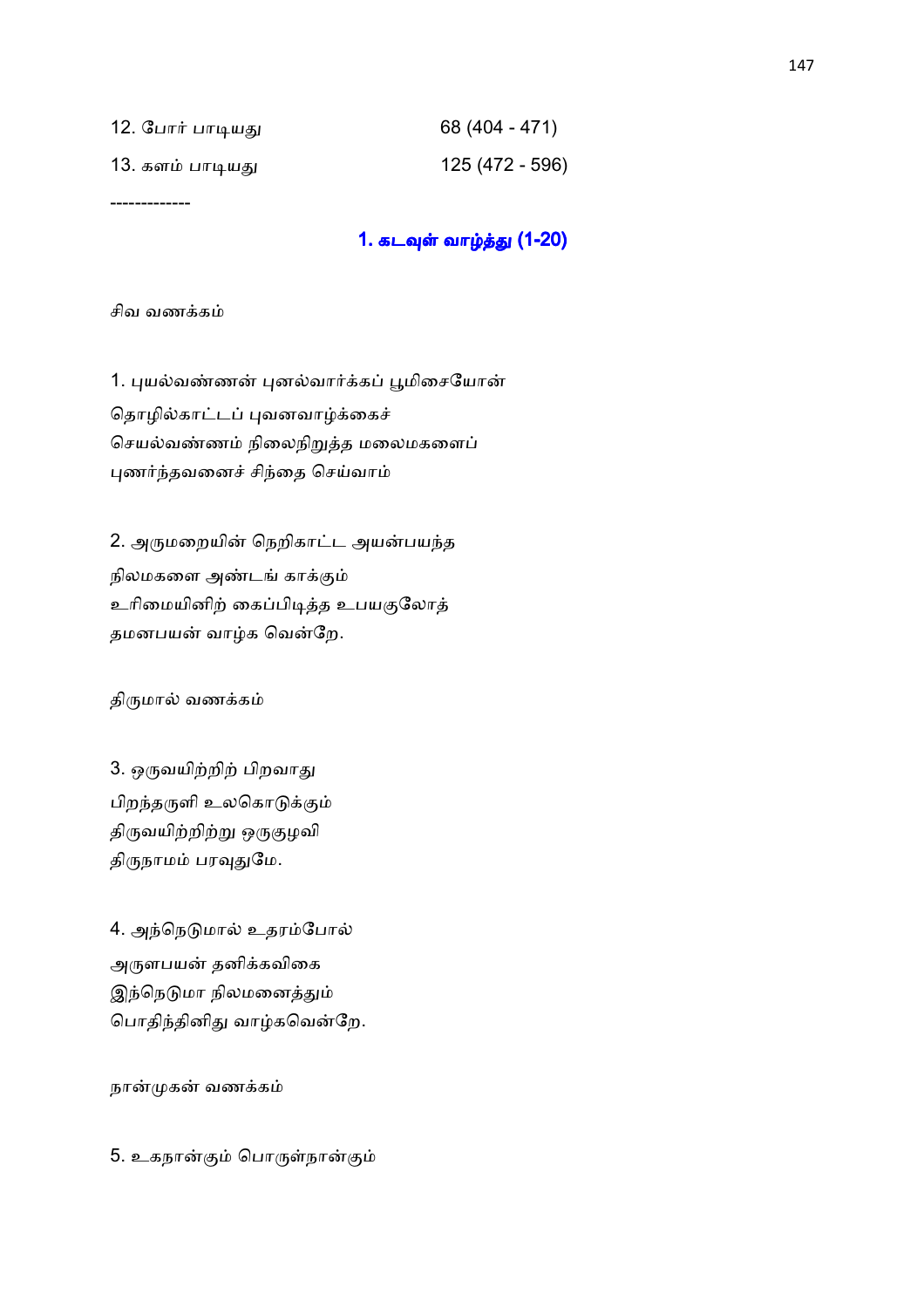12. போர் பாடியது 68 (404 - 471)

13. களம் பாடியது 125 (472 - 596)

-------------

## 1. கடவுள் வாழ்த்து (1-20)

சிவ வணக்கம்

1. புயல்வண்ணன் புனல்வார்க்கப் பூமிசையோன்
தொழில்காட்டப் புவனவாழ்க்கைச்
செயல்வண்ணம் நிலைநிறுத்த மலைமகளைப்
புணர்ந்தவனைச் சிந்தை செய்வாம்

2. அருமறையின் நெறிகாட்ட அயன்பயந்த
நிலமகளை அண்டங் காக்கும்
உரிமையினிற் கைப்பிடித்த உபயகுலோத்
தமனபயன் வாழ்க வென்றே.

திருமால் வணக்கம்

3. ஒருவயிற்றிற் பிறவாது
பிறந்தருளி உலகொடுக்கும்
திருவயிற்றிற்று ஒருகுழவி
திருநாமம் பரவுதுமே.

4. அந்நெடுமால் உதரம்போல்
அருளபயன் தனிக்கவிகை
இந்நெடுமா நிலமனைத்தும்
பொதிந்தினிது வாழ்கவென்றே.

நான்முகன் வணக்கம்

5. உகநான்கும் பொருள்நான்கும்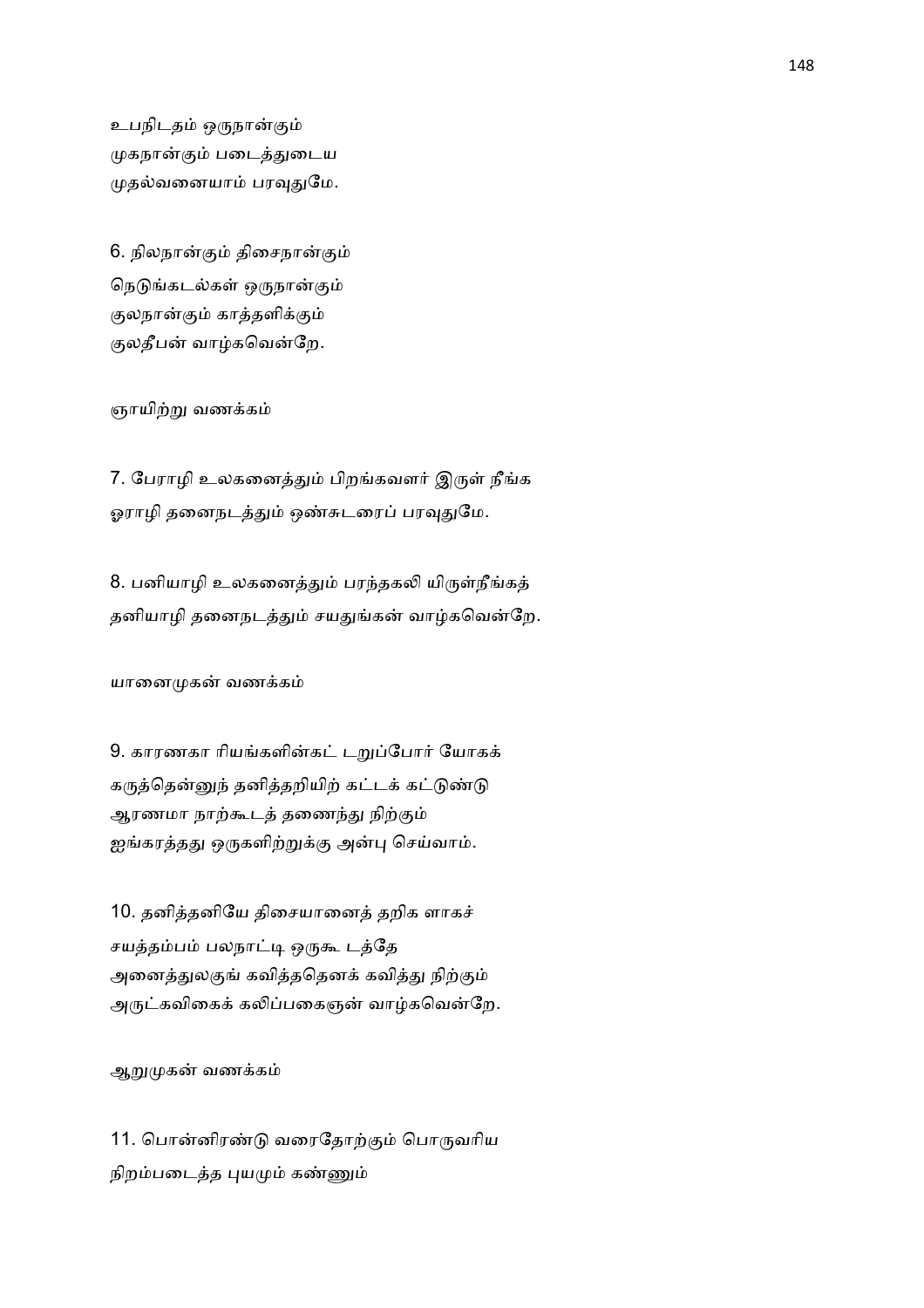உபநிடதம் ஒருநான்கும்
முகநான்கும் படைத்துடைய
முதல்வனையாம் பரவுதுமே.

6. நிலநான்கும் திசைநான்கும்
நெடுங்கடல்கள் ஒருநான்கும்
குலநான்கும் காத்தளிக்கும்
குலதீபன் வாழ்கவென்றே.

ஞாயிற்று வணக்கம்

7. பேராழி உலகனைத்தும் பிறங்கவளர் இருள் நீங்க
ஓராழி தனைநடத்தும் ஒண்சுடரைப் பரவுதுமே.

8. பனியாழி உலகனைத்தும் பரந்தகலி யிருள்நீங்கத்
தனியாழி தனைநடத்தும் சயதுங்கன் வாழ்கவென்றே.

யானைமுகன் வணக்கம்

9. காரணகா ரியங்களின்கட் டறுப்போர் யோகக்
கருத்தென்னுந் தனித்தறியிற் கட்டக் கட்டுண்டு
ஆரணமா நாற்கூடத் தணைந்து நிற்கும்
ஐங்கரத்தது ஒருகளிற்றுக்கு அன்பு செய்வாம்.

10. தனித்தனியே திசையானைத் தறிக ளாகச்
சயத்தம்பம் பலநாட்டி ஒருகூ டத்தே
அனைத்துலகுங் கவித்ததெனக் கவித்து நிற்கும்
அருட்கவிகைக் கலிப்பகைஞன் வாழ்கவென்றே.

ஆறுமுகன் வணக்கம்

11. பொன்னிரண்டு வரைதோற்கும் பொருவரிய
நிறம்படைத்த புயமும் கண்ணும்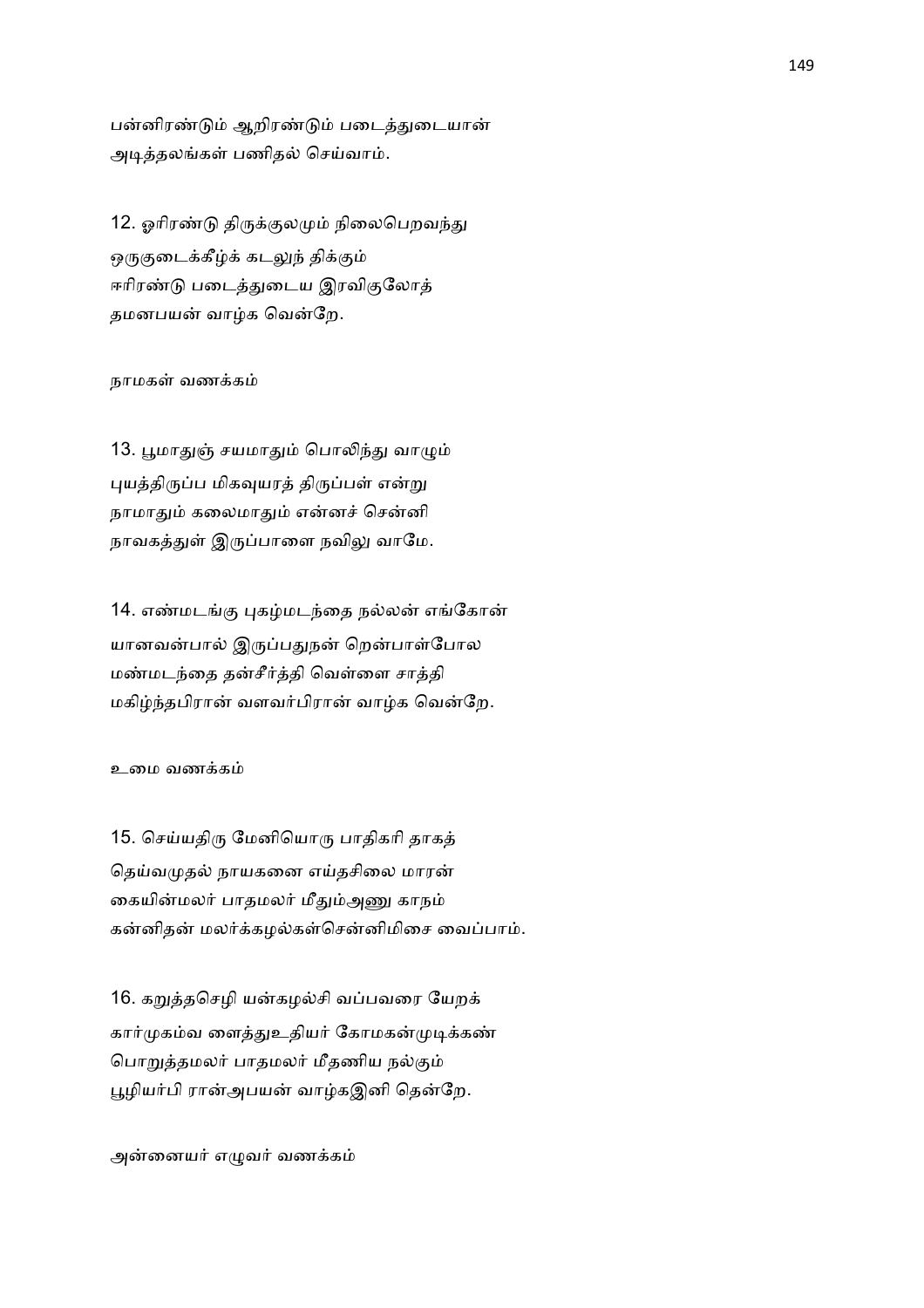பன்னிரண்டும் ஆறிரண்டும் படைத்துடையான்
அடித்தலங்கள் பணிதல் செய்வாம்.

12. ஓரிரண்டு திருக்குலமும் நிலைபெறவந்து
ஒருகுடைக்கீழ்க் கடலுந் திக்கும்
ஈரிரண்டு படைத்துடைய இரவிகுலோத்
தமனபயன் வாழ்க வென்றே.

நாமகள் வணக்கம்

13. பூமாதுஞ் சயமாதும் பொலிந்து வாழும்
புயத்திருப்ப மிகவுயரத் திருப்பள் என்று
நாமாதும் கலைமாதும் என்னச் சென்னி
நாவகத்துள் இருப்பாளை நவிலு வாமே.

14. எண்மடங்கு புகழ்மடந்தை நல்லன் எங்கோன்
யானவன்பால் இருப்பதுநன் றென்பாள்போல
மண்மடந்தை தன்சீர்த்தி வெள்ளை சாத்தி
மகிழ்ந்தபிரான் வளவர்பிரான் வாழ்க வென்றே.

உமை வணக்கம்

15. செய்யதிரு மேனியொரு பாதிகரி தாகத்
தெய்வமுதல் நாயகனை எய்தசிலை மாரன்
கையின்மலர் பாதமலர் மீதும்அணு காநம்
கன்னிதன் மலர்க்கழல்கள்சென்னிமிசை வைப்பாம்.

16. கறுத்தசெழி யன்கழல்சி வப்பவரை யேறக்
கார்முகம்வ ளைத்துஉதியர் கோமகன்முடிக்கண்
பொறுத்தமலர் பாதமலர் மீதணிய நல்கும்
பூழியர்பி ரான்அபயன் வாழ்கஇனி தென்றே.

அன்னையர் எழுவர் வணக்கம்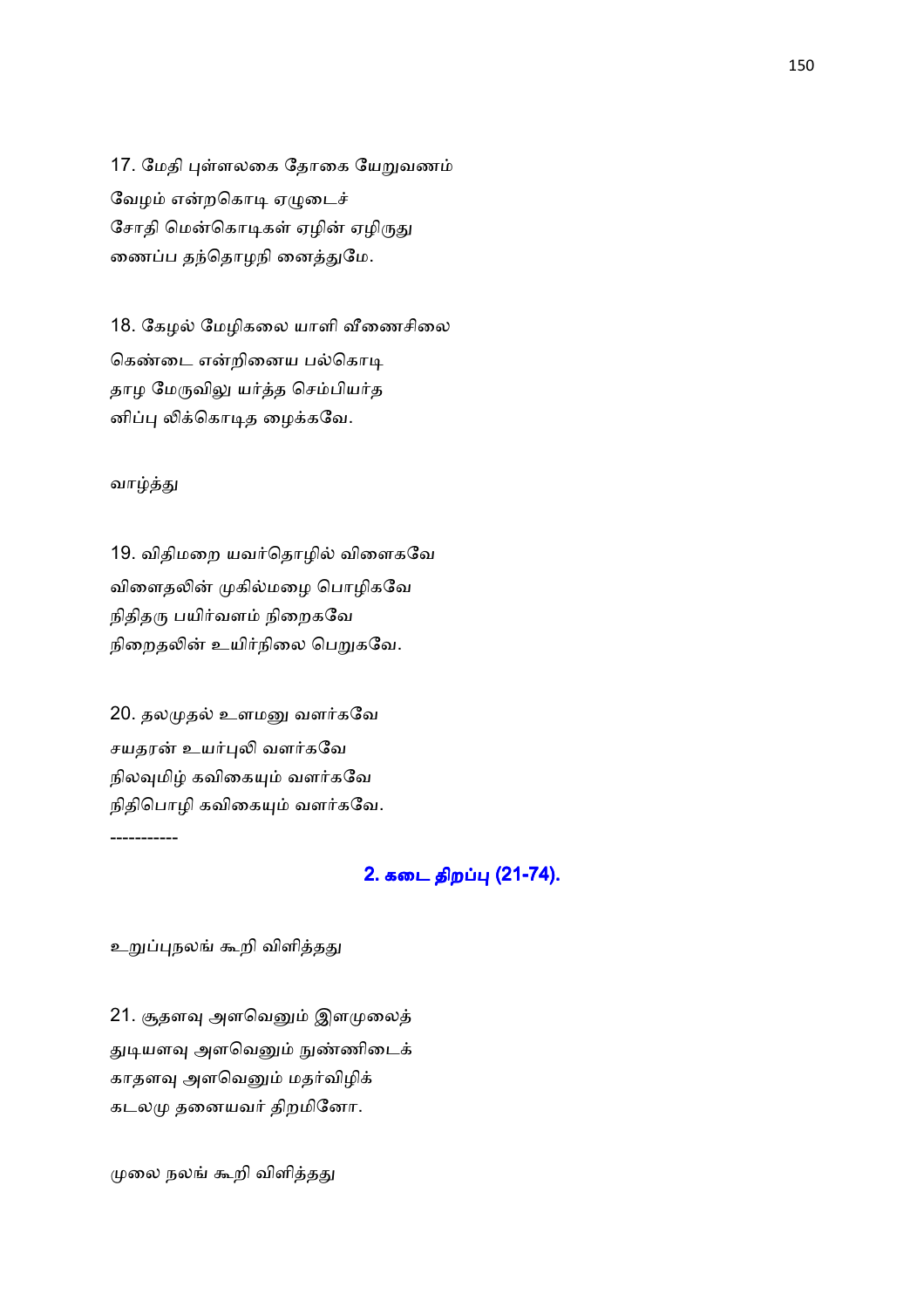17. மேதி புள்ளலகை தோகை யேறுவணம்
வேழம் என்றகொடி ஏழுடைச்
சோதி மென்கொடிகள் ஏழின் ஏழிருது
ணைப்ப தந்தொழநி னைத்துமே.

18. கேழல் மேழிகலை யாளி வீணைசிலை
கெண்டை என்றினைய பல்கொடி
தாழ மேருவிலு யர்த்த செம்பியர்த
னிப்பு லிக்கொடித ழைக்கவே.

வாழ்த்து

19. விதிமறை யவர்தொழில் விளைகவே
விளைதலின் முகில்மழை பொழிகவே
நிதிதரு பயிர்வளம் நிறைகவே
நிறைதலின் உயிர்நிலை பெறுகவே.

20. தலமுதல் உளமனு வளர்கவே
சயதரன் உயர்புலி வளர்கவே
நிலவுமிழ் கவிகையும் வளர்கவே
நிதிபொழி கவிகையும் வளர்கவே.

-----------

## 2. கடை திறப்பு (21-74).

உறுப்புநலங் கூறி விளித்தது

21. சூதளவு அளவெனும் இளமுலைத்
துடியளவு அளவெனும் நுண்ணிடைக்
காதளவு அளவெனும் மதர்விழிக்
கடலமு தனையவர் திறமினோ.

முலை நலங் கூறி விளித்தது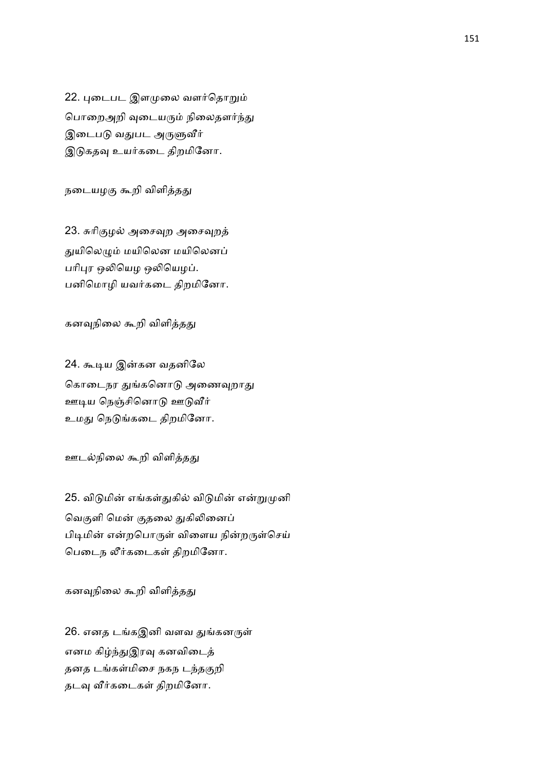22. புடைபட இளமுலை வளர்தொறும்
பொறைஅறி வுடையரும் நிலைதளர்ந்து
இடைபடு வதுபட அருளுவீர்
இடுகதவு உயர்கடை திறமினோ.

நடையழகு கூறி விளித்தது

23. சுரிகுழல் அசைவுற அசைவுறத்
துயிலெழும் மயிலென மயிலெனப்
பரிபுர ஒலியெழ ஒலியெழப்.
பனிமொழி யவர்கடை திறமினோ.

கனவுநிலை கூறி விளித்தது

24. கூடிய இன்கன வதனிலே
கொடைநர துங்கனொடு அணைவுறாது
ஊடிய நெஞ்சினொடு ஊடுவீர்
உமது நெடுங்கடை திறமினோ.

ஊடல்நிலை கூறி விளித்தது

25. விடுமின் எங்கள்துகில் விடுமின் என்றுமுனி
வெகுளி மென் குதலை துகிலினைப்
பிடிமின் என்றபொருள் விளைய நின்றருள்செய்
பெடைந லீர்கடைகள் திறமினோ.

கனவுநிலை கூறி விளித்தது

26. எனத டங்கஇனி வளவ துங்கனருள்
எனம கிழ்ந்துஇரவு கனவிடைத்
தனத டங்கள்மிசை நகந டந்தகுறி
தடவு வீர்கடைகள் திறமினோ.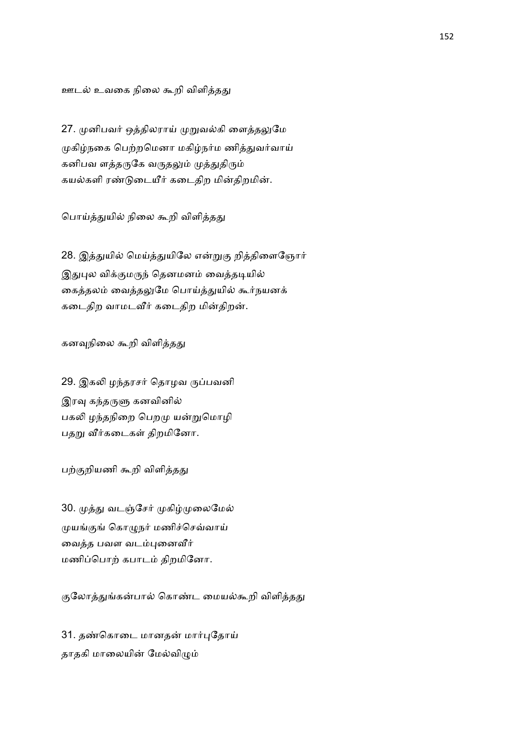ஊடல் உவகை நிலை கூறி விளித்தது

27. முனிபவர் ஒத்திலராய் முறுவல்கி ளைத்தலுமே
முகிழ்நகை பெற்றமெனா மகிழ்நர்ம ணித்துவர்வாய்
கனிபவ ளத்தருகே வருதலும் முத்துதிரும்
கயல்களி ரண்டுடையீர் கடைதிற மின்திறமின்.

பொய்த்துயில் நிலை கூறி விளித்தது

28. இத்துயில் மெய்த்துயிலே என்றுகு றித்திளைஞோர்
இதுபுல விக்குமருந் தெனமனம் வைத்தடியில்
கைத்தலம் வைத்தலுமே பொய்த்துயில் கூர்நயனக்
கடைதிற வாமடவீர் கடைதிற மின்திறன்.

கனவுநிலை கூறி விளித்தது

29. இகலி ழந்தரசர் தொழவ ருப்பவனி
இரவு கந்தருளு கனவினில்
பகலி ழந்தநிறை பெறமு யன்றுமொழி
பதறு வீர்கடைகள் திறமினோ.

பற்குறியணி கூறி விளித்தது

30. முத்து வடஞ்சேர் முகிழ்முலைமேல்
முயங்குங் கொழுநர் மணிச்செவ்வாய்
வைத்த பவள வடம்புனைவீர்
மணிப்பொற் கபாடம் திறமினோ.

குலோத்துங்கன்பால் கொண்ட மையல்கூறி விளித்தது

31. தண்கொடை மானதன் மார்புதோய்
தாதகி மாலையின் மேல்விழும்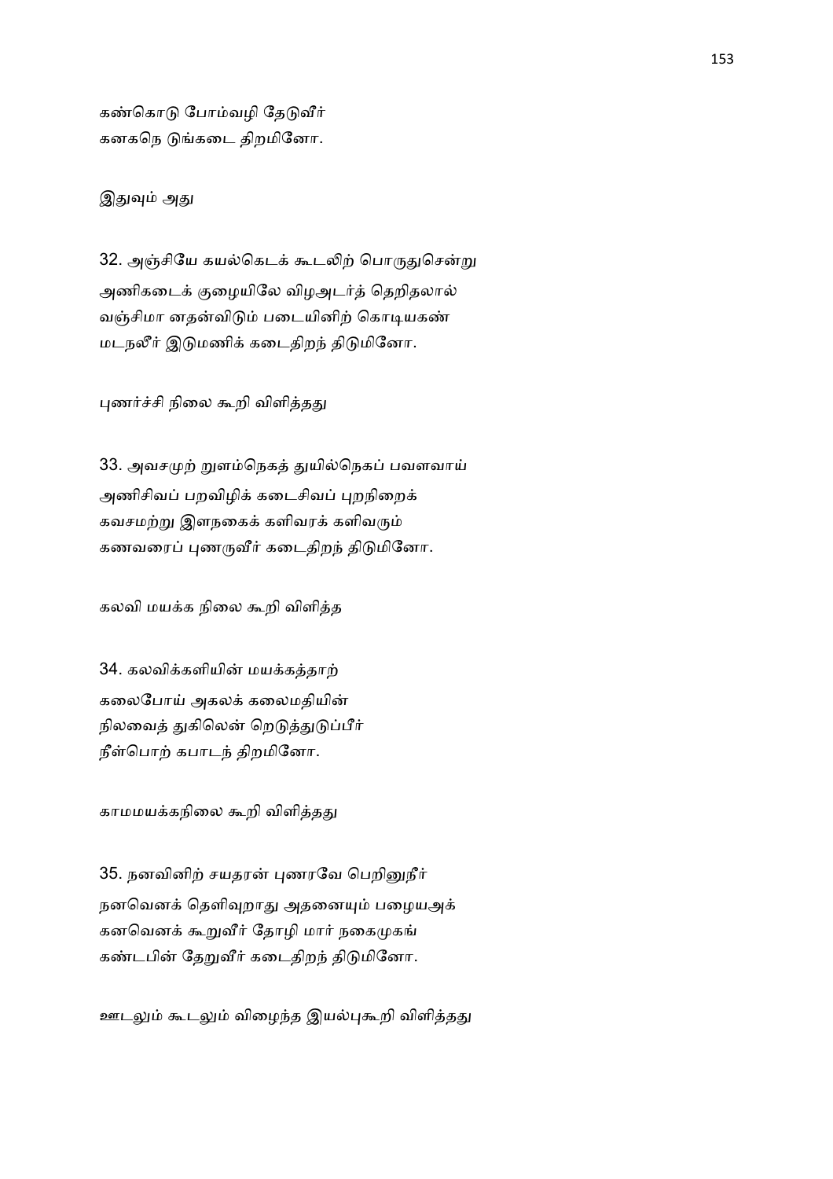கண்கொடு போம்வழி தேடுவீர்
கனகநெ டுங்கடை திறமினோ.

இதுவும் அது

32. அஞ்சியே கயல்கெடக் கூடலிற் பொருதுசென்று
அணிகடைக் குழையிலே விழஅடர்த் தெறிதலால்
வஞ்சிமா னதன்விடும் படையினிற் கொடியகண்
மடநலீர் இடுமணிக் கடைதிறந் திடுமினோ.

புணர்ச்சி நிலை கூறி விளித்தது

33. அவசமுற் றுளம்நெகத் துயில்நெகப் பவளவாய்
அணிசிவப் பறவிழிக் கடைசிவப் புறநிறைக்
கவசமற்று இளநகைக் களிவரக் களிவரும்
கணவரைப் புணருவீர் கடைதிறந் திடுமினோ.

கலவி மயக்க நிலை கூறி விளித்த

34. கலவிக்களியின் மயக்கத்தாற்
கலைபோய் அகலக் கலைமதியின்
நிலவைத் துகிலென் றெடுத்துடுப்பீர்
நீள்பொற் கபாடந் திறமினோ.

காமமயக்கநிலை கூறி விளித்தது

35. நனவினிற் சயதரன் புணரவே பெறினுநீர்
நனவெனத் தெளிவுறாது அதனையும் பழையஅக்
கனவெனக் கூறுவீர் தோழி மார் நகைமுகங்
கண்டபின் தேறுவீர் கடைதிறந் திடுமினோ.

ஊடலும் கூடலும் விழைந்த இயல்புகூறி விளித்தது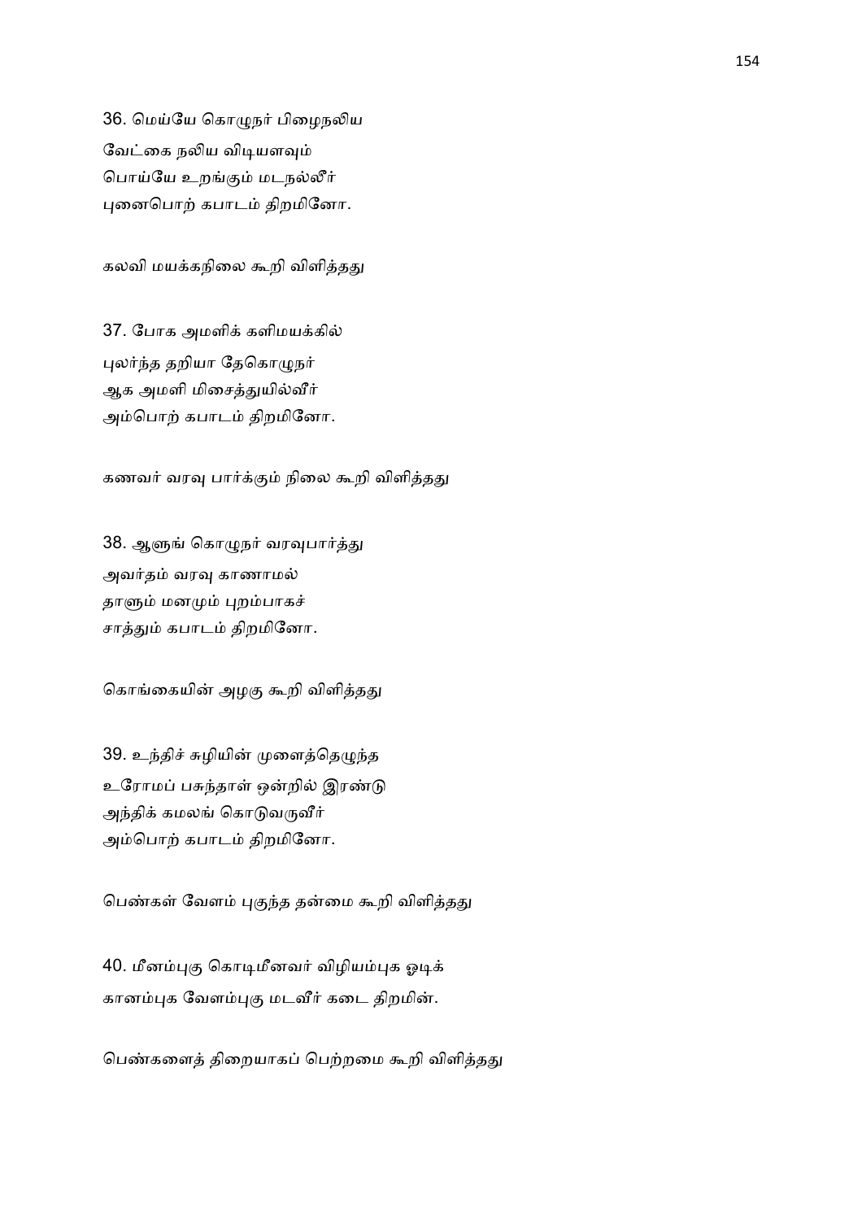36. மெய்யே கொழுநர் பிழைநலிய
வேட்கை நலிய விடியளவும்
பொய்யே உறங்கும் மடநல்லீர்
புனைபொற் கபாடம் திறமினோ.

கலவி மயக்கநிலை கூறி விளித்தது

37. போக அமளிக் களிமயக்கில்
புலர்ந்த தறியா தேகொழுநர்
ஆக அமளி மிசைத்துயில்வீர்
அம்பொற் கபாடம் திறமினோ.

கணவர் வரவு பார்க்கும் நிலை கூறி விளித்தது

38. ஆளுங் கொழுநர் வரவுபார்த்து
அவர்தம் வரவு காணாமல்
தாளும் மனமும் புறம்பாகச்
சாத்தும் கபாடம் திறமினோ.

கொங்கையின் அழகு கூறி விளித்தது

39. உந்திச் சுழியின் முளைத்தெழுந்த
உரோமப் பசுந்தாள் ஒன்றில் இரண்டு
அந்திக் கமலங் கொடுவருவீர்
அம்பொற் கபாடம் திறமினோ.

பெண்கள் வேளம் புகுந்த தன்மை கூறி விளித்தது

40. மீனம்புகு கொடிமீனவர் விழியம்புக ஓடிக்
கானம்புக வேளம்புகு மடவீர் கடை திறமின்.

பெண்களைத் திறையாகப் பெற்றமை கூறி விளித்தது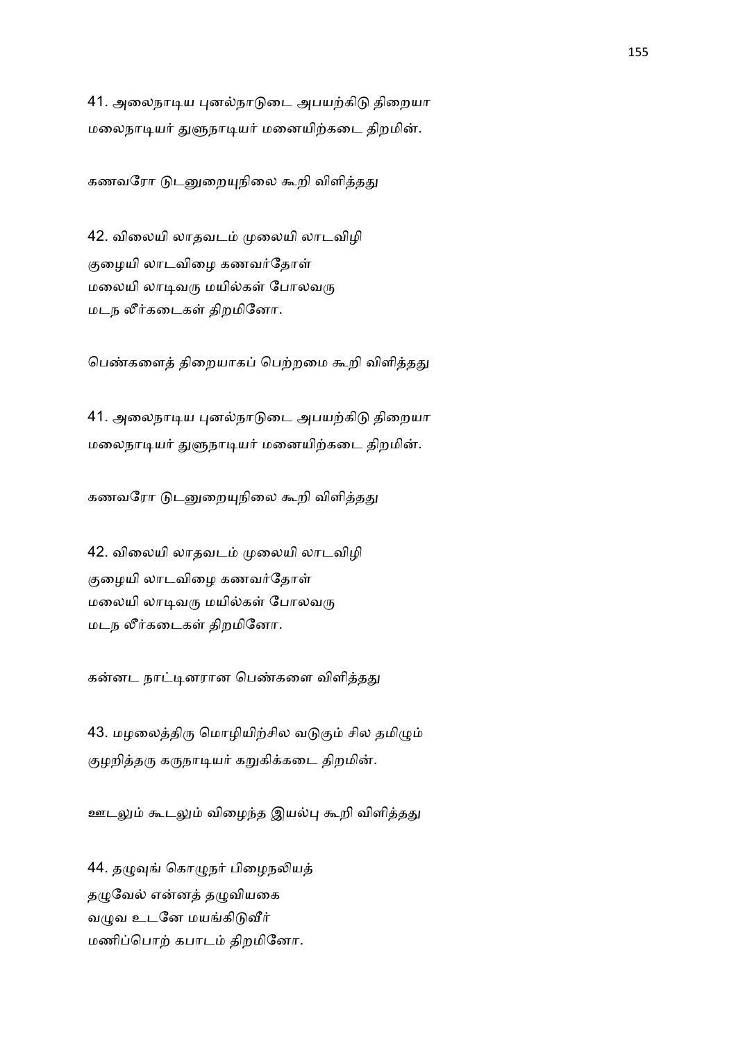41. அலைநாடிய புனல்நாடுடை அபயற்கிடு திறையா
மலைநாடியர் துளுநாடியர் மனையிற்கடை திறமின்.

கணவரோ டுடனுறையுநிலை கூறி விளித்தது

42. விலையி லாதவடம் முலையி லாடவிழி
குழையி லாடவிழை கணவர்தோள்
மலையி லாடிவரு மயில்கள் போலவரு
மடந லீர்கடைகள் திறமினோ.

பெண்களைத் திறையாகப் பெற்றமை கூறி விளித்தது

41. அலைநாடிய புனல்நாடுடை அபயற்கிடு திறையா
மலைநாடியர் துளுநாடியர் மனையிற்கடை திறமின்.

கணவரோ டுடனுறையுநிலை கூறி விளித்தது

42. விலையி லாதவடம் முலையி லாடவிழி
குழையி லாடவிழை கணவர்தோள்
மலையி லாடிவரு மயில்கள் போலவரு
மடந லீர்கடைகள் திறமினோ.

கன்னட நாட்டினரான பெண்களை விளித்தது

43. மழலைத்திரு மொழியிற்சில வடுகும் சில தமிழும்
குழறித்தரு கருநாடியர் கறுகிக்கடை திறமின்.

ஊடலும் கூடலும் விழைந்த இயல்பு கூறி விளித்தது

44. தழுவுங் கொழுநர் பிழைநலியத்
தழுவேல் என்னத் தழுவியகை
வழுவ உடனே மயங்கிடுவீர்
மணிப்பொற் கபாடம் திறமினோ.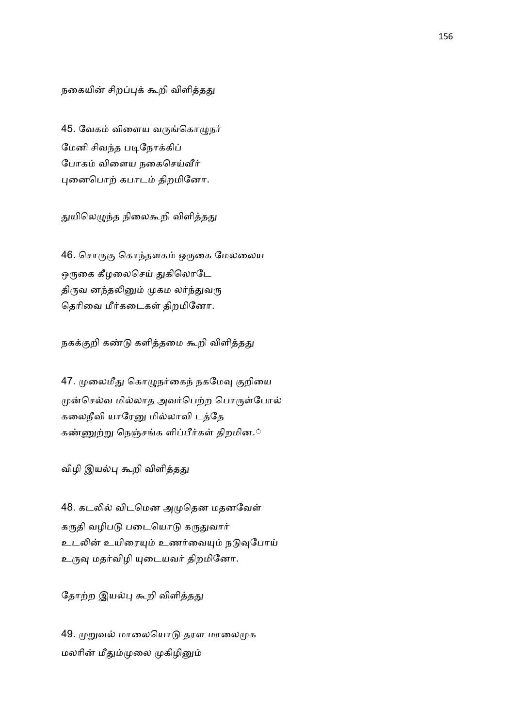நகையின் சிறப்புக் கூறி விளித்தது

45. வேகம் விளைய வருங்கொழுநர்
மேனி சிவந்த படிநோக்கிப்
போகம் விளைய நகைசெய்வீர்
புனைபொற் கபாடம் திறமினோ.

துயிலெழுந்த நிலைகூறி விளித்தது

46. சொருகு கொந்தளகம் ஒருகை மேலலைய
ஒருகை கீழலைசெய் துகிலொடே
திருவ னந்தலினும் முகம லர்ந்துவரு
தெரிவை மீர்கடைகள் திறமினோ.

நகக்குறி கண்டு களித்தமை கூறி விளித்தது

47. முலைமீது கொழுநர்கைந் நகமேவு குறியை
முன்செல்வ மில்லாத அவர்பெற்ற பொருள்போல்
கலைநீவி யாரேனு மில்லாவி டத்தே
கண்ணுற்று நெஞ்சங்க ளிப்பீர்கள் திறமின.ோ

விழி இயல்பு கூறி விளித்தது

48. கடலில் விடமென அமுதென மதனவேள்
கருதி வழிபடு படையொடு கருதுவார்
உடலின் உயிரையும் உணர்வையும் நடுவுபோய்
உருவு மதர்விழி யுடையவர் திறமினோ.

தோற்ற இயல்பு கூறி விளித்தது

49. முறுவல் மாலையொடு தரள மாலைமுக
மலரின் மீதும்முலை முகிழினும்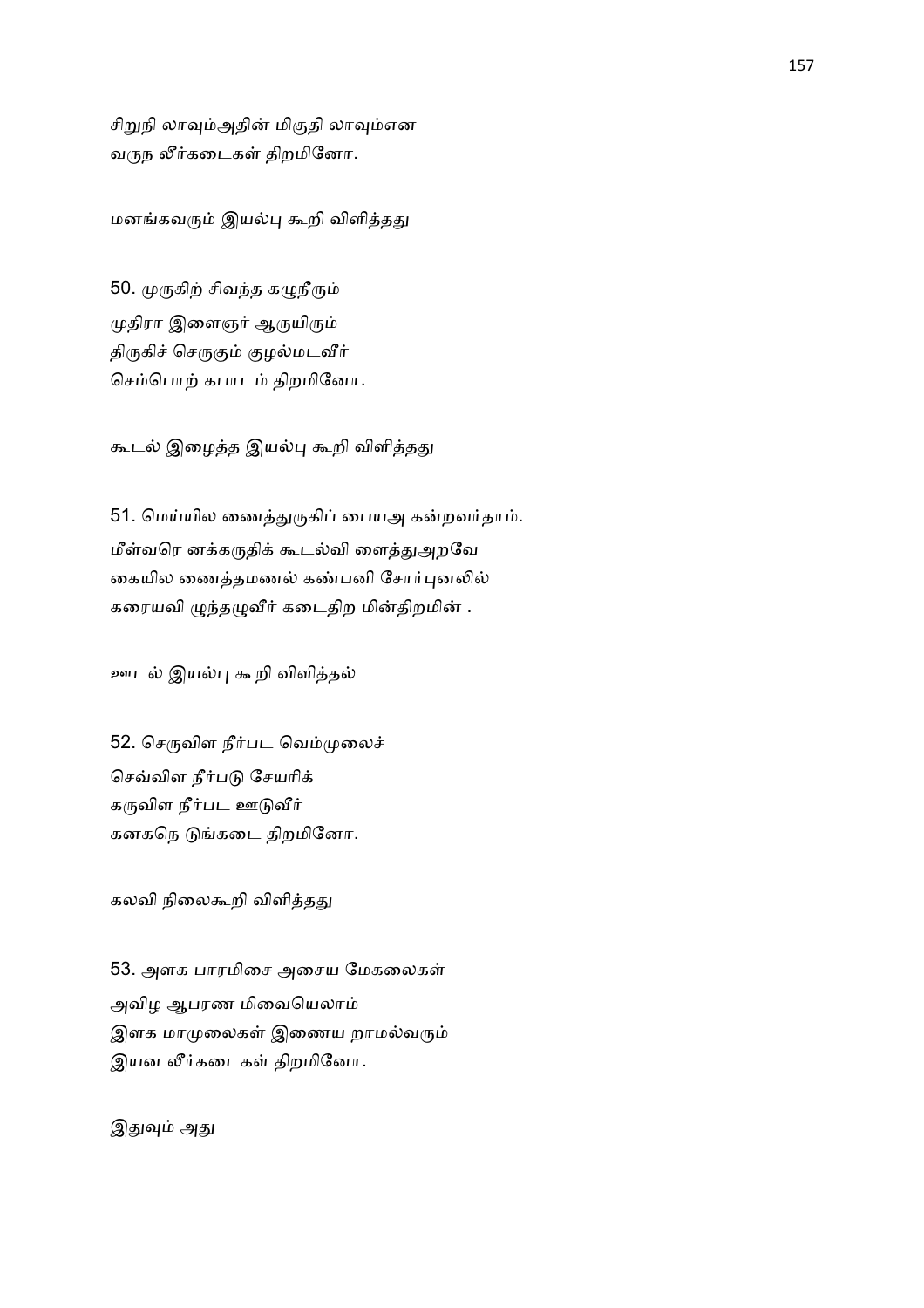சிறுநி லாவும்அதின் மிகுதி லாவும்என
வருந லீர்கடைகள் திறமினோ.

மனங்கவரும் இயல்பு கூறி விளித்தது

50. முருகிற் சிவந்த கழுநீரும்
முதிரா இளைஞர் ஆருயிரும்
திருகிச் செருகும் குழல்மடவீர்
செம்பொற் கபாடம் திறமினோ.

கூடல் இழைத்த இயல்பு கூறி விளித்தது

51. மெய்யில ணைத்துருகிப் பையஅ கன்றவர்தாம்.
மீள்வரெ னக்கருதிக் கூடல்வி ளைத்துஅறவே
கையில ணைத்தமணல் கண்பனி சோர்புனலில்
கரையவி ழுந்தழுவீர் கடைதிற மின்திறமின் .

ஊடல் இயல்பு கூறி விளித்தல்

52. செருவிள நீர்பட வெம்முலைச்
செவ்விள நீர்படு சேயரிக்
கருவிள நீர்பட ஊடுவீர்
கனகநெ டுங்கடை திறமினோ.

கலவி நிலைகூறி விளித்தது

53. அளக பாரமிசை அசைய மேகலைகள்
அவிழ ஆபரண மிவையெலாம்
இளக மாமுலைகள் இணைய றாமல்வரும்
இயன லீர்கடைகள் திறமினோ.

இதுவும் அது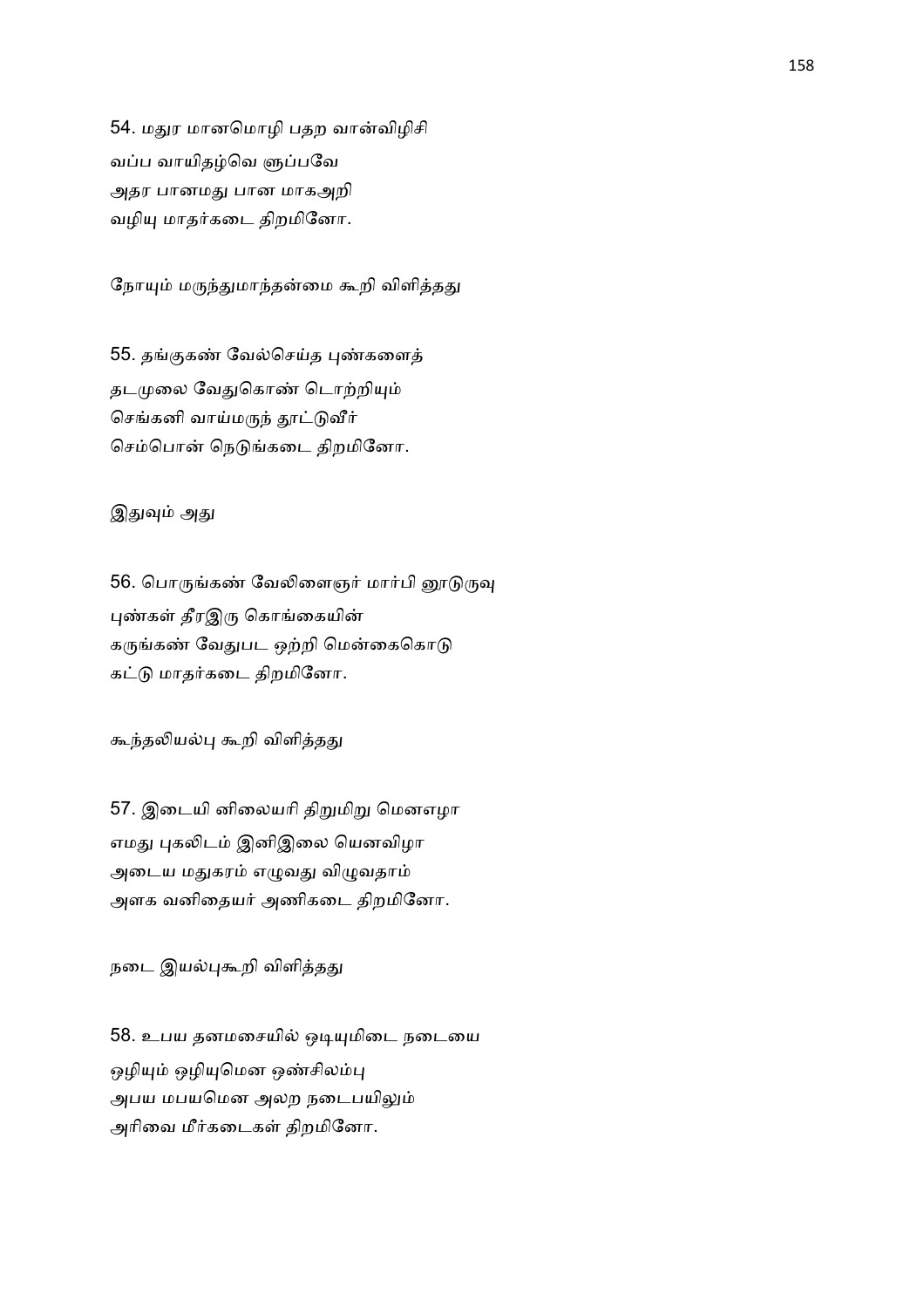54. மதுர மானமொழி பதற வான்விழிசி
வப்ப வாயிதழ்வெ ளுப்பவே
அதர பானமது பான மாகஅறி
வழியு மாதர்கடை திறமினோ.

நோயும் மருந்துமாந்தன்மை கூறி விளித்தது

55. தங்குகண் வேல்செய்த புண்களைத்
தடமுலை வேதுகொண் டொற்றியும்
செங்கனி வாய்மருந் தூட்டுவீர்
செம்பொன் நெடுங்கடை திறமினோ.

இதுவும் அது

56. பொருங்கண் வேலிளைஞர் மார்பி னூடுருவு
புண்கள் தீரஇரு கொங்கையின்
கருங்கண் வேதுபட ஒற்றி மென்கைகொடு
கட்டு மாதர்கடை திறமினோ.

கூந்தலியல்பு கூறி விளித்தது

57. இடையி னிலையரி திறுமிறு மெனஎழா
எமது புகலிடம் இனிஇலை யெனவிழா
அடைய மதுகரம் எழுவது விழுவதாம்
அளக வனிதையர் அணிகடை திறமினோ.

நடை இயல்புகூறி விளித்தது

58. உபய தனமசையில் ஒடியுமிடை நடையை
ஒழியும் ஒழியுமென ஒண்சிலம்பு
அபய மபயமென அலற நடைபயிலும்
அரிவை மீர்கடைகள் திறமினோ.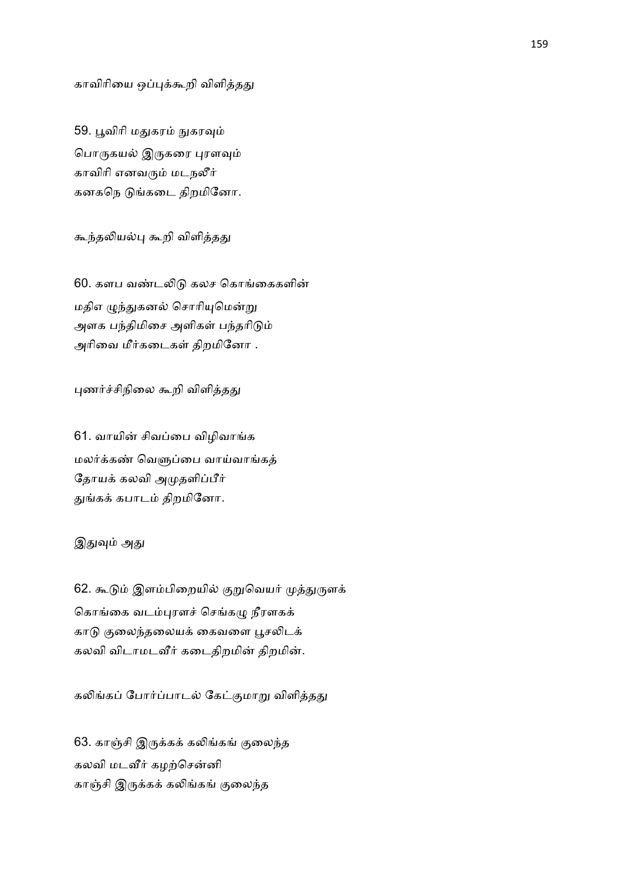காவிரியை ஒப்புக்கூறி விளித்தது

59. பூவிரி மதுகரம் நுகரவும்
பொருகயல் இருகரை புரளவும்
காவிரி எனவரும் மடநலீர்
கனகநெ டுங்கடை திறமினோ.

கூந்தலியல்பு கூறி விளித்தது

60. களப வண்டலிடு கலச கொங்கைகளின்
மதிள முந்துகனல் சொரியுமென்று
அளக பந்திமிசை அளிகள் பந்தரிடும்
அரிவை மீர்கடைகள் திறமினோ .

புணர்ச்சிநிலை கூறி விளித்தது

61. வாயின் சிவப்பை விழிவாங்க
மலர்க்கண் வெளுப்பை வாய்வாங்கத்
தோயக் கலவி அமுதளிப்பீர்
துங்கக் கபாடம் திறமினோ.

இதுவும் அது

62. கூடும் இளம்பிறையில் குறுவெயர் முத்துருளக்
கொங்கை வடம்புரளச் செங்கழு நீரளகக்
காடு குலைந்தலையக் கைவளை பூசலிடக்
கலவி விடாமடவீர் கடைதிறமின் திறமின்.

கலிங்கப் போர்ப்பாடல் கேட்குமாறு விளித்தது

63. காஞ்சி இருக்கக் கலிங்கங் குலைந்த
கலவி மடவீர் கழற்சென்னி
காஞ்சி இருக்கக் கலிங்கங் குலைந்த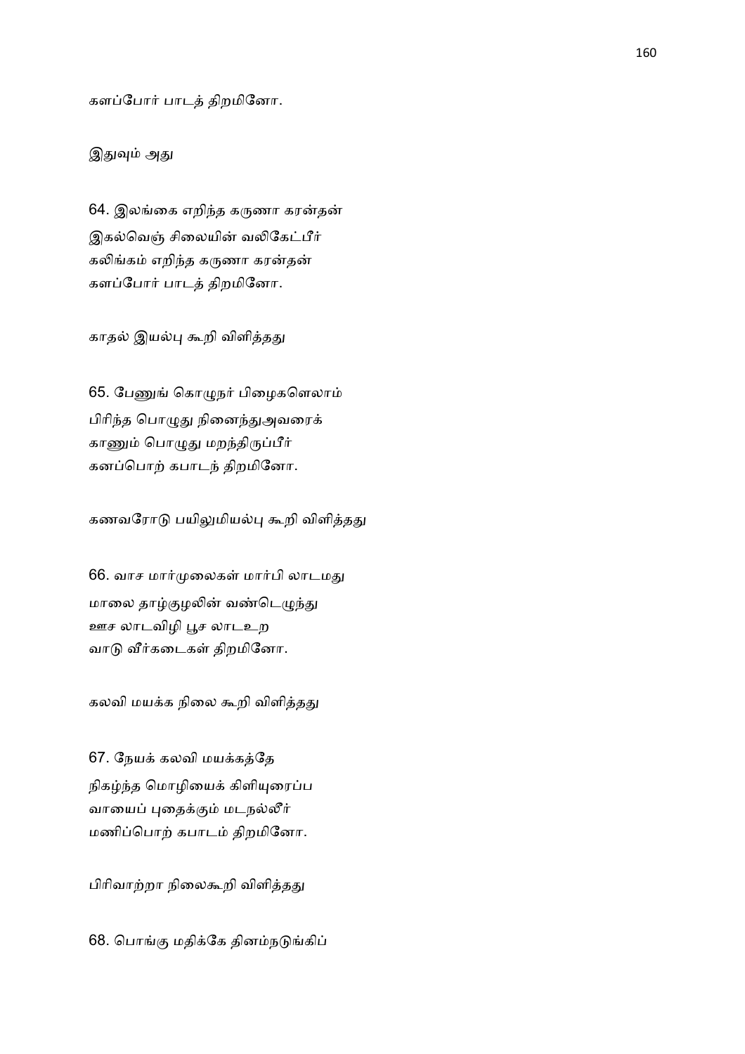களப்போர் பாடத் திறமினோ.

இதுவும் அது

64. இலங்கை எறிந்த கருணா கரன்தன்
இகல்வெஞ் சிலையின் வலிகேட்பீர்
கலிங்கம் எறிந்த கருணா கரன்தன்
களப்போர் பாடத் திறமினோ.

காதல் இயல்பு கூறி விளித்தது

65. பேணுங் கொழுநர் பிழைகளெலாம்
பிரிந்த பொழுது நினைந்துஅவரைக்
காணும் பொழுது மறந்திருப்பீர்
கனப்பொற் கபாடந் திறமினோ.

கணவரோடு பயிலுமியல்பு கூறி விளித்தது

66. வாச மார்முலைகள் மார்பி லாடமது
மாலை தாழ்குழலின் வண்டெழுந்து
ஊச லாடவிழி பூச லாடஉற
வாடு வீர்கடைகள் திறமினோ.

கலவி மயக்க நிலை கூறி விளித்தது

67. நேயக் கலவி மயக்கத்தே
நிகழ்ந்த மொழியைக் கிளியுரைப்ப
வாயைப் புதைக்கும் மடநல்லீர்
மணிப்பொற் கபாடம் திறமினோ.

பிரிவாற்றா நிலைகூறி விளித்தது

68. பொங்கு மதிக்கே தினம்நடுங்கிப்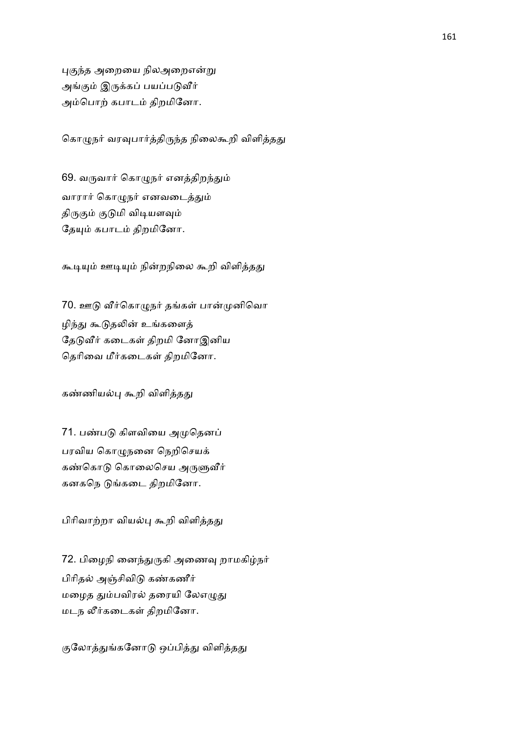புகுந்த அறையை நிலஅறைஎன்று
அங்கும் இருக்கப் பயப்படுவீர்
அம்பொற் கபாடம் திறமினோ.

கொழுநர் வரவுபார்த்திருந்த நிலைகூறி விளித்தது

69. வருவார் கொழுநர் எனத்திறந்தும்
வாரார் கொழுநர் எனவடைத்தும்
திருகும் குடுமி விடியளவும்
தேயும் கபாடம் திறமினோ.

கூடியும் ஊடியும் நின்றநிலை கூறி விளித்தது

70. ஊடு வீர்கொழுநர் தங்கள் பான்முனிவொ
ழிந்து கூடுதலின் உங்களைத்
தேடுவீர் கடைகள் திறமி னோஇனிய
தெரிவை மீர்கடைகள் திறமினோ.

கண்ணியல்பு கூறி விளித்தது

71. பண்படு கிளவியை அமுதெனப்
பரவிய கொழுநனை நெறிசெயக்
கண்கொடு கொலைசெய அருளுவீர்
கனகநெ டுங்கடை திறமினோ.

பிரிவாற்றா வியல்பு கூறி விளித்தது

72. பிழைநி னைந்துருகி அணைவு றாமகிழ்நர்
பிரிதல் அஞ்சிவிடு கண்கணீர்
மழைத தும்பவிரல் தரையி லேஎழுது
மடந லீர்கடைகள் திறமினோ.

குலோத்துங்கனோடு ஒப்பித்து விளித்தது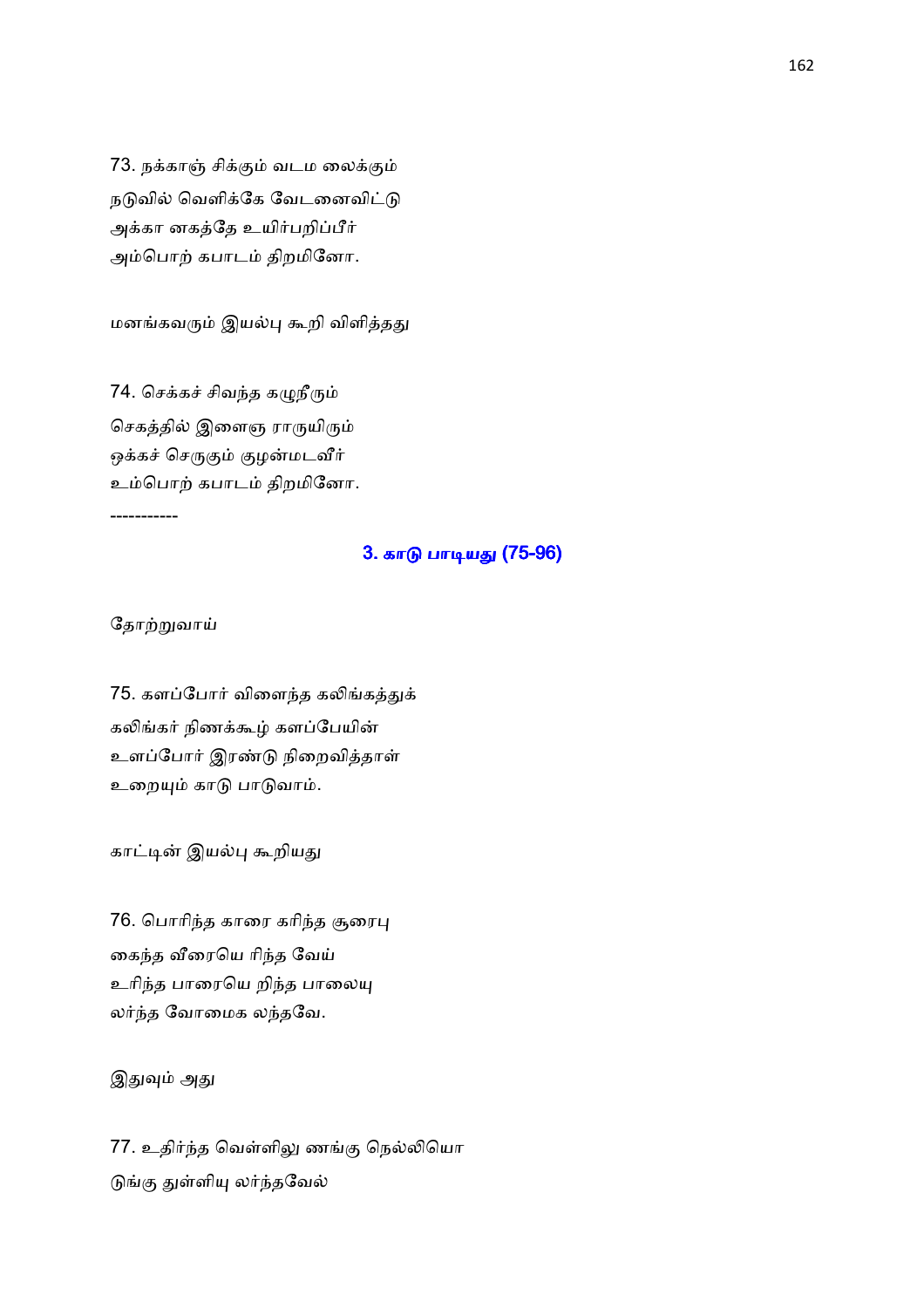73. நக்காஞ் சிக்கும் வடம லைக்கும்
நடுவில் வெளிக்கே வேடனைவிட்டு
அக்கா னகத்தே உயிர்பறிப்பீர்
அம்பொற் கபாடம் திறமினோ.

மனங்கவரும் இயல்பு கூறி விளித்தது

74. செக்கச் சிவந்த கழுநீரும்
செகத்தில் இளைஞ ராருயிரும்
ஒக்கச் செருகும் குழன்மடவீர்
உம்பொற் கபாடம் திறமினோ.

----------

### 3. காடு பாடியது (75-96)

தோற்றுவாய்

75. களப்போர் விளைந்த கலிங்கத்துக்
கலிங்கர் நிணக்கூழ் களப்பேயின்
உளப்போர் இரண்டு நிறைவித்தாள்
உறையும் காடு பாடுவாம்.

காட்டின் இயல்பு கூறியது

76. பொரிந்த காரை கரிந்த சூரைபு
கைந்த வீரையெ ரிந்த வேய்
உரிந்த பாரையெ றிந்த பாலையு
லர்ந்த வோமைக லந்தவே.

இதுவும் அது

77. உதிர்ந்த வெள்ளிலு ணங்கு நெல்லியொ
டுங்கு துள்ளியு லர்ந்தவேல்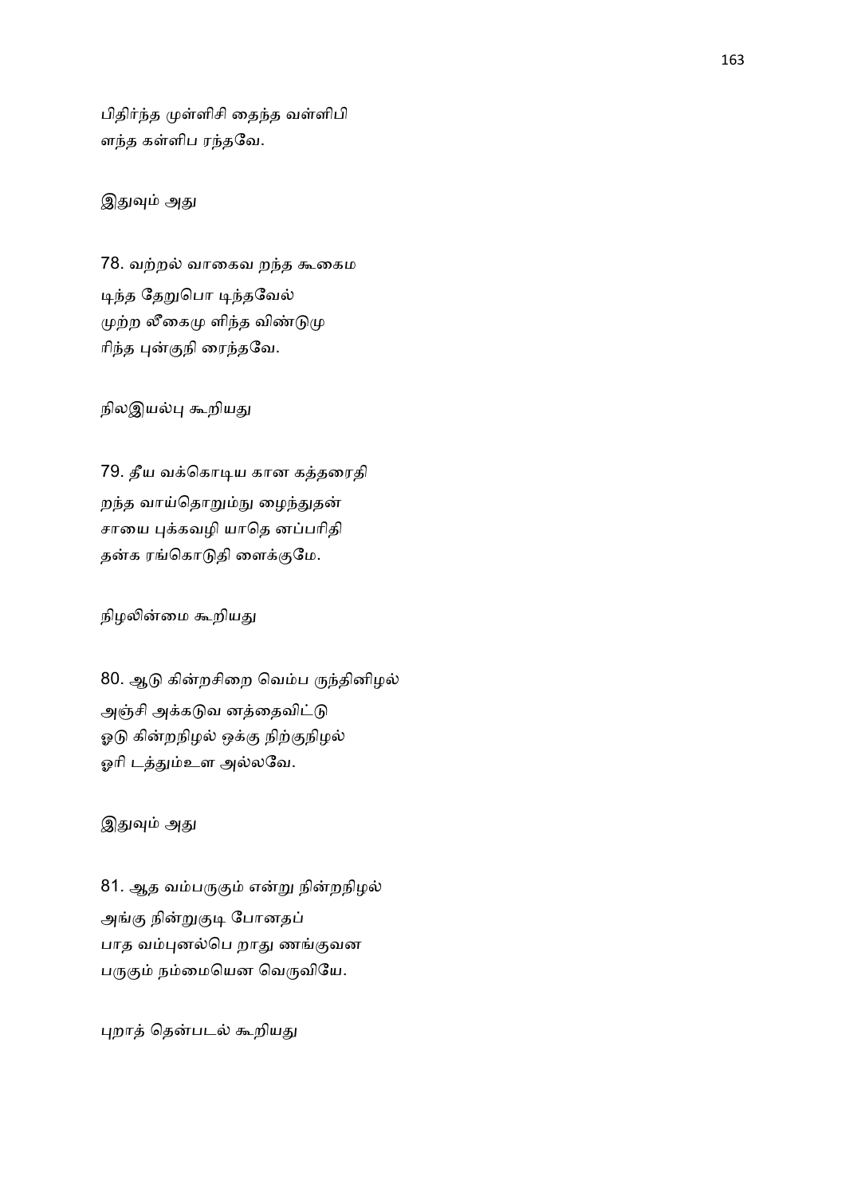பிதிர்ந்த முள்ளிசி தைந்த வள்ளிபி
ளந்த கள்ளிப ரந்தவே.

இதுவும் அது

78. வற்றல் வாகைவ றந்த கூகைம
டிந்த தேறுபொ டிந்தவேல்
முற்ற லீகைமு ளிந்த விண்டுமு
ரிந்த புன்குநி ரைந்தவே.

நிலஇயல்பு கூறியது

79. தீய வக்கொடிய கான கத்தரைதி
றந்த வாய்தொறும்நு ழைந்துதன்
சாயை புக்கவழி யாதெ னப்பரிதி
தன்க ரங்கொடுதி ளைக்குமே.

நிழலின்மை கூறியது

80. ஆடு கின்றசிறை வெம்ப ருந்தினிழல்
அஞ்சி அக்கடுவ னத்தைவிட்டு
ஓடு கின்றநிழல் ஒக்கு நிற்குநிழல்
ஓரி டத்தும்உள அல்லவே.

இதுவும் அது

81. ஆத வம்பருகும் என்று நின்றநிழல்
அங்கு நின்றுகுடி போனதப்
பாத வம்புனல்பெ றாது ணங்குவன
பருகும் நம்மையென வெருவியே.

புறாத் தென்படல் கூறியது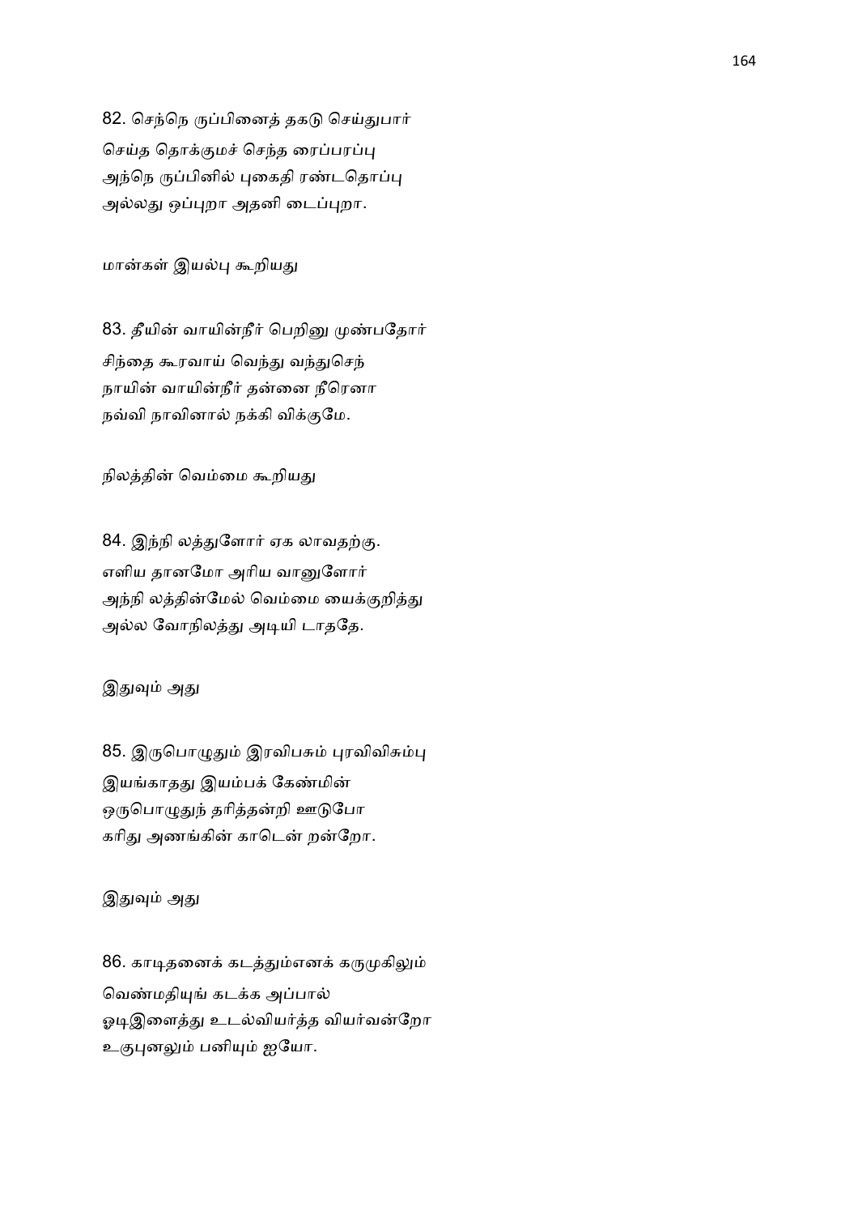82. செந்நெ ருப்பினைத் தகடு செய்துபார்
செய்த தொக்குமச் செந்த ரைப்பரப்பு
அந்நெ ருப்பினில் புகைதி ரண்டதொப்பு
அல்லது ஒப்புறா அதனி டைப்புறா.

மான்கள் இயல்பு கூறியது

83. தீயின் வாயின்நீர் பெறினு முண்பதோர்
சிந்தை கூரவாய் வெந்து வந்துசெந்
நாயின் வாயின்நீர் தன்னை நீரெனா
நவ்வி நாவினால் நக்கி விக்குமே.

நிலத்தின் வெம்மை கூறியது

84. இந்நி லத்துளோர் ஏக லாவதற்கு.
எளிய தானமோ அரிய வானுளோர்
அந்நி லத்தின்மேல் வெம்மை யைக்குறித்து
அல்ல வோநிலத்து அடியி டாததே.

இதுவும் அது

85. இருபொழுதும் இரவிபசும் புரவிவிசும்பு
இயங்காதது இயம்பக் கேண்மின்
ஒருபொழுதுந் தரித்தன்றி ஊடுபோ
கரிது அணங்கின் காடென் றன்றோ.

இதுவும் அது

86. காடிதனைக் கடத்தும்எனக் கருமுகிலும்
வெண்மதியுங் கடக்க அப்பால்
ஓடிஇளைத்து உடல்வியர்த்த வியர்வன்றோ
உகுபுனலும் பனியும் ஐயோ.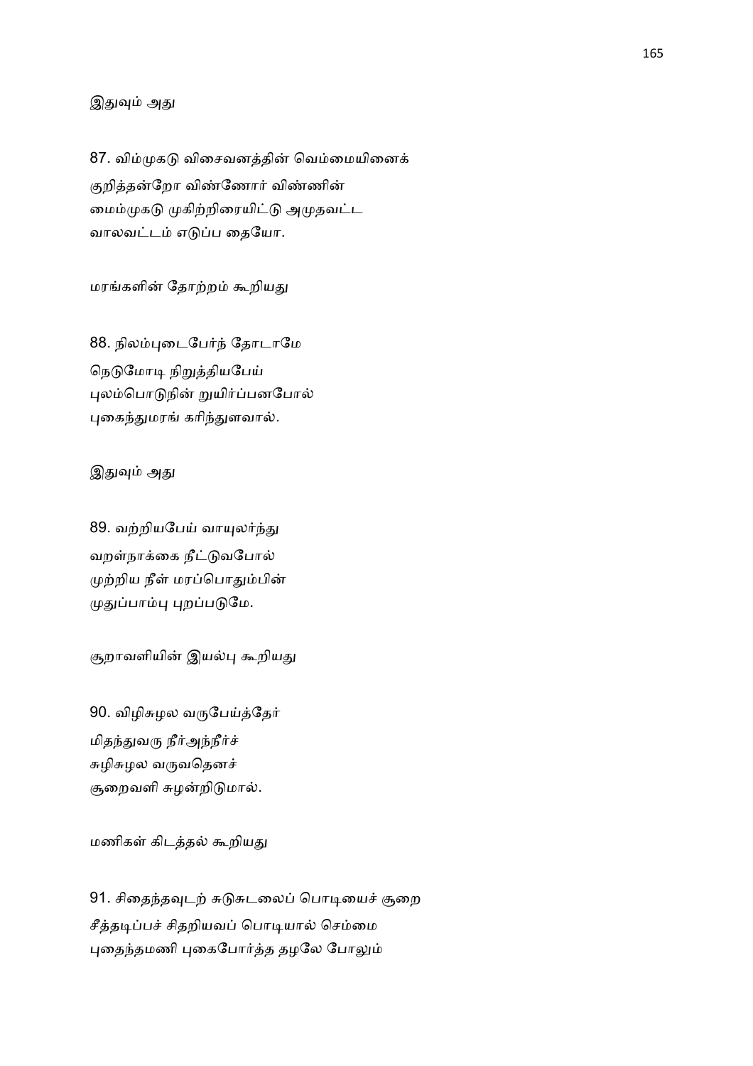இதுவும் அது

87. விம்முகடு விசைவனத்தின் வெம்மையினைக்
குறித்தன்றோ விண்ணோர் விண்ணின்
மைம்முகடு முகிற்றிரையிட்டு அமுதவட்ட
வாலவட்டம் எடுப்ப தையோ.

மரங்களின் தோற்றம் கூறியது

88. நிலம்புடைபேர்ந் தோடாமே
நெடுமோடி நிறுத்தியபேய்
புலம்பொடுநின் றுயிர்ப்பனபோல்
புகைந்துமரங் கரிந்துளவால்.

இதுவும் அது

89. வற்றியபேய் வாயுலர்ந்து
வறள்நாக்கை நீட்டுவபோல்
முற்றிய நீள் மரப்பொதும்பின்
முதுப்பாம்பு புறப்படுமே.

சூறாவளியின் இயல்பு கூறியது

90. விழிசுழல வருபேய்த்தேர்
மிதந்துவரு நீர்அந்நீர்ச்
சுழிசுழல வருவதெனச்
சூறைவளி சுழன்றிடுமால்.

மணிகள் கிடத்தல் கூறியது

91. சிதைந்தவுடற் சுடுசுடலைப் பொடியைச் சூறை
சீத்தடிப்பச் சிதறியவப் பொடியால் செம்மை
புதைந்தமணி புகைபோர்த்த தழலே போலும்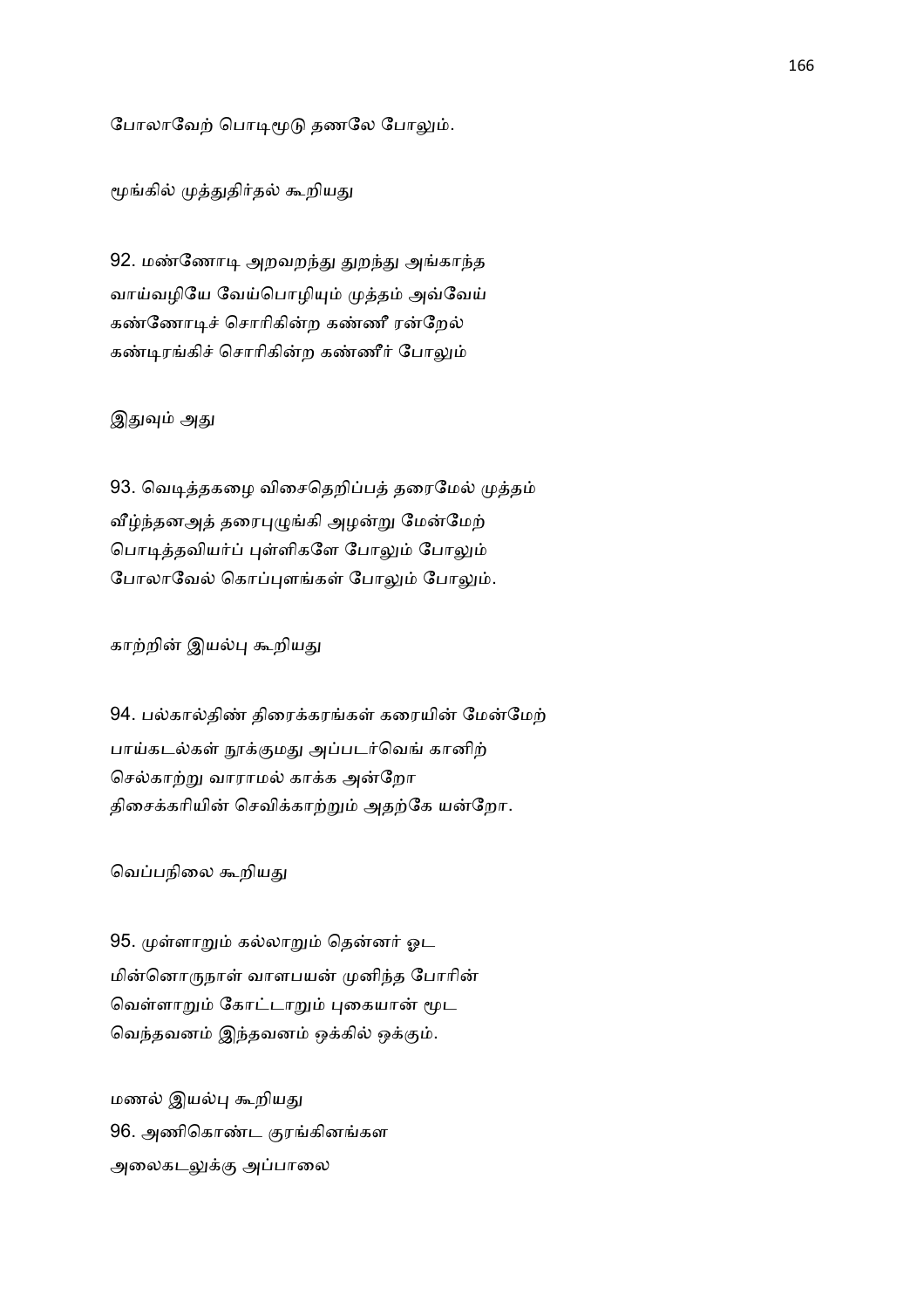போலாவேற் பொடிமூடு தணலே போலும்.

மூங்கில் முத்துதிர்தல் கூறியது

92. மண்ணோடி அறவறந்து துறந்து அங்காந்த
வாய்வழியே வேய்பொழியும் முத்தம் அவ்வேய்
கண்ணோடிச் சொரிகின்ற கண்ணீ ரன்றேல்
கண்டிரங்கிச் சொரிகின்ற கண்ணீர் போலும்

இதுவும் அது

93. வெடித்தகழை விசைதெறிப்பத் தரைமேல் முத்தம்
வீழ்ந்தனஅத் தரைபுழுங்கி அழன்று மேன்மேற்
பொடித்தவியர்ப் புள்ளிகளே போலும் போலும்
போலாவேல் கொப்புளங்கள் போலும் போலும்.

காற்றின் இயல்பு கூறியது

94. பல்கால்திண் திரைக்கரங்கள் கரையின் மேன்மேற்
பாய்கடல்கள் நூக்குமது அப்படர்வெங் கானிற்
செல்காற்று வாராமல் காக்க அன்றோ
திசைக்கரியின் செவிக்காற்றும் அதற்கே யன்றோ.

வெப்பநிலை கூறியது

95. முள்ளாறும் கல்லாறும் தென்னர் ஓட
மின்னொருநாள் வாளபயன் முனிந்த போரின்
வெள்ளாறும் கோட்டாறும் புகையான் மூட
வெந்தவனம் இந்தவனம் ஒக்கில் ஒக்கும்.

மணல் இயல்பு கூறியது

96. அணிகொண்ட குரங்கினங்கள
அலைகடலுக்கு அப்பாலை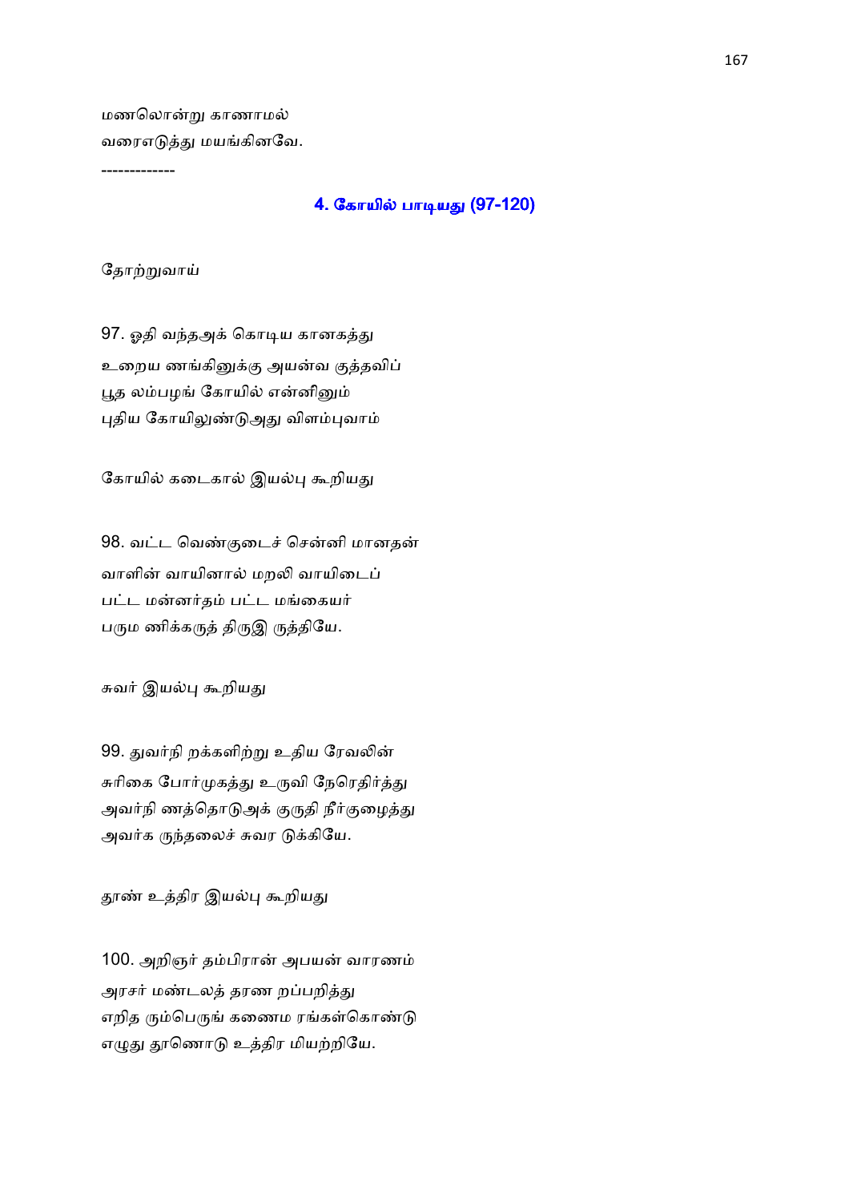மணலொன்று காணாமல்
வரைஎடுத்து மயங்கினவே.

-------------

### 4. கோயில் பாடியது (97-120)

தோற்றுவாய்

97. ஓதி வந்தஅக் கொடிய கானகத்து
உறைய ணங்கினுக்கு அயன்வ குத்தவிப்
பூத லம்பழங் கோயில் என்னினும்
புதிய கோயிலுண்டுஅது விளம்புவாம்

கோயில் கடைகால் இயல்பு கூறியது

98. வட்ட வெண்குடைச் சென்னி மானதன்
வாளின் வாயினால் மறலி வாயிடைப்
பட்ட மன்னர்தம் பட்ட மங்கையர்
பரும ணிக்கருத் திருஇ ருத்தியே.

சுவர் இயல்பு கூறியது

99. துவர்நி றக்களிற்று உதிய ரேவலின்
சுரிகை போர்முகத்து உருவி நேரெதிர்த்து
அவர்நி ணத்தொடுஅக் குருதி நீர்குழைத்து
அவர்க ருந்தலைச் சுவர டுக்கியே.

தூண் உத்திர இயல்பு கூறியது

100. அறிஞர் தம்பிரான் அபயன் வாரணம்
அரசர் மண்டலத் தரண றப்பறித்து
எறித ரும்பெருங் கணைம ரங்கள்கொண்டு
எழுது தூணொடு உத்திர மியற்றியே.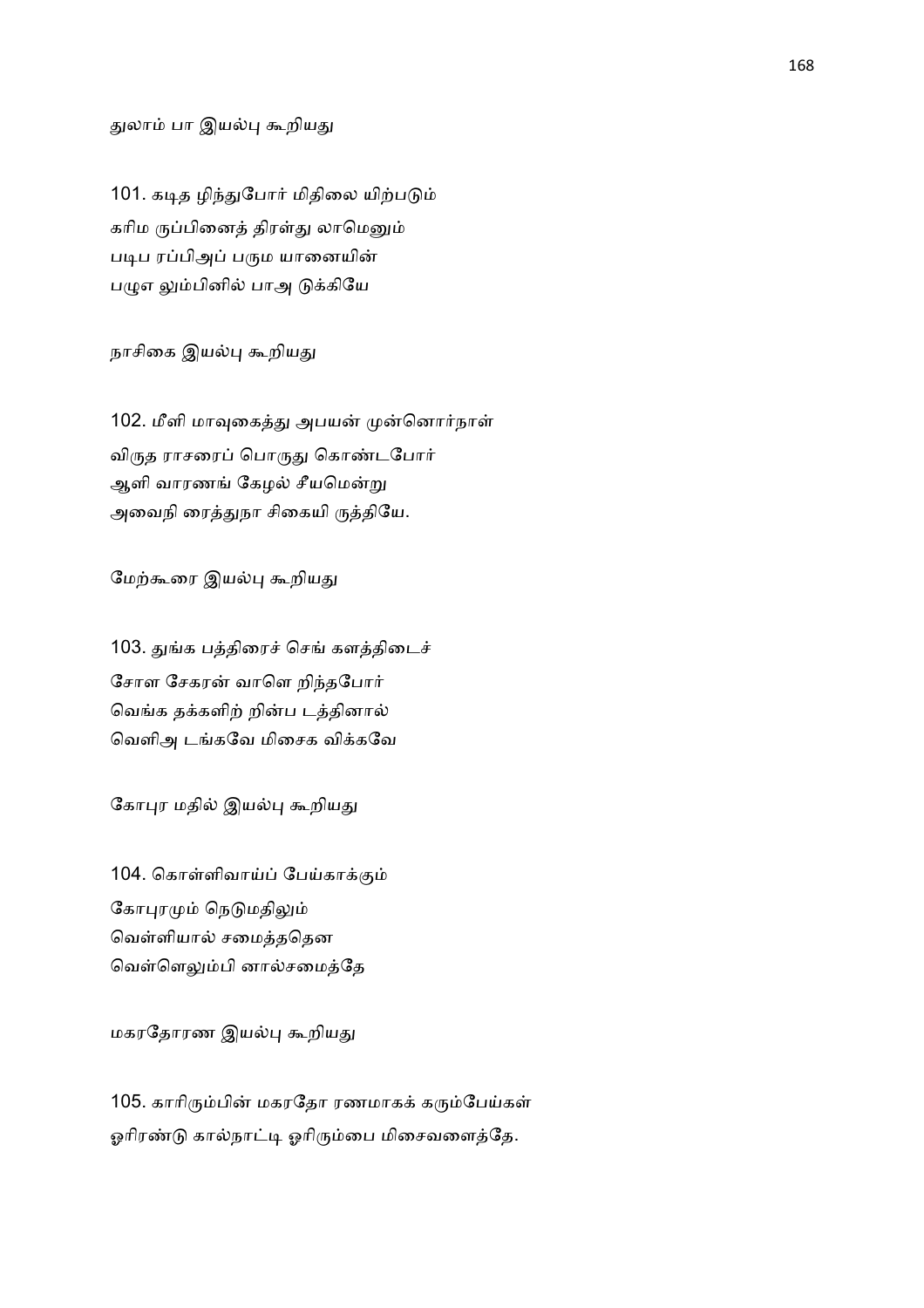துலாம் பா இயல்பு கூறியது

101. கடித ழிந்துபோர் மிதிலை யிற்படும்
கரிம ருப்பினைத் திரள்து லாமெனும்
படிப ரப்பிஅப் பரும யானையின்
பழுஎ லும்பினில் பாஅ டுக்கியே

நாசிகை இயல்பு கூறியது

102. மீளி மாவுகைத்து அபயன் முன்னொர்நாள்
விருத ராசரைப் பொருது கொண்டபோர்
ஆளி வாரணங் கேழல் சீயமென்று
அவைநி ரைத்துநா சிகையி ருத்தியே.

மேற்கூரை இயல்பு கூறியது

103. துங்க பத்திரைச் செங் களத்திடைச்
சோள சேகரன் வாளெ றிந்தபோர்
வெங்க தக்களிற் றின்ப டத்தினால்
வெளிஅ டங்கவே மிசைக விக்கவே

கோபுர மதில் இயல்பு கூறியது

104. கொள்ளிவாய்ப் பேய்காக்கும்
கோபுரமும் நெடுமதிலும்
வெள்ளியால் சமைத்ததென
வெள்ளெலும்பி னால்சமைத்தே

மகரதோரண இயல்பு கூறியது

105. காரிரும்பின் மகரதோ ரணமாகக் கரும்பேய்கள்
ஓரிரண்டு கால்நாட்டி ஓரிரும்பை மிசைவளைத்தே.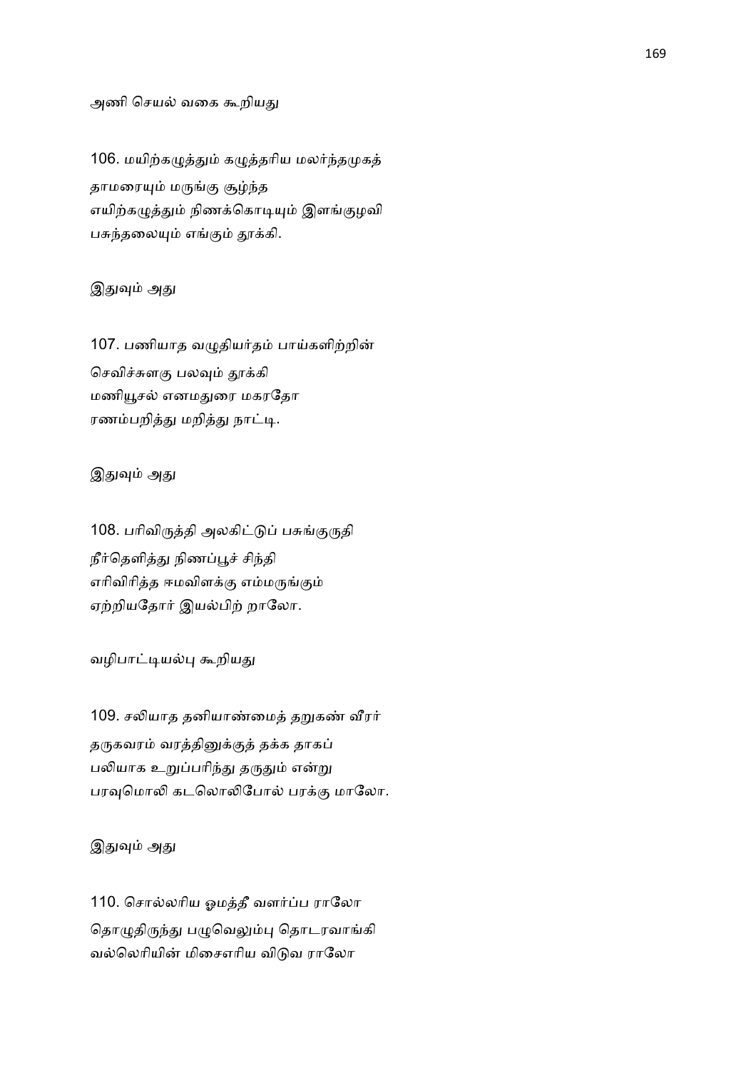அணி செயல் வகை கூறியது

106. மயிற்கழுத்தும் கழுத்தரிய மலர்ந்தமுகத்
தாமரையும் மருங்கு சூழ்ந்த
எயிற்கழுத்தும் நிணக்கொடியும் இளங்குழவி
பசுந்தலையும் எங்கும் தூக்கி.

இதுவும் அது

107. பணியாத வழுதியர்தம் பாய்களிற்றின்
செவிச்சுளகு பலவும் தூக்கி
மணியூசல் எனமதுரை மகரதோ
ரணம்பறித்து மறித்து நாட்டி.

இதுவும் அது

108. பரிவிருத்தி அலகிட்டுப் பசுங்குருதி
நீர்தெளித்து நிணப்பூச் சிந்தி
எரிவிரித்த ஈமவிளக்கு எம்மருங்கும்
ஏற்றியதோர் இயல்பிற் றாலோ.

வழிபாட்டியல்பு கூறியது

109. சலியாத தனியாண்மைத் தறுகண் வீரர்
தருகவரம் வரத்தினுக்குத் தக்க தாகப்
பலியாக உறுப்பரிந்து தருதும் என்று
பரவுமொலி கடலொலிபோல் பரக்கு மாலோ.

இதுவும் அது

110. சொல்லரிய ஓமத்தீ வளர்ப்ப ராலோ
தொழுதிருந்து பழுவெலும்பு தொடரவாங்கி
வல்லெரியின் மிசைஎரிய விடுவ ராலோ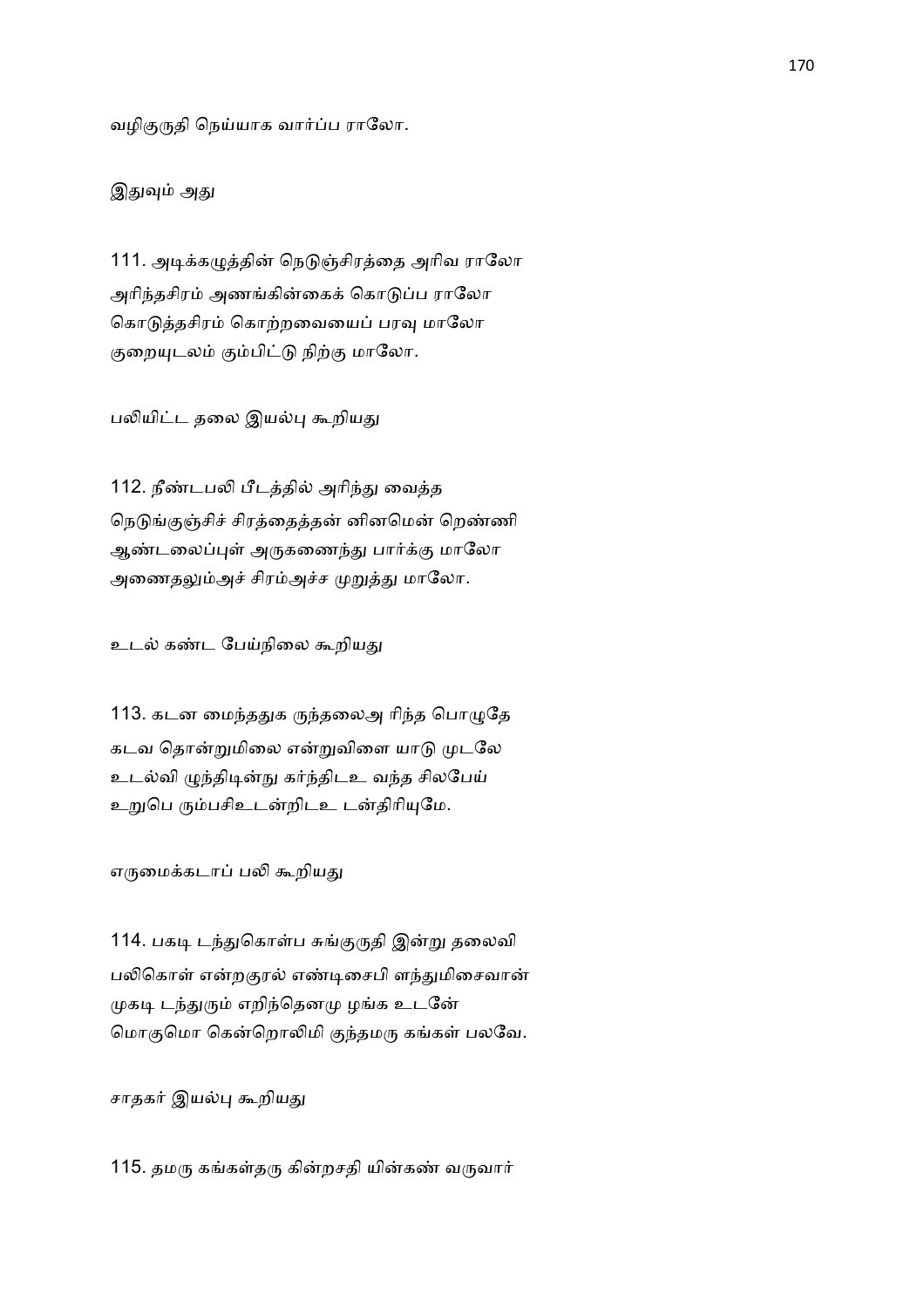வழிகுருதி நெய்யாக வார்ப்ப ராலோ.

இதுவும் அது

111. அடிக்கழுத்தின் நெடுஞ்சிரத்தை அரிவ ராலோ
அரிந்தசிரம் அணங்கின்கைக் கொடுப்ப ராலோ
கொடுத்தசிரம் கொற்றவையைப் பரவு மாலோ
குறையுடலம் கும்பிட்டு நிற்கு மாலோ.

பலியிட்ட தலை இயல்பு கூறியது

112. நீண்டபலி பீடத்தில் அரிந்து வைத்த
நெடுங்குஞ்சிச் சிரத்தைத்தன் னினமென் றெண்ணி
ஆண்டலைப்புள் அருகணைந்து பார்க்கு மாலோ
அணைதலும்அச் சிரம்அச்ச முறுத்து மாலோ.

உடல் கண்ட பேய்நிலை கூறியது

113. கடன மைந்ததுக ருந்தலைஅ ரிந்த பொழுதே
கடவ தொன்றுமிலை என்றுவிளை யாடு முடலே
உடல்வி ழுந்திடின்நு கர்ந்திடஉ வந்த சிலபேய்
உறுபெ ரும்பசிஉடன்றிடஉ டன்திரியுமே.

எருமைக்கடாப் பலி கூறியது

114. பகடி டந்துகொள்ப சுங்குருதி இன்று தலைவி
பலிகொள் என்றகுரல் எண்டிசைபி ளந்துமிசைவான்
முகடி டந்துரும் எறிந்தெனமு ழங்க உடனே
மொகுமொ கென்றொலிமி குந்தமரு கங்கள் பலவே.

சாதகர் இயல்பு கூறியது

115. தமரு கங்கள்தரு கின்றசதி யின்கண் வருவார்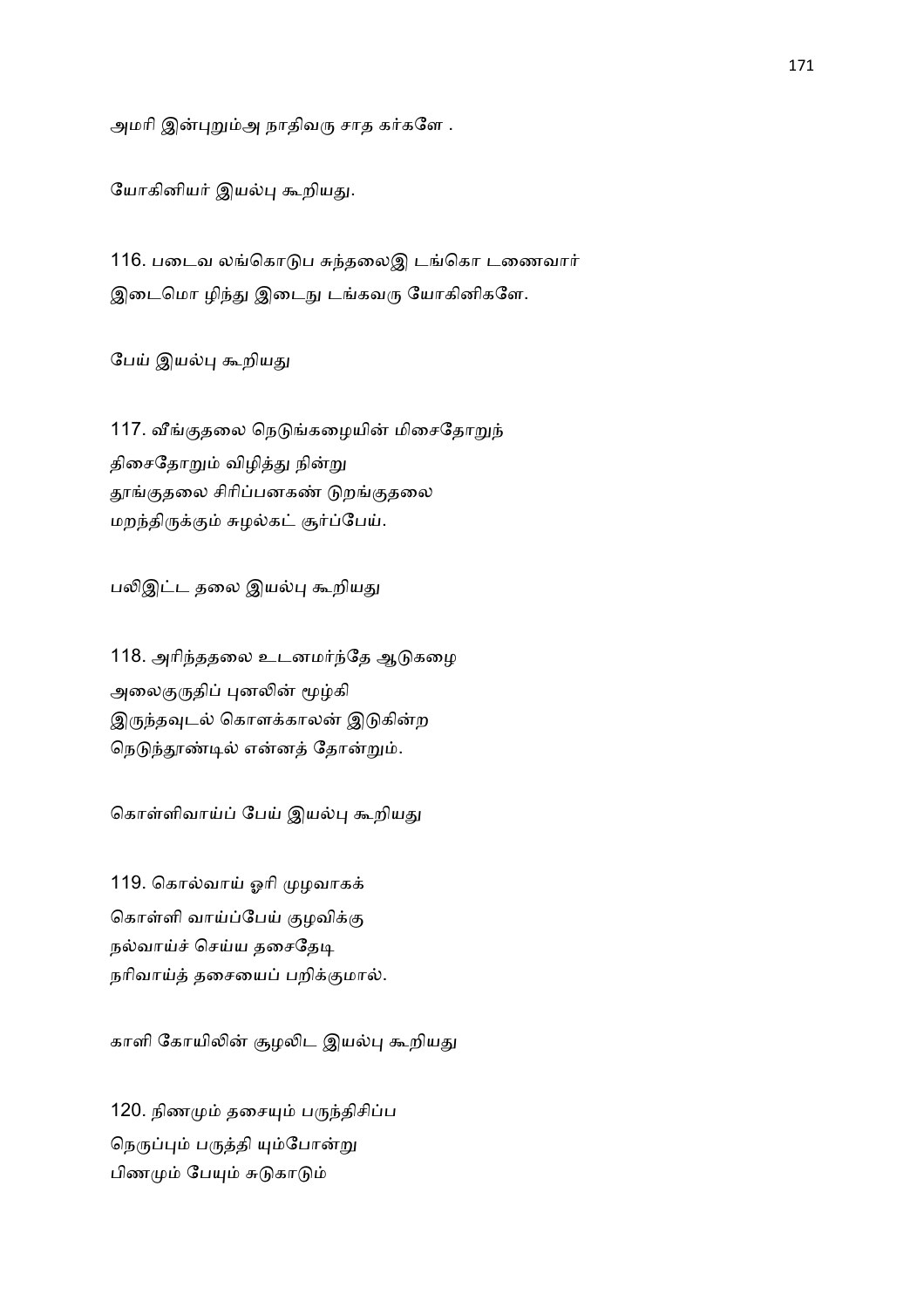அமரி இன்புறும்அ நாதிவரு சாத கர்களே .

யோகினியர் இயல்பு கூறியது.

116. படைவ லங்கொடுப சுந்தலைஇ டங்கொ டணைவார்
இடைமொ ழிந்து இடைநு டங்கவரு யோகினிகளே.

பேய் இயல்பு கூறியது

117. வீங்குதலை நெடுங்கழையின் மிசைதோறுந்
திசைதோறும் விழித்து நின்று
தூங்குதலை சிரிப்பனகண் டுறங்குதலை
மறந்திருக்கும் சுழல்கட் சூர்ப்பேய்.

பலிஇட்ட தலை இயல்பு கூறியது

118. அரிந்ததலை உடனமர்ந்தே ஆடுகழை
அலைகுருதிப் புனலின் மூழ்கி
இருந்தவுடல் கொளக்காலன் இடுகின்ற
நெடுந்தூண்டில் என்னத் தோன்றும்.

கொள்ளிவாய்ப் பேய் இயல்பு கூறியது

119. கொல்வாய் ஓரி முழவாகக்
கொள்ளி வாய்ப்பேய் குழவிக்கு
நல்வாய்ச் செய்ய தசைதேடி
நரிவாய்த் தசையைப் பறிக்குமால்.

காளி கோயிலின் சூழலிட இயல்பு கூறியது

120. நிணமும் தசையும் பருந்திசிப்ப
நெருப்பும் பருத்தி யும்போன்று
பிணமும் பேயும் சுடுகாடும்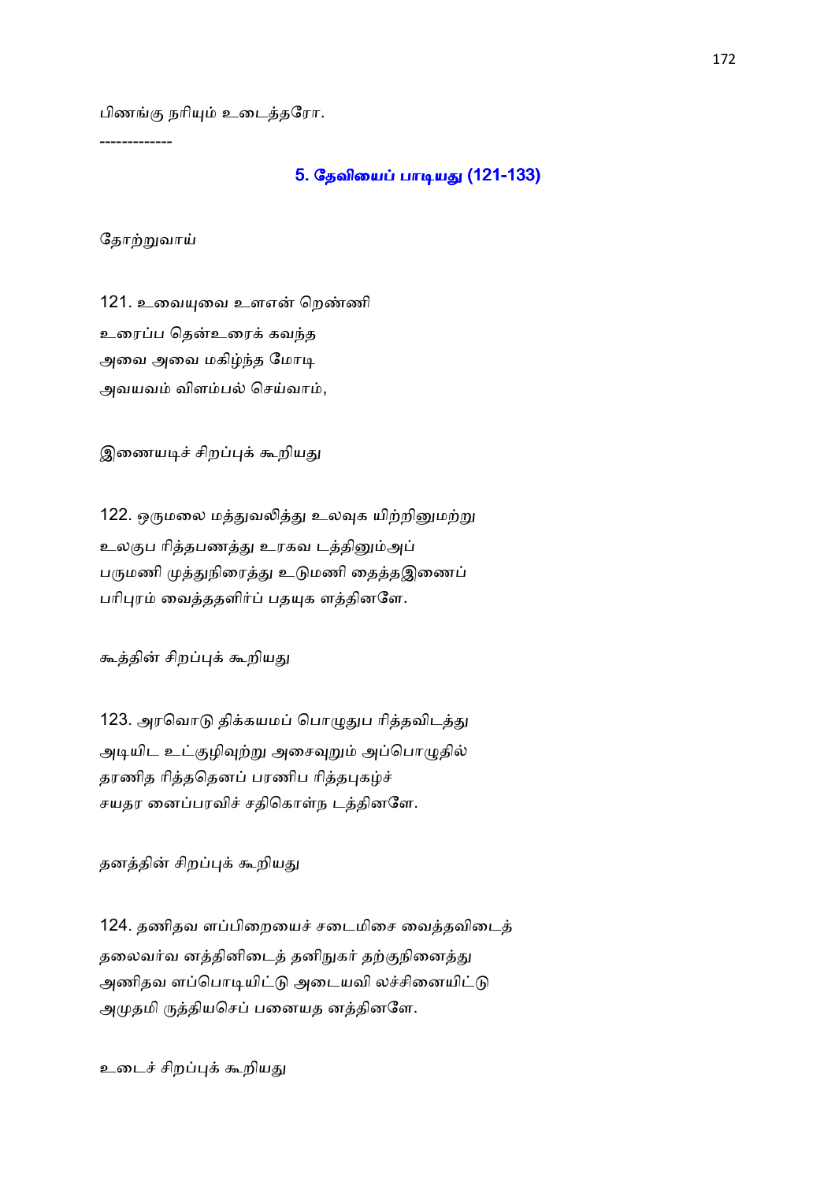பிணங்கு நரியும் உடைத்தரோ.

-------------

## 5. தேவியைப் பாடியது (121-133)

தோற்றுவாய்

121. உவையுவை உளஎன் றெண்ணி
உரைப்ப தென்உரைக் கவந்த
அவை அவை மகிழ்ந்த மோடி
அவயவம் விளம்பல் செய்வாம்,

இணையடிச் சிறப்புக் கூறியது

122. ஒருமலை மத்துவலித்து உலவுக யிற்றினுமற்று
உலகுப ரித்தபணத்து உரகவ டத்தினும்அப்
பருமணி முத்துநிரைத்து உடுமணி தைத்தஇணைப்
பரிபுரம் வைத்ததளிர்ப் பதயுக ளத்தினளே.

கூத்தின் சிறப்புக் கூறியது

123. அரவொடு திக்கயமப் பொழுதுப ரித்தவிடத்து
அடியிட உட்குழிவுற்று அசைவுறும் அப்பொழுதில்
தரணித ரித்ததெனப் பரணிப ரித்தபுகழ்ச்
சயதர னைப்பரவிச் சதிகொள்ந டத்தினளே.

தனத்தின் சிறப்புக் கூறியது

124. தணிதவ ளப்பிறையைச் சடைமிசை வைத்தவிடைத்
தலைவர்வ னத்தினிடைத் தனிநுகர் தற்குநினைத்து
அணிதவ ளப்பொடியிட்டு அடையவி லச்சினையிட்டு
அமுதமி ருத்தியசெப் பனையத னத்தினளே.

உடைச் சிறப்புக் கூறியது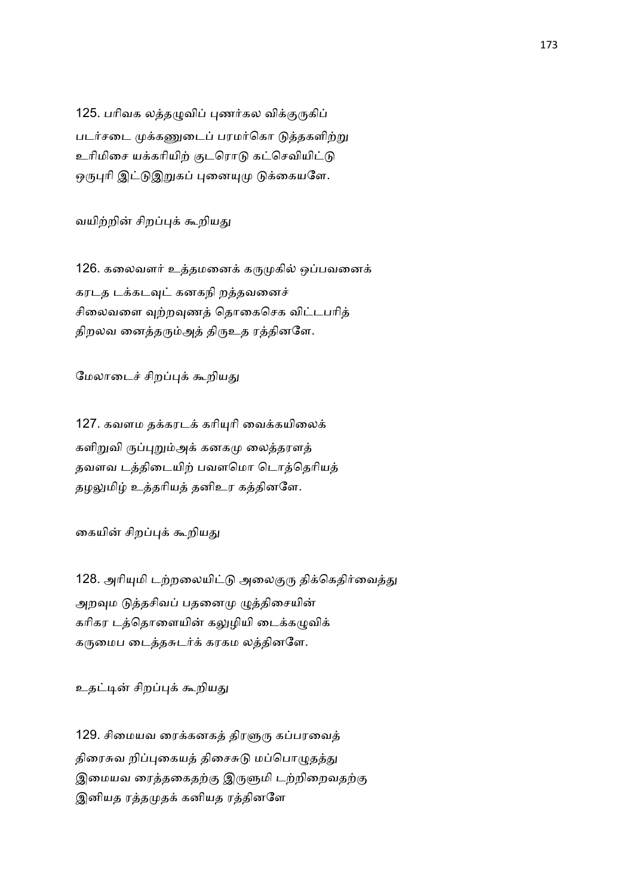125. பரிவக லத்தழுவிப் புணர்கல விக்குருகிப்
படர்சடை முக்கணுடைப் பரமர்கொ டுத்தகளிற்று
உரிமிசை யக்கரியிற் குடரொடு கட்செவியிட்டு
ஒருபுரி இட்டுஇறுகப் புனையுமு டுக்கையளே.

வயிற்றின் சிறப்புக் கூறியது

126. கலைவளர் உத்தமனைக் கருமுகில் ஒப்பவனைக்
கரடத டக்கடவுட் கனகநி றத்தவனைச்
சிலைவளை வுற்றவுணத் தொகைசெக விட்டபரித்
திறலவ னைத்தரும்அத் திருஉத ரத்தினளே.

மேலாடைச் சிறப்புக் கூறியது

127. கவளம தக்கரடக் கரியுரி வைக்கயிலைக்
களிறுவி ருப்புறும்அக் கனகமு லைத்தரளத்
தவளவ டத்திடையிற் பவளமொ டொத்தெரியத்
தழலுமிழ் உத்தரியத் தனிஉர கத்தினளே.

கையின் சிறப்புக் கூறியது

128. அரியுமி டற்றலையிட்டு அலைகுரு திக்கெதிர்வைத்து
அறவும டுத்தசிவப் பதனைமு ழுத்திசையின்
கரிகர டத்தொளையின் கலுழியி டைக்கழுவிக்
கருமைப டைத்தசுடர்க் கரகம லத்தினளே.

உதட்டின் சிறப்புக் கூறியது

129. சிமையவ ரைக்கனகத் திரளுரு கப்பரவைத்
திரைசுவ றிப்புகையத் திசைசுடு மப்பொழுதத்து
இமையவ ரைத்தகைதற்கு இருளுமி டற்றிறைவதற்கு
இனியத ரத்தமுதக் கனியத ரத்தினளே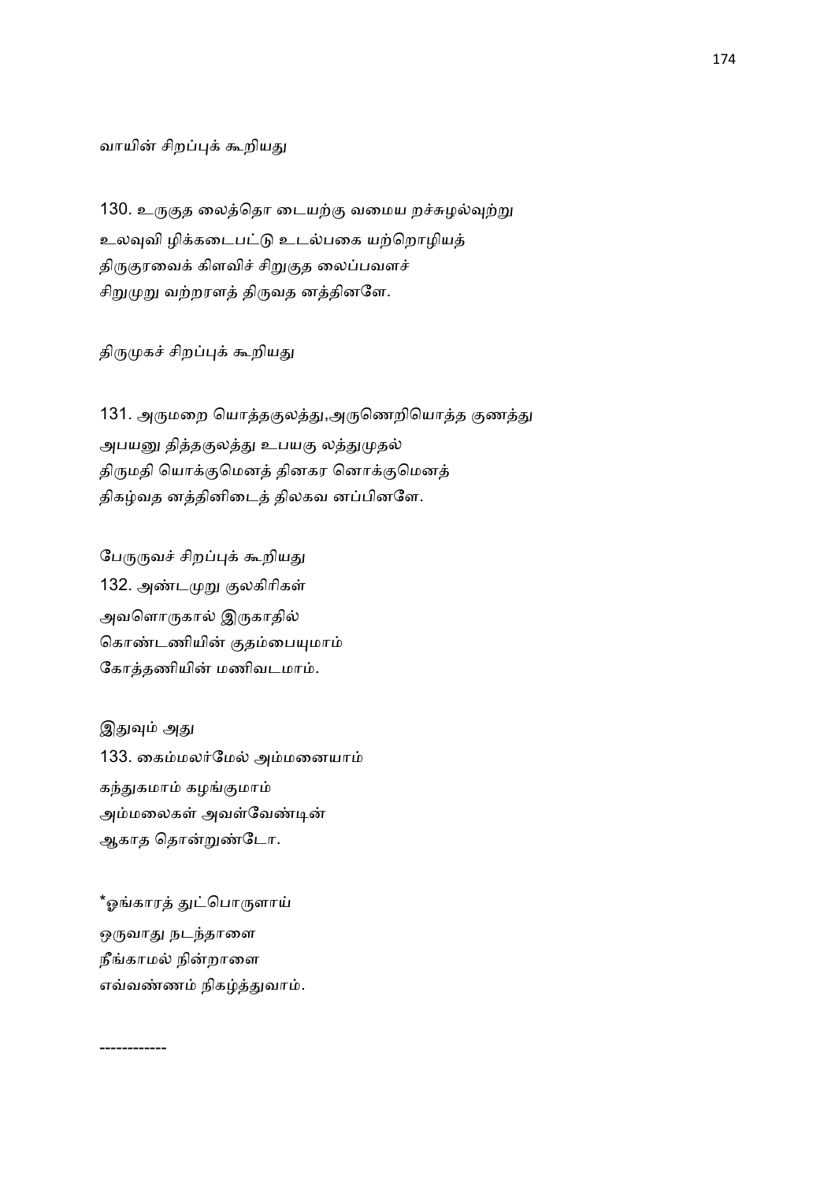வாயின் சிறப்புக் கூறியது

130. உருகுத லைத்தொ டையற்கு வமைய றச்சுழல்வுற்று
உலவுவி ழிக்கடைபட்டு உடல்பகை யற்றொழியத்
திருகுரவைக் கிளவிச் சிறுகுத லைப்பவளச்
சிறுமுறு வற்றரளத் திருவத னத்தினளே.

திருமுகச் சிறப்புக் கூறியது

131. அருமறை யொத்தகுலத்து,அருணெறியொத்த குணத்து
அபயனு தித்தகுலத்து உபயகு லத்துமுதல்
திருமதி யொக்குமெனத் தினகர னொக்குமெனத்
திகழ்வத னத்தினிடைத் திலகவ னப்பினளே.

பேருருவச் சிறப்புக் கூறியது

132. அண்டமுறு குலகிரிகள்
அவளொருகால் இருகாதில்
கொண்டணியின் குதம்பையுமாம்
கோத்தணியின் மணிவடமாம்.

இதுவும் அது

133. கைம்மலர்மேல் அம்மனையாம்
கந்துகமாம் கழங்குமாம்
அம்மலைகள் அவள்வேண்டின்
ஆகாத தொன்றுண்டோ.

*ஓங்காரத் துட்பொருளாய்
ஒருவாது நடந்தாளை
நீங்காமல் நின்றாளை
எவ்வண்ணம் நிகழ்த்துவாம்.

------------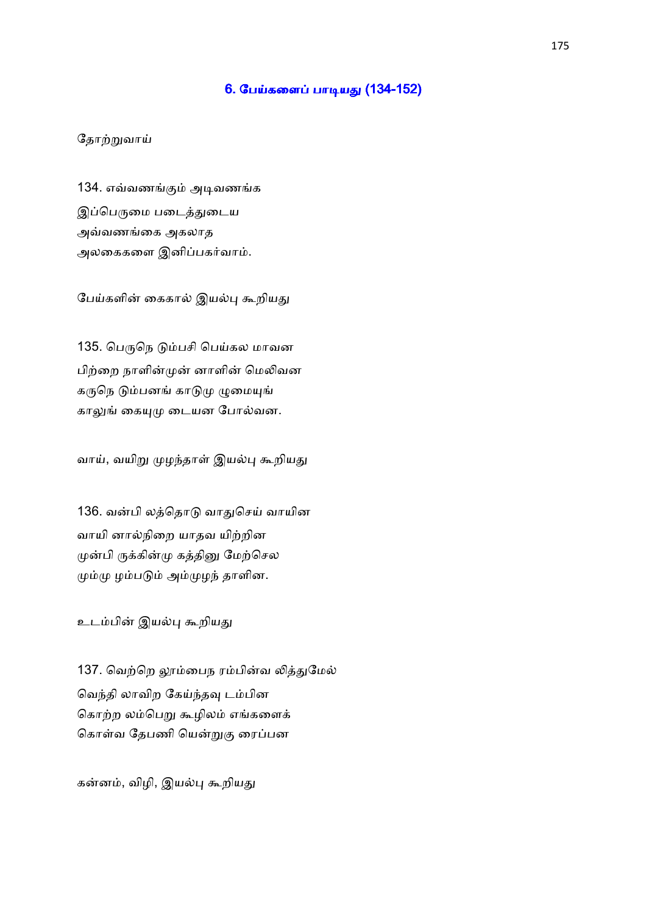## 6. பேய்களைப் பாடியது (134-152)

தோற்றுவாய்

134. எவ்வணங்கும் அடிவணங்க
இப்பெருமை படைத்துடைய
அவ்வணங்கை அகலாத
அலகைகளை இனிப்பகர்வாம்.

பேய்களின் கைகால் இயல்பு கூறியது

135. பெருநெ டும்பசி பெய்கல மாவன
பிற்றை நாளின்முன் னாளின் மெலிவன
கருநெ டும்பனங் காடுமு ழுமையுங்
காலுங் கையுமு டையன போல்வன.

வாய், வயிறு முழந்தாள் இயல்பு கூறியது

136. வன்பி லத்தொடு வாதுசெய் வாயின
வாயி னால்நிறை யாதவ யிற்றின
முன்பி ருக்கின்மு கத்தினு மேற்செல
மும்மு ழம்படும் அம்முழந் தாளின.

உடம்பின் இயல்பு கூறியது

137. வெற்றெ லும்பைந ரம்பின்வ லித்துமேல்
வெந்தி லாவிற கேய்ந்தவு டம்பின
கொற்ற லம்பெறு கூழிலம் எங்களைக்
கொள்வ தேபணி யென்றுகு ரைப்பன

கன்னம், விழி, இயல்பு கூறியது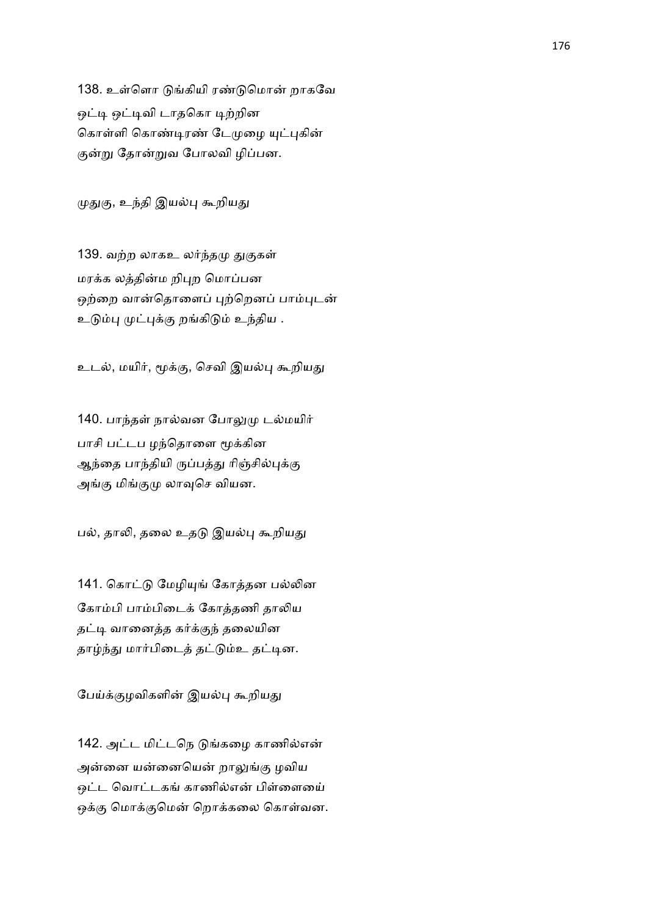138. உள்ளொ டுங்கியி ரண்டுமொன் றாகவே
ஒட்டி ஒட்டிவி டாதகொ டிற்றின
கொள்ளி கொண்டிரண் டேமுழை யுட்புகின்
குன்று தோன்றுவ போலவி ழிப்பன.

முதுகு, உந்தி இயல்பு கூறியது

139. வற்ற லாகஉ லர்ந்தமு துகுகள்
மரக்க லத்தின்ம றிபுற மொப்பன
ஒற்றை வான்தொளைப் புற்றெனப் பாம்புடன்
உடும்பு முட்புக்கு றங்கிடும் உந்திய .

உடல், மயிர், மூக்கு, செவி இயல்பு கூறியது

140. பாந்தள் நால்வன போலுமு டல்மயிர்
பாசி பட்டப ழந்தொளை மூக்கின
ஆந்தை பாந்தியி ருப்பத்து ரிஞ்சில்புக்கு
அங்கு மிங்குமு லாவுசெ வியன.

பல், தாலி, தலை உதடு இயல்பு கூறியது

141. கொட்டு மேழியுங் கோத்தன பல்லின
கோம்பி பாம்பிடைக் கோத்தணி தாலிய
தட்டி வானைத்த கர்க்குந் தலையின
தாழ்ந்து மார்பிடைத் தட்டும்உ தட்டின.

பேய்க்குழவிகளின் இயல்பு கூறியது

142. அட்ட மிட்டநெ டுங்கழை காணில்என்
அன்னை யன்னையென் றாலுங்கு ழவிய
ஒட்ட வொட்டகங் காணில்என் பிள்ளையை
ஒக்கு மொக்குமென் றொக்கலை கொள்வன.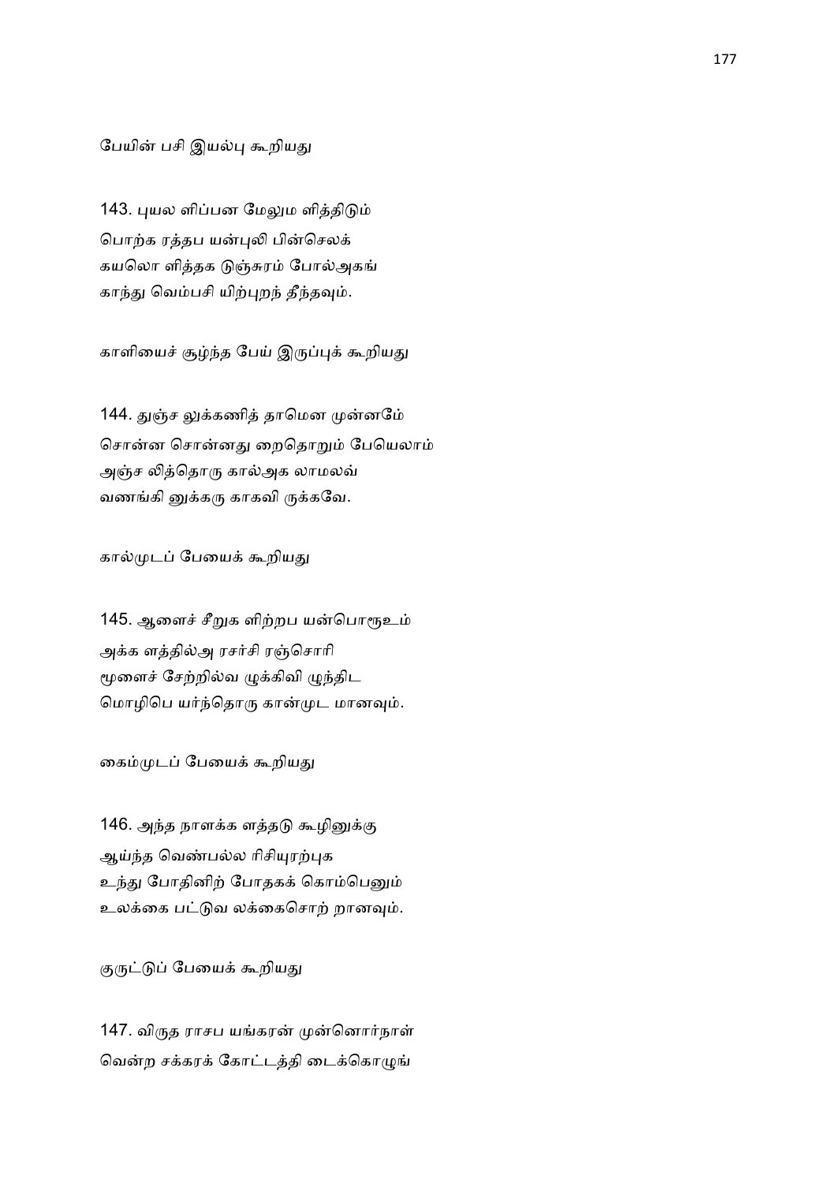பேயின் பசி இயல்பு கூறியது

143. புயல ளிப்பன மேலும ளித்திடும்
பொற்க ரத்தப யன்புலி பின்செலக்
கயலொ ளித்தக டுஞ்சுரம் போல்அகங்
காந்து வெம்பசி யிற்புறந் தீந்தவும்.

காளியைச் சூழ்ந்த பேய் இருப்புக் கூறியது

144. துஞ்ச லுக்கணித் தாமென முன்னமே
சொன்ன சொன்னது றைதொறும் பேயெலாம்
அஞ்ச லித்தொரு கால்அக லாமலவ்
வணங்கி னுக்கரு காகவி ருக்கவே.

கால்முடப் பேயைக் கூறியது

145. ஆளைச் சீறுக ளிற்றப யன்பொரூஉம்
அக்க ளத்தில்அ ரசர்சி ரஞ்சொரி
மூளைச் சேற்றில்வ ழுக்கிவி ழுந்திட
மொழிபெ யர்ந்தொரு கான்முட மானவும்.

கைம்முடப் பேயைக் கூறியது

146. அந்த நாளக்க ளத்தடு கூழினுக்கு
ஆய்ந்த வெண்பல்ல ரிசியுரற்புக
உந்து போதினிற் போதகக் கொம்பெனும்
உலக்கை பட்டுவ லக்கைசொற் றானவும்.

குருட்டுப் பேயைக் கூறியது

147. விருத ராசப யங்கரன் முன்னொர்நாள்
வென்ற சக்கரக் கோட்டத்தி டைக்கொழுங்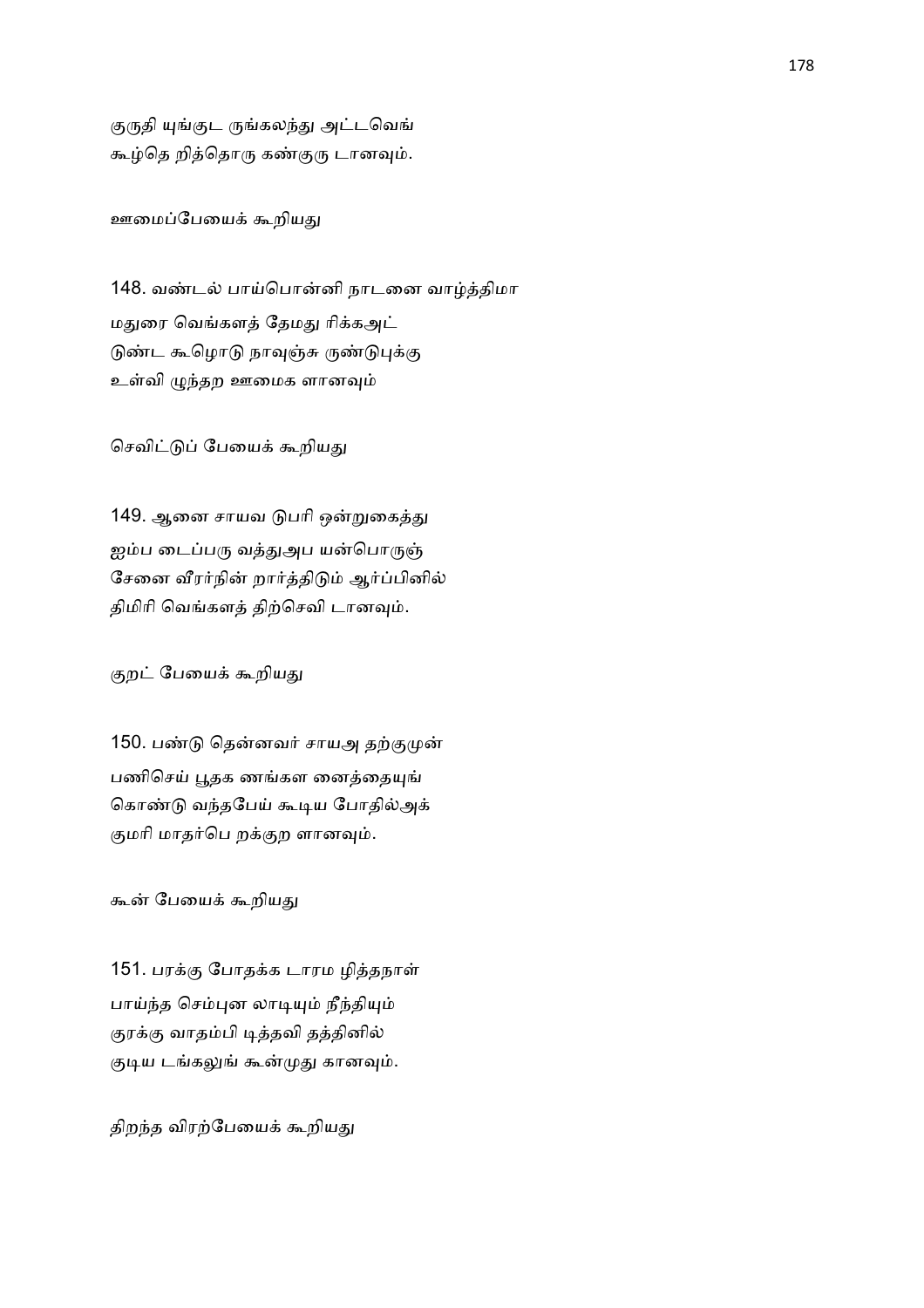குருதி யுங்குட ருங்கலந்து அட்டவெங்
கூழ்தெ றித்தொரு கண்குரு டானவும்.

ஊமைப்பேயைக் கூறியது

148. வண்டல் பாய்பொன்னி நாடனை வாழ்த்திமா
மதுரை வெங்களத் தேமது ரிக்கஅட்
டுண்ட கூழொடு நாவுஞ்சு ருண்டுபுக்கு
உள்வி ழுந்தற ஊமைக ளானவும்

செவிட்டுப் பேயைக் கூறியது

149. ஆனை சாயவ டுபரி ஒன்றுகைத்து
ஐம்ப டைப்பரு வத்துஅப யன்பொருஞ்
சேனை வீரர்நின் றார்த்திடும் ஆர்ப்பினில்
திமிரி வெங்களத் திற்செவி டானவும்.

குறட் பேயைக் கூறியது

150. பண்டு தென்னவர் சாயஅ தற்குமுன்
பணிசெய் பூதக ணங்கள னைத்தையுங்
கொண்டு வந்தபேய் கூடிய போதில்அக்
குமரி மாதர்பெ றக்குற ளானவும்.

கூன் பேயைக் கூறியது

151. பரக்கு போதக்க டாரம ழித்தநாள்
பாய்ந்த செம்புன லாடியும் நீந்தியும்
குரக்கு வாதம்பி டித்தவி தத்தினில்
குடிய டங்கலுங் கூன்முது கானவும்.

திறந்த விரற்பேயைக் கூறியது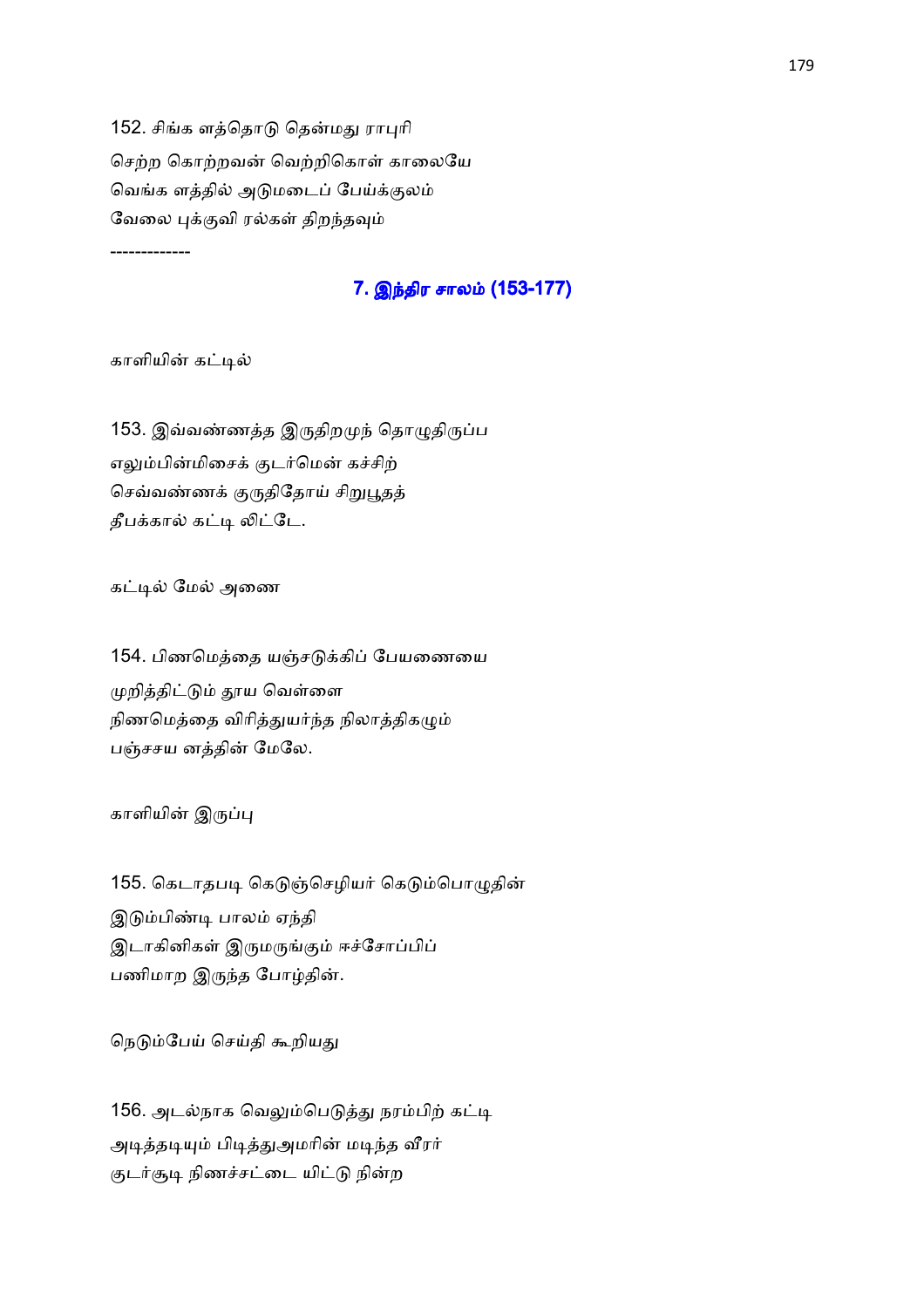152. சிங்க ளத்தொடு தென்மது ராபுரி
செற்ற கொற்றவன் வெற்றிகொள் காலையே
வெங்க ளத்தில் அடுமடைப் பேய்க்குலம்
வேலை புக்குவி ரல்கள் திறந்தவும்

-------------

## 7. இந்திர சாலம் (153-177)

காளியின் கட்டில்

153. இவ்வண்ணத்த இருதிறமுந் தொழுதிருப்ப
எலும்பின்மிசைக் குடர்மென் கச்சிற்
செவ்வண்ணக் குருதிதோய் சிறுபூதத்
தீபக்கால் கட்டி லிட்டே.

கட்டில் மேல் அணை

154. பிணமெத்தை யஞ்சடுக்கிப் பேயணையை
முறித்திட்டும் தூய வெள்ளை
நிணமெத்தை விரித்துயர்ந்த நிலாத்திகழும்
பஞ்சசய னத்தின் மேலே.

காளியின் இருப்பு

155. கெடாதபடி கெடுஞ்செழியர் கெடும்பொழுதின்
இடும்பிண்டி பாலம் ஏந்தி
இடாகினிகள் இருமருங்கும் ஈச்சோப்பிப்
பணிமாற இருந்த போழ்தின்.

நெடும்பேய் செய்தி கூறியது

156. அடல்நாக வெலும்பெடுத்து நரம்பிற் கட்டி
அடித்தடியும் பிடித்துஅமரின் மடிந்த வீரர்
குடர்சூடி நிணச்சட்டை யிட்டு நின்ற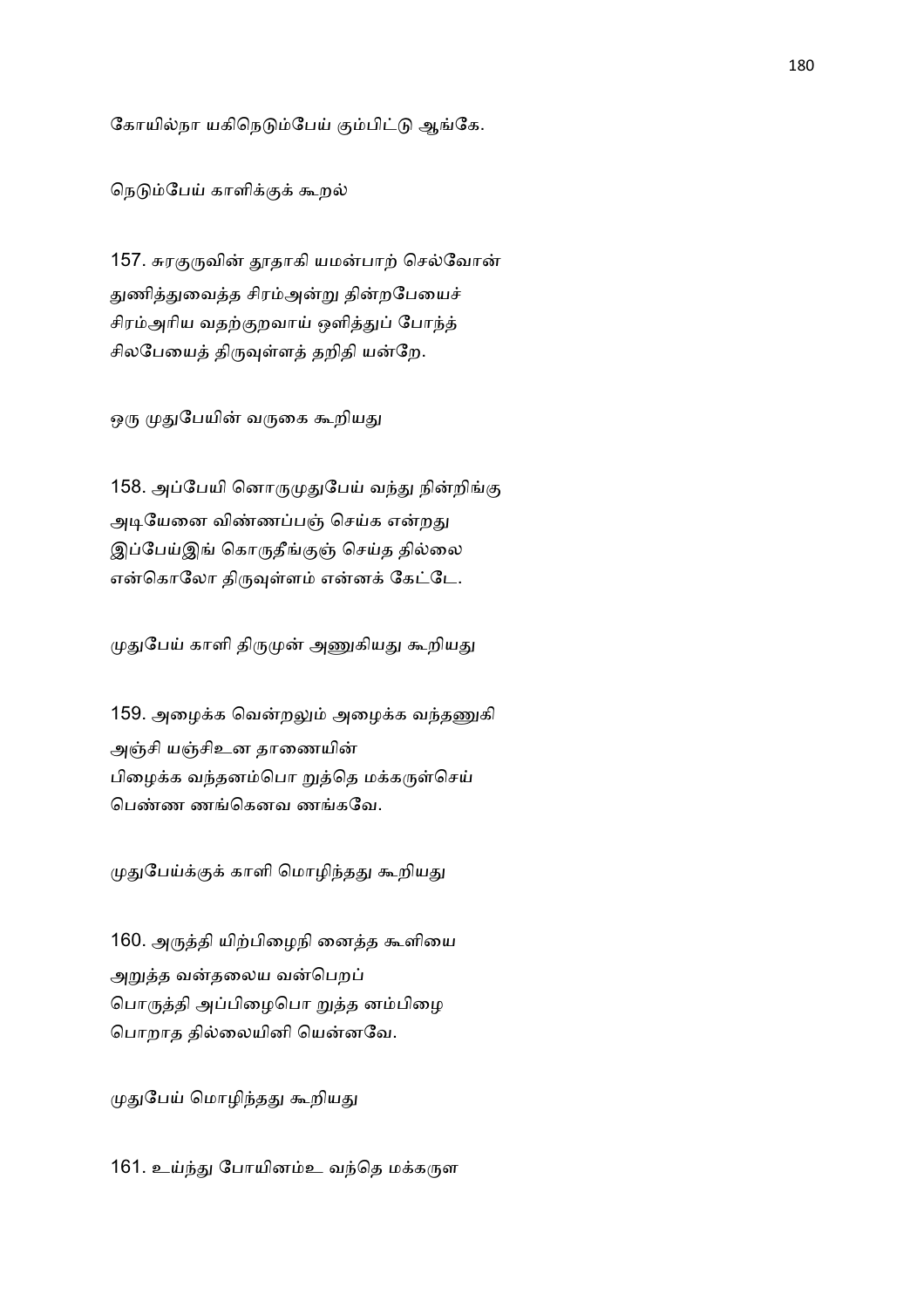கோயில்நா யகிநெடும்பேய் கும்பிட்டு ஆங்கே.

நெடும்பேய் காளிக்குக் கூறல்

157. சுரகுருவின் தூதாகி யமன்பாற் செல்வோன்
துணித்துவைத்த சிரம்அன்று தின்றபேயைச்
சிரம்அரிய வதற்குறவாய் ஒளித்துப் போந்த்
சிலபேயைத் திருவுள்ளத் தறிதி யன்றே.

ஒரு முதுபேயின் வருகை கூறியது

158. அப்பேயி னொருமுதுபேய் வந்து நின்றிங்கு
அடியேனை விண்ணப்பஞ் செய்க என்றது
இப்பேய்இங் கொருதீங்குஞ் செய்த தில்லை
என்கொலோ திருவுள்ளம் என்னக் கேட்டே.

முதுபேய் காளி திருமுன் அணுகியது கூறியது

159. அழைக்க வென்றலும் அழைக்க வந்தணுகி
அஞ்சி யஞ்சிஉன தாணையின்
பிழைக்க வந்தனம்பொ றுத்தெ மக்கருள்செய்
பெண்ண ணங்கெனவ ணங்கவே.

முதுபேய்க்குக் காளி மொழிந்தது கூறியது

160. அருத்தி யிற்பிழைநி னைத்த கூளியை
அறுத்த வன்தலைய வன்பெறப்
பொருத்தி அப்பிழைபொ றுத்த னம்பிழை
பொறாத தில்லையினி யென்னவே.

முதுபேய் மொழிந்தது கூறியது

161. உய்ந்து போயினம்உ வந்தெ மக்கருள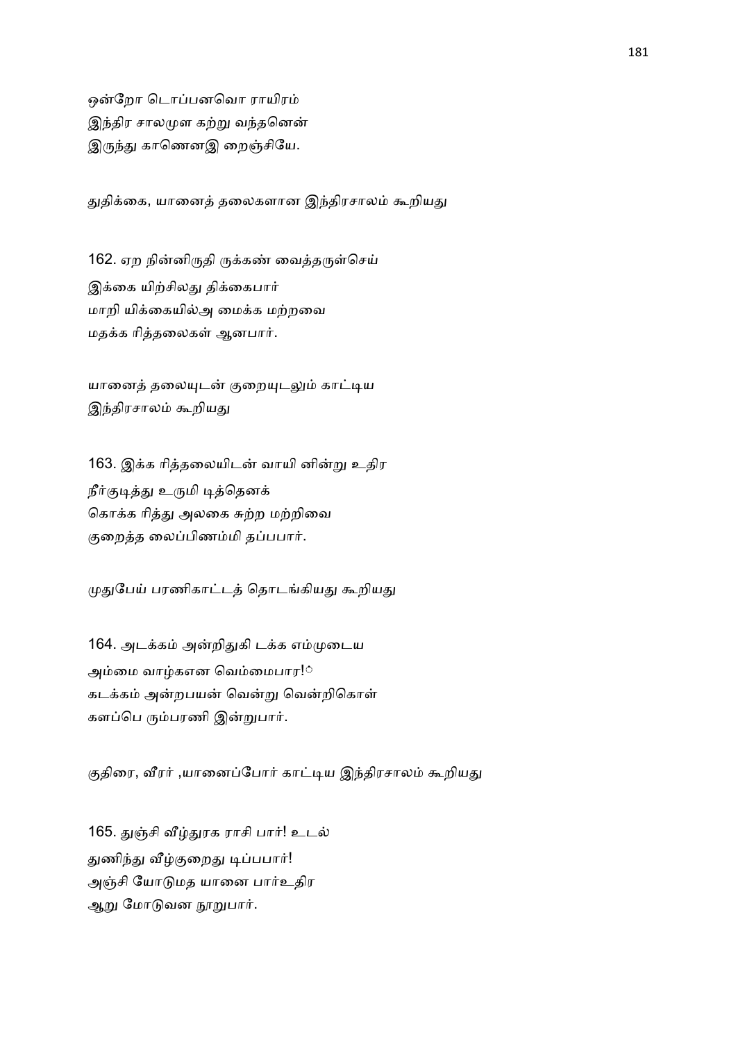ஒன்றோ டொப்பனவொ ராயிரம்
இந்திர சாலமுள கற்று வந்தனென்
இருந்து காணெனஇ றைஞ்சியே.

துதிக்கை, யானைத் தலைகளான இந்திரசாலம் கூறியது

162. ஏற நின்னிருதி ருக்கண் வைத்தருள்செய்
இக்கை யிற்சிலது திக்கைபார்
மாறி யிக்கையில்அ மைக்க மற்றவை
மதக்க ரித்தலைகள் ஆனபார்.

யானைத் தலையுடன் குறையுடலும் காட்டிய இந்திரசாலம் கூறியது

163. இக்க ரித்தலையிடன் வாயி னின்று உதிர
நீர்குடித்து உருமி டித்தெனக்
கொக்க ரித்து அலகை சுற்ற மற்றிவை
குறைத்த லைப்பிணம்மி தப்பபார்.

முதுபேய் பரணிகாட்டத் தொடங்கியது கூறியது

164. அடக்கம் அன்றிதுகி டக்க எம்முடைய
அம்மை வாழ்களன வெம்மைபார!ு
கடக்கம் அன்றபயன் வென்று வென்றிகொள்
களப்பெ ரும்பரணி இன்றுபார்.

குதிரை, வீரர் ,யானைப்போர் காட்டிய இந்திரசாலம் கூறியது

165. துஞ்சி வீழ்துரக ராசி பார்! உடல்
துணிந்து வீழ்குறைது டிப்பபார்!
அஞ்சி யோடுமத யானை பார்உதிர
ஆறு மோடுவன நூறுபார்.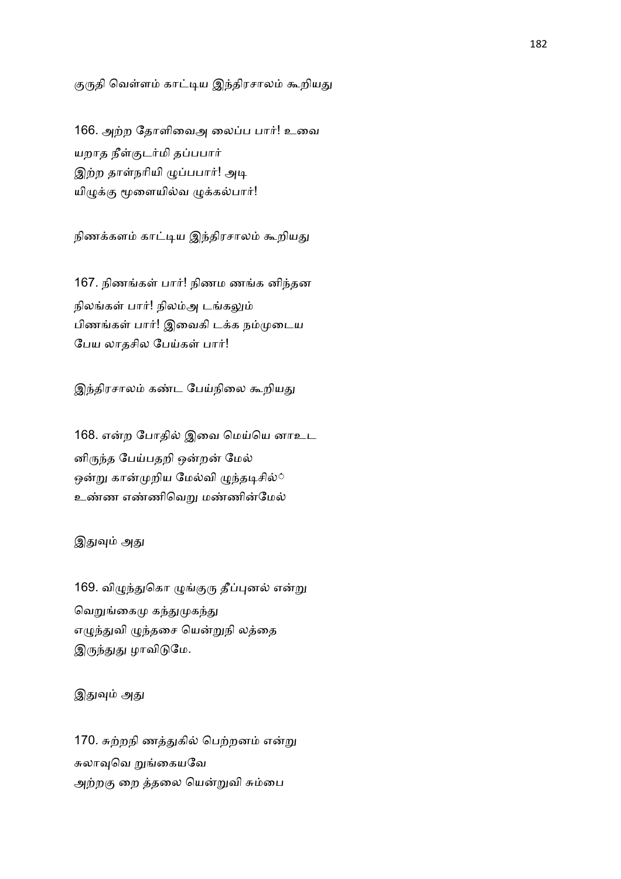குருதி வெள்ளம் காட்டிய இந்திரசாலம் கூறியது

166. அற்ற தோளிவைஅ லைப்ப பார்! உவை
யறாத நீள்குடர்மி தப்பபார்
இற்ற தாள்நரியி ழுப்பபார்! அடி
யிழுக்கு மூளையில்வ ழுக்கல்பார்!

நிணக்களம் காட்டிய இந்திரசாலம் கூறியது

167. நிணங்கள் பார்! நிணம ணங்க னிந்தன
நிலங்கள் பார்! நிலம்அ டங்கலும்
பிணங்கள் பார்! இவைகி டக்க நம்முடைய
பேய லாதசில பேய்கள் பார்!

இந்திரசாலம் கண்ட பேய்நிலை கூறியது

168. என்ற போதில் இவை மெய்யெ னாஉட
னிருந்த பேய்பதறி ஒன்றன் மேல்
ஒன்று கான்முறிய மேல்வி ழுந்தடிசில்ு
உண்ண எண்ணிவெறு மண்ணின்மேல்

இதுவும் அது

169. விழுந்துகொ ழுங்குரு தீப்புனல் என்று
வெறுங்கைமு கந்துமுகந்து
எழுந்துவி ழுந்தசை யென்றுநி லத்தை
இருந்துது ழாவிடுமே.

இதுவும் அது

170. சுற்றநி ணத்துகில் பெற்றனம் என்று
சுலாவுவெ றுங்கையவே
அற்றகு றை த்தலை யென்றுவி சும்பை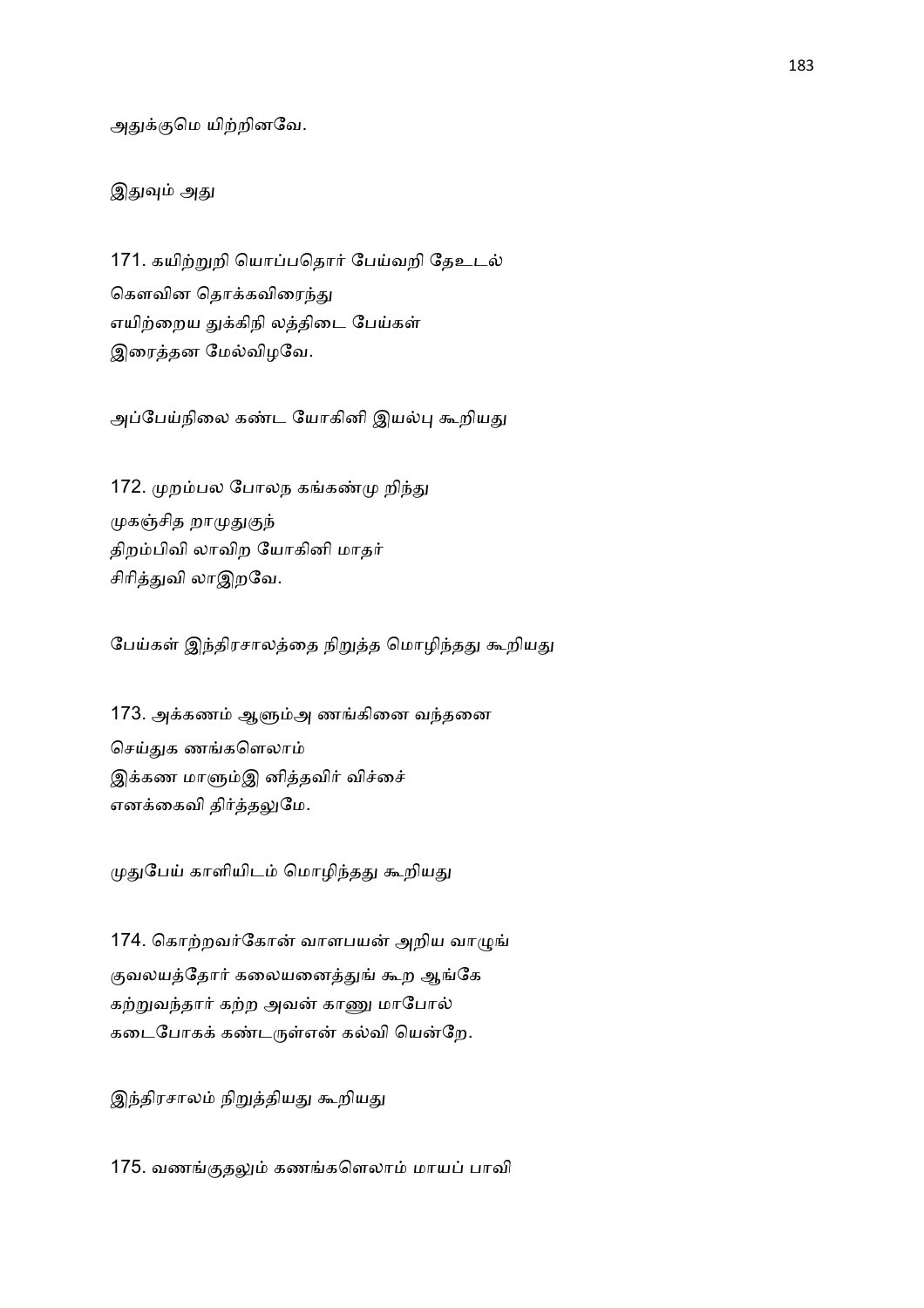அதுக்குமெ யிற்றினவே.

இதுவும் அது

171. கயிற்றுறி யொப்பதொர் பேய்வறி தேஉடல்
கௌவின தொக்கவிரைந்து
எயிற்றைய துக்கிநி லத்திடை பேய்கள்
இரைத்தன மேல்விழவே.

அப்பேய்நிலை கண்ட யோகினி இயல்பு கூறியது

172. முறம்பல போலந கங்கண்மு றிந்து
முகஞ்சித றாமுதுகுந்
திறம்பிவி லாவிற யோகினி மாதர்
சிரித்துவி லாஇறவே.

பேய்கள் இந்திரசாலத்தை நிறுத்த மொழிந்தது கூறியது

173. அக்கணம் ஆளும்அ ணங்கினை வந்தனை
செய்துக ணங்களெலாம்
இக்கண மாளும்இ னித்தவிர் விச்சை
எனக்கைவி திர்த்தலுமே.

முதுபேய் காளியிடம் மொழிந்தது கூறியது

174. கொற்றவர்கோன் வாளபயன் அறிய வாழுங்
குவலயத்தோர் கலையனைத்துங் கூற ஆங்கே
கற்றுவந்தார் கற்ற அவன் காணு மாபோல்
கடைபோகக் கண்டருள்என் கல்வி யென்றே.

இந்திரசாலம் நிறுத்தியது கூறியது

175. வணங்குதலும் கணங்களெலாம் மாயப் பாவி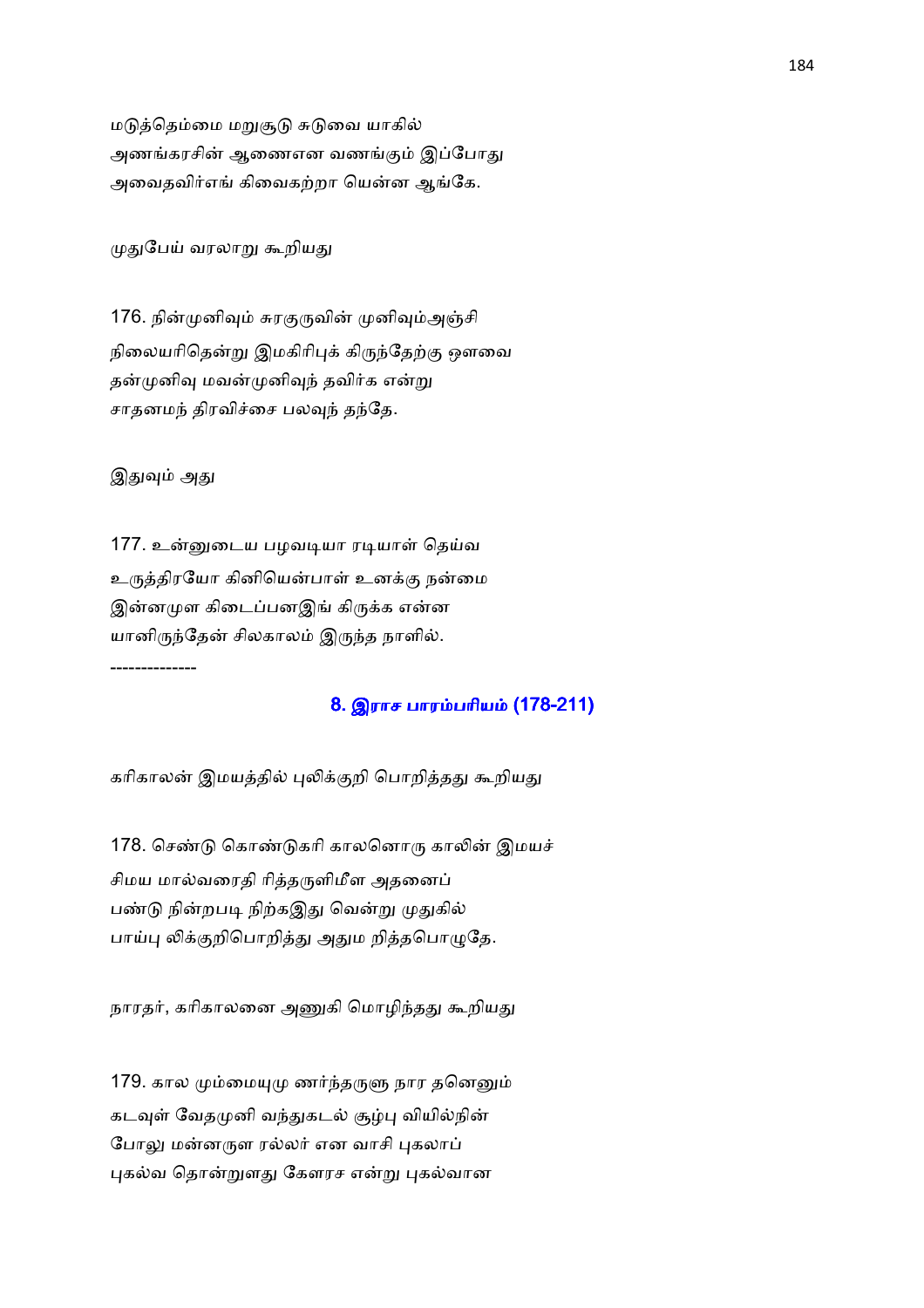மடுத்தெம்மை மறுசூடு சுடுவை யாகில்
அணங்கரசின் ஆணைஎன வணங்கும் இப்போது
அவைதவிர்எங் கிவைகற்றா யென்ன ஆங்கே.

முதுபேய் வரலாறு கூறியது

176. நின்முனிவும் சுரகுருவின் முனிவும்அஞ்சி
நிலையரிதென்று இமகிரிபுக் கிருந்தேற்கு ஔவை
தன்முனிவு மவன்முனிவுந் தவிர்க என்று
சாதனமந் திரவிச்சை பலவுந் தந்தே.

இதுவும் அது

177. உன்னுடைய பழவடியா ரடியாள் தெய்வ
உருத்திரயோ கினியென்பாள் உனக்கு நன்மை
இன்னமுள கிடைப்பனஇங் கிருக்க என்ன
யானிருந்தேன் சிலகாலம் இருந்த நாளில்.

--------------

## 8. இராச பாரம்பரியம் (178-211)

கரிகாலன் இமயத்தில் புலிக்குறி பொறித்தது கூறியது

178. செண்டு கொண்டுகரி காலனொரு காலின் இமயச்
சிமய மால்வரைதி ரித்தருளிமீள அதனைப்
பண்டு நின்றபடி நிற்கஇது வென்று முதுகில்
பாய்பு லிக்குறிபொறித்து அதும றித்தபொழுதே.

நாரதர், கரிகாலனை அணுகி மொழிந்தது கூறியது

179. கால மும்மையுமு ணர்ந்தருளு நார தனெனும்
கடவுள் வேதமுனி வந்துகடல் சூழ்பு வியில்நின்
போலு மன்னருள ரல்லர் என வாசி புகலாப்
புகல்வ தொன்றுளது கேளரச என்று புகல்வான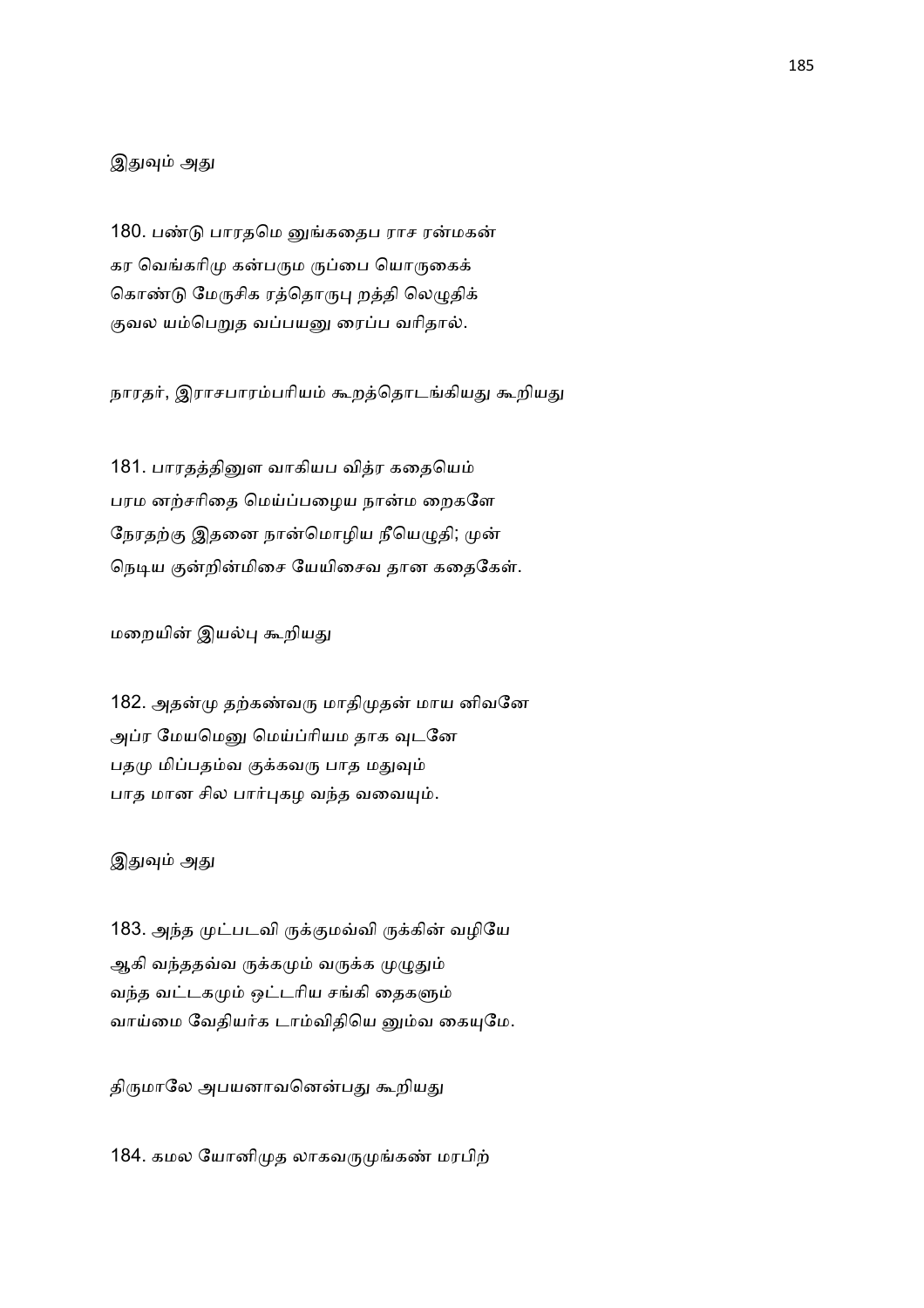இதுவும் அது

180. பண்டு பாரதமெ னுங்கதைப ராச ரன்மகன்
கர வெங்கரிமு கன்பரும ருப்பை யொருகைக்
கொண்டு மேருசிக ரத்தொருபு றத்தி லெழுதிக்
குவல யம்பெறுத வப்பயனு ரைப்ப வரிதால்.

நாரதர், இராசபாரம்பரியம் கூறத்தொடங்கியது கூறியது

181. பாரதத்தினுள வாகியப வித்ர கதையெம்
பரம னற்சரிதை மெய்ப்பழைய நான்ம றைகளே
நேரதற்கு இதனை நான்மொழிய நீயெழுதி; முன்
நெடிய குன்றின்மிசை யேயிசைவ தான கதைகேள்.

மறையின் இயல்பு கூறியது

182. அதன்மு தற்கண்வரு மாதிமுதன் மாய னிவனே
அப்ர மேயமெனு மெய்ப்ரியம தாக வுடனே
பதமு மிப்பதம்வ குக்கவரு பாத மதுவும்
பாத மான சில பார்புகழ வந்த வவையும்.

இதுவும் அது

183. அந்த முட்படவி ருக்குமவ்வி ருக்கின் வழியே
ஆகி வந்ததவ்வ ருக்கமும் வருக்க முழுதும்
வந்த வட்டகமும் ஒட்டரிய சங்கி தைகளும்
வாய்மை வேதியர்க டாம்விதியெ னும்வ கையுமே.

திருமாலே அபயனாவனென்பது கூறியது

184. கமல யோனிமுத லாகவருமுங்கண் மரபிற்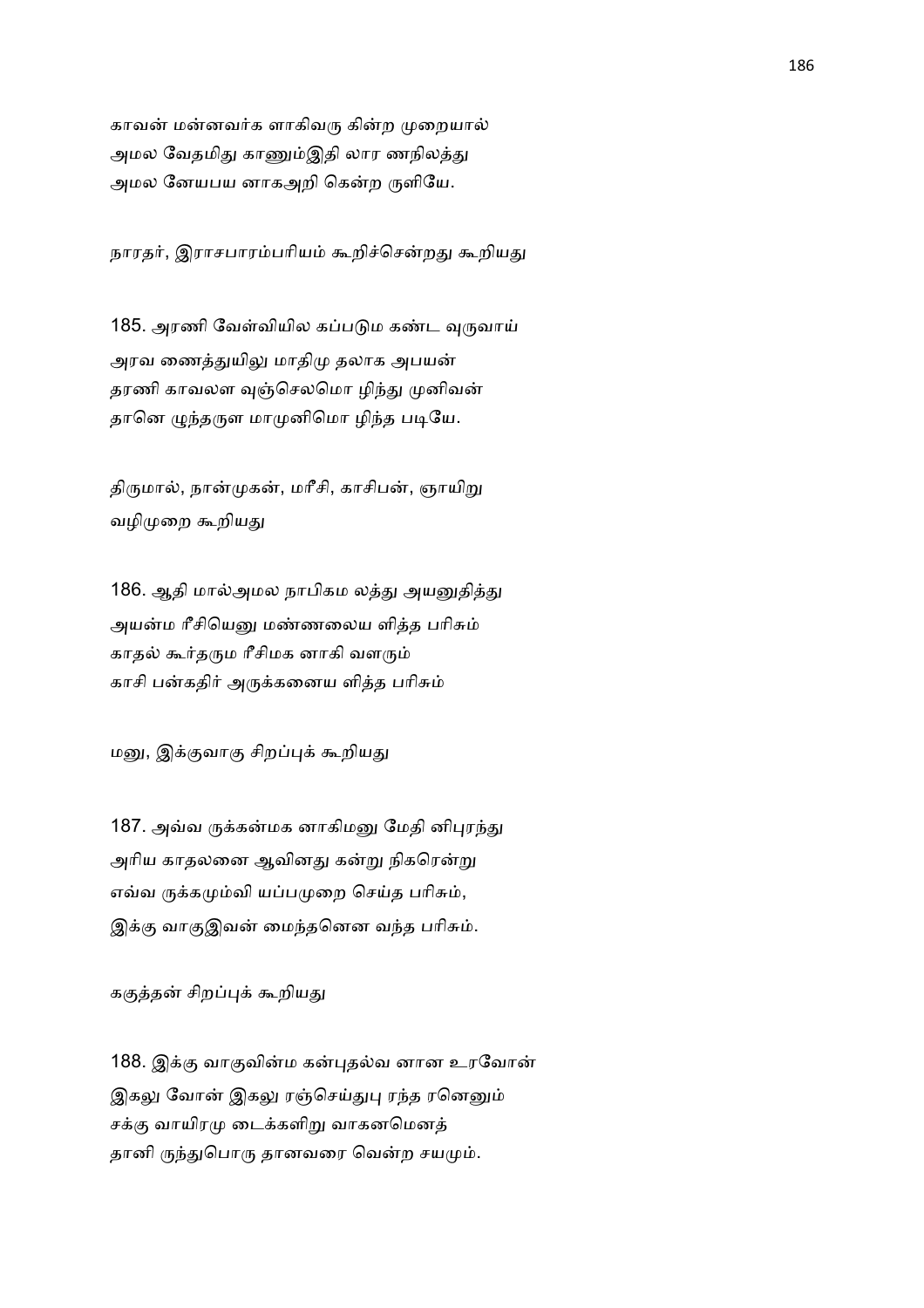காவன் மன்னவர்க ளாகிவரு கின்ற முறையால்
அமல வேதமிது காணும்இதி லார ணநிலத்து
அமல னேயபய னாகஅறி கென்ற ருளியே.

நாரதர், இராசபாரம்பரியம் கூறிச்சென்றது கூறியது

185. அரணி வேள்வியில கப்படும கண்ட வுருவாய்
அரவ ணைத்துயிலு மாதிமு தலாக அபயன்
தரணி காவலள வுஞ்செலமொ ழிந்து முனிவன்
தானெ ழுந்தருள மாமுனிமொ ழிந்த படியே.

திருமால், நான்முகன், மரீசி, காசிபன், ஞாயிறு
வழிமுறை கூறியது

186. ஆதி மால்அமல நாபிகம லத்து அயனுதித்து
அயன்ம ரீசியெனு மண்ணலைய ளித்த பரிசும்
காதல் கூர்தரும ரீசிமக னாகி வளரும்
காசி பன்கதிர் அருக்கனைய ளித்த பரிசும்

மனு, இக்குவாகு சிறப்புக் கூறியது

187. அவ்வ ருக்கன்மக னாகிமனு மேதி னிபுரந்து
அரிய காதலனை ஆவினது கன்று நிகரென்று
எவ்வ ருக்கமும்வி யப்பமுறை செய்த பரிசும்,
இக்கு வாகுஇவன் மைந்தனென வந்த பரிசும்.

ககுத்தன் சிறப்புக் கூறியது

188. இக்கு வாகுவின்ம கன்புதல்வ னான உரவோன்
இகலு வோன் இகலு ரஞ்செய்துபு ரந்த ரனெனும்
சக்கு வாயிரமு டைக்களிறு வாகனமெனத்
தானி ருந்துபொரு தானவரை வென்ற சயமும்.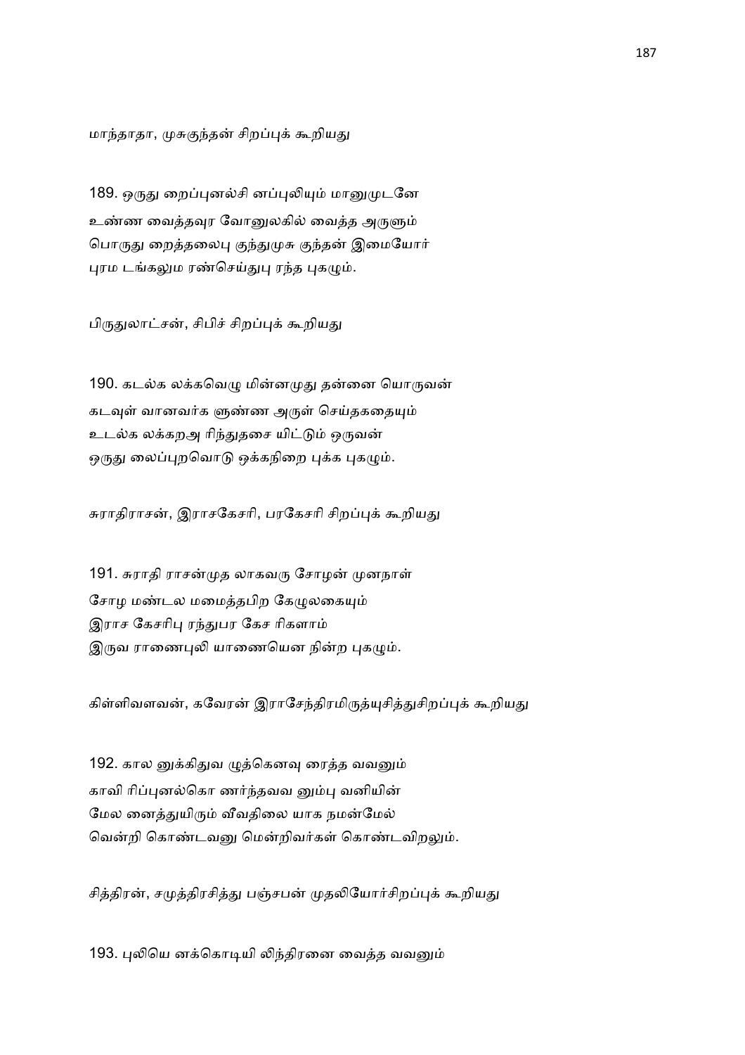மாந்தாதா, முசுகுந்தன் சிறப்புக் கூறியது

189. ஒருது றைப்புனல்சி னப்புலியும் மானுமுடனே
உண்ண வைத்தவுர வோனுலகில் வைத்த அருளும்
பொருது றைத்தலைபு குந்துமுசு குந்தன் இமையோர்
புரம டங்கலும ரண்செய்துபு ரந்த புகழும்.

பிருதுலாட்சன், சிபிச் சிறப்புக் கூறியது

190. கடல்க லக்கவெழு மின்னமுது தன்னை யொருவன்
கடவுள் வானவர்க ளுண்ண அருள் செய்தகதையும்
உடல்க லக்கறஅ ரிந்துதசை யிட்டும் ஒருவன்
ஒருது லைப்புறவொடு ஒக்கநிறை புக்க புகழும்.

சுராதிராசன், இராசகேசரி, பரகேசரி சிறப்புக் கூறியது

191. சுராதி ராசன்முத லாகவரு சோழன் முனநாள்
சோழ மண்டல மமைத்தபிற கேழுலகையும்
இராச கேசரிபு ரந்துபர கேச ரிகளாம்
இருவ ராணைபுலி யாணையென நின்ற புகழும்.

கிள்ளிவளவன், கவேரன் இராசேந்திரமிருத்யுசித்துசிறப்புக் கூறியது

192. கால னுக்கிதுவ ழுக்கெனவு ரைத்த வவனும்
காவி ரிப்புனல்கொ ணர்ந்தவவ னும்பு வனியின்
மேல னைத்துயிரும் வீவதிலை யாக நமன்மேல்
வென்றி கொண்டவனு மென்றிவர்கள் கொண்டவிறலும்.

சித்திரன், சமுத்திரசித்து பஞ்சபன் முதலியோர்சிறப்புக் கூறியது

193. புலியெ னக்கொடியி லிந்திரனை வைத்த வவனும்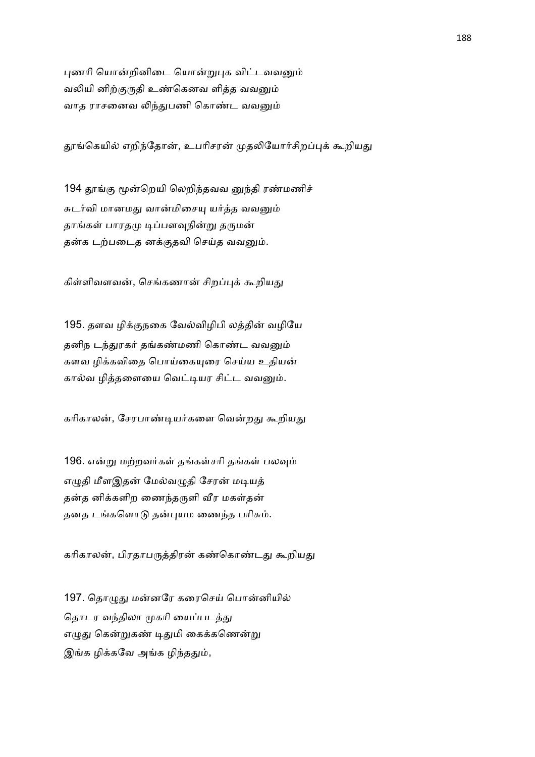புணரி யொன்றினிடை யொன்றுபுக விட்டவவனும்
வலியி னிற்குருதி உண்கெனவ ளித்த வவனும்
வாத ராசனைவ லிந்துபணி கொண்ட வவனும்

தூங்கெயில் எறிந்தோன், உபரிசரன் முதலியோர்சிறப்புக் கூறியது

194 தூங்கு மூன்றெயி லெறிந்தவவ னுந்தி ரண்மணிச்
சுடர்வி மானமது வான்மிசையு யர்த்த வவனும்
தாங்கள் பாரதமு டிப்பளவுநின்று தருமன்
தன்க டற்படைத னக்குதவி செய்த வவனும்.

கிள்ளிவளவன், செங்கணான் சிறப்புக் கூறியது

195. தளவ ழிக்குநகை வேல்விழிபி லத்தின் வழியே
தனிந டந்துரகர் தங்கண்மணி கொண்ட வவனும்
களவ ழிக்கவிதை பொய்கையுரை செய்ய உதியன்
கால்வ ழித்தளையை வெட்டியர சிட்ட வவனும்.

கரிகாலன், சேரபாண்டியர்களை வென்றது கூறியது

196. என்று மற்றவர்கள் தங்கள்சரி தங்கள் பலவும்
எழுதி மீளஇதன் மேல்வழுதி சேரன் மடியத்
தன்த னிக்களிற ணைந்தருளி வீர மகள்தன்
தனத டங்களொடு தன்புயம ணைந்த பரிசும்.

கரிகாலன், பிரதாபருத்திரன் கண்கொண்டது கூறியது

197. தொழுது மன்னரே கரைசெய் பொன்னியில்
தொடர வந்திலா முகரி யைப்படத்து
எழுது கென்றுகண் டிதுமி கைக்கணென்று
இங்க ழிக்கவே அங்க ழிந்ததும்,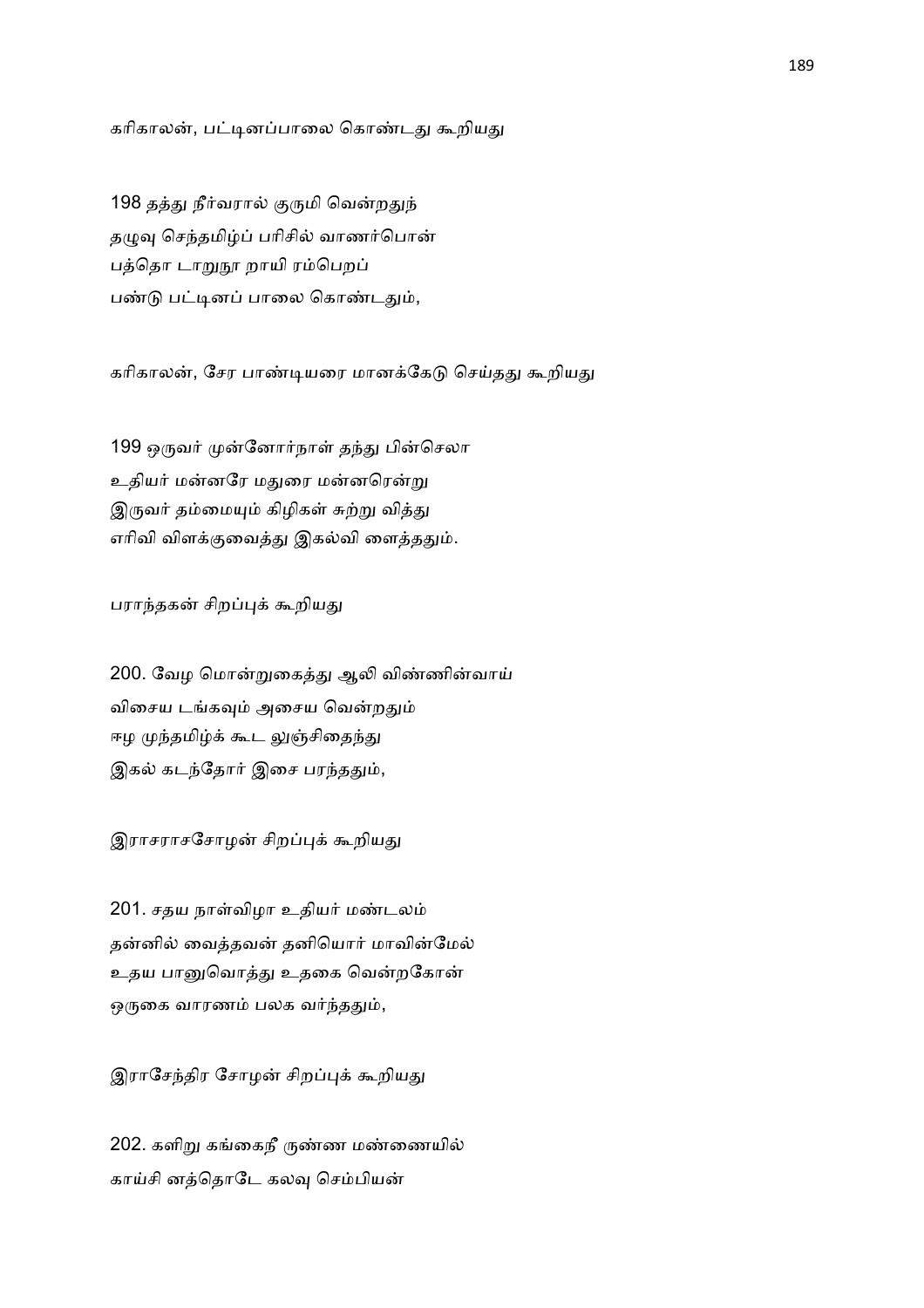கரிகாலன், பட்டினப்பாலை கொண்டது கூறியது

198 தத்து நீர்வரால் குருமி வென்றதுந்
தழுவு செந்தமிழ்ப் பரிசில் வாணர்பொன்
பத்தொ டாறுநூ றாயி ரம்பெறப்
பண்டு பட்டினப் பாலை கொண்டதும்,

கரிகாலன், சேர பாண்டியரை மானக்கேடு செய்தது கூறியது

199 ஒருவர் முன்னோர்நாள் தந்து பின்செலா
உதியர் மன்னரே மதுரை மன்னரென்று
இருவர் தம்மையும் கிழிகள் சுற்று வித்து
எரிவி ளக்குவைத்து இகல்வி ளைத்ததும்.

பராந்தகன் சிறப்புக் கூறியது

200. வேழ மொன்றுகைத்து ஆலி விண்ணின்வாய்
விசைய டங்கவும் அசைய வென்றதும்
ஈழ முந்தமிழ்க் கூட லுஞ்சிதைந்து
இகல் கடந்தோர் இசை பரந்ததும்,

இராசராசசோழன் சிறப்புக் கூறியது

201. சதய நாள்விழா உதியர் மண்டலம்
தன்னில் வைத்தவன் தனியொர் மாவின்மேல்
உதய பானுவொத்து உதகை வென்றகோன்
ஒருகை வாரணம் பலக வர்ந்ததும்,

இராசேந்திர சோழன் சிறப்புக் கூறியது

202. களிறு கங்கைநீ ருண்ண மண்ணையில்
காய்சி னத்தொடே கலவு செம்பியன்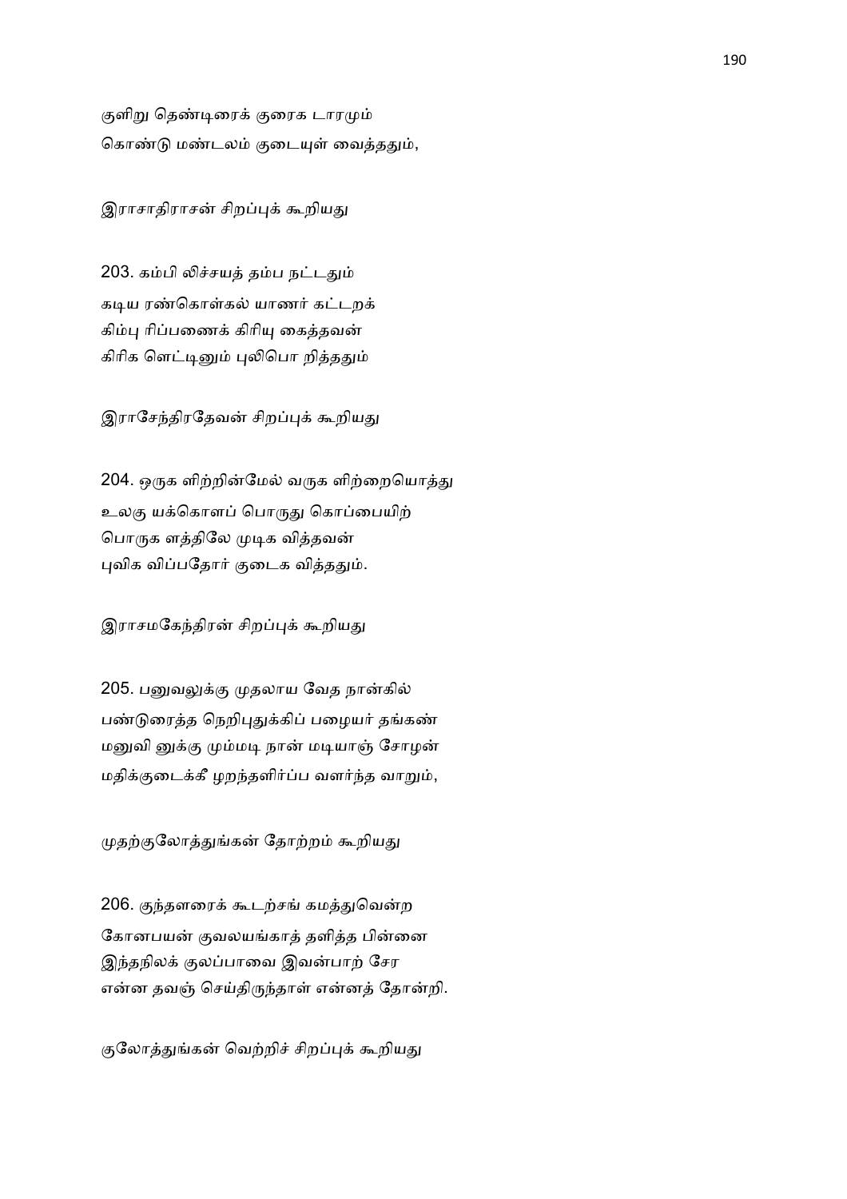குளிறு தெண்டிரைக் குரைக டாரமும்
கொண்டு மண்டலம் குடையுள் வைத்ததும்,

இராசாதிராசன் சிறப்புக் கூறியது

203. கம்பி லிச்சயத் தம்ப நட்டதும்
கடிய ரண்கொள்கல் யாணர் கட்டறக்
கிம்பு ரிப்பணைக் கிரியு கைத்தவன்
கிரிக ளெட்டினும் புலிபொ றித்ததும்

இராசேந்திரதேவன் சிறப்புக் கூறியது

204. ஒருக ளிற்றின்மேல் வருக ளிற்றையொத்து
உலகு யக்கொளப் பொருது கொப்பையிற்
பொருக ளத்திலே முடிக வித்தவன்
புவிக விப்பதோர் குடைக வித்ததும்.

இராசமகேந்திரன் சிறப்புக் கூறியது

205. பனுவலுக்கு முதலாய வேத நான்கில்
பண்டுரைத்த நெறிபுதுக்கிப் பழையர் தங்கண்
மனுவி னுக்கு மும்மடி நான் மடியாஞ் சோழன்
மதிக்குடைக்கீ ழறந்தளிர்ப்ப வளர்ந்த வாறும்,

முதற்குலோத்துங்கன் தோற்றம் கூறியது

206. குந்தளரைக் கூடற்சங் கமத்துவென்ற
கோனபயன் குவலயங்காத் தளித்த பின்னை
இந்தநிலக் குலப்பாவை இவன்பாற் சேர
என்ன தவஞ் செய்திருந்தாள் என்னத் தோன்றி.

குலோத்துங்கன் வெற்றிச் சிறப்புக் கூறியது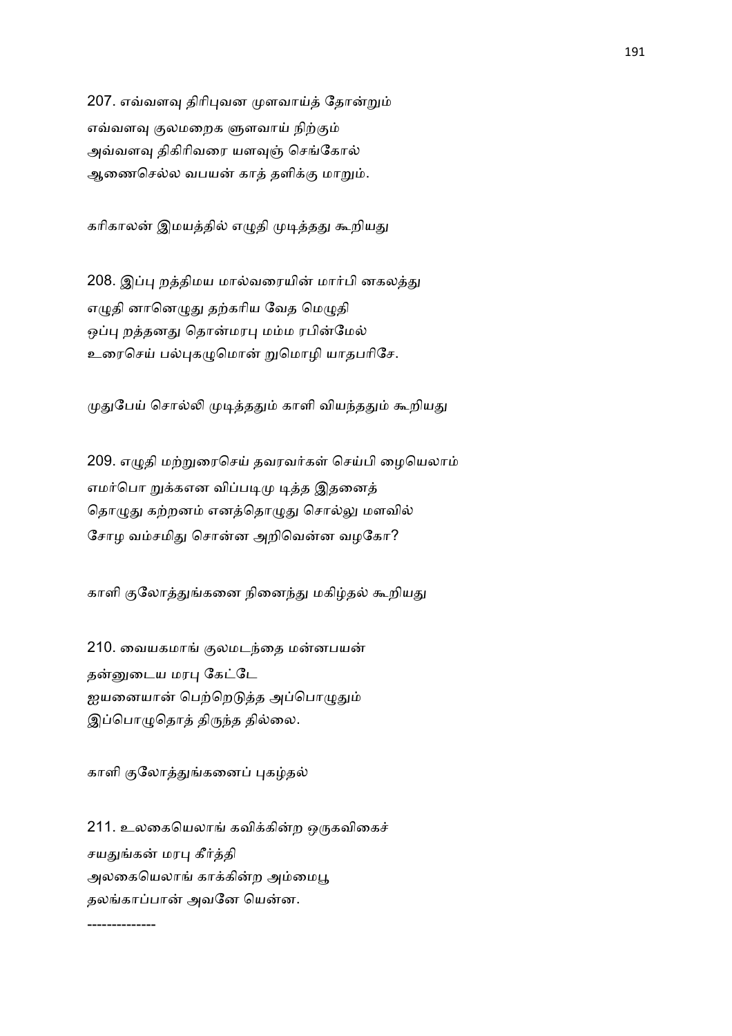207. எவ்வளவு திரிபுவன முளவாய்த் தோன்றும்
எவ்வளவு குலமறைக ளுளவாய் நிற்கும்
அவ்வளவு திகிரிவரை யளவுஞ் செங்கோல்
ஆணைசெல்ல வபயன் காத் தளிக்கு மாறும்.

கரிகாலன் இமயத்தில் எழுதி முடித்தது கூறியது

208. இப்பு றத்திமய மால்வரையின் மார்பி னகலத்து
எழுதி னானெழுது தற்கரிய வேத மெழுதி
ஒப்பு றத்தனது தொன்மரபு மம்ம ரபின்மேல்
உரைசெய் பல்புகழுமொன் றுமொழி யாதபரிசே.

முதுபேய் சொல்லி முடித்ததும் காளி வியந்ததும் கூறியது

209. எழுதி மற்றுரைசெய் தவரவர்கள் செய்பி ழையெலாம்
எமர்பொ றுக்கஎன விப்படிமு டித்த இதனைத்
தொழுது கற்றனம் எனத்தொழுது சொல்லு மளவில்
சோழ வம்சமிது சொன்ன அறிவென்ன வழகோ?

காளி குலோத்துங்கனை நினைந்து மகிழ்தல் கூறியது

210. வையகமாங் குலமடந்தை மன்னபயன்
தன்னுடைய மரபு கேட்டே
ஐயனையான் பெற்றெடுத்த அப்பொழுதும்
இப்பொழுதொத் திருந்த தில்லை.

காளி குலோத்துங்கனைப் புகழ்தல்

211. உலகையெலாங் கவிக்கின்ற ஒருகவிகைச்
சயதுங்கன் மரபு கீர்த்தி
அலகையெலாங் காக்கின்ற அம்மைபூ
தலங்காப்பான் அவனே யென்ன.

--------------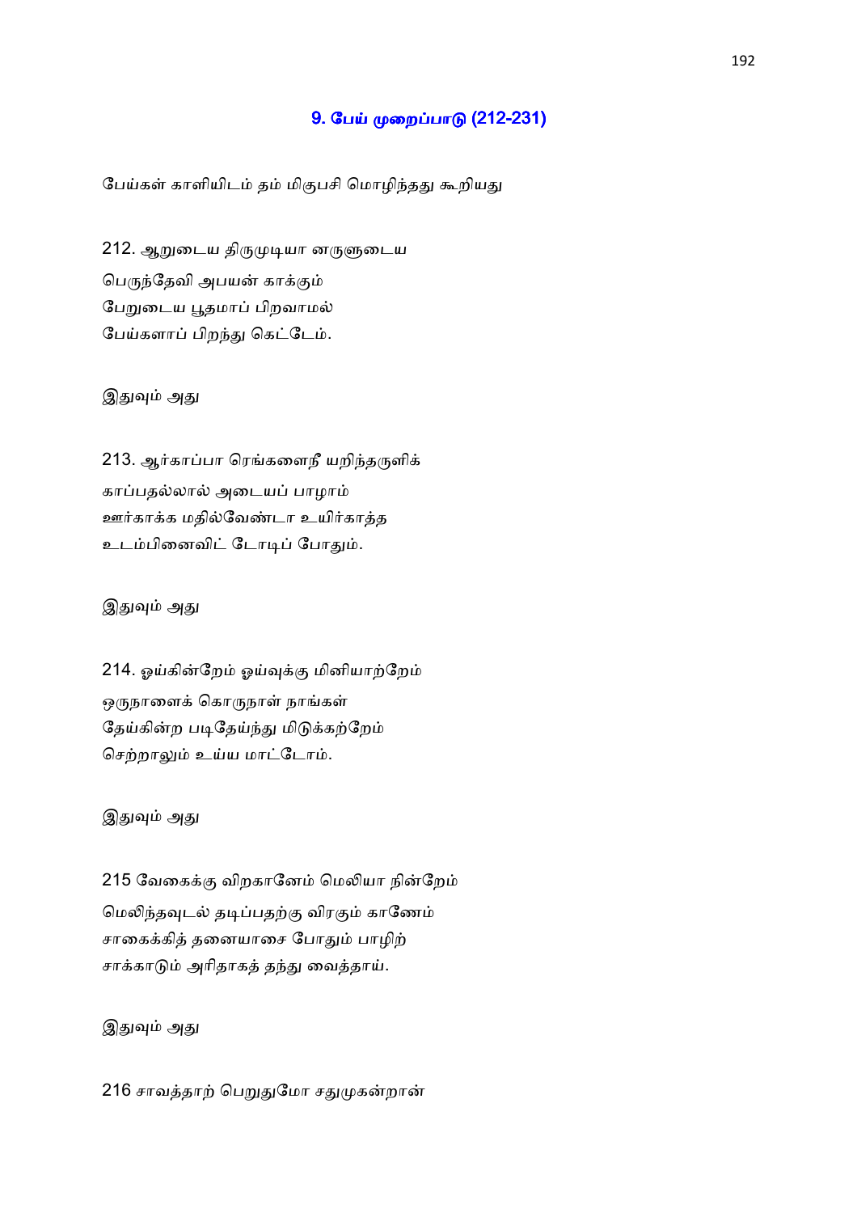## 9. பேய் முறைப்பாடு (212-231)

பேய்கள் காளியிடம் தம் மிகுபசி மொழிந்தது கூறியது

212. ஆறுடைய திருமுடியா னருளுடைய  
பெருந்தேவி அபயன் காக்கும்  
பேறுடைய பூதமாப் பிறவாமல்  
பேய்களாப் பிறந்து கெட்டேம்.

இதுவும் அது

213. ஆர்காப்பா ரெங்களைநீ யறிந்தருளிக்  
காப்பதல்லால் அடையப் பாழாம்  
ஊர்காக்க மதில்வேண்டா உயிர்காத்த  
உடம்பினைவிட் டோடிப் போதும்.

இதுவும் அது

214. ஓய்கின்றேம் ஓய்வுக்கு மினியாற்றேம்  
ஒருநாளைக் கொருநாள் நாங்கள்  
தேய்கின்ற படிதேய்ந்து மிடுக்கற்றேம்  
செற்றாலும் உய்ய மாட்டோம்.

இதுவும் அது

215 வேகைக்கு விறகானேம் மெலியா நின்றேம்  
மெலிந்தவுடல் தடிப்பதற்கு விரகும் காணேம்  
சாகைக்கித் தனையாசை போதும் பாழிற்  
சாக்காடும் அரிதாகத் தந்து வைத்தாய்.

இதுவும் அது

216 சாவத்தாற் பெறுதுமோ சதுமுகன்றான்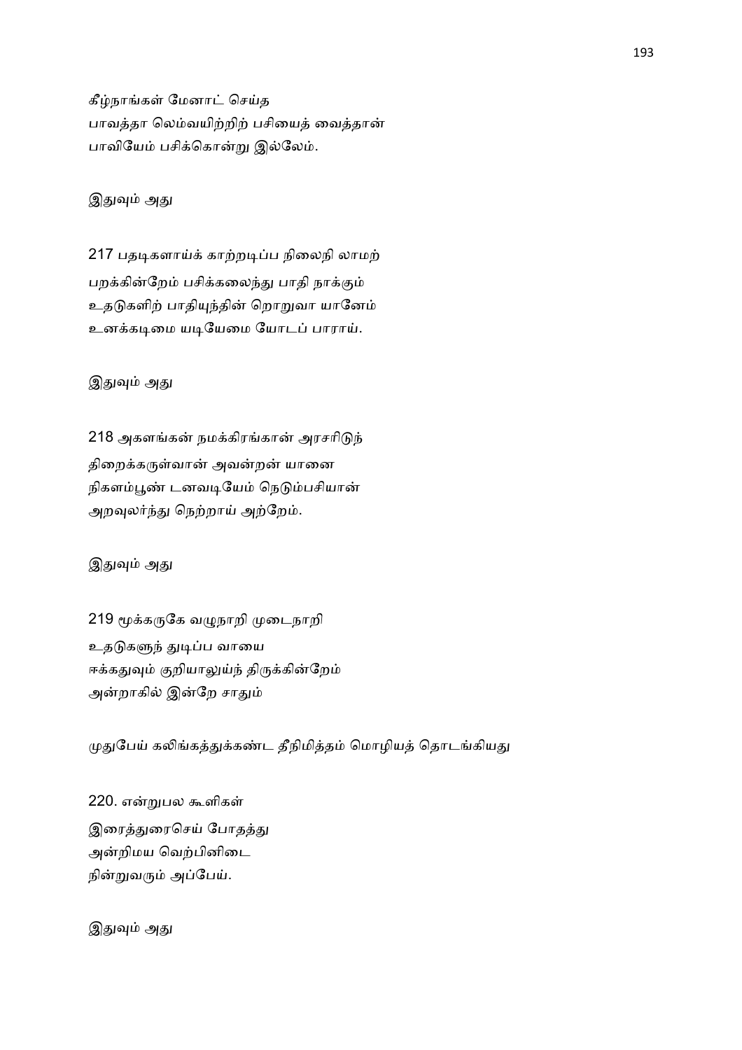கீழ்நாங்கள் மேனாட் செய்த
பாவத்தா லெம்வயிற்றிற் பசியைத் வைத்தான்
பாவியேம் பசிக்கொன்று இல்லேம்.

இதுவும் அது

217 பதடிகளாய்க் காற்றடிப்ப நிலைநி லாமற்
பறக்கின்றேம் பசிக்கலைந்து பாதி நாக்கும்
உதடுகளிற் பாதியுந்தின் றொறுவா யானேம்
உனக்கடிமை யடியேமை யோடப் பாராய்.

இதுவும் அது

218 அகளங்கன் நமக்கிரங்கான் அரசரிடுந்
திறைக்கருள்வான் அவன்றன் யானை
நிகளம்பூண் டனவடியேம் நெடும்பசியான்
அறவுலர்ந்து நெற்றாய் அற்றேம்.

இதுவும் அது

219 மூக்கருகே வழுநாறி முடைநாறி
உதடுகளுந் துடிப்ப வாயை
ஈக்கதுவும் குறியாலுய்ந் திருக்கின்றேம்
அன்றாகில் இன்றே சாதும்

முதுபேய் கலிங்கத்துக்கண்ட தீநிமித்தம் மொழியத் தொடங்கியது

220. என்றுபல கூளிகள்
இரைத்துரைசெய் போதத்து
அன்றிமய வெற்பினிடை
நின்றுவரும் அப்பேய்.

இதுவும் அது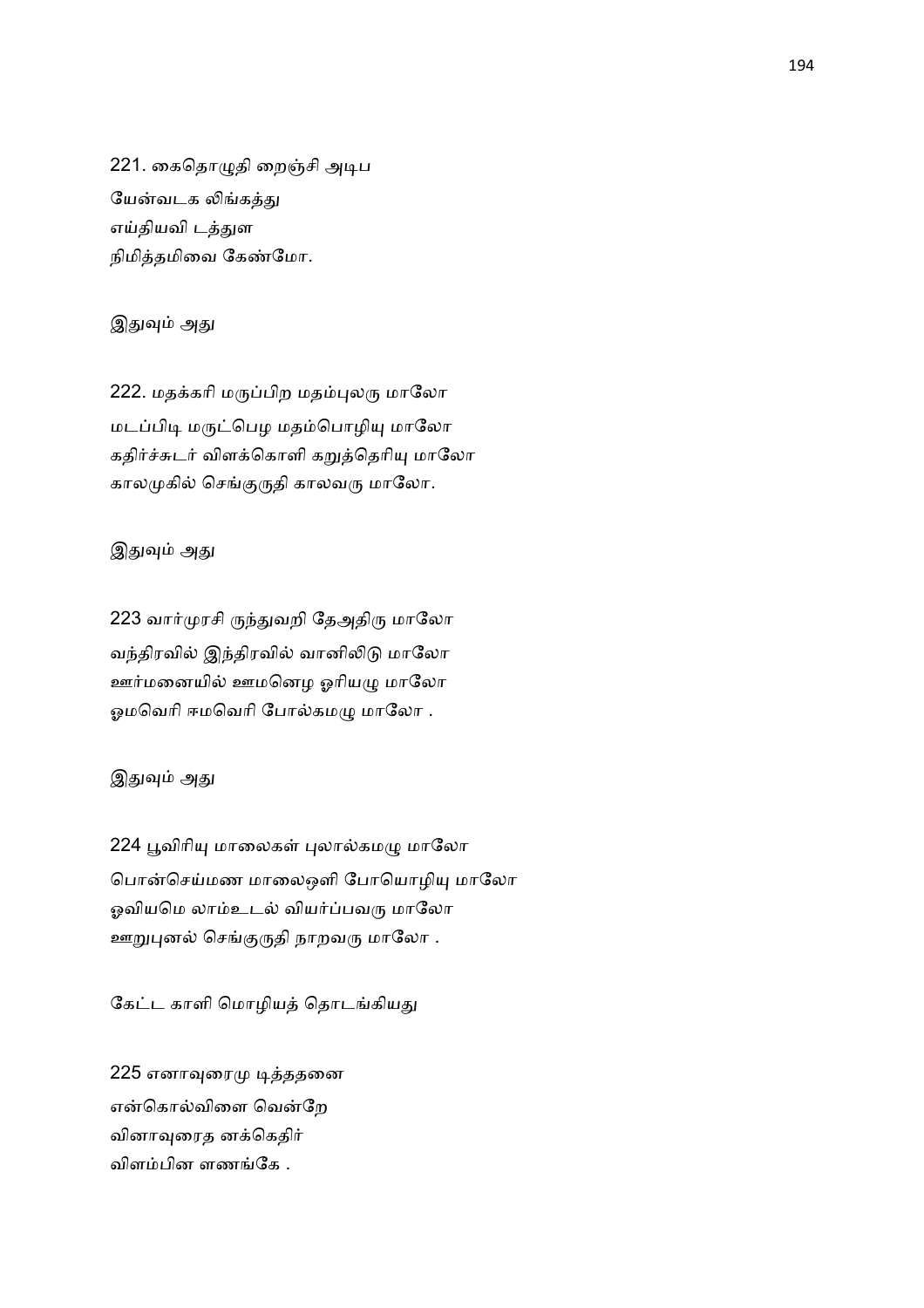221. கைதொழுதி றைஞ்சி அடிப
யேன்வடக லிங்கத்து
எய்தியவி டத்துள
நிமித்தமிவை கேண்மோ.

இதுவும் அது

222. மதக்கரி மருப்பிற மதம்புலரு மாலோ
மடப்பிடி மருட்பெழ மதம்பொழியு மாலோ
கதிர்ச்சுடர் விளக்கொளி கறுத்தெரியு மாலோ
காலமுகில் செங்குருதி காலவரு மாலோ.

இதுவும் அது

223 வார்முரசி ருந்துவறி தேஅதிரு மாலோ
வந்திரவில் இந்திரவில் வானிலிடு மாலோ
ஊர்மனையில் ஊமனெழ ஓரியழு மாலோ
ஓமவெரி ஈமவெரி போல்கமழு மாலோ .

இதுவும் அது

224 பூவிரியு மாலைகள் புலால்கமழு மாலோ
பொன்செய்மண மாலைஒளி போயொழியு மாலோ
ஓவியமெ லாம்உடல் வியர்ப்பவரு மாலோ
ஊறுபுனல் செங்குருதி நாறவரு மாலோ .

கேட்ட காளி மொழியத் தொடங்கியது

225 எனாவுரைமு டித்ததனை
என்கொல்விளை வென்றே
வினாவுரைத னக்கெதிர்
விளம்பின ளணங்கே .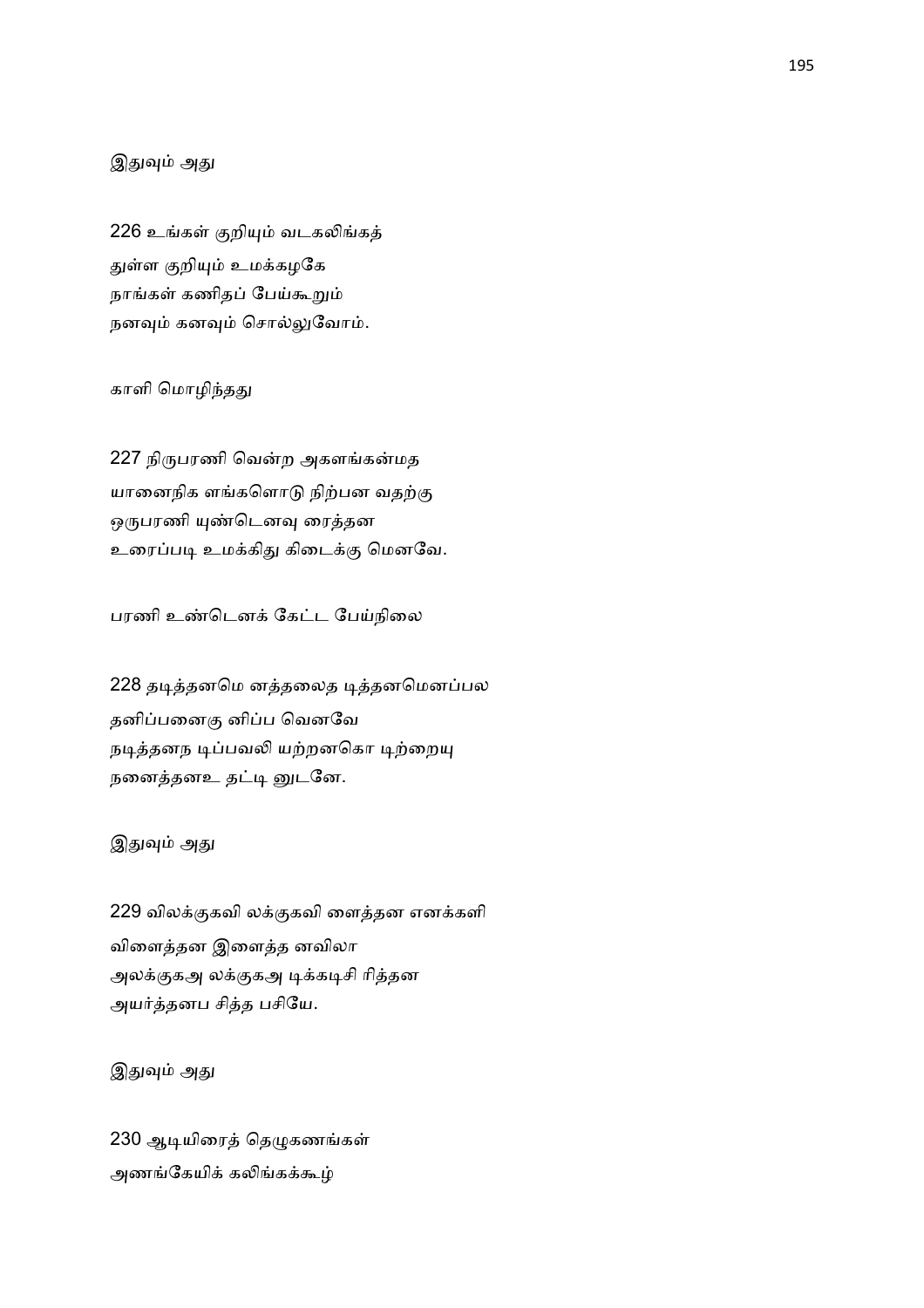இதுவும் அது

226 உங்கள் குறியும் வடகலிங்கத்
துள்ள குறியும் உமக்கழகே
நாங்கள் கணிதப் பேய்கூறும்
நனவும் கனவும் சொல்லுவோம்.

காளி மொழிந்தது

227 நிருபரணி வென்ற அகளங்கன்மத
யானைநிக ளங்களொடு நிற்பன வதற்கு
ஒருபரணி யுண்டெனவு ரைத்தன
உரைப்படி உமக்கிது கிடைக்கு மெனவே.

பரணி உண்டெனக் கேட்ட பேய்நிலை

228 தடித்தனமெ னத்தலைத டித்தனமெனப்பல
தனிப்பனைகு னிப்ப வெனவே
நடித்தனந டிப்பவலி யற்றனகொ டிற்றையு
நனைத்தனஉ தட்டி னுடனே.

இதுவும் அது

229 விலக்குகவி லக்குகவி ளைத்தன எனக்களி
விளைத்தன இளைத்த னவிலா
அலக்குகஅ லக்குகஅ டிக்கடிசி ரித்தன
அயர்த்தனப சித்த பசியே.

இதுவும் அது

230 ஆடியிரைத் தெழுகணங்கள்
அணங்கேயிக் கலிங்கக்கூழ்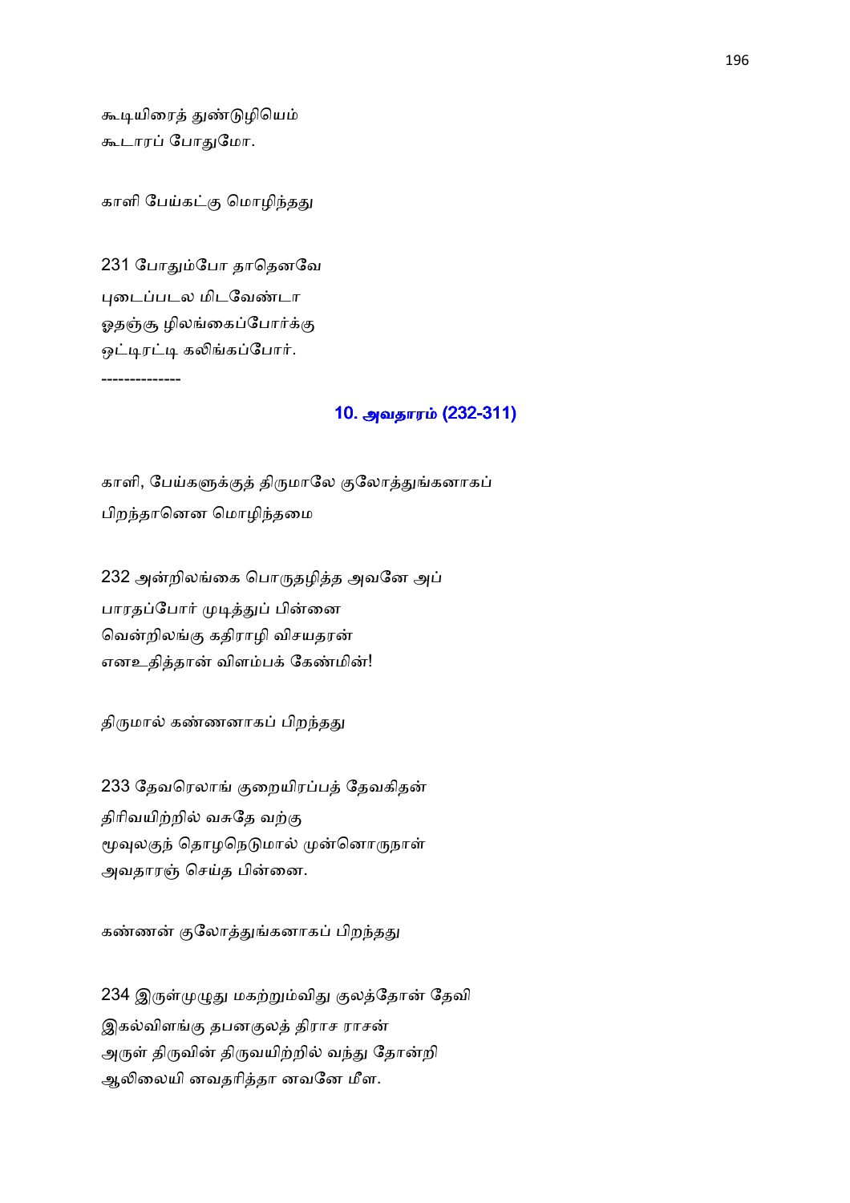கூடியிரைத் துண்டுழியெம்
கூடாரப் போதுமோ.

காளி பேய்கட்கு மொழிந்தது

231 போதும்போ தாதெனவே
புடைப்படல மிடவேண்டா
ஓதஞ்சூ ழிலங்கைப்போர்க்கு
ஒட்டிரட்டி கலிங்கப்போர்.

--------------

## 10. அவதாரம் (232-311)

காளி, பேய்களுக்குத் திருமாலே குலோத்துங்கனாகப்
பிறந்தானென மொழிந்தமை

232 அன்றிலங்கை பொருதழித்த அவனே அப்
பாரதப்போர் முடித்துப் பின்னை
வென்றிலங்கு கதிராழி விசயதரன்
எனஉதித்தான் விளம்பக் கேண்மின்!

திருமால் கண்ணனாகப் பிறந்தது

233 தேவரெலாங் குறையிரப்பத் தேவகிதன்
திரிவயிற்றில் வசுதே வற்கு
மூவுலகுந் தொழநெடுமால் முன்னொருநாள்
அவதாரஞ் செய்த பின்னை.

கண்ணன் குலோத்துங்கனாகப் பிறந்தது

234 இருள்முழுது மகற்றும்விது குலத்தோன் தேவி
இகல்விளங்கு தபனகுலத் திராச ராசன்
அருள் திருவின் திருவயிற்றில் வந்து தோன்றி
ஆலிலையி னவதரித்தா னவனே மீள.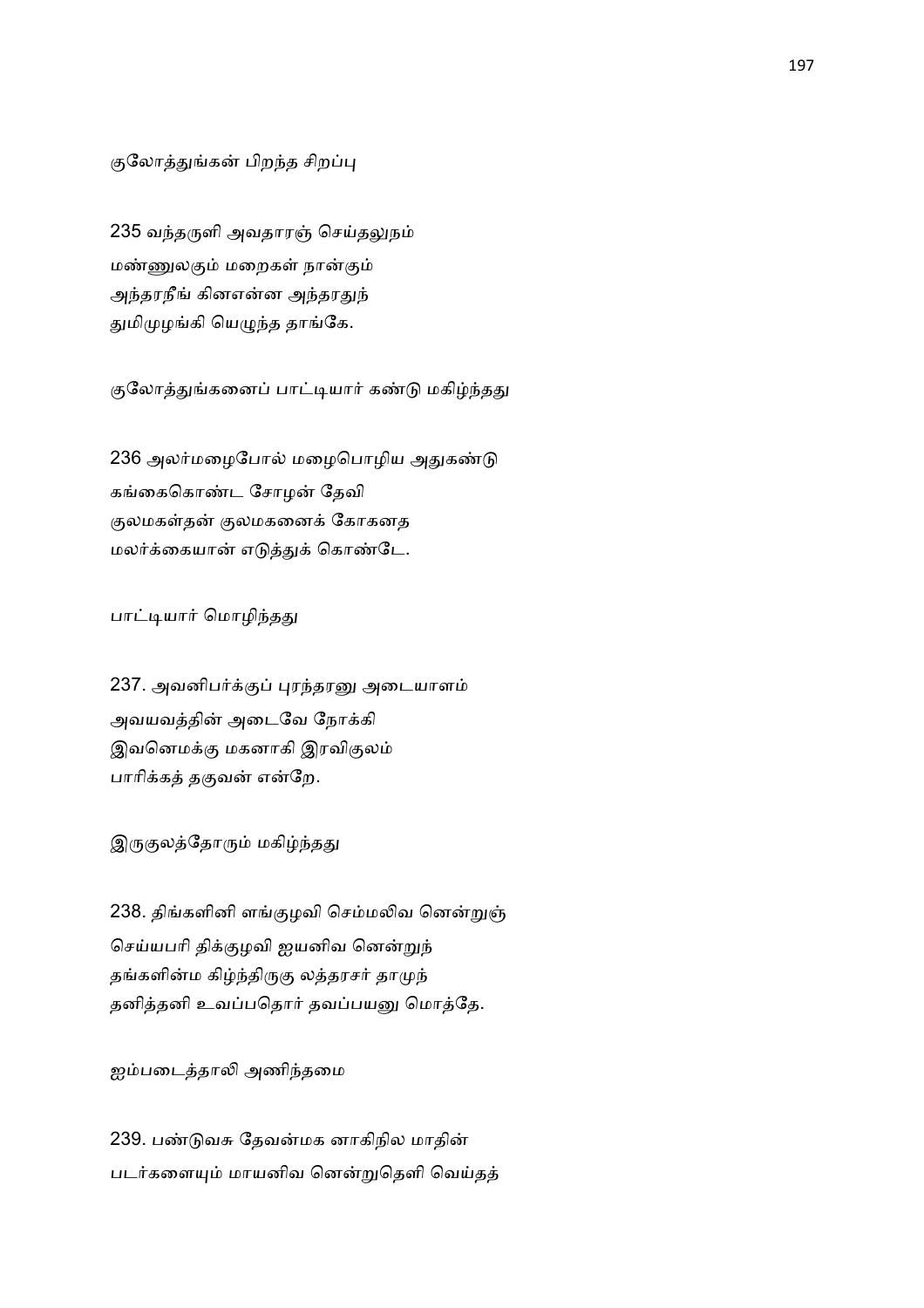குலோத்துங்கன் பிறந்த சிறப்பு

235 வந்தருளி அவதாரஞ் செய்தலுநம்
மண்ணுலகும் மறைகள் நான்கும்
அந்தரநீங் கினஎன்ன அந்தரதுந்
துமிமுழங்கி யெழுந்த தாங்கே.

குலோத்துங்கனைப் பாட்டியார் கண்டு மகிழ்ந்தது

236 அலர்மழைபோல் மழைபொழிய அதுகண்டு
கங்கைகொண்ட சோழன் தேவி
குலமகள்தன் குலமகனைக் கோகனத
மலர்க்கையான் எடுத்துக் கொண்டே.

பாட்டியார் மொழிந்தது

237. அவனிபர்க்குப் புரந்தரனு அடையாளம்
அவயவத்தின் அடைவே நோக்கி
இவனெமக்கு மகனாகி இரவிகுலம்
பாரிக்கத் தகுவன் என்றே.

இருகுலத்தோரும் மகிழ்ந்தது

238. திங்களினி ளங்குழவி செம்மலிவ னென்றுஞ்
செய்யபரி திக்குழவி ஐயனிவ னென்றுந்
தங்களின்ம கிழ்ந்திருகு லத்தரசர் தாமுந்
தனித்தனி உவப்பதொர் தவப்பயனு மொத்தே.

ஐம்படைத்தாலி அணிந்தமை

239. பண்டுவசு தேவன்மக னாகிநில மாதின்
படர்களையும் மாயனிவ னென்றுதெளி வெய்தத்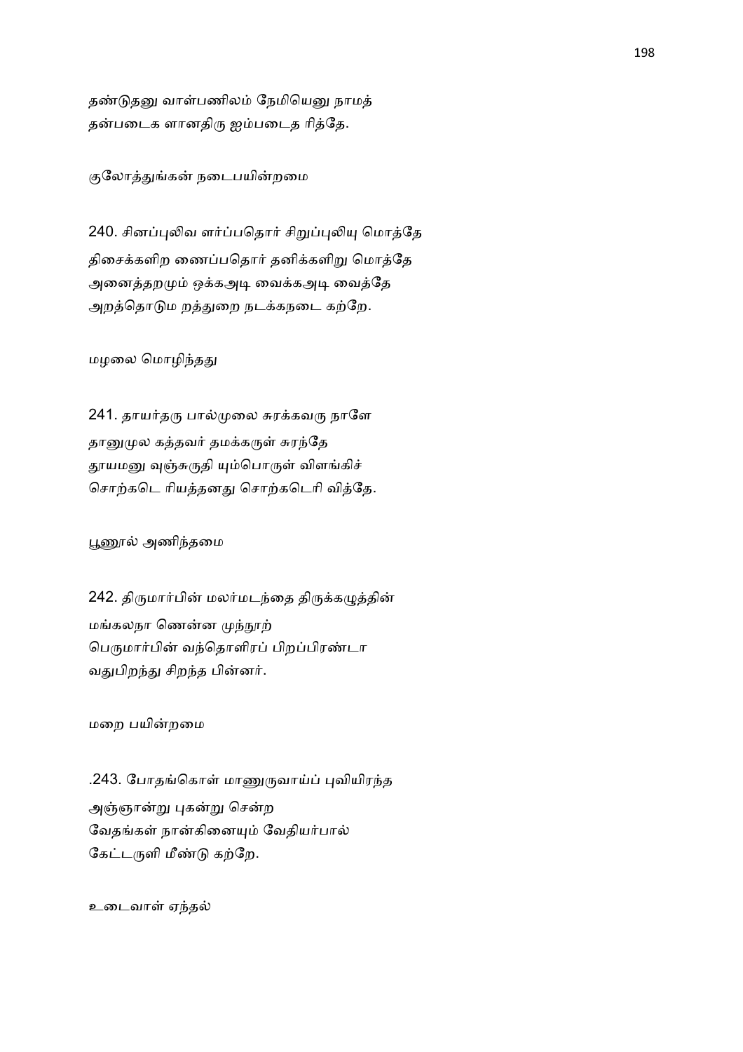தண்டுதனு வாள்பணிலம் நேமியெனு நாமத்
தன்படைக ளானதிரு ஐம்படைத ரித்தே.

குலோத்துங்கன் நடைபயின்றமை

240. சினப்புலிவ ளர்ப்பதொர் சிறுப்புலியு மொத்தே
திசைக்களிற ணைப்பதொர் தனிக்களிறு மொத்தே
அனைத்தறமும் ஒக்கஅடி வைக்கஅடி வைத்தே
அறத்தொடும றத்துறை நடக்கநடை கற்றே.

மழலை மொழிந்தது

241. தாயர்தரு பால்முலை சுரக்கவரு நாளே
தானுமுல கத்தவர் தமக்கருள் சுரந்தே
தூயமனு வுஞ்சுருதி யும்பொருள் விளங்கிச்
சொற்கடெ ரியத்தனது சொற்கடெரி வித்தே.

பூணூல் அணிந்தமை

242. திருமார்பின் மலர்மடந்தை திருக்கழுத்தின்
மங்கலநா ணென்ன முந்நூற்
பெருமார்பின் வந்தொளிரப் பிறப்பிரண்டா
வதுபிறந்து சிறந்த பின்னர்.

மறை பயின்றமை

.243. போதங்கொள் மாணுருவாய்ப் புவியிரந்த
அஞ்ஞான்று புகன்று சென்ற
வேதங்கள் நான்கினையும் வேதியர்பால்
கேட்டருளி மீண்டு கற்றே.

உடைவாள் ஏந்தல்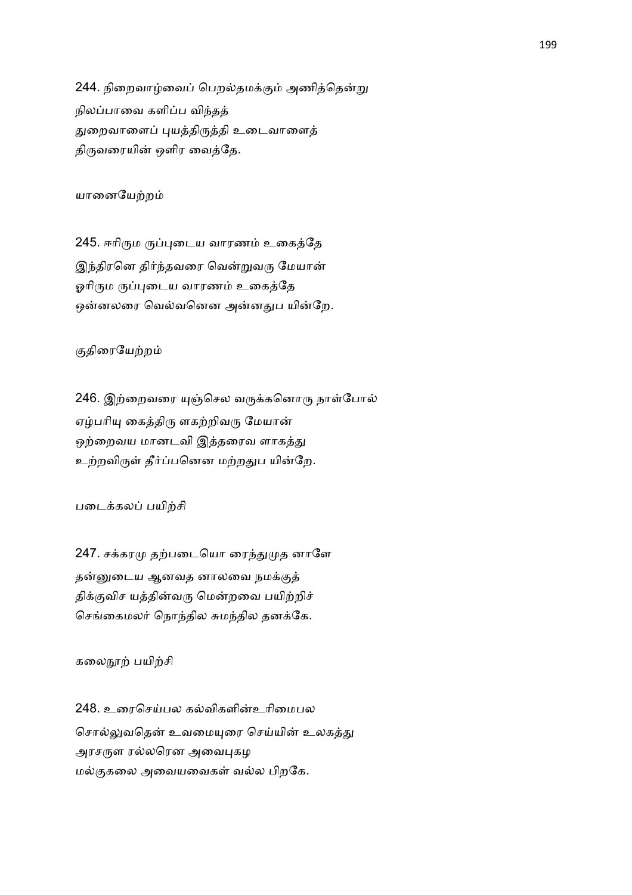244. நிறைவாழ்வைப் பெறல்தமக்கும் அணித்தென்று
நிலப்பாவை களிப்ப விந்தத்
துறைவாளைப் புயத்திருத்தி உடைவாளைத்
திருவரையின் ஒளிர வைத்தே.

யானையேற்றம்

245. ஈரிரும ருப்புடைய வாரணம் உகைத்தே
இந்திரனெ திர்ந்தவரை வென்றுவரு மேயான்
ஓரிரும ருப்புடைய வாரணம் உகைத்தே
ஒன்னலரை வெல்வனென அன்னதுப யின்றே.

குதிரையேற்றம்

246. இற்றைவரை யுஞ்செல வருக்கனொரு நாள்போல்
ஏழ்பரியு கைத்திரு ளகற்றிவரு மேயான்
ஒற்றைவய மானடவி இத்தரைவ ளாகத்து
உற்றவிருள் தீர்ப்பனென மற்றதுப யின்றே.

படைக்கலப் பயிற்சி

247. சக்கரமு தற்படையொ ரைந்துமுத னாளே
தன்னுடைய ஆனவத னாலவை நமக்குத்
திக்குவிச யத்தின்வரு மென்றவை பயிற்றிச்
செங்கைமலர் நொந்தில சுமந்தில தனக்கே.

கலைநூற் பயிற்சி

248. உரைசெய்பல கல்விகளின்உரிமைபல
சொல்லுவதென் உவமையுரை செய்யின் உலகத்து
அரசருள ரல்லரென அவைபுகழ
மல்குகலை அவையவைகள் வல்ல பிறகே.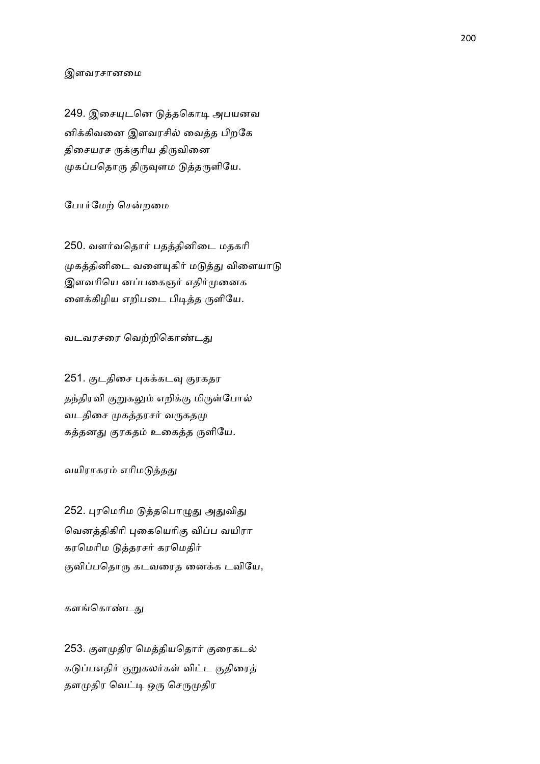இளவரசானமை

249. இசையுடனெ டுத்தகொடி அபயனவ
னிக்கிவனை இளவரசில் வைத்த பிறகே
திசையரச ருக்குரிய திருவினை
முகப்பதொரு திருவுளம டுத்தருளியே.

போர்மேற் சென்றமை

250. வளர்வதொர் பதத்தினிடை மதகரி
முகத்தினிடை வளையுகிர் மடுத்து விளையாடு
இளவரியெ னப்பகைஞர் எதிர்முனைக
ளைக்கிழிய எறிபடை பிடித்த ருளியே.

வடவரசரை வெற்றிகொண்டது

251. குடதிசை புகக்கடவு குரகதர
தந்திரவி குறுகலும் எறிக்கு மிருள்போல்
வடதிசை முகத்தரசர் வருகதமு
கத்தனது குரகதம் உகைத்த ருளியே.

வயிராகரம் எரிமடுத்தது

252. புரமெரிம டுத்தபொழுது அதுவிது
வெனத்திகிரி புகையெரிகு விப்ப வயிரா
கரமெரிம டுத்தரசர் கரமெதிர்
குவிப்பதொரு கடவரைத னைக்க டவியே,

களங்கொண்டது

253. குளமுதிர மெத்தியதொர் குரைகடல்
கடுப்பஎதிர் குறுகலர்கள் விட்ட குதிரைத்
தளமுதிர வெட்டி ஒரு செருமுதிர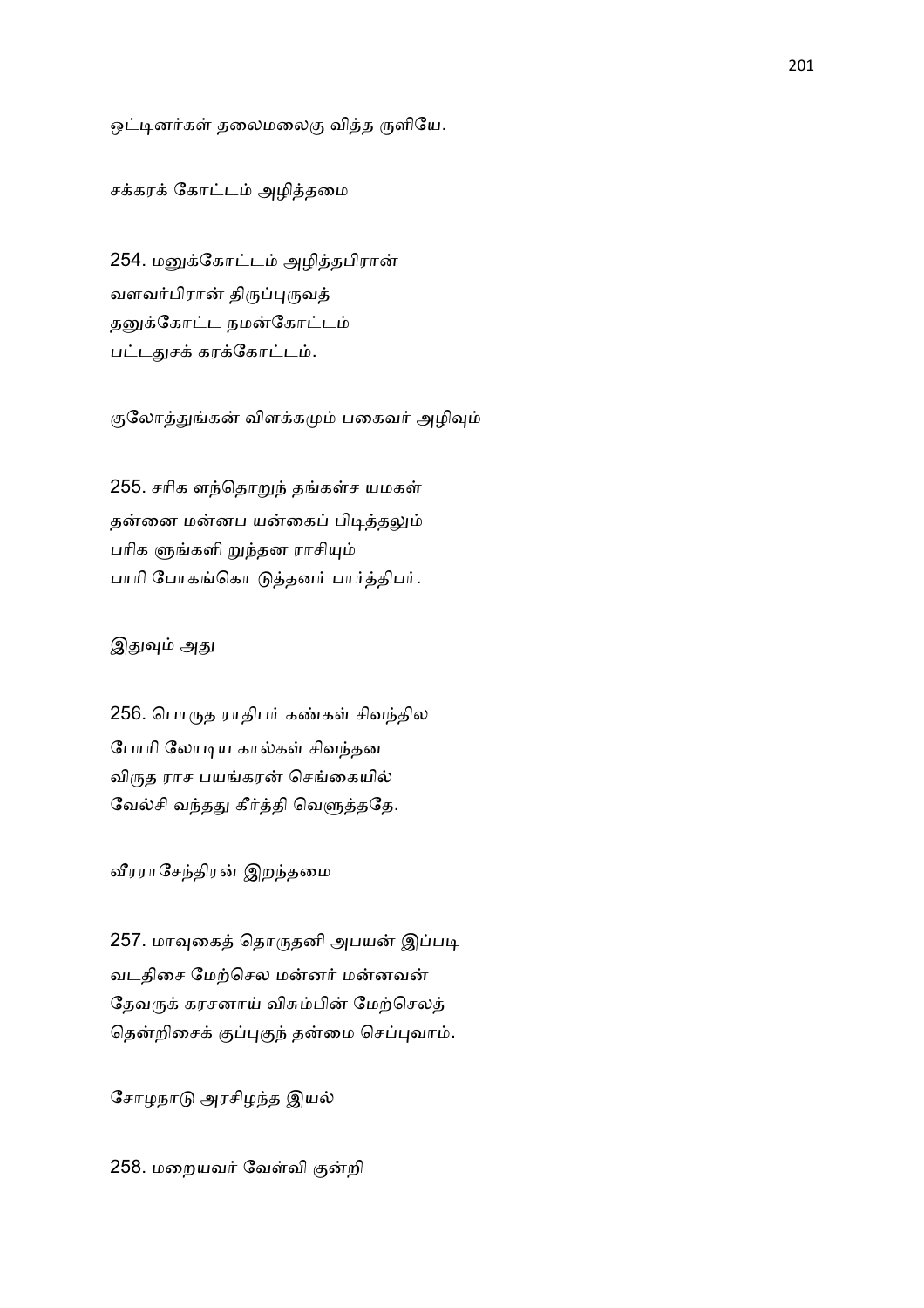ஒட்டினர்கள் தலைமலைகு வித்த ருளியே.

சக்கரக் கோட்டம் அழித்தமை

254. மனுக்கோட்டம் அழித்தபிரான்
வளவர்பிரான் திருப்புருவத்
தனுக்கோட்ட நமன்கோட்டம்
பட்டதுசக் கரக்கோட்டம்.

குலோத்துங்கன் விளக்கமும் பகைவர் அழிவும்

255. சரிக ளந்தொறுந் தங்கள்ச யமகள்
தன்னை மன்னப யன்கைப் பிடித்தலும்
பரிக ளுங்களி றுந்தன ராசியும்
பாரி போகங்கொ டுத்தனர் பார்த்திபர்.

இதுவும் அது

256. பொருத ராதிபர் கண்கள் சிவந்தில
போரி லோடிய கால்கள் சிவந்தன
விருத ராச பயங்கரன் செங்கையில்
வேல்சி வந்தது கீர்த்தி வெளுத்ததே.

வீரராசேந்திரன் இறந்தமை

257. மாவுகைத் தொருதனி அபயன் இப்படி
வடதிசை மேற்செல மன்னர் மன்னவன்
தேவருக் கரசனாய் விசும்பின் மேற்செலத்
தென்றிசைக் குப்புகுந் தன்மை செப்புவாம்.

சோழநாடு அரசிழந்த இயல்

258. மறையவர் வேள்வி குன்றி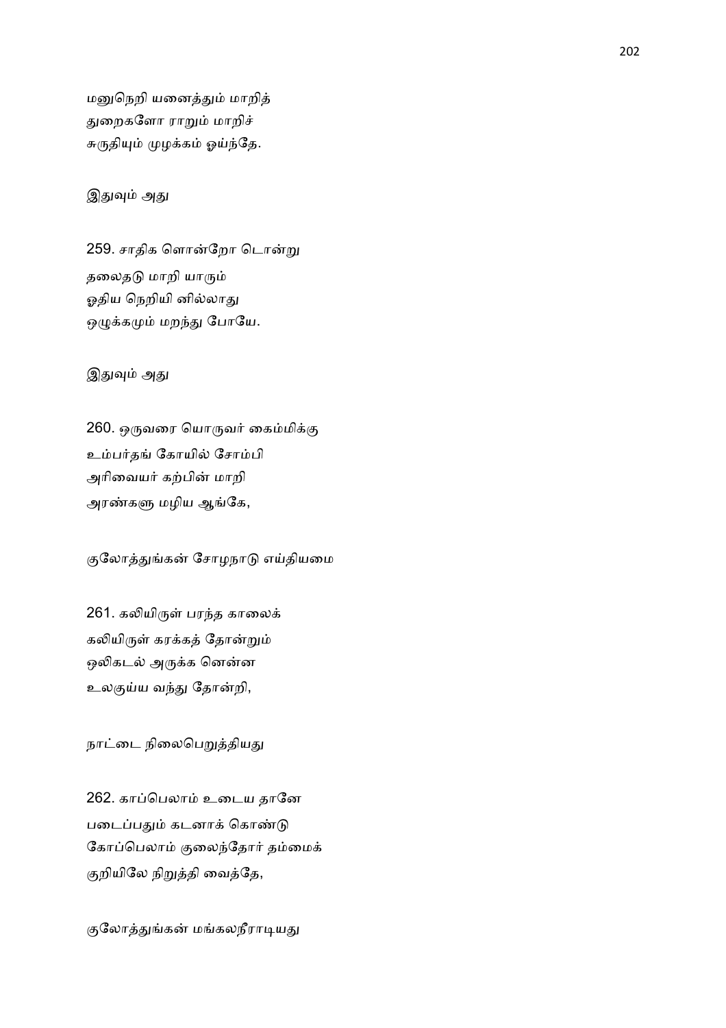மனுநெறி யனைத்தும் மாறித்
துறைகளோ ராறும் மாறிச்
சுருதியும் முழக்கம் ஓய்ந்தே.

இதுவும் அது

259. சாதிக ளொன்றோ டொன்று
தலைதடு மாறி யாரும்
ஓதிய நெறியி னில்லாது
ஒழுக்கமும் மறந்து போயே.

இதுவும் அது

260. ஒருவரை யொருவர் கைம்மிக்கு
உம்பர்தங் கோயில் சோம்பி
அரிவையர் கற்பின் மாறி
அரண்களு மழிய ஆங்கே,

குலோத்துங்கன் சோழநாடு எய்தியமை

261. கலியிருள் பரந்த காலைக்
கலியிருள் கரக்கத் தோன்றும்
ஒலிகடல் அருக்க னென்ன
உலகுய்ய வந்து தோன்றி,

நாட்டை நிலைபெறுத்தியது

262. காப்பெலாம் உடைய தானே
படைப்பதும் கடனாக் கொண்டு
கோப்பெலாம் குலைந்தோர் தம்மைக்
குறியிலே நிறுத்தி வைத்தே,

குலோத்துங்கன் மங்கலநீராடியது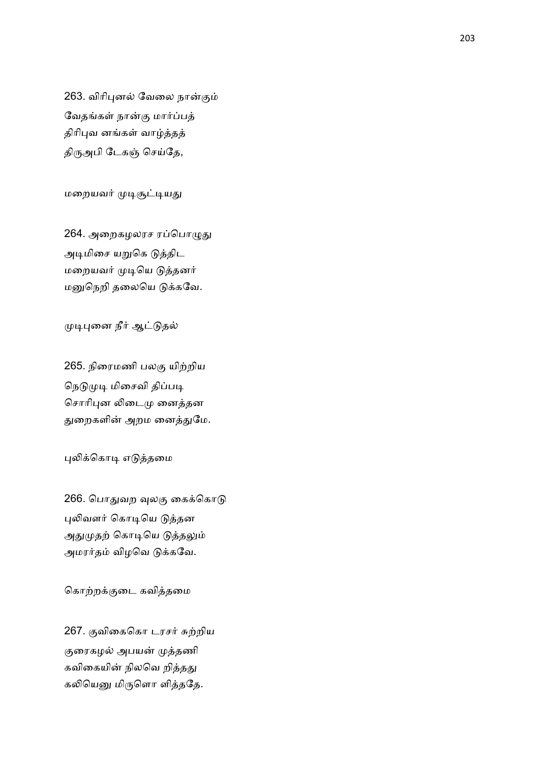263. விரிபுனல் வேலை நான்கும்
வேதங்கள் நான்கு மார்ப்பத்
திரிபுவ னங்கள் வாழ்த்தத்
திருஅபி டேகஞ் செய்தே,

மறையவர் முடிசூட்டியது

264. அறைகழலரச ரப்பொழுது
அடிமிசை யறுகெ டுத்திட
மறையவர் முடியெ டுத்தனர்
மனுநெறி தலையெ டுக்கவே.

முடிபுனை நீர் ஆட்டுதல்

265. நிரைமணி பலகு யிற்றிய
நெடுமுடி மிசைவி திப்படி
சொரிபுன லிடைமு னைத்தன
துறைகளின் அறம னைத்துமே.

புலிக்கொடி எடுத்தமை

266. பொதுவற வுலகு கைக்கொடு
புலிவளர் கொடியெ டுத்தன
அதுமுதற் கொடியெ டுத்தலும்
அமரர்தம் விழவெ டுக்கவே.

கொற்றக்குடை கவித்தமை

267. குவிகைகொ டரசர் சுற்றிய
குரைகழல் அபயன் முத்தணி
கவிகையின் நிலவெ றித்தது
கலியெனு மிருளொ ளித்ததே.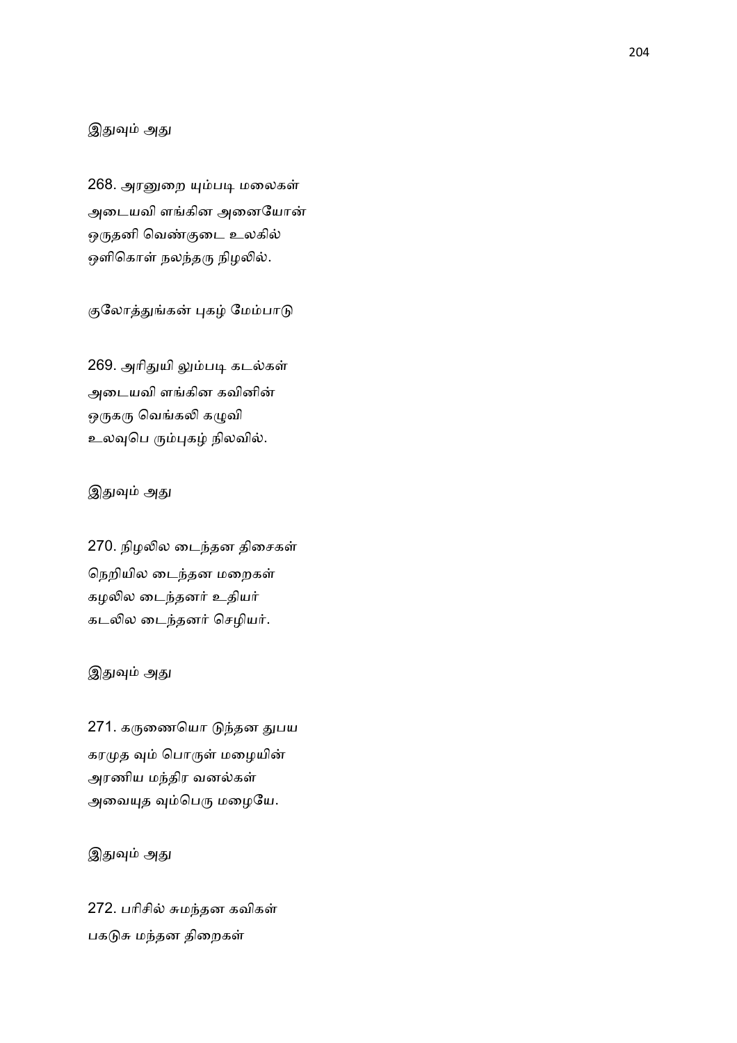இதுவும் அது

268. அரனுறை யும்படி மலைகள்
அடையவி ளங்கின அனையோன்
ஒருதனி வெண்குடை உலகில்
ஒளிகொள் நலந்தரு நிழலில்.

குலோத்துங்கன் புகழ் மேம்பாடு

269. அரிதுயி லும்படி கடல்கள்
அடையவி ளங்கின கவினின்
ஒருகரு வெங்கலி கழுவி
உலவுபெ ரும்புகழ் நிலவில்.

இதுவும் அது

270. நிழலில டைந்தன திசைகள்
நெறியில டைந்தன மறைகள்
கழலில டைந்தனர் உதியர்
கடலில டைந்தனர் செழியர்.

இதுவும் அது

271. கருணையொ டுந்தன துபய
கரமுத வும் பொருள் மழையின்
அரணிய மந்திர வனல்கள்
அவையுத வும்பெரு மழையே.

இதுவும் அது

272. பரிசில் சுமந்தன கவிகள்
பகடுசு மந்தன திறைகள்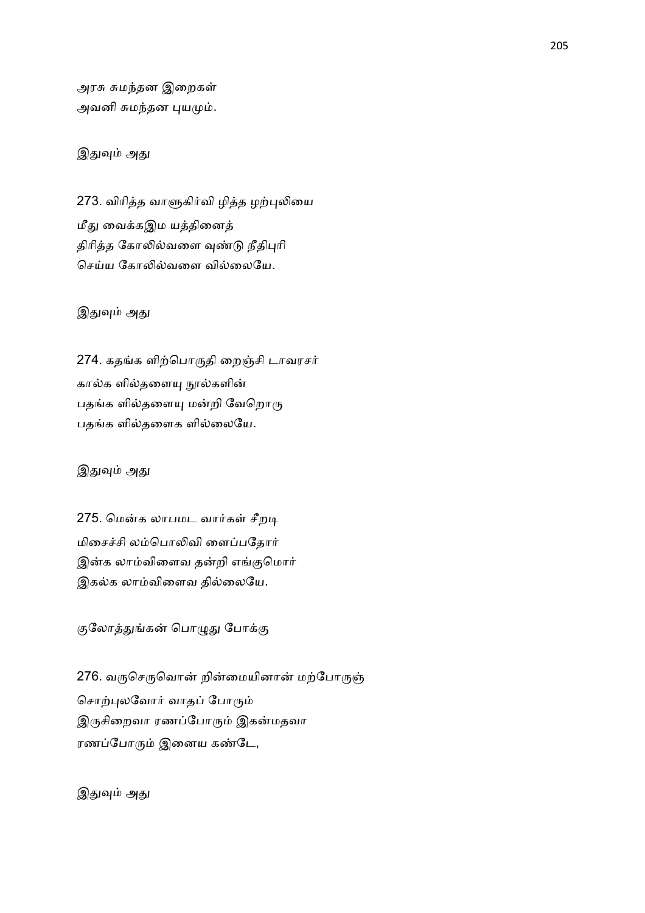அரசு சுமந்தன இறைகள்
அவனி சுமந்தன புயமும்.

இதுவும் அது

273. விரித்த வாளுகிர்வி ழித்த ழற்புலியை
மீது வைக்கஇம யத்தினைத்
திரித்த கோலில்வளை வுண்டு நீதிபுரி
செய்ய கோலில்வளை வில்லையே.

இதுவும் அது

274. கதங்க ளிற்பொருதி றைஞ்சி டாவரசர்
கால்க ளில்தளையு நூல்களின்
பதங்க ளில்தளையு மன்றி வேறொரு
பதங்க ளில்தளைக ளில்லையே.

இதுவும் அது

275. மென்க லாபமட வார்கள் சீறடி
மிசைச்சி லம்பொலிவி ளைப்பதோர்
இன்க லாம்விளைவ தன்றி எங்குமொர்
இகல்க லாம்விளைவ தில்லையே.

குலோத்துங்கன் பொழுது போக்கு

276. வருசெருவொன் றின்மையினான் மற்போருஞ்
சொற்புலவோர் வாதப் போரும்
இருசிறைவா ரணப்போரும் இகன்மதவா
ரணப்போரும் இனைய கண்டே,

இதுவும் அது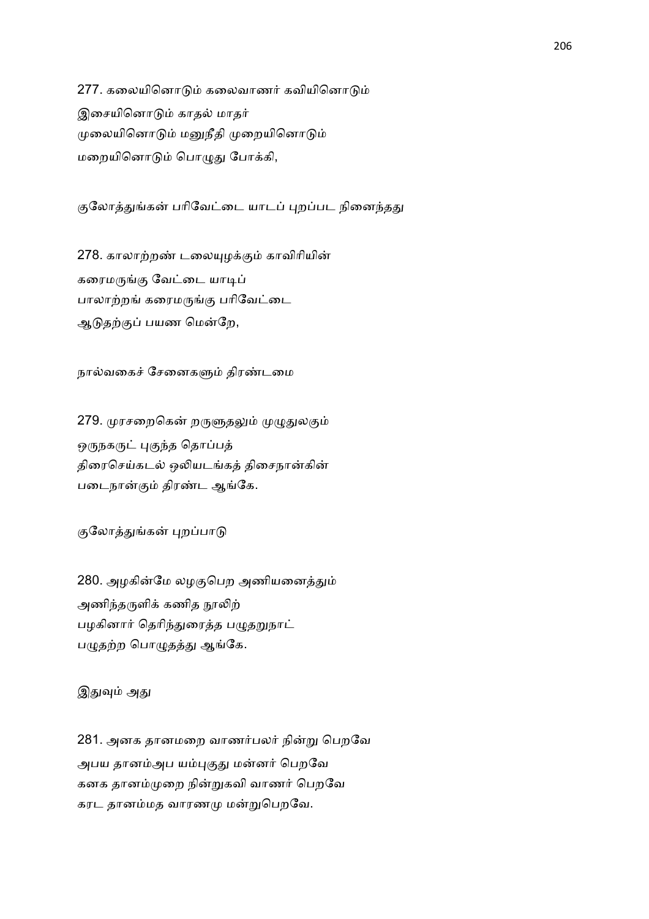277. கலையினொடும் கலைவாணர் கவியினொடும்
இசையினொடும் காதல் மாதர்
முலையினொடும் மனுநீதி முறையினொடும்
மறையினொடும் பொழுது போக்கி,

குலோத்துங்கன் பரிவேட்டை யாடப் புறப்பட நினைந்தது

278. காலாற்றண் டலையுழக்கும் காவிரியின்
கரைமருங்கு வேட்டை யாடிப்
பாலாற்றங் கரைமருங்கு பரிவேட்டை
ஆடுதற்குப் பயண மென்றே,

நால்வகைச் சேனைகளும் திரண்டமை

279. முரசறைகென் றருளுதலும் முழுதுலகும்
ஒருநகருட் புகுந்த தொப்பத்
திரைசெய்கடல் ஒலியடங்கத் திசைநான்கின்
படைநான்கும் திரண்ட ஆங்கே.

குலோத்துங்கன் புறப்பாடு

280. அழகின்மே லழகுபெற அணியனைத்தும்
அணிந்தருளிக் கணித நூலிற்
பழகினார் தெரிந்துரைத்த பழுதறுநாட்
பழுதற்ற பொழுதத்து ஆங்கே.

இதுவும் அது

281. அனக தானமறை வாணர்பலர் நின்று பெறவே
அபய தானம்அப யம்புகுது மன்னர் பெறவே
கனக தானம்முறை நின்றுகவி வாணர் பெறவே
கரட தானம்மத வாரணமு மன்றுபெறவே.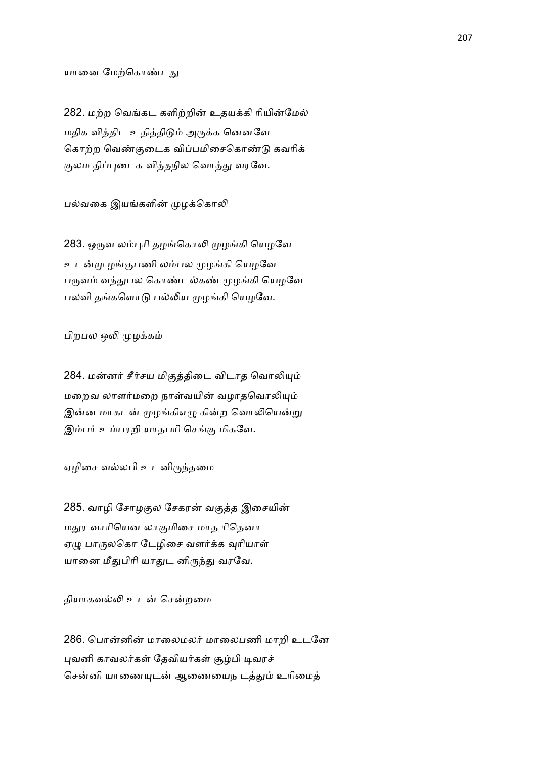யானை மேற்கொண்டது

282. மற்ற வெங்கட களிற்றின் உதயக்கி ரியின்மேல்
மதிக வித்திட உதித்திடும் அருக்க னெனவே
கொற்ற வெண்குடைக விப்பமிசைகொண்டு கவரிக்
குலம திப்புடைக வித்தநில வொத்து வரவே.

பல்வகை இயங்களின் முழக்கொலி

283. ஒருவ லம்புரி தழங்கொலி முழங்கி யெழவே
உடன்மு ழங்குபணி லம்பல முழங்கி யெழவே
பருவம் வந்துபல கொண்டல்கண் முழங்கி யெழவே
பலவி தங்களொடு பல்லிய முழங்கி யெழவே.

பிறபல ஒலி முழக்கம்

284. மன்னர் சீர்சய மிகுத்திடை விடாத வொலியும்
மறைவ லாளர்மறை நாள்வயின் வழாதவொலியும்
இன்ன மாகடன் முழங்கிஎழு கின்ற வொலியென்று
இம்பர் உம்பரறி யாதபரி செங்கு மிகவே.

ஏழிசை வல்லபி உடனிருந்தமை

285. வாழி சோழகுல சேகரன் வகுத்த இசையின்
மதுர வாரியென லாகுமிசை மாத ரிதெனா
ஏழு பாருலகொ டேழிசை வளர்க்க வுரியாள்
யானை மீதுபிரி யாதுட னிருந்து வரவே.

தியாகவல்லி உடன் சென்றமை

286. பொன்னின் மாலைமலர் மாலைபணி மாறி உடனே
புவனி காவலர்கள் தேவியர்கள் சூழ்பி டிவரச்
சென்னி யாணையுடன் ஆணையைந டத்தும் உரிமைத்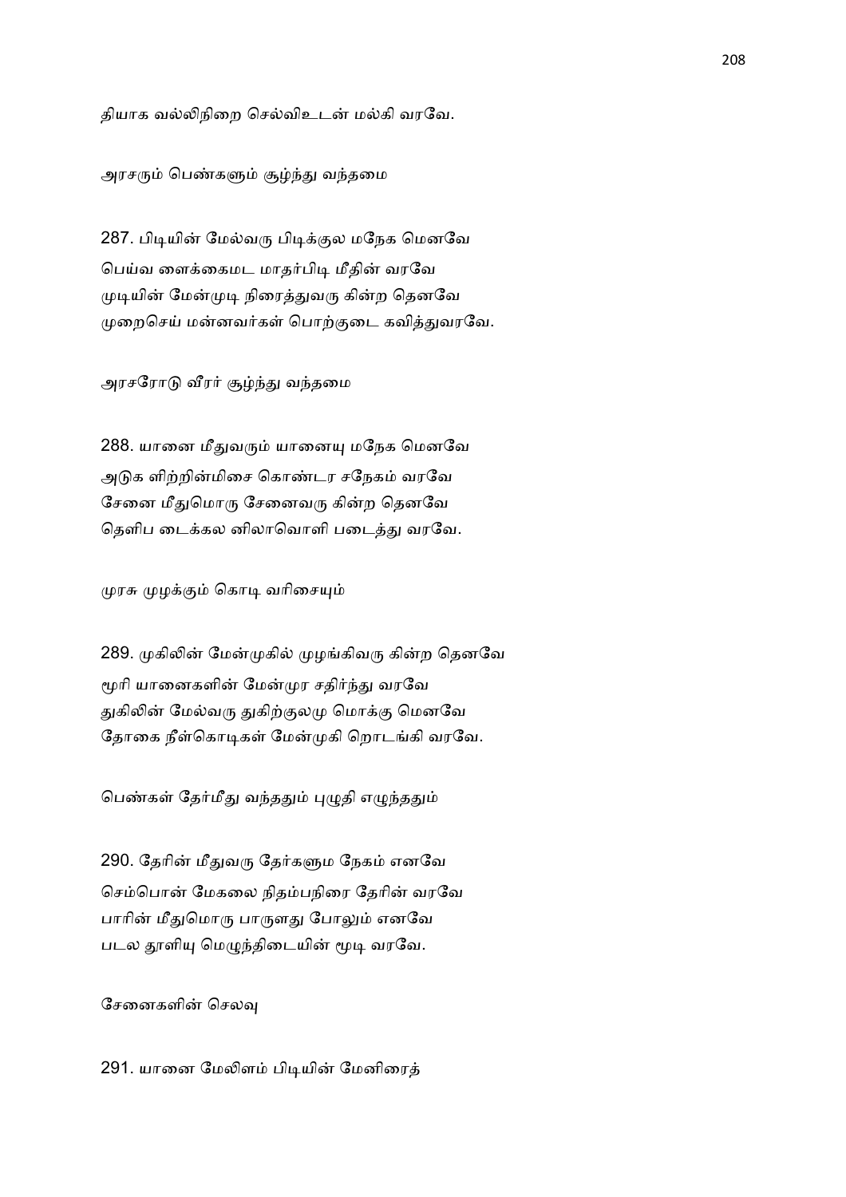தியாக வல்லிநிறை செல்விஉடன் மல்கி வரவே.

அரசரும் பெண்களும் சூழ்ந்து வந்தமை

287. பிடியின் மேல்வரு பிடிக்குல மநேக மெனவே
பெய்வ ளைக்கைமட மாதர்பிடி மீதின் வரவே
முடியின் மேன்முடி நிரைத்துவரு கின்ற தெனவே
முறைசெய் மன்னவர்கள் பொற்குடை கவித்துவரவே.

அரசரோடு வீரர் சூழ்ந்து வந்தமை

288. யானை மீதுவரும் யானையு மநேக மெனவே
அடுக ளிற்றின்மிசை கொண்டர சநேகம் வரவே
சேனை மீதுமொரு சேனைவரு கின்ற தெனவே
தெளிப டைக்கல னிலாவொளி படைத்து வரவே.

முரசு முழக்கும் கொடி வரிசையும்

289. முகிலின் மேன்முகில் முழங்கிவரு கின்ற தெனவே
மூரி யானைகளின் மேன்முர சதிர்ந்து வரவே
துகிலின் மேல்வரு துகிற்குலமு மொக்கு மெனவே
தோகை நீள்கொடிகள் மேன்முகி றொடங்கி வரவே.

பெண்கள் தேர்மீது வந்ததும் புழுதி எழுந்ததும்

290. தேரின் மீதுவரு தேர்களும நேகம் எனவே
செம்பொன் மேகலை நிதம்பநிரை தேரின் வரவே
பாரின் மீதுமொரு பாருளது போலும் எனவே
படல தூளியு மெழுந்திடையின் மூடி வரவே.

சேனைகளின் செலவு

291. யானை மேலிளம் பிடியின் மேனிரைத்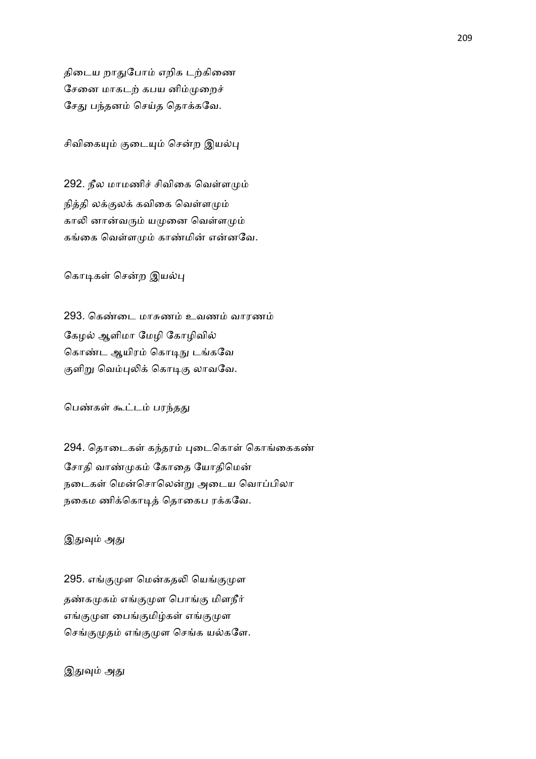திடைய றாதுபோம் எறிக டற்கிணை
சேனை மாகடற் கபய னிம்முறைச்
சேது பந்தனம் செய்த தொக்கவே.

சிவிகையும் குடையும் சென்ற இயல்பு

292. நீல மாமணிச் சிவிகை வெள்ளமும்
நித்தி லக்குலக் கவிகை வெள்ளமும்
காலி னான்வரும் யமுனை வெள்ளமும்
கங்கை வெள்ளமும் காண்மின் என்னவே.

கொடிகள் சென்ற இயல்பு

293. கெண்டை மாசுணம் உவணம் வாரணம்
கேழல் ஆளிமா மேழி கோழிவில்
கொண்ட ஆயிரம் கொடிநு டங்கவே
குளிறு வெம்புலிக் கொடிகு லாவவே.

பெண்கள் கூட்டம் பரந்தது

294. தொடைகள் கந்தரம் புடைகொள் கொங்கைகண்
சோதி வாண்முகம் கோதை யோதிமென்
நடைகள் மென்சொலென்று அடைய வொப்பிலா
நகைம ணிக்கொடித் தொகைப ரக்கவே.

இதுவும் அது

295. எங்குமுள மென்கதலி யெங்குமுள
தண்கமுகம் எங்குமுள பொங்கு மிளநீர்
எங்குமுள பைங்குமிழ்கள் எங்குமுள
செங்குமுதம் எங்குமுள செங்க யல்களே.

இதுவும் அது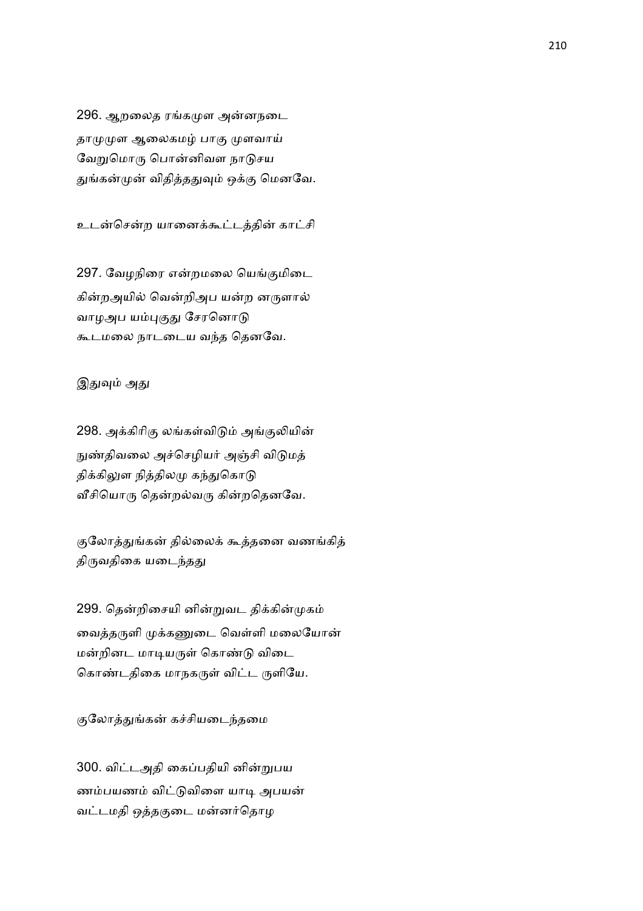296. ஆறலைத ரங்கமுள அன்னநடை
தாமுமுள ஆலைகமழ் பாகு முளவாய்
வேறுமொரு பொன்னிவள நாடுசய
துங்கன்முன் விதித்ததுவும் ஒக்கு மெனவே.

உடன்சென்ற யானைக்கூட்டத்தின் காட்சி

297. வேழநிரை என்றமலை யெங்குமிடை
கின்றஅயில் வென்றிஅப யன்ற னருளால்
வாழஅப யம்புகுது சேரனொடு
கூடமலை நாடடைய வந்த தெனவே.

இதுவும் அது

298. அக்கிரிகு லங்கள்விடும் அங்குலியின்
நுண்திவலை அச்செழியர் அஞ்சி விடுமத்
திக்கிலுள நித்திலமு கந்துகொடு
வீசியொரு தென்றல்வரு கின்றதெனவே.

குலோத்துங்கன் தில்லைக் கூத்தனை வணங்கித்
திருவதிகை யடைந்தது

299. தென்றிசையி னின்றுவட திக்கின்முகம்
வைத்தருளி முக்கணுடை வெள்ளி மலையோன்
மன்றினட மாடியருள் கொண்டு விடை
கொண்டதிகை மாநகருள் விட்ட ருளியே.

குலோத்துங்கன் கச்சியடைந்தமை

300. விட்டஅதி கைப்பதியி னின்றுபய
ணம்பயணம் விட்டுவிளை யாடி அபயன்
வட்டமதி ஒத்தகுடை மன்னர்தொழ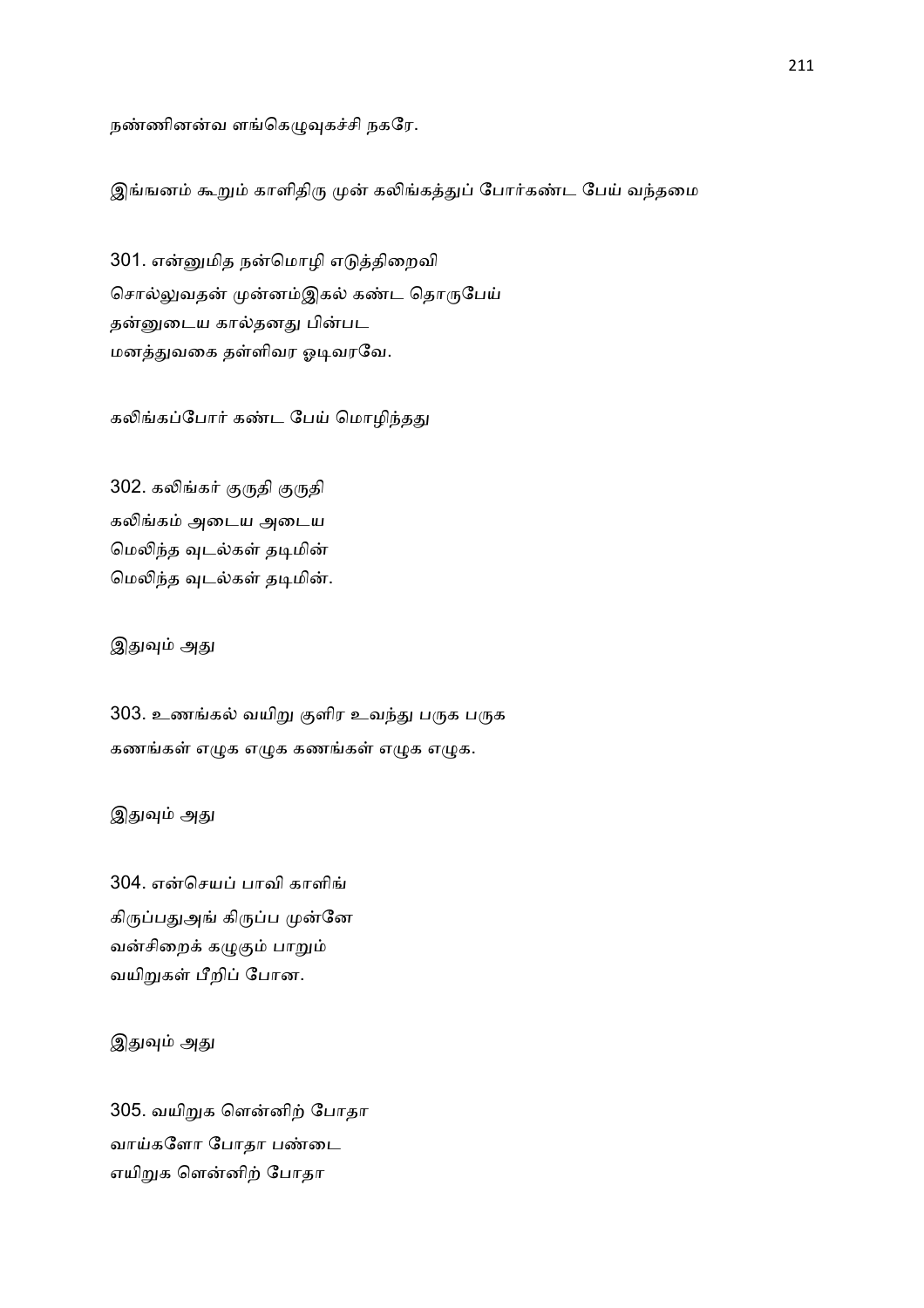நண்ணினன்வ ளங்கெழுவுகச்சி நகரே.

இங்ஙனம் கூறும் காளிதிரு முன் கலிங்கத்துப் போர்கண்ட பேய் வந்தமை

301. என்னுமித நன்மொழி எடுத்திறைவி
சொல்லுவதன் முன்னம்இகல் கண்ட தொருபேய்
தன்னுடைய கால்தனது பின்பட
மனத்துவகை தள்ளிவர ஓடிவரவே.

கலிங்கப்போர் கண்ட பேய் மொழிந்தது

302. கலிங்கர் குருதி குருதி
கலிங்கம் அடைய அடைய
மெலிந்த வுடல்கள் தடிமின்
மெலிந்த வுடல்கள் தடிமின்.

இதுவும் அது

303. உணங்கல் வயிறு குளிர உவந்து பருக பருக
கணங்கள் எழுக எழுக கணங்கள் எழுக எழுக.

இதுவும் அது

304. என்செயப் பாவி காளிங்
கிருப்பதுஅங் கிருப்ப முன்னே
வன்சிறைக் கழுகும் பாறும்
வயிறுகள் பீறிப் போன.

இதுவும் அது

305. வயிறுக ளென்னிற் போதா
வாய்களோ போதா பண்டை
எயிறுக ளென்னிற் போதா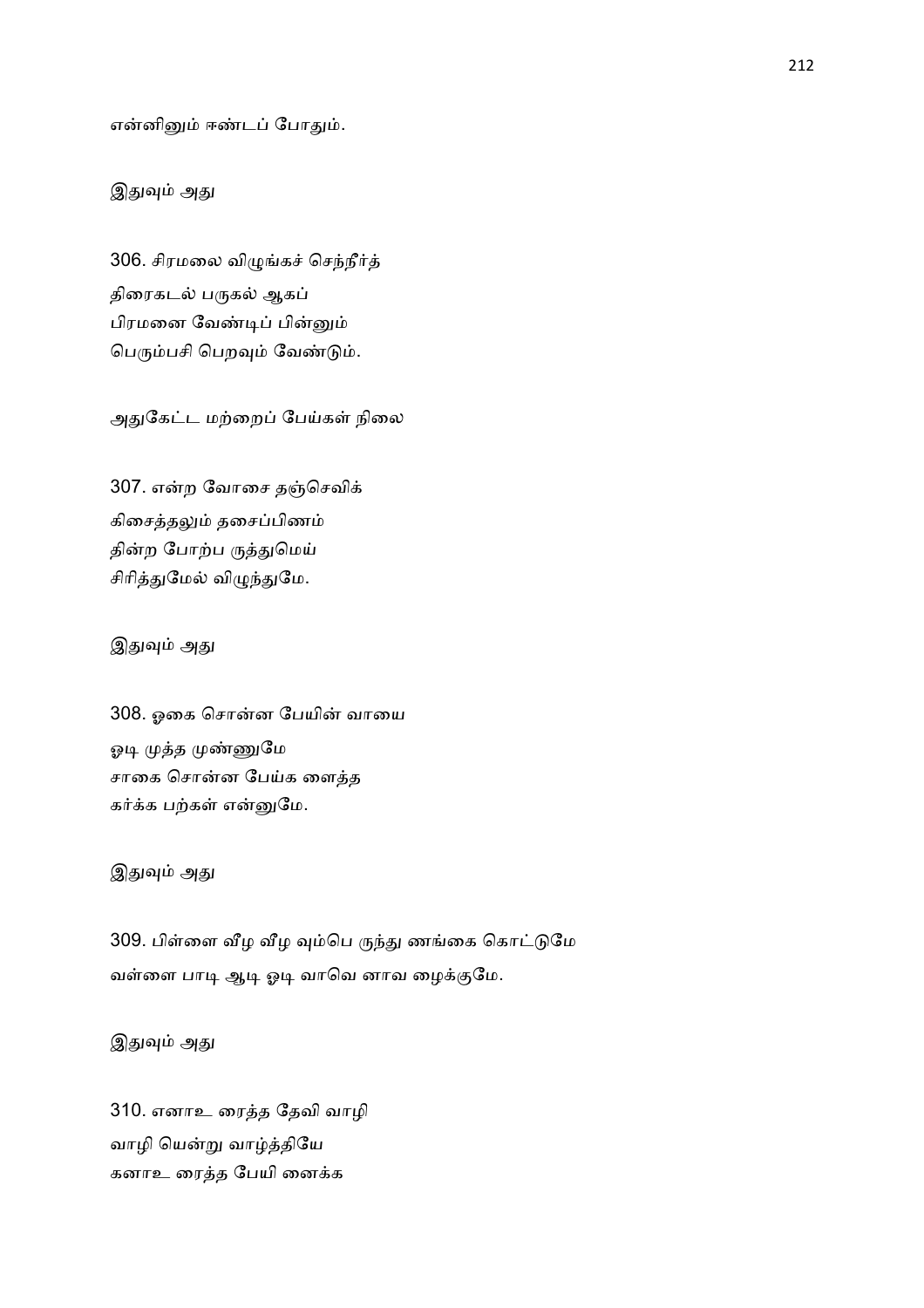என்னினும் ஈண்டப் போதும்.

இதுவும் அது

306. சிரமலை விழுங்கச் செந்நீர்த்
திரைகடல் பருகல் ஆகப்
பிரமனை வேண்டிப் பின்னும்
பெரும்பசி பெறவும் வேண்டும்.

அதுகேட்ட மற்றைப் பேய்கள் நிலை

307. என்ற வோசை தஞ்செவிக்
கிசைத்தலும் தசைப்பிணம்
தின்ற போற்ப ருத்துமெய்
சிரித்துமேல் விழுந்துமே.

இதுவும் அது

308. ஓகை சொன்ன பேயின் வாயை
ஓடி முத்த முண்ணுமே
சாகை சொன்ன பேய்க ளைத்த
கர்க்க பற்கள் என்னுமே.

இதுவும் அது

309. பிள்ளை வீழ வீழ வும்பெ ருந்து ணங்கை கொட்டுமே
வள்ளை பாடி ஆடி ஓடி வாவெ னாவ ழைக்குமே.

இதுவும் அது

310. எனாஉ ரைத்த தேவி வாழி
வாழி யென்று வாழ்த்தியே
கனாஉ ரைத்த பேயி னைக்க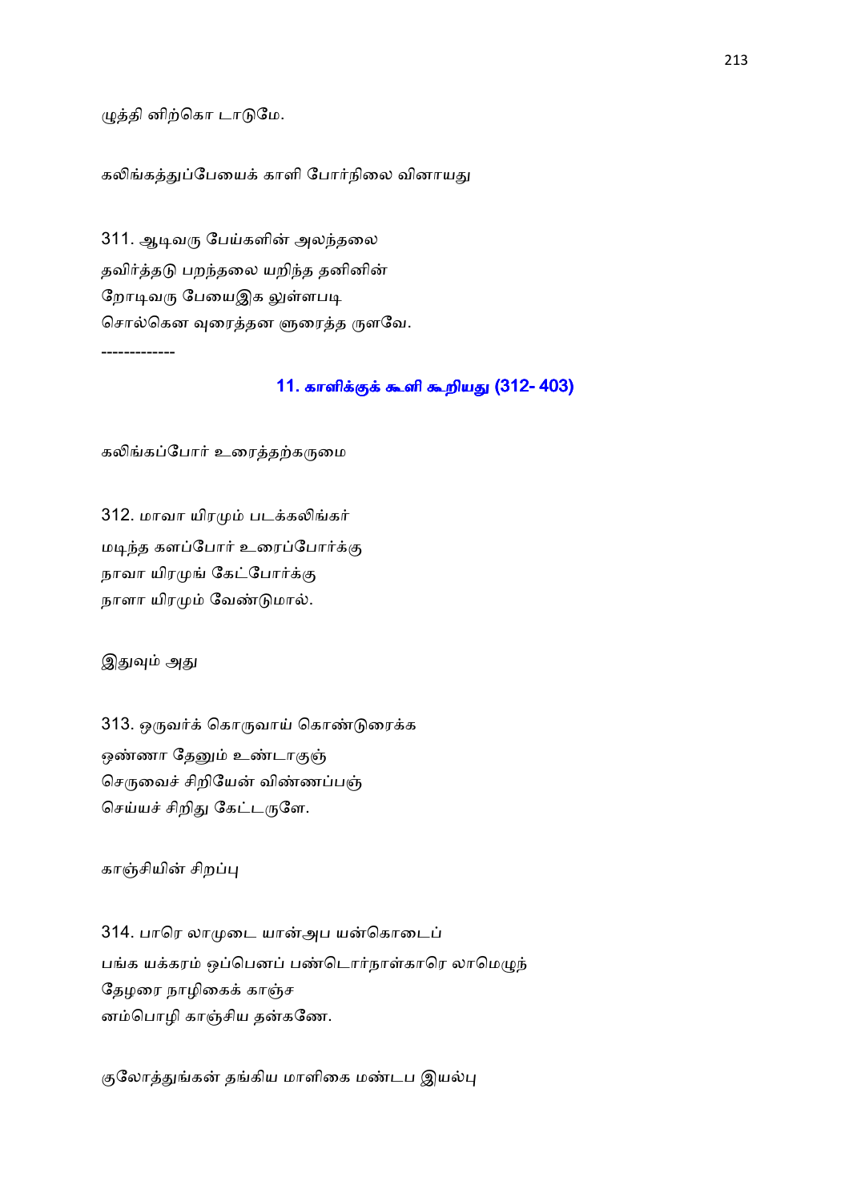முத்தி னிற்கொ டாடுமே.

கலிங்கத்துப்பேயைக் காளி போர்நிலை வினாயது

311. ஆடிவரு பேய்களின் அலந்தலை
தவிர்த்தடு பறந்தலை யறிந்த தனினின்
றோடிவரு பேயைஇக லுள்ளபடி
சொல்கென வுரைத்தன ளுரைத்த ருளவே.

-------------

## 11. காளிக்குக் கூளி கூறியது (312- 403)

கலிங்கப்போர் உரைத்தற்கருமை

312. மாவா யிரமும் படக்கலிங்கர்
மடிந்த களப்போர் உரைப்போர்க்கு
நாவா யிரமுங் கேட்போர்க்கு
நாளா யிரமும் வேண்டுமால்.

இதுவும் அது

313. ஒருவர்க் கொருவாய் கொண்டுரைக்க
ஒண்ணா தேனும் உண்டாகுஞ்
செருவைச் சிறியேன் விண்ணப்பஞ்
செய்யச் சிறிது கேட்டருளே.

காஞ்சியின் சிறப்பு

314. பாரெ லாமுடை யான்அப யன்கொடைப்
பங்க யக்கரம் ஒப்பெனப் பண்டொர்நாள்காரெ லாமெழுந்
தேழரை நாழிகைக் காஞ்ச
னம்பொழி காஞ்சிய தன்கணே.

குலோத்துங்கன் தங்கிய மாளிகை மண்டப இயல்பு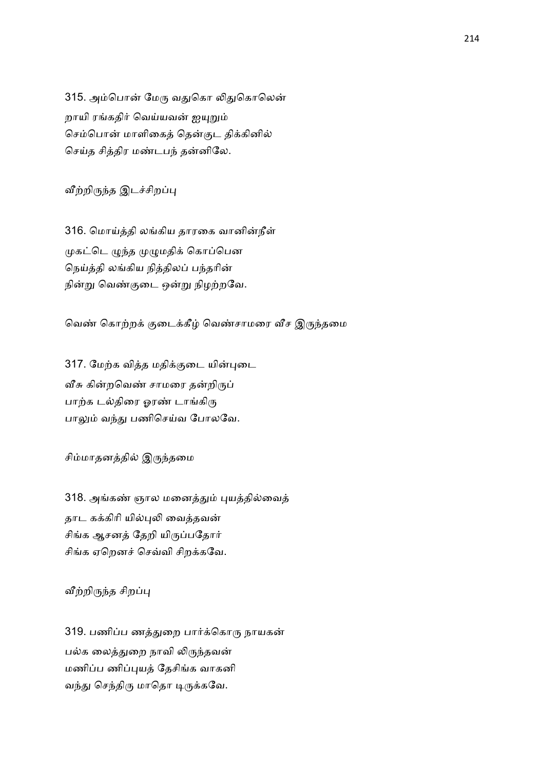315. அம்பொன் மேரு வதுகொ லிதுகொலென்
றாயி ரங்கதிர் வெய்யவன் ஐயுறும்
செம்பொன் மாளிகைத் தென்குட திக்கினில்
செய்த சித்திர மண்டபந் தன்னிலே.

வீற்றிருந்த இடச்சிறப்பு

316. மொய்த்தி லங்கிய தாரகை வானின்நீள்
முகட்டெ ழுந்த முழுமதிக் கொப்பென
நெய்த்தி லங்கிய நித்திலப் பந்தரின்
நின்று வெண்குடை ஒன்று நிழற்றவே.

வெண் கொற்றக் குடைக்கீழ் வெண்சாமரை வீச இருந்தமை

317. மேற்க வித்த மதிக்குடை யின்புடை
வீசு கின்றவெண் சாமரை தன்றிருப்
பாற்க டல்திரை ஓரண் டாங்கிரு
பாலும் வந்து பணிசெய்வ போலவே.

சிம்மாதனத்தில் இருந்தமை

318. அங்கண் ஞால மனைத்தும் புயத்தில்வைத்
தாட கக்கிரி யில்புலி வைத்தவன்
சிங்க ஆசனத் தேறி யிருப்பதோர்
சிங்க ஏறெனச் செவ்வி சிறக்கவே.

வீற்றிருந்த சிறப்பு

319. பணிப்ப ணத்துறை பார்க்கொரு நாயகன்
பல்க லைத்துறை நாவி லிருந்தவன்
மணிப்ப ணிப்புயத் தேசிங்க வாகனி
வந்து செந்திரு மாதொ டிருக்கவே.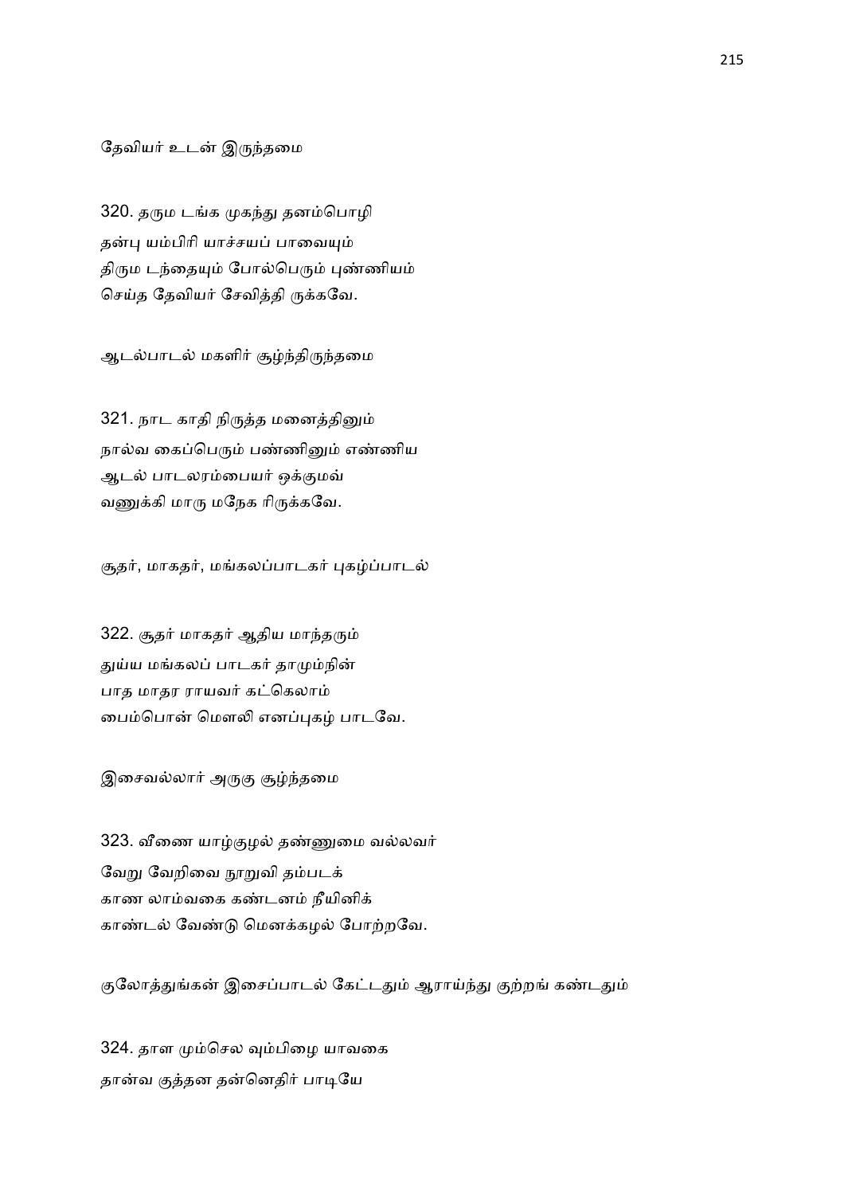தேவியர் உடன் இருந்தமை

320. தரும டங்க முகந்து தனம்பொழி
தன்பு யம்பிரி யாச்சயப் பாவையும்
திரும டந்தையும் போல்பெரும் புண்ணியம்
செய்த தேவியர் சேவித்தி ருக்கவே.

ஆடல்பாடல் மகளிர் சூழ்ந்திருந்தமை

321. நாட காதி நிருத்த மனைத்தினும்
நால்வ கைப்பெரும் பண்ணினும் எண்ணிய
ஆடல் பாடலரம்பையர் ஒக்குமவ்
வணுக்கி மாரு மநேக ரிருக்கவே.

சூதர், மாகதர், மங்கலப்பாடகர் புகழ்ப்பாடல்

322. சூதர் மாகதர் ஆதிய மாந்தரும்
துய்ய மங்கலப் பாடகர் தாமும்நின்
பாத மாதர ராயவர் கட்கெலாம்
பைம்பொன் மௌலி எனப்புகழ் பாடவே.

இசைவல்லார் அருகு சூழ்ந்தமை

323. வீணை யாழ்குழல் தண்ணுமை வல்லவர்
வேறு வேறிவை நூறுவி தம்படக்
காண லாம்வகை கண்டனம் நீயினிக்
காண்டல் வேண்டு மெனக்கழல் போற்றவே.

குலோத்துங்கன் இசைப்பாடல் கேட்டதும் ஆராய்ந்து குற்றங் கண்டதும்

324. தாள மும்செல வும்பிழை யாவகை
தான்வ குத்தன தன்னெதிர் பாடியே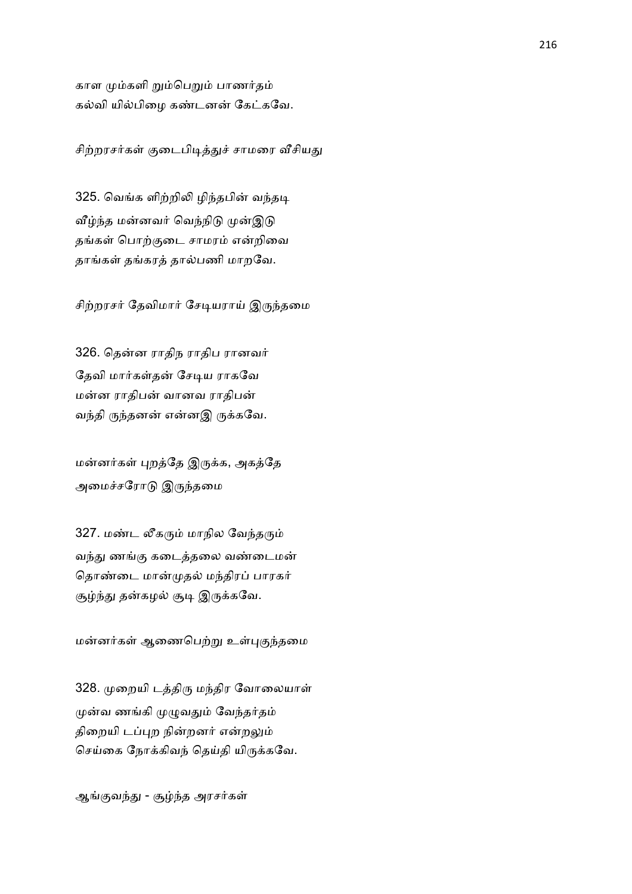காள மும்களி றும்பெறும் பாணர்தம்
கல்வி யில்பிழை கண்டனன் கேட்கவே.

சிற்றரசர்கள் குடைபிடித்துச் சாமரை வீசியது

325. வெங்க ளிற்றிலி ழிந்தபின் வந்தடி
வீழ்ந்த மன்னவர் வெந்நிடு முன்இடு
தங்கள் பொற்குடை சாமரம் என்றிவை
தாங்கள் தங்கரத் தால்பணி மாறவே.

சிற்றரசர் தேவிமார் சேடியராய் இருந்தமை

326. தென்ன ராதிந ராதிப ரானவர்
தேவி மார்கள்தன் சேடிய ராகவே
மன்ன ராதிபன் வானவ ராதிபன்
வந்தி ருந்தனன் என்னஇ ருக்கவே.

மன்னர்கள் புறத்தே இருக்க, அகத்தே
அமைச்சரோடு இருந்தமை

327. மண்ட லீகரும் மாநில வேந்தரும்
வந்து ணங்கு கடைத்தலை வண்டைமன்
தொண்டை மான்முதல் மந்திரப் பாரகர்
சூழ்ந்து தன்கழல் சூடி இருக்கவே.

மன்னர்கள் ஆணைபெற்று உள்புகுந்தமை

328. முறையி டத்திரு மந்திர வோலையாள்
முன்வ ணங்கி முழுவதும் வேந்தர்தம்
திறையி டப்புற நின்றனர் என்றலும்
செய்கை நோக்கிவந் தெய்தி யிருக்கவே.

ஆங்குவந்து - சூழ்ந்த அரசர்கள்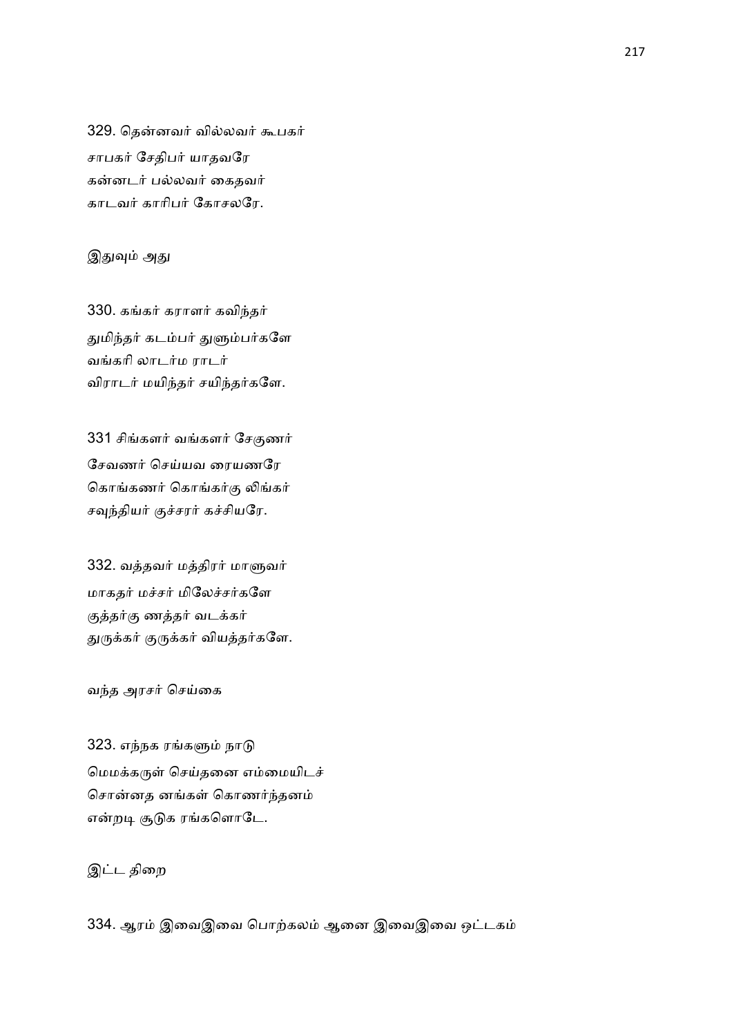329. தென்னவர் வில்லவர் கூபகர்
சாபகர் சேதிபர் யாதவரே
கன்னடர் பல்லவர் கைதவர்
காடவர் காரிபர் கோசலரே.

இதுவும் அது

330. கங்கர் கராளர் கவிந்தர்
துமிந்தர் கடம்பர் துளும்பர்களே
வங்கரி லாடர்ம ராடர்
விராடர் மயிந்தர் சயிந்தர்களே.

331 சிங்களர் வங்களர் சேகுணர்
சேவணர் செய்யவ ரையணரே
கொங்கணர் கொங்கர்கு லிங்கர்
சவுந்தியர் குச்சரர் கச்சியரே.

332. வத்தவர் மத்திரர் மாளுவர்
மாகதர் மச்சர் மிலேச்சர்களே
குத்தர்கு ணத்தர் வடக்கர்
துருக்கர் குருக்கர் வியத்தர்களே.

வந்த அரசர் செய்கை

323. எந்நக ரங்களும் நாடு
மெமக்கருள் செய்தனை எம்மையிடச்
சொன்னத னங்கள் கொணர்ந்தனம்
என்றடி சூடுக ரங்களொடே.

இட்ட திறை

334. ஆரம் இவைஇவை பொற்கலம் ஆனை இவைஇவை ஒட்டகம்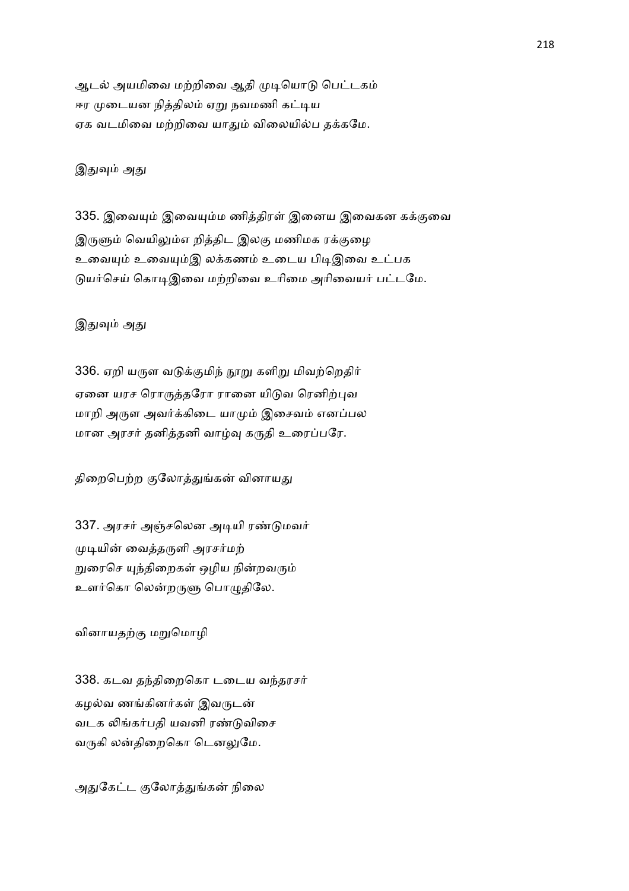ஆடல் அயமிவை மற்றிவை ஆதி முடியொடு பெட்டகம்
ஈர முடையன நித்திலம் ஏறு நவமணி கட்டிய
ஏக வடமிவை மற்றிவை யாதும் விலையில்ப தக்கமே.

இதுவும் அது

335. இவையும் இவையும்ம ணித்திரள் இனைய இவைகன கக்குவை
இருளும் வெயிலும்எ றித்திட இலகு மணிமக ரக்குழை
உவையும் உவையும்இ லக்கணம் உடைய பிடிஇவை உட்பக
டுயர்செய் கொடிஇவை மற்றிவை உரிமை அரிவையர் பட்டமே.

இதுவும் அது

336. ஏறி யருள வடுக்குமிந் நூறு களிறு மிவற்றெதிர்
ஏனை யரச ரொருத்தரோ ரானை யிடுவ ரெனிற்புவ
மாறி அருள அவர்க்கிடை யாமும் இசைவம் எனப்பல
மான அரசர் தனித்தனி வாழ்வு கருதி உரைப்பரே.

திறைபெற்ற குலோத்துங்கன் வினாயது

337. அரசர் அஞ்சலென அடியி ரண்டுமவர்
முடியின் வைத்தருளி அரசர்மற்
றுரைசெ யுந்திறைகள் ஒழிய நின்றவரும்
உளர்கொ லென்றருளு பொழுதிலே.

வினாயதற்கு மறுமொழி

338. கடவ தந்திறைகொ டடைய வந்தரசர்
கழல்வ ணங்கினர்கள் இவருடன்
வடக லிங்கர்பதி யவனி ரண்டுவிசை
வருகி லன்திறைகொ டெனலுமே.

அதுகேட்ட குலோத்துங்கன் நிலை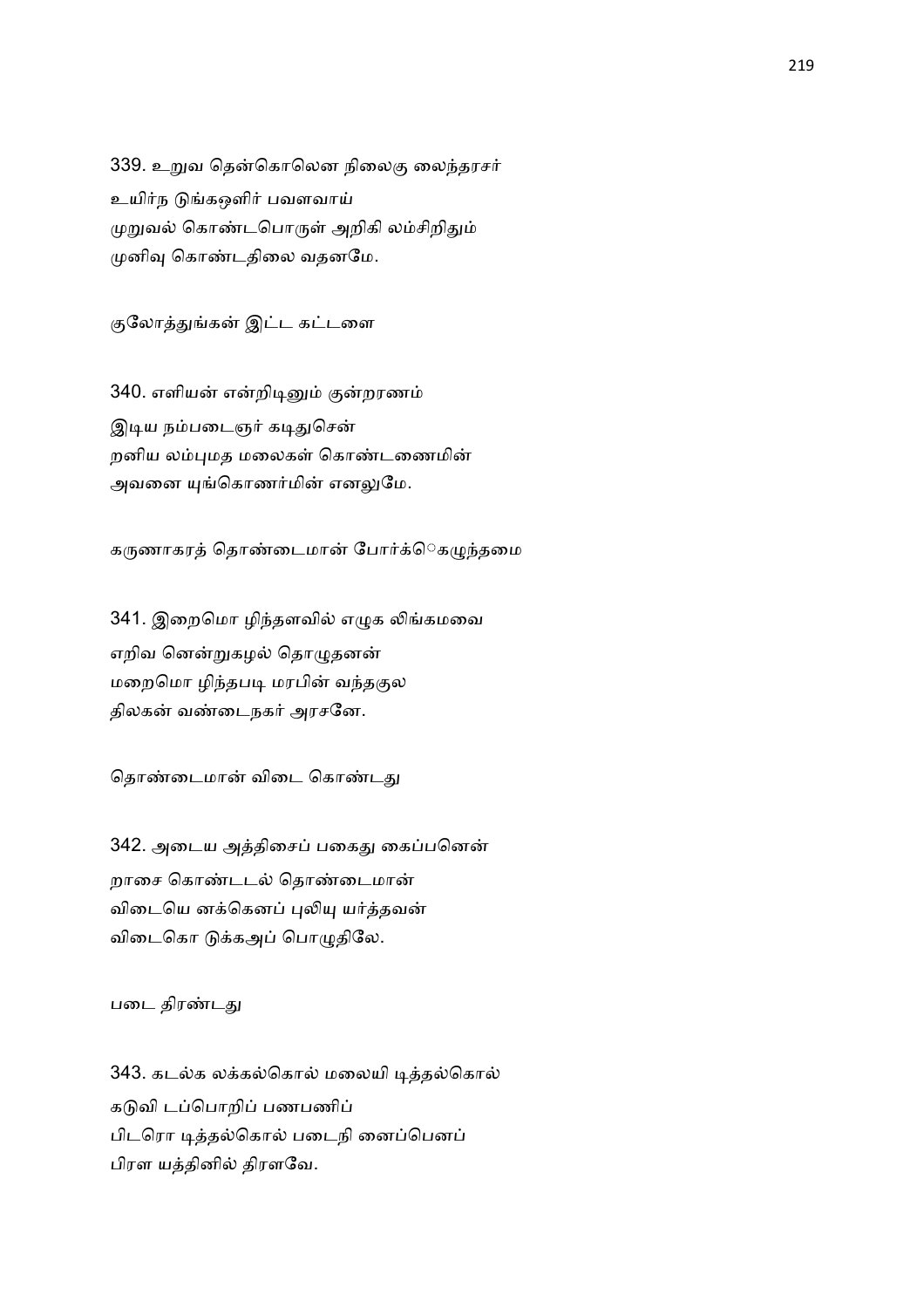339. உறுவ தென்கொலென நிலைகு லைந்தரசர்
உயிர்ந டுங்கஒளிர் பவளவாய்
முறுவல் கொண்டபொருள் அறிகி லம்சிறிதும்
முனிவு கொண்டதிலை வதனமே.

குலோத்துங்கன் இட்ட கட்டளை

340. எளியன் என்றிடினும் குன்றரணம்
இடிய நம்படைஞர் கடிதுசென்
றனிய லம்புமத மலைகள் கொண்டணைமின்
அவனை யுங்கொணர்மின் எனலுமே.

கருணாகரத் தொண்டைமான் போர்க்ெெகழுந்தமை

341. இறைமொ ழிந்தளவில் எழுக லிங்கமவை
எறிவ னென்றுகழல் தொழுதனன்
மறைமொ ழிந்தபடி மரபின் வந்தகுல
திலகன் வண்டைநகர் அரசனே.

தொண்டைமான் விடை கொண்டது

342. அடைய அத்திசைப் பகைது கைப்பனென்
றாசை கொண்டடல் தொண்டைமான்
விடையெ னக்கெனப் புலியு யர்த்தவன்
விடைகொ டுக்கஅப் பொழுதிலே.

படை திரண்டது

343. கடல்க லக்கல்கொல் மலையி டித்தல்கொல்
கடுவி டப்பொறிப் பணபணிப்
பிடரொ டித்தல்கொல் படைநி னைப்பெனப்
பிரள யத்தினில் திரளவே.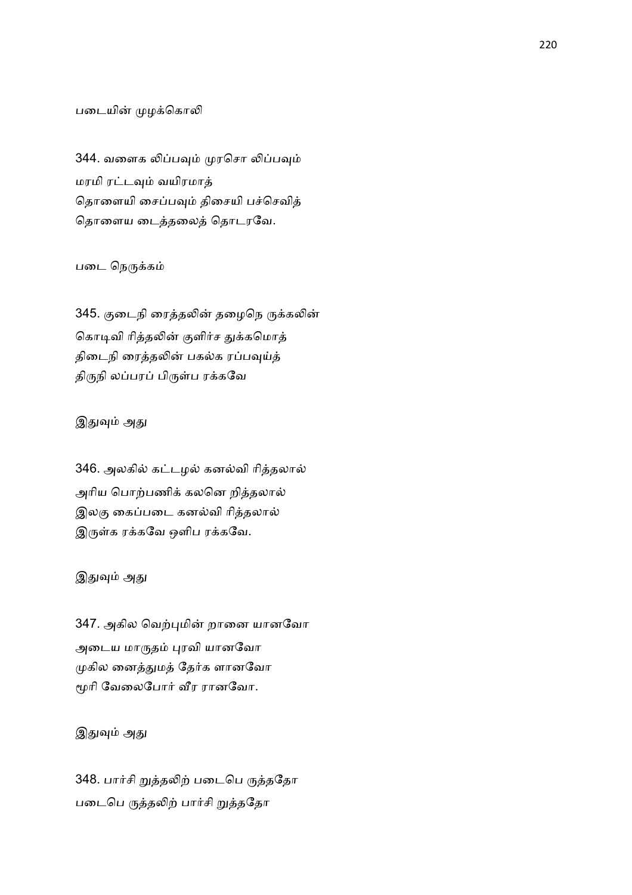படையின் முழக்கொலி

344. வளைக லிப்பவும் முரசொ லிப்பவும்
மரமி ரட்டவும் வயிரமாத்
தொளையி சைப்பவும் திசையி பச்செவித்
தொளைய டைத்தலைத் தொடரவே.

படை நெருக்கம்

345. குடைநி ரைத்தலின் தழைநெ ருக்கலின்
கொடிவி ரித்தலின் குளிர்ச துக்கமொத்
திடைநி ரைத்தலின் பகல்க ரப்பவுய்த்
திருநி லப்பரப் பிருள்ப ரக்கவே

இதுவும் அது

346. அலகில் கட்டழல் கனல்வி ரித்தலால்
அரிய பொற்பணிக் கலனெ றித்தலால்
இலகு கைப்படை கனல்வி ரித்தலால்
இருள்க ரக்கவே ஒளிப ரக்கவே.

இதுவும் அது

347. அகில வெற்புமின் றானை யானவோ
அடைய மாருதம் புரவி யானவோ
முகில னைத்துமத் தேர்க ளானவோ
மூரி வேலைபோர் வீர ரானவோ.

இதுவும் அது

348. பார்சி றுத்தலிற் படைபெ ருத்ததோ
படைபெ ருத்தலிற் பார்சி றுத்ததோ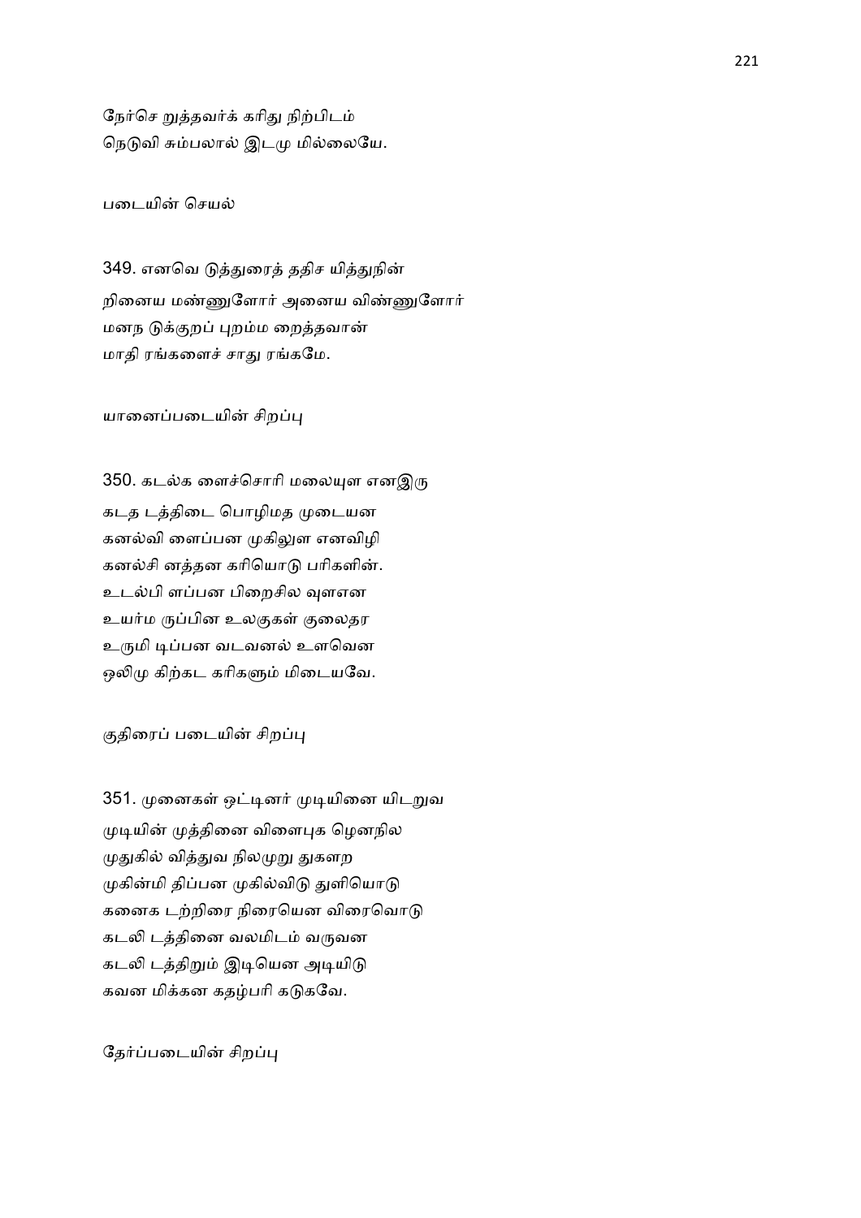நேர்செ றுத்தவர்க் கரிது நிற்பிடம்
நெடுவி சும்பலால் இடமு மில்லையே.

படையின் செயல்

349. எனவெ டுத்துரைத் ததிச யித்துநின்
றினைய மண்ணுளோர் அனைய விண்ணுளோர்
மனந டுக்குறப் புறம்ம றைத்தவான்
மாதி ரங்களைச் சாது ரங்கமே.

யானைப்படையின் சிறப்பு

350. கடல்க ளைச்சொரி மலையுள எனஇரு
கடத டத்திடை பொழிமத முடையன
கனல்வி ளைப்பன முகிலுள எனவிழி
கனல்சி னத்தன கரியொடு பரிகளின்.
உடல்பி ளப்பன பிறைசில வுளஎன
உயர்ம ருப்பின உலகுகள் குலைதர
உருமி டிப்பன வடவனல் உளவென
ஒலிமு கிற்கட கரிகளும் மிடையவே.

குதிரைப் படையின் சிறப்பு

351. முனைகள் ஒட்டினர் முடியினை யிடறுவ
முடியின் முத்தினை விளைபுக ழெனநில
முதுகில் வித்துவ நிலமுறு துகளற
முகின்மி திப்பன முகில்விடு துளியொடு
கனைக டற்றிரை நிரையென விரைவொடு
கடலி டத்தினை வலமிடம் வருவன
கடலி டத்திறும் இடியென அடியிடு
கவன மிக்கன கதழ்பரி கடுகவே.

தேர்ப்படையின் சிறப்பு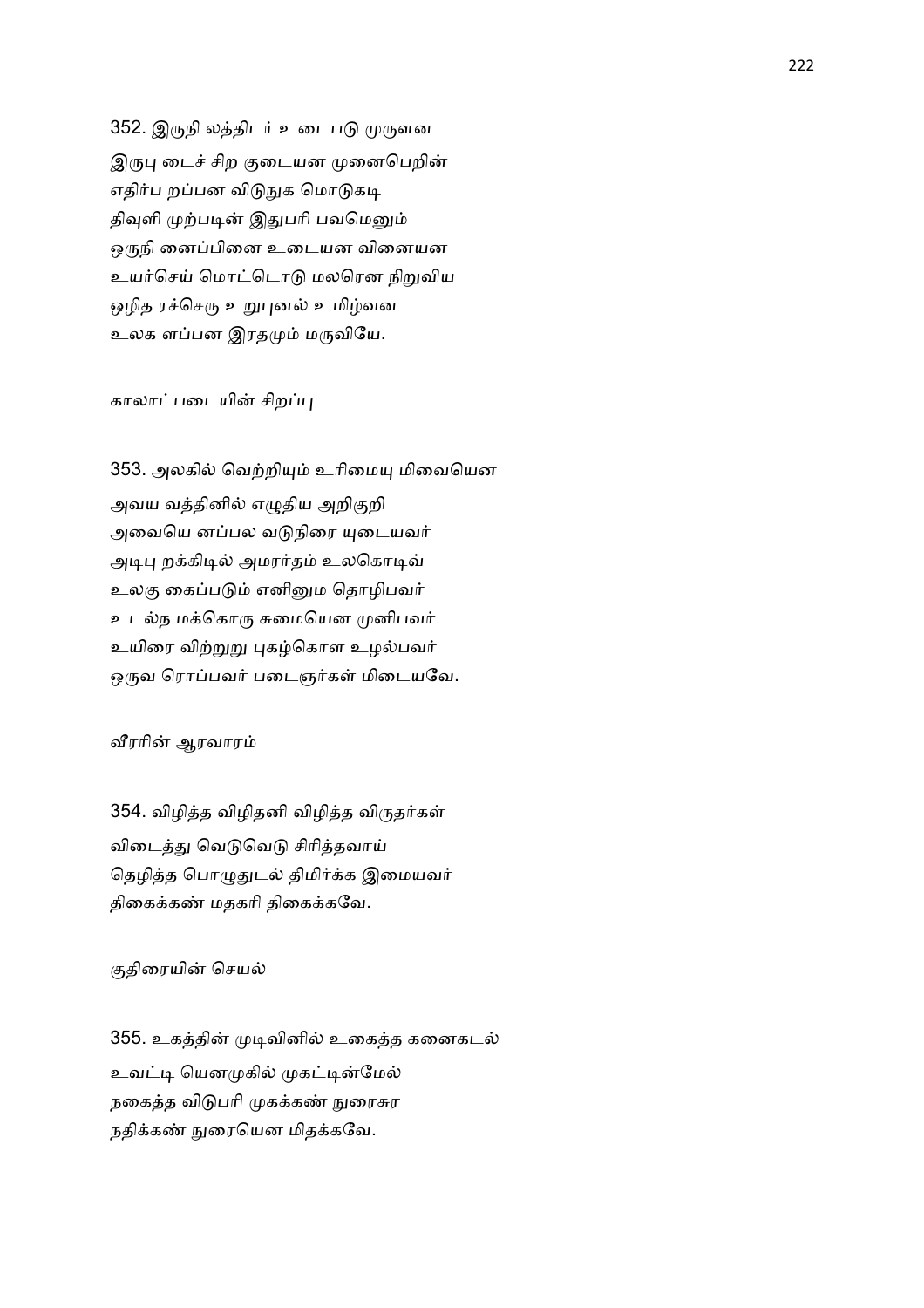352. இருநி லத்திடர் உடைபடு முருளன
இருபு டைச் சிற குடையன முனைபெறின்
எதிர்ப றப்பன விடுநுக மொடுகடி
திவுளி முற்படின் இதுபரி பவமெனும்
ஒருநி னைப்பினை உடையன வினையன
உயர்செய் மொட்டொடு மலரென நிறுவிய
ஒழித ரச்செரு உறுபுனல் உமிழ்வன
உலக ளப்பன இரதமும் மருவியே.

காலாட்படையின் சிறப்பு

353. அலகில் வெற்றியும் உரிமையு மிவையென
அவய வத்தினில் எழுதிய அறிகுறி
அவையெ னப்பல வடுநிரை யுடையவர்
அடிபு றக்கிடில் அமரர்தம் உலகொடிவ்
உலகு கைப்படும் எனினும தொழிபவர்
உடல்ந மக்கொரு சுமையென முனிபவர்
உயிரை விற்றுறு புகழ்கொள உழல்பவர்
ஒருவ ரொப்பவர் படைஞர்கள் மிடையவே.

வீரரின் ஆரவாரம்

354. விழித்த விழிதனி விழித்த விருதர்கள்
விடைத்து வெடுவெடு சிரித்தவாய்
தெழித்த பொழுதுடல் திமிர்க்க இமையவர்
திகைக்கண் மதகரி திகைக்கவே.

குதிரையின் செயல்

355. உகத்தின் முடிவினில் உகைத்த கனைகடல்
உவட்டி யெனமுகில் முகட்டின்மேல்
நகைத்த விடுபரி முகக்கண் நுரைசுர
நதிக்கண் நுரையென மிதக்கவே.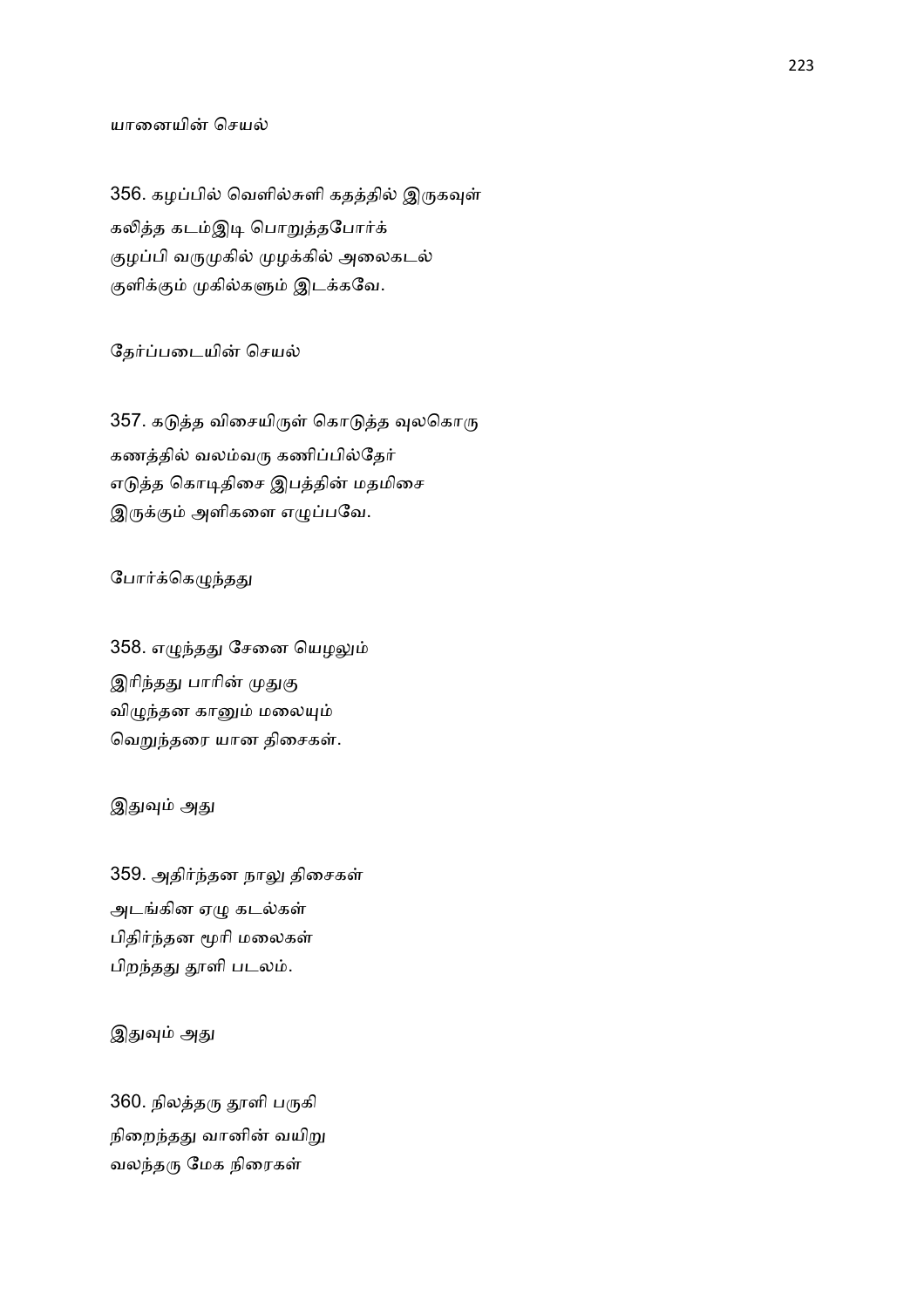யானையின் செயல்

356. கழப்பில் வெளில்சுளி கதத்தில் இருகவுள்
கலித்த கடம்இடி பொறுத்தபோர்க்
குழப்பி வருமுகில் முழக்கில் அலைகடல்
குளிக்கும் முகில்களும் இடக்கவே.

தேர்ப்படையின் செயல்

357. கடுத்த விசையிருள் கொடுத்த வுலகொரு
கணத்தில் வலம்வரு கணிப்பில்தேர்
எடுத்த கொடிதிசை இபத்தின் மதமிசை
இருக்கும் அளிகளை எழுப்பவே.

போர்க்கெழுந்தது

358. எழுந்தது சேனை யெழலும்
இரிந்தது பாரின் முதுகு
விழுந்தன கானும் மலையும்
வெறுந்தரை யான திசைகள்.

இதுவும் அது

359. அதிர்ந்தன நாலு திசைகள்
அடங்கின ஏழு கடல்கள்
பிதிர்ந்தன மூரி மலைகள்
பிறந்தது தூளி படலம்.

இதுவும் அது

360. நிலத்தரு தூளி பருகி
நிறைந்தது வானின் வயிறு
வலந்தரு மேக நிரைகள்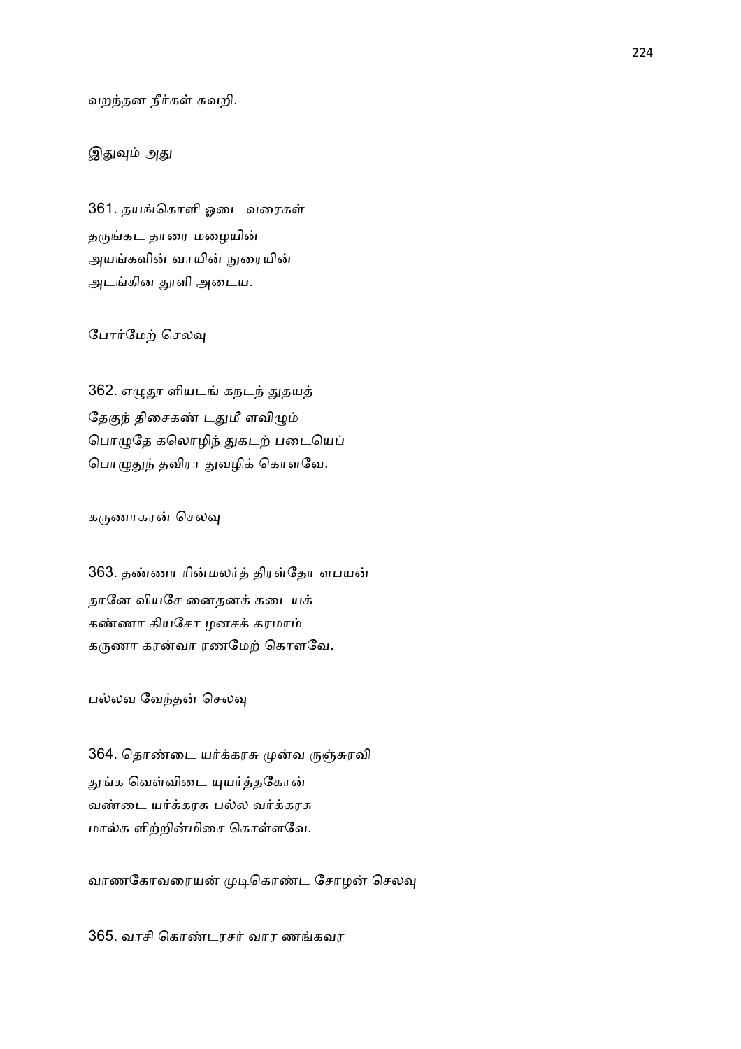வறந்தன நீர்கள் சுவறி.

இதுவும் அது

361. தயங்கொளி ஓடை வரைகள்
தருங்கட தாரை மழையின்
அயங்களின் வாயின் நுரையின்
அடங்கின தூளி அடைய.

போர்மேற் செலவு

362. எழுதூ ளியடங் கநடந் துதயத்
தேகுந் திசைகண் டதுமீ ளவிழும்
பொழுதே கலொழிந் துகடற் படையெப்
பொழுதுந் தவிரா துவழிக் கொளவே.

கருணாகரன் செலவு

363. தண்ணா ரின்மலர்த் திரள்தோ ளபயன்
தானே வியசே னைதனக் கடையக்
கண்ணா கியசோ ழனசக் கரமாம்
கருணா கரன்வா ரணமேற் கொளவே.

பல்லவ வேந்தன் செலவு

364. தொண்டை யர்க்கரசு முன்வ ருஞ்சுரவி
துங்க வெள்விடை யுயர்த்தகோன்
வண்டை யர்க்கரசு பல்ல வர்க்கரசு
மால்க ளிற்றின்மிசை கொள்ளவே.

வாணகோவரையன் முடிகொண்ட சோழன் செலவு

365. வாசி கொண்டரசர் வார ணங்கவர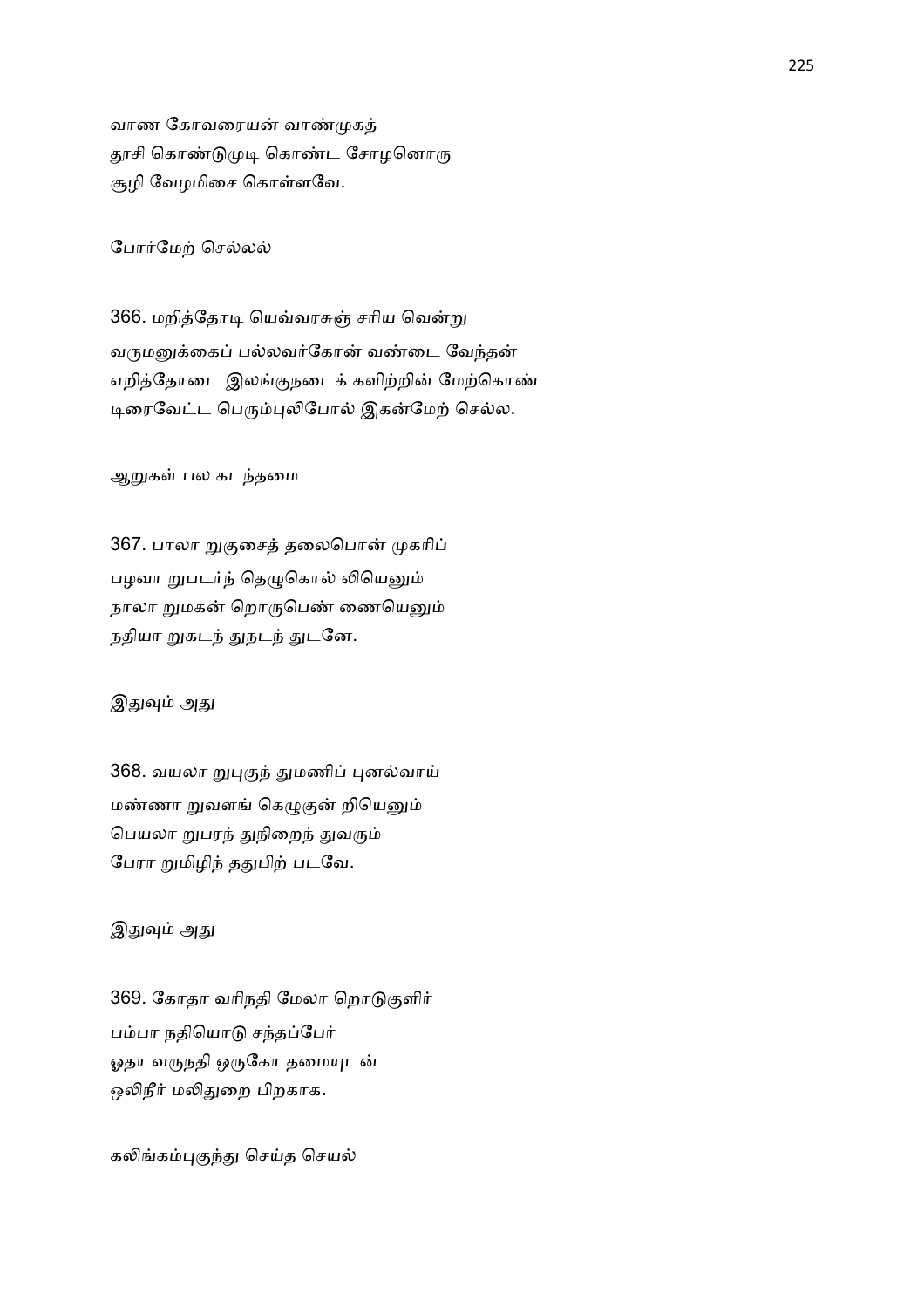வாண கோவரையன் வாண்முகத்
தூசி கொண்டுமுடி கொண்ட சோழனொரு
சூழி வேழமிசை கொள்ளவே.

போர்மேற் செல்லல்

366. மறித்தோடி யெவ்வரசுஞ் சரிய வென்று
வருமனுக்கைப் பல்லவர்கோன் வண்டை வேந்தன்
எறித்தோடை இலங்குநடைக் களிற்றின் மேற்கொண்
டிரைவேட்ட பெரும்புலிபோல் இகன்மேற் செல்ல.

ஆறுகள் பல கடந்தமை

367. பாலா றுகுசைத் தலைபொன் முகரிப்
பழவா றுபடர்ந் தெழுகொல் லியெனும்
நாலா றுமகன் றொருபெண் ணையெனும்
நதியா றுகடந் துநடந் துடனே.

இதுவும் அது

368. வயலா றுபுகுந் துமணிப் புனல்வாய்
மண்ணா றுவளங் கெழுகுன் றியெனும்
பெயலா றுபரந் துநிறைந் துவரும்
பேரா றுமிழிந் ததுபிற் படவே.

இதுவும் அது

369. கோதா வரிநதி மேலா றொடுகுளிர்
பம்பா நதியொடு சந்தப்பேர்
ஓதா வருநதி ஒருகோ தமையுடன்
ஒலிநீர் மலிதுறை பிறகாக.

கலிங்கம்புகுந்து செய்த செயல்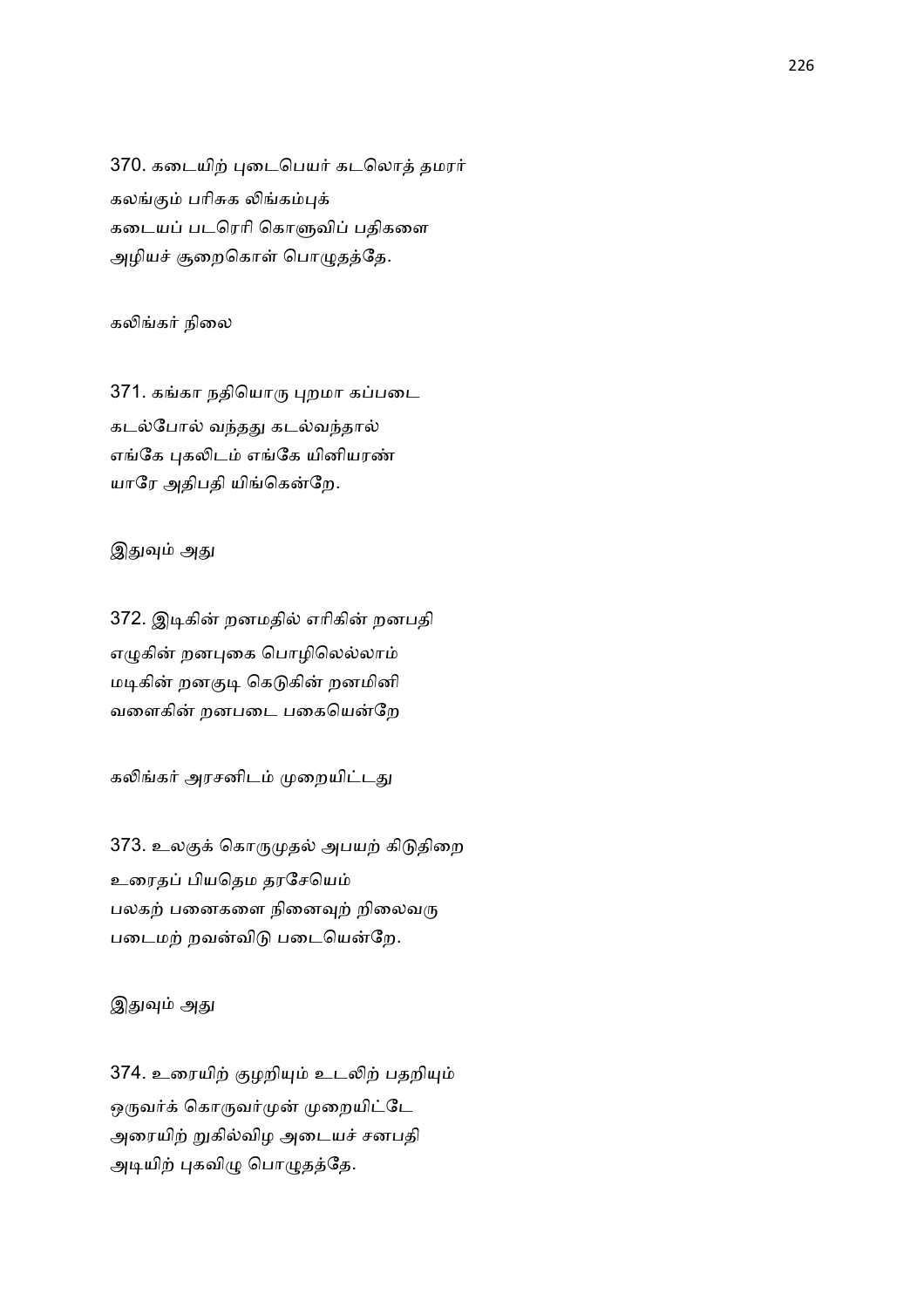370. கடையிற் புடைபெயர் கடலொத் தமரர்
கலங்கும் பரிசுக லிங்கம்புக்
கடையப் படரெரி கொளுவிப் பதிகளை
அழியச் சூறைகொள் பொழுதத்தே.

கலிங்கர் நிலை

371. கங்கா நதியொரு புறமா கப்படை
கடல்போல் வந்தது கடல்வந்தால்
எங்கே புகலிடம் எங்கே யினியரண்
யாரே அதிபதி யிங்கென்றே.

இதுவும் அது

372. இடிகின் றனமதில் எரிகின் றனபதி
எழுகின் றனபுகை பொழிலெல்லாம்
மடிகின் றனகுடி கெடுகின் றனமினி
வளைகின் றனபடை பகையென்றே

கலிங்கர் அரசனிடம் முறையிட்டது

373. உலகுக் கொருமுதல் அபயற் கிடுதிறை
உரைதப் பியதெம தரசேயெம்
பலகற் பனைகளை நினைவுற் றிலைவரு
படைமற் றவன்விடு படையென்றே.

இதுவும் அது

374. உரையிற் குழறியும் உடலிற் பதறியும்
ஒருவர்க் கொருவர்முன் முறையிட்டே
அரையிற் றுகில்விழ அடையச் சனபதி
அடியிற் புகவிழு பொழுதத்தே.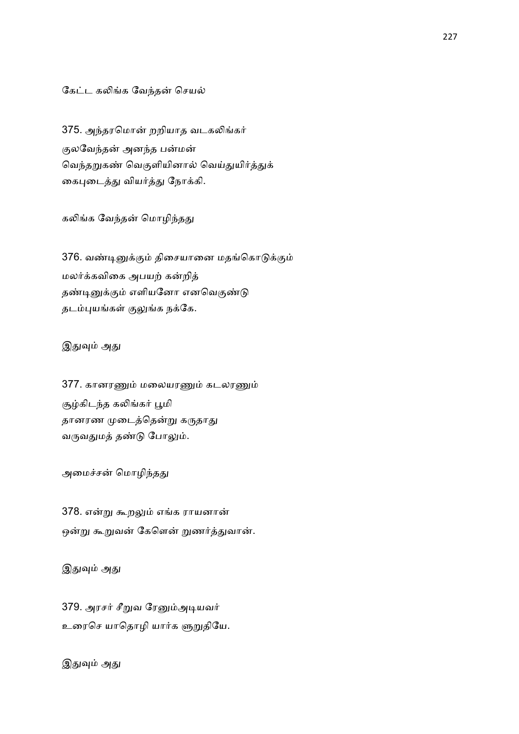கேட்ட கலிங்க வேந்தன் செயல்

375. அந்தரமொன் றறியாத வடகலிங்கர்
குலவேந்தன் அனந்த பன்மன்
வெந்தறுகண் வெகுளியினால் வெய்துயிர்த்துக்
கைபுடைத்து வியர்த்து நோக்கி.

கலிங்க வேந்தன் மொழிந்தது

376. வண்டினுக்கும் திசையானை மதங்கொடுக்கும்
மலர்க்கவிகை அபயற் கன்றித்
தண்டினுக்கும் எளியனோ எனவெகுண்டு
தடம்புயங்கள் குலுங்க நக்கே.

இதுவும் அது

377. கானரணும் மலையரணும் கடலரணும்
சூழ்கிடந்த கலிங்கர் பூமி
தானரண முடைத்தென்று கருதாது
வருவதுமத் தண்டு போலும்.

அமைச்சன் மொழிந்தது

378. என்று கூறலும் எங்க ராயனான்
ஒன்று கூறுவன் கேளென் றுணர்த்துவான்.

இதுவும் அது

379. அரசர் சீறுவ ரேனும்அடியவர்
உரைசெ யாதொழி யார்க ளுறுதியே.

இதுவும் அது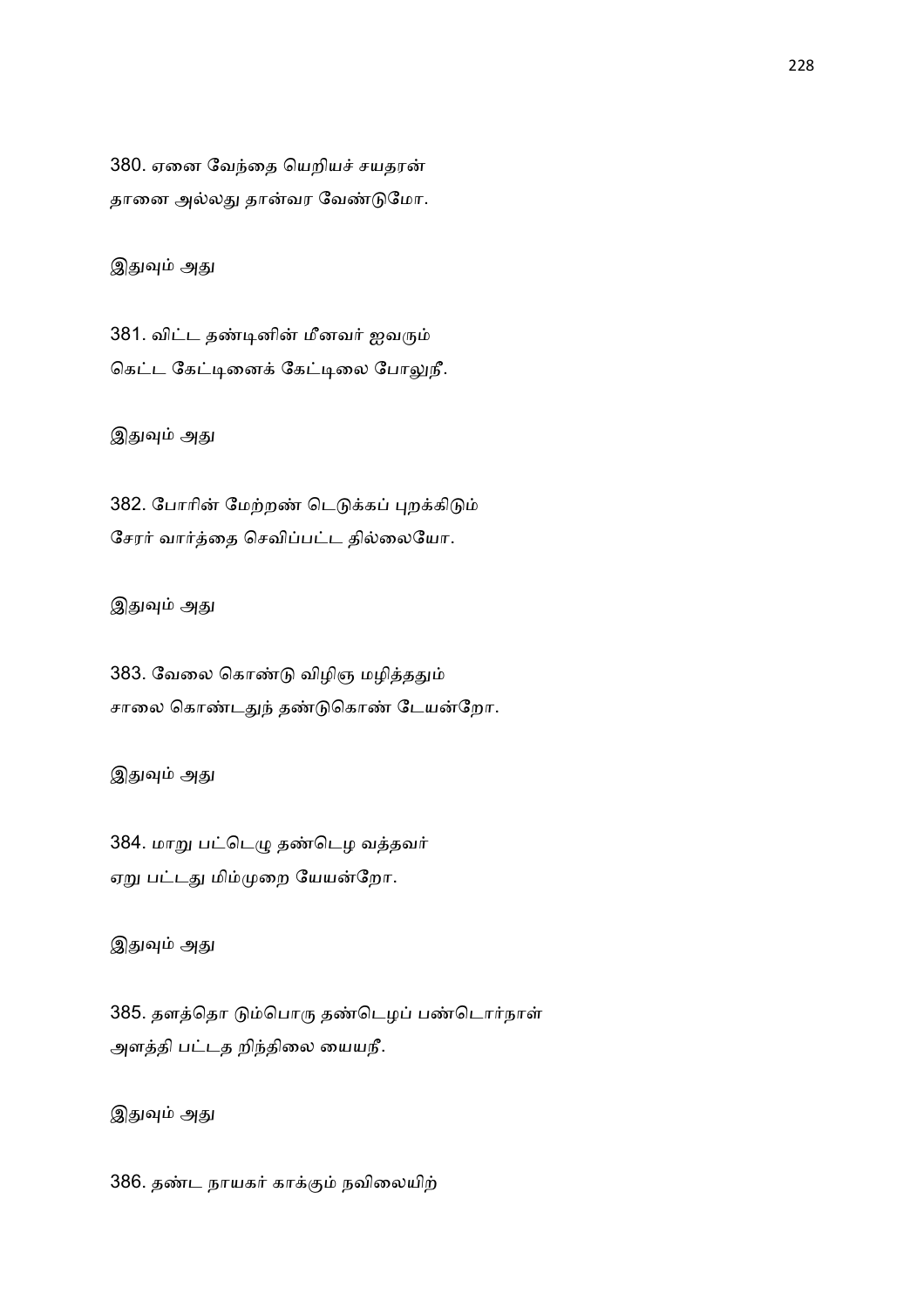380. ஏனை வேந்தை யெறியச் சயதரன்
தானை அல்லது தான்வர வேண்டுமோ.

இதுவும் அது

381. விட்ட தண்டினின் மீனவர் ஐவரும்
கெட்ட கேட்டினைக் கேட்டிலை போலுநீ.

இதுவும் அது

382. போரின் மேற்றண் டெடுக்கப் புறக்கிடும்
சேரர் வார்த்தை செவிப்பட்ட தில்லையோ.

இதுவும் அது

383. வேலை கொண்டு விழிஞ மழித்ததும்
சாலை கொண்டதுந் தண்டுகொண் டேயன்றோ.

இதுவும் அது

384. மாறு பட்டெழு தண்டெழ வத்தவர்
ஏறு பட்டது மிம்முறை யேயன்றோ.

இதுவும் அது

385. தளத்தொ டும்பொரு தண்டெழப் பண்டொர்நாள்
அளத்தி பட்டத றிந்திலை யையநீ.

இதுவும் அது

386. தண்ட நாயகர் காக்கும் நவிலையிற்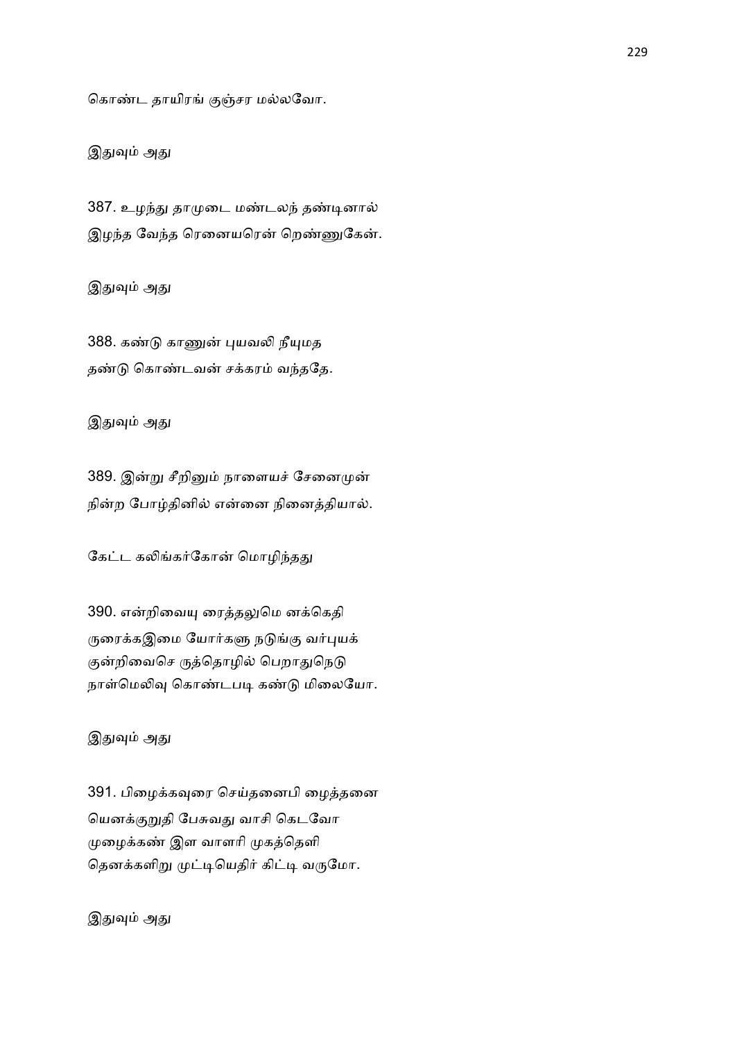கொண்ட தாயிரங் குஞ்சர மல்லவோ.

இதுவும் அது

387. உழந்து தாமுடை மண்டலந் தண்டினால்
இழந்த வேந்த ரெனையரென் றெண்ணுகேன்.

இதுவும் அது

388. கண்டு காணுன் புயவலி நீயுமத
தண்டு கொண்டவன் சக்கரம் வந்ததே.

இதுவும் அது

389. இன்று சீறினும் நாளையச் சேனைமுன்
நின்ற போழ்தினில் என்னை நினைத்தியால்.

கேட்ட கலிங்கர்கோன் மொழிந்தது

390. என்றிவையு ரைத்தலுமெ னக்கெதி
ருரைக்கஇமை யோர்களு நடுங்கு வர்புயக்
குன்றிவைசெ ருத்தொழில் பெறாதுநெடு
நாள்மெலிவு கொண்டபடி கண்டு மிலையோ.

இதுவும் அது

391. பிழைக்கவுரை செய்தனைபி ழைத்தனை
யெனக்குறுதி பேசுவது வாசி கெடவோ
முழைக்கண் இள வாளரி முகத்தெளி
தெனக்களிறு முட்டியெதிர் கிட்டி வருமோ.

இதுவும் அது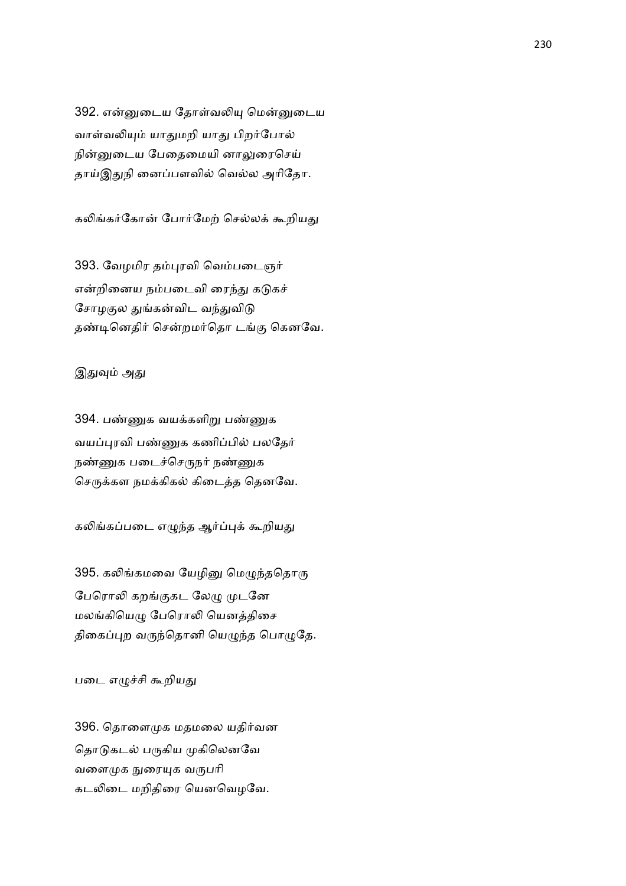392. என்னுடைய தோள்வலியு மென்னுடைய
வாள்வலியும் யாதுமறி யாது பிறர்போல்
நின்னுடைய பேதைமையி னாலுரைசெய்
தாய்இதுநி னைப்பளவில் வெல்ல அரிதோ.

கலிங்கர்கோன் போர்மேற் செல்லக் கூறியது

393. வேழமிர தம்புரவி வெம்படைஞர்
என்றினைய நம்படைவி ரைந்து கடுகச்
சோழகுல துங்கன்விட வந்துவிடு
தண்டினெதிர் சென்றமர்தொ டங்கு கெனவே.

இதுவும் அது

394. பண்ணுக வயக்களிறு பண்ணுக
வயப்புரவி பண்ணுக கணிப்பில் பலதேர்
நண்ணுக படைச்செருநர் நண்ணுக
செருக்கள நமக்கிகல் கிடைத்த தெனவே.

கலிங்கப்படை எழுந்த ஆர்ப்புக் கூறியது

395. கலிங்கமவை யேழினு மெழுந்ததொரு
பேரொலி கறங்குகட லேழு முடனே
மலங்கியெழு பேரொலி யெனத்திசை
திகைப்புற வருந்தொனி யெழுந்த பொழுதே.

படை எழுச்சி கூறியது

396. தொளைமுக மதமலை யதிர்வன
தொடுகடல் பருகிய முகிலெனவே
வளைமுக நுரையுக வருபரி
கடலிடை மறிதிரை யெனவெழவே.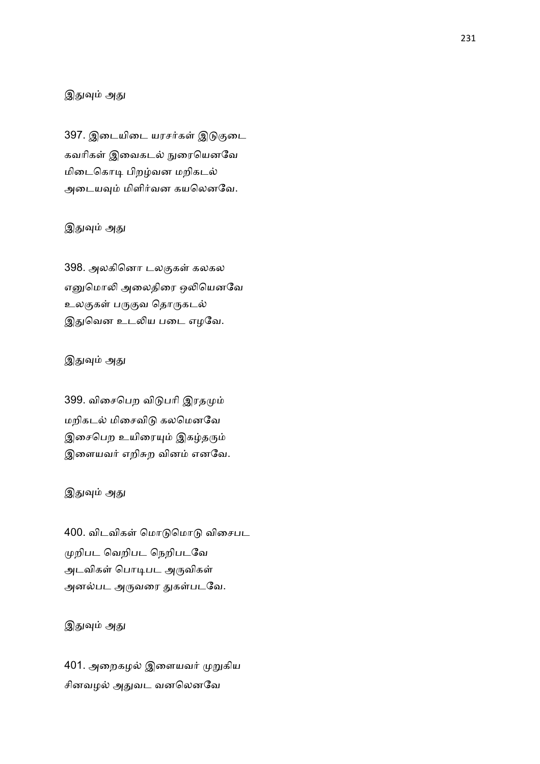இதுவும் அது

397. இடையிடை யரசர்கள் இடுகுடை
கவரிகள் இவைகடல் நுரையெனவே
மிடைகொடி பிறழ்வன மறிகடல்
அடையவும் மிளிர்வன கயலெனவே.

இதுவும் அது

398. அலகினொ டலகுகள் கலகல
எனுமொலி அலைதிரை ஒலியெனவே
உலகுகள் பருகுவ தொருகடல்
இதுவென உடலிய படை எழவே.

இதுவும் அது

399. விசைபெற விடுபரி இரதமும்
மறிகடல் மிசைவிடு கலமெனவே
இசைபெற உயிரையும் இகழ்தரும்
இளையவர் எறிசுற வினம் எனவே.

இதுவும் அது

400. விடவிகள் மொடுமொடு விசைபட
முறிபட வெறிபட நெறிபடவே
அடவிகள் பொடிபட அருவிகள்
அனல்பட அருவரை துகள்படவே.

இதுவும் அது

401. அறைகழல் இளையவர் முறுகிய
சினவழல் அதுவட வனலெனவே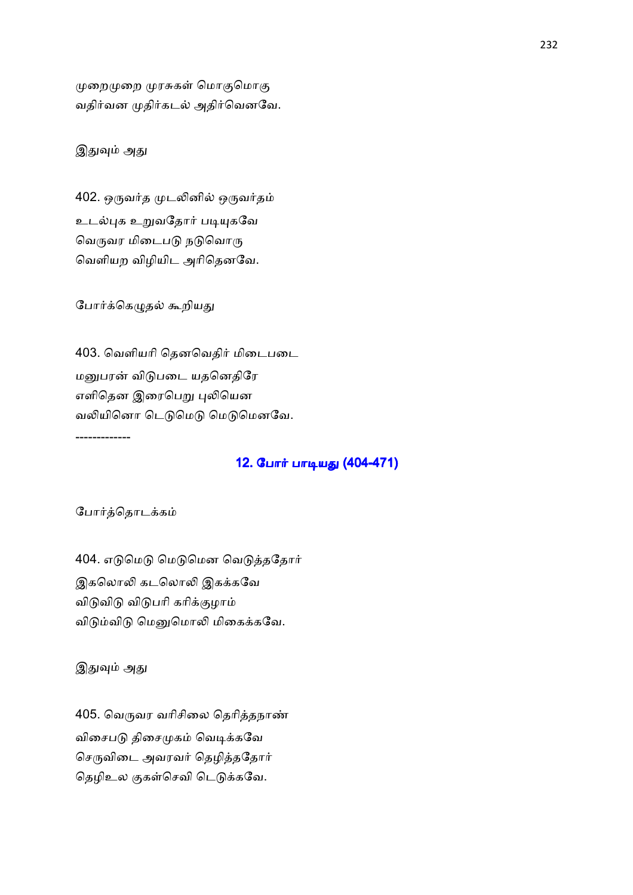முறைமுறை முரசுகள் மொகுமொகு
வதிர்வன முதிர்கடல் அதிர்வெனவே.

இதுவும் அது

402. ஒருவர்த முடலினில் ஒருவர்தம்
உடல்புக உறுவதோர் படியுகவே
வெருவர மிடைபடு நடுவொரு
வெளியற விழியிட அரிதெனவே.

போர்க்கெழுதல் கூறியது

403. வெளியரி தெனவெதிர் மிடைபடை
மனுபரன் விடுபடை யதனெதிரே
எளிதென இரைபெறு புலியென
வலியினொ டெடுமெடு மெடுமெனவே.

-------------

## 12. போர் பாடியது (404-471)

போர்த்தொடக்கம்

404. எடுமெடு மெடுமென வெடுத்ததோர்
இகலொலி கடலொலி இகக்கவே
விடுவிடு விடுபரி கரிக்குழாம்
விடும்விடு மெனுமொலி மிகைக்கவே.

இதுவும் அது

405. வெருவர வரிசிலை தெரித்தநாண்
விசைபடு திசைமுகம் வெடிக்கவே
செருவிடை அவரவர் தெழித்ததோர்
தெழிஉல குகள்செவி டெடுக்கவே.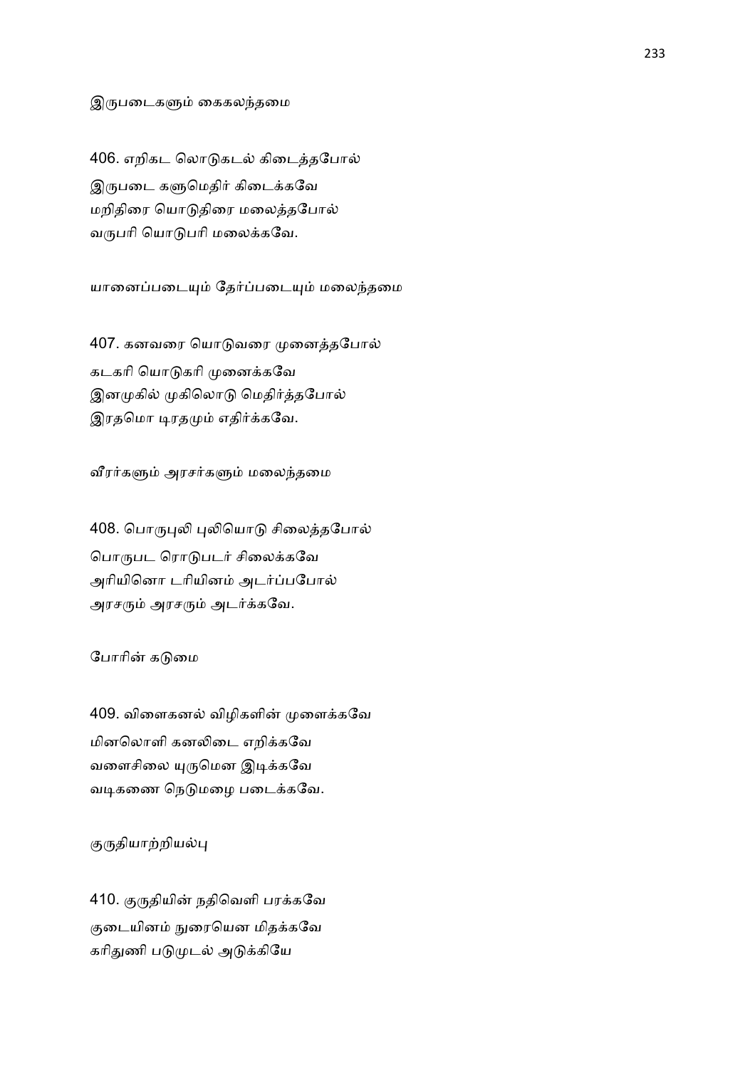இருபடைகளும் கைகலந்தமை

406. எறிகட லொடுகடல் கிடைத்தபோல்
இருபடை களுமெதிர் கிடைக்கவே
மறிதிரை யொடுதிரை மலைத்தபோல்
வருபரி யொடுபரி மலைக்கவே.

யானைப்படையும் தேர்ப்படையும் மலைந்தமை

407. கனவரை யொடுவரை முனைத்தபோல்
கடகரி யொடுகரி முனைக்கவே
இனமுகில் முகிலொடு மெதிர்த்தபோல்
இரதமொ டிரதமும் எதிர்க்கவே.

வீரர்களும் அரசர்களும் மலைந்தமை

408. பொருபுலி புலியொடு சிலைத்தபோல்
பொருபட ரொடுபடர் சிலைக்கவே
அரியினொ டரியினம் அடர்ப்பபோல்
அரசரும் அரசரும் அடர்க்கவே.

போரின் கடுமை

409. விளைகனல் விழிகளின் முளைக்கவே
மினலொளி கனலிடை எறிக்கவே
வளைசிலை யுருமென இடிக்கவே
வடிகணை நெடுமழை படைக்கவே.

குருதியாற்றியல்பு

410. குருதியின் நதிவெளி பரக்கவே
குடையினம் நுரையென மிதக்கவே
கரிதுணி படுமுடல் அடுக்கியே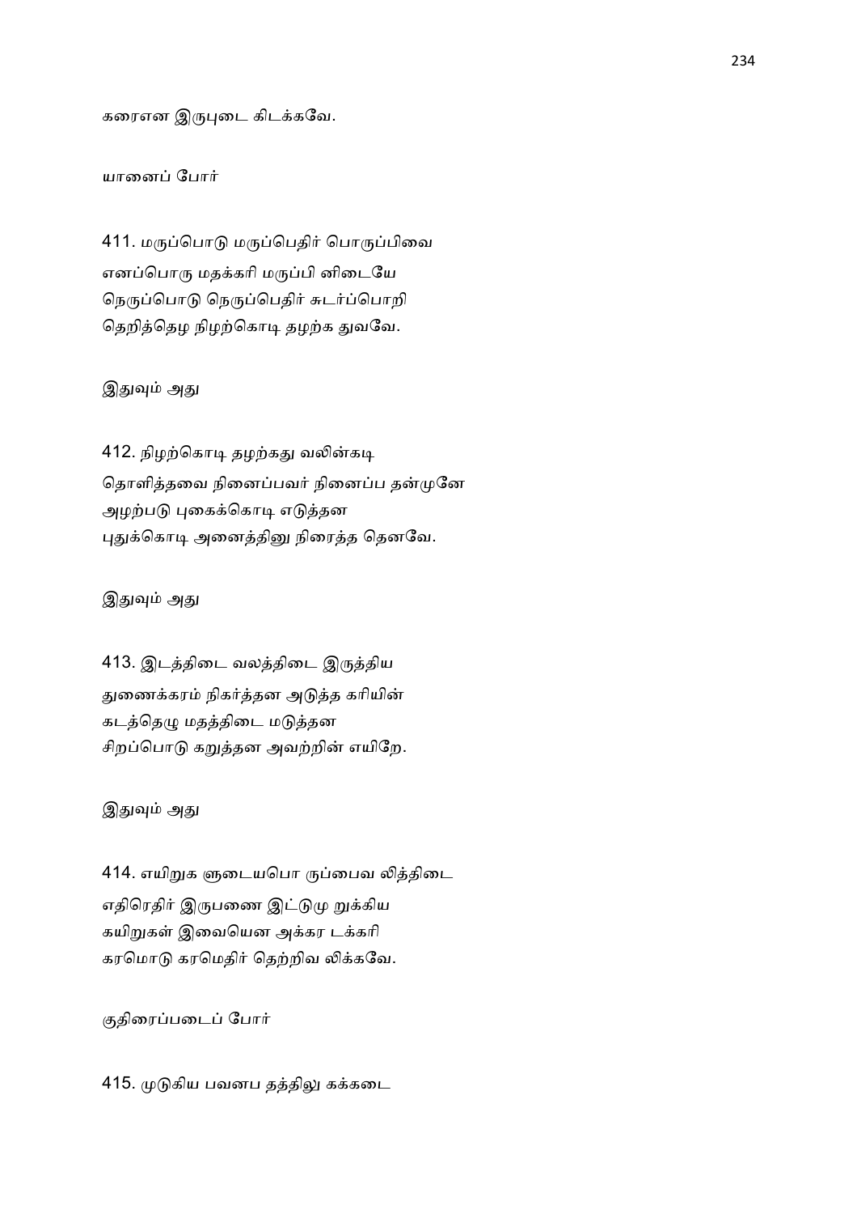கரைஎன இருபுடை கிடக்கவே.

யானைப் போர்

411. மருப்பொடு மருப்பெதிர் பொருப்பிவை
எனப்பொரு மதக்கரி மருப்பி னிடையே
நெருப்பொடு நெருப்பெதிர் சுடர்ப்பொறி
தெறித்தெழ நிழற்கொடி தழற்க துவவே.

இதுவும் அது

412. நிழற்கொடி தழற்கது வலின்கடி
தொளித்தவை நினைப்பவர் நினைப்ப தன்முனே
அழற்படு புகைக்கொடி எடுத்தன
புதுக்கொடி அனைத்தினு நிரைத்த தெனவே.

இதுவும் அது

413. இடத்திடை வலத்திடை இருத்திய
துணைக்கரம் நிகர்த்தன அடுத்த கரியின்
கடத்தெழு மதத்திடை மடுத்தன
சிறப்பொடு கறுத்தன அவற்றின் எயிறே.

இதுவும் அது

414. எயிறுக ளுடையபொ ருப்பைவ லித்திடை
எதிரெதிர் இருபணை இட்டுமு றுக்கிய
கயிறுகள் இவையென அக்கர டக்கரி
கரமொடு கரமெதிர் தெற்றிவ லிக்கவே.

குதிரைப்படைப் போர்

415. முடுகிய பவனப தத்திலு கக்கடை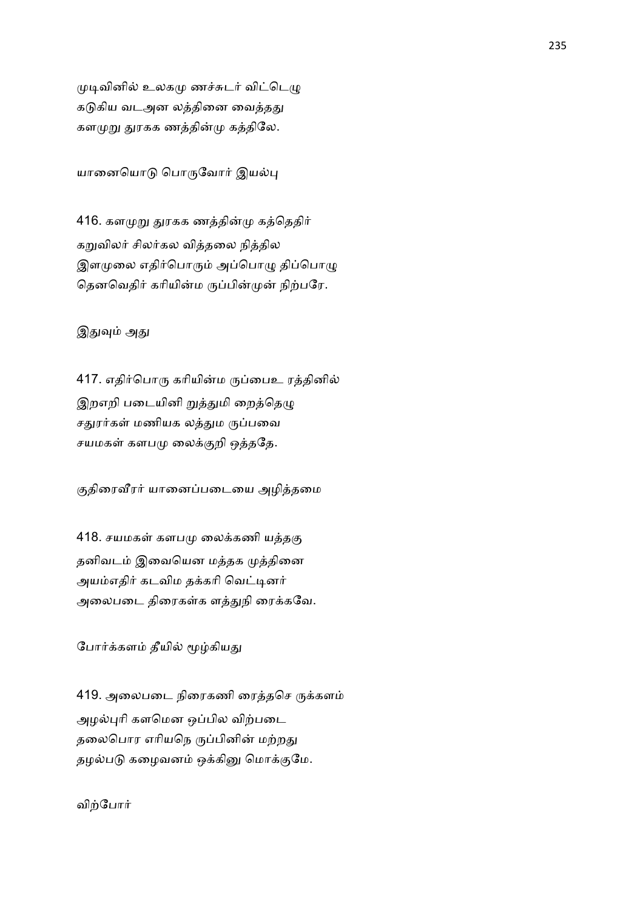முடிவினில் உலகமு ணச்சுடர் விட்டெழு
கடுகிய வடஅன லத்தினை வைத்தது
களமுறு துரகக ணத்தின்மு கத்திலே.

யானையொடு பொருவோர் இயல்பு

416. களமுறு துரகக ணத்தின்மு கத்தெதிர்
கறுவிலர் சிலர்கல வித்தலை நித்தில
இளமுலை எதிர்பொரும் அப்பொழு திப்பொழு
தெனவெதிர் கரியின்ம ருப்பின்முன் நிற்பரே.

இதுவும் அது

417. எதிர்பொரு கரியின்ம ருப்பைஉ ரத்தினில்
இறஎறி படையினி றுத்துமி றைத்தெழு
சதுரர்கள் மணியக லத்தும ருப்பவை
சயமகள் களபமு லைக்குறி ஒத்ததே.

குதிரைவீரர் யானைப்படையை அழித்தமை

418. சயமகள் களபமு லைக்கணி யத்தகு
தனிவடம் இவையென மத்தக முத்தினை
அயம்எதிர் கடவிம தக்கரி வெட்டினர்
அலைபடை திரைகள்க ளத்துநி ரைக்கவே.

போர்க்களம் தீயில் மூழ்கியது

419. அலைபடை நிரைகணி ரைத்தசெ ருக்களம்
அழல்புரி களமென ஒப்பில விற்படை
தலைபொர எரியநெ ருப்பினின் மற்றது
தழல்படு கழைவனம் ஒக்கினு மொக்குமே.

விற்போர்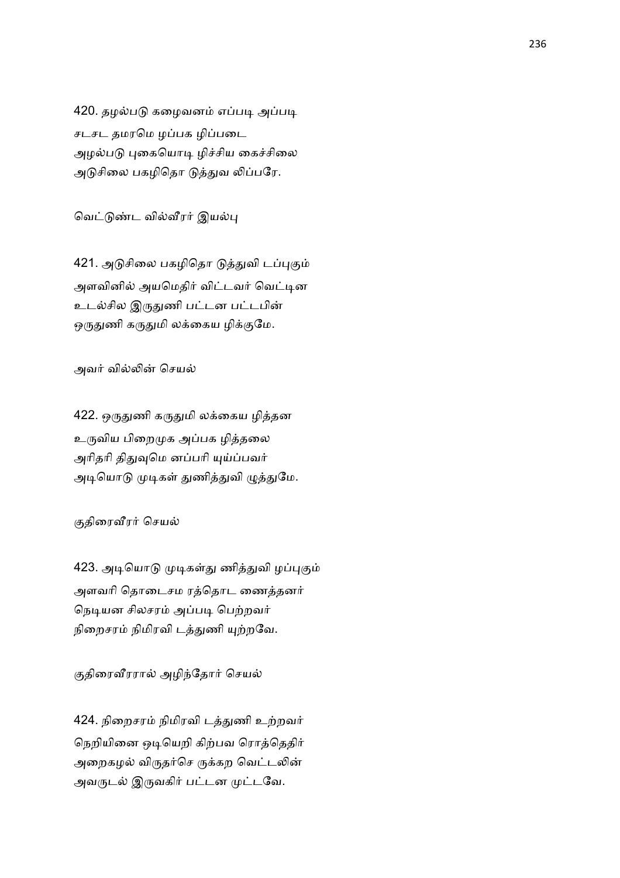420. தழல்படு கழைவனம் எப்படி அப்படி
சடசட தமரமெ ழப்பக ழிப்படை
அழல்படு புகையொடி ழிச்சிய கைச்சிலை
அடுசிலை பகழிதொ டுத்துவ லிப்பரே.

வெட்டுண்ட வில்வீரர் இயல்பு

421. அடுசிலை பகழிதொ டுத்துவி டப்புகும்
அளவினில் அயமெதிர் விட்டவர் வெட்டின
உடல்சில இருதுணி பட்டன பட்டபின்
ஒருதுணி கருதுமி லக்கைய ழிக்குமே.

அவர் வில்லின் செயல்

422. ஒருதுணி கருதுமி லக்கைய ழித்தன
உருவிய பிறைமுக அப்பக ழித்தலை
அரிதரி திதுவுமெ னப்பரி யுய்ப்பவர்
அடியொடு முடிகள் துணித்துவி ழுத்துமே.

குதிரைவீரர் செயல்

423. அடியொடு முடிகள்து ணித்துவி ழப்புகும்
அளவரி தொடைசம ரத்தொட ணைத்தனர்
நெடியன சிலசரம் அப்படி பெற்றவர்
நிறைசரம் நிமிரவி டத்துணி யுற்றவே.

குதிரைவீரரால் அழிந்தோர் செயல்

424. நிறைசரம் நிமிரவி டத்துணி உற்றவர்
நெறியினை ஒடியெறி கிற்பவ ரொத்தெதிர்
அறைகழல் விருதர்செ ருக்கற வெட்டலின்
அவருடல் இருவகிர் பட்டன முட்டவே.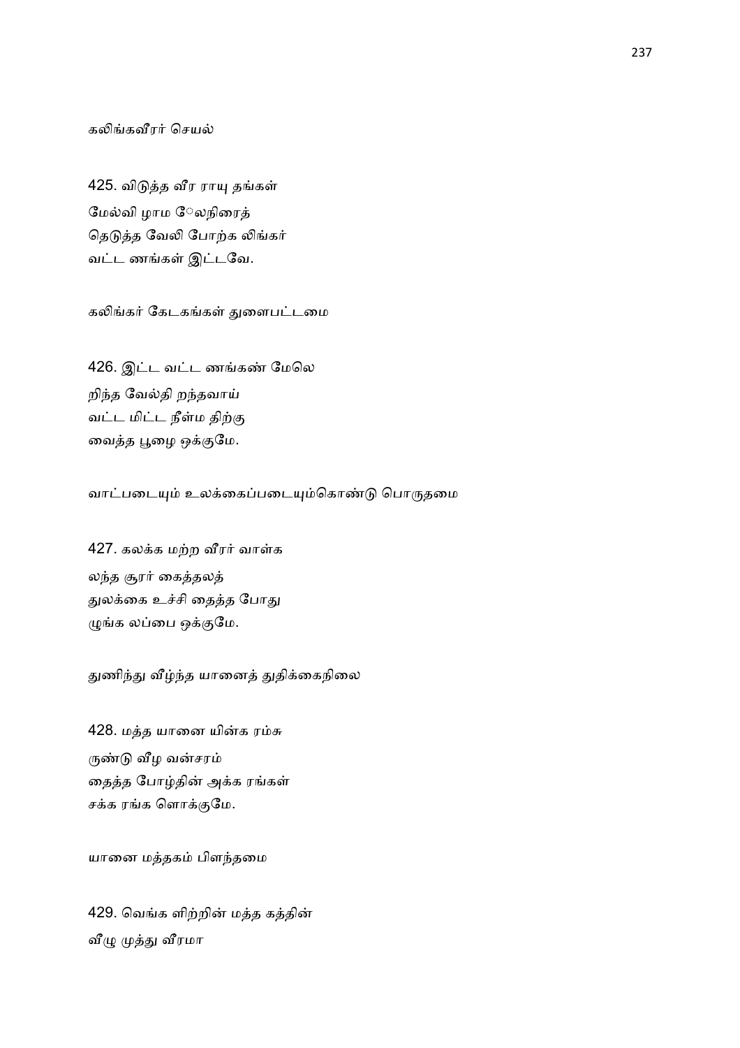கலிங்கவீரர் செயல்

425. விடுத்த வீர ராயு தங்கள்
மேல்வி ழாம ேலநிரைத்
தெடுத்த வேலி போற்க லிங்கர்
வட்ட ணங்கள் இட்டவே.

கலிங்கர் கேடகங்கள் துளைபட்டமை

426. இட்ட வட்ட ணங்கண் மேலெ
றிந்த வேல்தி றந்தவாய்
வட்ட மிட்ட நீள்ம திற்கு
வைத்த பூழை ஒக்குமே.

வாட்படையும் உலக்கைப்படையும்கொண்டு பொருதமை

427. கலக்க மற்ற வீரர் வாள்க
லந்த சூரர் கைத்தலத்
துலக்கை உச்சி தைத்த போது
முங்க லப்பை ஒக்குமே.

துணிந்து வீழ்ந்த யானைத் துதிக்கைநிலை

428. மத்த யானை யின்க ரம்சு
ருண்டு வீழ வன்சரம்
தைத்த போழ்தின் அக்க ரங்கள்
சக்க ரங்க ளொக்குமே.

யானை மத்தகம் பிளந்தமை

429. வெங்க ளிற்றின் மத்த கத்தின்
வீழு முத்து வீரமா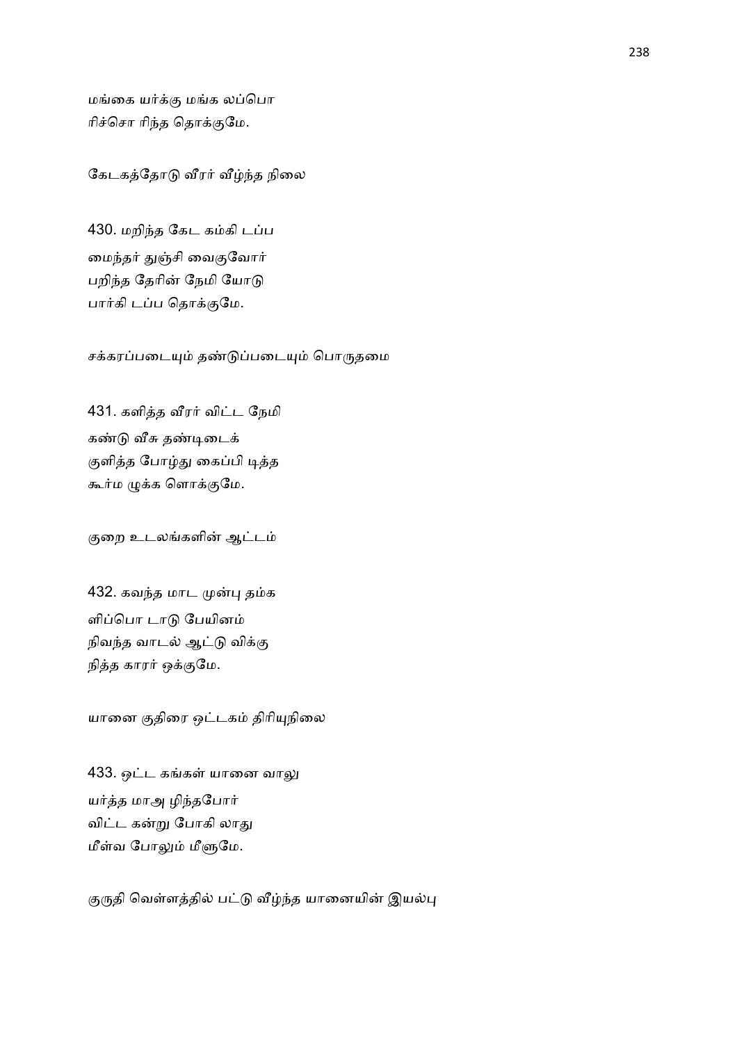மங்கை யர்க்கு மங்க லப்பொ
ரிச்சொ ரிந்த தொக்குமே.

கேடகத்தோடு வீரர் வீழ்ந்த நிலை

430. மறிந்த கேட கம்கி டப்ப
மைந்தர் துஞ்சி வைகுவோர்
பறிந்த தேரின் நேமி யோடு
பார்கி டப்ப தொக்குமே.

சக்கரப்படையும் தண்டுப்படையும் பொருதமை

431. களித்த வீரர் விட்ட நேமி
கண்டு வீசு தண்டிடைக்
குளித்த போழ்து கைப்பி டித்த
கூர்ம முக்க ளொக்குமே.

குறை உடலங்களின் ஆட்டம்

432. கவந்த மாட முன்பு தம்க
ளிப்பொ டாடு பேயினம்
நிவந்த வாடல் ஆட்டு விக்கு
நித்த காரர் ஒக்குமே.

யானை குதிரை ஒட்டகம் திரியுநிலை

433. ஒட்ட கங்கள் யானை வாலு
யர்த்த மாஅ ழிந்தபோர்
விட்ட கன்று போகி லாது
மீள்வ போலும் மீளுமே.

குருதி வெள்ளத்தில் பட்டு வீழ்ந்த யானையின் இயல்பு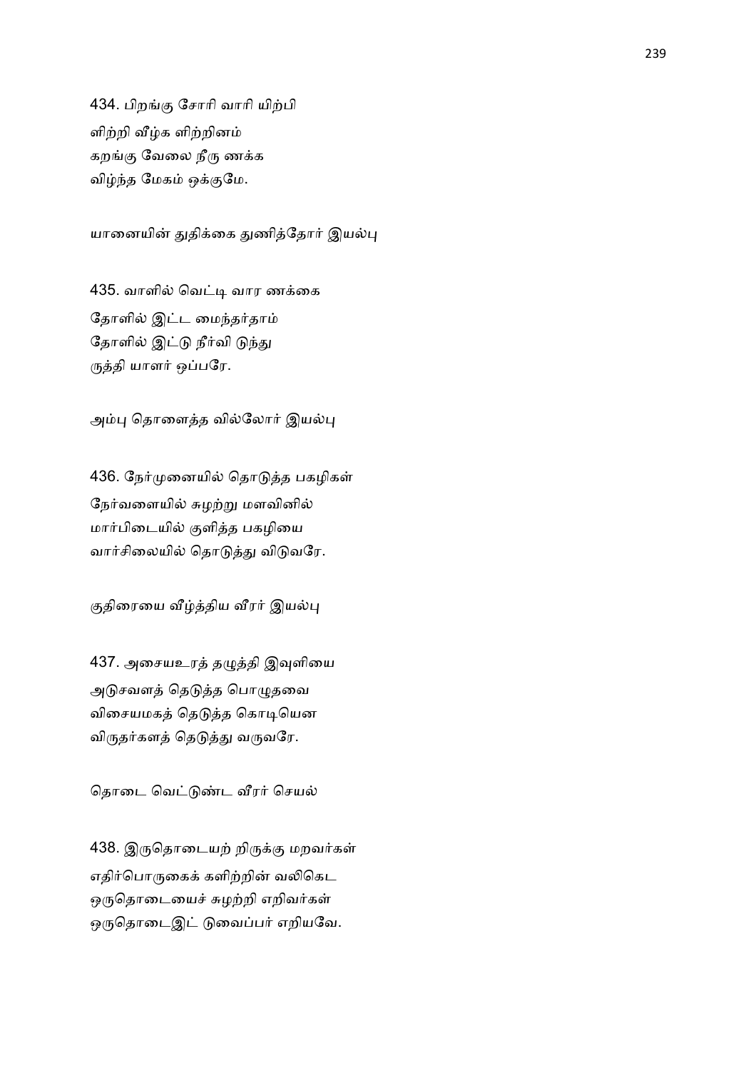434. பிறங்கு சோரி வாரி யிற்பி
ளிற்றி வீழ்க ளிற்றினம்
கறங்கு வேலை நீரு ணக்க
விழ்ந்த மேகம் ஒக்குமே.

யானையின் துதிக்கை துணித்தோர் இயல்பு

435. வாளில் வெட்டி வார ணக்கை
தோளில் இட்ட மைந்தர்தாம்
தோளில் இட்டு நீர்வி டுந்து
ருத்தி யாளர் ஒப்பரே.

அம்பு தொளைத்த வில்லோர் இயல்பு

436. நேர்முனையில் தொடுத்த பகழிகள்
நேர்வளையில் சுழற்று மளவினில்
மார்பிடையில் குளித்த பகழியை
வார்சிலையில் தொடுத்து விடுவரே.

குதிரையை வீழ்த்திய வீரர் இயல்பு

437. அசையஉரத் தழுத்தி இவுளியை
அடுசவளத் தெடுத்த பொழுதவை
விசையமகத் தெடுத்த கொடியென
விருதர்களத் தெடுத்து வருவரே.

தொடை வெட்டுண்ட வீரர் செயல்

438. இருதொடையற் றிருக்கு மறவர்கள்
எதிர்பொருகைக் களிற்றின் வலிகெட
ஒருதொடையைச் சுழற்றி எறிவர்கள்
ஒருதொடைஇட் டுவைப்பர் எறியவே.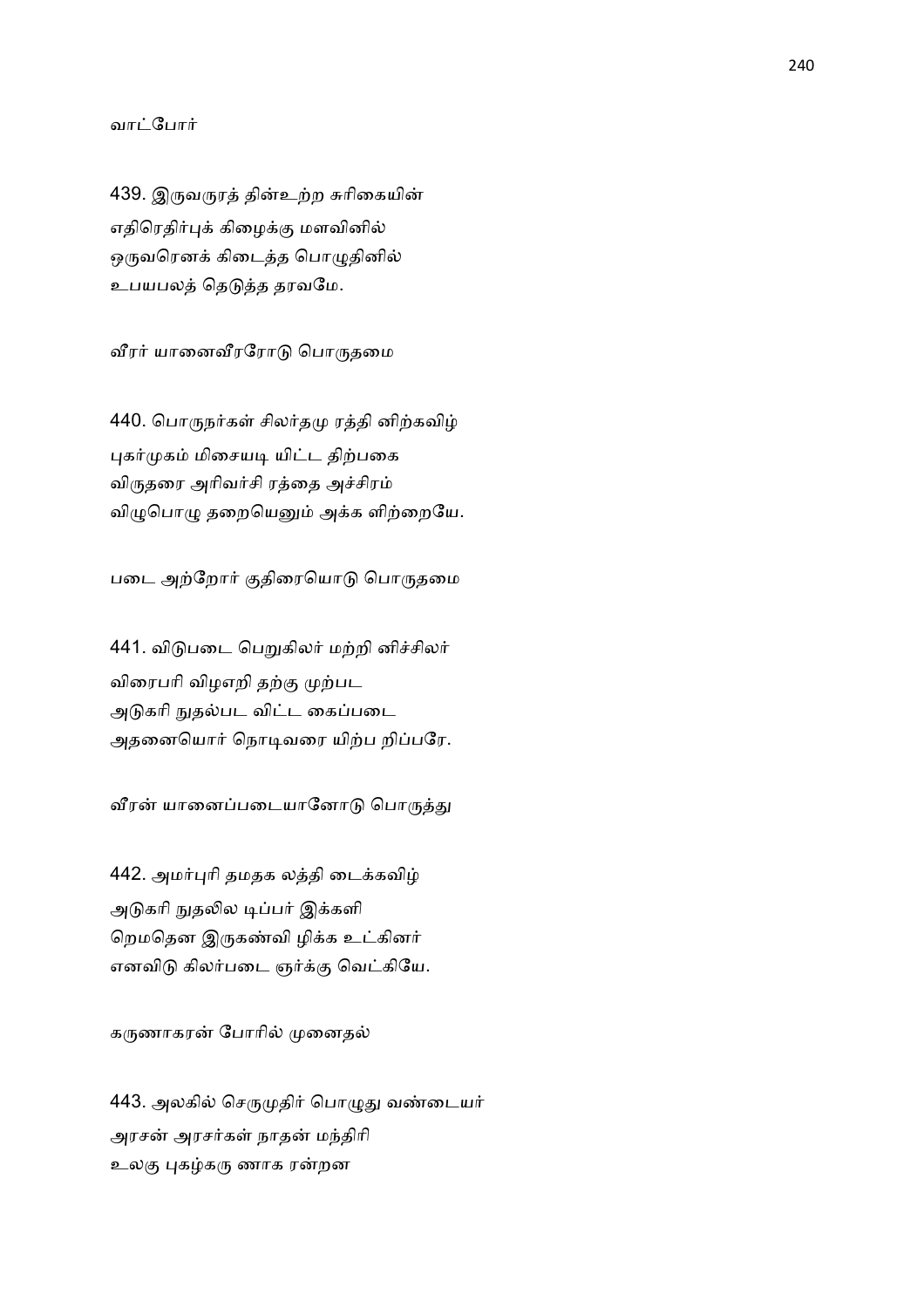வாட்போர்

439. இருவருரத் தின்உற்ற சுரிகையின்
எதிரெதிர்புக் கிழைக்கு மளவினில்
ஒருவரெனக் கிடைத்த பொழுதினில்
உபயபலத் தெடுத்த தரவமே.

வீரர் யானைவீரரோடு பொருதமை

440. பொருநர்கள் சிலர்தமு ரத்தி னிற்கவிழ்
புகர்முகம் மிசையடி யிட்ட திற்பகை
விருதரை அரிவர்சி ரத்தை அச்சிரம்
விழுபொழு தறையெனும் அக்க ளிற்றையே.

படை அற்றோர் குதிரையொடு பொருதமை

441. விடுபடை பெறுகிலர் மற்றி னிச்சிலர்
விரைபரி விழஎறி தற்கு முற்பட
அடுகரி நுதல்பட விட்ட கைப்படை
அதனையொர் நொடிவரை யிற்ப றிப்பரே.

வீரன் யானைப்படையானோடு பொருத்து

442. அமர்புரி தமதக லத்தி டைக்கவிழ்
அடுகரி நுதலில டிப்பர் இக்களி
றெமதென இருகண்வி ழிக்க உட்கினர்
எனவிடு கிலர்படை ஞர்க்கு வெட்கியே.

கருணாகரன் போரில் முனைதல்

443. அலகில் செருமுதிர் பொழுது வண்டையர்
அரசன் அரசர்கள் நாதன் மந்திரி
உலகு புகழ்கரு ணாக ரன்றன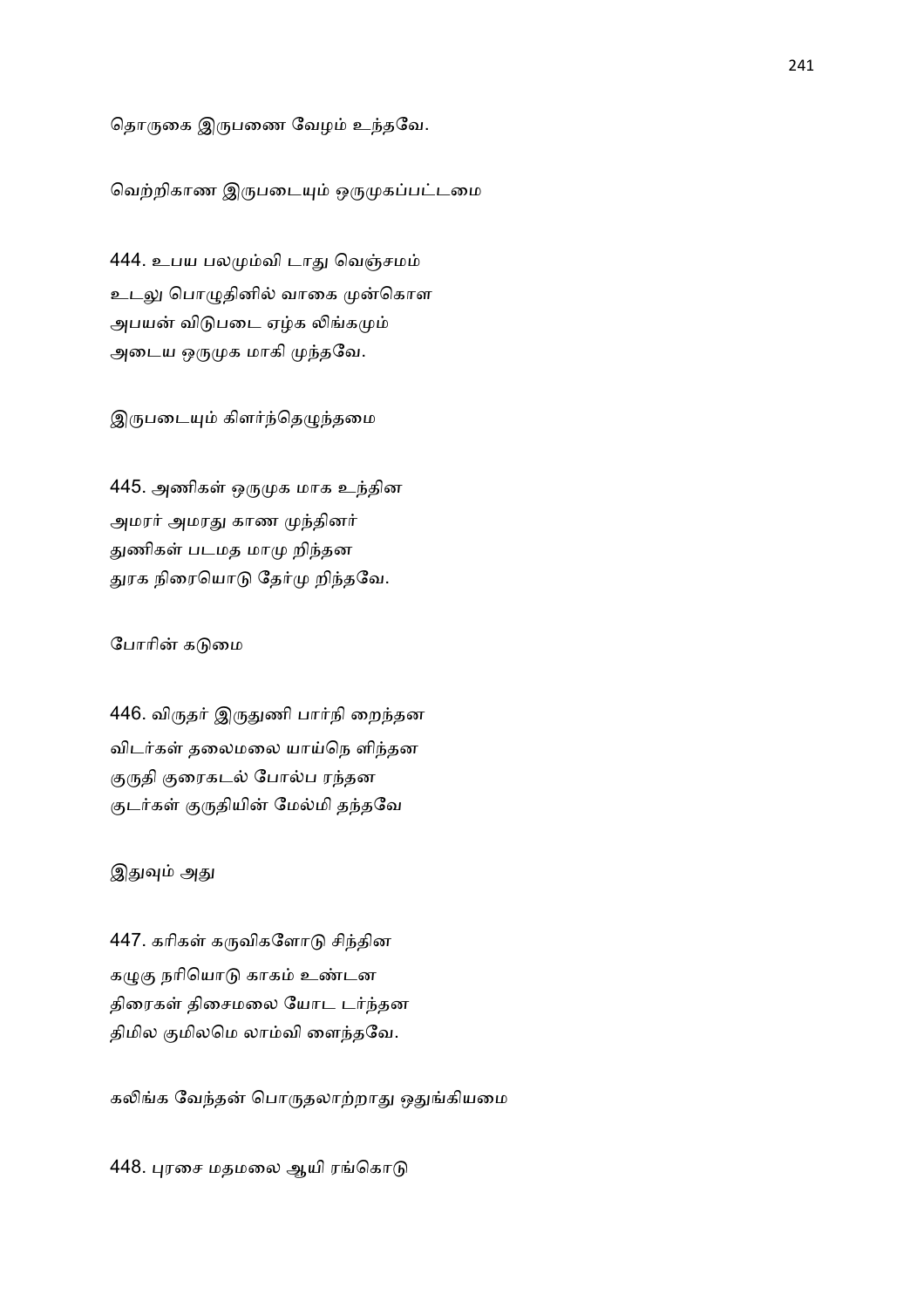தொருகை இருபணை வேழம் உந்தவே.

வெற்றிகாண இருபடையும் ஒருமுகப்பட்டமை

444. உபய பலமும்வி டாது வெஞ்சமம்
உடலு பொழுதினில் வாகை முன்கொள
அபயன் விடுபடை ஏழ்க லிங்கமும்
அடைய ஒருமுக மாகி முந்தவே.

இருபடையும் கிளர்ந்தெழுந்தமை

445. அணிகள் ஒருமுக மாக உந்தின
அமரர் அமரது காண முந்தினர்
துணிகள் படமத மாமு றிந்தன
துரக நிரையொடு தேர்மு றிந்தவே.

போரின் கடுமை

446. விருதர் இருதுணி பார்நி றைந்தன
விடர்கள் தலைமலை யாய்நெ ளிந்தன
குருதி குரைகடல் போல்ப ரந்தன
குடர்கள் குருதியின் மேல்மி தந்தவே

இதுவும் அது

447. கரிகள் கருவிகளோடு சிந்தின
கழுகு நரியொடு காகம் உண்டன
திரைகள் திசைமலை யோட டர்ந்தன
திமில குமிலமெ லாம்வி ளைந்தவே.

கலிங்க வேந்தன் பொருதலாற்றாது ஒதுங்கியமை

448. புரசை மதமலை ஆயி ரங்கொடு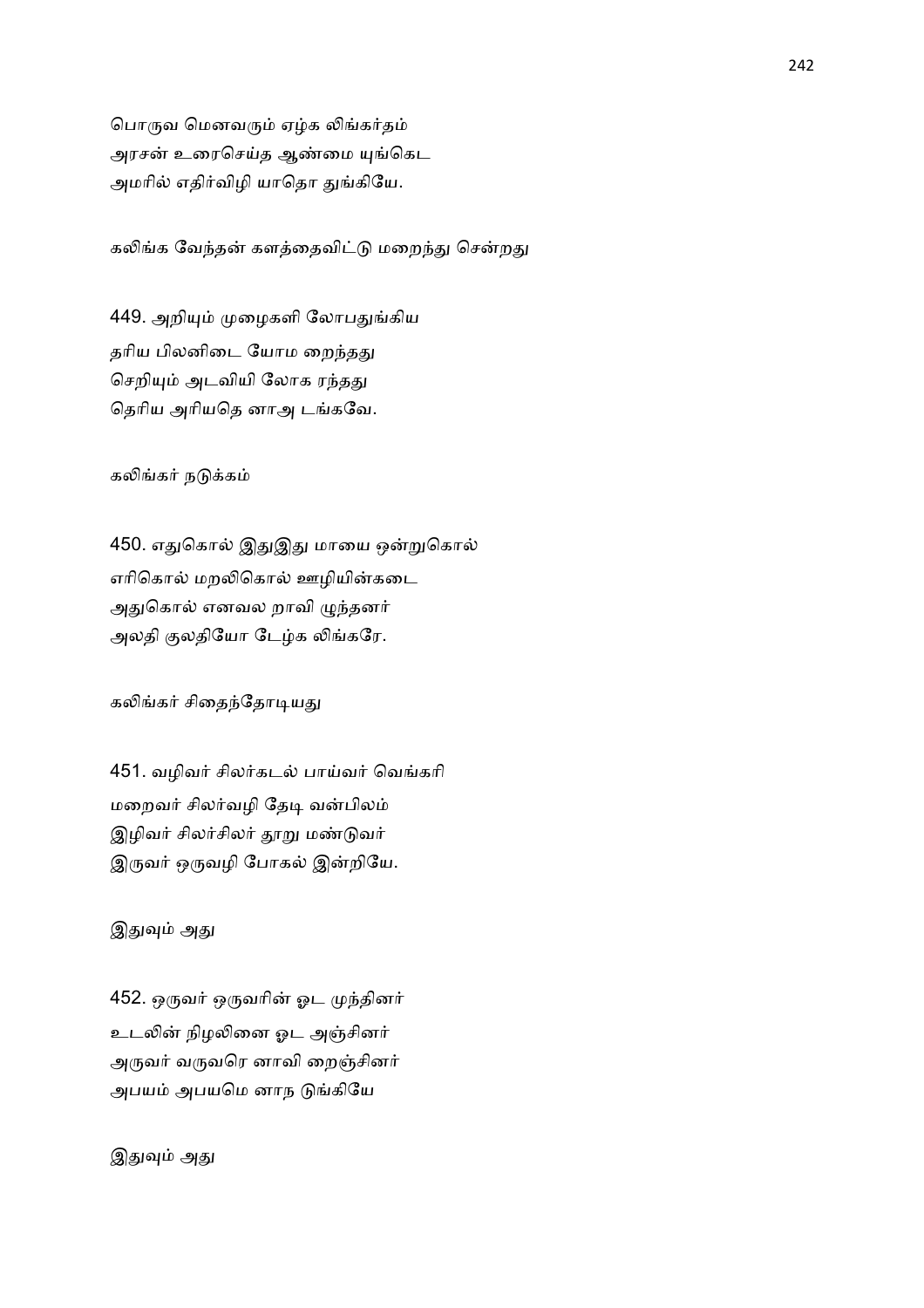பொருவ மெனவரும் ஏழ்க லிங்கர்தம்
அரசன் உரைசெய்த ஆண்மை யுங்கெட
அமரில் எதிர்விழி யாதொ துங்கியே.

கலிங்க வேந்தன் களத்தைவிட்டு மறைந்து சென்றது

449. அறியும் முழைகளி லோபதுங்கிய
தரிய பிலனிடை யோம றைந்தது
செறியும் அடவியி லோக ரந்தது
தெரிய அரியதெ னாஅ டங்கவே.

கலிங்கர் நடுக்கம்

450. எதுகொல் இதுஇது மாயை ஒன்றுகொல்
எரிகொல் மறலிகொல் ஊழியின்கடை
அதுகொல் எனவல றாவி ழுந்தனர்
அலதி குலதியோ டேழ்க லிங்கரே.

கலிங்கர் சிதைந்தோடியது

451. வழிவர் சிலர்கடல் பாய்வர் வெங்கரி
மறைவர் சிலர்வழி தேடி வன்பிலம்
இழிவர் சிலர்சிலர் தூறு மண்டுவர்
இருவர் ஒருவழி போகல் இன்றியே.

இதுவும் அது

452. ஒருவர் ஒருவரின் ஓட முந்தினர்
உடலின் நிழலினை ஓட அஞ்சினர்
அருவர் வருவரெ னாவி றைஞ்சினர்
அபயம் அபயமெ னாந டுங்கியே

இதுவும் அது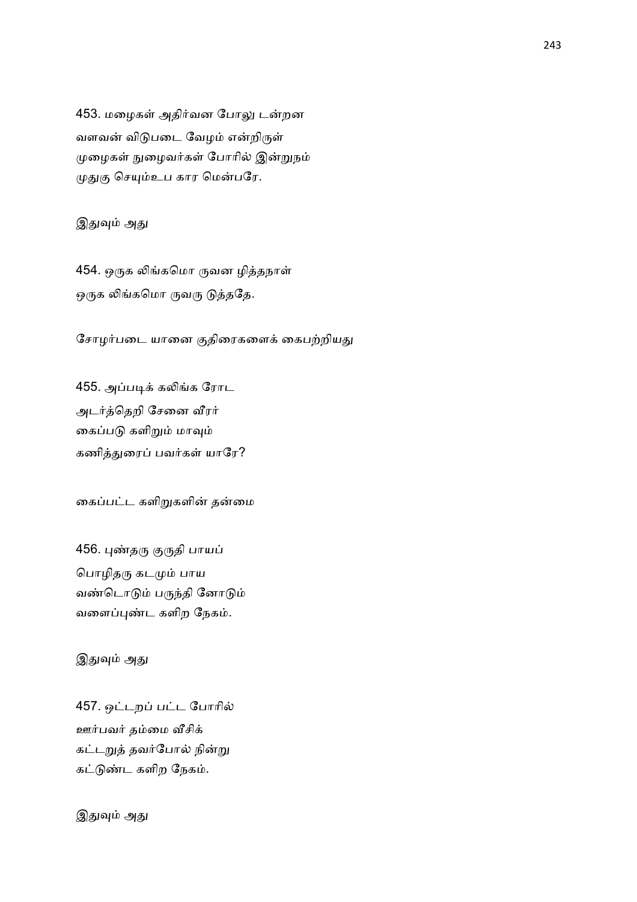453. மழைகள் அதிர்வன போலு டன்றன
வளவன் விடுபடை வேழம் என்றிருள்
முழைகள் நுழைவர்கள் போரில் இன்றுநம்
முதுகு செயும்உப கார மென்பரே.

இதுவும் அது

454. ஒருக லிங்கமொ ருவன ழித்தநாள்
ஒருக லிங்கமொ ருவரு டுத்ததே.

சோழர்படை யானை குதிரைகளைக் கைபற்றியது

455. அப்படிக் கலிங்க ரோட
அடர்த்தெறி சேனை வீரர்
கைப்படு களிறும் மாவும்
கணித்துரைப் பவர்கள் யாரே?

கைப்பட்ட களிறுகளின் தன்மை

456. புண்தரு குருதி பாயப்
பொழிதரு கடமும் பாய
வண்டொடும் பருந்தி னோடும்
வளைப்புண்ட களிற நேகம்.

இதுவும் அது

457. ஒட்டறப் பட்ட போரில்
ஊர்பவர் தம்மை வீசிக்
கட்டறுத் தவர்போல் நின்று
கட்டுண்ட களிற நேகம்.

இதுவும் அது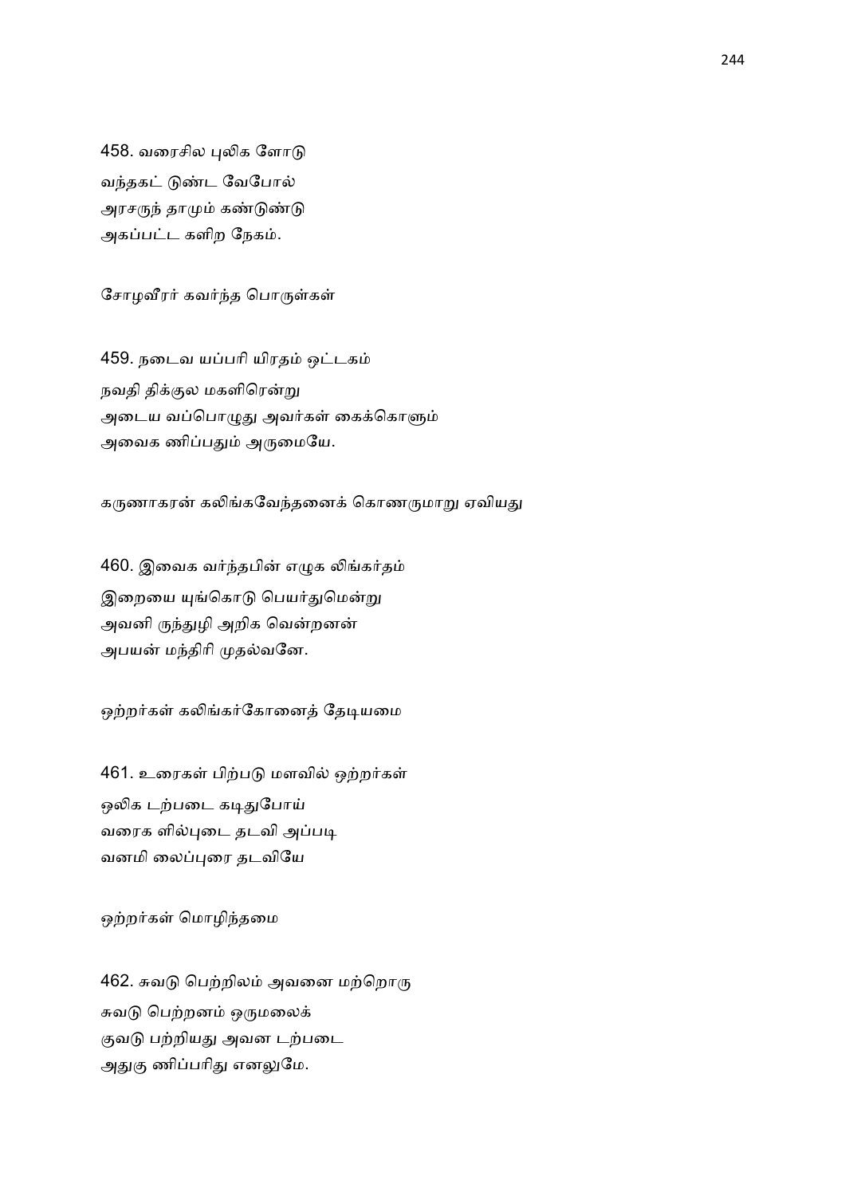458. வரைசில புலிக ளோடு
வந்தகட் டுண்ட வேபோல்
அரசருந் தாமும் கண்டுண்டு
அகப்பட்ட களிற நேகம்.

சோழவீரர் கவர்ந்த பொருள்கள்

459. நடைவ யப்பரி யிரதம் ஒட்டகம்
நவதி திக்குல மகளிரென்று
அடைய வப்பொழுது அவர்கள் கைக்கொளும்
அவைக ணிப்பதும் அருமையே.

கருணாகரன் கலிங்கவேந்தனைக் கொணருமாறு ஏவியது

460. இவைக வர்ந்தபின் எழுக லிங்கர்தம்
இறையை யுங்கொடு பெயர்துமென்று
அவனி ருந்துழி அறிக வென்றனன்
அபயன் மந்திரி முதல்வனே.

ஒற்றர்கள் கலிங்கர்கோனைத் தேடியமை

461. உரைகள் பிற்படு மளவில் ஒற்றர்கள்
ஒலிக டற்படை கடிதுபோய்
வரைக ளில்புடை தடவி அப்படி
வனமி லைப்புரை தடவியே

ஒற்றர்கள் மொழிந்தமை

462. சுவடு பெற்றிலம் அவனை மற்றொரு
சுவடு பெற்றனம் ஒருமலைக்
குவடு பற்றியது அவன டற்படை
அதுகு ணிப்பரிது எனலுமே.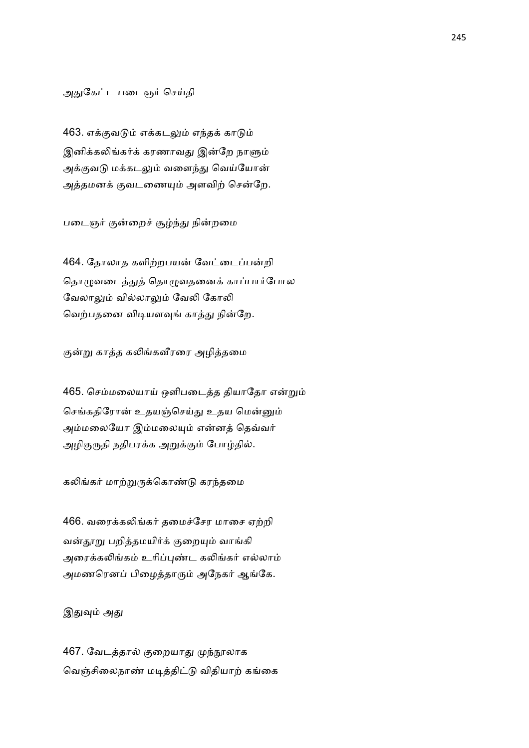அதுகேட்ட படைஞர் செய்தி

463. எக்குவடும் எக்கடலும் எந்தக் காடும்
இனிக்கலிங்கர்க் கரணாவது இன்றே நாளும்
அக்குவடு மக்கடலும் வளைந்து வெய்யோன்
அத்தமனக் குவடணையும் அளவிற் சென்றே.

படைஞர் குன்றைச் சூழ்ந்து நின்றமை

464. தோலாத களிற்றபயன் வேட்டைப்பன்றி
தொழுவடைத்துத் தொழுவதனைக் காப்பார்போல
வேலாலும் வில்லாலும் வேலி கோலி
வெற்பதனை விடியளவுங் காத்து நின்றே.

குன்று காத்த கலிங்கவீரரை அழித்தமை

465. செம்மலையாய் ஒளிபடைத்த தியாதோ என்றும்
செங்கதிரோன் உதயஞ்செய்து உதய மென்னும்
அம்மலையோ இம்மலையும் என்னத் தெவ்வர்
அழிகுருதி நதிபரக்க அறுக்கும் போழ்தில்.

கலிங்கர் மாற்றுருக்கொண்டு கரந்தமை

466. வரைக்கலிங்கர் தமைச்சேர மாசை ஏற்றி
வன்தூறு பறித்தமயிர்க் குறையும் வாங்கி
அரைக்கலிங்கம் உரிப்புண்ட கலிங்கர் எல்லாம்
அமணரெனப் பிழைத்தாரும் அநேகர் ஆங்கே.

இதுவும் அது

467. வேடத்தால் குறையாது முந்நூலாக
வெஞ்சிலைநாண் மடித்திட்டு விதியாற் கங்கை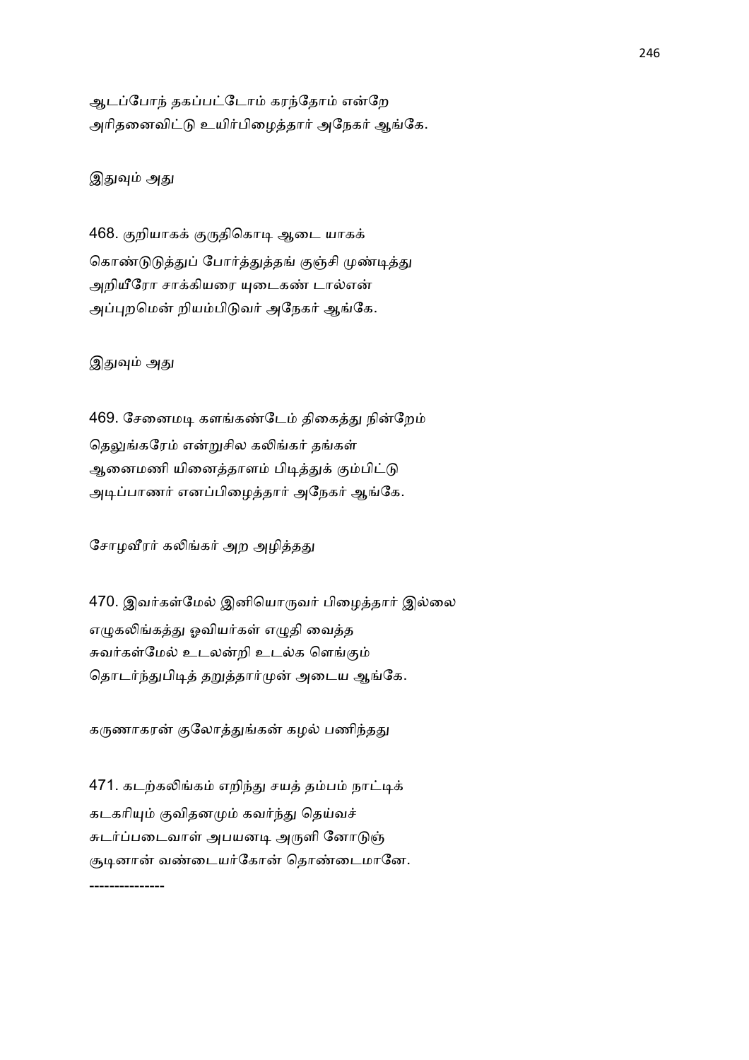ஆடப்போந் தகப்பட்டோம் கரந்தோம் என்றே
அரிதனைவிட்டு உயிர்பிழைத்தார் அநேகர் ஆங்கே.

இதுவும் அது

468. குறியாகக் குருதிகொடி ஆடை யாகக்
கொண்டுடுத்துப் போர்த்துத்தங் குஞ்சி முண்டித்து
அறியீரோ சாக்கியரை யுடைகண் டால்என்
அப்புறமென் றியம்பிடுவர் அநேகர் ஆங்கே.

இதுவும் அது

469. சேனைமடி களங்கண்டேம் திகைத்து நின்றேம்
தெலுங்கரேம் என்றுசில கலிங்கர் தங்கள்
ஆனைமணி யினைத்தாளம் பிடித்துக் கும்பிட்டு
அடிப்பாணர் எனப்பிழைத்தார் அநேகர் ஆங்கே.

சோழவீரர் கலிங்கர் அற அழித்தது

470. இவர்கள்மேல் இனியொருவர் பிழைத்தார் இல்லை
எழுகலிங்கத்து ஓவியர்கள் எழுதி வைத்த
சுவர்கள்மேல் உடலன்றி உடல்க ளெங்கும்
தொடர்ந்துபிடித் தறுத்தார்முன் அடைய ஆங்கே.

கருணாகரன் குலோத்துங்கன் கழல் பணிந்தது

471. கடற்கலிங்கம் எறிந்து சயத் தம்பம் நாட்டிக்
கடகரியும் குவிதனமும் கவர்ந்து தெய்வச்
சுடர்ப்படைவாள் அபயனடி அருளி னோடுஞ்
சூடினான் வண்டையர்கோன் தொண்டைமானே.

---------------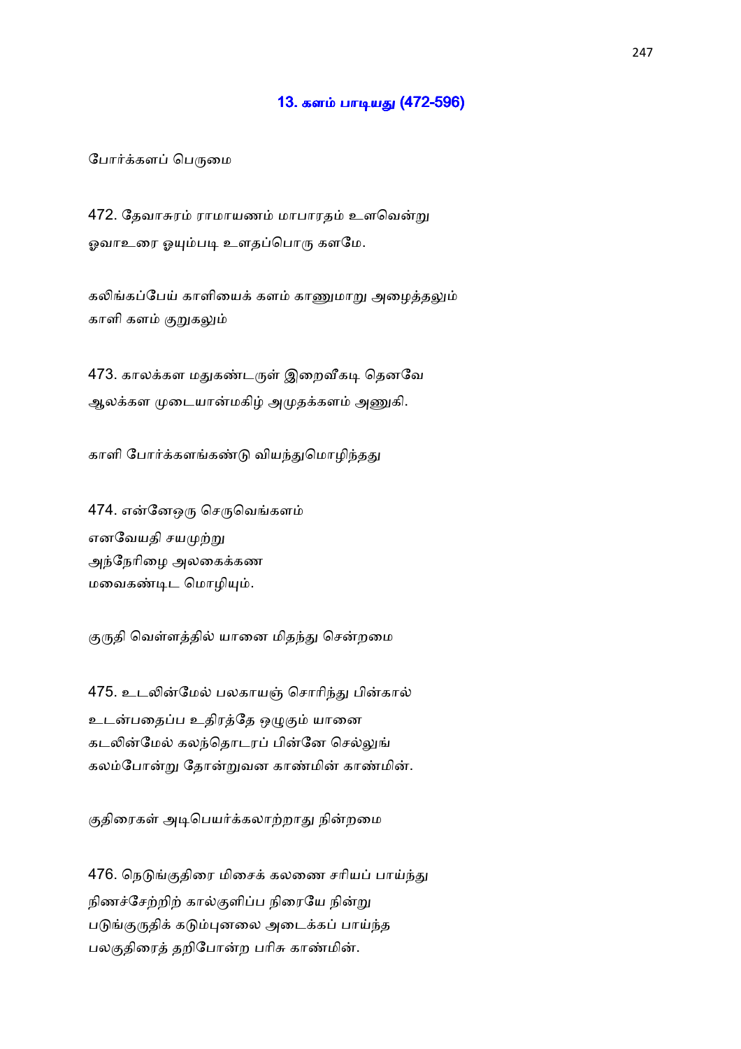## 13. களம் பாடியது (472-596)

போர்க்களப் பெருமை

472. தேவாசுரம் ராமாயணம் மாபாரதம் உளவென்று
ஓவாஉரை ஓயும்படி உளதப்பொரு களமே.

கலிங்கப்பேய் காளியைக் களம் காணுமாறு அழைத்தலும்
காளி களம் குறுகலும்

473. காலக்கள மதுகண்டருள் இறைவீகடி தெனவே
ஆலக்கள முடையான்மகிழ் அமுதக்களம் அணுகி.

காளி போர்க்களங்கண்டு வியந்துமொழிந்தது

474. என்னேஒரு செருவெங்களம்
எனவேயதி சயமுற்று
அந்நேரிழை அலகைக்கண
மவைகண்டிட மொழியும்.

குருதி வெள்ளத்தில் யானை மிதந்து சென்றமை

475. உடலின்மேல் பலகாயஞ் சொரிந்து பின்கால்
உடன்பதைப்ப உதிரத்தே ஒழுகும் யானை
கடலின்மேல் கலந்தொடரப் பின்னே செல்லுங்
கலம்போன்று தோன்றுவன காண்மின் காண்மின்.

குதிரைகள் அடிபெயர்க்கலாற்றாது நின்றமை

476. நெடுங்குதிரை மிசைக் கலணை சரியப் பாய்ந்து
நிணச்சேற்றிற் கால்குளிப்ப நிரையே நின்று
படுங்குருதிக் கடும்புனலை அடைக்கப் பாய்ந்த
பலகுதிரைத் தறிபோன்ற பரிசு காண்மின்.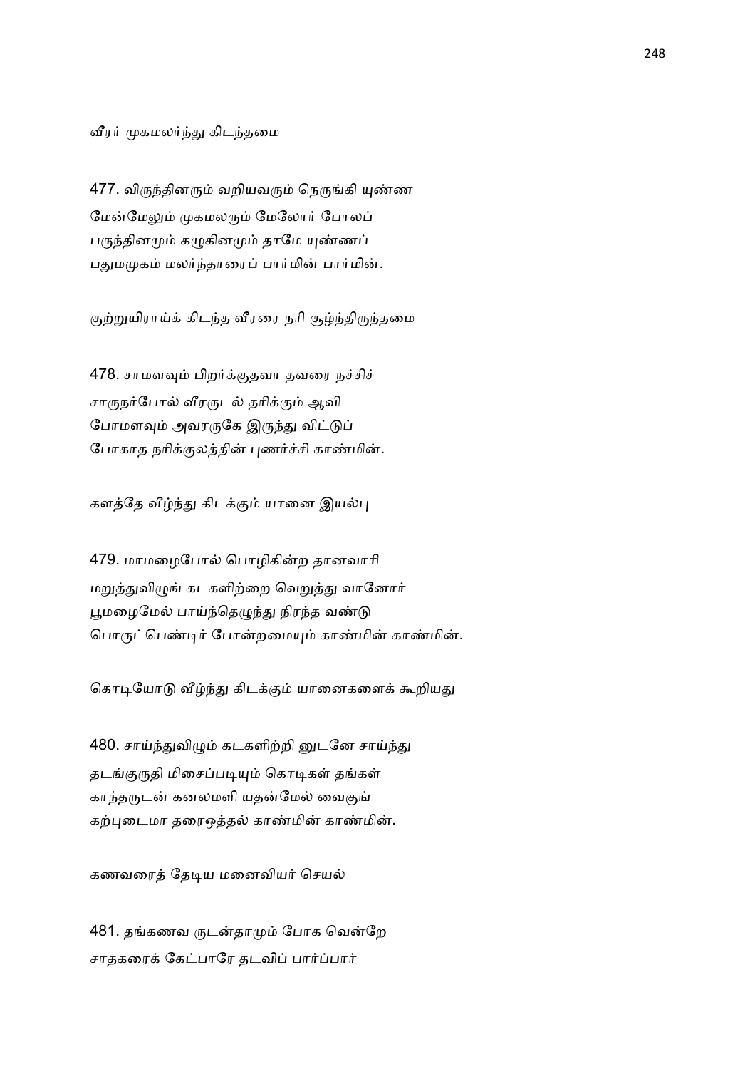வீரர் முகமலர்ந்து கிடந்தமை

477. விருந்தினரும் வறியவரும் நெருங்கி யுண்ண
மேன்மேலும் முகமலரும் மேலோர் போலப்
பருந்தினமும் கழுகினமும் தாமே யுண்ணப்
பதுமமுகம் மலர்ந்தாரைப் பார்மின் பார்மின்.

குற்றுயிராய்க் கிடந்த வீரரை நரி சூழ்ந்திருந்தமை

478. சாமளவும் பிறர்க்குதவா தவரை நச்சிச்
சாருநர்போல் வீரருடல் தரிக்கும் ஆவி
போமளவும் அவரருகே இருந்து விட்டுப்
போகாத நரிக்குலத்தின் புணர்ச்சி காண்மின்.

களத்தே வீழ்ந்து கிடக்கும் யானை இயல்பு

479. மாமழைபோல் பொழிகின்ற தானவாரி
மறுத்துவிழுங் கடகளிற்றை வெறுத்து வானோர்
பூமழைமேல் பாய்ந்தெழுந்து நிரந்த வண்டு
பொருட்பெண்டிர் போன்றமையும் காண்மின் காண்மின்.

கொடியோடு வீழ்ந்து கிடக்கும் யானைகளைக் கூறியது

480. சாய்ந்துவிழும் கடகளிற்றி னுடனே சாய்ந்து
தடங்குருதி மிசைப்படியும் கொடிகள் தங்கள்
காந்தருடன் கனலமளி யதன்மேல் வைகுங்
கற்புடைமா தரைஒத்தல் காண்மின் காண்மின்.

கணவரைத் தேடிய மனைவியர் செயல்

481. தங்கணவ ருடன்தாமும் போக வென்றே
சாதகரைக் கேட்பாரே தடவிப் பார்ப்பார்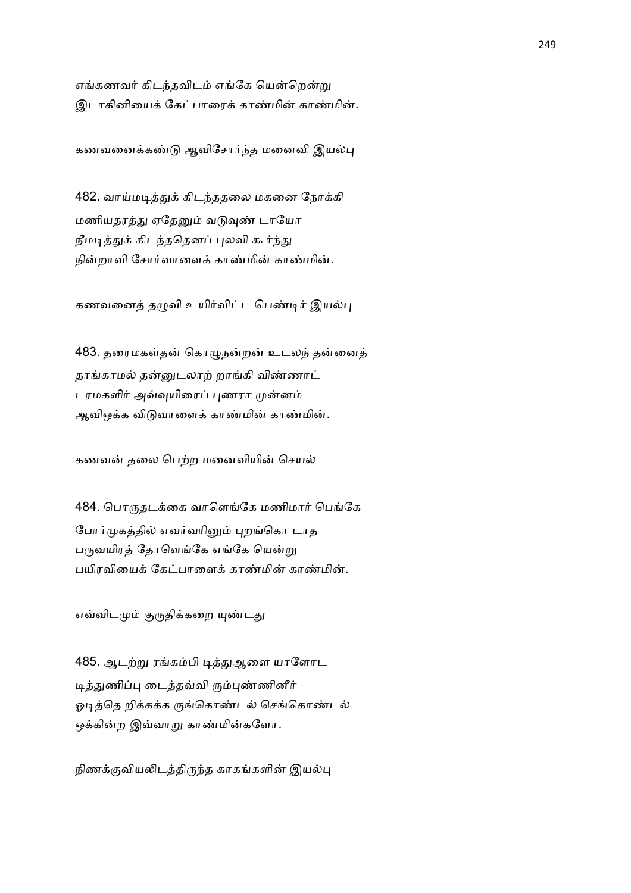எங்கணவர் கிடந்தவிடம் எங்கே யென்றென்று
இடாகினியைக் கேட்பாரைக் காண்மின் காண்மின்.

கணவனைக்கண்டு ஆவிசோர்ந்த மனைவி இயல்பு

482. வாய்மடித்துக் கிடந்ததலை மகனை நோக்கி
மணியதரத்து ஏதேனும் வடுவுண் டாயோ
நீமடித்துக் கிடந்ததெனப் புலவி கூர்ந்து
நின்றாவி சோர்வாளைக் காண்மின் காண்மின்.

கணவனைத் தழுவி உயிர்விட்ட பெண்டிர் இயல்பு

483. தரைமகள்தன் கொழுநன்றன் உடலந் தன்னைத்
தாங்காமல் தன்னுடலாற் றாங்கி விண்ணாட்
டரமகளிர் அவ்வுயிரைப் புணரா முன்னம்
ஆவிஒக்க விடுவாளைக் காண்மின் காண்மின்.

கணவன் தலை பெற்ற மனைவியின் செயல்

484. பொருதடக்கை வாளெங்கே மணிமார் பெங்கே
போர்முகத்தில் எவர்வரினும் புறங்கொ டாத
பருவயிரத் தோளெங்கே எங்கே யென்று
பயிரவியைக் கேட்பாளைக் காண்மின் காண்மின்.

எவ்விடமும் குருதிக்கறை யுண்டது

485. ஆடற்று ரங்கம்பி டித்துஆளை யாளோட
டித்துணிப்பு டைத்தவ்வி ரும்புண்ணினீர்
ஓடித்தெ றிக்கக்க ருங்கொண்டல் செங்கொண்டல்
ஒக்கின்ற இவ்வாறு காண்மின்களோ.

நிணக்குவியலிடத்திருந்த காகங்களின் இயல்பு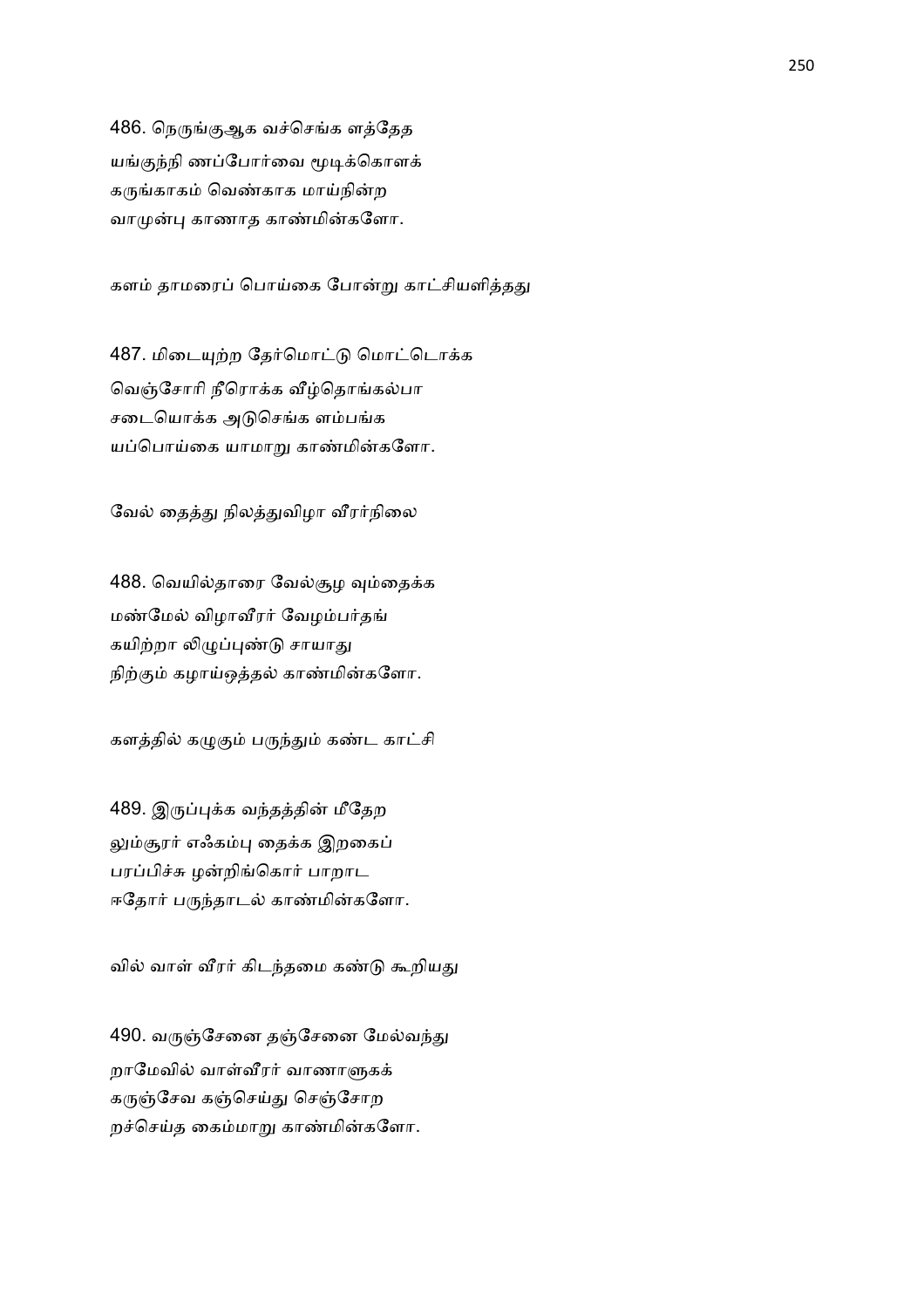486. நெருங்குஆக வச்செங்க ளத்தேத
யங்குந்நி ணப்போர்வை மூடிக்கொளக்
கருங்காகம் வெண்காக மாய்நின்ற
வாமுன்பு காணாத காண்மின்களோ.

களம் தாமரைப் பொய்கை போன்று காட்சியளித்தது

487. மிடையுற்ற தேர்மொட்டு மொட்டொக்க
வெஞ்சோரி நீரொக்க வீழ்தொங்கல்பா
சடையொக்க அடுசெங்க ளம்பங்க
யப்பொய்கை யாமாறு காண்மின்களோ.

வேல் தைத்து நிலத்துவிழா வீரர்நிலை

488. வெயில்தாரை வேல்சூழ வும்தைக்க
மண்மேல் விழாவீரர் வேழம்பர்தங்
கயிற்றா லிழுப்புண்டு சாயாது
நிற்கும் கழாய்ஒத்தல் காண்மின்களோ.

களத்தில் கழுகும் பருந்தும் கண்ட காட்சி

489. இருப்புக்க வந்தத்தின் மீதேற
லும்சூரர் எஃகம்பு தைக்க இறகைப்
பரப்பிச்சு ழன்றிங்கொர் பாறாட
ஈதோர் பருந்தாடல் காண்மின்களோ.

வில் வாள் வீரர் கிடந்தமை கண்டு கூறியது

490. வருஞ்சேனை தஞ்சேனை மேல்வந்து
றாமேவில் வாள்வீரர் வாணாளுகக்
கருஞ்சேவ கஞ்செய்து செஞ்சோற
றச்செய்த கைம்மாறு காண்மின்களோ.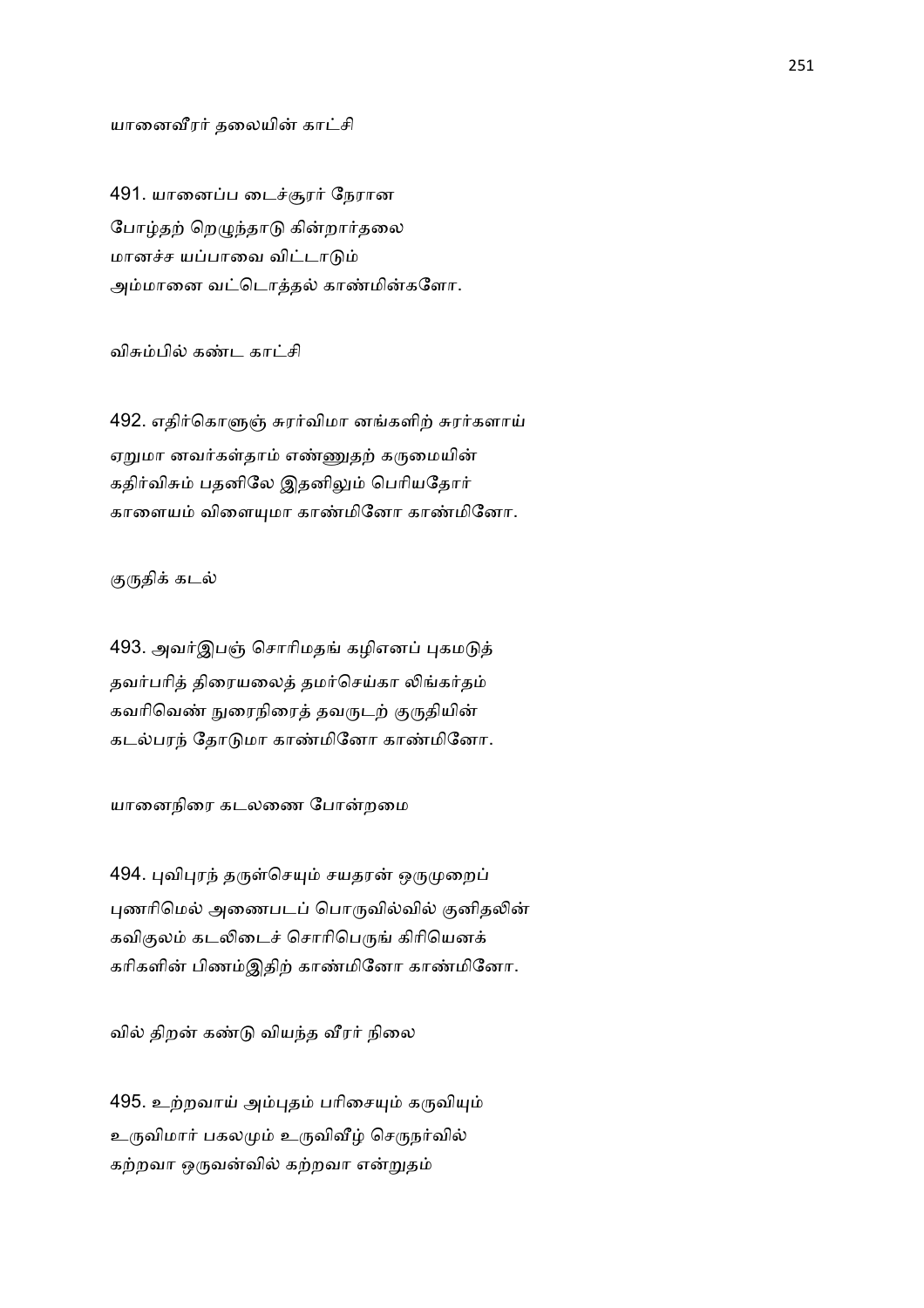யானைவீரர் தலையின் காட்சி

491. யானைப்ப டைச்சூரர் நேரான
போழ்தற் றெழுந்தாடு கின்றார்தலை
மானச்ச யப்பாவை விட்டாடும்
அம்மானை வட்டொத்தல் காண்மின்களோ.

விசும்பில் கண்ட காட்சி

492. எதிர்கொளுஞ் சுரர்விமா னங்களிற் சுரர்களாய்
ஏறுமா னவர்கள்தாம் எண்ணுதற் கருமையின்
கதிர்விசும் பதனிலே இதனிலும் பெரியதோர்
காளையம் விளையுமா காண்மினோ காண்மினோ.

குருதிக் கடல்

493. அவர்இபஞ் சொரிமதங் கழிஎனப் புகமடுத்
தவர்பரித் திரையலைத் தமர்செய்கா லிங்கர்தம்
கவரிவெண் நுரைநிரைத் தவருடற் குருதியின்
கடல்பரந் தோடுமா காண்மினோ காண்மினோ.

யானைநிரை கடலணை போன்றமை

494. புவிபுரந் தருள்செயும் சயதரன் ஒருமுறைப்
புணரிமெல் அணைபடப் பொருவில்வில் குனிதலின்
கவிகுலம் கடலிடைச் சொரிபெருங் கிரியெனக்
கரிகளின் பிணம்இதிற் காண்மினோ காண்மினோ.

வில் திறன் கண்டு வியந்த வீரர் நிலை

495. உற்றவாய் அம்புதம் பரிசையும் கருவியும்
உருவிமார் பகலமும் உருவிவீழ் செருநர்வில்
கற்றவா ஒருவன்வில் கற்றவா என்றுதம்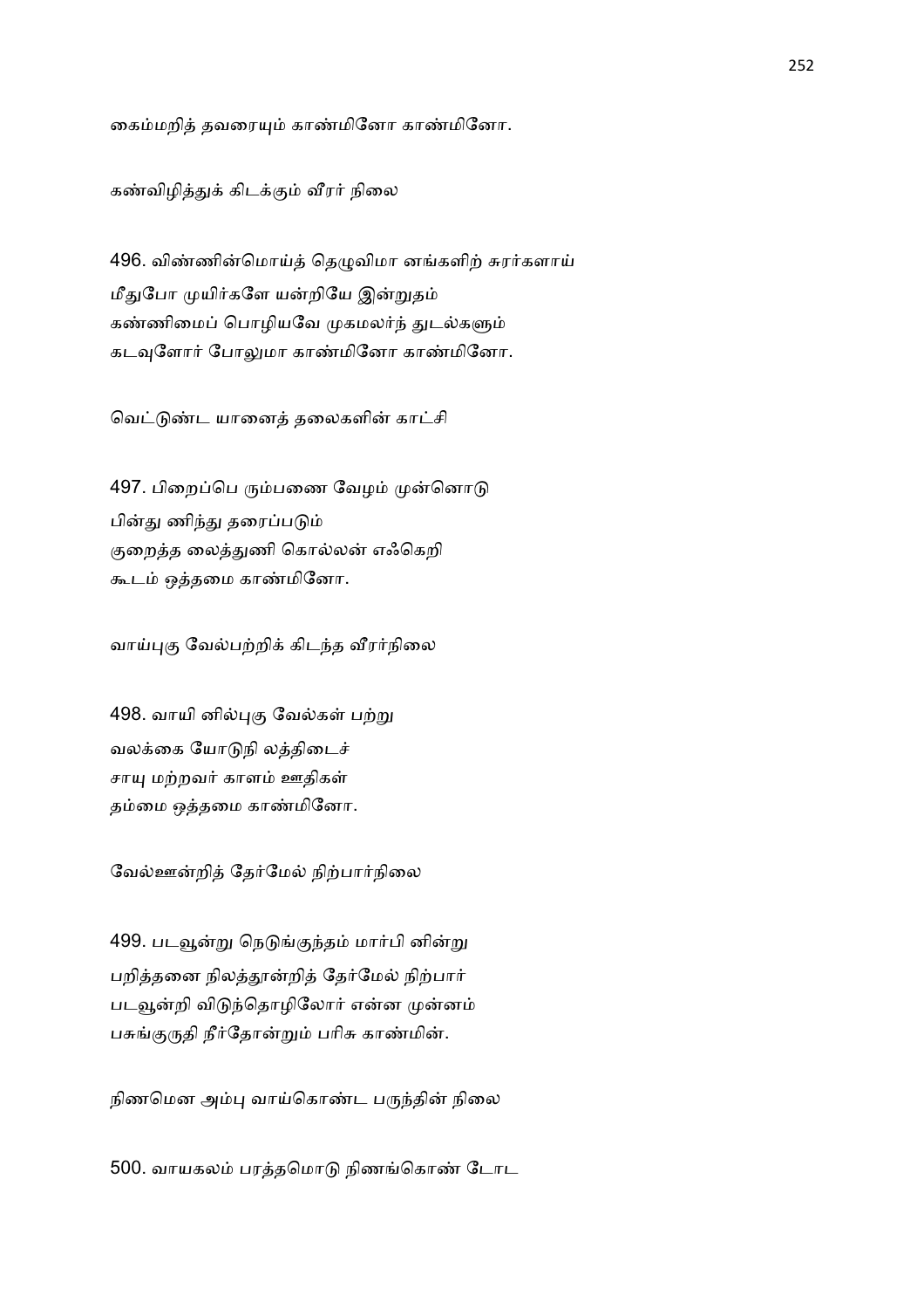கைம்மறித் தவரையும் காண்மினோ காண்மினோ.

கண்விழித்துக் கிடக்கும் வீரர் நிலை

496. விண்ணின்மொய்த் தெழுவிமா னங்களிற் சுரர்களாய்
மீதுபோ முயிர்களே யன்றியே இன்றுதம்
கண்ணிமைப் பொழியவே முகமலர்ந் துடல்களும்
கடவுளோர் போலுமா காண்மினோ காண்மினோ.

வெட்டுண்ட யானைத் தலைகளின் காட்சி

497. பிறைப்பெ ரும்பணை வேழம் முன்னொடு
பின்து ணிந்து தரைப்படும்
குறைத்த லைத்துணி கொல்லன் எஃகெறி
கூடம் ஒத்தமை காண்மினோ.

வாய்புகு வேல்பற்றிக் கிடந்த வீரர்நிலை

498. வாயி னில்புகு வேல்கள் பற்று
வலக்கை யோடுநி லத்திடைச்
சாயு மற்றவர் காளம் ஊதிகள்
தம்மை ஒத்தமை காண்மினோ.

வேல்ஊன்றித் தேர்மேல் நிற்பார்நிலை

499. படவூன்று நெடுங்குந்தம் மார்பி னின்று
பறித்தனை நிலத்தூன்றித் தேர்மேல் நிற்பார்
படவூன்றி விடுந்தொழிலோர் என்ன முன்னம்
பசுங்குருதி நீர்தோன்றும் பரிசு காண்மின்.

நிணமென அம்பு வாய்கொண்ட பருந்தின் நிலை

500. வாயகலம் பரத்தமொடு நிணங்கொண் டோட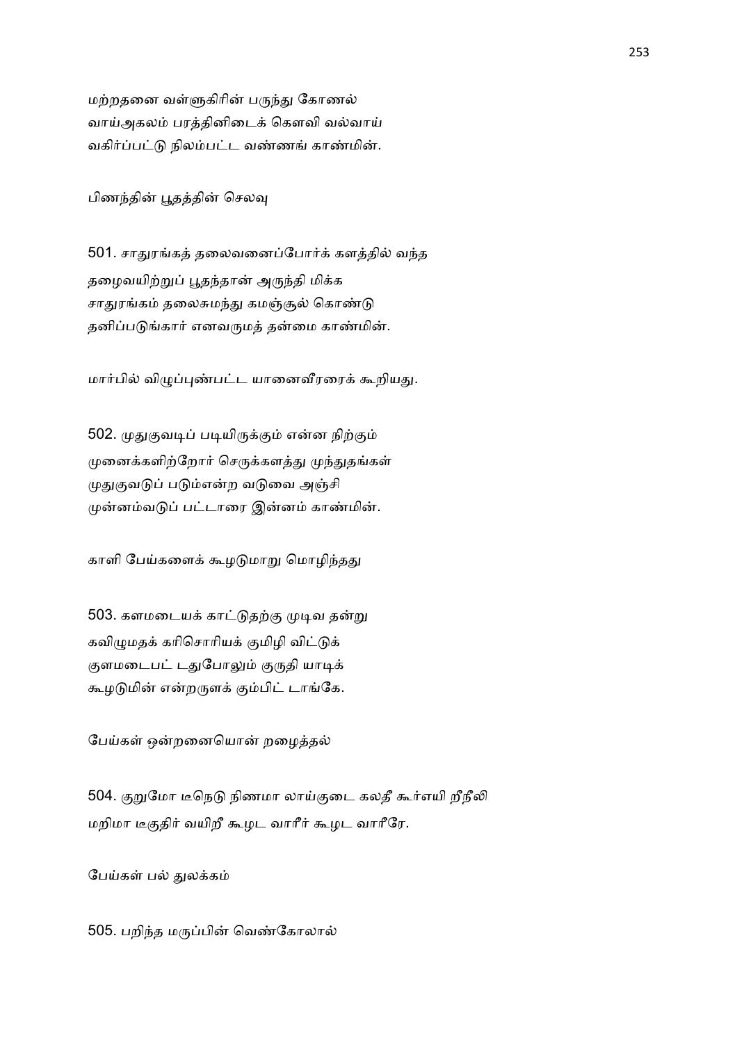மற்றதனை வள்ளுகிரின் பருந்து கோணல்
வாய்அகலம் பரத்தினிடைக் கௌவி வல்வாய்
வகிர்ப்பட்டு நிலம்பட்ட வண்ணங் காண்மின்.

பிணந்தின் பூதத்தின் செலவு

501. சாதுரங்கத் தலைவனைப்போர்க் களத்தில் வந்த
தழைவயிற்றுப் பூதந்தான் அருந்தி மிக்க
சாதுரங்கம் தலைசுமந்து கமஞ்சூல் கொண்டு
தனிப்படுங்கார் எனவருமத் தன்மை காண்மின்.

மார்பில் விழுப்புண்பட்ட யானைவீரரைக் கூறியது.

502. முதுகுவடிப் படியிருக்கும் என்ன நிற்கும்
முனைக்களிற்றோர் செருக்களத்து முந்துதங்கள்
முதுகுவடுப் படும்என்ற வடுவை அஞ்சி
முன்னம்வடுப் பட்டாரை இன்னம் காண்மின்.

காளி பேய்களைக் கூழடுமாறு மொழிந்தது

503. களமடையக் காட்டுதற்கு முடிவ தன்று
கவிழுமதக் கரிசொரியக் குமிழி விட்டுக்
குளமடைபட் டதுபோலும் குருதி யாடிக்
கூழடுமின் என்றருளக் கும்பிட் டாங்கே.

பேய்கள் ஒன்றனையொன் றழைத்தல்

504. குறுமோ டீநெடு நிணமா லாய்குடை கலதீ கூர்எயி றீநீலி
மறிமா டீகுதிர் வயிறீ கூழட வாரீர் கூழட வாரீரே.

பேய்கள் பல் துலக்கம்

505. பறிந்த மருப்பின் வெண்கோலால்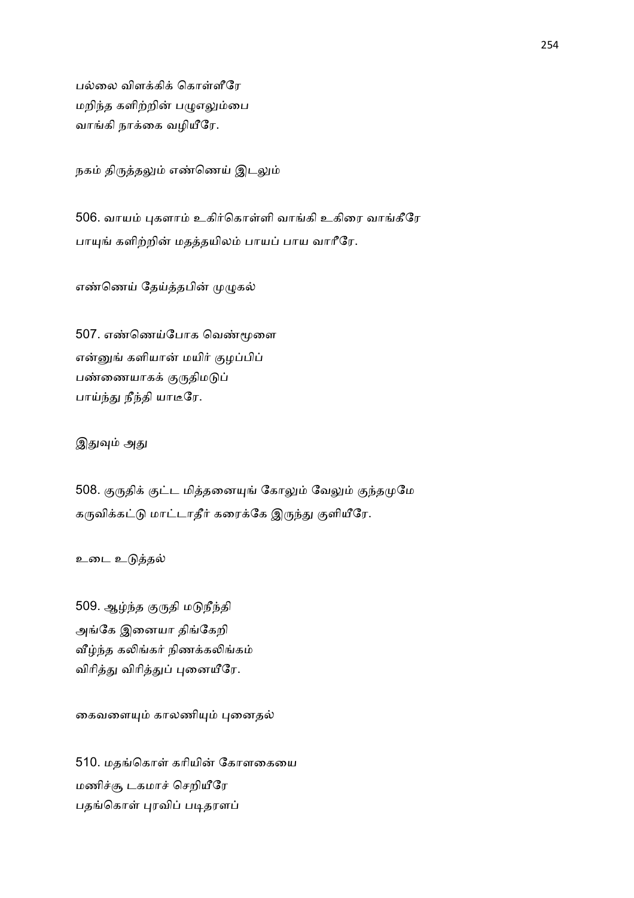பல்லை விளக்கிக் கொள்ளீரே
மறிந்த களிற்றின் பழுஎலும்பை
வாங்கி நாக்கை வழியீரே.

நகம் திருத்தலும் எண்ணெய் இடலும்

506. வாயம் புகளாம் உகிர்கொள்ளி வாங்கி உகிரை வாங்கீரே
பாயுங் களிற்றின் மதத்தயிலம் பாயப் பாய வாரீரே.

எண்ணெய் தேய்த்தபின் முழுகல்

507. எண்ணெய்போக வெண்மூளை
என்னுங் களியான் மயிர் குழப்பிப்
பண்ணையாகக் குருதிமடுப்
பாய்ந்து நீந்தி யாடீரே.

இதுவும் அது

508. குருதிக் குட்ட மித்தனையுங் கோலும் வேலும் குந்தமுமே
கருவிக்கட்டு மாட்டாதீர் கரைக்கே இருந்து குளியீரே.

உடை உடுத்தல்

509. ஆழ்ந்த குருதி மடுநீந்தி
அங்கே இனையா திங்கேறி
வீழ்ந்த கலிங்கர் நிணக்கலிங்கம்
விரித்து விரித்துப் புனையீரே.

கைவளையும் காலணியும் புனைதல்

510. மதங்கொள் கரியின் கோளகையை
மணிச்சூ டகமாச் செறியீரே
பதங்கொள் புரவிப் படிதரளப்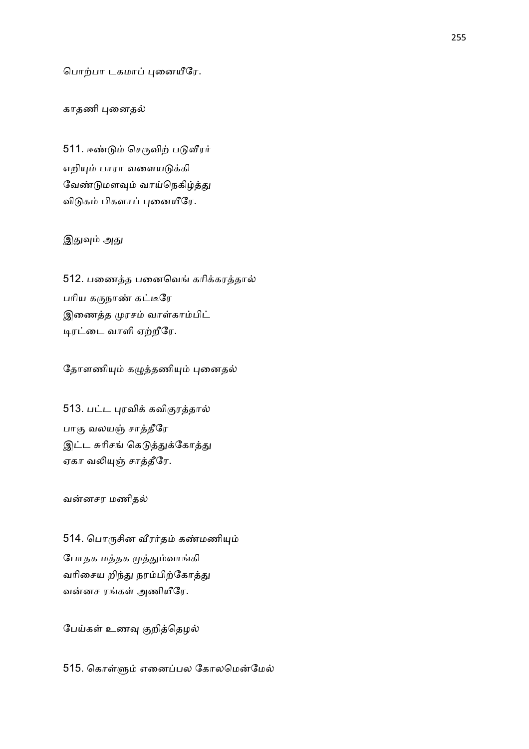பொற்பா டகமாப் புனையீரே.

காதணி புனைதல்

511. ஈண்டும் செருவிற் படுவீரர்
எறியும் பாரா வளையடுக்கி
வேண்டுமளவும் வாய்நெகிழ்த்து
விடுகம் பிகளாப் புனையீரே.

இதுவும் அது

512. பணைத்த பனைவெங் கரிக்கரத்தால்
பரிய கருநாண் கட்டீரே
இணைத்த முரசம் வாள்காம்பிட்
டிரட்டை வாளி ஏற்றீரே.

தோளணியும் கழுத்தணியும் புனைதல்

513. பட்ட புரவிக் கவிகுரத்தால்
பாகு வலயஞ் சாத்தீரே
இட்ட சுரிசங் கெடுத்துக்கோத்து
ஏகா வலியுஞ் சாத்தீரே.

வன்னசர மணிதல்

514. பொருசின வீரர்தம் கண்மணியும்
போதக மத்தக முத்தும்வாங்கி
வரிசைய றிந்து நரம்பிற்கோத்து
வன்னச ரங்கள் அணியீரே.

பேய்கள் உணவு குறித்தெழல்

515. கொள்ளும் எனைப்பல கோலமென்மேல்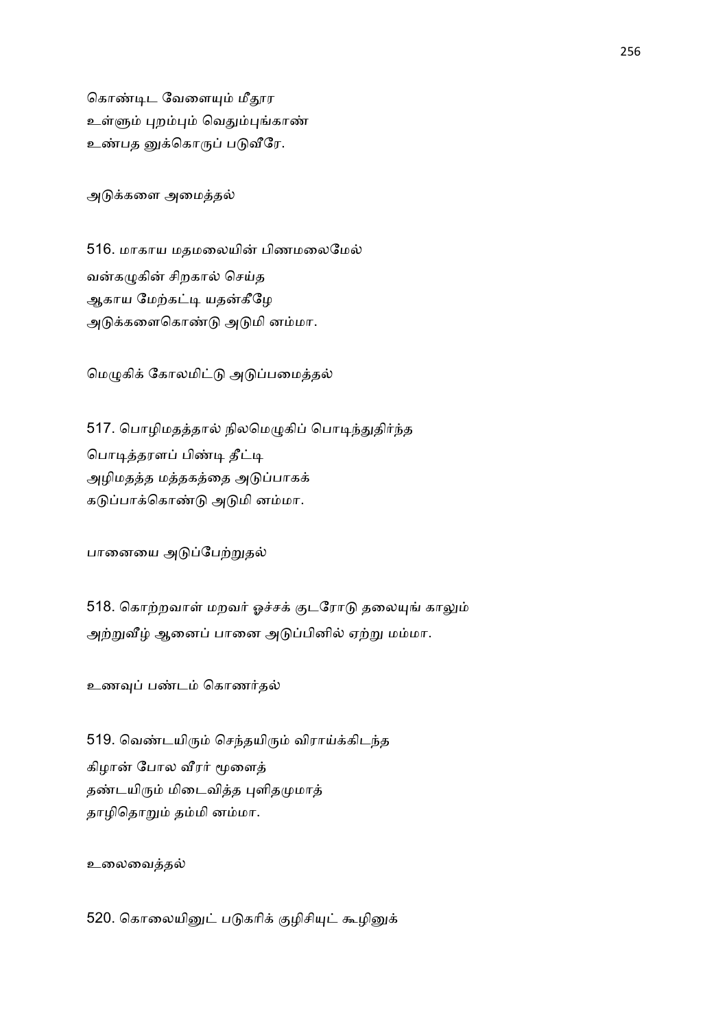கொண்டிட வேளையும் மீதூர
உள்ளும் புறம்பும் வெதும்புங்காண்
உண்பத னுக்கொருப் படுவீரே.

அடுக்களை அமைத்தல்

516. மாகாய மதமலையின் பிணமலைமேல்
வன்கழுகின் சிறகால் செய்த
ஆகாய மேற்கட்டி யதன்கீழே
அடுக்களைகொண்டு அடுமி னம்மா.

மெழுகிக் கோலமிட்டு அடுப்பமைத்தல்

517. பொழிமதத்தால் நிலமெழுகிப் பொடிந்துதிர்ந்த
பொடித்தரளப் பிண்டி தீட்டி
அழிமதத்த மத்தகத்தை அடுப்பாகக்
கடுப்பாக்கொண்டு அடுமி னம்மா.

பானையை அடுப்பேற்றுதல்

518. கொற்றவாள் மறவர் ஓச்சக் குடரோடு தலையுங் காலும்
அற்றுவீழ் ஆனைப் பானை அடுப்பினில் ஏற்று மம்மா.

உணவுப் பண்டம் கொணர்தல்

519. வெண்டயிரும் செந்தயிரும் விராய்க்கிடந்த
கிழான் போல வீரர் மூளைத்
தண்டயிரும் மிடைவித்த புளிதமுமாத்
தாழிதொறும் தம்மி னம்மா.

உலைவைத்தல்

520. கொலையினுட் படுகரிக் குழிசியுட் கூழினுக்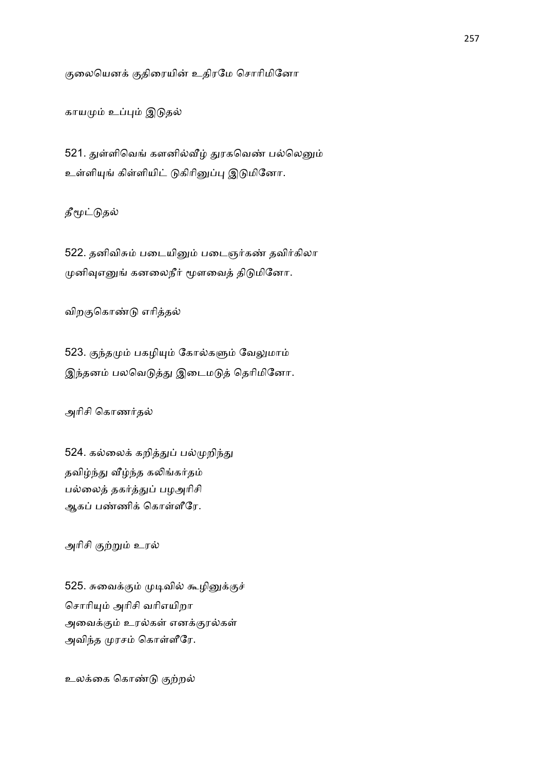குலையெனக் குதிரையின் உதிரமே சொரிமினோ

காயமும் உப்பும் இடுதல்

521. துள்ளிவெங் களனில்வீழ் துரகவெண் பல்லெனும்
உள்ளியுங் கிள்ளியிட் டுகிரினுப்பு இடுமினோ.

தீமூட்டுதல்

522. தனிவிசும் படையினும் படைஞர்கண் தவிர்கிலா
முனிவுஎனுங் கனலைநீர் மூளவைத் திடுமினோ.

விறகுகொண்டு எரித்தல்

523. குந்தமும் பகழியும் கோல்களும் வேலுமாம்
இந்தனம் பலவெடுத்து இடைமடுத் தெரிமினோ.

அரிசி கொணர்தல்

524. கல்லைக் கறித்துப் பல்முறிந்து
தவிழ்ந்து வீழ்ந்த கலிங்கர்தம்
பல்லைத் தகர்த்துப் பழஅரிசி
ஆகப் பண்ணிக் கொள்ளீரே.

அரிசி குற்றும் உரல்

525. சுவைக்கும் முடிவில் கூழினுக்குச்
சொரியும் அரிசி வரிஎயிறா
அவைக்கும் உரல்கள் எனக்குரல்கள்
அவிந்த முரசம் கொள்ளீரே.

உலக்கை கொண்டு குற்றல்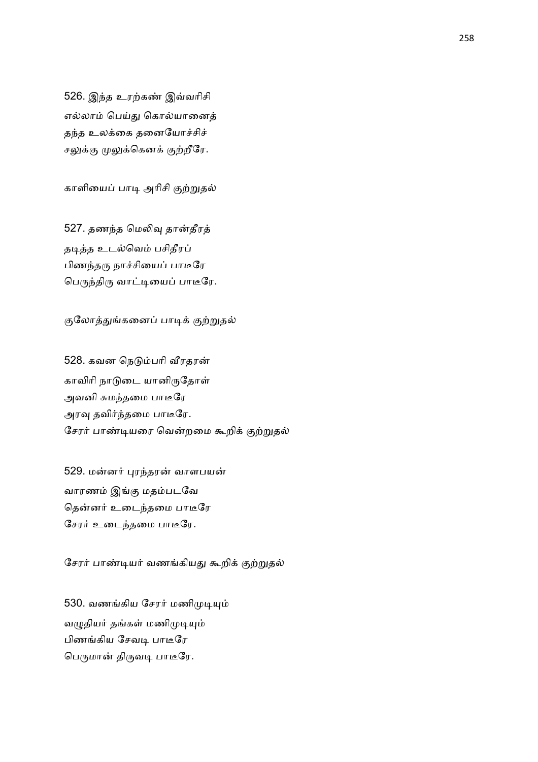526. இந்த உரற்கண் இவ்வரிசி
எல்லாம் பெய்து கொல்யானைத்
தந்த உலக்கை தனையோச்சிச்
சலுக்கு முலுக்கெனக் குற்றீரே.

காளியைப் பாடி அரிசி குற்றுதல்

527. தணந்த மெலிவு தான்தீரத்
தடித்த உடல்வெம் பசிதீரப்
பிணந்தரு நாச்சியைப் பாடீரே
பெருந்திரு வாட்டியைப் பாடீரே.

குலோத்துங்கனைப் பாடிக் குற்றுதல்

528. கவன நெடும்பரி வீரதரன்
காவிரி நாடுடை யானிருதோள்
அவனி சுமந்தமை பாடீரே
அரவு தவிர்ந்தமை பாடீரே.

சேரர் பாண்டியரை வென்றமை கூறிக் குற்றுதல்

529. மன்னர் புரந்தரன் வாளபயன்
வாரணம் இங்கு மதம்படவே
தென்னர் உடைந்தமை பாடீரே
சேரர் உடைந்தமை பாடீரே.

சேரர் பாண்டியர் வணங்கியது கூறிக் குற்றுதல்

530. வணங்கிய சேரர் மணிமுடியும்
வழுதியர் தங்கள் மணிமுடியும்
பிணங்கிய சேவடி பாடீரே
பெருமான் திருவடி பாடீரே.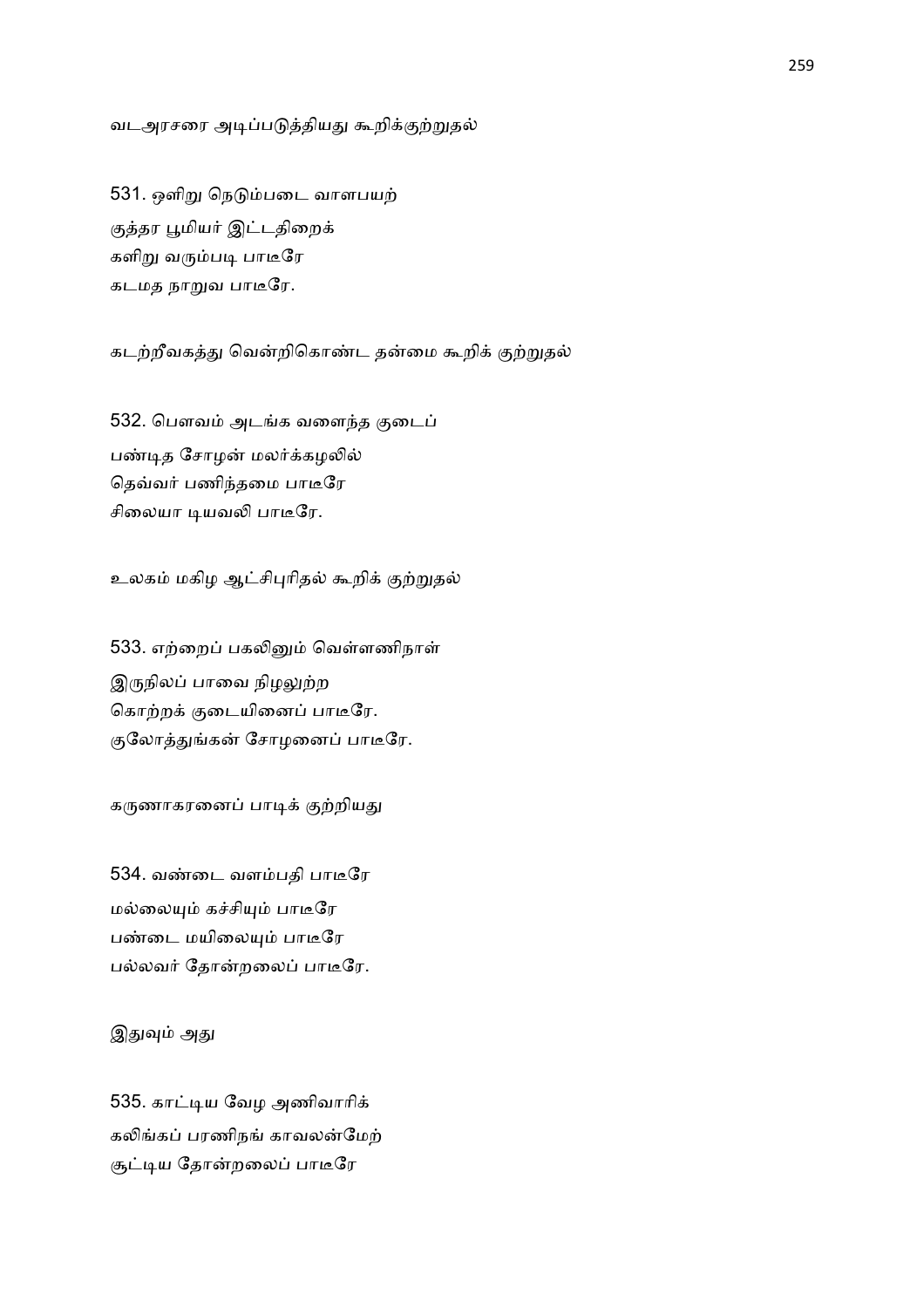வடஅரசரை அடிப்படுத்தியது கூறிக்குற்றுதல்

531. ஒளிறு நெடும்படை வாளபயற்
குத்தர பூமியர் இட்டதிறைக்
களிறு வரும்படி பாடீரே
கடமத நாறுவ பாடீரே.

கடற்றீவகத்து வென்றிகொண்ட தன்மை கூறிக் குற்றுதல்

532. பௌவம் அடங்க வளைந்த குடைப்
பண்டித சோழன் மலர்க்கழலில்
தெவ்வர் பணிந்தமை பாடீரே
சிலையா டியவலி பாடீரே.

உலகம் மகிழ ஆட்சிபுரிதல் கூறிக் குற்றுதல்

533. எற்றைப் பகலினும் வெள்ளணிநாள்
இருநிலப் பாவை நிழலுற்ற
கொற்றக் குடையினைப் பாடீரே.
குலோத்துங்கன் சோழனைப் பாடீரே.

கருணாகரனைப் பாடிக் குற்றியது

534. வண்டை வளம்பதி பாடீரே
மல்லையும் கச்சியும் பாடீரே
பண்டை மயிலையும் பாடீரே
பல்லவர் தோன்றலைப் பாடீரே.

இதுவும் அது

535. காட்டிய வேழ அணிவாரிக்
கலிங்கப் பரணிநங் காவலன்மேற்
சூட்டிய தோன்றலைப் பாடீரே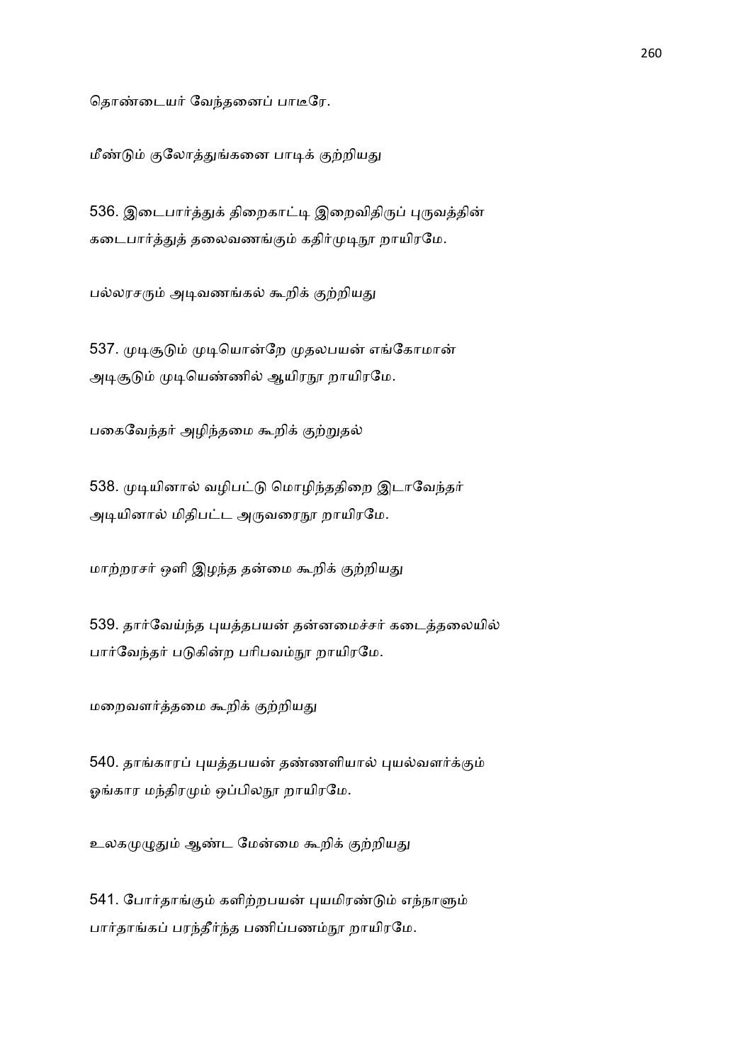தொண்டையர் வேந்தனைப் பாடீரே.

மீண்டும் குலோத்துங்கனை பாடிக் குற்றியது

536. இடைபார்த்துக் திறைகாட்டி இறைவிதிருப் புருவத்தின்
கடைபார்த்துத் தலைவணங்கும் கதிர்முடிநூ றாயிரமே.

பல்லரசரும் அடிவணங்கல் கூறிக் குற்றியது

537. முடிசூடும் முடியொன்றே முதலபயன் எங்கோமான்
அடிசூடும் முடியெண்ணில் ஆயிரநூ றாயிரமே.

பகைவேந்தர் அழிந்தமை கூறிக் குற்றுதல்

538. முடியினால் வழிபட்டு மொழிந்ததிறை இடாவேந்தர்
அடியினால் மிதிபட்ட அருவரைநூ றாயிரமே.

மாற்றரசர் ஒளி இழந்த தன்மை கூறிக் குற்றியது

539. தார்வேய்ந்த புயத்தபயன் தன்னமைச்சர் கடைத்தலையில்
பார்வேந்தர் படுகின்ற பரிபவம்நூ றாயிரமே.

மறைவளர்த்தமை கூறிக் குற்றியது

540. தாங்காரப் புயத்தபயன் தண்ணளியால் புயல்வளர்க்கும்
ஓங்கார மந்திரமும் ஒப்பிலநூ றாயிரமே.

உலகமுழுதும் ஆண்ட மேன்மை கூறிக் குற்றியது

541. போர்தாங்கும் களிற்றபயன் புயமிரண்டும் எந்நாளும்
பார்தாங்கப் பரந்தீர்ந்த பணிப்பணம்நூ றாயிரமே.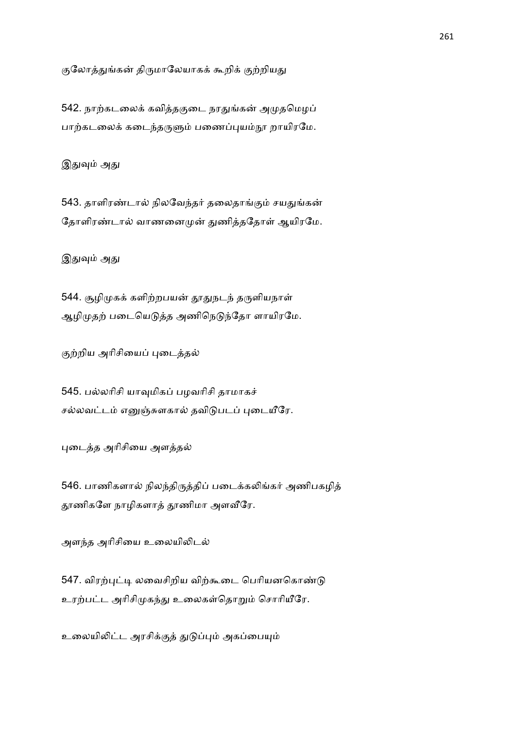குலோத்துங்கன் திருமாலேயாகக் கூறிக் குற்றியது

542. நாற்கடலைக் கவித்தகுடை நரதுங்கன் அமுதமெழப்
பாற்கடலைக் கடைந்தருளும் பணைப்புயம்நூ றாயிரமே.

இதுவும் அது

543. தாளிரண்டால் நிலவேந்தர் தலைதாங்கும் சயதுங்கன்
தோளிரண்டால் வாணனைமுன் துணித்ததோள் ஆயிரமே.

இதுவும் அது

544. சூழிமுகக் களிற்றபயன் தூதுநடந் தருளியநாள்
ஆழிமுதற் படையெடுத்த அணிநெடுந்தோ ளாயிரமே.

குற்றிய அரிசியைப் புடைத்தல்

545. பல்லரிசி யாவுமிகப் பழவரிசி தாமாகச்
சல்லவட்டம் எனுஞ்சுளகால் தவிடுபடப் புடையீரே.

புடைத்த அரிசியை அளத்தல்

546. பாணிகளால் நிலந்திருத்திப் படைக்கலிங்கர் அணிபகழித்
தூணிகளே நாழிகளாத் தூணிமா அளவீரே.

அளந்த அரிசியை உலையிலிடல்

547. விரற்புட்டி லவைசிறிய விற்கூடை பெரியனகொண்டு
உரற்பட்ட அரிசிமுகந்து உலைகள்தொறும் சொரியீரே.

உலையிலிட்ட அரசிக்குத் துடுப்பும் அகப்பையும்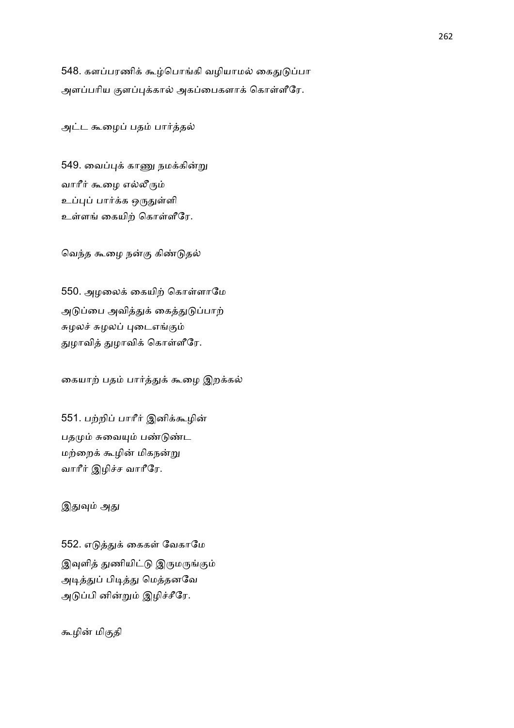548. களப்பரணிக் கூழ்பொங்கி வழியாமல் கைதுடுப்பா
அளப்பரிய குளப்புக்கால் அகப்பைகளாக் கொள்ளீரே.

அட்ட கூழைப் பதம் பார்த்தல்

549. வைப்புக் காணு நமக்கின்று
வாரீர் கூழை எல்லீரும்
உப்புப் பார்க்க ஒருதுள்ளி
உள்ளங் கையிற் கொள்ளீரே.

வெந்த கூழை நன்கு கிண்டுதல்

550. அழலைக் கையிற் கொள்ளாமே
அடுப்பை அவித்துக் கைத்துடுப்பாற்
சுழலச் சுழலப் புடைஎங்கும்
துழாவித் துழாவிக் கொள்ளீரே.

கையாற் பதம் பார்த்துக் கூழை இறக்கல்

551. பற்றிப் பாரீர் இனிக்கூழின்
பதமும் சுவையும் பண்டுண்ட
மற்றைக் கூழின் மிகநன்று
வாரீர் இழிச்ச வாரீரே.

இதுவும் அது

552. எடுத்துக் கைகள் வேகாமே
இவுளித் துணியிட்டு இருமருங்கும்
அடித்துப் பிடித்து மெத்தனவே
அடுப்பி னின்றும் இழிச்சீரே.

கூழின் மிகுதி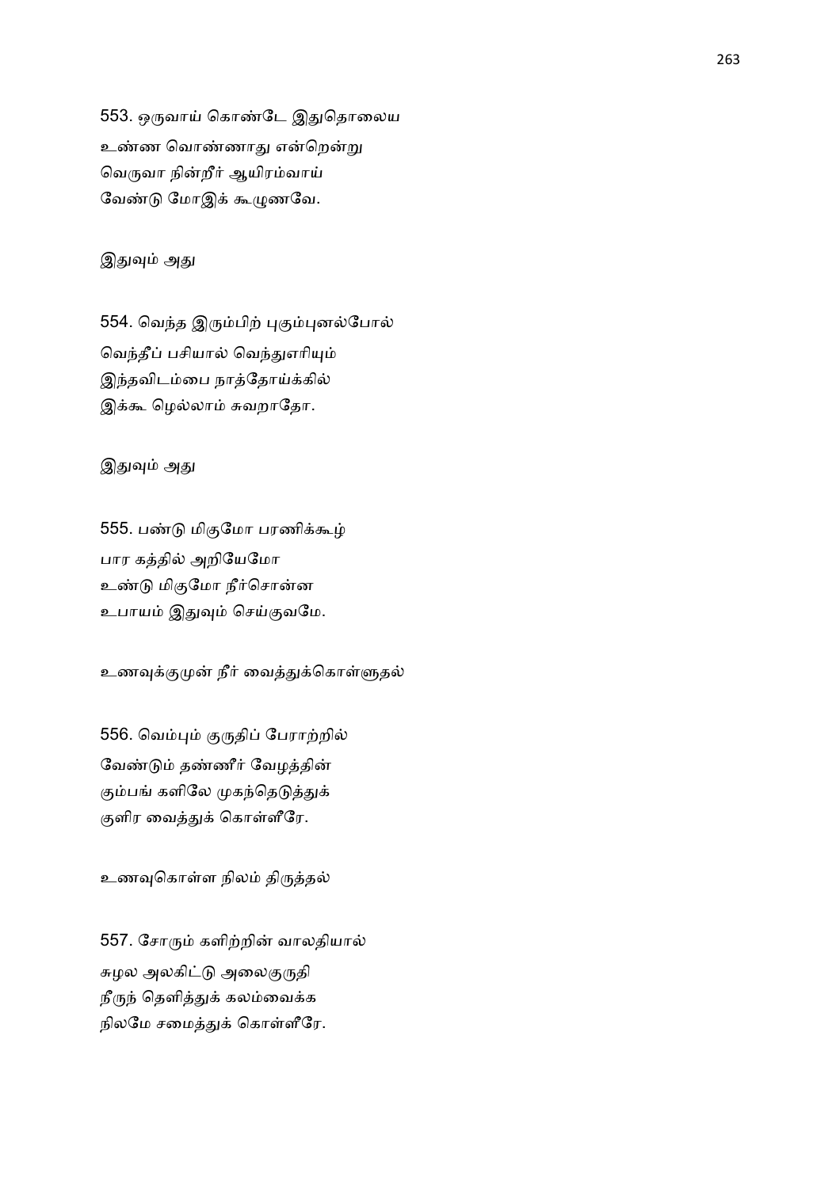553. ஒருவாய் கொண்டே இதுதொலைய
உண்ண வொண்ணாது என்றென்று
வெருவா நின்றீர் ஆயிரம்வாய்
வேண்டு மோஇக் கூழுணவே.

இதுவும் அது

554. வெந்த இரும்பிற் புகும்புனல்போல்
வெந்தீப் பசியால் வெந்துஎரியும்
இந்தவிடம்பை நாத்தோய்க்கில்
இக்கூ ழெல்லாம் சுவறாதோ.

இதுவும் அது

555. பண்டு மிகுமோ பரணிக்கூழ்
பார கத்தில் அறியேமோ
உண்டு மிகுமோ நீர்சொன்ன
உபாயம் இதுவும் செய்குவமே.

உணவுக்குமுன் நீர் வைத்துக்கொள்ளுதல்

556. வெம்பும் குருதிப் பேராற்றில்
வேண்டும் தண்ணீர் வேழத்தின்
கும்பங் களிலே முகந்தெடுத்துக்
குளிர வைத்துக் கொள்ளீரே.

உணவுகொள்ள நிலம் திருத்தல்

557. சோரும் களிற்றின் வாலதியால்
சுழல அலகிட்டு அலைகுருதி
நீருந் தெளித்துக் கலம்வைக்க
நிலமே சமைத்துக் கொள்ளீரே.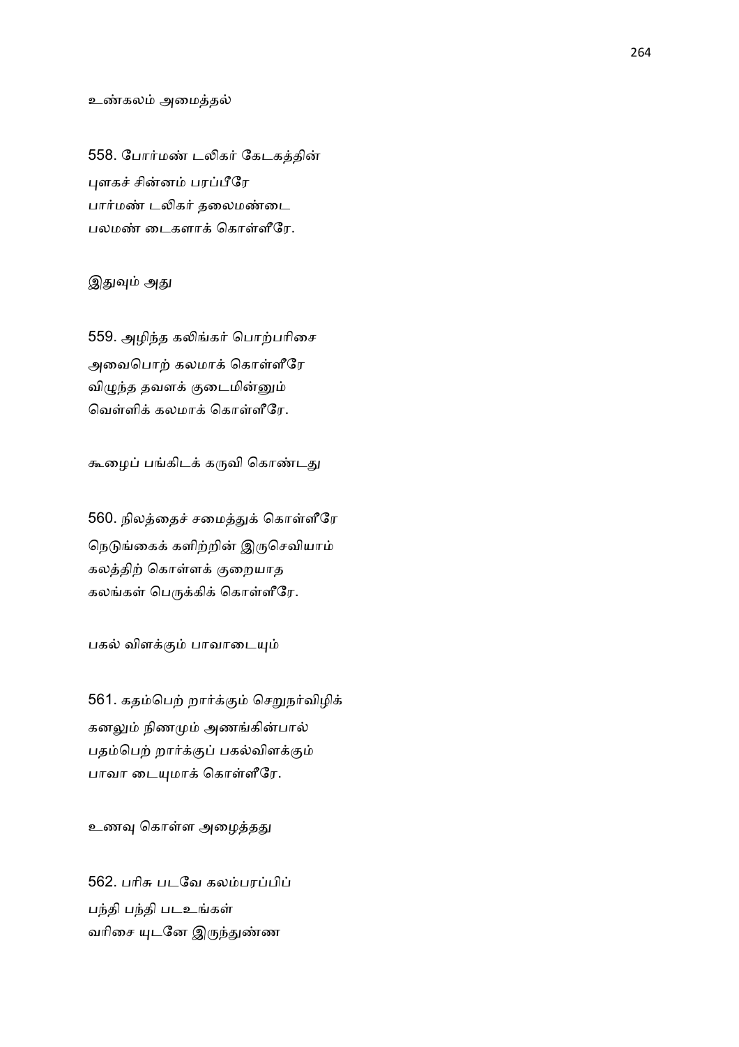உண்கலம் அமைத்தல்

558. போர்மண் டலிகர் கேடகத்தின்
புளகச் சின்னம் பரப்பீரே
பார்மண் டலிகர் தலைமண்டை
பலமண் டைகளாக் கொள்ளீரே.

இதுவும் அது

559. அழிந்த கலிங்கர் பொற்பரிசை
அவைபொற் கலமாக் கொள்ளீரே
விழுந்த தவளக் குடைமின்னும்
வெள்ளிக் கலமாக் கொள்ளீரே.

கூழைப் பங்கிடக் கருவி கொண்டது

560. நிலத்தைச் சமைத்துக் கொள்ளீரே
நெடுங்கைக் களிற்றின் இருசெவியாம்
கலத்திற் கொள்ளக் குறையாத
கலங்கள் பெருக்கிக் கொள்ளீரே.

பகல் விளக்கும் பாவாடையும்

561. கதம்பெற் றார்க்கும் செறுநர்விழிக்
கனலும் நிணமும் அணங்கின்பால்
பதம்பெற் றார்க்குப் பகல்விளக்கும்
பாவா டையுமாக் கொள்ளீரே.

உணவு கொள்ள அழைத்தது

562. பரிசு படவே கலம்பரப்பிப்
பந்தி பந்தி படஉங்கள்
வரிசை யுடனே இருந்துண்ண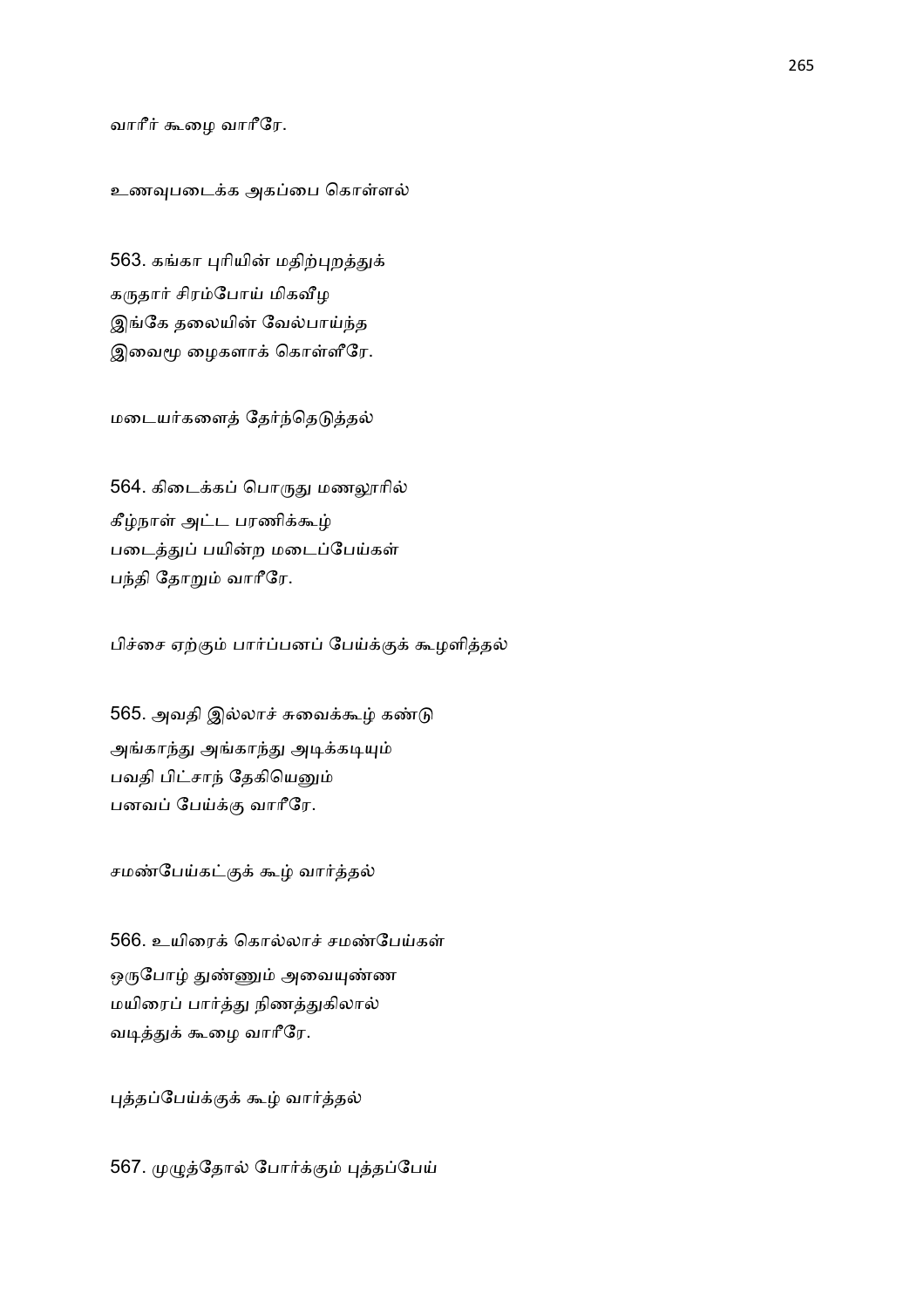வாரீர் கூழை வாரீரே.

உணவுபடைக்க அகப்பை கொள்ளல்

563. கங்கா புரியின் மதிற்புறத்துக்
கருதார் சிரம்போய் மிகவீழ
இங்கே தலையின் வேல்பாய்ந்த
இவைமூ ழைகளாக் கொள்ளீரே.

மடையர்களைத் தேர்ந்தெடுத்தல்

564. கிடைக்கப் பொருது மணலூரில்
கீழ்நாள் அட்ட பரணிக்கூழ்
படைத்துப் பயின்ற மடைப்பேய்கள்
பந்தி தோறும் வாரீரே.

பிச்சை ஏற்கும் பார்ப்பனப் பேய்க்குக் கூழளித்தல்

565. அவதி இல்லாச் சுவைக்கூழ் கண்டு
அங்காந்து அங்காந்து அடிக்கடியும்
பவதி பிட்சாந் தேகியெனும்
பனவப் பேய்க்கு வாரீரே.

சமண்பேய்கட்குக் கூழ் வார்த்தல்

566. உயிரைக் கொல்லாச் சமண்பேய்கள்
ஒருபோழ் துண்ணும் அவையுண்ண
மயிரைப் பார்த்து நிணத்துகிலால்
வடித்துக் கூழை வாரீரே.

புத்தப்பேய்க்குக் கூழ் வார்த்தல்

567. முழுத்தோல் போர்க்கும் புத்தப்பேய்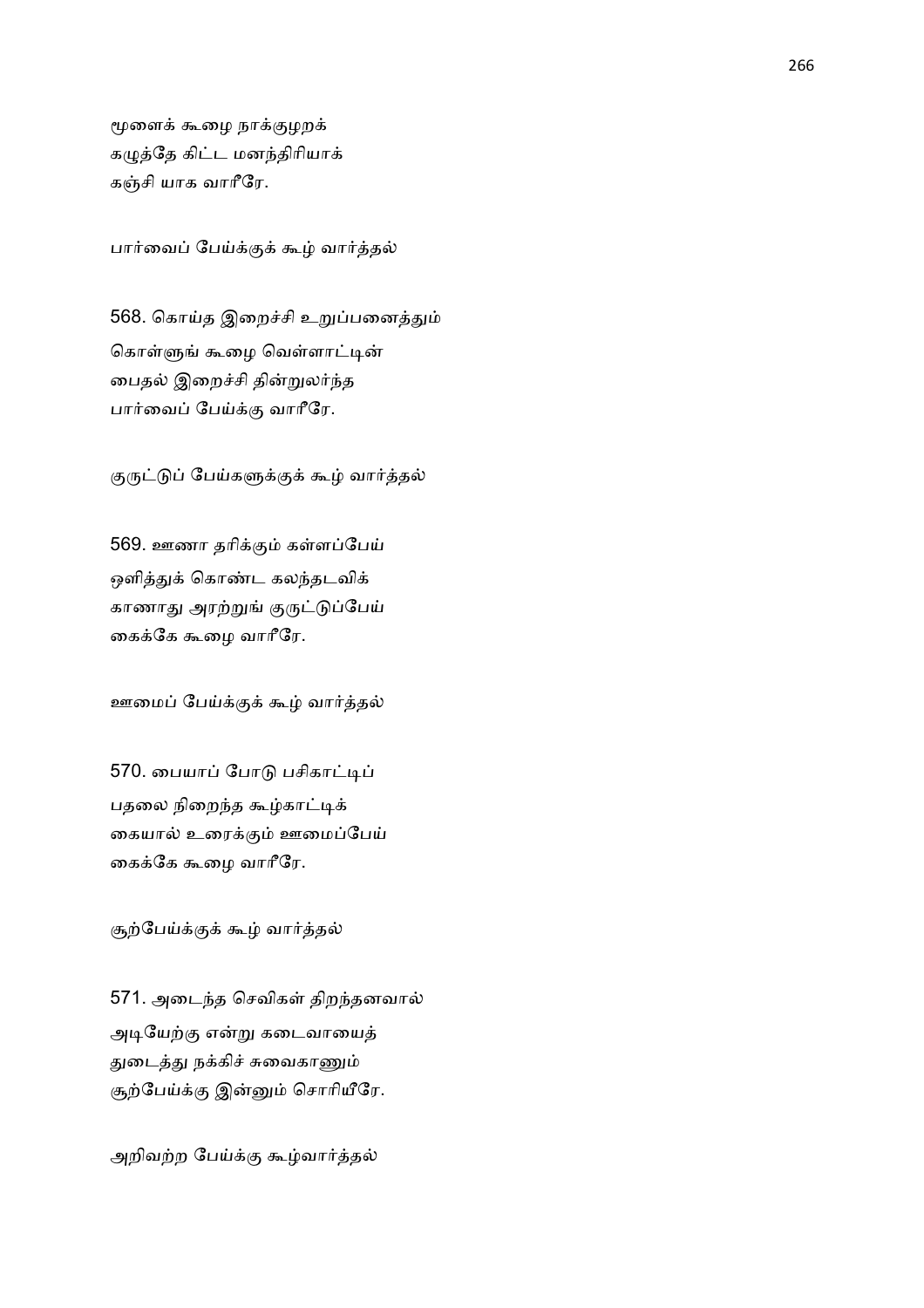மூளைக் கூழை நாக்குழறக்
கழுத்தே கிட்ட மனந்திரியாக்
கஞ்சி யாக வாரீரே.

பார்வைப் பேய்க்குக் கூழ் வார்த்தல்

568. கொய்த இறைச்சி உறுப்பனைத்தும்
கொள்ளுங் கூழை வெள்ளாட்டின்
பைதல் இறைச்சி தின்றுலர்ந்த
பார்வைப் பேய்க்கு வாரீரே.

குருட்டுப் பேய்களுக்குக் கூழ் வார்த்தல்

569. ஊணா தரிக்கும் கள்ளப்பேய்
ஒளித்துக் கொண்ட கலந்தடவிக்
காணாது அரற்றுங் குருட்டுப்பேய்
கைக்கே கூழை வாரீரே.

ஊமைப் பேய்க்குக் கூழ் வார்த்தல்

570. பையாப் போடு பசிகாட்டிப்
பதலை நிறைந்த கூழ்காட்டிக்
கையால் உரைக்கும் ஊமைப்பேய்
கைக்கே கூழை வாரீரே.

சூற்பேய்க்குக் கூழ் வார்த்தல்

571. அடைந்த செவிகள் திறந்தனவால்
அடியேற்கு என்று கடைவாயைத்
துடைத்து நக்கிச் சுவைகாணும்
சூற்பேய்க்கு இன்னும் சொரியீரே.

அறிவற்ற பேய்க்கு கூழ்வார்த்தல்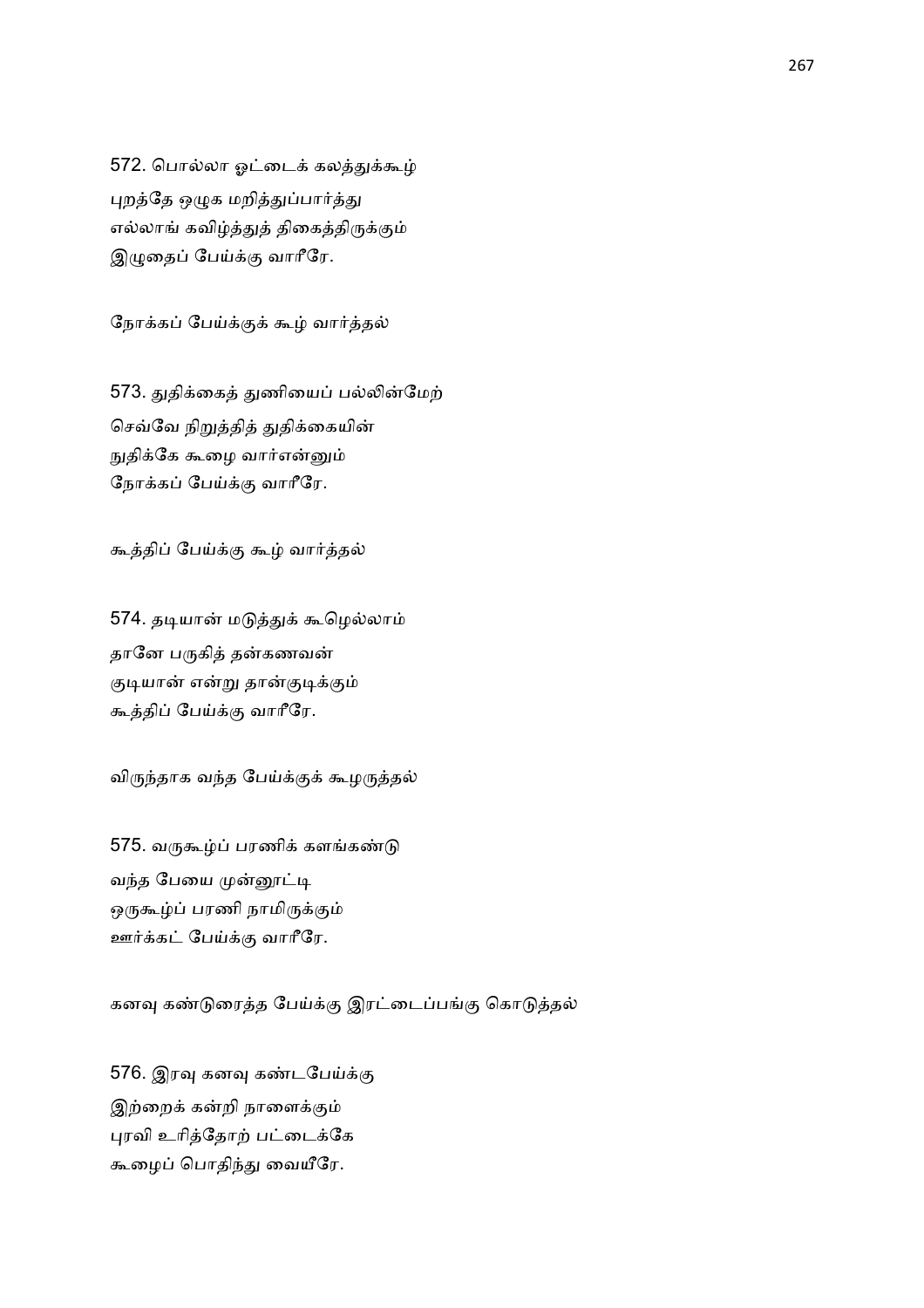572. பொல்லா ஓட்டைக் கலத்துக்கூழ்
புறத்தே ஒழுக மறித்துப்பார்த்து
எல்லாங் கவிழ்த்துத் திகைத்திருக்கும்
இழுதைப் பேய்க்கு வாரீரே.

நோக்கப் பேய்க்குக் கூழ் வார்த்தல்

573. துதிக்கைத் துணியைப் பல்லின்மேற்
செவ்வே நிறுத்தித் துதிக்கையின்
நுதிக்கே கூழை வார்என்னும்
நோக்கப் பேய்க்கு வாரீரே.

கூத்திப் பேய்க்கு கூழ் வார்த்தல்

574. தடியான் மடுத்துக் கூழெல்லாம்
தானே பருகித் தன்கணவன்
குடியான் என்று தான்குடிக்கும்
கூத்திப் பேய்க்கு வாரீரே.

விருந்தாக வந்த பேய்க்குக் கூழருத்தல்

575. வருகூழ்ப் பரணிக் களங்கண்டு
வந்த பேயை முன்னூட்டி
ஒருகூழ்ப் பரணி நாமிருக்கும்
ஊர்க்கட் பேய்க்கு வாரீரே.

கனவு கண்டுரைத்த பேய்க்கு இரட்டைப்பங்கு கொடுத்தல்

576. இரவு கனவு கண்டபேய்க்கு
இற்றைக் கன்றி நாளைக்கும்
புரவி உரித்தோற் பட்டைக்கே
கூழைப் பொதிந்து வையீரே.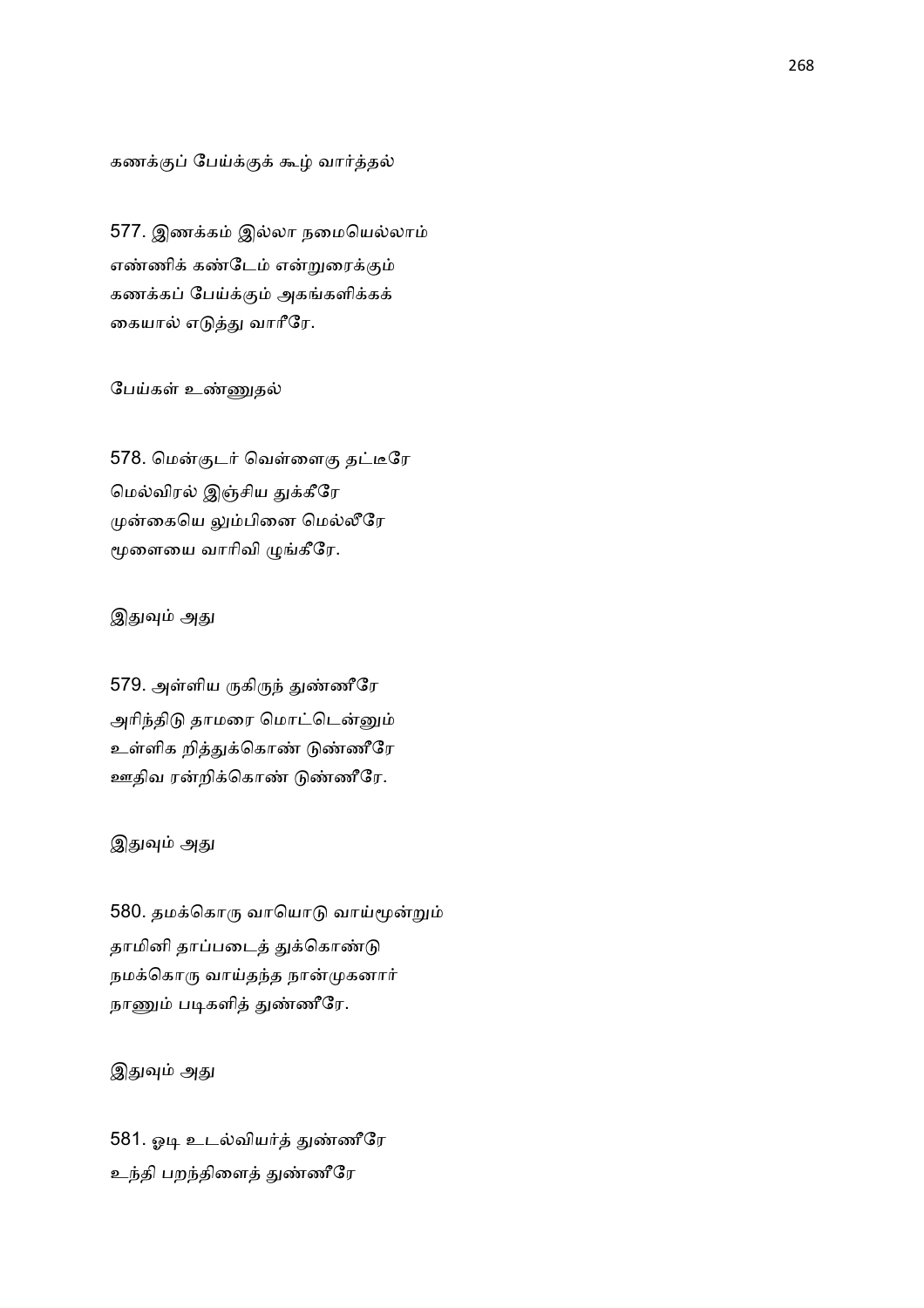கணக்குப் பேய்க்குக் கூழ் வார்த்தல்

577. இணக்கம் இல்லா நமையெல்லாம்
எண்ணிக் கண்டேம் என்றுரைக்கும்
கணக்கப் பேய்க்கும் அகங்களிக்கக்
கையால் எடுத்து வாரீரே.

பேய்கள் உண்ணுதல்

578. மென்குடர் வெள்ளைகு தட்டீரே
மெல்விரல் இஞ்சிய துக்கீரே
முன்கையெ லும்பினை மெல்லீரே
மூளையை வாரிவி ழுங்கீரே.

இதுவும் அது

579. அள்ளிய ருகிருந் துண்ணீரே
அரிந்திடு தாமரை மொட்டென்னும்
உள்ளிக றித்துக்கொண் டுண்ணீரே
ஊதிவ ரன்றிக்கொண் டுண்ணீரே.

இதுவும் அது

580. தமக்கொரு வாயொடு வாய்மூன்றும்
தாமினி தாப்படைத் துக்கொண்டு
நமக்கொரு வாய்தந்த நான்முகனார்
நாணும் படிகளித் துண்ணீரே.

இதுவும் அது

581. ஓடி உடல்வியர்த் துண்ணீரே
உந்தி பறந்திளைத் துண்ணீரே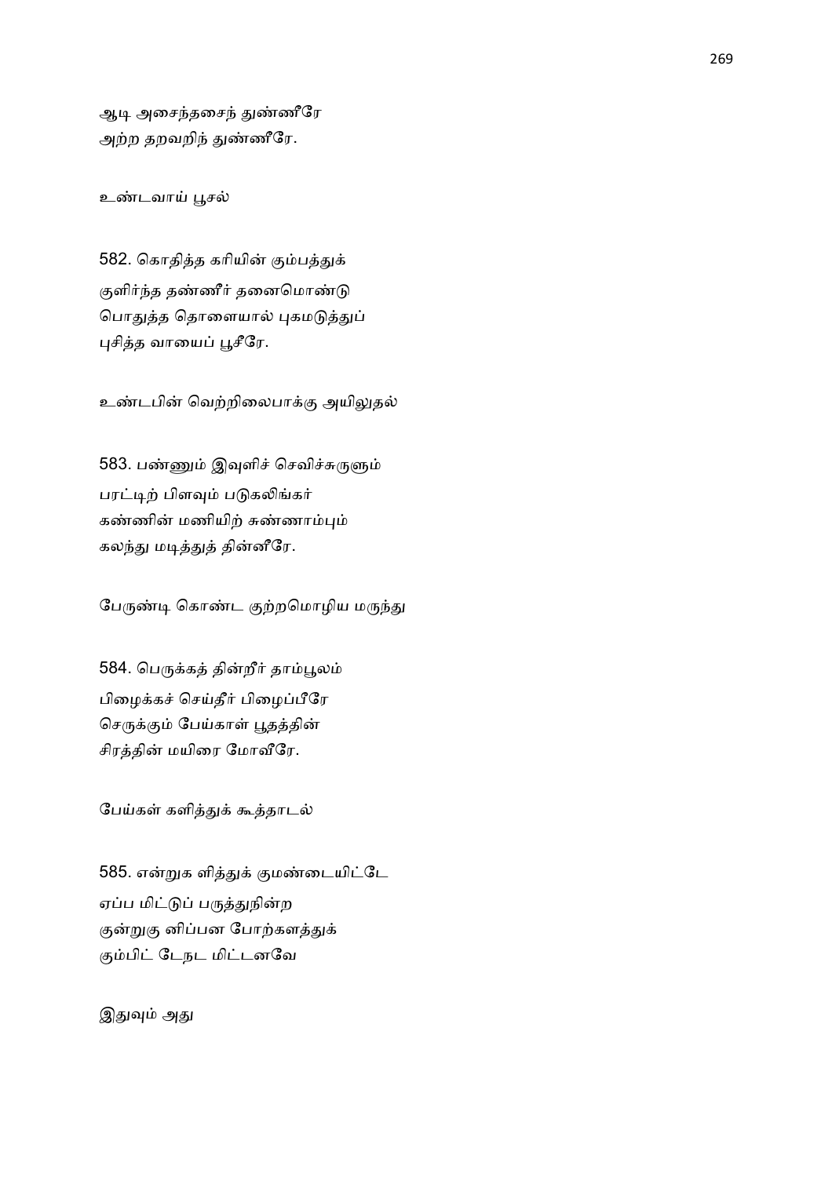ஆடி அசைந்தசைந் துண்ணீரே
அற்ற தறவறிந் துண்ணீரே.

உண்டவாய் பூசல்

582. கொதித்த கரியின் கும்பத்துக்
குளிர்ந்த தண்ணீர் தனைமொண்டு
பொதுத்த தொளையால் புகமடுத்துப்
புசித்த வாயைப் பூசீரே.

உண்டபின் வெற்றிலைபாக்கு அயிலுதல்

583. பண்ணும் இவுளிச் செவிச்சுருளும்
பரட்டிற் பிளவும் படுகலிங்கர்
கண்ணின் மணியிற் சுண்ணாம்பும்
கலந்து மடித்துத் தின்னீரே.

பேருண்டி கொண்ட குற்றமொழிய மருந்து

584. பெருக்கத் தின்றீர் தாம்பூலம்
பிழைக்கச் செய்தீர் பிழைப்பீரே
செருக்கும் பேய்காள் பூதத்தின்
சிரத்தின் மயிரை மோவீரே.

பேய்கள் களித்துக் கூத்தாடல்

585. என்றுக ளித்துக் குமண்டையிட்டே
ஏப்ப மிட்டுப் பருத்துநின்ற
குன்றுகு னிப்பன போற்களத்துக்
கும்பிட் டேநட மிட்டனவே

இதுவும் அது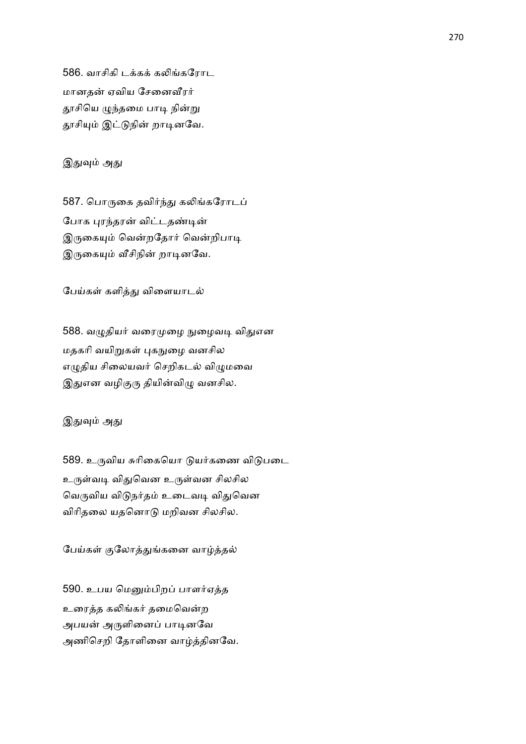586. வாசிகி டக்கக் கலிங்கரோட
மானதன் ஏவிய சேனைவீரர்
தூசியெ ழுந்தமை பாடி நின்று
தூசியும் இட்டுநின் றாடினவே.

இதுவும் அது

587. பொருகை தவிர்ந்து கலிங்கரோடப்
போக புரந்தரன் விட்டதண்டின்
இருகையும் வென்றதோர் வென்றிபாடி
இருகையும் வீசிநின் றாடினவே.

பேய்கள் களித்து விளையாடல்

588. வழுதியர் வரைமுழை நுழைவடி விதுஎன
மதகரி வயிறுகள் புகநுழை வனசில
எழுதிய சிலையவர் செறிகடல் விழுமவை
இதுஎன வழிகுரு தியின்விழு வனசில.

இதுவும் அது

589. உருவிய சுரிகையொ டுயர்கணை விடுபடை
உருள்வடி விதுவென உருள்வன சிலசில
வெருவிய விடுநர்தம் உடைவடி விதுவென
விரிதலை யதனொடு மறிவன சிலசில.

பேய்கள் குலோத்துங்கனை வாழ்த்தல்

590. உபய மெனும்பிறப் பாளர்ஏத்த
உரைத்த கலிங்கர் தமைவென்ற
அபயன் அருளினைப் பாடினவே
அணிசெறி தோளினை வாழ்த்தினவே.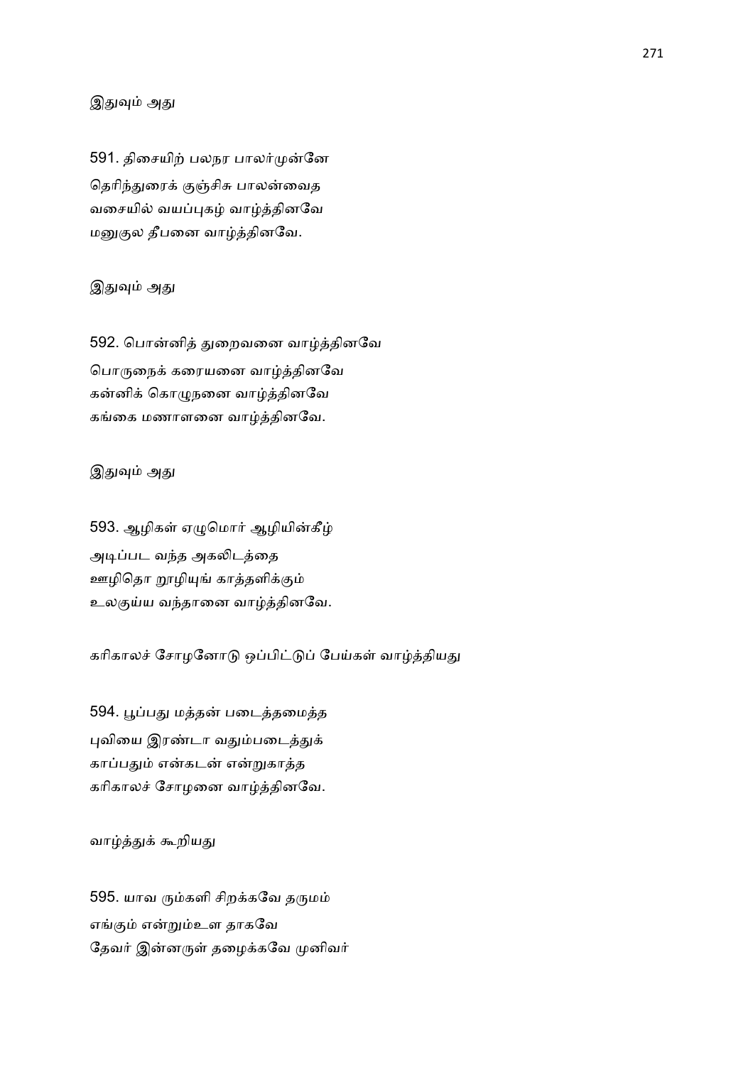இதுவும் அது

591. திசையிற் பலநர பாலர்முன்னே
தெரிந்துரைக் குஞ்சிசு பாலன்வைத
வசையில் வயப்புகழ் வாழ்த்தினவே
மனுகுல தீபனை வாழ்த்தினவே.

இதுவும் அது

592. பொன்னித் துறைவனை வாழ்த்தினவே
பொருநைக் கரையனை வாழ்த்தினவே
கன்னிக் கொழுநனை வாழ்த்தினவே
கங்கை மணாளனை வாழ்த்தினவே.

இதுவும் அது

593. ஆழிகள் ஏழுமொர் ஆழியின்கீழ்
அடிப்பட வந்த அகலிடத்தை
ஊழிதொ றூழியுங் காத்தளிக்கும்
உலகுய்ய வந்தானை வாழ்த்தினவே.

கரிகாலச் சோழனோடு ஒப்பிட்டுப் பேய்கள் வாழ்த்தியது

594. பூப்பது மத்தன் படைத்தமைத்த
புவியை இரண்டா வதும்படைத்துக்
காப்பதும் என்கடன் என்றுகாத்த
கரிகாலச் சோழனை வாழ்த்தினவே.

வாழ்த்துக் கூறியது

595. யாவ ரும்களி சிறக்கவே தருமம்
எங்கும் என்றும்உள தாகவே
தேவர் இன்னருள் தழைக்கவே முனிவர்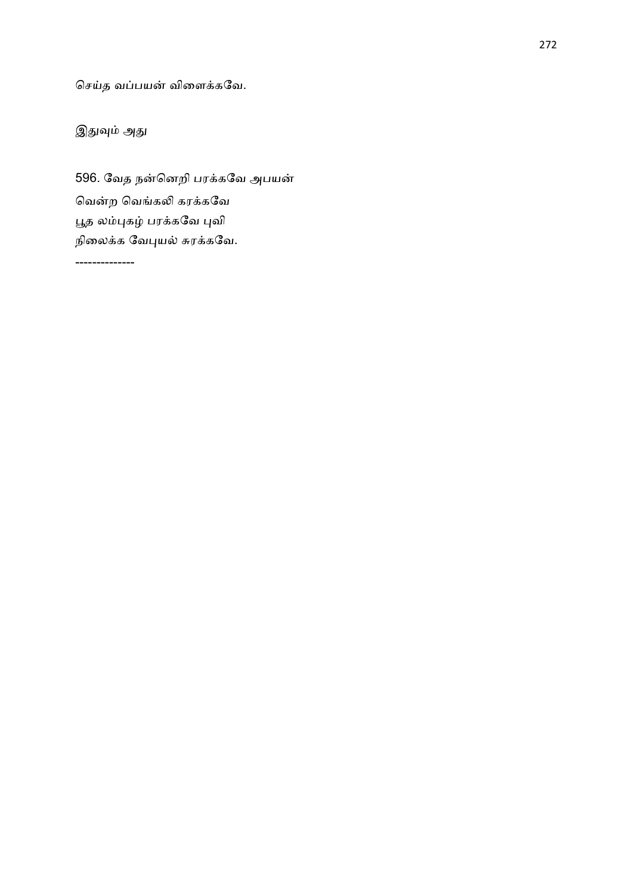செய்த வப்பயன் விளைக்கவே.

இதுவும் அது

596. வேத நன்னெறி பரக்கவே அபயன்
வென்ற வெங்கலி கரக்கவே
பூத லம்புகழ் பரக்கவே புவி
நிலைக்க வேபுயல் சுரக்கவே.

-------------